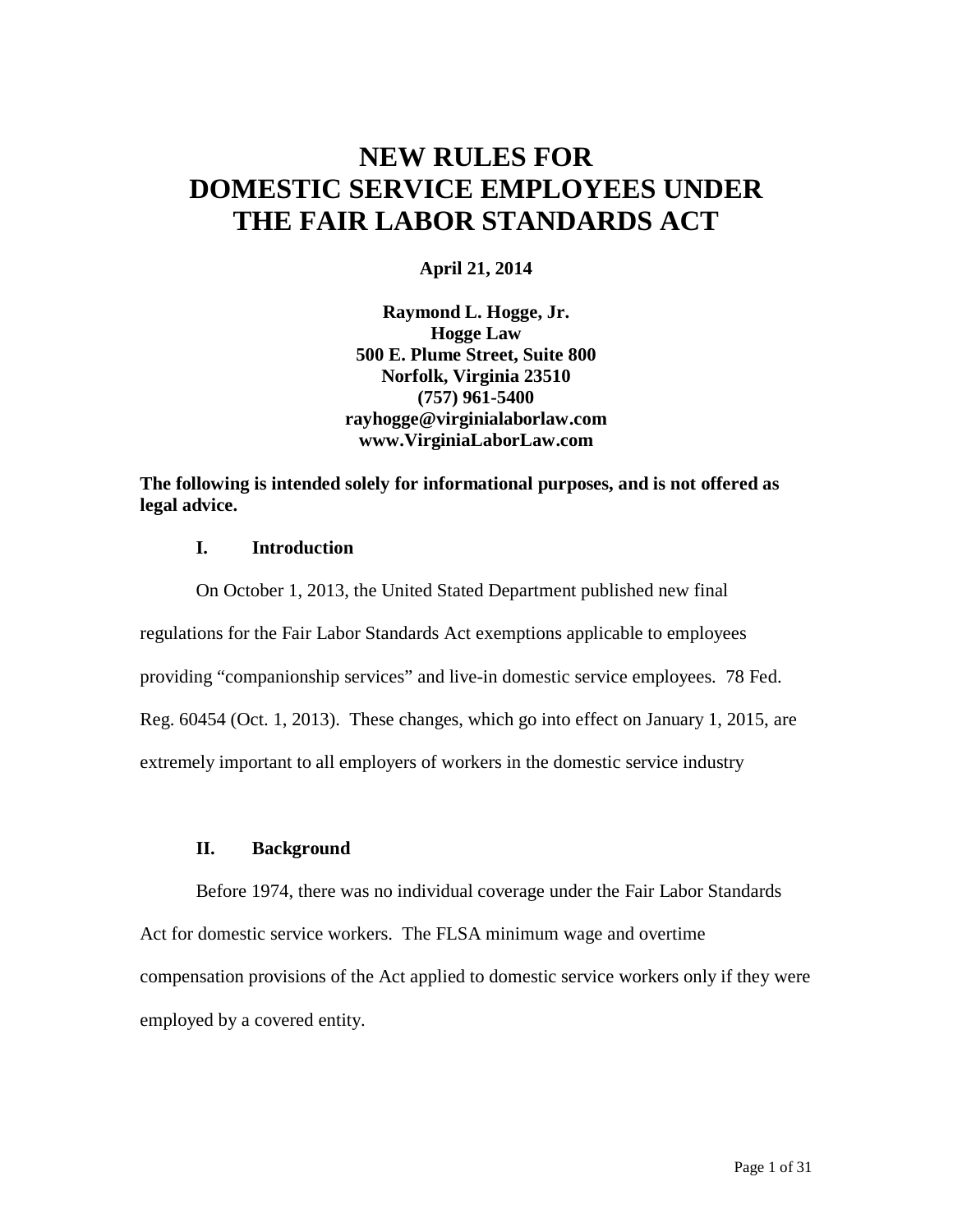# NEW RULES FOR DOMESTIC SERVICE EMPLOYEES UNDER THE FAIR LABOR STANDARDS ACT

**April 21, 2014**

**Raymond L. Hogge, Jr.**
**Hogge Law**
**500 E. Plume Street, Suite 800**
**Norfolk, Virginia 23510**
**(757) 961-5400**
**rayhogge@virginialaborlaw.com**
**www.VirginiaLaborLaw.com**

**The following is intended solely for informational purposes, and is not offered as legal advice.**

## I. Introduction

On October 1, 2013, the United Stated Department published new final regulations for the Fair Labor Standards Act exemptions applicable to employees providing "companionship services" and live-in domestic service employees. 78 Fed. Reg. 60454 (Oct. 1, 2013). These changes, which go into effect on January 1, 2015, are extremely important to all employers of workers in the domestic service industry

## II. Background

Before 1974, there was no individual coverage under the Fair Labor Standards Act for domestic service workers. The FLSA minimum wage and overtime compensation provisions of the Act applied to domestic service workers only if they were employed by a covered entity.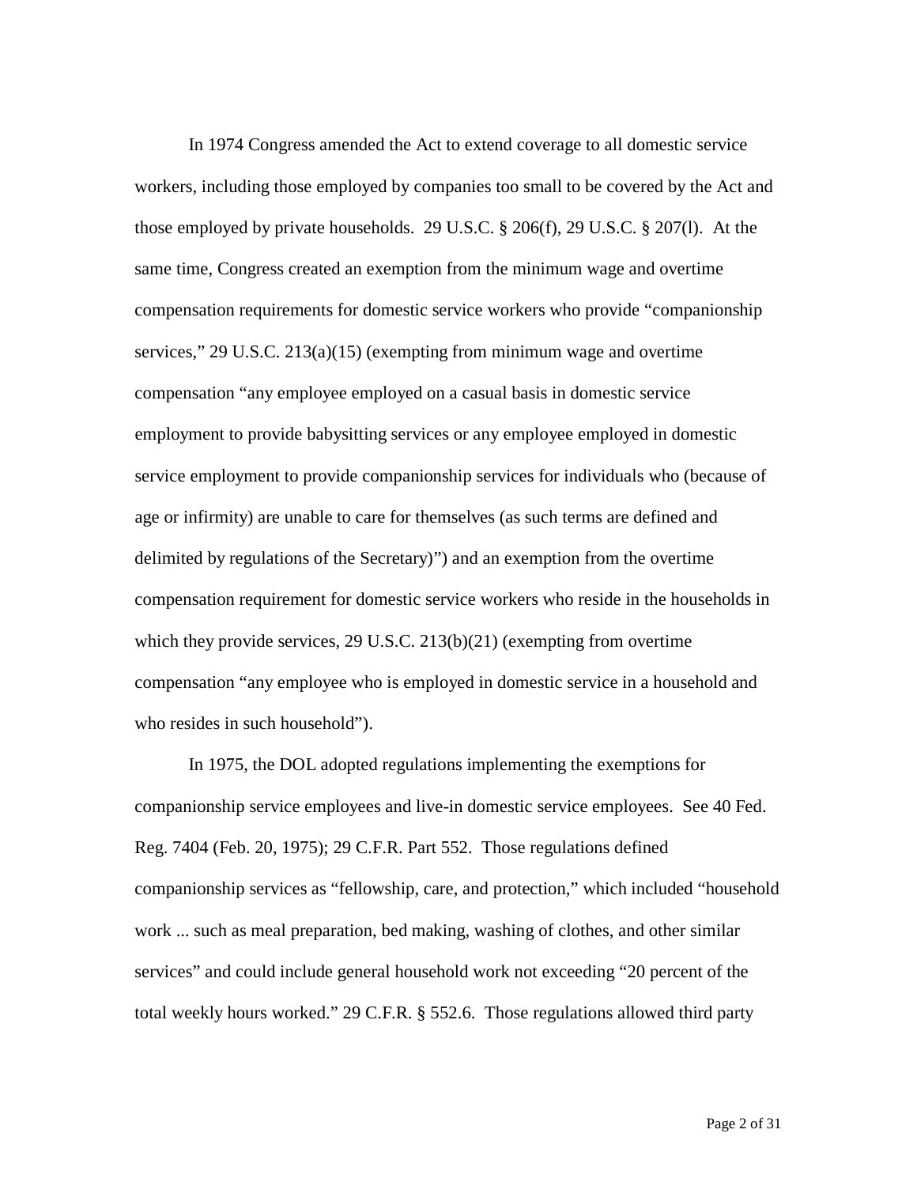In 1974 Congress amended the Act to extend coverage to all domestic service workers, including those employed by companies too small to be covered by the Act and those employed by private households. 29 U.S.C. § 206(f), 29 U.S.C. § 207(l). At the same time, Congress created an exemption from the minimum wage and overtime compensation requirements for domestic service workers who provide "companionship services," 29 U.S.C. 213(a)(15) (exempting from minimum wage and overtime compensation "any employee employed on a casual basis in domestic service employment to provide babysitting services or any employee employed in domestic service employment to provide companionship services for individuals who (because of age or infirmity) are unable to care for themselves (as such terms are defined and delimited by regulations of the Secretary)") and an exemption from the overtime compensation requirement for domestic service workers who reside in the households in which they provide services, 29 U.S.C. 213(b)(21) (exempting from overtime compensation "any employee who is employed in domestic service in a household and who resides in such household").

In 1975, the DOL adopted regulations implementing the exemptions for companionship service employees and live-in domestic service employees. See 40 Fed. Reg. 7404 (Feb. 20, 1975); 29 C.F.R. Part 552. Those regulations defined companionship services as "fellowship, care, and protection," which included "household work ... such as meal preparation, bed making, washing of clothes, and other similar services" and could include general household work not exceeding "20 percent of the total weekly hours worked." 29 C.F.R. § 552.6. Those regulations allowed third party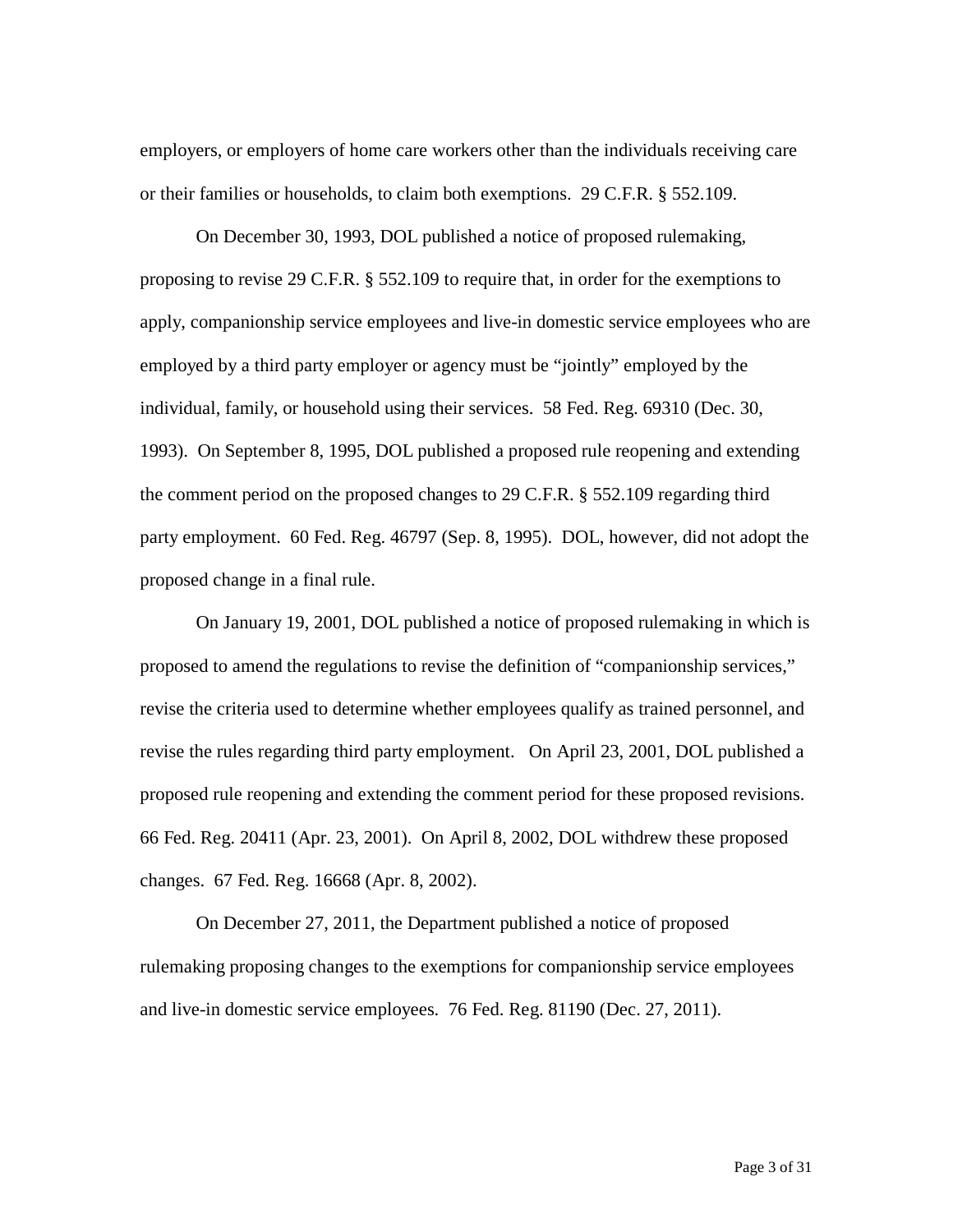employers, or employers of home care workers other than the individuals receiving care or their families or households, to claim both exemptions. 29 C.F.R. § 552.109.

On December 30, 1993, DOL published a notice of proposed rulemaking, proposing to revise 29 C.F.R. § 552.109 to require that, in order for the exemptions to apply, companionship service employees and live-in domestic service employees who are employed by a third party employer or agency must be "jointly" employed by the individual, family, or household using their services. 58 Fed. Reg. 69310 (Dec. 30, 1993). On September 8, 1995, DOL published a proposed rule reopening and extending the comment period on the proposed changes to 29 C.F.R. § 552.109 regarding third party employment. 60 Fed. Reg. 46797 (Sep. 8, 1995). DOL, however, did not adopt the proposed change in a final rule.

On January 19, 2001, DOL published a notice of proposed rulemaking in which is proposed to amend the regulations to revise the definition of "companionship services," revise the criteria used to determine whether employees qualify as trained personnel, and revise the rules regarding third party employment. On April 23, 2001, DOL published a proposed rule reopening and extending the comment period for these proposed revisions. 66 Fed. Reg. 20411 (Apr. 23, 2001). On April 8, 2002, DOL withdrew these proposed changes. 67 Fed. Reg. 16668 (Apr. 8, 2002).

On December 27, 2011, the Department published a notice of proposed rulemaking proposing changes to the exemptions for companionship service employees and live-in domestic service employees. 76 Fed. Reg. 81190 (Dec. 27, 2011).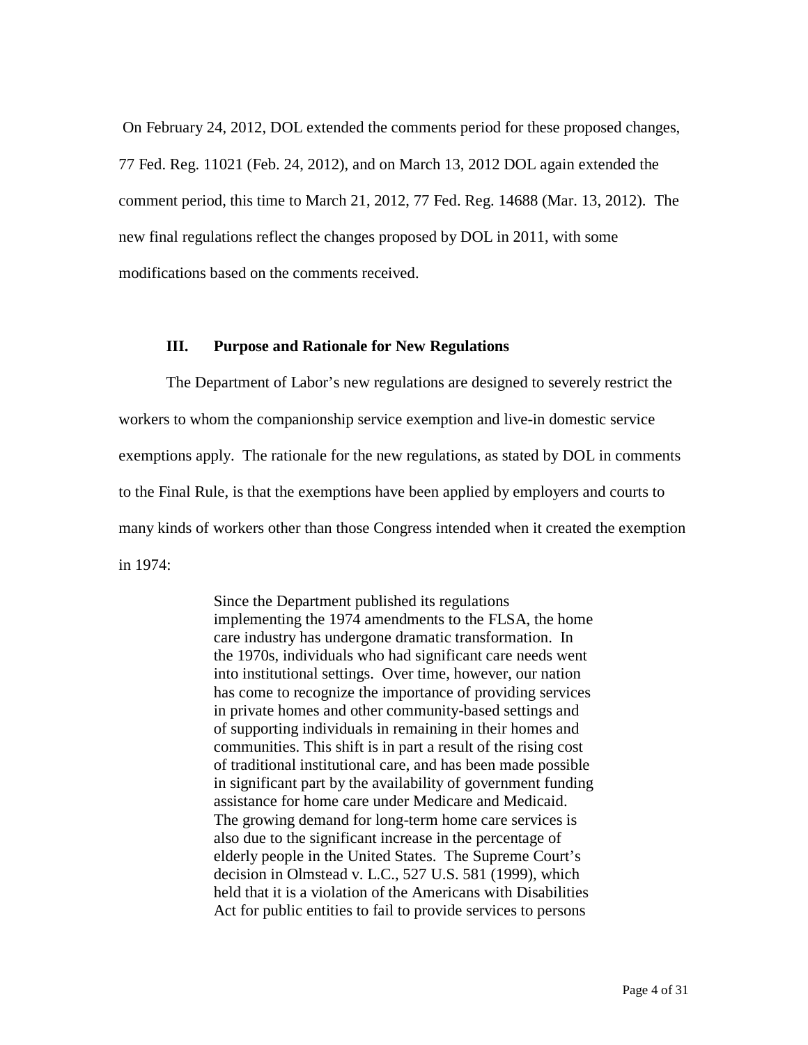On February 24, 2012, DOL extended the comments period for these proposed changes, 77 Fed. Reg. 11021 (Feb. 24, 2012), and on March 13, 2012 DOL again extended the comment period, this time to March 21, 2012, 77 Fed. Reg. 14688 (Mar. 13, 2012). The new final regulations reflect the changes proposed by DOL in 2011, with some modifications based on the comments received.

### III. Purpose and Rationale for New Regulations

The Department of Labor's new regulations are designed to severely restrict the workers to whom the companionship service exemption and live-in domestic service exemptions apply. The rationale for the new regulations, as stated by DOL in comments to the Final Rule, is that the exemptions have been applied by employers and courts to many kinds of workers other than those Congress intended when it created the exemption in 1974:

> Since the Department published its regulations implementing the 1974 amendments to the FLSA, the home care industry has undergone dramatic transformation. In the 1970s, individuals who had significant care needs went into institutional settings. Over time, however, our nation has come to recognize the importance of providing services in private homes and other community-based settings and of supporting individuals in remaining in their homes and communities. This shift is in part a result of the rising cost of traditional institutional care, and has been made possible in significant part by the availability of government funding assistance for home care under Medicare and Medicaid. The growing demand for long-term home care services is also due to the significant increase in the percentage of elderly people in the United States. The Supreme Court's decision in Olmstead v. L.C., 527 U.S. 581 (1999), which held that it is a violation of the Americans with Disabilities Act for public entities to fail to provide services to persons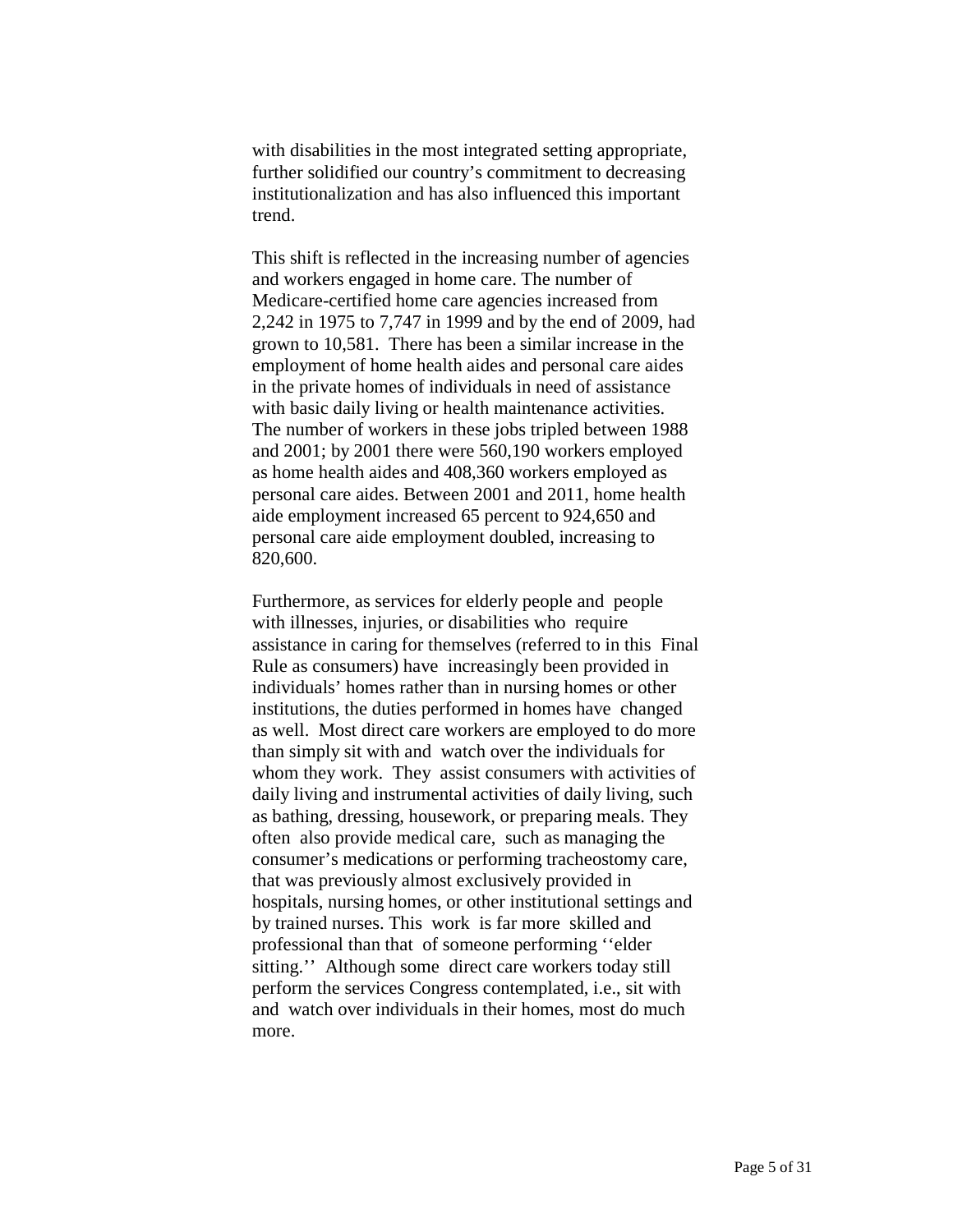with disabilities in the most integrated setting appropriate, further solidified our country's commitment to decreasing institutionalization and has also influenced this important trend.

This shift is reflected in the increasing number of agencies and workers engaged in home care. The number of Medicare-certified home care agencies increased from 2,242 in 1975 to 7,747 in 1999 and by the end of 2009, had grown to 10,581. There has been a similar increase in the employment of home health aides and personal care aides in the private homes of individuals in need of assistance with basic daily living or health maintenance activities. The number of workers in these jobs tripled between 1988 and 2001; by 2001 there were 560,190 workers employed as home health aides and 408,360 workers employed as personal care aides. Between 2001 and 2011, home health aide employment increased 65 percent to 924,650 and personal care aide employment doubled, increasing to 820,600.

Furthermore, as services for elderly people and people with illnesses, injuries, or disabilities who require assistance in caring for themselves (referred to in this Final Rule as consumers) have increasingly been provided in individuals' homes rather than in nursing homes or other institutions, the duties performed in homes have changed as well. Most direct care workers are employed to do more than simply sit with and watch over the individuals for whom they work. They assist consumers with activities of daily living and instrumental activities of daily living, such as bathing, dressing, housework, or preparing meals. They often also provide medical care, such as managing the consumer's medications or performing tracheostomy care, that was previously almost exclusively provided in hospitals, nursing homes, or other institutional settings and by trained nurses. This work is far more skilled and professional than that of someone performing ''elder sitting.'' Although some direct care workers today still perform the services Congress contemplated, i.e., sit with and watch over individuals in their homes, most do much more.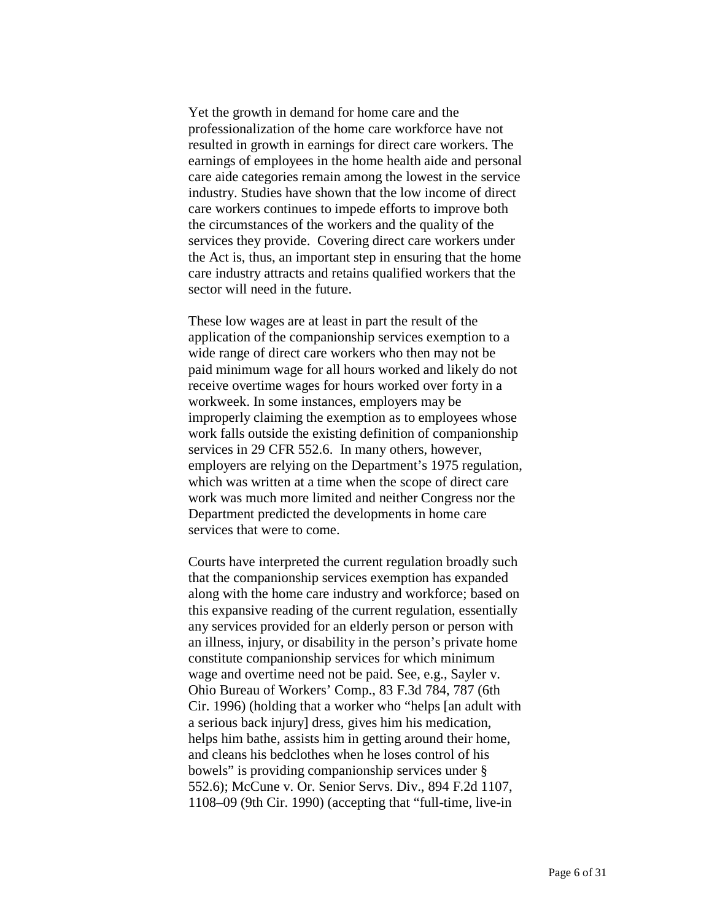Yet the growth in demand for home care and the professionalization of the home care workforce have not resulted in growth in earnings for direct care workers. The earnings of employees in the home health aide and personal care aide categories remain among the lowest in the service industry. Studies have shown that the low income of direct care workers continues to impede efforts to improve both the circumstances of the workers and the quality of the services they provide. Covering direct care workers under the Act is, thus, an important step in ensuring that the home care industry attracts and retains qualified workers that the sector will need in the future.

These low wages are at least in part the result of the application of the companionship services exemption to a wide range of direct care workers who then may not be paid minimum wage for all hours worked and likely do not receive overtime wages for hours worked over forty in a workweek. In some instances, employers may be improperly claiming the exemption as to employees whose work falls outside the existing definition of companionship services in 29 CFR 552.6. In many others, however, employers are relying on the Department's 1975 regulation, which was written at a time when the scope of direct care work was much more limited and neither Congress nor the Department predicted the developments in home care services that were to come.

Courts have interpreted the current regulation broadly such that the companionship services exemption has expanded along with the home care industry and workforce; based on this expansive reading of the current regulation, essentially any services provided for an elderly person or person with an illness, injury, or disability in the person's private home constitute companionship services for which minimum wage and overtime need not be paid. See, e.g., Sayler v. Ohio Bureau of Workers' Comp., 83 F.3d 784, 787 (6th Cir. 1996) (holding that a worker who "helps [an adult with a serious back injury] dress, gives him his medication, helps him bathe, assists him in getting around their home, and cleans his bedclothes when he loses control of his bowels" is providing companionship services under § 552.6); McCune v. Or. Senior Servs. Div., 894 F.2d 1107, 1108–09 (9th Cir. 1990) (accepting that "full-time, live-in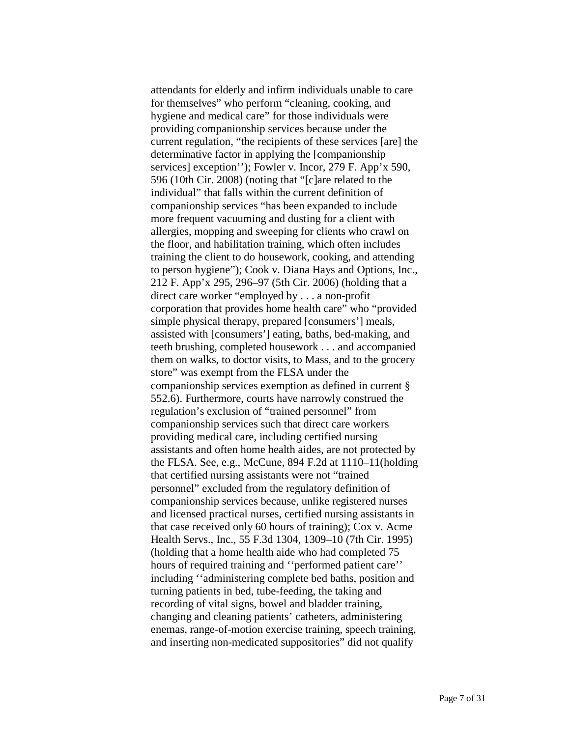attendants for elderly and infirm individuals unable to care for themselves" who perform "cleaning, cooking, and hygiene and medical care" for those individuals were providing companionship services because under the current regulation, "the recipients of these services [are] the determinative factor in applying the [companionship services] exception''); Fowler v. Incor, 279 F. App'x 590, 596 (10th Cir. 2008) (noting that "[c]are related to the individual" that falls within the current definition of companionship services "has been expanded to include more frequent vacuuming and dusting for a client with allergies, mopping and sweeping for clients who crawl on the floor, and habilitation training, which often includes training the client to do housework, cooking, and attending to person hygiene"); Cook v. Diana Hays and Options, Inc., 212 F. App'x 295, 296–97 (5th Cir. 2006) (holding that a direct care worker "employed by . . . a non-profit corporation that provides home health care" who "provided simple physical therapy, prepared [consumers'] meals, assisted with [consumers'] eating, baths, bed-making, and teeth brushing, completed housework . . . and accompanied them on walks, to doctor visits, to Mass, and to the grocery store" was exempt from the FLSA under the companionship services exemption as defined in current § 552.6). Furthermore, courts have narrowly construed the regulation's exclusion of "trained personnel" from companionship services such that direct care workers providing medical care, including certified nursing assistants and often home health aides, are not protected by the FLSA. See, e.g., McCune, 894 F.2d at 1110–11(holding that certified nursing assistants were not "trained personnel" excluded from the regulatory definition of companionship services because, unlike registered nurses and licensed practical nurses, certified nursing assistants in that case received only 60 hours of training); Cox v. Acme Health Servs., Inc., 55 F.3d 1304, 1309–10 (7th Cir. 1995) (holding that a home health aide who had completed 75 hours of required training and ''performed patient care'' including ''administering complete bed baths, position and turning patients in bed, tube-feeding, the taking and recording of vital signs, bowel and bladder training, changing and cleaning patients' catheters, administering enemas, range-of-motion exercise training, speech training, and inserting non-medicated suppositories" did not qualify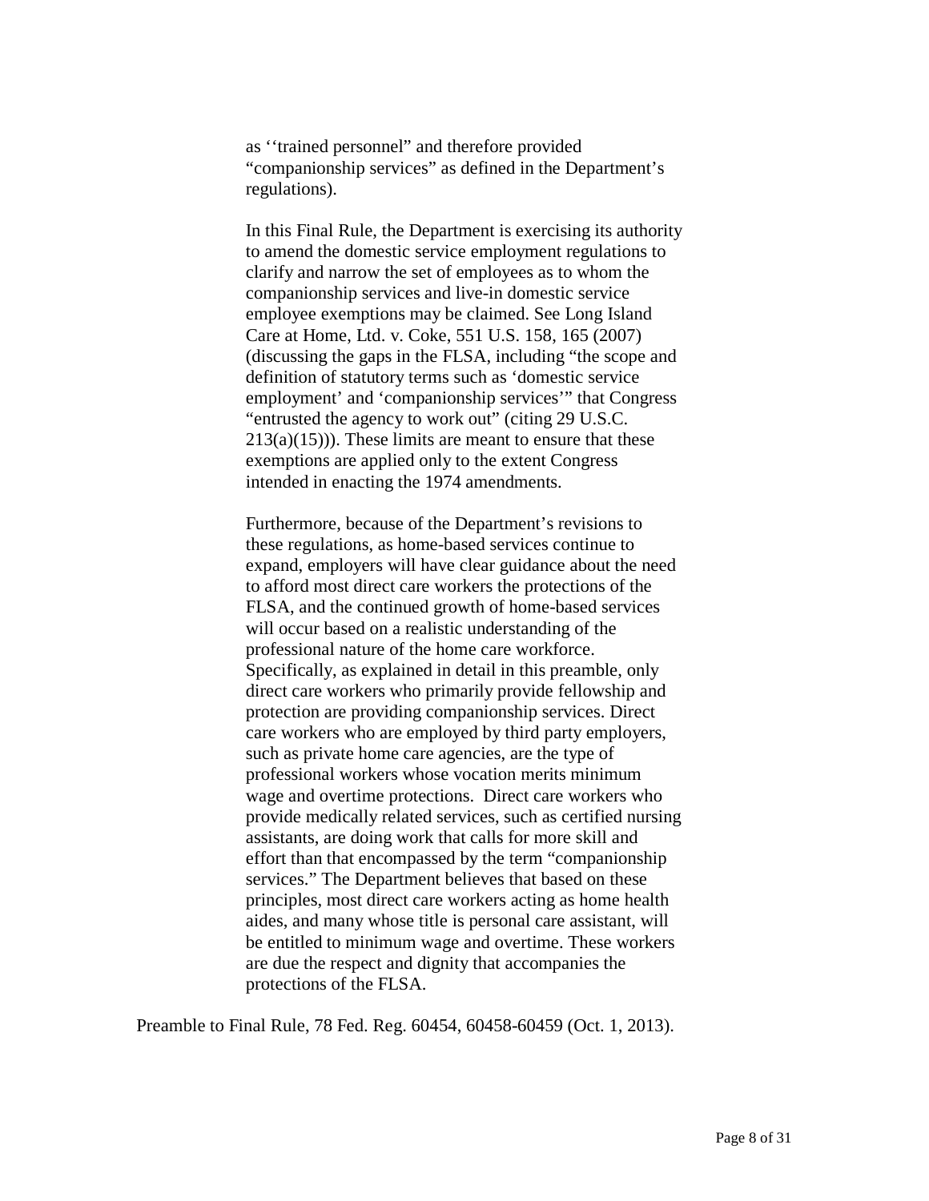> as ''trained personnel" and therefore provided "companionship services" as defined in the Department's regulations).
>
> In this Final Rule, the Department is exercising its authority to amend the domestic service employment regulations to clarify and narrow the set of employees as to whom the companionship services and live-in domestic service employee exemptions may be claimed. See Long Island Care at Home, Ltd. v. Coke, 551 U.S. 158, 165 (2007) (discussing the gaps in the FLSA, including "the scope and definition of statutory terms such as 'domestic service employment' and 'companionship services'" that Congress "entrusted the agency to work out" (citing 29 U.S.C. 213(a)(15))). These limits are meant to ensure that these exemptions are applied only to the extent Congress intended in enacting the 1974 amendments.
>
> Furthermore, because of the Department's revisions to these regulations, as home-based services continue to expand, employers will have clear guidance about the need to afford most direct care workers the protections of the FLSA, and the continued growth of home-based services will occur based on a realistic understanding of the professional nature of the home care workforce. Specifically, as explained in detail in this preamble, only direct care workers who primarily provide fellowship and protection are providing companionship services. Direct care workers who are employed by third party employers, such as private home care agencies, are the type of professional workers whose vocation merits minimum wage and overtime protections. Direct care workers who provide medically related services, such as certified nursing assistants, are doing work that calls for more skill and effort than that encompassed by the term "companionship services." The Department believes that based on these principles, most direct care workers acting as home health aides, and many whose title is personal care assistant, will be entitled to minimum wage and overtime. These workers are due the respect and dignity that accompanies the protections of the FLSA.

Preamble to Final Rule, 78 Fed. Reg. 60454, 60458-60459 (Oct. 1, 2013).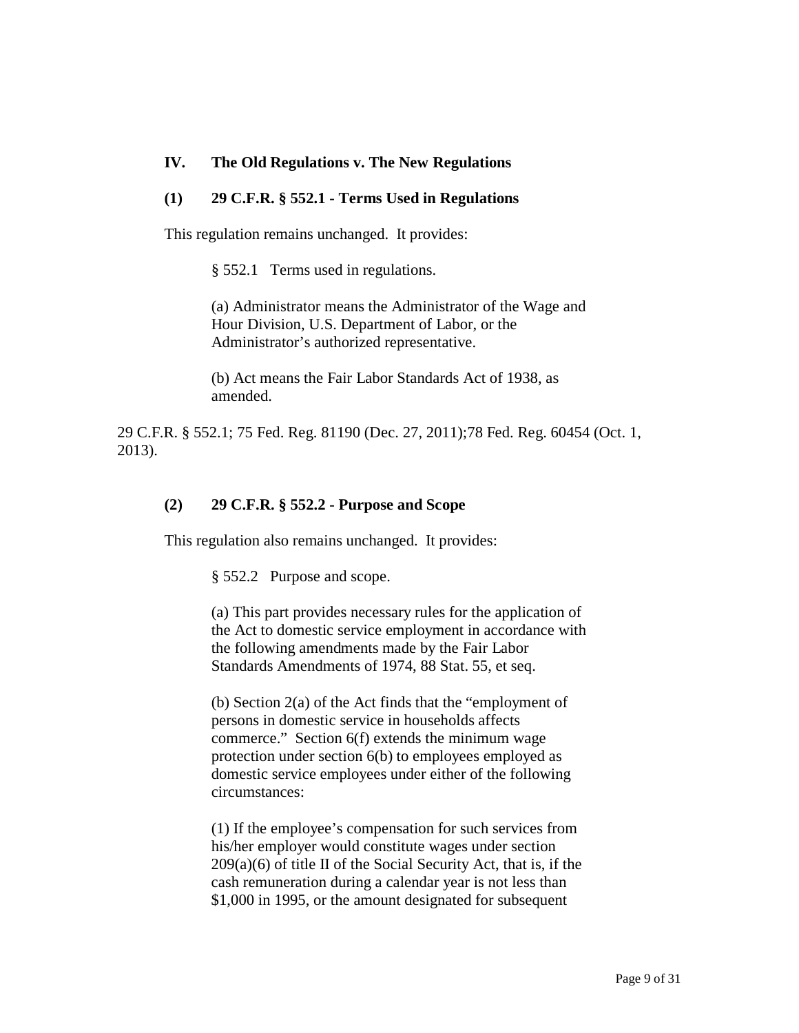## IV. The Old Regulations v. The New Regulations

### (1) 29 C.F.R. § 552.1 - Terms Used in Regulations

This regulation remains unchanged. It provides:

> § 552.1 Terms used in regulations.
>
> (a) Administrator means the Administrator of the Wage and Hour Division, U.S. Department of Labor, or the Administrator's authorized representative.
>
> (b) Act means the Fair Labor Standards Act of 1938, as amended.

29 C.F.R. § 552.1; 75 Fed. Reg. 81190 (Dec. 27, 2011);78 Fed. Reg. 60454 (Oct. 1, 2013).

### (2) 29 C.F.R. § 552.2 - Purpose and Scope

This regulation also remains unchanged. It provides:

> § 552.2 Purpose and scope.
>
> (a) This part provides necessary rules for the application of the Act to domestic service employment in accordance with the following amendments made by the Fair Labor Standards Amendments of 1974, 88 Stat. 55, et seq.
>
> (b) Section 2(a) of the Act finds that the "employment of persons in domestic service in households affects commerce." Section 6(f) extends the minimum wage protection under section 6(b) to employees employed as domestic service employees under either of the following circumstances:
>
> (1) If the employee's compensation for such services from his/her employer would constitute wages under section 209(a)(6) of title II of the Social Security Act, that is, if the cash remuneration during a calendar year is not less than $1,000 in 1995, or the amount designated for subsequent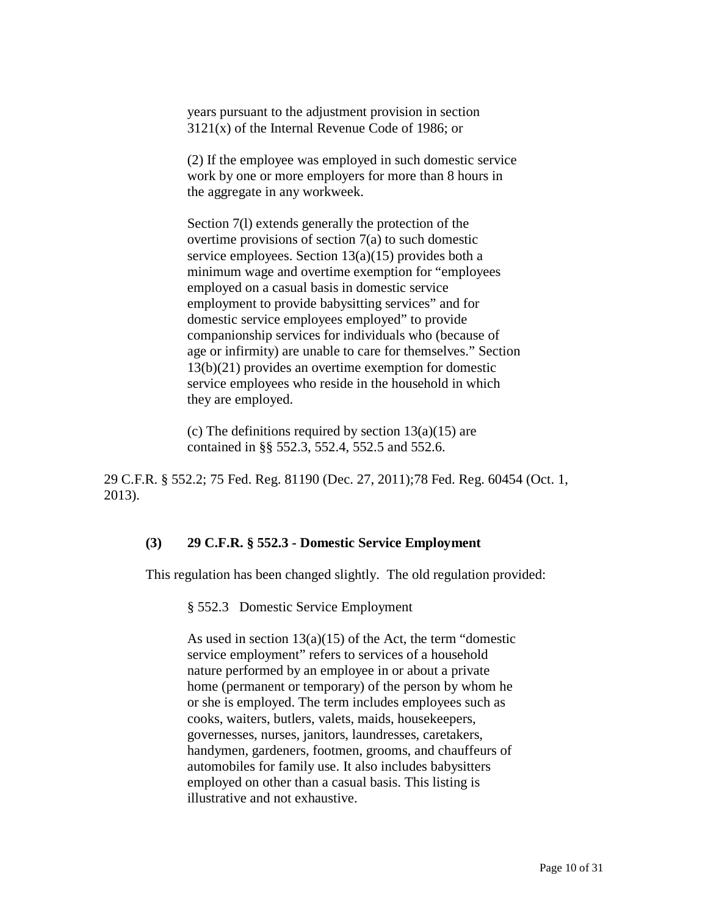years pursuant to the adjustment provision in section 3121(x) of the Internal Revenue Code of 1986; or

(2) If the employee was employed in such domestic service work by one or more employers for more than 8 hours in the aggregate in any workweek.

Section 7(l) extends generally the protection of the overtime provisions of section 7(a) to such domestic service employees. Section 13(a)(15) provides both a minimum wage and overtime exemption for "employees employed on a casual basis in domestic service employment to provide babysitting services" and for domestic service employees employed" to provide companionship services for individuals who (because of age or infirmity) are unable to care for themselves." Section 13(b)(21) provides an overtime exemption for domestic service employees who reside in the household in which they are employed.

(c) The definitions required by section 13(a)(15) are contained in §§ 552.3, 552.4, 552.5 and 552.6.

29 C.F.R. § 552.2; 75 Fed. Reg. 81190 (Dec. 27, 2011);78 Fed. Reg. 60454 (Oct. 1, 2013).

### (3) 29 C.F.R. § 552.3 - Domestic Service Employment

This regulation has been changed slightly. The old regulation provided:

§ 552.3 Domestic Service Employment

As used in section 13(a)(15) of the Act, the term "domestic service employment" refers to services of a household nature performed by an employee in or about a private home (permanent or temporary) of the person by whom he or she is employed. The term includes employees such as cooks, waiters, butlers, valets, maids, housekeepers, governesses, nurses, janitors, laundresses, caretakers, handymen, gardeners, footmen, grooms, and chauffeurs of automobiles for family use. It also includes babysitters employed on other than a casual basis. This listing is illustrative and not exhaustive.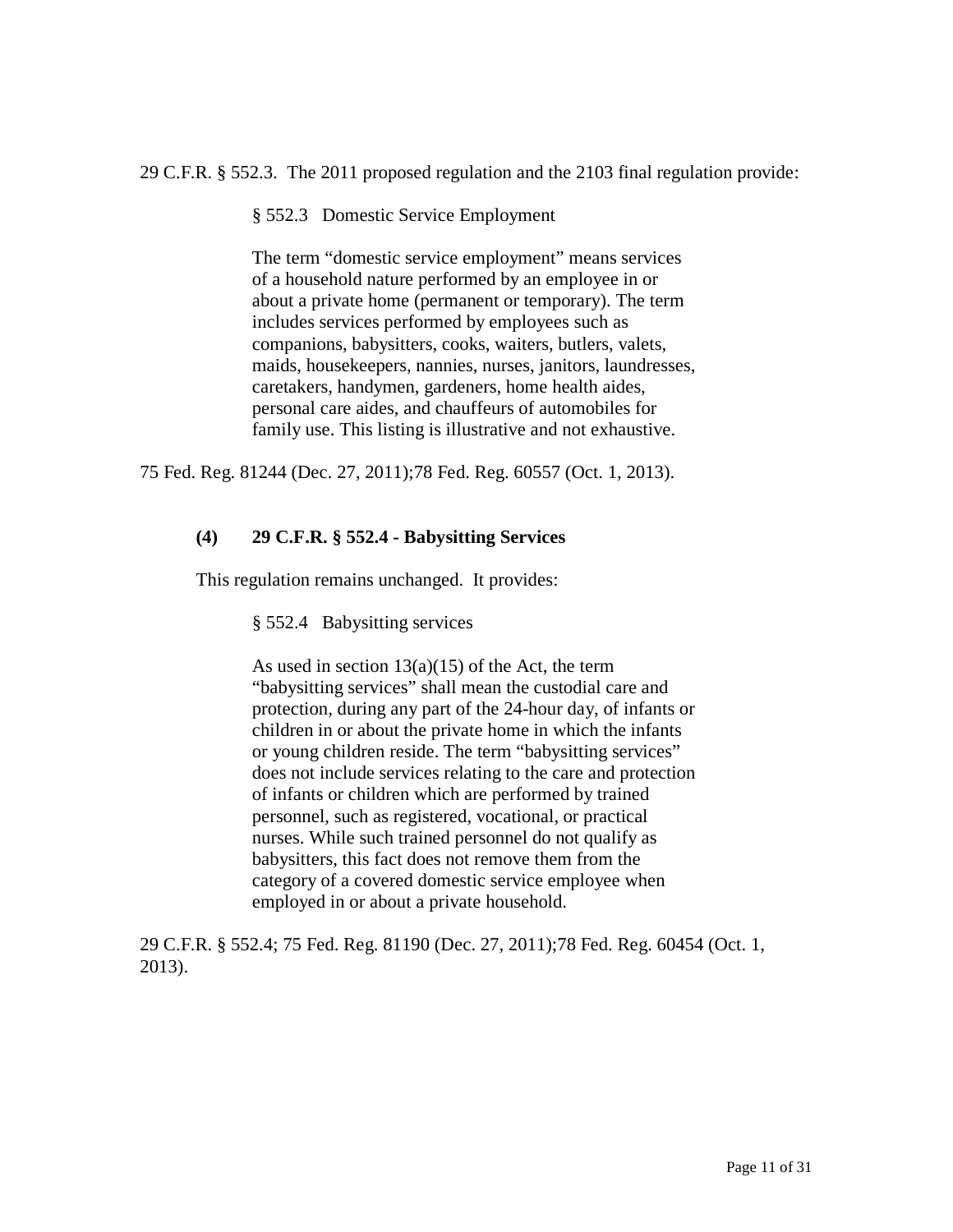29 C.F.R. § 552.3. The 2011 proposed regulation and the 2103 final regulation provide:

> § 552.3 Domestic Service Employment
>
> The term "domestic service employment" means services of a household nature performed by an employee in or about a private home (permanent or temporary). The term includes services performed by employees such as companions, babysitters, cooks, waiters, butlers, valets, maids, housekeepers, nannies, nurses, janitors, laundresses, caretakers, handymen, gardeners, home health aides, personal care aides, and chauffeurs of automobiles for family use. This listing is illustrative and not exhaustive.

75 Fed. Reg. 81244 (Dec. 27, 2011);78 Fed. Reg. 60557 (Oct. 1, 2013).

#### (4) 29 C.F.R. § 552.4 - Babysitting Services

This regulation remains unchanged. It provides:

> § 552.4 Babysitting services
>
> As used in section 13(a)(15) of the Act, the term "babysitting services" shall mean the custodial care and protection, during any part of the 24-hour day, of infants or children in or about the private home in which the infants or young children reside. The term "babysitting services" does not include services relating to the care and protection of infants or children which are performed by trained personnel, such as registered, vocational, or practical nurses. While such trained personnel do not qualify as babysitters, this fact does not remove them from the category of a covered domestic service employee when employed in or about a private household.

29 C.F.R. § 552.4; 75 Fed. Reg. 81190 (Dec. 27, 2011);78 Fed. Reg. 60454 (Oct. 1, 2013).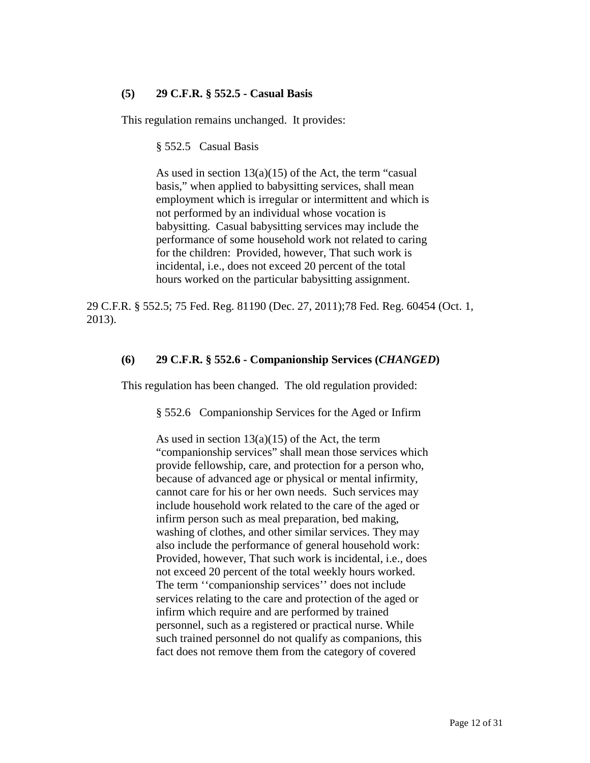### (5) 29 C.F.R. § 552.5 - Casual Basis

This regulation remains unchanged. It provides:

> § 552.5 Casual Basis
>
> As used in section 13(a)(15) of the Act, the term "casual basis," when applied to babysitting services, shall mean employment which is irregular or intermittent and which is not performed by an individual whose vocation is babysitting. Casual babysitting services may include the performance of some household work not related to caring for the children: Provided, however, That such work is incidental, i.e., does not exceed 20 percent of the total hours worked on the particular babysitting assignment.

29 C.F.R. § 552.5; 75 Fed. Reg. 81190 (Dec. 27, 2011);78 Fed. Reg. 60454 (Oct. 1, 2013).

### (6) 29 C.F.R. § 552.6 - Companionship Services (*CHANGED*)

This regulation has been changed. The old regulation provided:

> § 552.6 Companionship Services for the Aged or Infirm
>
> As used in section 13(a)(15) of the Act, the term "companionship services" shall mean those services which provide fellowship, care, and protection for a person who, because of advanced age or physical or mental infirmity, cannot care for his or her own needs. Such services may include household work related to the care of the aged or infirm person such as meal preparation, bed making, washing of clothes, and other similar services. They may also include the performance of general household work: Provided, however, That such work is incidental, i.e., does not exceed 20 percent of the total weekly hours worked. The term ''companionship services'' does not include services relating to the care and protection of the aged or infirm which require and are performed by trained personnel, such as a registered or practical nurse. While such trained personnel do not qualify as companions, this fact does not remove them from the category of covered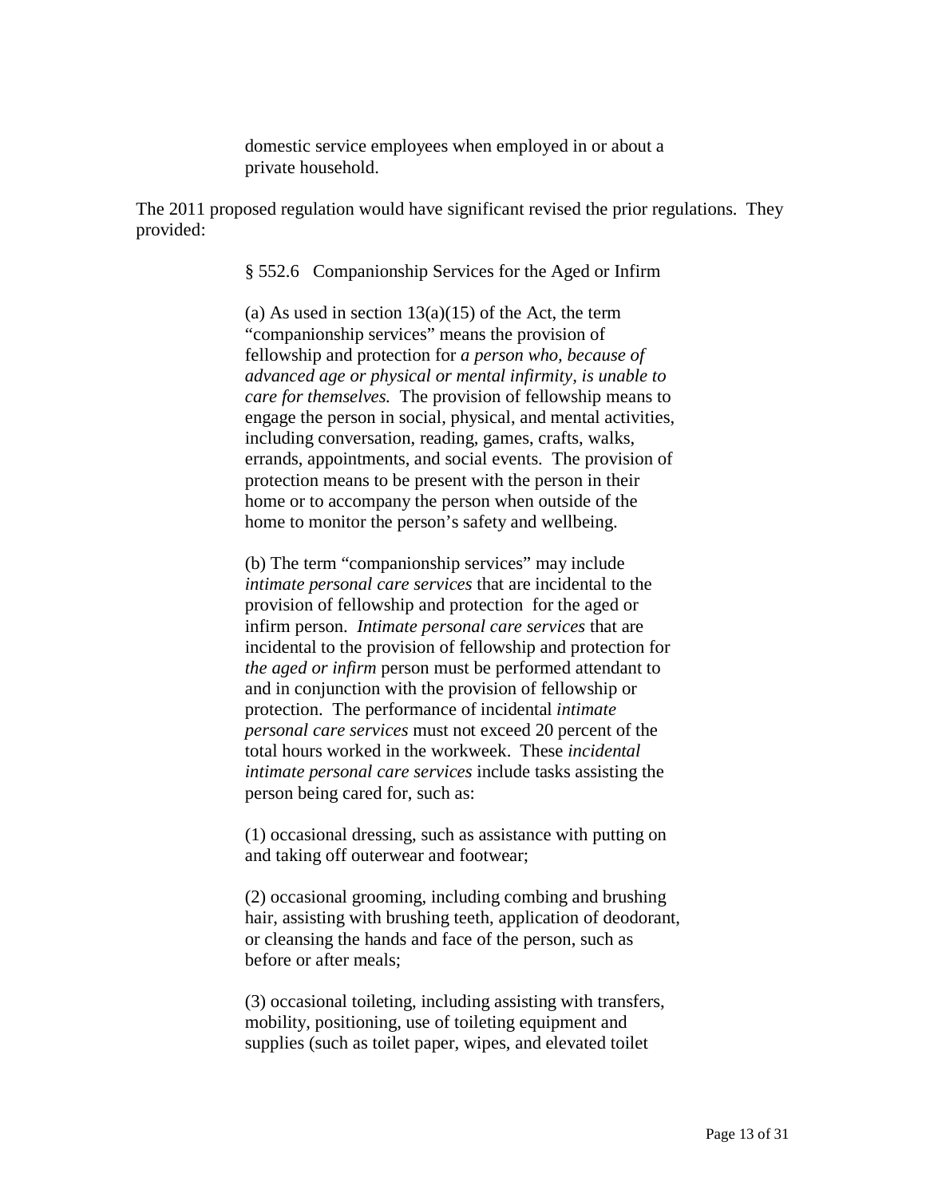> domestic service employees when employed in or about a private household.

The 2011 proposed regulation would have significant revised the prior regulations. They provided:

> § 552.6 Companionship Services for the Aged or Infirm
>
> (a) As used in section 13(a)(15) of the Act, the term "companionship services" means the provision of fellowship and protection for *a person who, because of advanced age or physical or mental infirmity, is unable to care for themselves.* The provision of fellowship means to engage the person in social, physical, and mental activities, including conversation, reading, games, crafts, walks, errands, appointments, and social events. The provision of protection means to be present with the person in their home or to accompany the person when outside of the home to monitor the person's safety and wellbeing.
>
> (b) The term "companionship services" may include *intimate personal care services* that are incidental to the provision of fellowship and protection for the aged or infirm person. *Intimate personal care services* that are incidental to the provision of fellowship and protection for *the aged or infirm* person must be performed attendant to and in conjunction with the provision of fellowship or protection. The performance of incidental *intimate personal care services* must not exceed 20 percent of the total hours worked in the workweek. These *incidental intimate personal care services* include tasks assisting the person being cared for, such as:
>
> (1) occasional dressing, such as assistance with putting on and taking off outerwear and footwear;
>
> (2) occasional grooming, including combing and brushing hair, assisting with brushing teeth, application of deodorant, or cleansing the hands and face of the person, such as before or after meals;
>
> (3) occasional toileting, including assisting with transfers, mobility, positioning, use of toileting equipment and supplies (such as toilet paper, wipes, and elevated toilet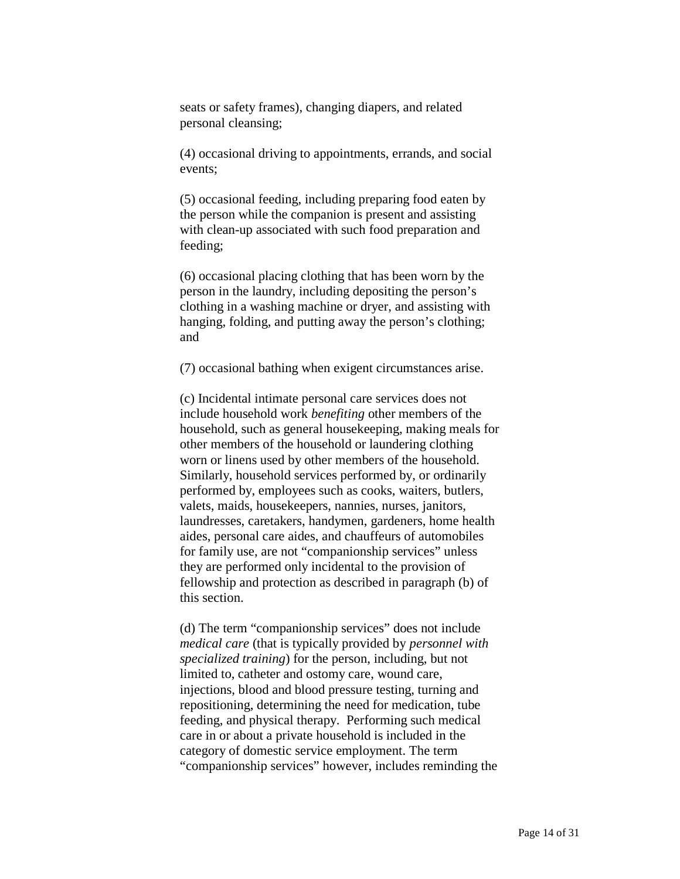seats or safety frames), changing diapers, and related personal cleansing;

(4) occasional driving to appointments, errands, and social events;

(5) occasional feeding, including preparing food eaten by the person while the companion is present and assisting with clean-up associated with such food preparation and feeding;

(6) occasional placing clothing that has been worn by the person in the laundry, including depositing the person's clothing in a washing machine or dryer, and assisting with hanging, folding, and putting away the person's clothing; and

(7) occasional bathing when exigent circumstances arise.

(c) Incidental intimate personal care services does not include household work *benefiting* other members of the household, such as general housekeeping, making meals for other members of the household or laundering clothing worn or linens used by other members of the household. Similarly, household services performed by, or ordinarily performed by, employees such as cooks, waiters, butlers, valets, maids, housekeepers, nannies, nurses, janitors, laundresses, caretakers, handymen, gardeners, home health aides, personal care aides, and chauffeurs of automobiles for family use, are not "companionship services" unless they are performed only incidental to the provision of fellowship and protection as described in paragraph (b) of this section.

(d) The term "companionship services" does not include *medical care* (that is typically provided by *personnel with specialized training*) for the person, including, but not limited to, catheter and ostomy care, wound care, injections, blood and blood pressure testing, turning and repositioning, determining the need for medication, tube feeding, and physical therapy. Performing such medical care in or about a private household is included in the category of domestic service employment. The term "companionship services" however, includes reminding the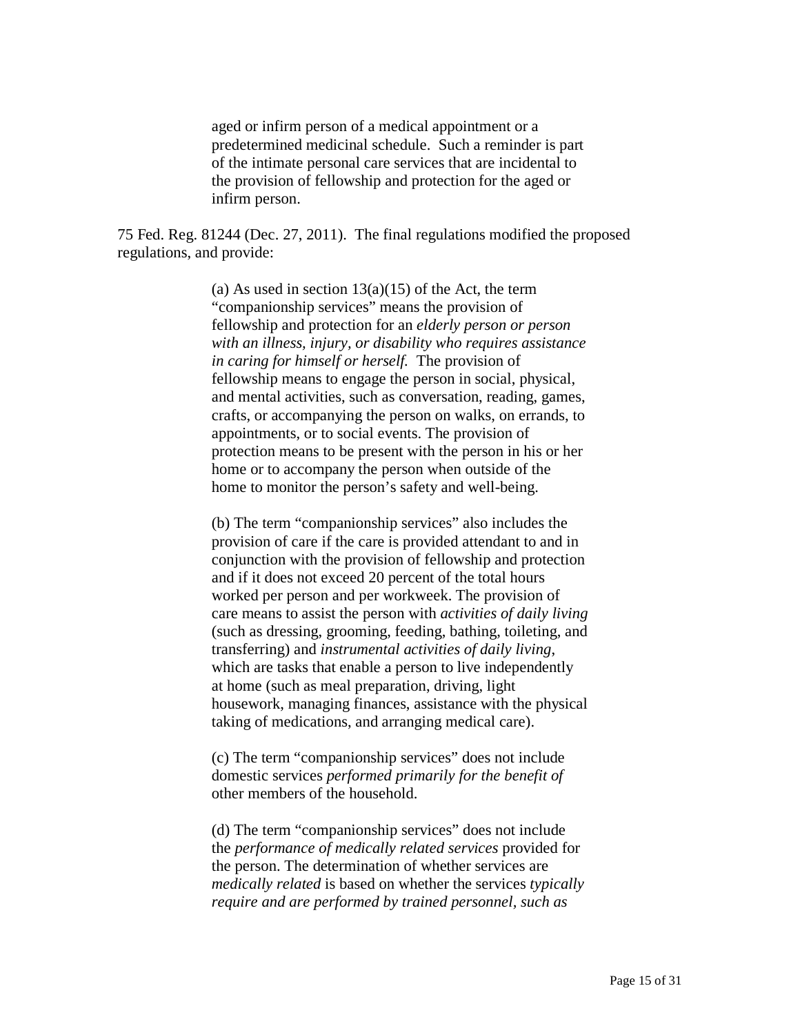> aged or infirm person of a medical appointment or a predetermined medicinal schedule. Such a reminder is part of the intimate personal care services that are incidental to the provision of fellowship and protection for the aged or infirm person.

75 Fed. Reg. 81244 (Dec. 27, 2011). The final regulations modified the proposed regulations, and provide:

> (a) As used in section 13(a)(15) of the Act, the term "companionship services" means the provision of fellowship and protection for an *elderly person or person with an illness, injury, or disability who requires assistance in caring for himself or herself.* The provision of fellowship means to engage the person in social, physical, and mental activities, such as conversation, reading, games, crafts, or accompanying the person on walks, on errands, to appointments, or to social events. The provision of protection means to be present with the person in his or her home or to accompany the person when outside of the home to monitor the person's safety and well-being.
>
> (b) The term "companionship services" also includes the provision of care if the care is provided attendant to and in conjunction with the provision of fellowship and protection and if it does not exceed 20 percent of the total hours worked per person and per workweek. The provision of care means to assist the person with *activities of daily living* (such as dressing, grooming, feeding, bathing, toileting, and transferring) and *instrumental activities of daily living*, which are tasks that enable a person to live independently at home (such as meal preparation, driving, light housework, managing finances, assistance with the physical taking of medications, and arranging medical care).
>
> (c) The term "companionship services" does not include domestic services *performed primarily for the benefit of* other members of the household.
>
> (d) The term "companionship services" does not include the *performance of medically related services* provided for the person. The determination of whether services are *medically related* is based on whether the services *typically require and are performed by trained personnel, such as*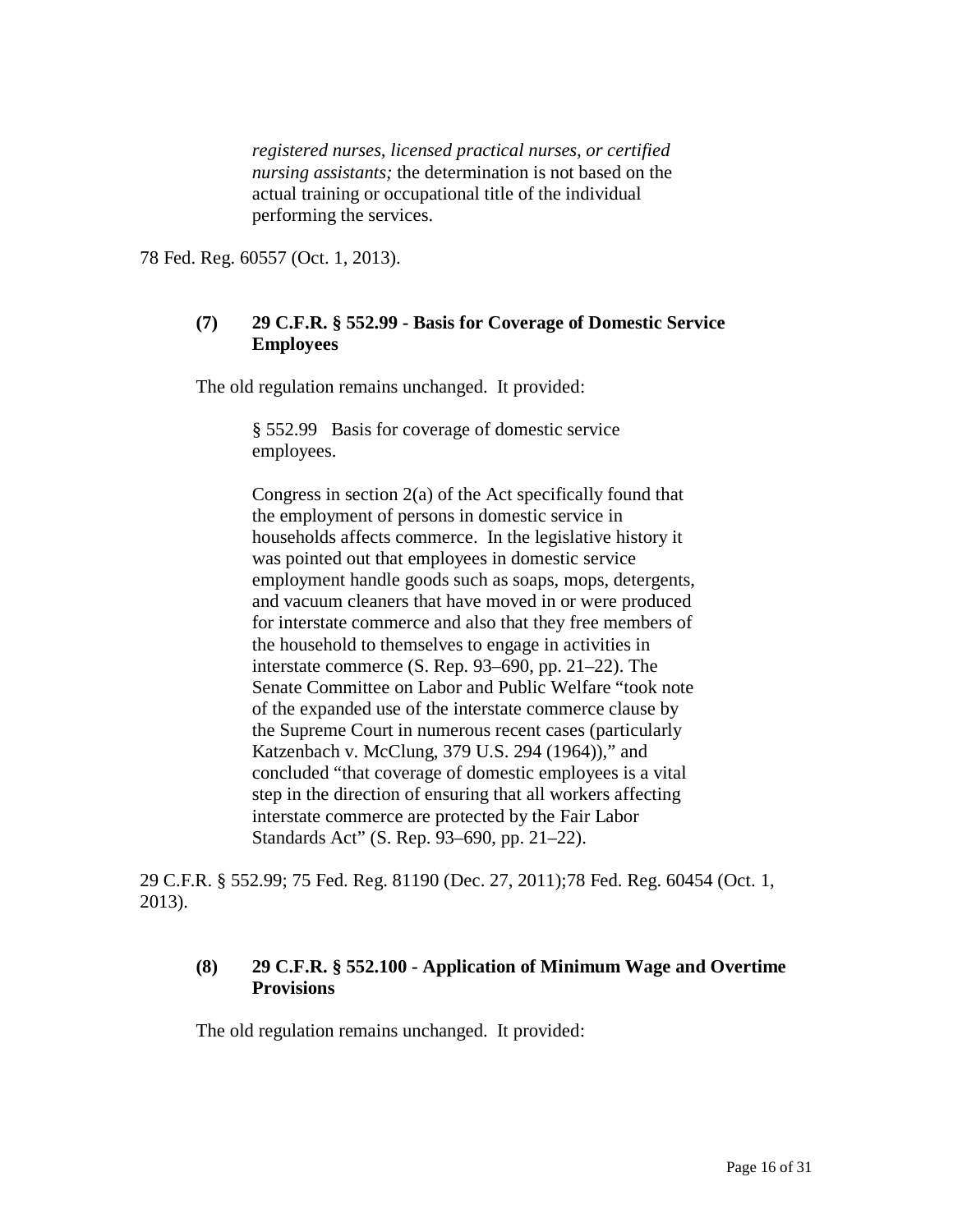> *registered nurses, licensed practical nurses, or certified nursing assistants;* the determination is not based on the actual training or occupational title of the individual performing the services.

78 Fed. Reg. 60557 (Oct. 1, 2013).

### (7) 29 C.F.R. § 552.99 - Basis for Coverage of Domestic Service Employees

The old regulation remains unchanged. It provided:

> § 552.99 Basis for coverage of domestic service employees.
>
> Congress in section 2(a) of the Act specifically found that the employment of persons in domestic service in households affects commerce. In the legislative history it was pointed out that employees in domestic service employment handle goods such as soaps, mops, detergents, and vacuum cleaners that have moved in or were produced for interstate commerce and also that they free members of the household to themselves to engage in activities in interstate commerce (S. Rep. 93–690, pp. 21–22). The Senate Committee on Labor and Public Welfare "took note of the expanded use of the interstate commerce clause by the Supreme Court in numerous recent cases (particularly Katzenbach v. McClung, 379 U.S. 294 (1964))," and concluded "that coverage of domestic employees is a vital step in the direction of ensuring that all workers affecting interstate commerce are protected by the Fair Labor Standards Act" (S. Rep. 93–690, pp. 21–22).

29 C.F.R. § 552.99; 75 Fed. Reg. 81190 (Dec. 27, 2011);78 Fed. Reg. 60454 (Oct. 1, 2013).

### (8) 29 C.F.R. § 552.100 - Application of Minimum Wage and Overtime Provisions

The old regulation remains unchanged. It provided: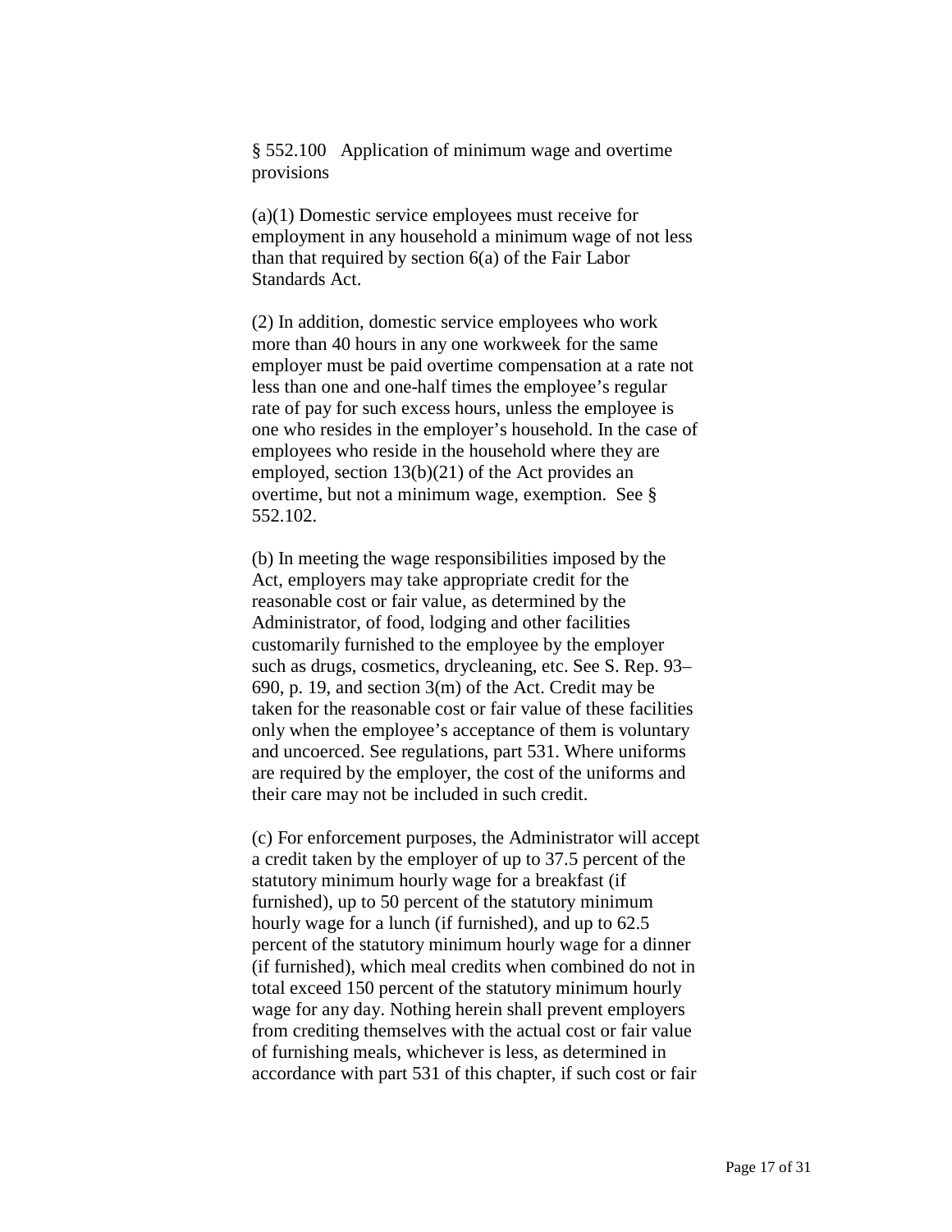§ 552.100 Application of minimum wage and overtime provisions

(a)(1) Domestic service employees must receive for employment in any household a minimum wage of not less than that required by section 6(a) of the Fair Labor Standards Act.

(2) In addition, domestic service employees who work more than 40 hours in any one workweek for the same employer must be paid overtime compensation at a rate not less than one and one-half times the employee's regular rate of pay for such excess hours, unless the employee is one who resides in the employer's household. In the case of employees who reside in the household where they are employed, section 13(b)(21) of the Act provides an overtime, but not a minimum wage, exemption. See § 552.102.

(b) In meeting the wage responsibilities imposed by the Act, employers may take appropriate credit for the reasonable cost or fair value, as determined by the Administrator, of food, lodging and other facilities customarily furnished to the employee by the employer such as drugs, cosmetics, drycleaning, etc. See S. Rep. 93–690, p. 19, and section 3(m) of the Act. Credit may be taken for the reasonable cost or fair value of these facilities only when the employee's acceptance of them is voluntary and uncoerced. See regulations, part 531. Where uniforms are required by the employer, the cost of the uniforms and their care may not be included in such credit.

(c) For enforcement purposes, the Administrator will accept a credit taken by the employer of up to 37.5 percent of the statutory minimum hourly wage for a breakfast (if furnished), up to 50 percent of the statutory minimum hourly wage for a lunch (if furnished), and up to 62.5 percent of the statutory minimum hourly wage for a dinner (if furnished), which meal credits when combined do not in total exceed 150 percent of the statutory minimum hourly wage for any day. Nothing herein shall prevent employers from crediting themselves with the actual cost or fair value of furnishing meals, whichever is less, as determined in accordance with part 531 of this chapter, if such cost or fair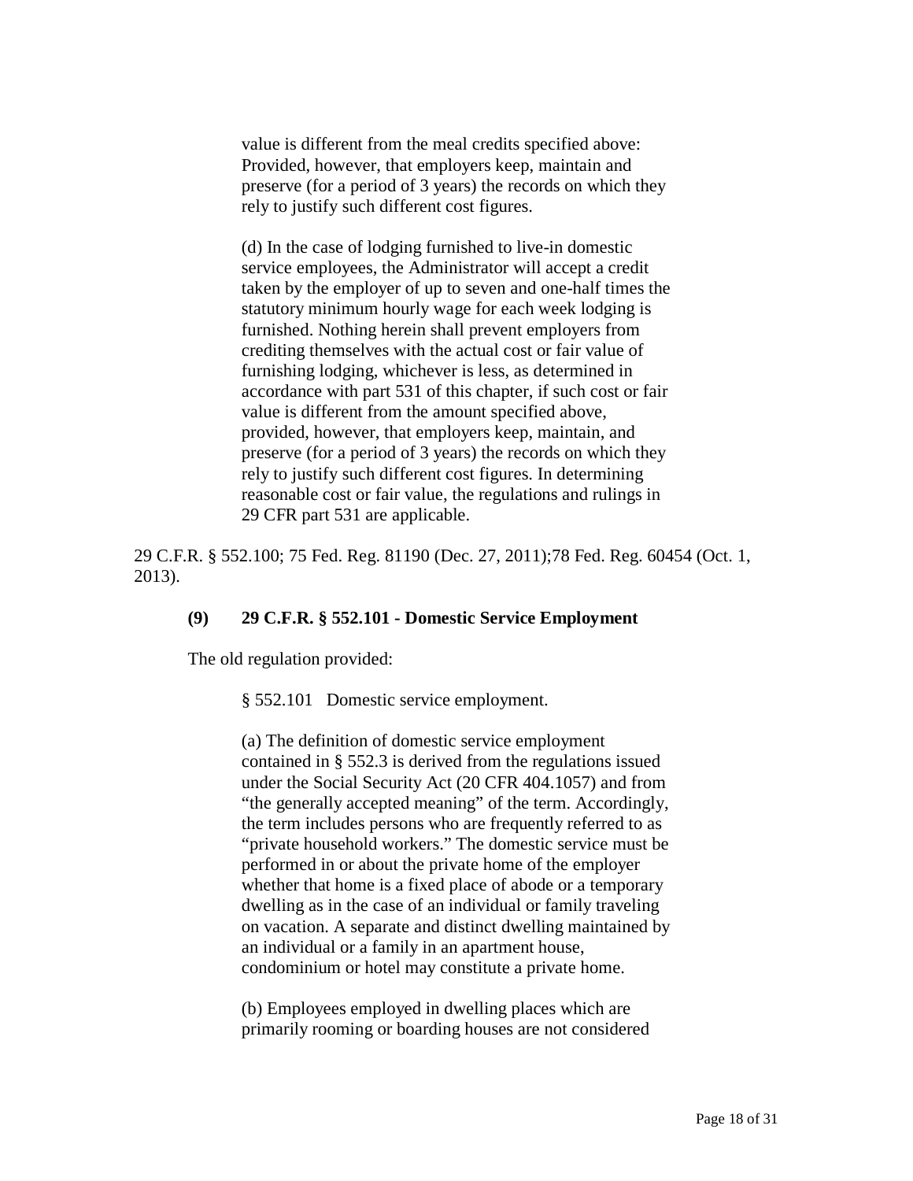> value is different from the meal credits specified above: Provided, however, that employers keep, maintain and preserve (for a period of 3 years) the records on which they rely to justify such different cost figures.
>
> (d) In the case of lodging furnished to live-in domestic service employees, the Administrator will accept a credit taken by the employer of up to seven and one-half times the statutory minimum hourly wage for each week lodging is furnished. Nothing herein shall prevent employers from crediting themselves with the actual cost or fair value of furnishing lodging, whichever is less, as determined in accordance with part 531 of this chapter, if such cost or fair value is different from the amount specified above, provided, however, that employers keep, maintain, and preserve (for a period of 3 years) the records on which they rely to justify such different cost figures. In determining reasonable cost or fair value, the regulations and rulings in 29 CFR part 531 are applicable.

29 C.F.R. § 552.100; 75 Fed. Reg. 81190 (Dec. 27, 2011);78 Fed. Reg. 60454 (Oct. 1, 2013).

**(9) 29 C.F.R. § 552.101 - Domestic Service Employment**

The old regulation provided:

> § 552.101 Domestic service employment.
>
> (a) The definition of domestic service employment contained in § 552.3 is derived from the regulations issued under the Social Security Act (20 CFR 404.1057) and from "the generally accepted meaning" of the term. Accordingly, the term includes persons who are frequently referred to as "private household workers." The domestic service must be performed in or about the private home of the employer whether that home is a fixed place of abode or a temporary dwelling as in the case of an individual or family traveling on vacation. A separate and distinct dwelling maintained by an individual or a family in an apartment house, condominium or hotel may constitute a private home.
>
> (b) Employees employed in dwelling places which are primarily rooming or boarding houses are not considered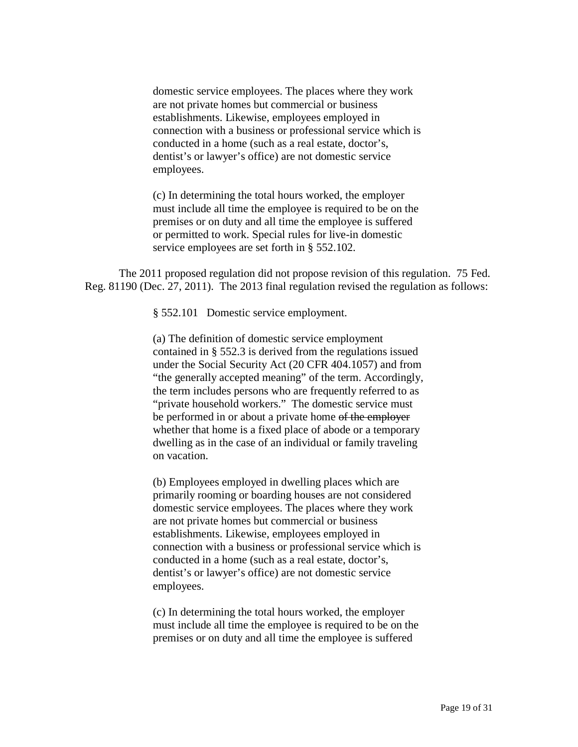> domestic service employees. The places where they work are not private homes but commercial or business establishments. Likewise, employees employed in connection with a business or professional service which is conducted in a home (such as a real estate, doctor's, dentist's or lawyer's office) are not domestic service employees.
>
> (c) In determining the total hours worked, the employer must include all time the employee is required to be on the premises or on duty and all time the employee is suffered or permitted to work. Special rules for live-in domestic service employees are set forth in § 552.102.

The 2011 proposed regulation did not propose revision of this regulation. 75 Fed. Reg. 81190 (Dec. 27, 2011). The 2013 final regulation revised the regulation as follows:

> § 552.101 Domestic service employment.
>
> (a) The definition of domestic service employment contained in § 552.3 is derived from the regulations issued under the Social Security Act (20 CFR 404.1057) and from "the generally accepted meaning" of the term. Accordingly, the term includes persons who are frequently referred to as "private household workers." The domestic service must be performed in or about a private home ~~of the employer~~ whether that home is a fixed place of abode or a temporary dwelling as in the case of an individual or family traveling on vacation.
>
> (b) Employees employed in dwelling places which are primarily rooming or boarding houses are not considered domestic service employees. The places where they work are not private homes but commercial or business establishments. Likewise, employees employed in connection with a business or professional service which is conducted in a home (such as a real estate, doctor's, dentist's or lawyer's office) are not domestic service employees.
>
> (c) In determining the total hours worked, the employer must include all time the employee is required to be on the premises or on duty and all time the employee is suffered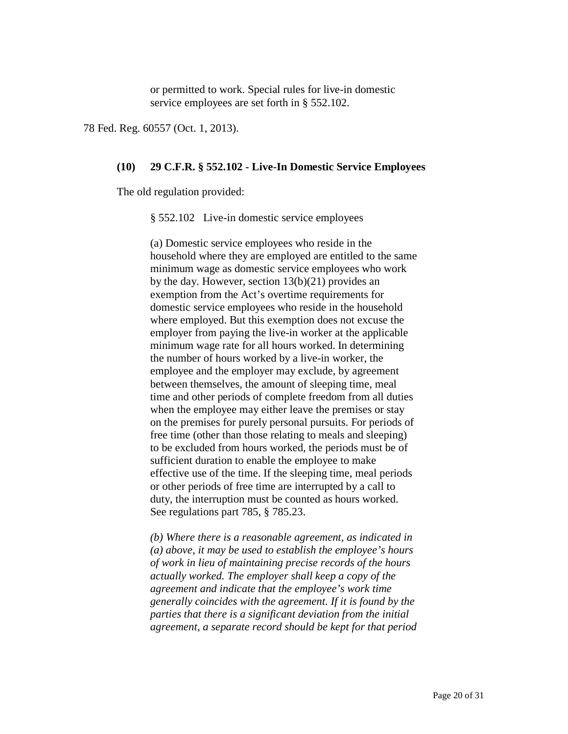> or permitted to work. Special rules for live-in domestic service employees are set forth in § 552.102.

78 Fed. Reg. 60557 (Oct. 1, 2013).

**(10) 29 C.F.R. § 552.102 - Live-In Domestic Service Employees**

The old regulation provided:

> § 552.102 Live-in domestic service employees
>
> (a) Domestic service employees who reside in the household where they are employed are entitled to the same minimum wage as domestic service employees who work by the day. However, section 13(b)(21) provides an exemption from the Act's overtime requirements for domestic service employees who reside in the household where employed. But this exemption does not excuse the employer from paying the live-in worker at the applicable minimum wage rate for all hours worked. In determining the number of hours worked by a live-in worker, the employee and the employer may exclude, by agreement between themselves, the amount of sleeping time, meal time and other periods of complete freedom from all duties when the employee may either leave the premises or stay on the premises for purely personal pursuits. For periods of free time (other than those relating to meals and sleeping) to be excluded from hours worked, the periods must be of sufficient duration to enable the employee to make effective use of the time. If the sleeping time, meal periods or other periods of free time are interrupted by a call to duty, the interruption must be counted as hours worked. See regulations part 785, § 785.23.
>
> *(b) Where there is a reasonable agreement, as indicated in (a) above, it may be used to establish the employee's hours of work in lieu of maintaining precise records of the hours actually worked. The employer shall keep a copy of the agreement and indicate that the employee's work time generally coincides with the agreement. If it is found by the parties that there is a significant deviation from the initial agreement, a separate record should be kept for that period*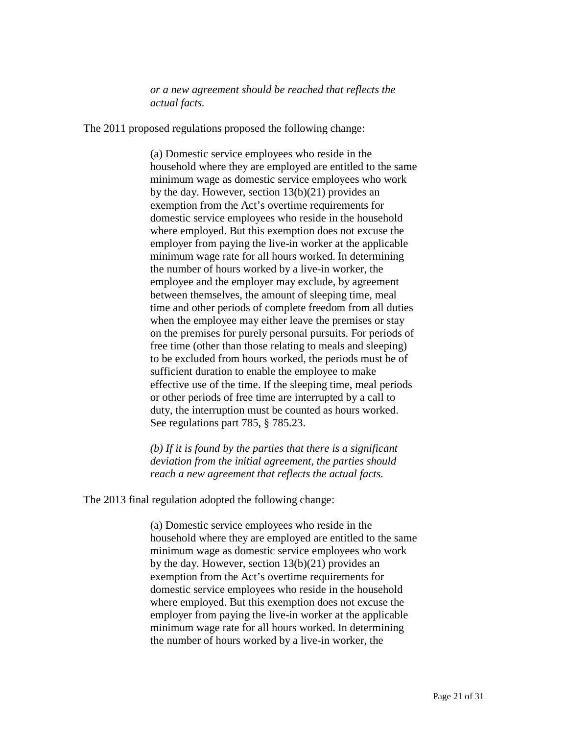> *or a new agreement should be reached that reflects the actual facts.*

The 2011 proposed regulations proposed the following change:

> (a) Domestic service employees who reside in the household where they are employed are entitled to the same minimum wage as domestic service employees who work by the day. However, section 13(b)(21) provides an exemption from the Act's overtime requirements for domestic service employees who reside in the household where employed. But this exemption does not excuse the employer from paying the live-in worker at the applicable minimum wage rate for all hours worked. In determining the number of hours worked by a live-in worker, the employee and the employer may exclude, by agreement between themselves, the amount of sleeping time, meal time and other periods of complete freedom from all duties when the employee may either leave the premises or stay on the premises for purely personal pursuits. For periods of free time (other than those relating to meals and sleeping) to be excluded from hours worked, the periods must be of sufficient duration to enable the employee to make effective use of the time. If the sleeping time, meal periods or other periods of free time are interrupted by a call to duty, the interruption must be counted as hours worked. See regulations part 785, § 785.23.
>
> *(b) If it is found by the parties that there is a significant deviation from the initial agreement, the parties should reach a new agreement that reflects the actual facts.*

The 2013 final regulation adopted the following change:

> (a) Domestic service employees who reside in the household where they are employed are entitled to the same minimum wage as domestic service employees who work by the day. However, section 13(b)(21) provides an exemption from the Act's overtime requirements for domestic service employees who reside in the household where employed. But this exemption does not excuse the employer from paying the live-in worker at the applicable minimum wage rate for all hours worked. In determining the number of hours worked by a live-in worker, the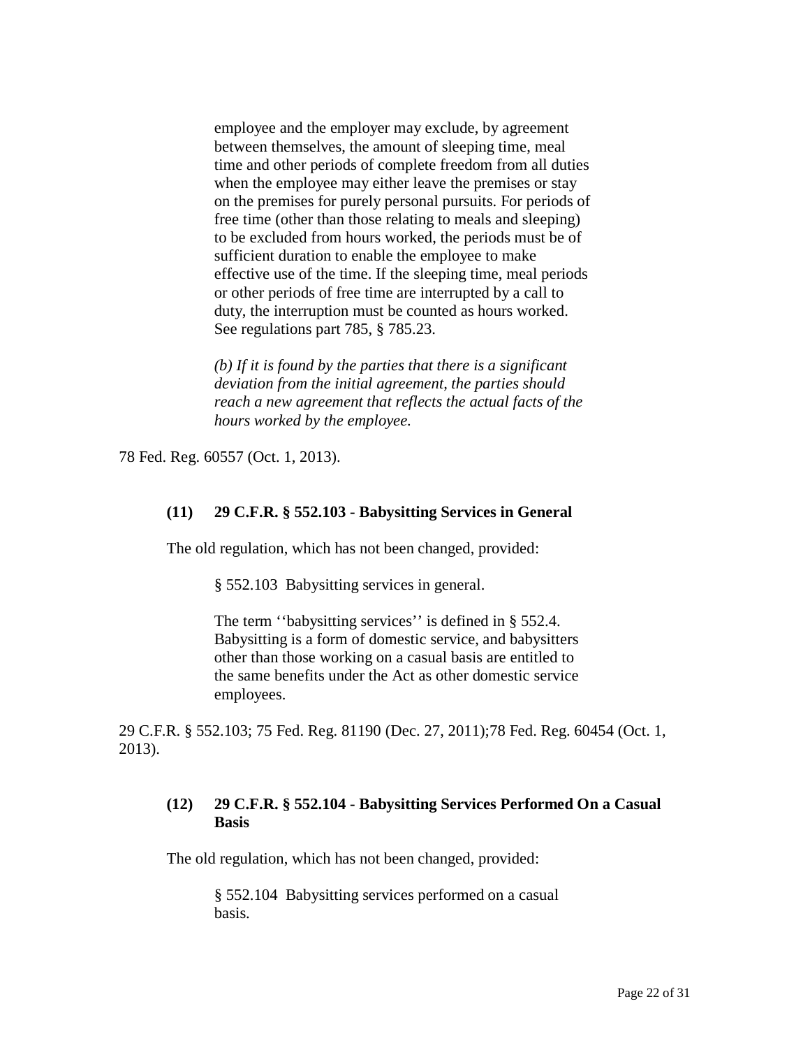> employee and the employer may exclude, by agreement between themselves, the amount of sleeping time, meal time and other periods of complete freedom from all duties when the employee may either leave the premises or stay on the premises for purely personal pursuits. For periods of free time (other than those relating to meals and sleeping) to be excluded from hours worked, the periods must be of sufficient duration to enable the employee to make effective use of the time. If the sleeping time, meal periods or other periods of free time are interrupted by a call to duty, the interruption must be counted as hours worked. See regulations part 785, § 785.23.
>
> *(b) If it is found by the parties that there is a significant deviation from the initial agreement, the parties should reach a new agreement that reflects the actual facts of the hours worked by the employee.*

78 Fed. Reg. 60557 (Oct. 1, 2013).

### (11) 29 C.F.R. § 552.103 - Babysitting Services in General

The old regulation, which has not been changed, provided:

> § 552.103 Babysitting services in general.
>
> The term ''babysitting services'' is defined in § 552.4. Babysitting is a form of domestic service, and babysitters other than those working on a casual basis are entitled to the same benefits under the Act as other domestic service employees.

29 C.F.R. § 552.103; 75 Fed. Reg. 81190 (Dec. 27, 2011);78 Fed. Reg. 60454 (Oct. 1, 2013).

### (12) 29 C.F.R. § 552.104 - Babysitting Services Performed On a Casual Basis

The old regulation, which has not been changed, provided:

> § 552.104 Babysitting services performed on a casual basis.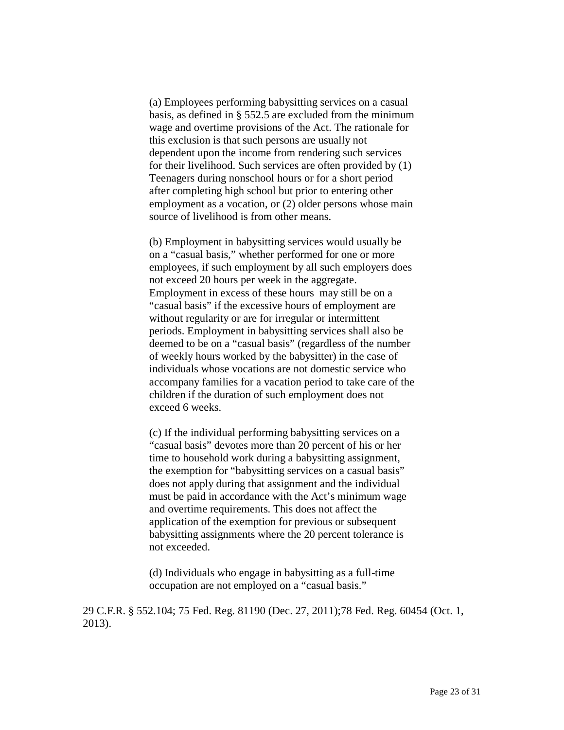> (a) Employees performing babysitting services on a casual basis, as defined in § 552.5 are excluded from the minimum wage and overtime provisions of the Act. The rationale for this exclusion is that such persons are usually not dependent upon the income from rendering such services for their livelihood. Such services are often provided by (1) Teenagers during nonschool hours or for a short period after completing high school but prior to entering other employment as a vocation, or (2) older persons whose main source of livelihood is from other means.
>
> (b) Employment in babysitting services would usually be on a "casual basis," whether performed for one or more employees, if such employment by all such employers does not exceed 20 hours per week in the aggregate. Employment in excess of these hours may still be on a "casual basis" if the excessive hours of employment are without regularity or are for irregular or intermittent periods. Employment in babysitting services shall also be deemed to be on a "casual basis" (regardless of the number of weekly hours worked by the babysitter) in the case of individuals whose vocations are not domestic service who accompany families for a vacation period to take care of the children if the duration of such employment does not exceed 6 weeks.
>
> (c) If the individual performing babysitting services on a "casual basis" devotes more than 20 percent of his or her time to household work during a babysitting assignment, the exemption for "babysitting services on a casual basis" does not apply during that assignment and the individual must be paid in accordance with the Act's minimum wage and overtime requirements. This does not affect the application of the exemption for previous or subsequent babysitting assignments where the 20 percent tolerance is not exceeded.
>
> (d) Individuals who engage in babysitting as a full-time occupation are not employed on a "casual basis."

29 C.F.R. § 552.104; 75 Fed. Reg. 81190 (Dec. 27, 2011);78 Fed. Reg. 60454 (Oct. 1, 2013).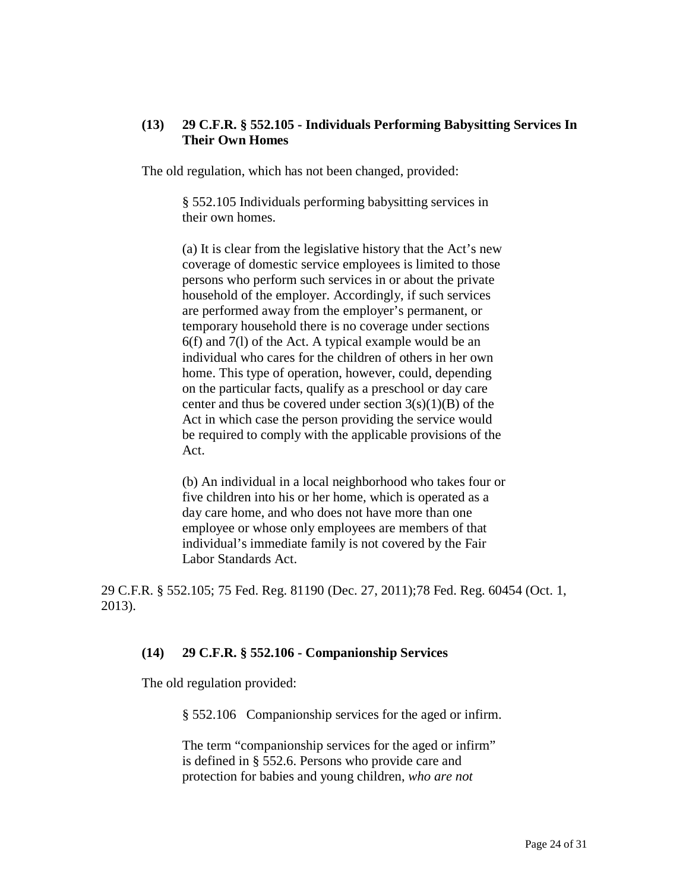### (13) 29 C.F.R. § 552.105 - Individuals Performing Babysitting Services In Their Own Homes

The old regulation, which has not been changed, provided:

> § 552.105 Individuals performing babysitting services in their own homes.
>
> (a) It is clear from the legislative history that the Act's new coverage of domestic service employees is limited to those persons who perform such services in or about the private household of the employer. Accordingly, if such services are performed away from the employer's permanent, or temporary household there is no coverage under sections 6(f) and 7(l) of the Act. A typical example would be an individual who cares for the children of others in her own home. This type of operation, however, could, depending on the particular facts, qualify as a preschool or day care center and thus be covered under section 3(s)(1)(B) of the Act in which case the person providing the service would be required to comply with the applicable provisions of the Act.
>
> (b) An individual in a local neighborhood who takes four or five children into his or her home, which is operated as a day care home, and who does not have more than one employee or whose only employees are members of that individual's immediate family is not covered by the Fair Labor Standards Act.

29 C.F.R. § 552.105; 75 Fed. Reg. 81190 (Dec. 27, 2011);78 Fed. Reg. 60454 (Oct. 1, 2013).

### (14) 29 C.F.R. § 552.106 - Companionship Services

The old regulation provided:

> § 552.106 Companionship services for the aged or infirm.
>
> The term "companionship services for the aged or infirm" is defined in § 552.6. Persons who provide care and protection for babies and young children, *who are not*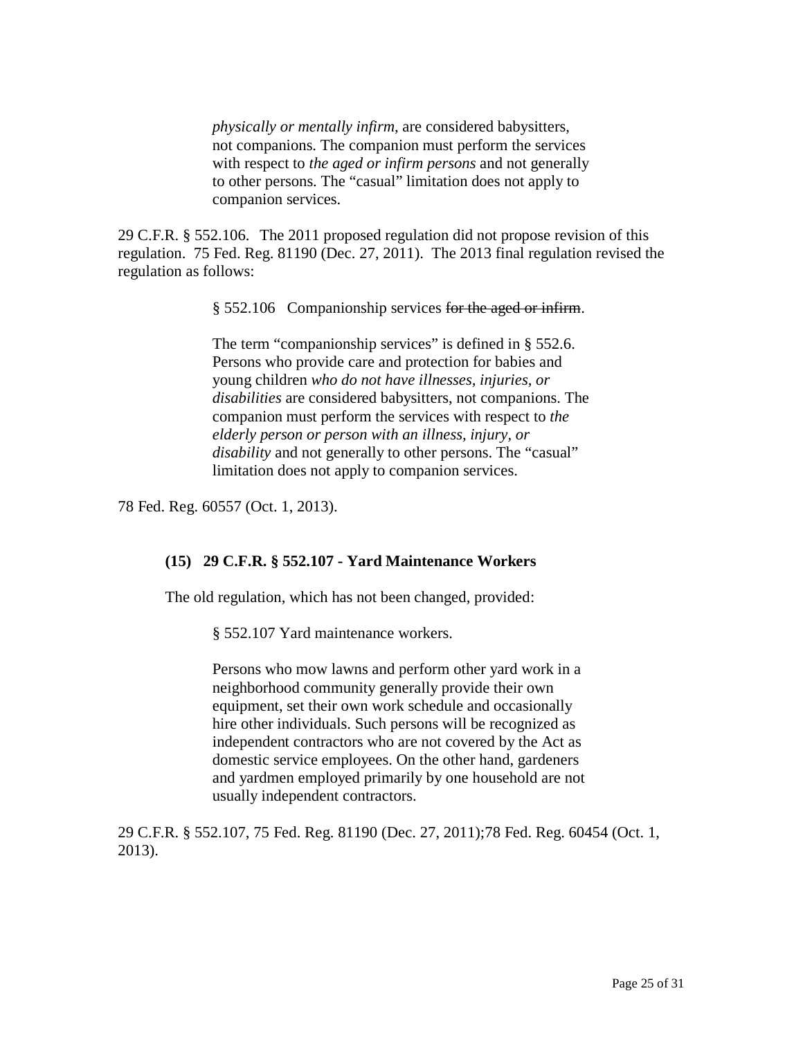> *physically or mentally infirm*, are considered babysitters, not companions. The companion must perform the services with respect to *the aged or infirm persons* and not generally to other persons. The "casual" limitation does not apply to companion services.

29 C.F.R. § 552.106. The 2011 proposed regulation did not propose revision of this regulation. 75 Fed. Reg. 81190 (Dec. 27, 2011). The 2013 final regulation revised the regulation as follows:

> § 552.106 Companionship services ~~for the aged or infirm~~.
>
> The term "companionship services" is defined in § 552.6. Persons who provide care and protection for babies and young children *who do not have illnesses, injuries, or disabilities* are considered babysitters, not companions. The companion must perform the services with respect to *the elderly person or person with an illness, injury, or disability* and not generally to other persons. The "casual" limitation does not apply to companion services.

78 Fed. Reg. 60557 (Oct. 1, 2013).

### (15) 29 C.F.R. § 552.107 - Yard Maintenance Workers

The old regulation, which has not been changed, provided:

> § 552.107 Yard maintenance workers.
>
> Persons who mow lawns and perform other yard work in a neighborhood community generally provide their own equipment, set their own work schedule and occasionally hire other individuals. Such persons will be recognized as independent contractors who are not covered by the Act as domestic service employees. On the other hand, gardeners and yardmen employed primarily by one household are not usually independent contractors.

29 C.F.R. § 552.107, 75 Fed. Reg. 81190 (Dec. 27, 2011);78 Fed. Reg. 60454 (Oct. 1, 2013).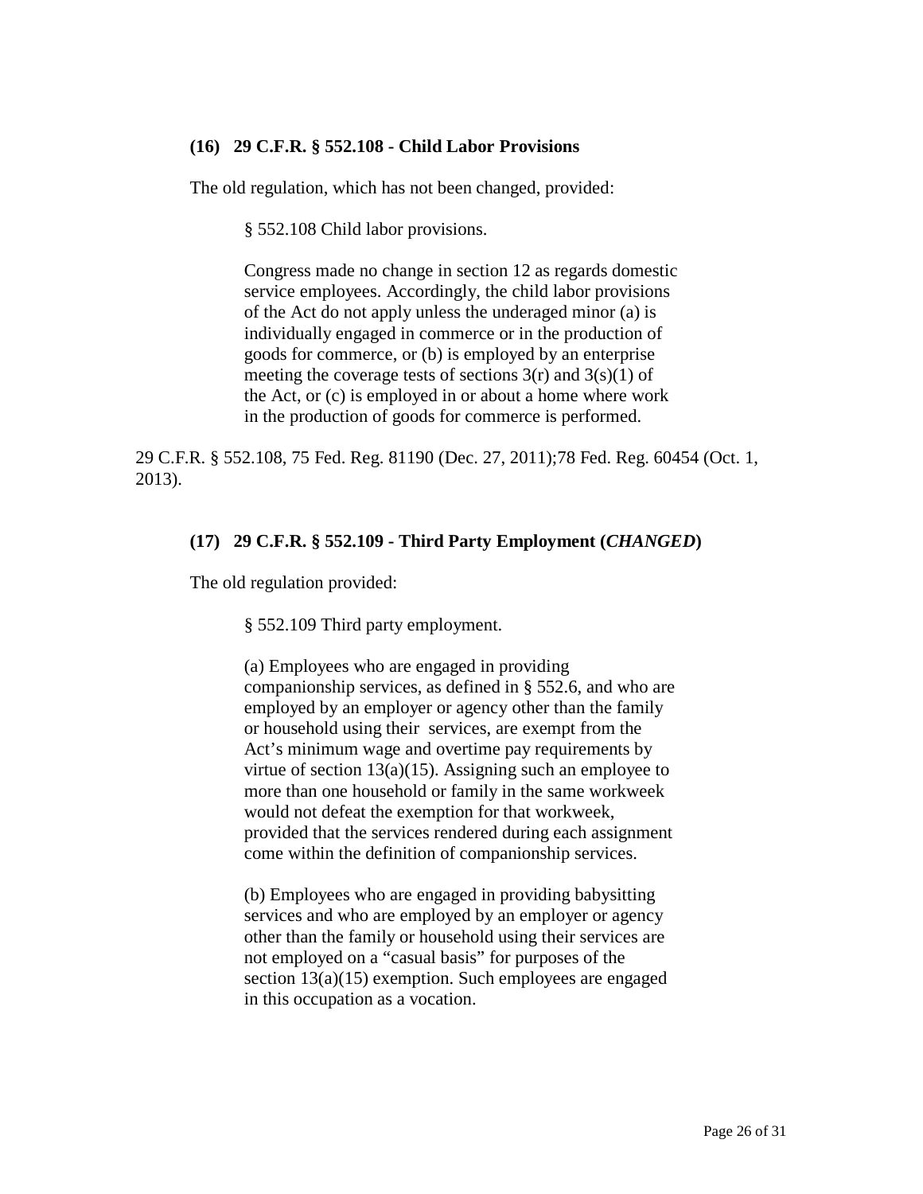#### (16) 29 C.F.R. § 552.108 - Child Labor Provisions

The old regulation, which has not been changed, provided:

> § 552.108 Child labor provisions.
>
> Congress made no change in section 12 as regards domestic service employees. Accordingly, the child labor provisions of the Act do not apply unless the underaged minor (a) is individually engaged in commerce or in the production of goods for commerce, or (b) is employed by an enterprise meeting the coverage tests of sections 3(r) and 3(s)(1) of the Act, or (c) is employed in or about a home where work in the production of goods for commerce is performed.

29 C.F.R. § 552.108, 75 Fed. Reg. 81190 (Dec. 27, 2011);78 Fed. Reg. 60454 (Oct. 1, 2013).

#### (17) 29 C.F.R. § 552.109 - Third Party Employment (*CHANGED*)

The old regulation provided:

> § 552.109 Third party employment.
>
> (a) Employees who are engaged in providing companionship services, as defined in § 552.6, and who are employed by an employer or agency other than the family or household using their services, are exempt from the Act's minimum wage and overtime pay requirements by virtue of section 13(a)(15). Assigning such an employee to more than one household or family in the same workweek would not defeat the exemption for that workweek, provided that the services rendered during each assignment come within the definition of companionship services.
>
> (b) Employees who are engaged in providing babysitting services and who are employed by an employer or agency other than the family or household using their services are not employed on a "casual basis" for purposes of the section 13(a)(15) exemption. Such employees are engaged in this occupation as a vocation.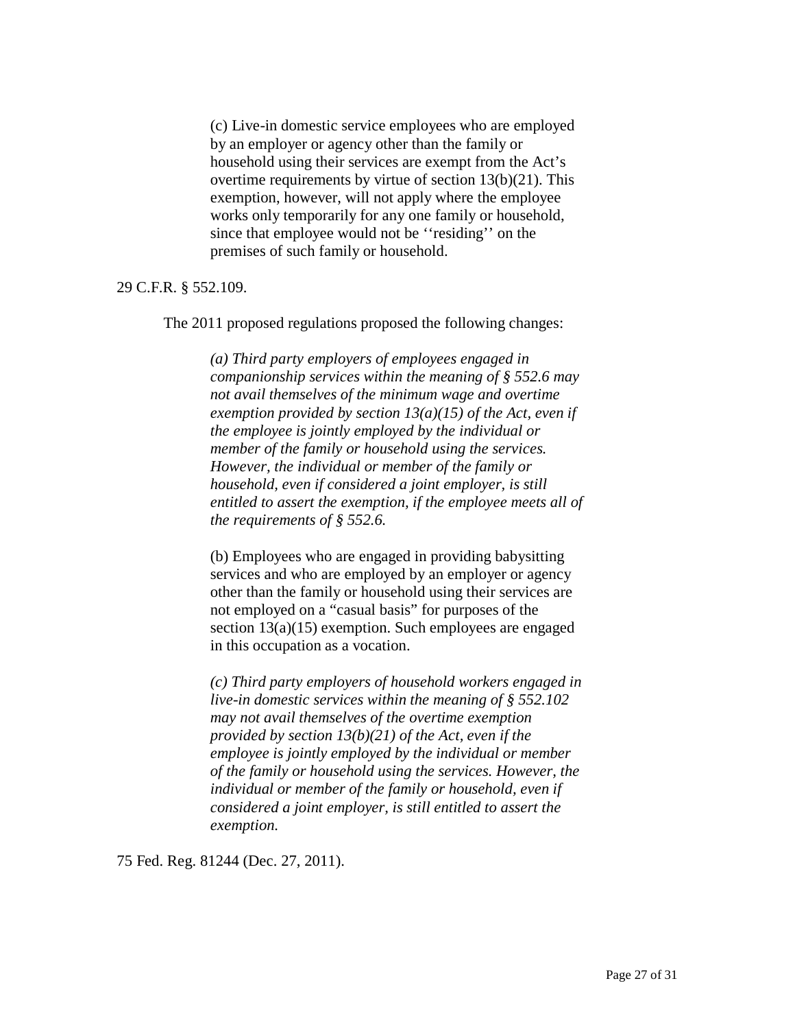> (c) Live-in domestic service employees who are employed by an employer or agency other than the family or household using their services are exempt from the Act's overtime requirements by virtue of section 13(b)(21). This exemption, however, will not apply where the employee works only temporarily for any one family or household, since that employee would not be ''residing'' on the premises of such family or household.

29 C.F.R. § 552.109.

The 2011 proposed regulations proposed the following changes:

> *(a) Third party employers of employees engaged in companionship services within the meaning of § 552.6 may not avail themselves of the minimum wage and overtime exemption provided by section 13(a)(15) of the Act, even if the employee is jointly employed by the individual or member of the family or household using the services. However, the individual or member of the family or household, even if considered a joint employer, is still entitled to assert the exemption, if the employee meets all of the requirements of § 552.6.*
>
> (b) Employees who are engaged in providing babysitting services and who are employed by an employer or agency other than the family or household using their services are not employed on a "casual basis" for purposes of the section 13(a)(15) exemption. Such employees are engaged in this occupation as a vocation.
>
> *(c) Third party employers of household workers engaged in live-in domestic services within the meaning of § 552.102 may not avail themselves of the overtime exemption provided by section 13(b)(21) of the Act, even if the employee is jointly employed by the individual or member of the family or household using the services. However, the individual or member of the family or household, even if considered a joint employer, is still entitled to assert the exemption.*

75 Fed. Reg. 81244 (Dec. 27, 2011).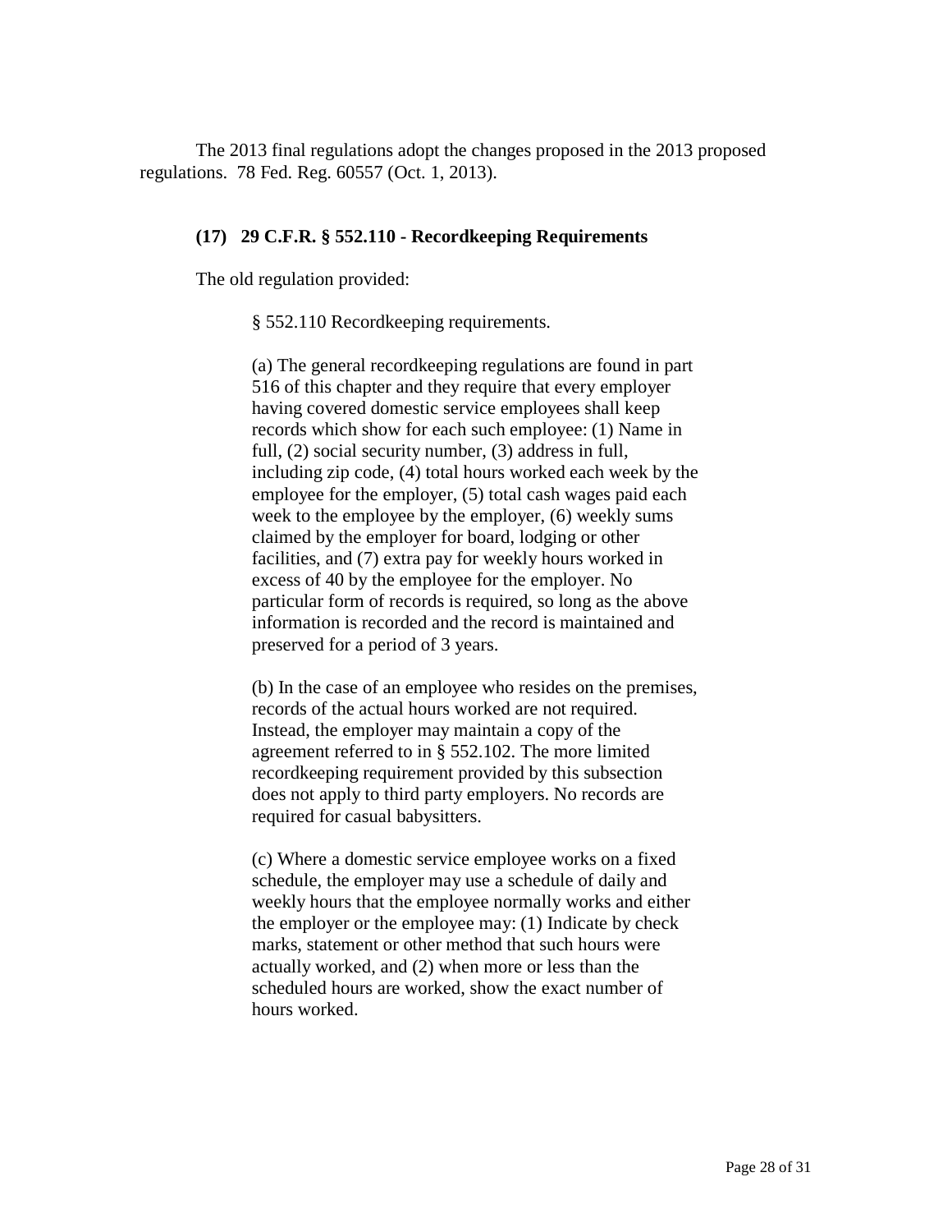The 2013 final regulations adopt the changes proposed in the 2013 proposed regulations. 78 Fed. Reg. 60557 (Oct. 1, 2013).

### (17) 29 C.F.R. § 552.110 - Recordkeeping Requirements

The old regulation provided:

> § 552.110 Recordkeeping requirements.
>
> (a) The general recordkeeping regulations are found in part 516 of this chapter and they require that every employer having covered domestic service employees shall keep records which show for each such employee: (1) Name in full, (2) social security number, (3) address in full, including zip code, (4) total hours worked each week by the employee for the employer, (5) total cash wages paid each week to the employee by the employer, (6) weekly sums claimed by the employer for board, lodging or other facilities, and (7) extra pay for weekly hours worked in excess of 40 by the employee for the employer. No particular form of records is required, so long as the above information is recorded and the record is maintained and preserved for a period of 3 years.
>
> (b) In the case of an employee who resides on the premises, records of the actual hours worked are not required. Instead, the employer may maintain a copy of the agreement referred to in § 552.102. The more limited recordkeeping requirement provided by this subsection does not apply to third party employers. No records are required for casual babysitters.
>
> (c) Where a domestic service employee works on a fixed schedule, the employer may use a schedule of daily and weekly hours that the employee normally works and either the employer or the employee may: (1) Indicate by check marks, statement or other method that such hours were actually worked, and (2) when more or less than the scheduled hours are worked, show the exact number of hours worked.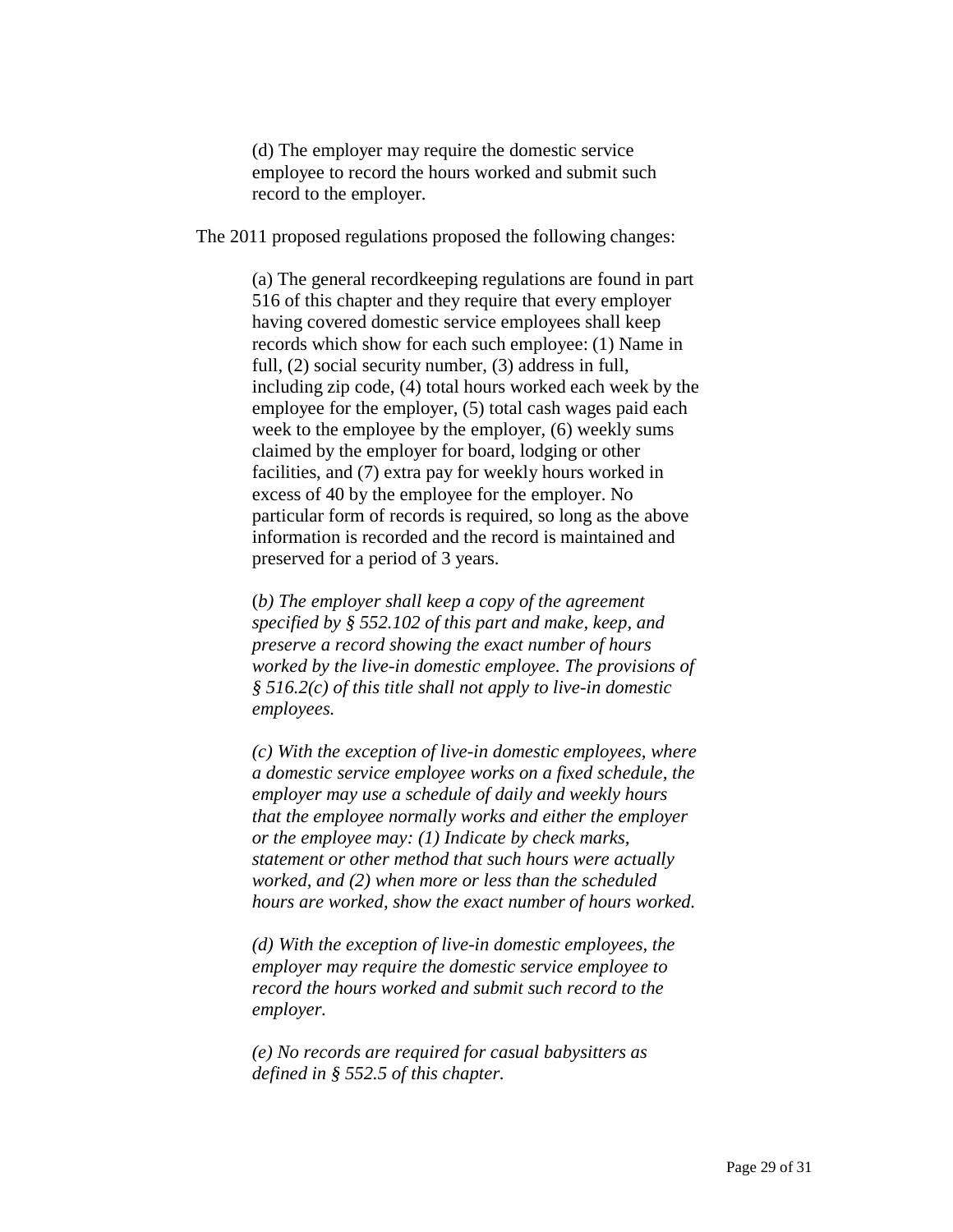> (d) The employer may require the domestic service employee to record the hours worked and submit such record to the employer.

The 2011 proposed regulations proposed the following changes:

> (a) The general recordkeeping regulations are found in part 516 of this chapter and they require that every employer having covered domestic service employees shall keep records which show for each such employee: (1) Name in full, (2) social security number, (3) address in full, including zip code, (4) total hours worked each week by the employee for the employer, (5) total cash wages paid each week to the employee by the employer, (6) weekly sums claimed by the employer for board, lodging or other facilities, and (7) extra pay for weekly hours worked in excess of 40 by the employee for the employer. No particular form of records is required, so long as the above information is recorded and the record is maintained and preserved for a period of 3 years.
>
> (*b) The employer shall keep a copy of the agreement specified by § 552.102 of this part and make, keep, and preserve a record showing the exact number of hours worked by the live-in domestic employee. The provisions of § 516.2(c) of this title shall not apply to live-in domestic employees.*
>
> *(c) With the exception of live-in domestic employees, where a domestic service employee works on a fixed schedule, the employer may use a schedule of daily and weekly hours that the employee normally works and either the employer or the employee may: (1) Indicate by check marks, statement or other method that such hours were actually worked, and (2) when more or less than the scheduled hours are worked, show the exact number of hours worked.*
>
> *(d) With the exception of live-in domestic employees, the employer may require the domestic service employee to record the hours worked and submit such record to the employer.*
>
> *(e) No records are required for casual babysitters as defined in § 552.5 of this chapter.*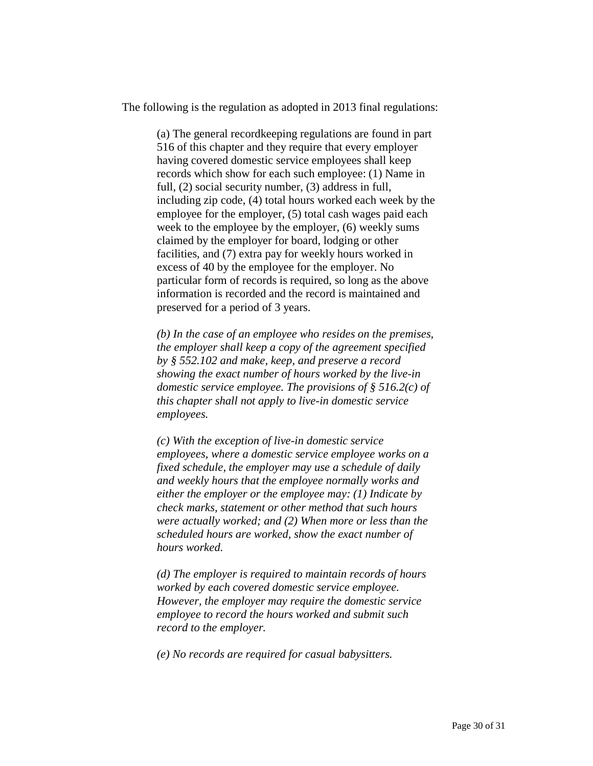The following is the regulation as adopted in 2013 final regulations:

> (a) The general recordkeeping regulations are found in part 516 of this chapter and they require that every employer having covered domestic service employees shall keep records which show for each such employee: (1) Name in full, (2) social security number, (3) address in full, including zip code, (4) total hours worked each week by the employee for the employer, (5) total cash wages paid each week to the employee by the employer, (6) weekly sums claimed by the employer for board, lodging or other facilities, and (7) extra pay for weekly hours worked in excess of 40 by the employee for the employer. No particular form of records is required, so long as the above information is recorded and the record is maintained and preserved for a period of 3 years.
>
> *(b) In the case of an employee who resides on the premises, the employer shall keep a copy of the agreement specified by § 552.102 and make, keep, and preserve a record showing the exact number of hours worked by the live-in domestic service employee. The provisions of § 516.2(c) of this chapter shall not apply to live-in domestic service employees.*
>
> *(c) With the exception of live-in domestic service employees, where a domestic service employee works on a fixed schedule, the employer may use a schedule of daily and weekly hours that the employee normally works and either the employer or the employee may: (1) Indicate by check marks, statement or other method that such hours were actually worked; and (2) When more or less than the scheduled hours are worked, show the exact number of hours worked.*
>
> *(d) The employer is required to maintain records of hours worked by each covered domestic service employee. However, the employer may require the domestic service employee to record the hours worked and submit such record to the employer.*
>
> *(e) No records are required for casual babysitters.*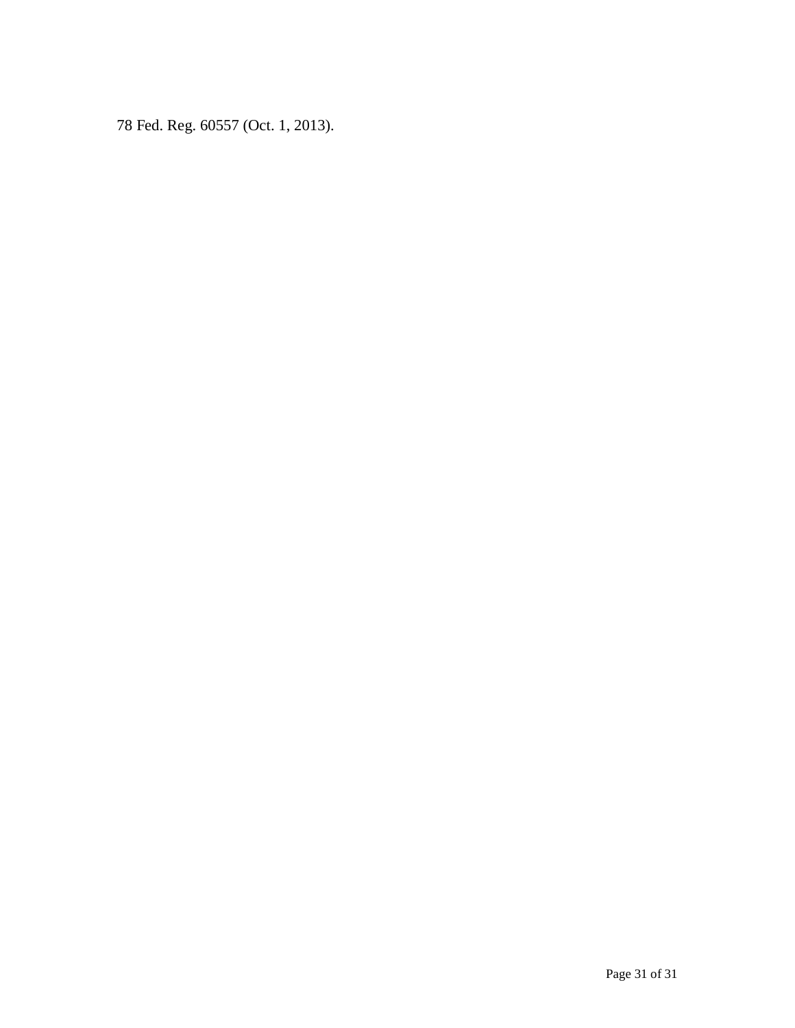78 Fed. Reg. 60557 (Oct. 1, 2013).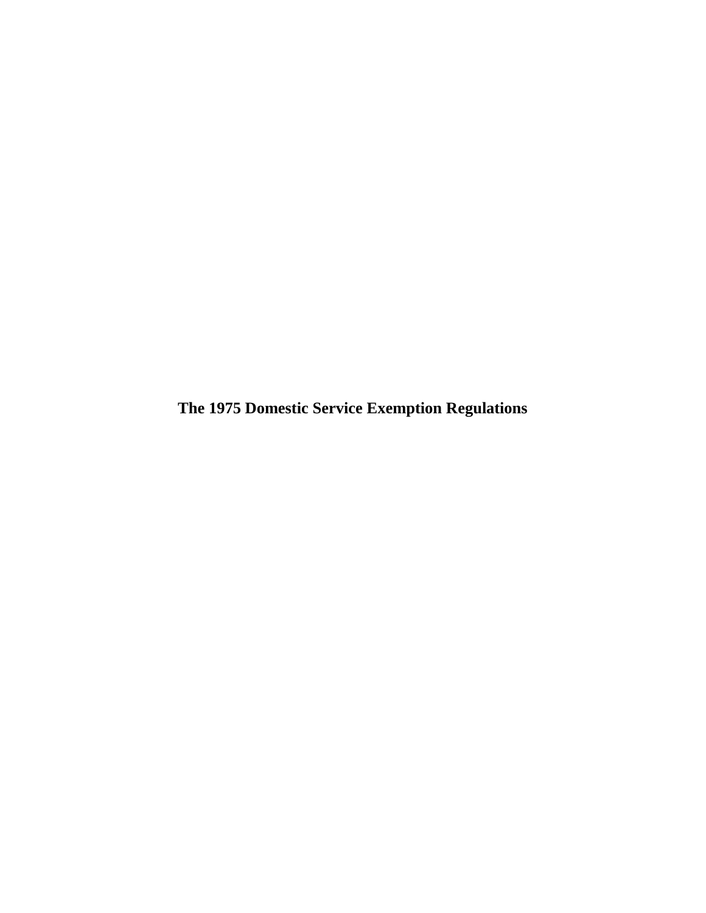# The 1975 Domestic Service Exemption Regulations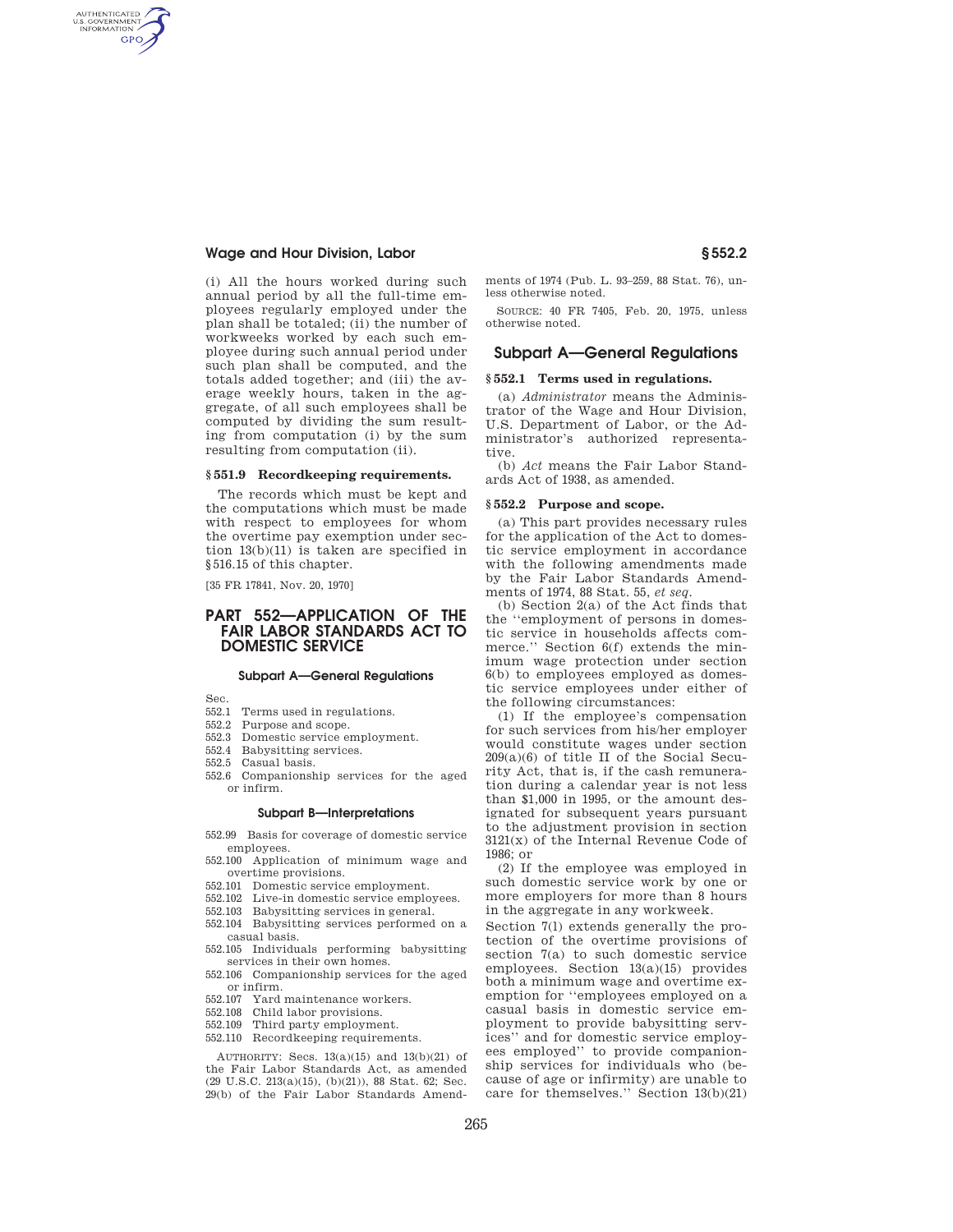(i) All the hours worked during such annual period by all the full-time employees regularly employed under the plan shall be totaled; (ii) the number of workweeks worked by each such employee during such annual period under such plan shall be computed, and the totals added together; and (iii) the average weekly hours, taken in the aggregate, of all such employees shall be computed by dividing the sum resulting from computation (i) by the sum resulting from computation (ii).

### § 551.9 Recordkeeping requirements.

The records which must be kept and the computations which must be made with respect to employees for whom the overtime pay exemption under section 13(b)(11) is taken are specified in §516.15 of this chapter.

[35 FR 17841, Nov. 20, 1970]

# PART 552—APPLICATION OF THE FAIR LABOR STANDARDS ACT TO DOMESTIC SERVICE

#### Subpart A—General Regulations

Sec.
552.1 Terms used in regulations.
552.2 Purpose and scope.
552.3 Domestic service employment.
552.4 Babysitting services.
552.5 Casual basis.
552.6 Companionship services for the aged or infirm.

#### Subpart B—Interpretations

552.99 Basis for coverage of domestic service employees.
552.100 Application of minimum wage and overtime provisions.
552.101 Domestic service employment.
552.102 Live-in domestic service employees.
552.103 Babysitting services in general.
552.104 Babysitting services performed on a casual basis.
552.105 Individuals performing babysitting services in their own homes.
552.106 Companionship services for the aged or infirm.
552.107 Yard maintenance workers.
552.108 Child labor provisions.
552.109 Third party employment.
552.110 Recordkeeping requirements.

AUTHORITY: Secs. 13(a)(15) and 13(b)(21) of the Fair Labor Standards Act, as amended (29 U.S.C. 213(a)(15), (b)(21)), 88 Stat. 62; Sec. 29(b) of the Fair Labor Standards Amendments of 1974 (Pub. L. 93–259, 88 Stat. 76), unless otherwise noted.

SOURCE: 40 FR 7405, Feb. 20, 1975, unless otherwise noted.

## Subpart A—General Regulations

### § 552.1 Terms used in regulations.

(a) *Administrator* means the Administrator of the Wage and Hour Division, U.S. Department of Labor, or the Administrator's authorized representative.

(b) *Act* means the Fair Labor Standards Act of 1938, as amended.

### § 552.2 Purpose and scope.

(a) This part provides necessary rules for the application of the Act to domestic service employment in accordance with the following amendments made by the Fair Labor Standards Amendments of 1974, 88 Stat. 55, *et seq.*

(b) Section 2(a) of the Act finds that the "employment of persons in domestic service in households affects commerce." Section 6(f) extends the minimum wage protection under section 6(b) to employees employed as domestic service employees under either of the following circumstances:

(1) If the employee's compensation for such services from his/her employer would constitute wages under section 209(a)(6) of title II of the Social Security Act, that is, if the cash remuneration during a calendar year is not less than $1,000 in 1995, or the amount designated for subsequent years pursuant to the adjustment provision in section 3121(x) of the Internal Revenue Code of 1986; or

(2) If the employee was employed in such domestic service work by one or more employers for more than 8 hours in the aggregate in any workweek.

Section 7(l) extends generally the protection of the overtime provisions of section 7(a) to such domestic service employees. Section 13(a)(15) provides both a minimum wage and overtime exemption for "employees employed on a casual basis in domestic service employment to provide babysitting services" and for domestic service employees employed" to provide companionship services for individuals who (because of age or infirmity) are unable to care for themselves." Section 13(b)(21)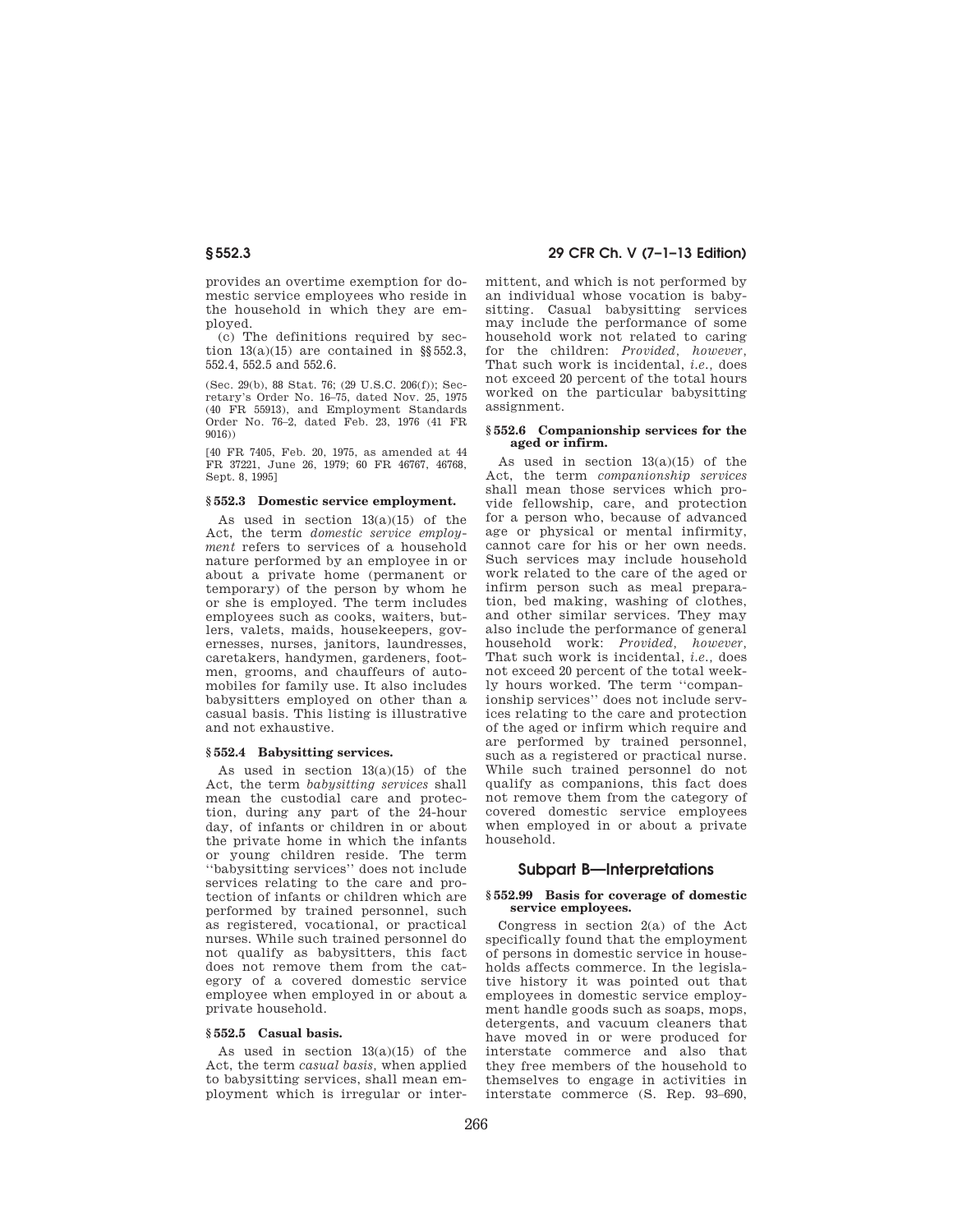provides an overtime exemption for domestic service employees who reside in the household in which they are employed.

(c) The definitions required by section 13(a)(15) are contained in §§552.3, 552.4, 552.5 and 552.6.

(Sec. 29(b), 88 Stat. 76; (29 U.S.C. 206(f)); Secretary's Order No. 16–75, dated Nov. 25, 1975 (40 FR 55913), and Employment Standards Order No. 76–2, dated Feb. 23, 1976 (41 FR 9016))

[40 FR 7405, Feb. 20, 1975, as amended at 44 FR 37221, June 26, 1979; 60 FR 46767, 46768, Sept. 8, 1995]

### § 552.3 Domestic service employment.

As used in section 13(a)(15) of the Act, the term *domestic service employment* refers to services of a household nature performed by an employee in or about a private home (permanent or temporary) of the person by whom he or she is employed. The term includes employees such as cooks, waiters, butlers, valets, maids, housekeepers, governesses, nurses, janitors, laundresses, caretakers, handymen, gardeners, footmen, grooms, and chauffeurs of automobiles for family use. It also includes babysitters employed on other than a casual basis. This listing is illustrative and not exhaustive.

### § 552.4 Babysitting services.

As used in section 13(a)(15) of the Act, the term *babysitting services* shall mean the custodial care and protection, during any part of the 24-hour day, of infants or children in or about the private home in which the infants or young children reside. The term "babysitting services" does not include services relating to the care and protection of infants or children which are performed by trained personnel, such as registered, vocational, or practical nurses. While such trained personnel do not qualify as babysitters, this fact does not remove them from the category of a covered domestic service employee when employed in or about a private household.

### § 552.5 Casual basis.

As used in section 13(a)(15) of the Act, the term *casual basis*, when applied to babysitting services, shall mean employment which is irregular or intermittent, and which is not performed by an individual whose vocation is babysitting. Casual babysitting services may include the performance of some household work not related to caring for the children: *Provided, however,* That such work is incidental, *i.e.*, does not exceed 20 percent of the total hours worked on the particular babysitting assignment.

### § 552.6 Companionship services for the aged or infirm.

As used in section 13(a)(15) of the Act, the term *companionship services* shall mean those services which provide fellowship, care, and protection for a person who, because of advanced age or physical or mental infirmity, cannot care for his or her own needs. Such services may include household work related to the care of the aged or infirm person such as meal preparation, bed making, washing of clothes, and other similar services. They may also include the performance of general household work: *Provided, however,* That such work is incidental, *i.e.*, does not exceed 20 percent of the total weekly hours worked. The term "companionship services" does not include services relating to the care and protection of the aged or infirm which require and are performed by trained personnel, such as a registered or practical nurse. While such trained personnel do not qualify as companions, this fact does not remove them from the category of covered domestic service employees when employed in or about a private household.

## Subpart B—Interpretations

### § 552.99 Basis for coverage of domestic service employees.

Congress in section 2(a) of the Act specifically found that the employment of persons in domestic service in households affects commerce. In the legislative history it was pointed out that employees in domestic service employment handle goods such as soaps, mops, detergents, and vacuum cleaners that have moved in or were produced for interstate commerce and also that they free members of the household to themselves to engage in activities in interstate commerce (S. Rep. 93–690,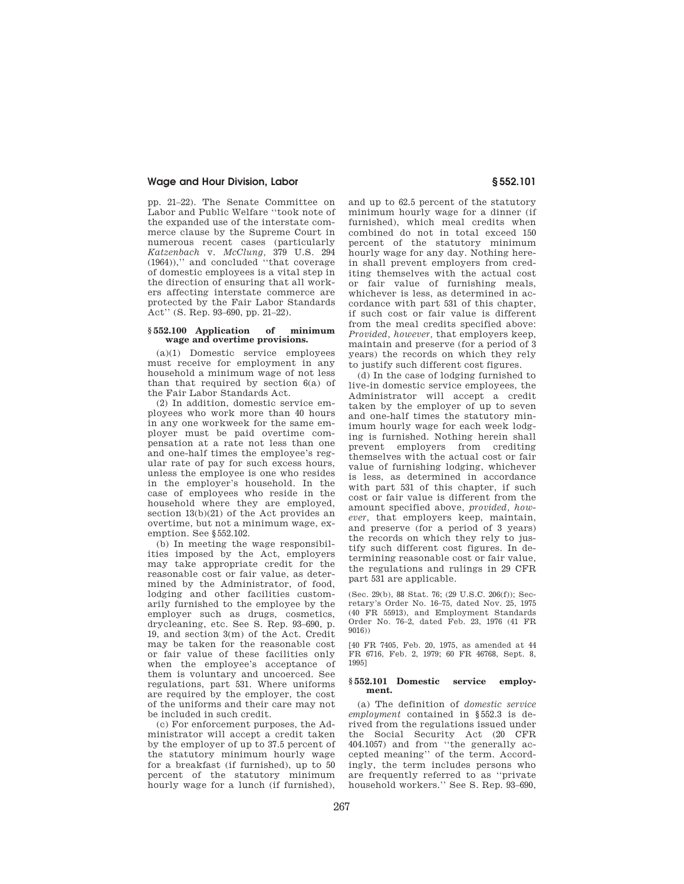pp. 21–22). The Senate Committee on Labor and Public Welfare ''took note of the expanded use of the interstate commerce clause by the Supreme Court in numerous recent cases (particularly *Katzenbach* v. *McClung,* 379 U.S. 294 (1964)),'' and concluded ''that coverage of domestic employees is a vital step in the direction of ensuring that all workers affecting interstate commerce are protected by the Fair Labor Standards Act'' (S. Rep. 93–690, pp. 21–22).

### § 552.100 Application of minimum wage and overtime provisions.

(a)(1) Domestic service employees must receive for employment in any household a minimum wage of not less than that required by section 6(a) of the Fair Labor Standards Act.

(2) In addition, domestic service employees who work more than 40 hours in any one workweek for the same employer must be paid overtime compensation at a rate not less than one and one-half times the employee's regular rate of pay for such excess hours, unless the employee is one who resides in the employer's household. In the case of employees who reside in the household where they are employed, section 13(b)(21) of the Act provides an overtime, but not a minimum wage, exemption. See § 552.102.

(b) In meeting the wage responsibilities imposed by the Act, employers may take appropriate credit for the reasonable cost or fair value, as determined by the Administrator, of food, lodging and other facilities customarily furnished to the employee by the employer such as drugs, cosmetics, drycleaning, etc. See S. Rep. 93–690, p. 19, and section 3(m) of the Act. Credit may be taken for the reasonable cost or fair value of these facilities only when the employee's acceptance of them is voluntary and uncoerced. See regulations, part 531. Where uniforms are required by the employer, the cost of the uniforms and their care may not be included in such credit.

(c) For enforcement purposes, the Administrator will accept a credit taken by the employer of up to 37.5 percent of the statutory minimum hourly wage for a breakfast (if furnished), up to 50 percent of the statutory minimum hourly wage for a lunch (if furnished), and up to 62.5 percent of the statutory minimum hourly wage for a dinner (if furnished), which meal credits when combined do not in total exceed 150 percent of the statutory minimum hourly wage for any day. Nothing herein shall prevent employers from crediting themselves with the actual cost or fair value of furnishing meals, whichever is less, as determined in accordance with part 531 of this chapter, if such cost or fair value is different from the meal credits specified above: *Provided, however,* that employers keep, maintain and preserve (for a period of 3 years) the records on which they rely to justify such different cost figures.

(d) In the case of lodging furnished to live-in domestic service employees, the Administrator will accept a credit taken by the employer of up to seven and one-half times the statutory minimum hourly wage for each week lodging is furnished. Nothing herein shall prevent employers from crediting themselves with the actual cost or fair value of furnishing lodging, whichever is less, as determined in accordance with part 531 of this chapter, if such cost or fair value is different from the amount specified above, *provided, however,* that employers keep, maintain, and preserve (for a period of 3 years) the records on which they rely to justify such different cost figures. In determining reasonable cost or fair value, the regulations and rulings in 29 CFR part 531 are applicable.

(Sec. 29(b), 88 Stat. 76; (29 U.S.C. 206(f)); Secretary's Order No. 16–75, dated Nov. 25, 1975 (40 FR 55913), and Employment Standards Order No. 76–2, dated Feb. 23, 1976 (41 FR 9016))

[40 FR 7405, Feb. 20, 1975, as amended at 44 FR 6716, Feb. 2, 1979; 60 FR 46768, Sept. 8, 1995]

### § 552.101 Domestic service employment.

(a) The definition of *domestic service employment* contained in § 552.3 is derived from the regulations issued under the Social Security Act (20 CFR 404.1057) and from ''the generally accepted meaning'' of the term. Accordingly, the term includes persons who are frequently referred to as ''private household workers.'' See S. Rep. 93–690,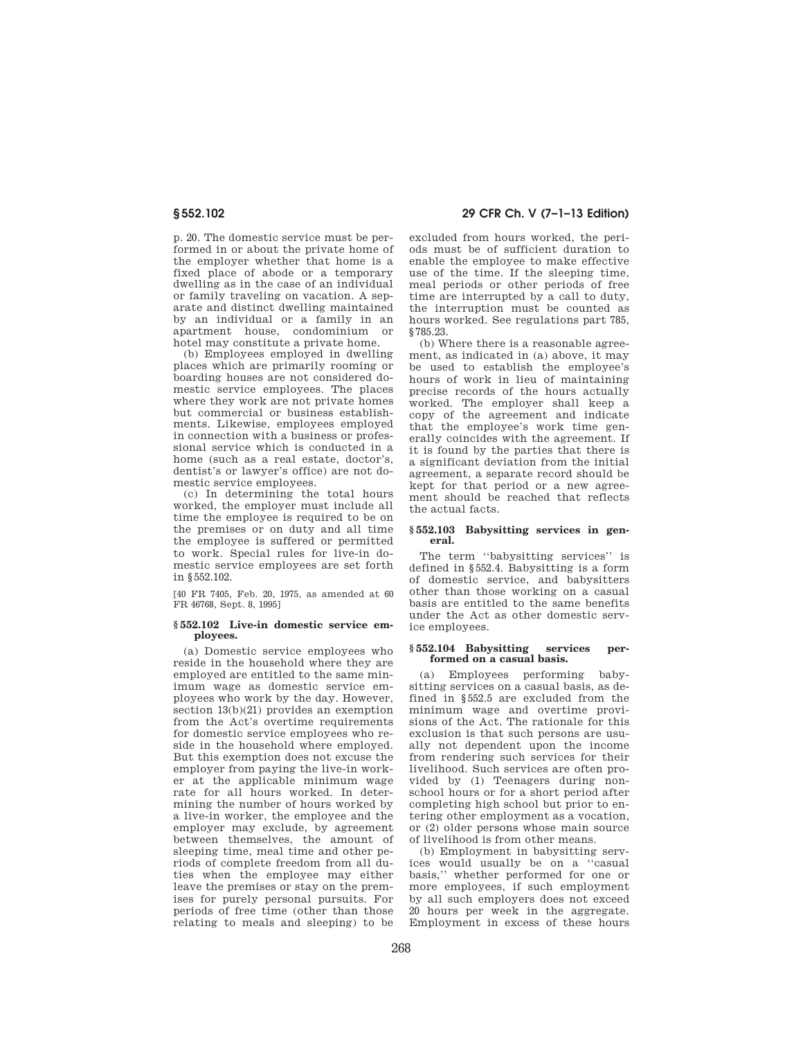p. 20. The domestic service must be performed in or about the private home of the employer whether that home is a fixed place of abode or a temporary dwelling as in the case of an individual or family traveling on vacation. A separate and distinct dwelling maintained by an individual or a family in an apartment house, condominium or hotel may constitute a private home.

(b) Employees employed in dwelling places which are primarily rooming or boarding houses are not considered domestic service employees. The places where they work are not private homes but commercial or business establishments. Likewise, employees employed in connection with a business or professional service which is conducted in a home (such as a real estate, doctor's, dentist's or lawyer's office) are not domestic service employees.

(c) In determining the total hours worked, the employer must include all time the employee is required to be on the premises or on duty and all time the employee is suffered or permitted to work. Special rules for live-in domestic service employees are set forth in §552.102.

[40 FR 7405, Feb. 20, 1975, as amended at 60 FR 46768, Sept. 8, 1995]

### §552.102 Live-in domestic service employees.

(a) Domestic service employees who reside in the household where they are employed are entitled to the same minimum wage as domestic service employees who work by the day. However, section 13(b)(21) provides an exemption from the Act's overtime requirements for domestic service employees who reside in the household where employed. But this exemption does not excuse the employer from paying the live-in worker at the applicable minimum wage rate for all hours worked. In determining the number of hours worked by a live-in worker, the employee and the employer may exclude, by agreement between themselves, the amount of sleeping time, meal time and other periods of complete freedom from all duties when the employee may either leave the premises or stay on the premises for purely personal pursuits. For periods of free time (other than those relating to meals and sleeping) to be excluded from hours worked, the periods must be of sufficient duration to enable the employee to make effective use of the time. If the sleeping time, meal periods or other periods of free time are interrupted by a call to duty, the interruption must be counted as hours worked. See regulations part 785, §785.23.

(b) Where there is a reasonable agreement, as indicated in (a) above, it may be used to establish the employee's hours of work in lieu of maintaining precise records of the hours actually worked. The employer shall keep a copy of the agreement and indicate that the employee's work time generally coincides with the agreement. If it is found by the parties that there is a significant deviation from the initial agreement, a separate record should be kept for that period or a new agreement should be reached that reflects the actual facts.

### §552.103 Babysitting services in general.

The term ''babysitting services'' is defined in §552.4. Babysitting is a form of domestic service, and babysitters other than those working on a casual basis are entitled to the same benefits under the Act as other domestic service employees.

### §552.104 Babysitting services performed on a casual basis.

(a) Employees performing babysitting services on a casual basis, as defined in §552.5 are excluded from the minimum wage and overtime provisions of the Act. The rationale for this exclusion is that such persons are usually not dependent upon the income from rendering such services for their livelihood. Such services are often provided by (1) Teenagers during non-school hours or for a short period after completing high school but prior to entering other employment as a vocation, or (2) older persons whose main source of livelihood is from other means.

(b) Employment in babysitting services would usually be on a ''casual basis,'' whether performed for one or more employees, if such employment by all such employers does not exceed 20 hours per week in the aggregate. Employment in excess of these hours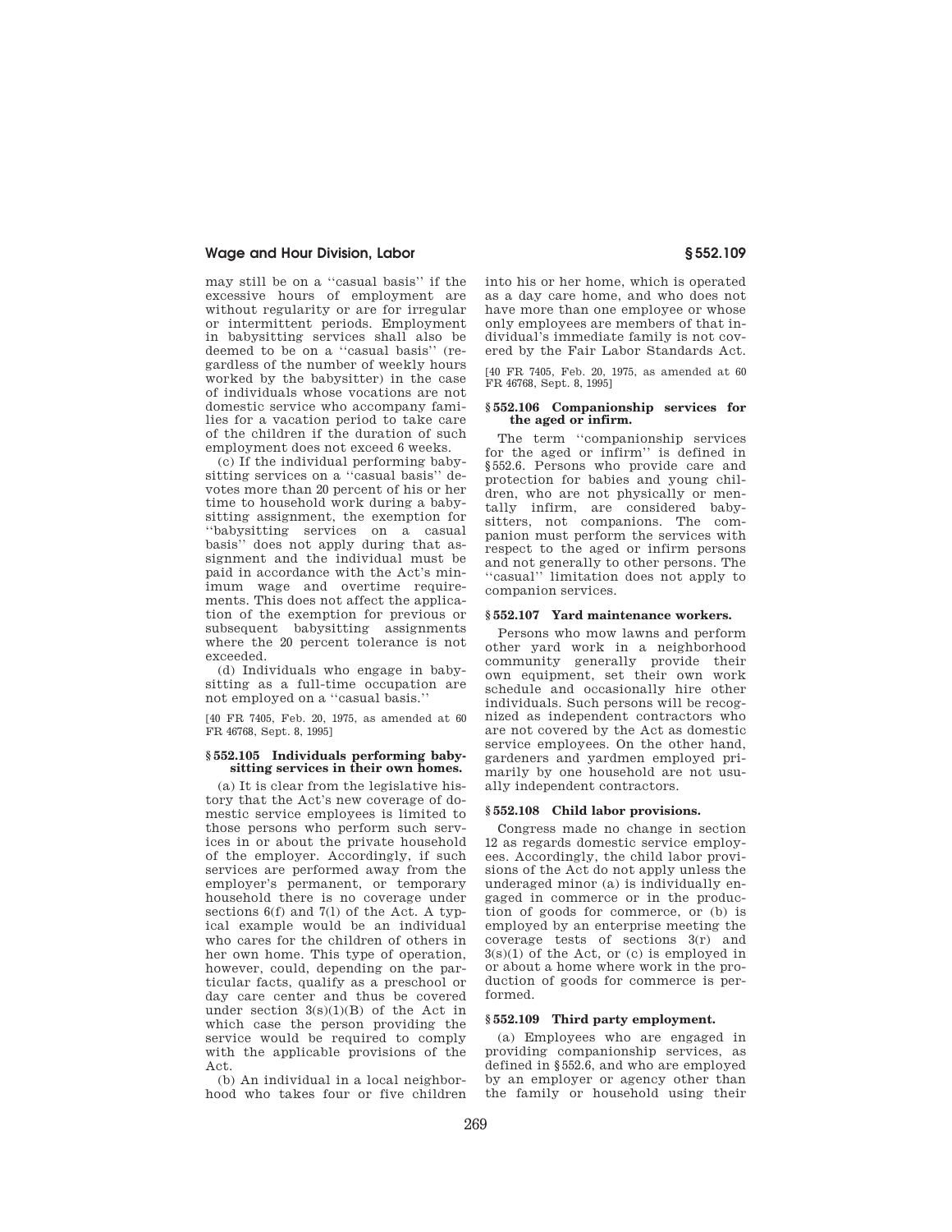may still be on a ''casual basis'' if the excessive hours of employment are without regularity or are for irregular or intermittent periods. Employment in babysitting services shall also be deemed to be on a ''casual basis'' (regardless of the number of weekly hours worked by the babysitter) in the case of individuals whose vocations are not domestic service who accompany families for a vacation period to take care of the children if the duration of such employment does not exceed 6 weeks.

(c) If the individual performing babysitting services on a ''casual basis'' devotes more than 20 percent of his or her time to household work during a babysitting assignment, the exemption for ''babysitting services on a casual basis'' does not apply during that assignment and the individual must be paid in accordance with the Act's minimum wage and overtime requirements. This does not affect the application of the exemption for previous or subsequent babysitting assignments where the 20 percent tolerance is not exceeded.

(d) Individuals who engage in babysitting as a full-time occupation are not employed on a ''casual basis.''

[40 FR 7405, Feb. 20, 1975, as amended at 60 FR 46768, Sept. 8, 1995]

### § 552.105 Individuals performing babysitting services in their own homes.

(a) It is clear from the legislative history that the Act's new coverage of domestic service employees is limited to those persons who perform such services in or about the private household of the employer. Accordingly, if such services are performed away from the employer's permanent, or temporary household there is no coverage under sections 6(f) and 7(l) of the Act. A typical example would be an individual who cares for the children of others in her own home. This type of operation, however, could, depending on the particular facts, qualify as a preschool or day care center and thus be covered under section 3(s)(1)(B) of the Act in which case the person providing the service would be required to comply with the applicable provisions of the Act.

(b) An individual in a local neighborhood who takes four or five children into his or her home, which is operated as a day care home, and who does not have more than one employee or whose only employees are members of that individual's immediate family is not covered by the Fair Labor Standards Act.

[40 FR 7405, Feb. 20, 1975, as amended at 60 FR 46768, Sept. 8, 1995]

### § 552.106 Companionship services for the aged or infirm.

The term ''companionship services for the aged or infirm'' is defined in § 552.6. Persons who provide care and protection for babies and young children, who are not physically or mentally infirm, are considered babysitters, not companions. The companion must perform the services with respect to the aged or infirm persons and not generally to other persons. The ''casual'' limitation does not apply to companion services.

### § 552.107 Yard maintenance workers.

Persons who mow lawns and perform other yard work in a neighborhood community generally provide their own equipment, set their own work schedule and occasionally hire other individuals. Such persons will be recognized as independent contractors who are not covered by the Act as domestic service employees. On the other hand, gardeners and yardmen employed primarily by one household are not usually independent contractors.

### § 552.108 Child labor provisions.

Congress made no change in section 12 as regards domestic service employees. Accordingly, the child labor provisions of the Act do not apply unless the underaged minor (a) is individually engaged in commerce or in the production of goods for commerce, or (b) is employed by an enterprise meeting the coverage tests of sections 3(r) and 3(s)(1) of the Act, or (c) is employed in or about a home where work in the production of goods for commerce is performed.

### § 552.109 Third party employment.

(a) Employees who are engaged in providing companionship services, as defined in § 552.6, and who are employed by an employer or agency other than the family or household using their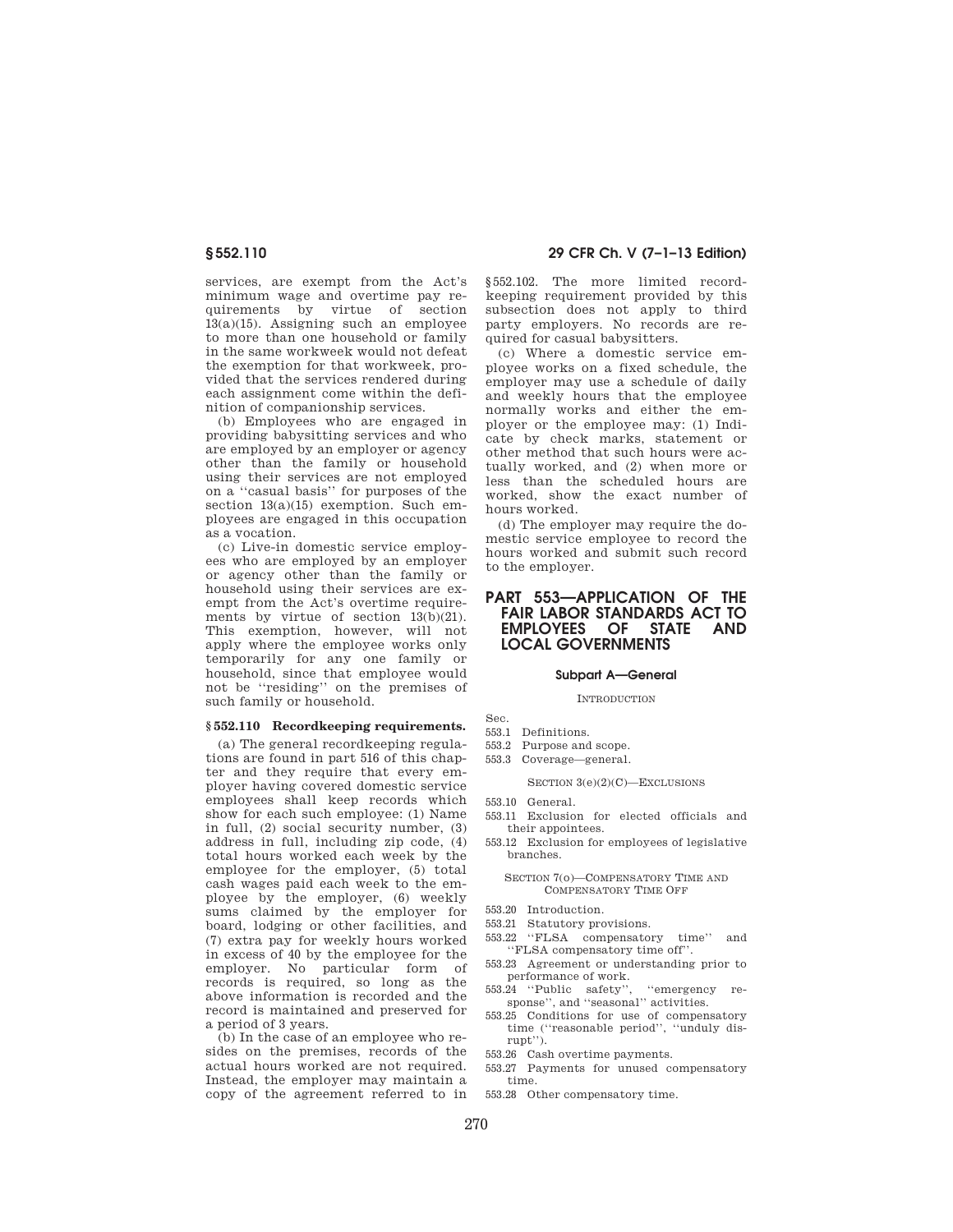services, are exempt from the Act's minimum wage and overtime pay requirements by virtue of section 13(a)(15). Assigning such an employee to more than one household or family in the same workweek would not defeat the exemption for that workweek, provided that the services rendered during each assignment come within the definition of companionship services.

(b) Employees who are engaged in providing babysitting services and who are employed by an employer or agency other than the family or household using their services are not employed on a ''casual basis'' for purposes of the section 13(a)(15) exemption. Such employees are engaged in this occupation as a vocation.

(c) Live-in domestic service employees who are employed by an employer or agency other than the family or household using their services are exempt from the Act's overtime requirements by virtue of section 13(b)(21). This exemption, however, will not apply where the employee works only temporarily for any one family or household, since that employee would not be ''residing'' on the premises of such family or household.

### § 552.110 Recordkeeping requirements.

(a) The general recordkeeping regulations are found in part 516 of this chapter and they require that every employer having covered domestic service employees shall keep records which show for each such employee: (1) Name in full, (2) social security number, (3) address in full, including zip code, (4) total hours worked each week by the employee for the employer, (5) total cash wages paid each week to the employee by the employer, (6) weekly sums claimed by the employer for board, lodging or other facilities, and (7) extra pay for weekly hours worked in excess of 40 by the employee for the employer. No particular form of records is required, so long as the above information is recorded and the record is maintained and preserved for a period of 3 years.

(b) In the case of an employee who resides on the premises, records of the actual hours worked are not required. Instead, the employer may maintain a copy of the agreement referred to in §552.102. The more limited recordkeeping requirement provided by this subsection does not apply to third party employers. No records are required for casual babysitters.

(c) Where a domestic service employee works on a fixed schedule, the employer may use a schedule of daily and weekly hours that the employee normally works and either the employer or the employee may: (1) Indicate by check marks, statement or other method that such hours were actually worked, and (2) when more or less than the scheduled hours are worked, show the exact number of hours worked.

(d) The employer may require the domestic service employee to record the hours worked and submit such record to the employer.

# PART 553—APPLICATION OF THE FAIR LABOR STANDARDS ACT TO EMPLOYEES OF STATE AND LOCAL GOVERNMENTS

## Subpart A—General

INTRODUCTION

Sec.
553.1 Definitions.
553.2 Purpose and scope.
553.3 Coverage—general.

SECTION 3(e)(2)(C)—EXCLUSIONS

553.10 General.
553.11 Exclusion for elected officials and their appointees.
553.12 Exclusion for employees of legislative branches.

SECTION 7(o)—COMPENSATORY TIME AND COMPENSATORY TIME OFF

553.20 Introduction.
553.21 Statutory provisions.
553.22 ''FLSA compensatory time'' and ''FLSA compensatory time off''.
553.23 Agreement or understanding prior to performance of work.
553.24 ''Public safety'', ''emergency response'', and ''seasonal'' activities.
553.25 Conditions for use of compensatory time (''reasonable period'', ''unduly disrupt'').
553.26 Cash overtime payments.
553.27 Payments for unused compensatory time.
553.28 Other compensatory time.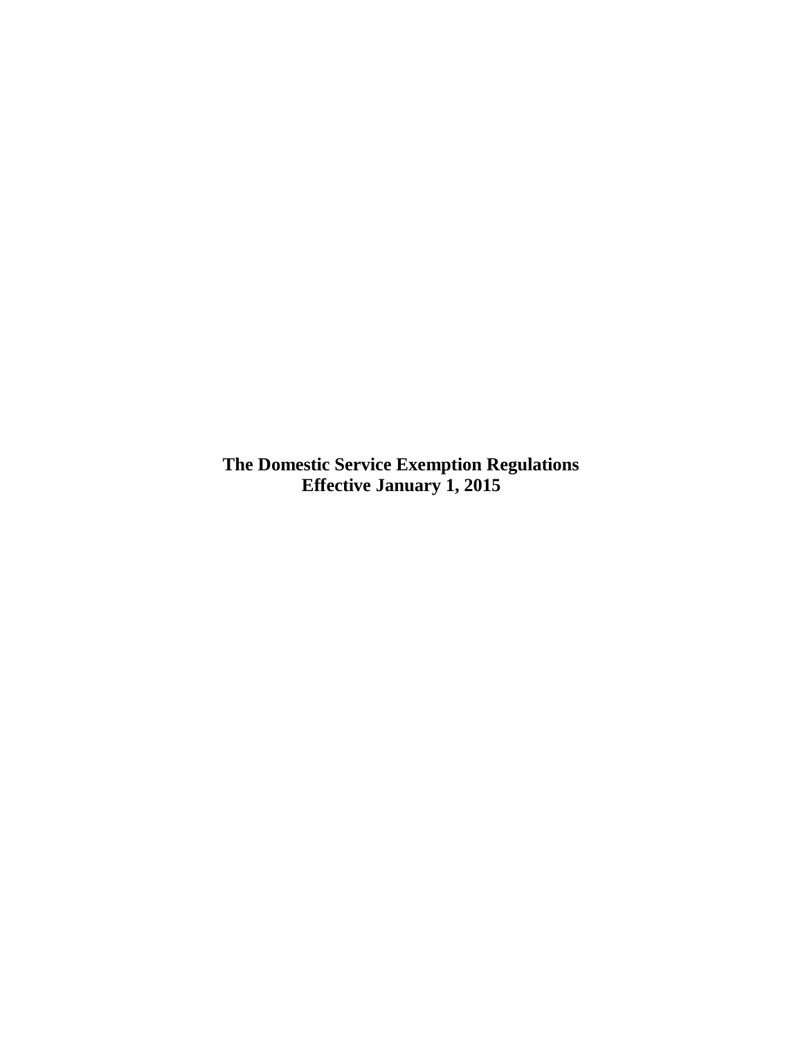**The Domestic Service Exemption Regulations**
**Effective January 1, 2015**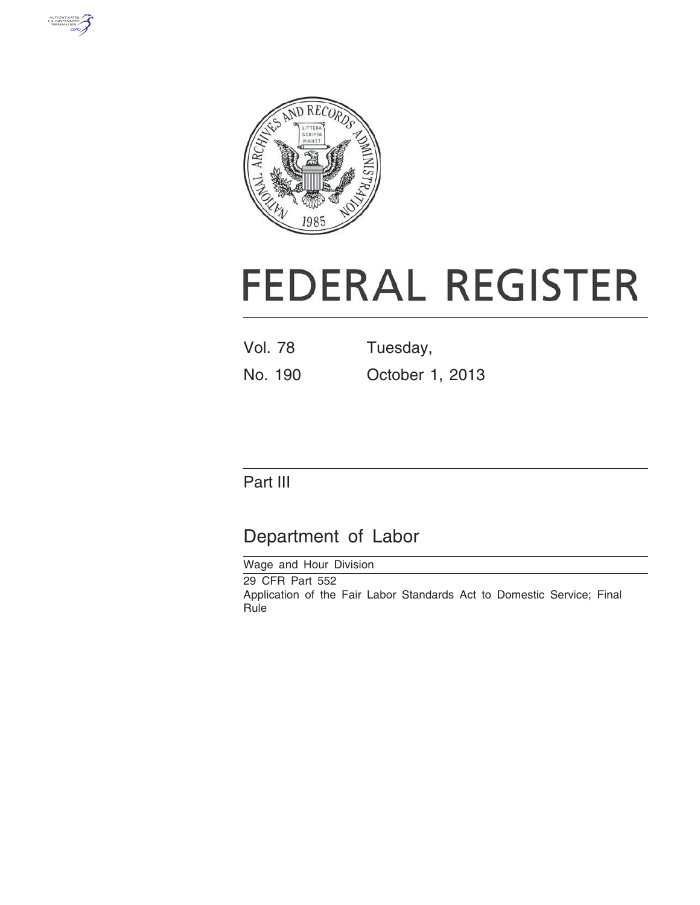# FEDERAL REGISTER

Vol. 78 Tuesday,

No. 190 October 1, 2013

## Part III

## Department of Labor

Wage and Hour Division

29 CFR Part 552

Application of the Fair Labor Standards Act to Domestic Service; Final Rule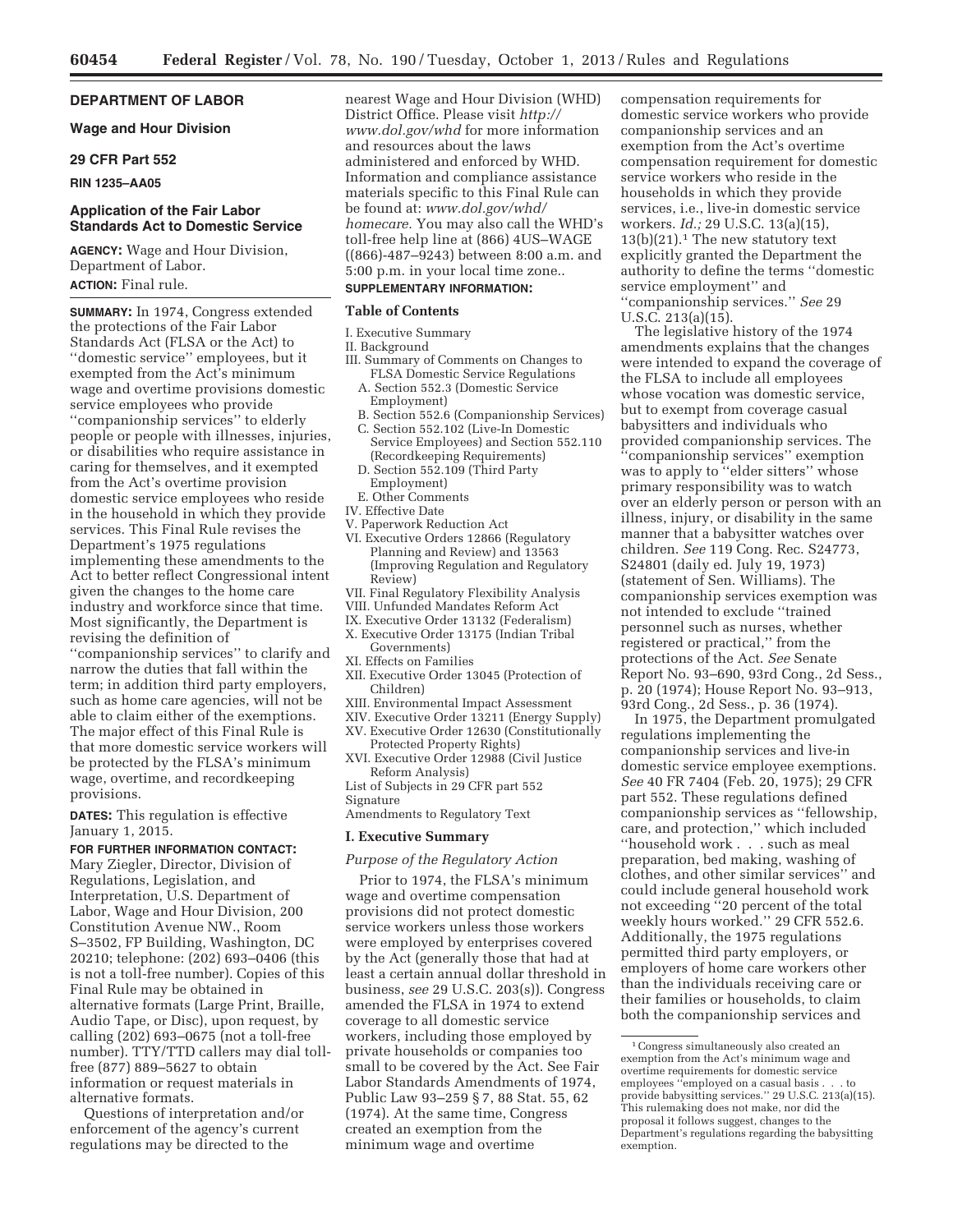## DEPARTMENT OF LABOR

### Wage and Hour Division

### 29 CFR Part 552

**RIN 1235–AA05**

## Application of the Fair Labor Standards Act to Domestic Service

**AGENCY:** Wage and Hour Division, Department of Labor.

**ACTION:** Final rule.

**SUMMARY:** In 1974, Congress extended the protections of the Fair Labor Standards Act (FLSA or the Act) to ''domestic service'' employees, but it exempted from the Act's minimum wage and overtime provisions domestic service employees who provide ''companionship services'' to elderly people or people with illnesses, injuries, or disabilities who require assistance in caring for themselves, and it exempted from the Act's overtime provision domestic service employees who reside in the household in which they provide services. This Final Rule revises the Department's 1975 regulations implementing these amendments to the Act to better reflect Congressional intent given the changes to the home care industry and workforce since that time. Most significantly, the Department is revising the definition of ''companionship services'' to clarify and narrow the duties that fall within the term; in addition third party employers, such as home care agencies, will not be able to claim either of the exemptions. The major effect of this Final Rule is that more domestic service workers will be protected by the FLSA's minimum wage, overtime, and recordkeeping provisions.

**DATES:** This regulation is effective January 1, 2015.

**FOR FURTHER INFORMATION CONTACT:** Mary Ziegler, Director, Division of Regulations, Legislation, and Interpretation, U.S. Department of Labor, Wage and Hour Division, 200 Constitution Avenue NW., Room S–3502, FP Building, Washington, DC 20210; telephone: (202) 693–0406 (this is not a toll-free number). Copies of this Final Rule may be obtained in alternative formats (Large Print, Braille, Audio Tape, or Disc), upon request, by calling (202) 693–0675 (not a toll-free number). TTY/TTD callers may dial toll-free (877) 889–5627 to obtain information or request materials in alternative formats.

Questions of interpretation and/or enforcement of the agency's current regulations may be directed to the nearest Wage and Hour Division (WHD) District Office. Please visit *http://www.dol.gov/whd* for more information and resources about the laws administered and enforced by WHD. Information and compliance assistance materials specific to this Final Rule can be found at: *www.dol.gov/whd/homecare.* You may also call the WHD's toll-free help line at (866) 4US–WAGE ((866)-487–9243) between 8:00 a.m. and 5:00 p.m. in your local time zone..

**SUPPLEMENTARY INFORMATION:**

**Table of Contents**

I. Executive Summary
II. Background
III. Summary of Comments on Changes to FLSA Domestic Service Regulations
  A. Section 552.3 (Domestic Service Employment)
  B. Section 552.6 (Companionship Services)
  C. Section 552.102 (Live-In Domestic Service Employees) and Section 552.110 (Recordkeeping Requirements)
  D. Section 552.109 (Third Party Employment)
  E. Other Comments
IV. Effective Date
V. Paperwork Reduction Act
VI. Executive Orders 12866 (Regulatory Planning and Review) and 13563 (Improving Regulation and Regulatory Review)
VII. Final Regulatory Flexibility Analysis
VIII. Unfunded Mandates Reform Act
IX. Executive Order 13132 (Federalism)
X. Executive Order 13175 (Indian Tribal Governments)
XI. Effects on Families
XII. Executive Order 13045 (Protection of Children)
XIII. Environmental Impact Assessment
XIV. Executive Order 13211 (Energy Supply)
XV. Executive Order 12630 (Constitutionally Protected Property Rights)
XVI. Executive Order 12988 (Civil Justice Reform Analysis)
List of Subjects in 29 CFR part 552
Signature
Amendments to Regulatory Text

### I. Executive Summary

*Purpose of the Regulatory Action*

Prior to 1974, the FLSA's minimum wage and overtime compensation provisions did not protect domestic service workers unless those workers were employed by enterprises covered by the Act (generally those that had at least a certain annual dollar threshold in business, *see* 29 U.S.C. 203(s)). Congress amended the FLSA in 1974 to extend coverage to all domestic service workers, including those employed by private households or companies too small to be covered by the Act. See Fair Labor Standards Amendments of 1974, Public Law 93–259 § 7, 88 Stat. 55, 62 (1974). At the same time, Congress created an exemption from the minimum wage and overtime compensation requirements for domestic service workers who provide companionship services and an exemption from the Act's overtime compensation requirement for domestic service workers who reside in the households in which they provide services, i.e., live-in domestic service workers. *Id.;* 29 U.S.C. 13(a)(15), 13(b)(21).[1] The new statutory text explicitly granted the Department the authority to define the terms ''domestic service employment'' and ''companionship services.'' *See* 29 U.S.C. 213(a)(15).

The legislative history of the 1974 amendments explains that the changes were intended to expand the coverage of the FLSA to include all employees whose vocation was domestic service, but to exempt from coverage casual babysitters and individuals who provided companionship services. The ''companionship services'' exemption was to apply to ''elder sitters'' whose primary responsibility was to watch over an elderly person or person with an illness, injury, or disability in the same manner that a babysitter watches over children. *See* 119 Cong. Rec. S24773, S24801 (daily ed. July 19, 1973) (statement of Sen. Williams). The companionship services exemption was not intended to exclude ''trained personnel such as nurses, whether registered or practical,'' from the protections of the Act. *See* Senate Report No. 93–690, 93rd Cong., 2d Sess., p. 20 (1974); House Report No. 93–913, 93rd Cong., 2d Sess., p. 36 (1974).

In 1975, the Department promulgated regulations implementing the companionship services and live-in domestic service employee exemptions. *See* 40 FR 7404 (Feb. 20, 1975); 29 CFR part 552. These regulations defined companionship services as ''fellowship, care, and protection,'' which included ''household work . . . such as meal preparation, bed making, washing of clothes, and other similar services'' and could include general household work not exceeding ''20 percent of the total weekly hours worked.'' 29 CFR 552.6. Additionally, the 1975 regulations permitted third party employers, or employers of home care workers other than the individuals receiving care or their families or households, to claim both the companionship services and

[1] Congress simultaneously also created an exemption from the Act's minimum wage and overtime requirements for domestic service employees ''employed on a casual basis . . . to provide babysitting services.'' 29 U.S.C. 213(a)(15). This rulemaking does not make, nor did the proposal it follows suggest, changes to the Department's regulations regarding the babysitting exemption.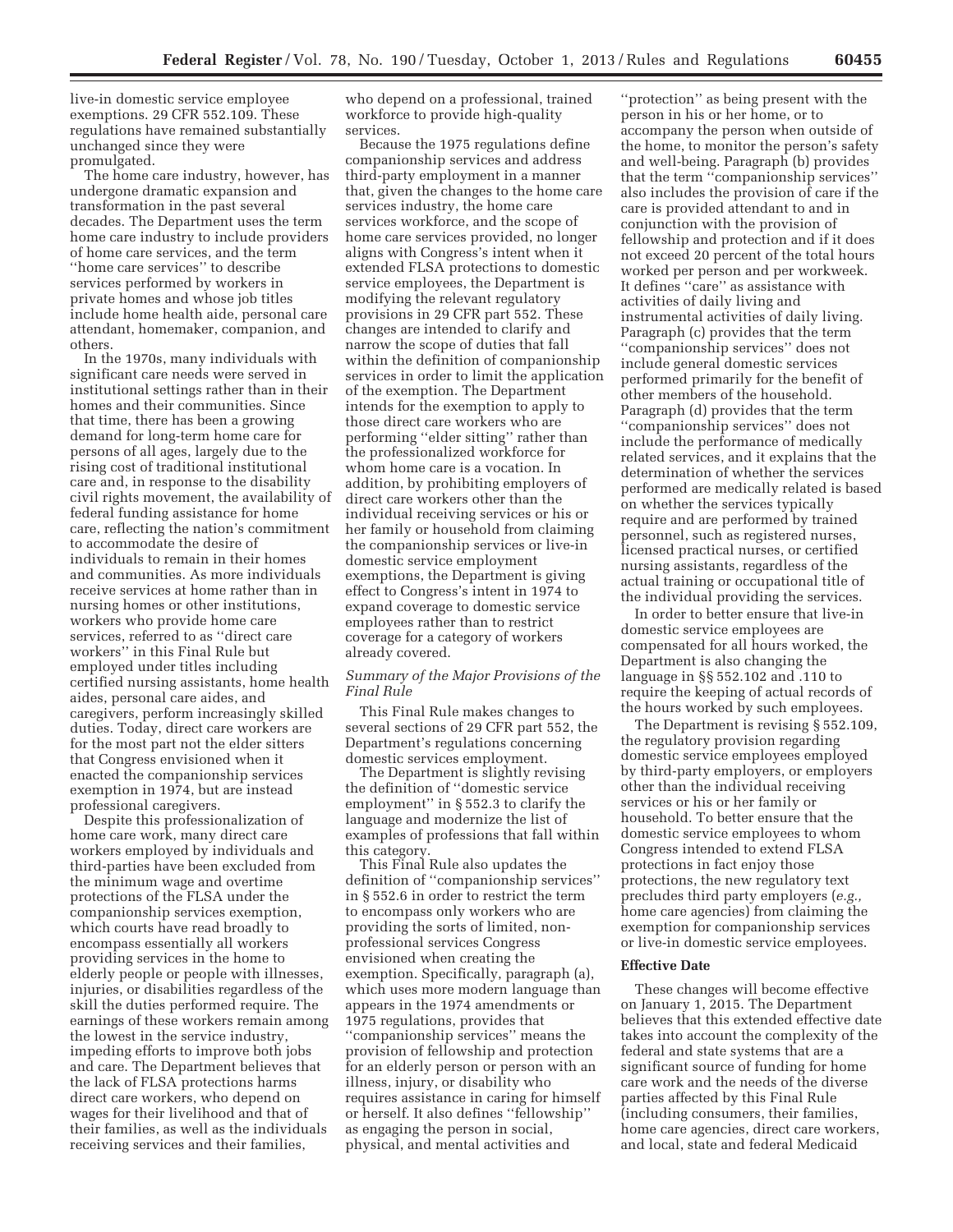live-in domestic service employee exemptions. 29 CFR 552.109. These regulations have remained substantially unchanged since they were promulgated.

The home care industry, however, has undergone dramatic expansion and transformation in the past several decades. The Department uses the term home care industry to include providers of home care services, and the term ''home care services'' to describe services performed by workers in private homes and whose job titles include home health aide, personal care attendant, homemaker, companion, and others.

In the 1970s, many individuals with significant care needs were served in institutional settings rather than in their homes and their communities. Since that time, there has been a growing demand for long-term home care for persons of all ages, largely due to the rising cost of traditional institutional care and, in response to the disability civil rights movement, the availability of federal funding assistance for home care, reflecting the nation's commitment to accommodate the desire of individuals to remain in their homes and communities. As more individuals receive services at home rather than in nursing homes or other institutions, workers who provide home care services, referred to as ''direct care workers'' in this Final Rule but employed under titles including certified nursing assistants, home health aides, personal care aides, and caregivers, perform increasingly skilled duties. Today, direct care workers are for the most part not the elder sitters that Congress envisioned when it enacted the companionship services exemption in 1974, but are instead professional caregivers.

Despite this professionalization of home care work, many direct care workers employed by individuals and third-parties have been excluded from the minimum wage and overtime protections of the FLSA under the companionship services exemption, which courts have read broadly to encompass essentially all workers providing services in the home to elderly people or people with illnesses, injuries, or disabilities regardless of the skill the duties performed require. The earnings of these workers remain among the lowest in the service industry, impeding efforts to improve both jobs and care. The Department believes that the lack of FLSA protections harms direct care workers, who depend on wages for their livelihood and that of their families, as well as the individuals receiving services and their families, who depend on a professional, trained workforce to provide high-quality services.

Because the 1975 regulations define companionship services and address third-party employment in a manner that, given the changes to the home care services industry, the home care services workforce, and the scope of home care services provided, no longer aligns with Congress's intent when it extended FLSA protections to domestic service employees, the Department is modifying the relevant regulatory provisions in 29 CFR part 552. These changes are intended to clarify and narrow the scope of duties that fall within the definition of companionship services in order to limit the application of the exemption. The Department intends for the exemption to apply to those direct care workers who are performing ''elder sitting'' rather than the professionalized workforce for whom home care is a vocation. In addition, by prohibiting employers of direct care workers other than the individual receiving services or his or her family or household from claiming the companionship services or live-in domestic service employment exemptions, the Department is giving effect to Congress's intent in 1974 to expand coverage to domestic service employees rather than to restrict coverage for a category of workers already covered.

*Summary of the Major Provisions of the Final Rule*

This Final Rule makes changes to several sections of 29 CFR part 552, the Department's regulations concerning domestic services employment.

The Department is slightly revising the definition of ''domestic service employment'' in § 552.3 to clarify the language and modernize the list of examples of professions that fall within this category.

This Final Rule also updates the definition of ''companionship services'' in § 552.6 in order to restrict the term to encompass only workers who are providing the sorts of limited, non-professional services Congress envisioned when creating the exemption. Specifically, paragraph (a), which uses more modern language than appears in the 1974 amendments or 1975 regulations, provides that ''companionship services'' means the provision of fellowship and protection for an elderly person or person with an illness, injury, or disability who requires assistance in caring for himself or herself. It also defines ''fellowship'' as engaging the person in social, physical, and mental activities and ''protection'' as being present with the person in his or her home, or to accompany the person when outside of the home, to monitor the person's safety and well-being. Paragraph (b) provides that the term ''companionship services'' also includes the provision of care if the care is provided attendant to and in conjunction with the provision of fellowship and protection and if it does not exceed 20 percent of the total hours worked per person and per workweek. It defines ''care'' as assistance with activities of daily living and instrumental activities of daily living. Paragraph (c) provides that the term ''companionship services'' does not include general domestic services performed primarily for the benefit of other members of the household. Paragraph (d) provides that the term ''companionship services'' does not include the performance of medically related services, and it explains that the determination of whether the services performed are medically related is based on whether the services typically require and are performed by trained personnel, such as registered nurses, licensed practical nurses, or certified nursing assistants, regardless of the actual training or occupational title of the individual providing the services.

In order to better ensure that live-in domestic service employees are compensated for all hours worked, the Department is also changing the language in §§ 552.102 and .110 to require the keeping of actual records of the hours worked by such employees.

The Department is revising § 552.109, the regulatory provision regarding domestic service employees employed by third-party employers, or employers other than the individual receiving services or his or her family or household. To better ensure that the domestic service employees to whom Congress intended to extend FLSA protections in fact enjoy those protections, the new regulatory text precludes third party employers (*e.g.,* home care agencies) from claiming the exemption for companionship services or live-in domestic service employees.

**Effective Date**

These changes will become effective on January 1, 2015. The Department believes that this extended effective date takes into account the complexity of the federal and state systems that are a significant source of funding for home care work and the needs of the diverse parties affected by this Final Rule (including consumers, their families, home care agencies, direct care workers, and local, state and federal Medicaid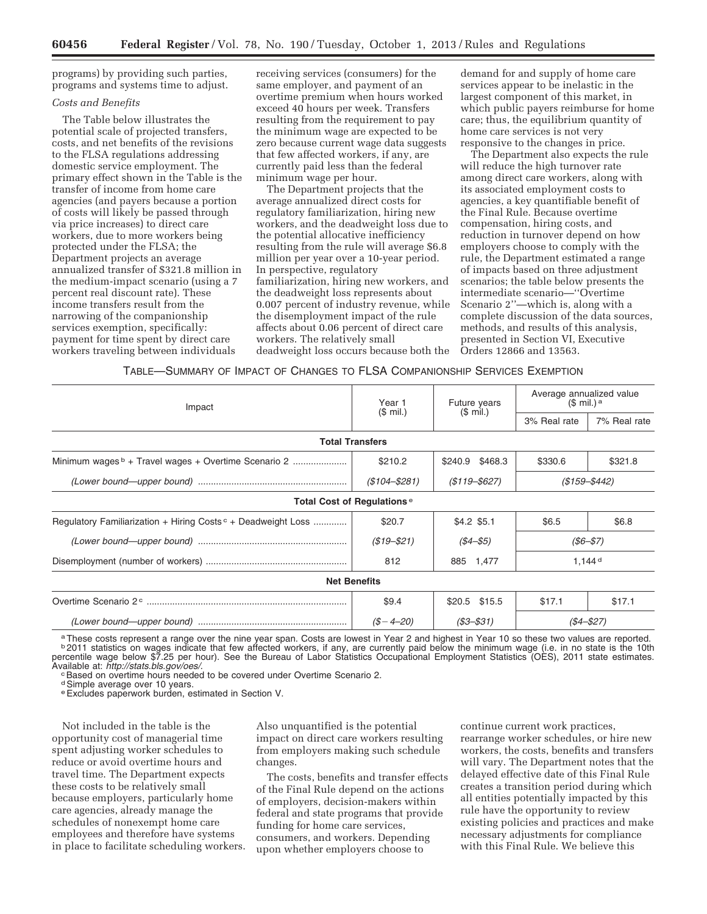programs) by providing such parties, programs and systems time to adjust.

*Costs and Benefits*

The Table below illustrates the potential scale of projected transfers, costs, and net benefits of the revisions to the FLSA regulations addressing domestic service employment. The primary effect shown in the Table is the transfer of income from home care agencies (and payers because a portion of costs will likely be passed through via price increases) to direct care workers, due to more workers being protected under the FLSA; the Department projects an average annualized transfer of $321.8 million in the medium-impact scenario (using a 7 percent real discount rate). These income transfers result from the narrowing of the companionship services exemption, specifically: payment for time spent by direct care workers traveling between individuals receiving services (consumers) for the same employer, and payment of an overtime premium when hours worked exceed 40 hours per week. Transfers resulting from the requirement to pay the minimum wage are expected to be zero because current wage data suggests that few affected workers, if any, are currently paid less than the federal minimum wage per hour.

The Department projects that the average annualized direct costs for regulatory familiarization, hiring new workers, and the deadweight loss due to the potential allocative inefficiency resulting from the rule will average $6.8 million per year over a 10-year period. In perspective, regulatory familiarization, hiring new workers, and the deadweight loss represents about 0.007 percent of industry revenue, while the disemployment impact of the rule affects about 0.06 percent of direct care workers. The relatively small deadweight loss occurs because both the demand for and supply of home care services appear to be inelastic in the largest component of this market, in which public payers reimburse for home care; thus, the equilibrium quantity of home care services is not very responsive to the changes in price.

The Department also expects the rule will reduce the high turnover rate among direct care workers, along with its associated employment costs to agencies, a key quantifiable benefit of the Final Rule. Because overtime compensation, hiring costs, and reduction in turnover depend on how employers choose to comply with the rule, the Department estimated a range of impacts based on three adjustment scenarios; the table below presents the intermediate scenario—''Overtime Scenario 2''—which is, along with a complete discussion of the data sources, methods, and results of this analysis, presented in Section VI, Executive Orders 12866 and 13563.

TABLE—SUMMARY OF IMPACT OF CHANGES TO FLSA COMPANIONSHIP SERVICES EXEMPTION

| Impact | Year 1 ($ mil.) | Future years ($ mil.) | Average annualized value ($ mil.) [a] | |
|---|---|---|---|---|
| | | | 3% Real rate | 7% Real rate |
| **Total Transfers** | | | | |
| Minimum wages [b] + Travel wages + Overtime Scenario 2 | $210.2 | $240.9 $468.3 | $330.6 | $321.8 |
| *(Lower bound—upper bound)* | *($104–$281)* | *($119–$627)* | *($159–$442)* | |
| **Total Cost of Regulations [e]** | | | | |
| Regulatory Familiarization + Hiring Costs [c] + Deadweight Loss | $20.7 | $4.2 $5.1 | $6.5 | $6.8 |
| *(Lower bound—upper bound)* | *($19–$21)* | *($4–$5)* | *($6–$7)* | |
| Disemployment (number of workers) | 812 | 885 1,477 | 1,144 [d] | |
| **Net Benefits** | | | | |
| Overtime Scenario 2 [c] | $9.4 | $20.5 $15.5 | $17.1 | $17.1 |
| *(Lower bound—upper bound)* | *($−4–20)* | *($3–$31)* | *($4–$27)* | |

[a] These costs represent a range over the nine year span. Costs are lowest in Year 2 and highest in Year 10 so these two values are reported.
[b] 2011 statistics on wages indicate that few affected workers, if any, are currently paid below the minimum wage (i.e. in no state is the 10th percentile wage below $7.25 per hour). See the Bureau of Labor Statistics Occupational Employment Statistics (OES), 2011 state estimates. Available at: *http://stats.bls.gov/oes/.*
[c] Based on overtime hours needed to be covered under Overtime Scenario 2.
[d] Simple average over 10 years.
[e] Excludes paperwork burden, estimated in Section V.

Not included in the table is the opportunity cost of managerial time spent adjusting worker schedules to reduce or avoid overtime hours and travel time. The Department expects these costs to be relatively small because employers, particularly home care agencies, already manage the schedules of nonexempt home care employees and therefore have systems in place to facilitate scheduling workers. Also unquantified is the potential impact on direct care workers resulting from employers making such schedule changes.

The costs, benefits and transfer effects of the Final Rule depend on the actions of employers, decision-makers within federal and state programs that provide funding for home care services, consumers, and workers. Depending upon whether employers choose to continue current work practices, rearrange worker schedules, or hire new workers, the costs, benefits and transfers will vary. The Department notes that the delayed effective date of this Final Rule creates a transition period during which all entities potentially impacted by this rule have the opportunity to review existing policies and practices and make necessary adjustments for compliance with this Final Rule. We believe this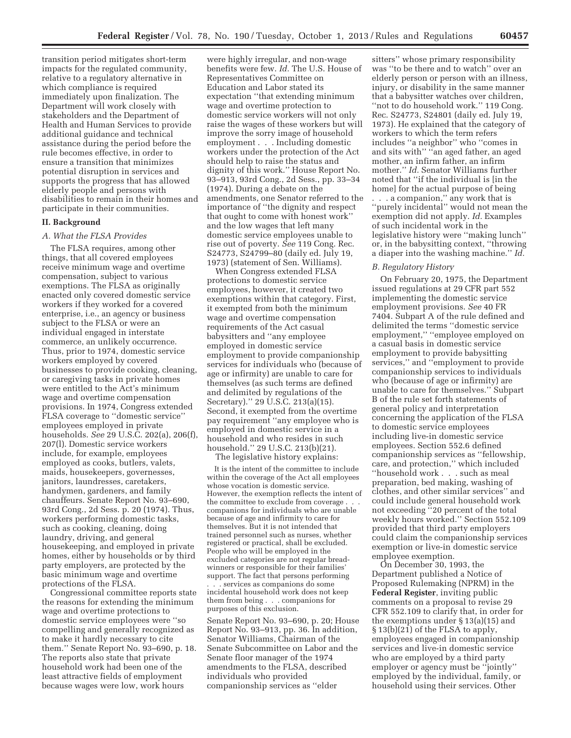transition period mitigates short-term impacts for the regulated community, relative to a regulatory alternative in which compliance is required immediately upon finalization. The Department will work closely with stakeholders and the Department of Health and Human Services to provide additional guidance and technical assistance during the period before the rule becomes effective, in order to ensure a transition that minimizes potential disruption in services and supports the progress that has allowed elderly people and persons with disabilities to remain in their homes and participate in their communities.

## II. Background

### *A. What the FLSA Provides*

The FLSA requires, among other things, that all covered employees receive minimum wage and overtime compensation, subject to various exemptions. The FLSA as originally enacted only covered domestic service workers if they worked for a covered enterprise, i.e., an agency or business subject to the FLSA or were an individual engaged in interstate commerce, an unlikely occurrence. Thus, prior to 1974, domestic service workers employed by covered businesses to provide cooking, cleaning, or caregiving tasks in private homes were entitled to the Act's minimum wage and overtime compensation provisions. In 1974, Congress extended FLSA coverage to "domestic service" employees employed in private households. *See* 29 U.S.C. 202(a), 206(f), 207(l). Domestic service workers include, for example, employees employed as cooks, butlers, valets, maids, housekeepers, governesses, janitors, laundresses, caretakers, handymen, gardeners, and family chauffeurs. Senate Report No. 93–690, 93rd Cong., 2d Sess. p. 20 (1974). Thus, workers performing domestic tasks, such as cooking, cleaning, doing laundry, driving, and general housekeeping, and employed in private homes, either by households or by third party employers, are protected by the basic minimum wage and overtime protections of the FLSA.

Congressional committee reports state the reasons for extending the minimum wage and overtime protections to domestic service employees were "so compelling and generally recognized as to make it hardly necessary to cite them." Senate Report No. 93–690, p. 18. The reports also state that private household work had been one of the least attractive fields of employment because wages were low, work hours were highly irregular, and non-wage benefits were few. *Id.* The U.S. House of Representatives Committee on Education and Labor stated its expectation "that extending minimum wage and overtime protection to domestic service workers will not only raise the wages of these workers but will improve the sorry image of household employment . . . Including domestic workers under the protection of the Act should help to raise the status and dignity of this work." House Report No. 93–913, 93rd Cong., 2d Sess., pp. 33–34 (1974). During a debate on the amendments, one Senator referred to the importance of "the dignity and respect that ought to come with honest work" and the low wages that left many domestic service employees unable to rise out of poverty. *See* 119 Cong. Rec. S24773, S24799–80 (daily ed. July 19, 1973) (statement of Sen. Williams).

When Congress extended FLSA protections to domestic service employees, however, it created two exemptions within that category. First, it exempted from both the minimum wage and overtime compensation requirements of the Act casual babysitters and "any employee employed in domestic service employment to provide companionship services for individuals who (because of age or infirmity) are unable to care for themselves (as such terms are defined and delimited by regulations of the Secretary)." 29 U.S.C. 213(a)(15). Second, it exempted from the overtime pay requirement "any employee who is employed in domestic service in a household and who resides in such household." 29 U.S.C. 213(b)(21).

The legislative history explains:

> It is the intent of the committee to include within the coverage of the Act all employees whose vocation is domestic service. However, the exemption reflects the intent of the committee to exclude from coverage . . . companions for individuals who are unable because of age and infirmity to care for themselves. But it is not intended that trained personnel such as nurses, whether registered or practical, shall be excluded. People who will be employed in the excluded categories are not regular bread-winners or responsible for their families' support. The fact that persons performing . . . services as companions do some incidental household work does not keep them from being . . . companions for purposes of this exclusion.

Senate Report No. 93–690, p. 20; House Report No. 93–913, pp. 36. In addition, Senator Williams, Chairman of the Senate Subcommittee on Labor and the Senate floor manager of the 1974 amendments to the FLSA, described individuals who provided companionship services as "elder sitters" whose primary responsibility was "to be there and to watch" over an elderly person or person with an illness, injury, or disability in the same manner that a babysitter watches over children, "not to do household work." 119 Cong. Rec. S24773, S24801 (daily ed. July 19, 1973). He explained that the category of workers to which the term refers includes "a neighbor" who "comes in and sits with" "an aged father, an aged mother, an infirm father, an infirm mother." *Id.* Senator Williams further noted that "if the individual is [in the home] for the actual purpose of being . . . a companion," any work that is "purely incidental" would not mean the exemption did not apply. *Id.* Examples of such incidental work in the legislative history were "making lunch" or, in the babysitting context, "throwing a diaper into the washing machine." *Id.*

### *B. Regulatory History*

On February 20, 1975, the Department issued regulations at 29 CFR part 552 implementing the domestic service employment provisions. *See* 40 FR 7404. Subpart A of the rule defined and delimited the terms "domestic service employment," "employee employed on a casual basis in domestic service employment to provide babysitting services," and "employment to provide companionship services to individuals who (because of age or infirmity) are unable to care for themselves." Subpart B of the rule set forth statements of general policy and interpretation concerning the application of the FLSA to domestic service employees including live-in domestic service employees. Section 552.6 defined companionship services as "fellowship, care, and protection," which included "household work . . . such as meal preparation, bed making, washing of clothes, and other similar services" and could include general household work not exceeding "20 percent of the total weekly hours worked." Section 552.109 provided that third party employers could claim the companionship services exemption or live-in domestic service employee exemption.

On December 30, 1993, the Department published a Notice of Proposed Rulemaking (NPRM) in the **Federal Register**, inviting public comments on a proposal to revise 29 CFR 552.109 to clarify that, in order for the exemptions under § 13(a)(15) and § 13(b)(21) of the FLSA to apply, employees engaged in companionship services and live-in domestic service who are employed by a third party employer or agency must be "jointly" employed by the individual, family, or household using their services. Other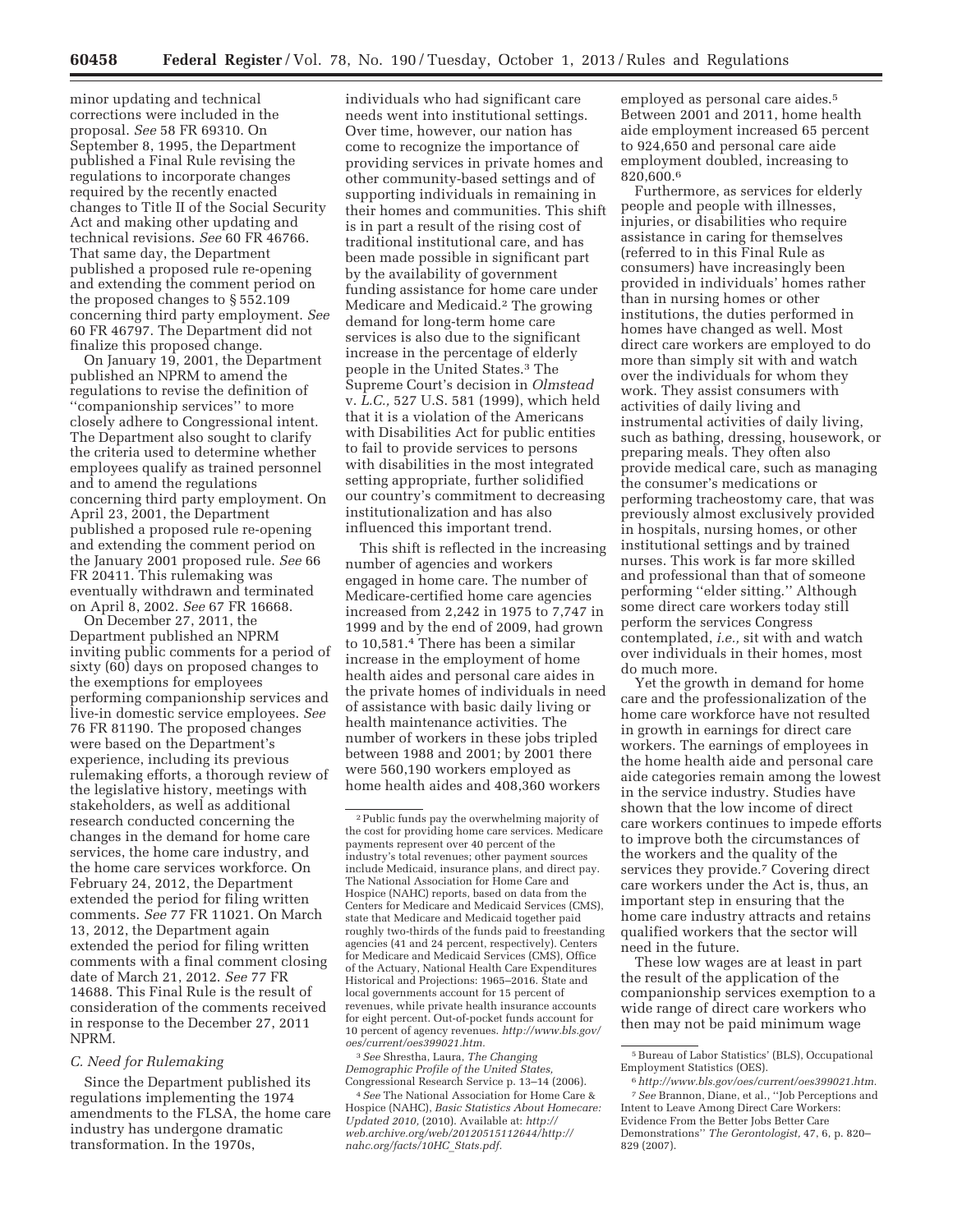minor updating and technical corrections were included in the proposal. *See* 58 FR 69310. On September 8, 1995, the Department published a Final Rule revising the regulations to incorporate changes required by the recently enacted changes to Title II of the Social Security Act and making other updating and technical revisions. *See* 60 FR 46766. That same day, the Department published a proposed rule re-opening and extending the comment period on the proposed changes to § 552.109 concerning third party employment. *See* 60 FR 46797. The Department did not finalize this proposed change.

On January 19, 2001, the Department published an NPRM to amend the regulations to revise the definition of ''companionship services'' to more closely adhere to Congressional intent. The Department also sought to clarify the criteria used to determine whether employees qualify as trained personnel and to amend the regulations concerning third party employment. On April 23, 2001, the Department published a proposed rule re-opening and extending the comment period on the January 2001 proposed rule. *See* 66 FR 20411. This rulemaking was eventually withdrawn and terminated on April 8, 2002. *See* 67 FR 16668.

On December 27, 2011, the Department published an NPRM inviting public comments for a period of sixty (60) days on proposed changes to the exemptions for employees performing companionship services and live-in domestic service employees. *See* 76 FR 81190. The proposed changes were based on the Department's experience, including its previous rulemaking efforts, a thorough review of the legislative history, meetings with stakeholders, as well as additional research conducted concerning the changes in the demand for home care services, the home care industry, and the home care services workforce. On February 24, 2012, the Department extended the period for filing written comments. *See* 77 FR 11021. On March 13, 2012, the Department again extended the period for filing written comments with a final comment closing date of March 21, 2012. *See* 77 FR 14688. This Final Rule is the result of consideration of the comments received in response to the December 27, 2011 NPRM.

### *C. Need for Rulemaking*

Since the Department published its regulations implementing the 1974 amendments to the FLSA, the home care industry has undergone dramatic transformation. In the 1970s, individuals who had significant care needs went into institutional settings. Over time, however, our nation has come to recognize the importance of providing services in private homes and other community-based settings and of supporting individuals in remaining in their homes and communities. This shift is in part a result of the rising cost of traditional institutional care, and has been made possible in significant part by the availability of government funding assistance for home care under Medicare and Medicaid.[2] The growing demand for long-term home care services is also due to the significant increase in the percentage of elderly people in the United States.[3] The Supreme Court's decision in *Olmstead* v. *L.C.,* 527 U.S. 581 (1999), which held that it is a violation of the Americans with Disabilities Act for public entities to fail to provide services to persons with disabilities in the most integrated setting appropriate, further solidified our country's commitment to decreasing institutionalization and has also influenced this important trend.

This shift is reflected in the increasing number of agencies and workers engaged in home care. The number of Medicare-certified home care agencies increased from 2,242 in 1975 to 7,747 in 1999 and by the end of 2009, had grown to 10,581.[4] There has been a similar increase in the employment of home health aides and personal care aides in the private homes of individuals in need of assistance with basic daily living or health maintenance activities. The number of workers in these jobs tripled between 1988 and 2001; by 2001 there were 560,190 workers employed as home health aides and 408,360 workers employed as personal care aides.[5] Between 2001 and 2011, home health aide employment increased 65 percent to 924,650 and personal care aide employment doubled, increasing to 820,600.[6]

Furthermore, as services for elderly people and people with illnesses, injuries, or disabilities who require assistance in caring for themselves (referred to in this Final Rule as consumers) have increasingly been provided in individuals' homes rather than in nursing homes or other institutions, the duties performed in homes have changed as well. Most direct care workers are employed to do more than simply sit with and watch over the individuals for whom they work. They assist consumers with activities of daily living and instrumental activities of daily living, such as bathing, dressing, housework, or preparing meals. They often also provide medical care, such as managing the consumer's medications or performing tracheostomy care, that was previously almost exclusively provided in hospitals, nursing homes, or other institutional settings and by trained nurses. This work is far more skilled and professional than that of someone performing ''elder sitting.'' Although some direct care workers today still perform the services Congress contemplated, *i.e.,* sit with and watch over individuals in their homes, most do much more.

Yet the growth in demand for home care and the professionalization of the home care workforce have not resulted in growth in earnings for direct care workers. The earnings of employees in the home health aide and personal care aide categories remain among the lowest in the service industry. Studies have shown that the low income of direct care workers continues to impede efforts to improve both the circumstances of the workers and the quality of the services they provide.[7] Covering direct care workers under the Act is, thus, an important step in ensuring that the home care industry attracts and retains qualified workers that the sector will need in the future.

These low wages are at least in part the result of the application of the companionship services exemption to a wide range of direct care workers who then may not be paid minimum wage

---

[2] Public funds pay the overwhelming majority of the cost for providing home care services. Medicare payments represent over 40 percent of the industry's total revenues; other payment sources include Medicaid, insurance plans, and direct pay. The National Association for Home Care and Hospice (NAHC) reports, based on data from the Centers for Medicare and Medicaid Services (CMS), state that Medicare and Medicaid together paid roughly two-thirds of the funds paid to freestanding agencies (41 and 24 percent, respectively). Centers for Medicare and Medicaid Services (CMS), Office of the Actuary, National Health Care Expenditures Historical and Projections: 1965–2016. State and local governments account for 15 percent of revenues, while private health insurance accounts for eight percent. Out-of-pocket funds account for 10 percent of agency revenues. *http://www.bls.gov/oes/current/oes399021.htm.*

[3] *See* Shrestha, Laura, *The Changing Demographic Profile of the United States,* Congressional Research Service p. 13–14 (2006).

[4] *See* The National Association for Home Care & Hospice (NAHC), *Basic Statistics About Homecare: Updated 2010,* (2010). Available at: *http://web.archive.org/web/20120515112644/http://nahc.org/facts/10HC_Stats.pdf.*

[5] Bureau of Labor Statistics' (BLS), Occupational Employment Statistics (OES).

[6] *http://www.bls.gov/oes/current/oes399021.htm.*

[7] *See* Brannon, Diane, et al., ''Job Perceptions and Intent to Leave Among Direct Care Workers: Evidence From the Better Jobs Better Care Demonstrations'' *The Gerontologist,* 47, 6, p. 820–829 (2007).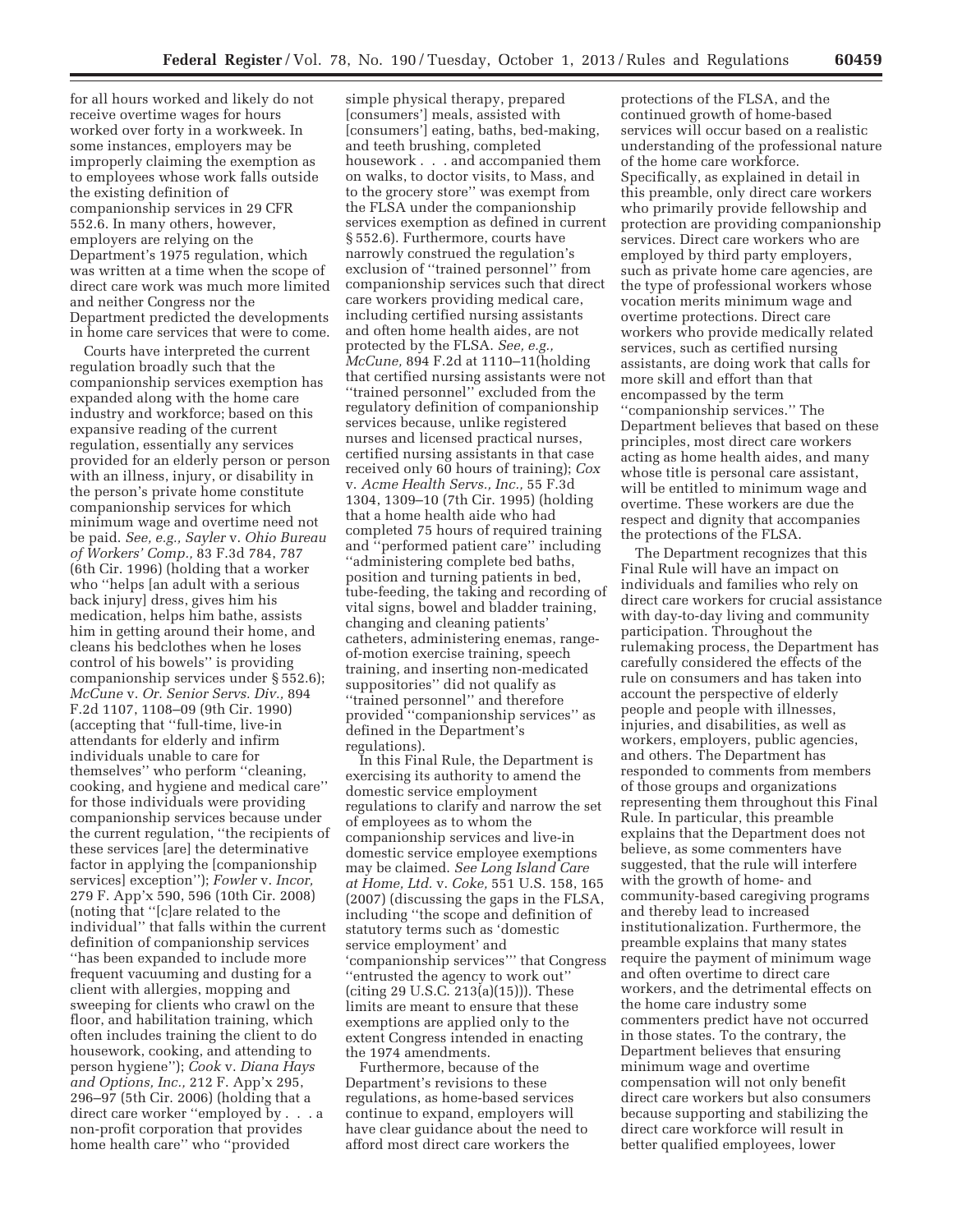for all hours worked and likely do not receive overtime wages for hours worked over forty in a workweek. In some instances, employers may be improperly claiming the exemption as to employees whose work falls outside the existing definition of companionship services in 29 CFR 552.6. In many others, however, employers are relying on the Department's 1975 regulation, which was written at a time when the scope of direct care work was much more limited and neither Congress nor the Department predicted the developments in home care services that were to come.

Courts have interpreted the current regulation broadly such that the companionship services exemption has expanded along with the home care industry and workforce; based on this expansive reading of the current regulation, essentially any services provided for an elderly person or person with an illness, injury, or disability in the person's private home constitute companionship services for which minimum wage and overtime need not be paid. *See, e.g., Sayler* v. *Ohio Bureau of Workers' Comp.,* 83 F.3d 784, 787 (6th Cir. 1996) (holding that a worker who ''helps [an adult with a serious back injury] dress, gives him his medication, helps him bathe, assists him in getting around their home, and cleans his bedclothes when he loses control of his bowels'' is providing companionship services under § 552.6); *McCune* v. *Or. Senior Servs. Div.,* 894 F.2d 1107, 1108–09 (9th Cir. 1990) (accepting that ''full-time, live-in attendants for elderly and infirm individuals unable to care for themselves'' who perform ''cleaning, cooking, and hygiene and medical care'' for those individuals were providing companionship services because under the current regulation, ''the recipients of these services [are] the determinative factor in applying the [companionship services] exception''); *Fowler* v. *Incor,* 279 F. App'x 590, 596 (10th Cir. 2008) (noting that ''[c]are related to the individual'' that falls within the current definition of companionship services ''has been expanded to include more frequent vacuuming and dusting for a client with allergies, mopping and sweeping for clients who crawl on the floor, and habilitation training, which often includes training the client to do housework, cooking, and attending to person hygiene''); *Cook* v. *Diana Hays and Options, Inc.,* 212 F. App'x 295, 296–97 (5th Cir. 2006) (holding that a direct care worker ''employed by . . . a non-profit corporation that provides home health care'' who ''provided simple physical therapy, prepared [consumers'] meals, assisted with [consumers'] eating, baths, bed-making, and teeth brushing, completed housework . . . and accompanied them on walks, to doctor visits, to Mass, and to the grocery store'' was exempt from the FLSA under the companionship services exemption as defined in current § 552.6). Furthermore, courts have narrowly construed the regulation's exclusion of ''trained personnel'' from companionship services such that direct care workers providing medical care, including certified nursing assistants and often home health aides, are not protected by the FLSA. *See, e.g., McCune,* 894 F.2d at 1110–11(holding that certified nursing assistants were not ''trained personnel'' excluded from the regulatory definition of companionship services because, unlike registered nurses and licensed practical nurses, certified nursing assistants in that case received only 60 hours of training); *Cox* v. *Acme Health Servs., Inc.,* 55 F.3d 1304, 1309–10 (7th Cir. 1995) (holding that a home health aide who had completed 75 hours of required training and ''performed patient care'' including ''administering complete bed baths, position and turning patients in bed, tube-feeding, the taking and recording of vital signs, bowel and bladder training, changing and cleaning patients' catheters, administering enemas, range-of-motion exercise training, speech training, and inserting non-medicated suppositories'' did not qualify as ''trained personnel'' and therefore provided ''companionship services'' as defined in the Department's regulations).

In this Final Rule, the Department is exercising its authority to amend the domestic service employment regulations to clarify and narrow the set of employees as to whom the companionship services and live-in domestic service employee exemptions may be claimed. *See Long Island Care at Home, Ltd.* v. *Coke,* 551 U.S. 158, 165 (2007) (discussing the gaps in the FLSA, including ''the scope and definition of statutory terms such as 'domestic service employment' and 'companionship services''' that Congress ''entrusted the agency to work out'' (citing 29 U.S.C. 213(a)(15))). These limits are meant to ensure that these exemptions are applied only to the extent Congress intended in enacting the 1974 amendments.

Furthermore, because of the Department's revisions to these regulations, as home-based services continue to expand, employers will have clear guidance about the need to afford most direct care workers the protections of the FLSA, and the continued growth of home-based services will occur based on a realistic understanding of the professional nature of the home care workforce. Specifically, as explained in detail in this preamble, only direct care workers who primarily provide fellowship and protection are providing companionship services. Direct care workers who are employed by third party employers, such as private home care agencies, are the type of professional workers whose vocation merits minimum wage and overtime protections. Direct care workers who provide medically related services, such as certified nursing assistants, are doing work that calls for more skill and effort than that encompassed by the term ''companionship services.'' The Department believes that based on these principles, most direct care workers acting as home health aides, and many whose title is personal care assistant, will be entitled to minimum wage and overtime. These workers are due the respect and dignity that accompanies the protections of the FLSA.

The Department recognizes that this Final Rule will have an impact on individuals and families who rely on direct care workers for crucial assistance with day-to-day living and community participation. Throughout the rulemaking process, the Department has carefully considered the effects of the rule on consumers and has taken into account the perspective of elderly people and people with illnesses, injuries, and disabilities, as well as workers, employers, public agencies, and others. The Department has responded to comments from members of those groups and organizations representing them throughout this Final Rule. In particular, this preamble explains that the Department does not believe, as some commenters have suggested, that the rule will interfere with the growth of home- and community-based caregiving programs and thereby lead to increased institutionalization. Furthermore, the preamble explains that many states require the payment of minimum wage and often overtime to direct care workers, and the detrimental effects on the home care industry some commenters predict have not occurred in those states. To the contrary, the Department believes that ensuring minimum wage and overtime compensation will not only benefit direct care workers but also consumers because supporting and stabilizing the direct care workforce will result in better qualified employees, lower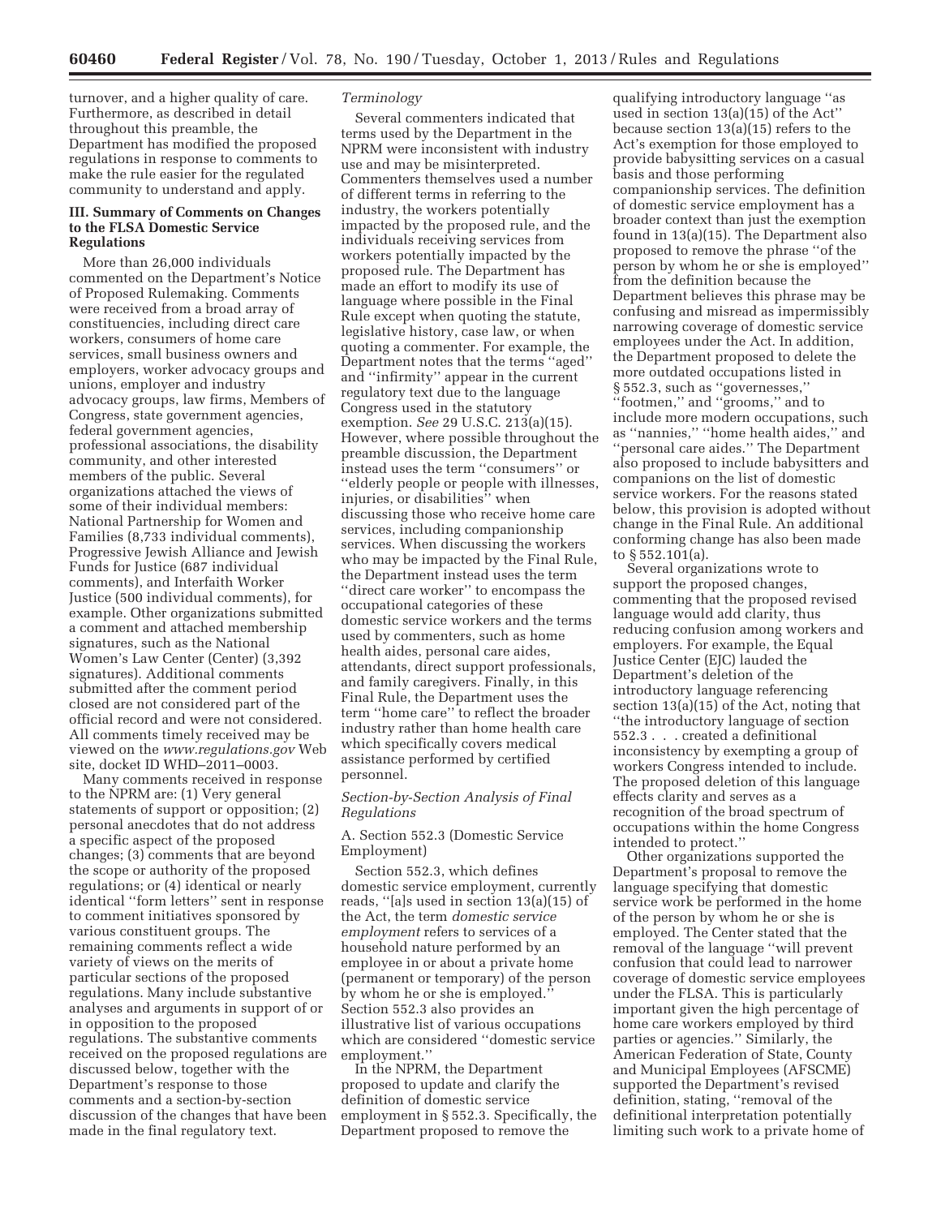turnover, and a higher quality of care. Furthermore, as described in detail throughout this preamble, the Department has modified the proposed regulations in response to comments to make the rule easier for the regulated community to understand and apply.

## III. Summary of Comments on Changes to the FLSA Domestic Service Regulations

More than 26,000 individuals commented on the Department's Notice of Proposed Rulemaking. Comments were received from a broad array of constituencies, including direct care workers, consumers of home care services, small business owners and employers, worker advocacy groups and unions, employer and industry advocacy groups, law firms, Members of Congress, state government agencies, federal government agencies, professional associations, the disability community, and other interested members of the public. Several organizations attached the views of some of their individual members: National Partnership for Women and Families (8,733 individual comments), Progressive Jewish Alliance and Jewish Funds for Justice (687 individual comments), and Interfaith Worker Justice (500 individual comments), for example. Other organizations submitted a comment and attached membership signatures, such as the National Women's Law Center (Center) (3,392 signatures). Additional comments submitted after the comment period closed are not considered part of the official record and were not considered. All comments timely received may be viewed on the *www.regulations.gov* Web site, docket ID WHD–2011–0003.

Many comments received in response to the NPRM are: (1) Very general statements of support or opposition; (2) personal anecdotes that do not address a specific aspect of the proposed changes; (3) comments that are beyond the scope or authority of the proposed regulations; or (4) identical or nearly identical ''form letters'' sent in response to comment initiatives sponsored by various constituent groups. The remaining comments reflect a wide variety of views on the merits of particular sections of the proposed regulations. Many include substantive analyses and arguments in support of or in opposition to the proposed regulations. The substantive comments received on the proposed regulations are discussed below, together with the Department's response to those comments and a section-by-section discussion of the changes that have been made in the final regulatory text.

### *Terminology*

Several commenters indicated that terms used by the Department in the NPRM were inconsistent with industry use and may be misinterpreted. Commenters themselves used a number of different terms in referring to the industry, the workers potentially impacted by the proposed rule, and the individuals receiving services from workers potentially impacted by the proposed rule. The Department has made an effort to modify its use of language where possible in the Final Rule except when quoting the statute, legislative history, case law, or when quoting a commenter. For example, the Department notes that the terms ''aged'' and ''infirmity'' appear in the current regulatory text due to the language Congress used in the statutory exemption. *See* 29 U.S.C. 213(a)(15). However, where possible throughout the preamble discussion, the Department instead uses the term ''consumers'' or ''elderly people or people with illnesses, injuries, or disabilities'' when discussing those who receive home care services, including companionship services. When discussing the workers who may be impacted by the Final Rule, the Department instead uses the term ''direct care worker'' to encompass the occupational categories of these domestic service workers and the terms used by commenters, such as home health aides, personal care aides, attendants, direct support professionals, and family caregivers. Finally, in this Final Rule, the Department uses the term ''home care'' to reflect the broader industry rather than home health care which specifically covers medical assistance performed by certified personnel.

### *Section-by-Section Analysis of Final Regulations*

A. Section 552.3 (Domestic Service Employment)

Section 552.3, which defines domestic service employment, currently reads, ''[a]s used in section 13(a)(15) of the Act, the term *domestic service employment* refers to services of a household nature performed by an employee in or about a private home (permanent or temporary) of the person by whom he or she is employed.'' Section 552.3 also provides an illustrative list of various occupations which are considered ''domestic service employment.''

In the NPRM, the Department proposed to update and clarify the definition of domestic service employment in § 552.3. Specifically, the Department proposed to remove the qualifying introductory language ''as used in section 13(a)(15) of the Act'' because section 13(a)(15) refers to the Act's exemption for those employed to provide babysitting services on a casual basis and those performing companionship services. The definition of domestic service employment has a broader context than just the exemption found in 13(a)(15). The Department also proposed to remove the phrase ''of the person by whom he or she is employed'' from the definition because the Department believes this phrase may be confusing and misread as impermissibly narrowing coverage of domestic service employees under the Act. In addition, the Department proposed to delete the more outdated occupations listed in § 552.3, such as ''governesses,'' ''footmen,'' and ''grooms,'' and to include more modern occupations, such as ''nannies,'' ''home health aides,'' and ''personal care aides.'' The Department also proposed to include babysitters and companions on the list of domestic service workers. For the reasons stated below, this provision is adopted without change in the Final Rule. An additional conforming change has also been made to § 552.101(a).

Several organizations wrote to support the proposed changes, commenting that the proposed revised language would add clarity, thus reducing confusion among workers and employers. For example, the Equal Justice Center (EJC) lauded the Department's deletion of the introductory language referencing section 13(a)(15) of the Act, noting that ''the introductory language of section 552.3 . . . created a definitional inconsistency by exempting a group of workers Congress intended to include. The proposed deletion of this language effects clarity and serves as a recognition of the broad spectrum of occupations within the home Congress intended to protect.''

Other organizations supported the Department's proposal to remove the language specifying that domestic service work be performed in the home of the person by whom he or she is employed. The Center stated that the removal of the language ''will prevent confusion that could lead to narrower coverage of domestic service employees under the FLSA. This is particularly important given the high percentage of home care workers employed by third parties or agencies.'' Similarly, the American Federation of State, County and Municipal Employees (AFSCME) supported the Department's revised definition, stating, ''removal of the definitional interpretation potentially limiting such work to a private home of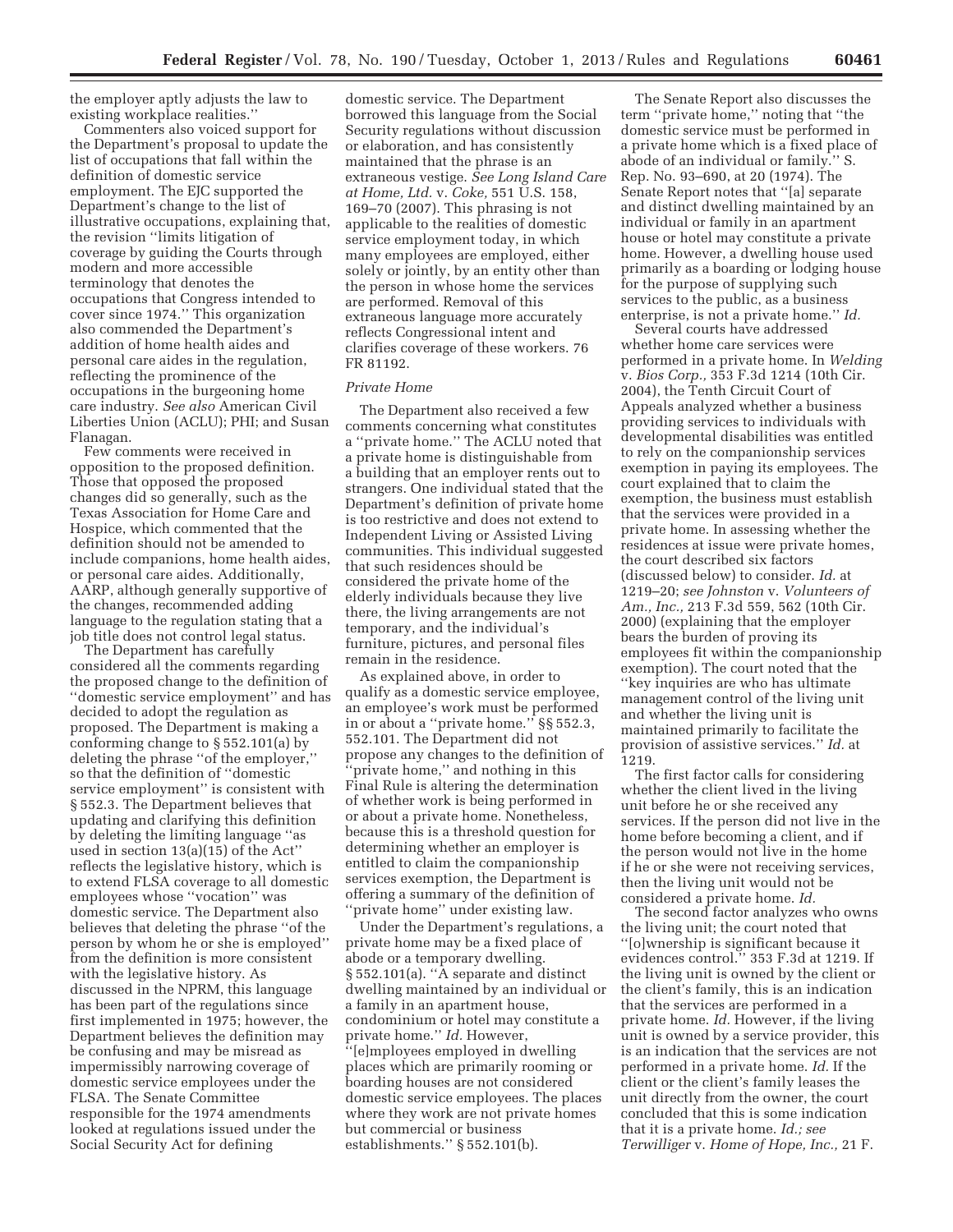the employer aptly adjusts the law to existing workplace realities.''

Commenters also voiced support for the Department's proposal to update the list of occupations that fall within the definition of domestic service employment. The EJC supported the Department's change to the list of illustrative occupations, explaining that, the revision ''limits litigation of coverage by guiding the Courts through modern and more accessible terminology that denotes the occupations that Congress intended to cover since 1974.'' This organization also commended the Department's addition of home health aides and personal care aides in the regulation, reflecting the prominence of the occupations in the burgeoning home care industry. *See also* American Civil Liberties Union (ACLU); PHI; and Susan Flanagan.

Few comments were received in opposition to the proposed definition. Those that opposed the proposed changes did so generally, such as the Texas Association for Home Care and Hospice, which commented that the definition should not be amended to include companions, home health aides, or personal care aides. Additionally, AARP, although generally supportive of the changes, recommended adding language to the regulation stating that a job title does not control legal status.

The Department has carefully considered all the comments regarding the proposed change to the definition of ''domestic service employment'' and has decided to adopt the regulation as proposed. The Department is making a conforming change to § 552.101(a) by deleting the phrase ''of the employer,'' so that the definition of ''domestic service employment'' is consistent with § 552.3. The Department believes that updating and clarifying this definition by deleting the limiting language ''as used in section 13(a)(15) of the Act'' reflects the legislative history, which is to extend FLSA coverage to all domestic employees whose ''vocation'' was domestic service. The Department also believes that deleting the phrase ''of the person by whom he or she is employed'' from the definition is more consistent with the legislative history. As discussed in the NPRM, this language has been part of the regulations since first implemented in 1975; however, the Department believes the definition may be confusing and may be misread as impermissibly narrowing coverage of domestic service employees under the FLSA. The Senate Committee responsible for the 1974 amendments looked at regulations issued under the Social Security Act for defining domestic service. The Department borrowed this language from the Social Security regulations without discussion or elaboration, and has consistently maintained that the phrase is an extraneous vestige. *See Long Island Care at Home, Ltd.* v. *Coke,* 551 U.S. 158, 169–70 (2007). This phrasing is not applicable to the realities of domestic service employment today, in which many employees are employed, either solely or jointly, by an entity other than the person in whose home the services are performed. Removal of this extraneous language more accurately reflects Congressional intent and clarifies coverage of these workers. 76 FR 81192.

*Private Home*

The Department also received a few comments concerning what constitutes a ''private home.'' The ACLU noted that a private home is distinguishable from a building that an employer rents out to strangers. One individual stated that the Department's definition of private home is too restrictive and does not extend to Independent Living or Assisted Living communities. This individual suggested that such residences should be considered the private home of the elderly individuals because they live there, the living arrangements are not temporary, and the individual's furniture, pictures, and personal files remain in the residence.

As explained above, in order to qualify as a domestic service employee, an employee's work must be performed in or about a ''private home.'' §§ 552.3, 552.101. The Department did not propose any changes to the definition of ''private home,'' and nothing in this Final Rule is altering the determination of whether work is being performed in or about a private home. Nonetheless, because this is a threshold question for determining whether an employer is entitled to claim the companionship services exemption, the Department is offering a summary of the definition of ''private home'' under existing law.

Under the Department's regulations, a private home may be a fixed place of abode or a temporary dwelling. § 552.101(a). ''A separate and distinct dwelling maintained by an individual or a family in an apartment house, condominium or hotel may constitute a private home.'' *Id.* However, ''[e]mployees employed in dwelling places which are primarily rooming or boarding houses are not considered domestic service employees. The places where they work are not private homes but commercial or business establishments.'' § 552.101(b).

The Senate Report also discusses the term ''private home,'' noting that ''the domestic service must be performed in a private home which is a fixed place of abode of an individual or family.'' S. Rep. No. 93–690, at 20 (1974). The Senate Report notes that ''[a] separate and distinct dwelling maintained by an individual or family in an apartment house or hotel may constitute a private home. However, a dwelling house used primarily as a boarding or lodging house for the purpose of supplying such services to the public, as a business enterprise, is not a private home.'' *Id.*

Several courts have addressed whether home care services were performed in a private home. In *Welding* v. *Bios Corp.,* 353 F.3d 1214 (10th Cir. 2004), the Tenth Circuit Court of Appeals analyzed whether a business providing services to individuals with developmental disabilities was entitled to rely on the companionship services exemption in paying its employees. The court explained that to claim the exemption, the business must establish that the services were provided in a private home. In assessing whether the residences at issue were private homes, the court described six factors (discussed below) to consider. *Id.* at 1219–20; *see Johnston* v. *Volunteers of Am., Inc.,* 213 F.3d 559, 562 (10th Cir. 2000) (explaining that the employer bears the burden of proving its employees fit within the companionship exemption). The court noted that the ''key inquiries are who has ultimate management control of the living unit and whether the living unit is maintained primarily to facilitate the provision of assistive services.'' *Id.* at 1219.

The first factor calls for considering whether the client lived in the living unit before he or she received any services. If the person did not live in the home before becoming a client, and if the person would not live in the home if he or she were not receiving services, then the living unit would not be considered a private home. *Id.*

The second factor analyzes who owns the living unit; the court noted that ''[o]wnership is significant because it evidences control.'' 353 F.3d at 1219. If the living unit is owned by the client or the client's family, this is an indication that the services are performed in a private home. *Id.* However, if the living unit is owned by a service provider, this is an indication that the services are not performed in a private home. *Id.* If the client or the client's family leases the unit directly from the owner, the court concluded that this is some indication that it is a private home. *Id.; see Terwilliger* v. *Home of Hope, Inc.,* 21 F.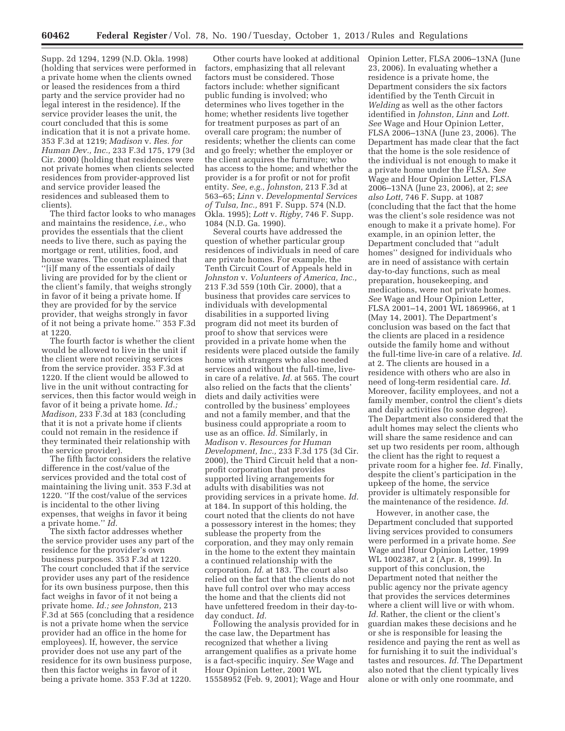Supp. 2d 1294, 1299 (N.D. Okla. 1998) (holding that services were performed in a private home when the clients owned or leased the residences from a third party and the service provider had no legal interest in the residence). If the service provider leases the unit, the court concluded that this is some indication that it is not a private home. 353 F.3d at 1219; *Madison* v. *Res. for Human Dev., Inc.,* 233 F.3d 175, 179 (3d Cir. 2000) (holding that residences were not private homes when clients selected residences from provider-approved list and service provider leased the residences and subleased them to clients).

The third factor looks to who manages and maintains the residence, *i.e.,* who provides the essentials that the client needs to live there, such as paying the mortgage or rent, utilities, food, and house wares. The court explained that ''[i]f many of the essentials of daily living are provided for by the client or the client's family, that weighs strongly in favor of it being a private home. If they are provided for by the service provider, that weighs strongly in favor of it not being a private home.'' 353 F.3d at 1220.

The fourth factor is whether the client would be allowed to live in the unit if the client were not receiving services from the service provider. 353 F.3d at 1220. If the client would be allowed to live in the unit without contracting for services, then this factor would weigh in favor of it being a private home. *Id.; Madison,* 233 F.3d at 183 (concluding that it is not a private home if clients could not remain in the residence if they terminated their relationship with the service provider).

The fifth factor considers the relative difference in the cost/value of the services provided and the total cost of maintaining the living unit. 353 F.3d at 1220. ''If the cost/value of the services is incidental to the other living expenses, that weighs in favor it being a private home.'' *Id.*

The sixth factor addresses whether the service provider uses any part of the residence for the provider's own business purposes. 353 F.3d at 1220. The court concluded that if the service provider uses any part of the residence for its own business purpose, then this fact weighs in favor of it not being a private home. *Id.; see Johnston,* 213 F.3d at 565 (concluding that a residence is not a private home when the service provider had an office in the home for employees). If, however, the service provider does not use any part of the residence for its own business purpose, then this factor weighs in favor of it being a private home. 353 F.3d at 1220.

Other courts have looked at additional factors, emphasizing that all relevant factors must be considered. Those factors include: whether significant public funding is involved; who determines who lives together in the home; whether residents live together for treatment purposes as part of an overall care program; the number of residents; whether the clients can come and go freely; whether the employer or the client acquires the furniture; who has access to the home; and whether the provider is a for profit or not for profit entity. *See, e.g., Johnston,* 213 F.3d at 563–65; *Linn* v. *Developmental Services of Tulsa, Inc.,* 891 F. Supp. 574 (N.D. Okla. 1995); *Lott* v. *Rigby,* 746 F. Supp. 1084 (N.D. Ga. 1990).

Several courts have addressed the question of whether particular group residences of individuals in need of care are private homes. For example, the Tenth Circuit Court of Appeals held in *Johnston* v. *Volunteers of America, Inc.,* 213 F.3d 559 (10th Cir. 2000), that a business that provides care services to individuals with developmental disabilities in a supported living program did not meet its burden of proof to show that services were provided in a private home when the residents were placed outside the family home with strangers who also needed services and without the full-time, live-in care of a relative. *Id.* at 565. The court also relied on the facts that the clients' diets and daily activities were controlled by the business' employees and not a family member, and that the business could appropriate a room to use as an office. *Id.* Similarly, in *Madison* v. *Resources for Human Development, Inc.,* 233 F.3d 175 (3d Cir. 2000), the Third Circuit held that a non-profit corporation that provides supported living arrangements for adults with disabilities was not providing services in a private home. *Id.* at 184. In support of this holding, the court noted that the clients do not have a possessory interest in the homes; they sublease the property from the corporation, and they may only remain in the home to the extent they maintain a continued relationship with the corporation. *Id.* at 183. The court also relied on the fact that the clients do not have full control over who may access the home and that the clients did not have unfettered freedom in their day-to-day conduct. *Id.*

Following the analysis provided for in the case law, the Department has recognized that whether a living arrangement qualifies as a private home is a fact-specific inquiry. *See* Wage and Hour Opinion Letter, 2001 WL 15558952 (Feb. 9, 2001); Wage and Hour Opinion Letter, FLSA 2006–13NA (June 23, 2006). In evaluating whether a residence is a private home, the Department considers the six factors identified by the Tenth Circuit in *Welding* as well as the other factors identified in *Johnston, Linn* and *Lott*. *See* Wage and Hour Opinion Letter, FLSA 2006–13NA (June 23, 2006). The Department has made clear that the fact that the home is the sole residence of the individual is not enough to make it a private home under the FLSA. *See* Wage and Hour Opinion Letter, FLSA 2006–13NA (June 23, 2006), at 2; *see also Lott,* 746 F. Supp. at 1087 (concluding that the fact that the home was the client's sole residence was not enough to make it a private home). For example, in an opinion letter, the Department concluded that ''adult homes'' designed for individuals who are in need of assistance with certain day-to-day functions, such as meal preparation, housekeeping, and medications, were not private homes. *See* Wage and Hour Opinion Letter, FLSA 2001–14, 2001 WL 1869966, at 1 (May 14, 2001). The Department's conclusion was based on the fact that the clients are placed in a residence outside the family home and without the full-time live-in care of a relative. *Id.* at 2. The clients are housed in a residence with others who are also in need of long-term residential care. *Id.* Moreover, facility employees, and not a family member, control the client's diets and daily activities (to some degree). The Department also considered that the adult homes may select the clients who will share the same residence and can set up two residents per room, although the client has the right to request a private room for a higher fee. *Id.* Finally, despite the client's participation in the upkeep of the home, the service provider is ultimately responsible for the maintenance of the residence. *Id.*

However, in another case, the Department concluded that supported living services provided to consumers were performed in a private home. *See* Wage and Hour Opinion Letter, 1999 WL 1002387, at 2 (Apr. 8, 1999). In support of this conclusion, the Department noted that neither the public agency nor the private agency that provides the services determines where a client will live or with whom. *Id.* Rather, the client or the client's guardian makes these decisions and he or she is responsible for leasing the residence and paying the rent as well as for furnishing it to suit the individual's tastes and resources. *Id.* The Department also noted that the client typically lives alone or with only one roommate, and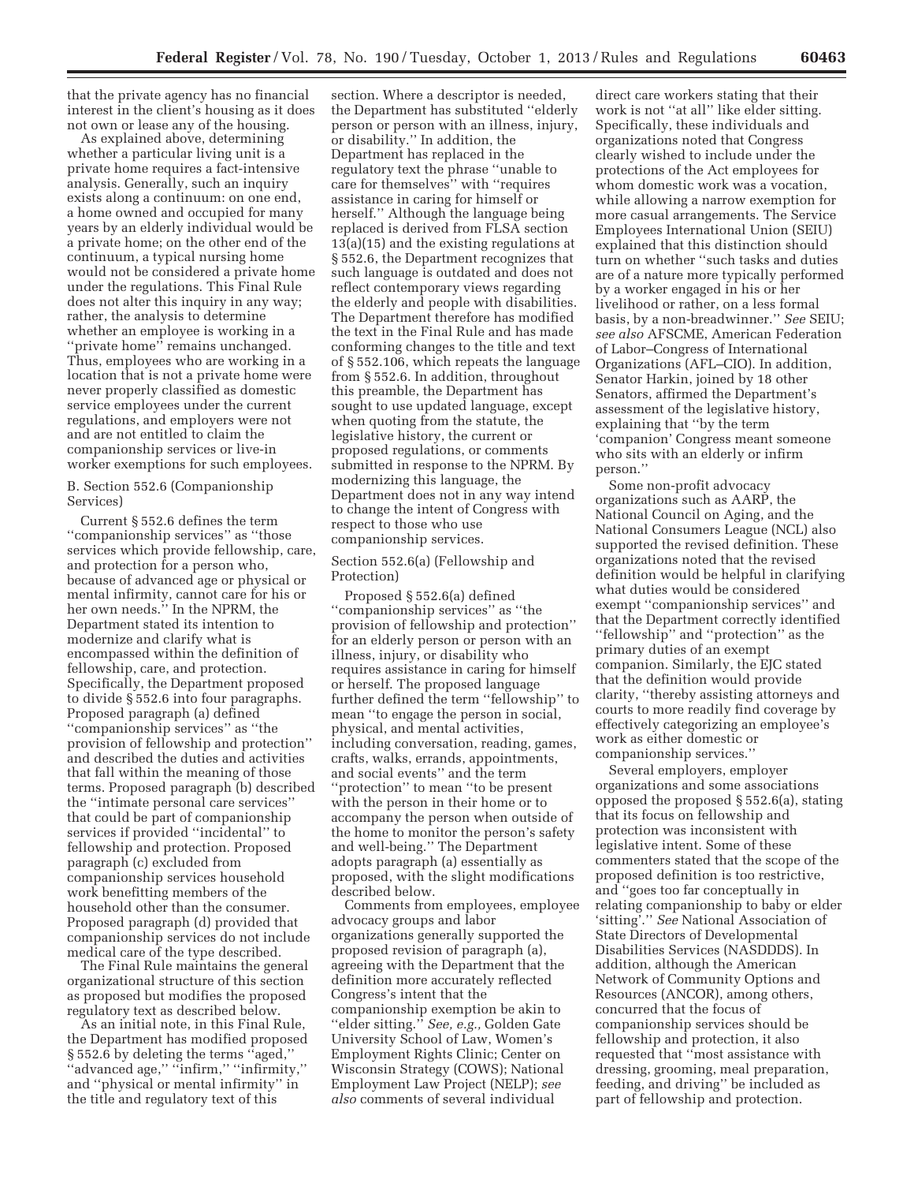that the private agency has no financial interest in the client's housing as it does not own or lease any of the housing.

As explained above, determining whether a particular living unit is a private home requires a fact-intensive analysis. Generally, such an inquiry exists along a continuum: on one end, a home owned and occupied for many years by an elderly individual would be a private home; on the other end of the continuum, a typical nursing home would not be considered a private home under the regulations. This Final Rule does not alter this inquiry in any way; rather, the analysis to determine whether an employee is working in a ''private home'' remains unchanged. Thus, employees who are working in a location that is not a private home were never properly classified as domestic service employees under the current regulations, and employers were not and are not entitled to claim the companionship services or live-in worker exemptions for such employees.

B. Section 552.6 (Companionship Services)

Current § 552.6 defines the term ''companionship services'' as ''those services which provide fellowship, care, and protection for a person who, because of advanced age or physical or mental infirmity, cannot care for his or her own needs.'' In the NPRM, the Department stated its intention to modernize and clarify what is encompassed within the definition of fellowship, care, and protection. Specifically, the Department proposed to divide § 552.6 into four paragraphs. Proposed paragraph (a) defined ''companionship services'' as ''the provision of fellowship and protection'' and described the duties and activities that fall within the meaning of those terms. Proposed paragraph (b) described the ''intimate personal care services'' that could be part of companionship services if provided ''incidental'' to fellowship and protection. Proposed paragraph (c) excluded from companionship services household work benefitting members of the household other than the consumer. Proposed paragraph (d) provided that companionship services do not include medical care of the type described.

The Final Rule maintains the general organizational structure of this section as proposed but modifies the proposed regulatory text as described below.

As an initial note, in this Final Rule, the Department has modified proposed § 552.6 by deleting the terms ''aged,'' ''advanced age,'' ''infirm,'' ''infirmity,'' and ''physical or mental infirmity'' in the title and regulatory text of this section. Where a descriptor is needed, the Department has substituted ''elderly person or person with an illness, injury, or disability.'' In addition, the Department has replaced in the regulatory text the phrase ''unable to care for themselves'' with ''requires assistance in caring for himself or herself.'' Although the language being replaced is derived from FLSA section 13(a)(15) and the existing regulations at § 552.6, the Department recognizes that such language is outdated and does not reflect contemporary views regarding the elderly and people with disabilities. The Department therefore has modified the text in the Final Rule and has made conforming changes to the title and text of § 552.106, which repeats the language from § 552.6. In addition, throughout this preamble, the Department has sought to use updated language, except when quoting from the statute, the legislative history, the current or proposed regulations, or comments submitted in response to the NPRM. By modernizing this language, the Department does not in any way intend to change the intent of Congress with respect to those who use companionship services.

Section 552.6(a) (Fellowship and Protection)

Proposed § 552.6(a) defined ''companionship services'' as ''the provision of fellowship and protection'' for an elderly person or person with an illness, injury, or disability who requires assistance in caring for himself or herself. The proposed language further defined the term ''fellowship'' to mean ''to engage the person in social, physical, and mental activities, including conversation, reading, games, crafts, walks, errands, appointments, and social events'' and the term ''protection'' to mean ''to be present with the person in their home or to accompany the person when outside of the home to monitor the person's safety and well-being.'' The Department adopts paragraph (a) essentially as proposed, with the slight modifications described below.

Comments from employees, employee advocacy groups and labor organizations generally supported the proposed revision of paragraph (a), agreeing with the Department that the definition more accurately reflected Congress's intent that the companionship exemption be akin to ''elder sitting.'' *See, e.g.,* Golden Gate University School of Law, Women's Employment Rights Clinic; Center on Wisconsin Strategy (COWS); National Employment Law Project (NELP); *see also* comments of several individual direct care workers stating that their work is not ''at all'' like elder sitting. Specifically, these individuals and organizations noted that Congress clearly wished to include under the protections of the Act employees for whom domestic work was a vocation, while allowing a narrow exemption for more casual arrangements. The Service Employees International Union (SEIU) explained that this distinction should turn on whether ''such tasks and duties are of a nature more typically performed by a worker engaged in his or her livelihood or rather, on a less formal basis, by a non-breadwinner.'' *See* SEIU; *see also* AFSCME, American Federation of Labor–Congress of International Organizations (AFL–CIO). In addition, Senator Harkin, joined by 18 other Senators, affirmed the Department's assessment of the legislative history, explaining that ''by the term 'companion' Congress meant someone who sits with an elderly or infirm person.''

Some non-profit advocacy organizations such as AARP, the National Council on Aging, and the National Consumers League (NCL) also supported the revised definition. These organizations noted that the revised definition would be helpful in clarifying what duties would be considered exempt ''companionship services'' and that the Department correctly identified ''fellowship'' and ''protection'' as the primary duties of an exempt companion. Similarly, the EJC stated that the definition would provide clarity, ''thereby assisting attorneys and courts to more readily find coverage by effectively categorizing an employee's work as either domestic or companionship services.''

Several employers, employer organizations and some associations opposed the proposed § 552.6(a), stating that its focus on fellowship and protection was inconsistent with legislative intent. Some of these commenters stated that the scope of the proposed definition is too restrictive, and ''goes too far conceptually in relating companionship to baby or elder 'sitting'.'' *See* National Association of State Directors of Developmental Disabilities Services (NASDDDS). In addition, although the American Network of Community Options and Resources (ANCOR), among others, concurred that the focus of companionship services should be fellowship and protection, it also requested that ''most assistance with dressing, grooming, meal preparation, feeding, and driving'' be included as part of fellowship and protection.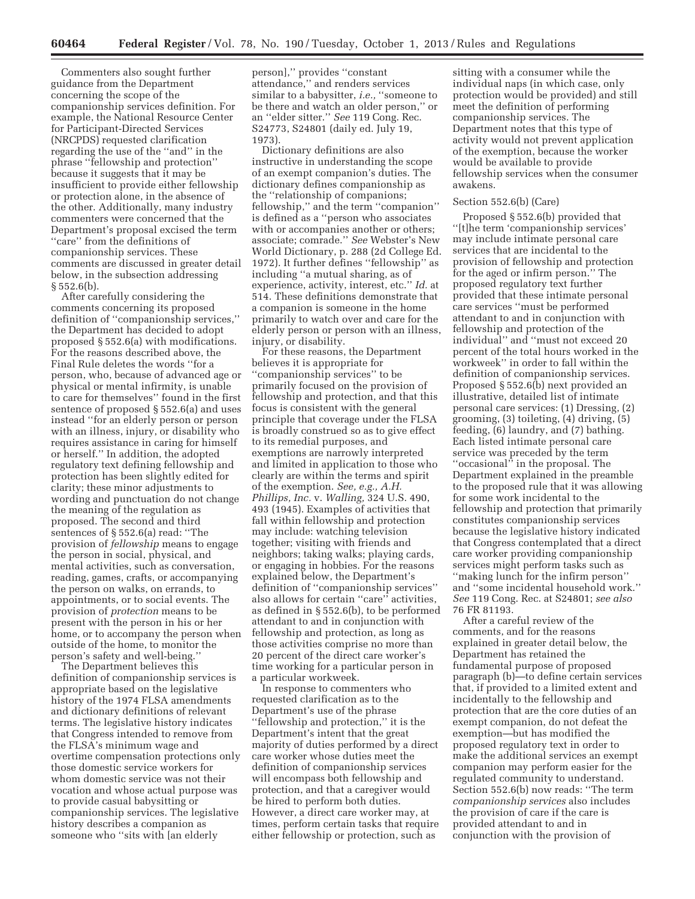Commenters also sought further guidance from the Department concerning the scope of the companionship services definition. For example, the National Resource Center for Participant-Directed Services (NRCPDS) requested clarification regarding the use of the "and" in the phrase "fellowship and protection" because it suggests that it may be insufficient to provide either fellowship or protection alone, in the absence of the other. Additionally, many industry commenters were concerned that the Department's proposal excised the term "care" from the definitions of companionship services. These comments are discussed in greater detail below, in the subsection addressing § 552.6(b).

After carefully considering the comments concerning its proposed definition of "companionship services," the Department has decided to adopt proposed § 552.6(a) with modifications. For the reasons described above, the Final Rule deletes the words "for a person, who, because of advanced age or physical or mental infirmity, is unable to care for themselves" found in the first sentence of proposed § 552.6(a) and uses instead "for an elderly person or person with an illness, injury, or disability who requires assistance in caring for himself or herself." In addition, the adopted regulatory text defining fellowship and protection has been slightly edited for clarity; these minor adjustments to wording and punctuation do not change the meaning of the regulation as proposed. The second and third sentences of § 552.6(a) read: "The provision of *fellowship* means to engage the person in social, physical, and mental activities, such as conversation, reading, games, crafts, or accompanying the person on walks, on errands, to appointments, or to social events. The provision of *protection* means to be present with the person in his or her home, or to accompany the person when outside of the home, to monitor the person's safety and well-being."

The Department believes this definition of companionship services is appropriate based on the legislative history of the 1974 FLSA amendments and dictionary definitions of relevant terms. The legislative history indicates that Congress intended to remove from the FLSA's minimum wage and overtime compensation protections only those domestic service workers for whom domestic service was not their vocation and whose actual purpose was to provide casual babysitting or companionship services. The legislative history describes a companion as someone who "sits with [an elderly person]," provides "constant attendance," and renders services similar to a babysitter, *i.e.,* "someone to be there and watch an older person," or an "elder sitter." *See* 119 Cong. Rec. S24773, S24801 (daily ed. July 19, 1973).

Dictionary definitions are also instructive in understanding the scope of an exempt companion's duties. The dictionary defines companionship as the "relationship of companions; fellowship," and the term "companion" is defined as a "person who associates with or accompanies another or others; associate; comrade." *See* Webster's New World Dictionary, p. 288 (2d College Ed. 1972). It further defines "fellowship" as including "a mutual sharing, as of experience, activity, interest, etc." *Id.* at 514. These definitions demonstrate that a companion is someone in the home primarily to watch over and care for the elderly person or person with an illness, injury, or disability.

For these reasons, the Department believes it is appropriate for "companionship services" to be primarily focused on the provision of fellowship and protection, and that this focus is consistent with the general principle that coverage under the FLSA is broadly construed so as to give effect to its remedial purposes, and exemptions are narrowly interpreted and limited in application to those who clearly are within the terms and spirit of the exemption. *See, e.g., A.H. Phillips, Inc.* v. *Walling,* 324 U.S. 490, 493 (1945). Examples of activities that fall within fellowship and protection may include: watching television together; visiting with friends and neighbors; taking walks; playing cards, or engaging in hobbies. For the reasons explained below, the Department's definition of "companionship services" also allows for certain "care" activities, as defined in § 552.6(b), to be performed attendant to and in conjunction with fellowship and protection, as long as those activities comprise no more than 20 percent of the direct care worker's time working for a particular person in a particular workweek.

In response to commenters who requested clarification as to the Department's use of the phrase "fellowship and protection," it is the Department's intent that the great majority of duties performed by a direct care worker whose duties meet the definition of companionship services will encompass both fellowship and protection, and that a caregiver would be hired to perform both duties. However, a direct care worker may, at times, perform certain tasks that require either fellowship or protection, such as sitting with a consumer while the individual naps (in which case, only protection would be provided) and still meet the definition of performing companionship services. The Department notes that this type of activity would not prevent application of the exemption, because the worker would be available to provide fellowship services when the consumer awakens.

Section 552.6(b) (Care)

Proposed § 552.6(b) provided that "[t]he term 'companionship services' may include intimate personal care services that are incidental to the provision of fellowship and protection for the aged or infirm person." The proposed regulatory text further provided that these intimate personal care services "must be performed attendant to and in conjunction with fellowship and protection of the individual" and "must not exceed 20 percent of the total hours worked in the workweek" in order to fall within the definition of companionship services. Proposed § 552.6(b) next provided an illustrative, detailed list of intimate personal care services: (1) Dressing, (2) grooming, (3) toileting, (4) driving, (5) feeding, (6) laundry, and (7) bathing. Each listed intimate personal care service was preceded by the term "occasional" in the proposal. The Department explained in the preamble to the proposed rule that it was allowing for some work incidental to the fellowship and protection that primarily constitutes companionship services because the legislative history indicated that Congress contemplated that a direct care worker providing companionship services might perform tasks such as "making lunch for the infirm person" and "some incidental household work." *See* 119 Cong. Rec. at S24801; *see also* 76 FR 81193.

After a careful review of the comments, and for the reasons explained in greater detail below, the Department has retained the fundamental purpose of proposed paragraph (b)—to define certain services that, if provided to a limited extent and incidentally to the fellowship and protection that are the core duties of an exempt companion, do not defeat the exemption—but has modified the proposed regulatory text in order to make the additional services an exempt companion may perform easier for the regulated community to understand. Section 552.6(b) now reads: "The term *companionship services* also includes the provision of care if the care is provided attendant to and in conjunction with the provision of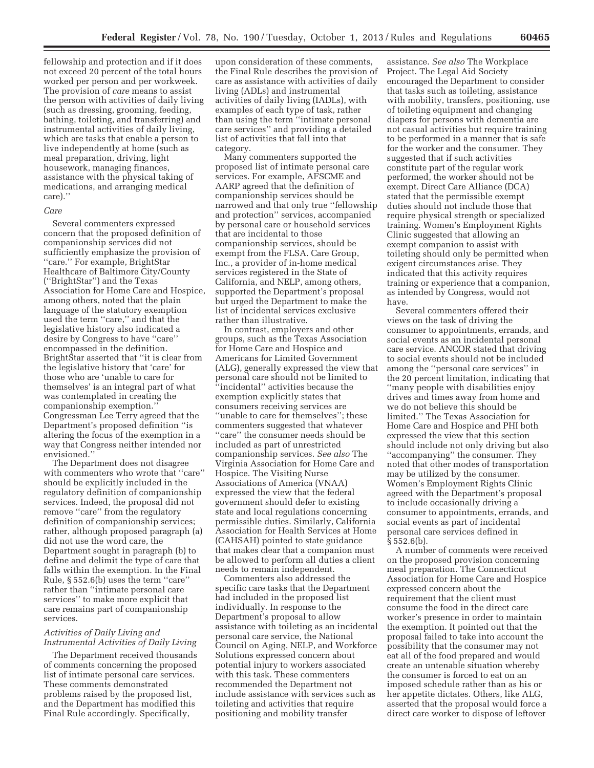fellowship and protection and if it does not exceed 20 percent of the total hours worked per person and per workweek. The provision of *care* means to assist the person with activities of daily living (such as dressing, grooming, feeding, bathing, toileting, and transferring) and instrumental activities of daily living, which are tasks that enable a person to live independently at home (such as meal preparation, driving, light housework, managing finances, assistance with the physical taking of medications, and arranging medical care).''

### *Care*

Several commenters expressed concern that the proposed definition of companionship services did not sufficiently emphasize the provision of ''care.'' For example, BrightStar Healthcare of Baltimore City/County (''BrightStar'') and the Texas Association for Home Care and Hospice, among others, noted that the plain language of the statutory exemption used the term ''care,'' and that the legislative history also indicated a desire by Congress to have ''care'' encompassed in the definition. BrightStar asserted that ''it is clear from the legislative history that 'care' for those who are 'unable to care for themselves' is an integral part of what was contemplated in creating the companionship exemption.'' Congressman Lee Terry agreed that the Department's proposed definition ''is altering the focus of the exemption in a way that Congress neither intended nor envisioned.''

The Department does not disagree with commenters who wrote that ''care'' should be explicitly included in the regulatory definition of companionship services. Indeed, the proposal did not remove ''care'' from the regulatory definition of companionship services; rather, although proposed paragraph (a) did not use the word care, the Department sought in paragraph (b) to define and delimit the type of care that falls within the exemption. In the Final Rule, § 552.6(b) uses the term ''care'' rather than ''intimate personal care services'' to make more explicit that care remains part of companionship services.

### *Activities of Daily Living and Instrumental Activities of Daily Living*

The Department received thousands of comments concerning the proposed list of intimate personal care services. These comments demonstrated problems raised by the proposed list, and the Department has modified this Final Rule accordingly. Specifically, upon consideration of these comments, the Final Rule describes the provision of care as assistance with activities of daily living (ADLs) and instrumental activities of daily living (IADLs), with examples of each type of task, rather than using the term ''intimate personal care services'' and providing a detailed list of activities that fall into that category.

Many commenters supported the proposed list of intimate personal care services. For example, AFSCME and AARP agreed that the definition of companionship services should be narrowed and that only true ''fellowship and protection'' services, accompanied by personal care or household services that are incidental to those companionship services, should be exempt from the FLSA. Care Group, Inc., a provider of in-home medical services registered in the State of California, and NELP, among others, supported the Department's proposal but urged the Department to make the list of incidental services exclusive rather than illustrative.

In contrast, employers and other groups, such as the Texas Association for Home Care and Hospice and Americans for Limited Government (ALG), generally expressed the view that personal care should not be limited to ''incidental'' activities because the exemption explicitly states that consumers receiving services are ''unable to care for themselves''; these commenters suggested that whatever ''care'' the consumer needs should be included as part of unrestricted companionship services. *See also* The Virginia Association for Home Care and Hospice. The Visiting Nurse Associations of America (VNAA) expressed the view that the federal government should defer to existing state and local regulations concerning permissible duties. Similarly, California Association for Health Services at Home (CAHSAH) pointed to state guidance that makes clear that a companion must be allowed to perform all duties a client needs to remain independent.

Commenters also addressed the specific care tasks that the Department had included in the proposed list individually. In response to the Department's proposal to allow assistance with toileting as an incidental personal care service, the National Council on Aging, NELP, and Workforce Solutions expressed concern about potential injury to workers associated with this task. These commenters recommended the Department not include assistance with services such as toileting and activities that require positioning and mobility transfer assistance. *See also* The Workplace Project. The Legal Aid Society encouraged the Department to consider that tasks such as toileting, assistance with mobility, transfers, positioning, use of toileting equipment and changing diapers for persons with dementia are not casual activities but require training to be performed in a manner that is safe for the worker and the consumer. They suggested that if such activities constitute part of the regular work performed, the worker should not be exempt. Direct Care Alliance (DCA) stated that the permissible exempt duties should not include those that require physical strength or specialized training. Women's Employment Rights Clinic suggested that allowing an exempt companion to assist with toileting should only be permitted when exigent circumstances arise. They indicated that this activity requires training or experience that a companion, as intended by Congress, would not have.

Several commenters offered their views on the task of driving the consumer to appointments, errands, and social events as an incidental personal care service. ANCOR stated that driving to social events should not be included among the ''personal care services'' in the 20 percent limitation, indicating that ''many people with disabilities enjoy drives and times away from home and we do not believe this should be limited.'' The Texas Association for Home Care and Hospice and PHI both expressed the view that this section should include not only driving but also ''accompanying'' the consumer. They noted that other modes of transportation may be utilized by the consumer. Women's Employment Rights Clinic agreed with the Department's proposal to include occasionally driving a consumer to appointments, errands, and social events as part of incidental personal care services defined in § 552.6(b).

A number of comments were received on the proposed provision concerning meal preparation. The Connecticut Association for Home Care and Hospice expressed concern about the requirement that the client must consume the food in the direct care worker's presence in order to maintain the exemption. It pointed out that the proposal failed to take into account the possibility that the consumer may not eat all of the food prepared and would create an untenable situation whereby the consumer is forced to eat on an imposed schedule rather than as his or her appetite dictates. Others, like ALG, asserted that the proposal would force a direct care worker to dispose of leftover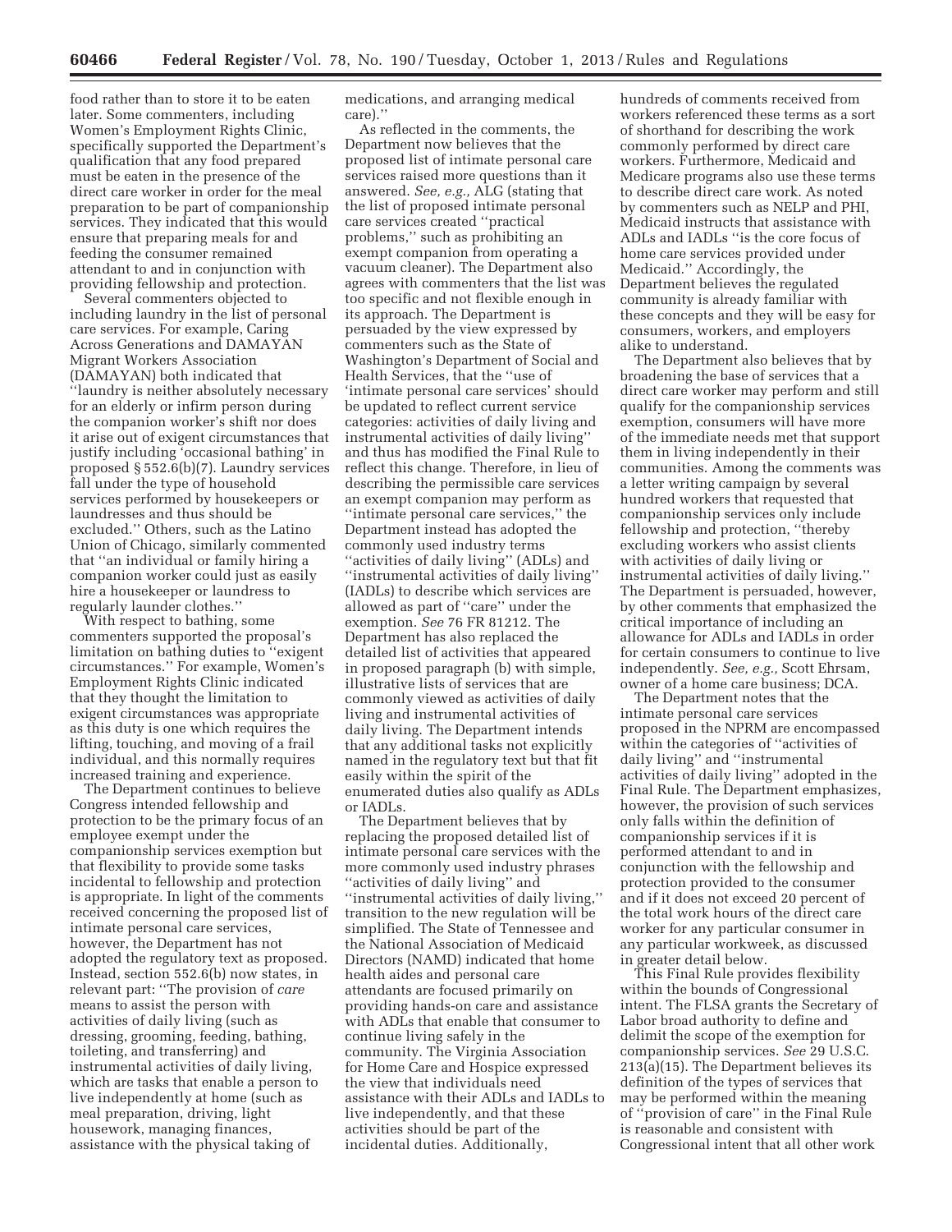food rather than to store it to be eaten later. Some commenters, including Women's Employment Rights Clinic, specifically supported the Department's qualification that any food prepared must be eaten in the presence of the direct care worker in order for the meal preparation to be part of companionship services. They indicated that this would ensure that preparing meals for and feeding the consumer remained attendant to and in conjunction with providing fellowship and protection.

Several commenters objected to including laundry in the list of personal care services. For example, Caring Across Generations and DAMAYAN Migrant Workers Association (DAMAYAN) both indicated that "laundry is neither absolutely necessary for an elderly or infirm person during the companion worker's shift nor does it arise out of exigent circumstances that justify including 'occasional bathing' in proposed § 552.6(b)(7). Laundry services fall under the type of household services performed by housekeepers or laundresses and thus should be excluded." Others, such as the Latino Union of Chicago, similarly commented that "an individual or family hiring a companion worker could just as easily hire a housekeeper or laundress to regularly launder clothes."

With respect to bathing, some commenters supported the proposal's limitation on bathing duties to "exigent circumstances." For example, Women's Employment Rights Clinic indicated that they thought the limitation to exigent circumstances was appropriate as this duty is one which requires the lifting, touching, and moving of a frail individual, and this normally requires increased training and experience.

The Department continues to believe Congress intended fellowship and protection to be the primary focus of an employee exempt under the companionship services exemption but that flexibility to provide some tasks incidental to fellowship and protection is appropriate. In light of the comments received concerning the proposed list of intimate personal care services, however, the Department has not adopted the regulatory text as proposed. Instead, section 552.6(b) now states, in relevant part: "The provision of *care* means to assist the person with activities of daily living (such as dressing, grooming, feeding, bathing, toileting, and transferring) and instrumental activities of daily living, which are tasks that enable a person to live independently at home (such as meal preparation, driving, light housework, managing finances, assistance with the physical taking of medications, and arranging medical care)."

As reflected in the comments, the Department now believes that the proposed list of intimate personal care services raised more questions than it answered. *See, e.g.,* ALG (stating that the list of proposed intimate personal care services created "practical problems," such as prohibiting an exempt companion from operating a vacuum cleaner). The Department also agrees with commenters that the list was too specific and not flexible enough in its approach. The Department is persuaded by the view expressed by commenters such as the State of Washington's Department of Social and Health Services, that the "use of 'intimate personal care services' should be updated to reflect current service categories: activities of daily living and instrumental activities of daily living" and thus has modified the Final Rule to reflect this change. Therefore, in lieu of describing the permissible care services an exempt companion may perform as "intimate personal care services," the Department instead has adopted the commonly used industry terms "activities of daily living" (ADLs) and "instrumental activities of daily living" (IADLs) to describe which services are allowed as part of "care" under the exemption. *See* 76 FR 81212. The Department has also replaced the detailed list of activities that appeared in proposed paragraph (b) with simple, illustrative lists of services that are commonly viewed as activities of daily living and instrumental activities of daily living. The Department intends that any additional tasks not explicitly named in the regulatory text but that fit easily within the spirit of the enumerated duties also qualify as ADLs or IADLs.

The Department believes that by replacing the proposed detailed list of intimate personal care services with the more commonly used industry phrases "activities of daily living" and "instrumental activities of daily living," transition to the new regulation will be simplified. The State of Tennessee and the National Association of Medicaid Directors (NAMD) indicated that home health aides and personal care attendants are focused primarily on providing hands-on care and assistance with ADLs that enable that consumer to continue living safely in the community. The Virginia Association for Home Care and Hospice expressed the view that individuals need assistance with their ADLs and IADLs to live independently, and that these activities should be part of the incidental duties. Additionally, hundreds of comments received from workers referenced these terms as a sort of shorthand for describing the work commonly performed by direct care workers. Furthermore, Medicaid and Medicare programs also use these terms to describe direct care work. As noted by commenters such as NELP and PHI, Medicaid instructs that assistance with ADLs and IADLs "is the core focus of home care services provided under Medicaid." Accordingly, the Department believes the regulated community is already familiar with these concepts and they will be easy for consumers, workers, and employers alike to understand.

The Department also believes that by broadening the base of services that a direct care worker may perform and still qualify for the companionship services exemption, consumers will have more of the immediate needs met that support them in living independently in their communities. Among the comments was a letter writing campaign by several hundred workers that requested that companionship services only include fellowship and protection, "thereby excluding workers who assist clients with activities of daily living or instrumental activities of daily living." The Department is persuaded, however, by other comments that emphasized the critical importance of including an allowance for ADLs and IADLs in order for certain consumers to continue to live independently. *See, e.g.,* Scott Ehrsam, owner of a home care business; DCA.

The Department notes that the intimate personal care services proposed in the NPRM are encompassed within the categories of "activities of daily living" and "instrumental activities of daily living" adopted in the Final Rule. The Department emphasizes, however, the provision of such services only falls within the definition of companionship services if it is performed attendant to and in conjunction with the fellowship and protection provided to the consumer and if it does not exceed 20 percent of the total work hours of the direct care worker for any particular consumer in any particular workweek, as discussed in greater detail below.

This Final Rule provides flexibility within the bounds of Congressional intent. The FLSA grants the Secretary of Labor broad authority to define and delimit the scope of the exemption for companionship services. *See* 29 U.S.C. 213(a)(15). The Department believes its definition of the types of services that may be performed within the meaning of "provision of care" in the Final Rule is reasonable and consistent with Congressional intent that all other work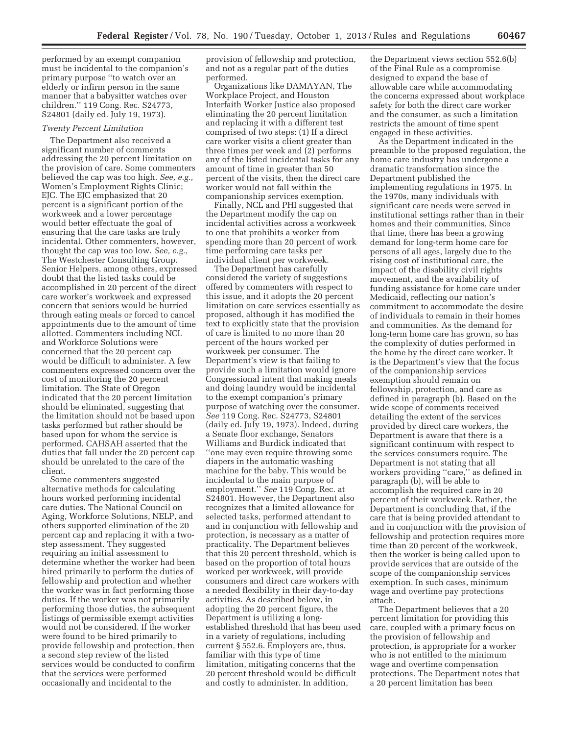performed by an exempt companion must be incidental to the companion's primary purpose ''to watch over an elderly or infirm person in the same manner that a babysitter watches over children.'' 119 Cong. Rec. S24773, S24801 (daily ed. July 19, 1973).

*Twenty Percent Limitation*

The Department also received a significant number of comments addressing the 20 percent limitation on the provision of care. Some commenters believed the cap was too high. *See, e.g.,* Women's Employment Rights Clinic; EJC. The EJC emphasized that 20 percent is a significant portion of the workweek and a lower percentage would better effectuate the goal of ensuring that the care tasks are truly incidental. Other commenters, however, thought the cap was too low. *See, e.g.,* The Westchester Consulting Group. Senior Helpers, among others, expressed doubt that the listed tasks could be accomplished in 20 percent of the direct care worker's workweek and expressed concern that seniors would be hurried through eating meals or forced to cancel appointments due to the amount of time allotted. Commenters including NCL and Workforce Solutions were concerned that the 20 percent cap would be difficult to administer. A few commenters expressed concern over the cost of monitoring the 20 percent limitation. The State of Oregon indicated that the 20 percent limitation should be eliminated, suggesting that the limitation should not be based upon tasks performed but rather should be based upon for whom the service is performed. CAHSAH asserted that the duties that fall under the 20 percent cap should be unrelated to the care of the client.

Some commenters suggested alternative methods for calculating hours worked performing incidental care duties. The National Council on Aging, Workforce Solutions, NELP, and others supported elimination of the 20 percent cap and replacing it with a two-step assessment. They suggested requiring an initial assessment to determine whether the worker had been hired primarily to perform the duties of fellowship and protection and whether the worker was in fact performing those duties. If the worker was not primarily performing those duties, the subsequent listings of permissible exempt activities would not be considered. If the worker were found to be hired primarily to provide fellowship and protection, then a second step review of the listed services would be conducted to confirm that the services were performed occasionally and incidental to the provision of fellowship and protection, and not as a regular part of the duties performed.

Organizations like DAMAYAN, The Workplace Project, and Houston Interfaith Worker Justice also proposed eliminating the 20 percent limitation and replacing it with a different test comprised of two steps: (1) If a direct care worker visits a client greater than three times per week and (2) performs any of the listed incidental tasks for any amount of time in greater than 50 percent of the visits, then the direct care worker would not fall within the companionship services exemption.

Finally, NCL and PHI suggested that the Department modify the cap on incidental activities across a workweek to one that prohibits a worker from spending more than 20 percent of work time performing care tasks per individual client per workweek.

The Department has carefully considered the variety of suggestions offered by commenters with respect to this issue, and it adopts the 20 percent limitation on care services essentially as proposed, although it has modified the text to explicitly state that the provision of care is limited to no more than 20 percent of the hours worked per workweek per consumer. The Department's view is that failing to provide such a limitation would ignore Congressional intent that making meals and doing laundry would be incidental to the exempt companion's primary purpose of watching over the consumer. *See* 119 Cong. Rec. S24773, S24801 (daily ed. July 19, 1973). Indeed, during a Senate floor exchange, Senators Williams and Burdick indicated that ''one may even require throwing some diapers in the automatic washing machine for the baby. This would be incidental to the main purpose of employment.'' *See* 119 Cong. Rec. at S24801. However, the Department also recognizes that a limited allowance for selected tasks, performed attendant to and in conjunction with fellowship and protection, is necessary as a matter of practicality. The Department believes that this 20 percent threshold, which is based on the proportion of total hours worked per workweek, will provide consumers and direct care workers with a needed flexibility in their day-to-day activities. As described below, in adopting the 20 percent figure, the Department is utilizing a long-established threshold that has been used in a variety of regulations, including current § 552.6. Employers are, thus, familiar with this type of time limitation, mitigating concerns that the 20 percent threshold would be difficult and costly to administer. In addition, the Department views section 552.6(b) of the Final Rule as a compromise designed to expand the base of allowable care while accommodating the concerns expressed about workplace safety for both the direct care worker and the consumer, as such a limitation restricts the amount of time spent engaged in these activities.

As the Department indicated in the preamble to the proposed regulation, the home care industry has undergone a dramatic transformation since the Department published the implementing regulations in 1975. In the 1970s, many individuals with significant care needs were served in institutional settings rather than in their homes and their communities, Since that time, there has been a growing demand for long-term home care for persons of all ages, largely due to the rising cost of institutional care, the impact of the disability civil rights movement, and the availability of funding assistance for home care under Medicaid, reflecting our nation's commitment to accommodate the desire of individuals to remain in their homes and communities. As the demand for long-term home care has grown, so has the complexity of duties performed in the home by the direct care worker. It is the Department's view that the focus of the companionship services exemption should remain on fellowship, protection, and care as defined in paragraph (b). Based on the wide scope of comments received detailing the extent of the services provided by direct care workers, the Department is aware that there is a significant continuum with respect to the services consumers require. The Department is not stating that all workers providing ''care,'' as defined in paragraph (b), will be able to accomplish the required care in 20 percent of their workweek. Rather, the Department is concluding that, if the care that is being provided attendant to and in conjunction with the provision of fellowship and protection requires more time than 20 percent of the workweek, then the worker is being called upon to provide services that are outside of the scope of the companionship services exemption. In such cases, minimum wage and overtime pay protections attach.

The Department believes that a 20 percent limitation for providing this care, coupled with a primary focus on the provision of fellowship and protection, is appropriate for a worker who is not entitled to the minimum wage and overtime compensation protections. The Department notes that a 20 percent limitation has been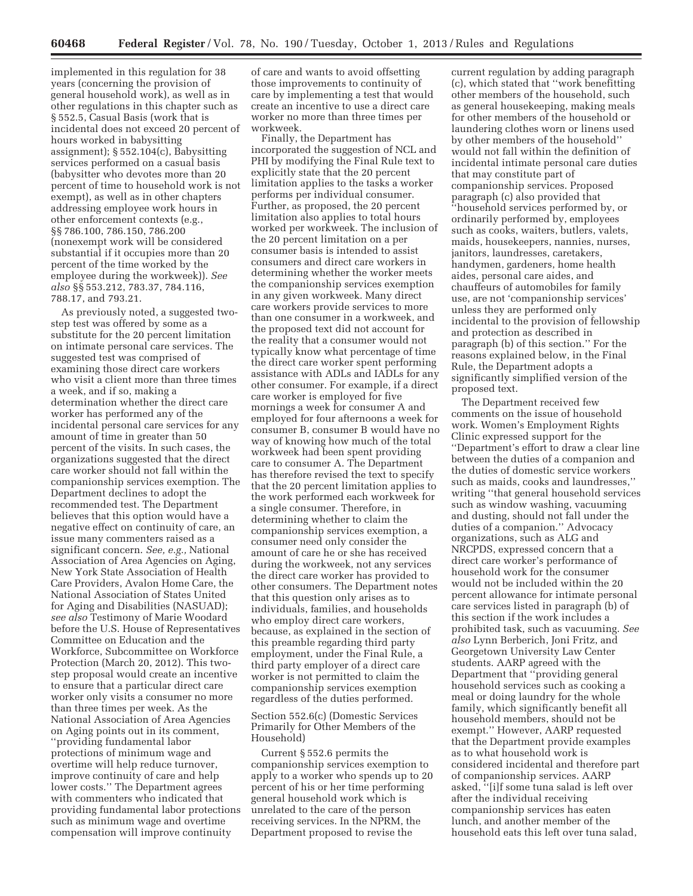implemented in this regulation for 38 years (concerning the provision of general household work), as well as in other regulations in this chapter such as § 552.5, Casual Basis (work that is incidental does not exceed 20 percent of hours worked in babysitting assignment); § 552.104(c), Babysitting services performed on a casual basis (babysitter who devotes more than 20 percent of time to household work is not exempt), as well as in other chapters addressing employee work hours in other enforcement contexts (e.g., §§ 786.100, 786.150, 786.200 (nonexempt work will be considered substantial if it occupies more than 20 percent of the time worked by the employee during the workweek)). *See also* §§ 553.212, 783.37, 784.116, 788.17, and 793.21.

As previously noted, a suggested two-step test was offered by some as a substitute for the 20 percent limitation on intimate personal care services. The suggested test was comprised of examining those direct care workers who visit a client more than three times a week, and if so, making a determination whether the direct care worker has performed any of the incidental personal care services for any amount of time in greater than 50 percent of the visits. In such cases, the organizations suggested that the direct care worker should not fall within the companionship services exemption. The Department declines to adopt the recommended test. The Department believes that this option would have a negative effect on continuity of care, an issue many commenters raised as a significant concern. *See, e.g.,* National Association of Area Agencies on Aging, New York State Association of Health Care Providers, Avalon Home Care, the National Association of States United for Aging and Disabilities (NASUAD); *see also* Testimony of Marie Woodard before the U.S. House of Representatives Committee on Education and the Workforce, Subcommittee on Workforce Protection (March 20, 2012). This two-step proposal would create an incentive to ensure that a particular direct care worker only visits a consumer no more than three times per week. As the National Association of Area Agencies on Aging points out in its comment, ''providing fundamental labor protections of minimum wage and overtime will help reduce turnover, improve continuity of care and help lower costs.'' The Department agrees with commenters who indicated that providing fundamental labor protections such as minimum wage and overtime compensation will improve continuity of care and wants to avoid offsetting those improvements to continuity of care by implementing a test that would create an incentive to use a direct care worker no more than three times per workweek.

Finally, the Department has incorporated the suggestion of NCL and PHI by modifying the Final Rule text to explicitly state that the 20 percent limitation applies to the tasks a worker performs per individual consumer. Further, as proposed, the 20 percent limitation also applies to total hours worked per workweek. The inclusion of the 20 percent limitation on a per consumer basis is intended to assist consumers and direct care workers in determining whether the worker meets the companionship services exemption in any given workweek. Many direct care workers provide services to more than one consumer in a workweek, and the proposed text did not account for the reality that a consumer would not typically know what percentage of time the direct care worker spent performing assistance with ADLs and IADLs for any other consumer. For example, if a direct care worker is employed for five mornings a week for consumer A and employed for four afternoons a week for consumer B, consumer B would have no way of knowing how much of the total workweek had been spent providing care to consumer A. The Department has therefore revised the text to specify that the 20 percent limitation applies to the work performed each workweek for a single consumer. Therefore, in determining whether to claim the companionship services exemption, a consumer need only consider the amount of care he or she has received during the workweek, not any services the direct care worker has provided to other consumers. The Department notes that this question only arises as to individuals, families, and households who employ direct care workers, because, as explained in the section of this preamble regarding third party employment, under the Final Rule, a third party employer of a direct care worker is not permitted to claim the companionship services exemption regardless of the duties performed.

Section 552.6(c) (Domestic Services Primarily for Other Members of the Household)

Current § 552.6 permits the companionship services exemption to apply to a worker who spends up to 20 percent of his or her time performing general household work which is unrelated to the care of the person receiving services. In the NPRM, the Department proposed to revise the current regulation by adding paragraph (c), which stated that ''work benefitting other members of the household, such as general housekeeping, making meals for other members of the household or laundering clothes worn or linens used by other members of the household'' would not fall within the definition of incidental intimate personal care duties that may constitute part of companionship services. Proposed paragraph (c) also provided that ''household services performed by, or ordinarily performed by, employees such as cooks, waiters, butlers, valets, maids, housekeepers, nannies, nurses, janitors, laundresses, caretakers, handymen, gardeners, home health aides, personal care aides, and chauffeurs of automobiles for family use, are not 'companionship services' unless they are performed only incidental to the provision of fellowship and protection as described in paragraph (b) of this section.'' For the reasons explained below, in the Final Rule, the Department adopts a significantly simplified version of the proposed text.

The Department received few comments on the issue of household work. Women's Employment Rights Clinic expressed support for the ''Department's effort to draw a clear line between the duties of a companion and the duties of domestic service workers such as maids, cooks and laundresses,'' writing ''that general household services such as window washing, vacuuming and dusting, should not fall under the duties of a companion.'' Advocacy organizations, such as ALG and NRCPDS, expressed concern that a direct care worker's performance of household work for the consumer would not be included within the 20 percent allowance for intimate personal care services listed in paragraph (b) of this section if the work includes a prohibited task, such as vacuuming. *See also* Lynn Berberich, Joni Fritz, and Georgetown University Law Center students. AARP agreed with the Department that ''providing general household services such as cooking a meal or doing laundry for the whole family, which significantly benefit all household members, should not be exempt.'' However, AARP requested that the Department provide examples as to what household work is considered incidental and therefore part of companionship services. AARP asked, ''[i]f some tuna salad is left over after the individual receiving companionship services has eaten lunch, and another member of the household eats this left over tuna salad,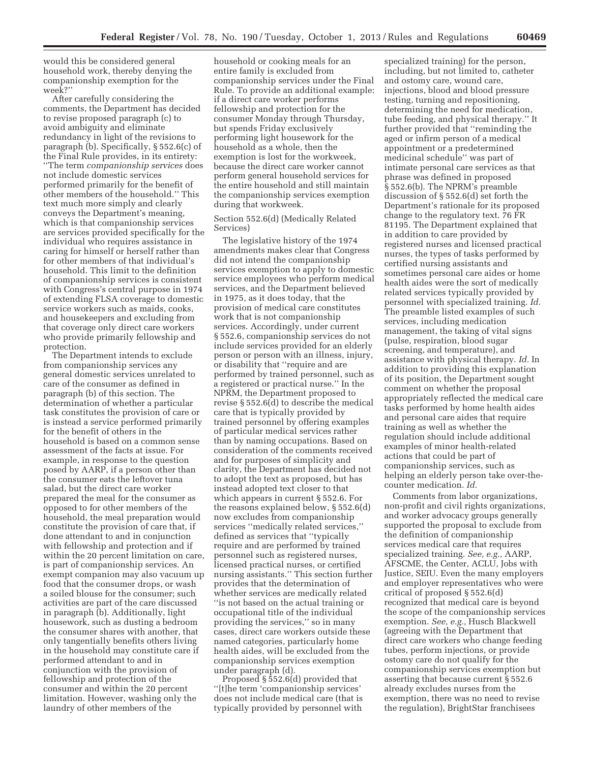would this be considered general household work, thereby denying the companionship exemption for the week?''

After carefully considering the comments, the Department has decided to revise proposed paragraph (c) to avoid ambiguity and eliminate redundancy in light of the revisions to paragraph (b). Specifically, § 552.6(c) of the Final Rule provides, in its entirety: ''The term *companionship services* does not include domestic services performed primarily for the benefit of other members of the household.'' This text much more simply and clearly conveys the Department's meaning, which is that companionship services are services provided specifically for the individual who requires assistance in caring for himself or herself rather than for other members of that individual's household. This limit to the definition of companionship services is consistent with Congress's central purpose in 1974 of extending FLSA coverage to domestic service workers such as maids, cooks, and housekeepers and excluding from that coverage only direct care workers who provide primarily fellowship and protection.

The Department intends to exclude from companionship services any general domestic services unrelated to care of the consumer as defined in paragraph (b) of this section. The determination of whether a particular task constitutes the provision of care or is instead a service performed primarily for the benefit of others in the household is based on a common sense assessment of the facts at issue. For example, in response to the question posed by AARP, if a person other than the consumer eats the leftover tuna salad, but the direct care worker prepared the meal for the consumer as opposed to for other members of the household, the meal preparation would constitute the provision of care that, if done attendant to and in conjunction with fellowship and protection and if within the 20 percent limitation on care, is part of companionship services. An exempt companion may also vacuum up food that the consumer drops, or wash a soiled blouse for the consumer; such activities are part of the care discussed in paragraph (b). Additionally, light housework, such as dusting a bedroom the consumer shares with another, that only tangentially benefits others living in the household may constitute care if performed attendant to and in conjunction with the provision of fellowship and protection of the consumer and within the 20 percent limitation. However, washing only the laundry of other members of the household or cooking meals for an entire family is excluded from companionship services under the Final Rule. To provide an additional example: if a direct care worker performs fellowship and protection for the consumer Monday through Thursday, but spends Friday exclusively performing light housework for the household as a whole, then the exemption is lost for the workweek, because the direct care worker cannot perform general household services for the entire household and still maintain the companionship services exemption during that workweek.

Section 552.6(d) (Medically Related Services)

The legislative history of the 1974 amendments makes clear that Congress did not intend the companionship services exemption to apply to domestic service employees who perform medical services, and the Department believed in 1975, as it does today, that the provision of medical care constitutes work that is not companionship services. Accordingly, under current § 552.6, companionship services do not include services provided for an elderly person or person with an illness, injury, or disability that ''require and are performed by trained personnel, such as a registered or practical nurse.'' In the NPRM, the Department proposed to revise § 552.6(d) to describe the medical care that is typically provided by trained personnel by offering examples of particular medical services rather than by naming occupations. Based on consideration of the comments received and for purposes of simplicity and clarity, the Department has decided not to adopt the text as proposed, but has instead adopted text closer to that which appears in current § 552.6. For the reasons explained below, § 552.6(d) now excludes from companionship services ''medically related services,'' defined as services that ''typically require and are performed by trained personnel such as registered nurses, licensed practical nurses, or certified nursing assistants.'' This section further provides that the determination of whether services are medically related ''is not based on the actual training or occupational title of the individual providing the services,'' so in many cases, direct care workers outside these named categories, particularly home health aides, will be excluded from the companionship services exemption under paragraph (d).

Proposed § 552.6(d) provided that ''[t]he term 'companionship services' does not include medical care (that is typically provided by personnel with specialized training) for the person, including, but not limited to, catheter and ostomy care, wound care, injections, blood and blood pressure testing, turning and repositioning, determining the need for medication, tube feeding, and physical therapy.'' It further provided that ''reminding the aged or infirm person of a medical appointment or a predetermined medicinal schedule'' was part of intimate personal care services as that phrase was defined in proposed § 552.6(b). The NPRM's preamble discussion of § 552.6(d) set forth the Department's rationale for its proposed change to the regulatory text. 76 FR 81195. The Department explained that in addition to care provided by registered nurses and licensed practical nurses, the types of tasks performed by certified nursing assistants and sometimes personal care aides or home health aides were the sort of medically related services typically provided by personnel with specialized training. *Id.* The preamble listed examples of such services, including medication management, the taking of vital signs (pulse, respiration, blood sugar screening, and temperature), and assistance with physical therapy. *Id.* In addition to providing this explanation of its position, the Department sought comment on whether the proposal appropriately reflected the medical care tasks performed by home health aides and personal care aides that require training as well as whether the regulation should include additional examples of minor health-related actions that could be part of companionship services, such as helping an elderly person take over-the-counter medication. *Id.*

Comments from labor organizations, non-profit and civil rights organizations, and worker advocacy groups generally supported the proposal to exclude from the definition of companionship services medical care that requires specialized training. *See, e.g.,* AARP, AFSCME, the Center, ACLU, Jobs with Justice, SEIU. Even the many employers and employer representatives who were critical of proposed § 552.6(d) recognized that medical care is beyond the scope of the companionship services exemption. *See, e.g.,* Husch Blackwell (agreeing with the Department that direct care workers who change feeding tubes, perform injections, or provide ostomy care do not qualify for the companionship services exemption but asserting that because current § 552.6 already excludes nurses from the exemption, there was no need to revise the regulation), BrightStar franchisees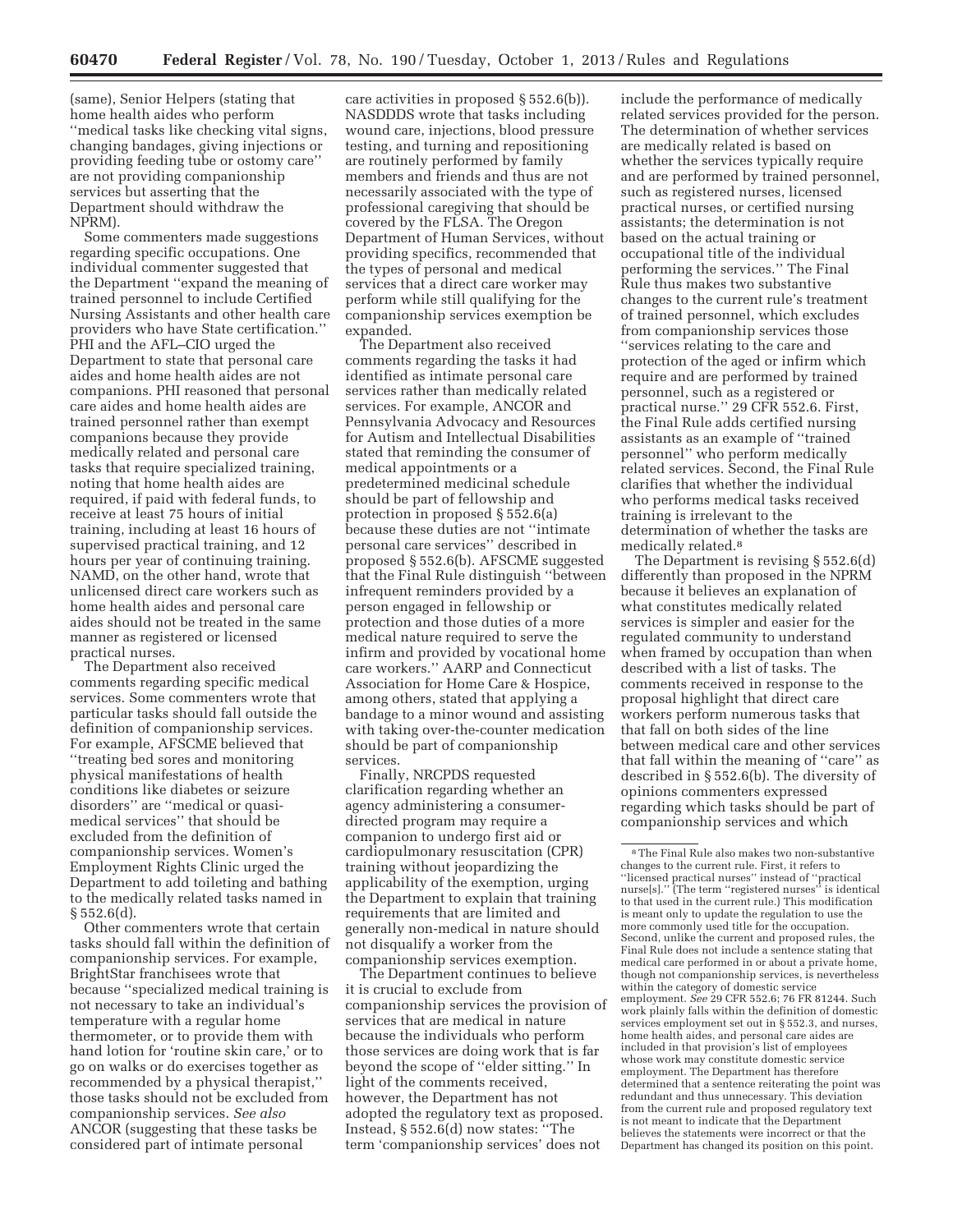(same), Senior Helpers (stating that home health aides who perform ''medical tasks like checking vital signs, changing bandages, giving injections or providing feeding tube or ostomy care'' are not providing companionship services but asserting that the Department should withdraw the NPRM).

Some commenters made suggestions regarding specific occupations. One individual commenter suggested that the Department ''expand the meaning of trained personnel to include Certified Nursing Assistants and other health care providers who have State certification.'' PHI and the AFL–CIO urged the Department to state that personal care aides and home health aides are not companions. PHI reasoned that personal care aides and home health aides are trained personnel rather than exempt companions because they provide medically related and personal care tasks that require specialized training, noting that home health aides are required, if paid with federal funds, to receive at least 75 hours of initial training, including at least 16 hours of supervised practical training, and 12 hours per year of continuing training. NAMD, on the other hand, wrote that unlicensed direct care workers such as home health aides and personal care aides should not be treated in the same manner as registered or licensed practical nurses.

The Department also received comments regarding specific medical services. Some commenters wrote that particular tasks should fall outside the definition of companionship services. For example, AFSCME believed that ''treating bed sores and monitoring physical manifestations of health conditions like diabetes or seizure disorders'' are ''medical or quasi-medical services'' that should be excluded from the definition of companionship services. Women's Employment Rights Clinic urged the Department to add toileting and bathing to the medically related tasks named in § 552.6(d).

Other commenters wrote that certain tasks should fall within the definition of companionship services. For example, BrightStar franchisees wrote that because ''specialized medical training is not necessary to take an individual's temperature with a regular home thermometer, or to provide them with hand lotion for 'routine skin care,' or to go on walks or do exercises together as recommended by a physical therapist,'' those tasks should not be excluded from companionship services. *See also* ANCOR (suggesting that these tasks be considered part of intimate personal care activities in proposed § 552.6(b)). NASDDDS wrote that tasks including wound care, injections, blood pressure testing, and turning and repositioning are routinely performed by family members and friends and thus are not necessarily associated with the type of professional caregiving that should be covered by the FLSA. The Oregon Department of Human Services, without providing specifics, recommended that the types of personal and medical services that a direct care worker may perform while still qualifying for the companionship services exemption be expanded.

The Department also received comments regarding the tasks it had identified as intimate personal care services rather than medically related services. For example, ANCOR and Pennsylvania Advocacy and Resources for Autism and Intellectual Disabilities stated that reminding the consumer of medical appointments or a predetermined medicinal schedule should be part of fellowship and protection in proposed § 552.6(a) because these duties are not ''intimate personal care services'' described in proposed § 552.6(b). AFSCME suggested that the Final Rule distinguish ''between infrequent reminders provided by a person engaged in fellowship or protection and those duties of a more medical nature required to serve the infirm and provided by vocational home care workers.'' AARP and Connecticut Association for Home Care & Hospice, among others, stated that applying a bandage to a minor wound and assisting with taking over-the-counter medication should be part of companionship services.

Finally, NRCPDS requested clarification regarding whether an agency administering a consumer-directed program may require a companion to undergo first aid or cardiopulmonary resuscitation (CPR) training without jeopardizing the applicability of the exemption, urging the Department to explain that training requirements that are limited and generally non-medical in nature should not disqualify a worker from the companionship services exemption.

The Department continues to believe it is crucial to exclude from companionship services the provision of services that are medical in nature because the individuals who perform those services are doing work that is far beyond the scope of ''elder sitting.'' In light of the comments received, however, the Department has not adopted the regulatory text as proposed. Instead, § 552.6(d) now states: ''The term 'companionship services' does not include the performance of medically related services provided for the person. The determination of whether services are medically related is based on whether the services typically require and are performed by trained personnel, such as registered nurses, licensed practical nurses, or certified nursing assistants; the determination is not based on the actual training or occupational title of the individual performing the services.'' The Final Rule thus makes two substantive changes to the current rule's treatment of trained personnel, which excludes from companionship services those ''services relating to the care and protection of the aged or infirm which require and are performed by trained personnel, such as a registered or practical nurse.'' 29 CFR 552.6. First, the Final Rule adds certified nursing assistants as an example of ''trained personnel'' who perform medically related services. Second, the Final Rule clarifies that whether the individual who performs medical tasks received training is irrelevant to the determination of whether the tasks are medically related.[8]

The Department is revising § 552.6(d) differently than proposed in the NPRM because it believes an explanation of what constitutes medically related services is simpler and easier for the regulated community to understand when framed by occupation than when described with a list of tasks. The comments received in response to the proposal highlight that direct care workers perform numerous tasks that that fall on both sides of the line between medical care and other services that fall within the meaning of ''care'' as described in § 552.6(b). The diversity of opinions commenters expressed regarding which tasks should be part of companionship services and which

---

[8] The Final Rule also makes two non-substantive changes to the current rule. First, it refers to ''licensed practical nurses'' instead of ''practical nurse[s].'' (The term ''registered nurses'' is identical to that used in the current rule.) This modification is meant only to update the regulation to use the more commonly used title for the occupation. Second, unlike the current and proposed rules, the Final Rule does not include a sentence stating that medical care performed in or about a private home, though not companionship services, is nevertheless within the category of domestic service employment. *See* 29 CFR 552.6; 76 FR 81244. Such work plainly falls within the definition of domestic services employment set out in § 552.3, and nurses, home health aides, and personal care aides are included in that provision's list of employees whose work may constitute domestic service employment. The Department has therefore determined that a sentence reiterating the point was redundant and thus unnecessary. This deviation from the current rule and proposed regulatory text is not meant to indicate that the Department believes the statements were incorrect or that the Department has changed its position on this point.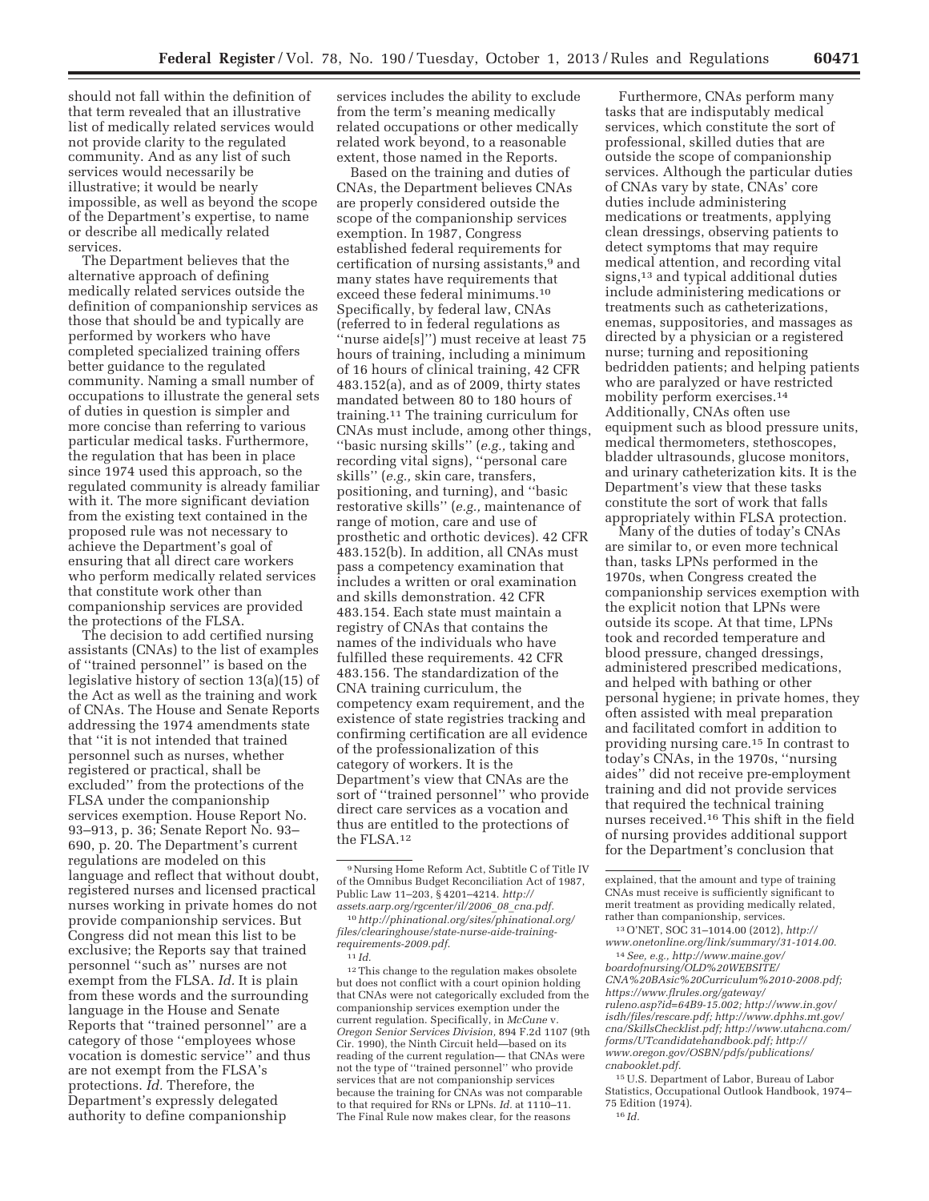should not fall within the definition of that term revealed that an illustrative list of medically related services would not provide clarity to the regulated community. And as any list of such services would necessarily be illustrative; it would be nearly impossible, as well as beyond the scope of the Department's expertise, to name or describe all medically related services.

The Department believes that the alternative approach of defining medically related services outside the definition of companionship services as those that should be and typically are performed by workers who have completed specialized training offers better guidance to the regulated community. Naming a small number of occupations to illustrate the general sets of duties in question is simpler and more concise than referring to various particular medical tasks. Furthermore, the regulation that has been in place since 1974 used this approach, so the regulated community is already familiar with it. The more significant deviation from the existing text contained in the proposed rule was not necessary to achieve the Department's goal of ensuring that all direct care workers who perform medically related services that constitute work other than companionship services are provided the protections of the FLSA.

The decision to add certified nursing assistants (CNAs) to the list of examples of "trained personnel" is based on the legislative history of section 13(a)(15) of the Act as well as the training and work of CNAs. The House and Senate Reports addressing the 1974 amendments state that "it is not intended that trained personnel such as nurses, whether registered or practical, shall be excluded" from the protections of the FLSA under the companionship services exemption. House Report No. 93–913, p. 36; Senate Report No. 93–690, p. 20. The Department's current regulations are modeled on this language and reflect that without doubt, registered nurses and licensed practical nurses working in private homes do not provide companionship services. But Congress did not mean this list to be exclusive; the Reports say that trained personnel "such as" nurses are not exempt from the FLSA. *Id.* It is plain from these words and the surrounding language in the House and Senate Reports that "trained personnel" are a category of those "employees whose vocation is domestic service" and thus are not exempt from the FLSA's protections. *Id.* Therefore, the Department's expressly delegated authority to define companionship services includes the ability to exclude from the term's meaning medically related occupations or other medically related work beyond, to a reasonable extent, those named in the Reports.

Based on the training and duties of CNAs, the Department believes CNAs are properly considered outside the scope of the companionship services exemption. In 1987, Congress established federal requirements for certification of nursing assistants,[9] and many states have requirements that exceed these federal minimums.[10] Specifically, by federal law, CNAs (referred to in federal regulations as "nurse aide[s]") must receive at least 75 hours of training, including a minimum of 16 hours of clinical training, 42 CFR 483.152(a), and as of 2009, thirty states mandated between 80 to 180 hours of training.[11] The training curriculum for CNAs must include, among other things, "basic nursing skills" (*e.g.,* taking and recording vital signs), "personal care skills" (*e.g.,* skin care, transfers, positioning, and turning), and "basic restorative skills" (*e.g.,* maintenance of range of motion, care and use of prosthetic and orthotic devices). 42 CFR 483.152(b). In addition, all CNAs must pass a competency examination that includes a written or oral examination and skills demonstration. 42 CFR 483.154. Each state must maintain a registry of CNAs that contains the names of the individuals who have fulfilled these requirements. 42 CFR 483.156. The standardization of the CNA training curriculum, the competency exam requirement, and the existence of state registries tracking and confirming certification are all evidence of the professionalization of this category of workers. It is the Department's view that CNAs are the sort of "trained personnel" who provide direct care services as a vocation and thus are entitled to the protections of the FLSA.[12]

Furthermore, CNAs perform many tasks that are indisputably medical services, which constitute the sort of professional, skilled duties that are outside the scope of companionship services. Although the particular duties of CNAs vary by state, CNAs' core duties include administering medications or treatments, applying clean dressings, observing patients to detect symptoms that may require medical attention, and recording vital signs,[13] and typical additional duties include administering medications or treatments such as catheterizations, enemas, suppositories, and massages as directed by a physician or a registered nurse; turning and repositioning bedridden patients; and helping patients who are paralyzed or have restricted mobility perform exercises.[14] Additionally, CNAs often use equipment such as blood pressure units, medical thermometers, stethoscopes, bladder ultrasounds, glucose monitors, and urinary catheterization kits. It is the Department's view that these tasks constitute the sort of work that falls appropriately within FLSA protection.

Many of the duties of today's CNAs are similar to, or even more technical than, tasks LPNs performed in the 1970s, when Congress created the companionship services exemption with the explicit notion that LPNs were outside its scope. At that time, LPNs took and recorded temperature and blood pressure, changed dressings, administered prescribed medications, and helped with bathing or other personal hygiene; in private homes, they often assisted with meal preparation and facilitated comfort in addition to providing nursing care.[15] In contrast to today's CNAs, in the 1970s, "nursing aides" did not receive pre-employment training and did not provide services that required the technical training nurses received.[16] This shift in the field of nursing provides additional support for the Department's conclusion that

---

[9] Nursing Home Reform Act, Subtitle C of Title IV of the Omnibus Budget Reconciliation Act of 1987, Public Law 11–203, § 4201–4214. *http://assets.aarp.org/rgcenter/il/2006_08_cna.pdf.*

[10] *http://phinational.org/sites/phinational.org/files/clearinghouse/state-nurse-aide-training-requirements-2009.pdf.*

[11] *Id.*

[12] This change to the regulation makes obsolete but does not conflict with a court opinion holding that CNAs were not categorically excluded from the companionship services exemption under the current regulation. Specifically, in *McCune* v. *Oregon Senior Services Division,* 894 F.2d 1107 (9th Cir. 1990), the Ninth Circuit held—based on its reading of the current regulation— that CNAs were not the type of "trained personnel" who provide services that are not companionship services because the training for CNAs was not comparable to that required for RNs or LPNs. *Id.* at 1110–11. The Final Rule now makes clear, for the reasons explained, that the amount and type of training CNAs must receive is sufficiently significant to merit treatment as providing medically related, rather than companionship, services.

[13] O'NET, SOC 31–1014.00 (2012), *http://www.onetonline.org/link/summary/31-1014.00.*

[14] *See, e.g., http://www.maine.gov/boardofnursing/OLD%20WEBSITE/CNA%20BAsic%20Curriculum%2010-2008.pdf; https://www.flrules.org/gateway/ruleno.asp?id=64B9-15.002; http://www.in.gov/isdh/files/rescare.pdf; http://www.dphhs.mt.gov/cna/SkillsChecklist.pdf; http://www.utahcna.com/forms/UTcandidatehandbook.pdf; http://www.oregon.gov/OSBN/pdfs/publications/cnabooklet.pdf.*

[15] U.S. Department of Labor, Bureau of Labor Statistics, Occupational Outlook Handbook, 1974–75 Edition (1974).

[16] *Id.*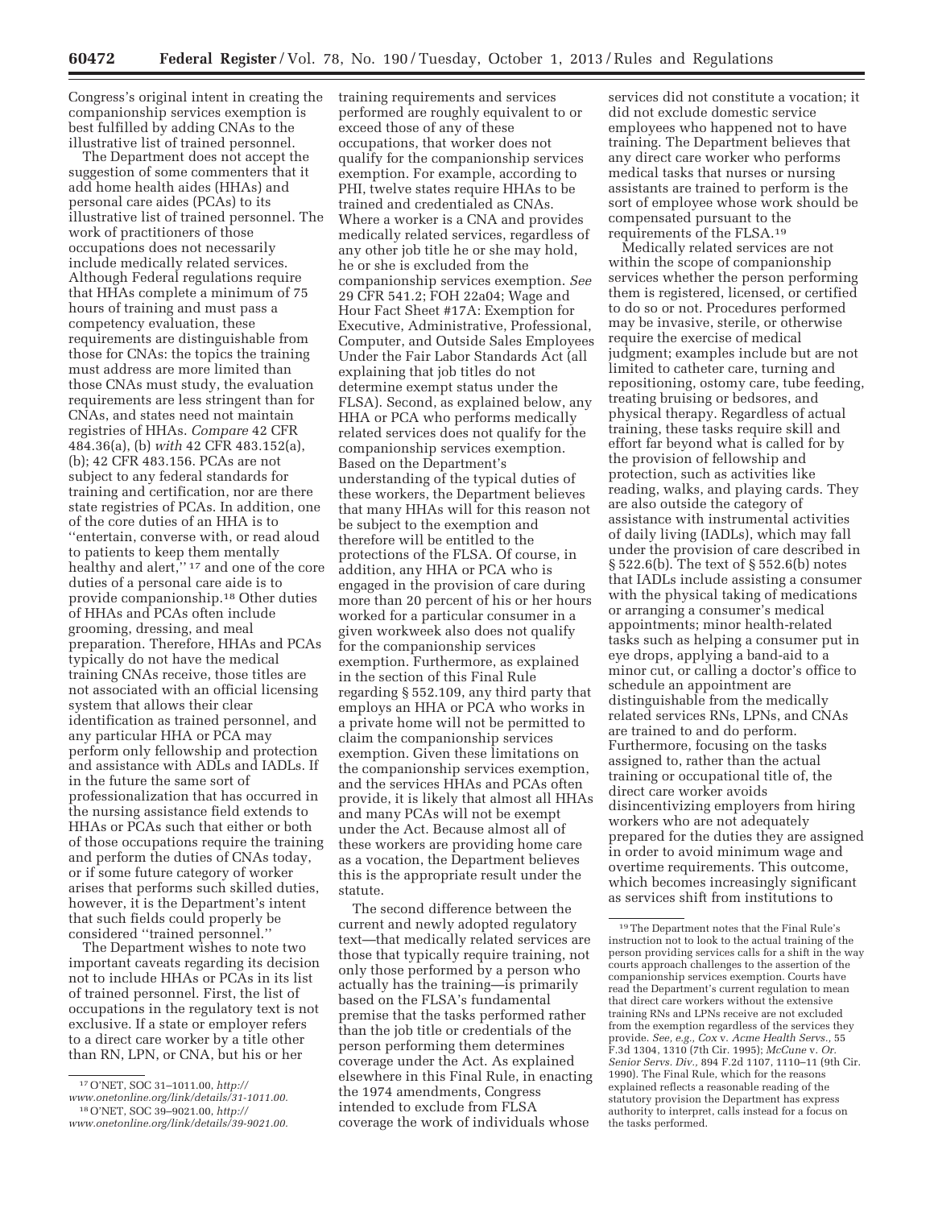Congress's original intent in creating the companionship services exemption is best fulfilled by adding CNAs to the illustrative list of trained personnel.

The Department does not accept the suggestion of some commenters that it add home health aides (HHAs) and personal care aides (PCAs) to its illustrative list of trained personnel. The work of practitioners of those occupations does not necessarily include medically related services. Although Federal regulations require that HHAs complete a minimum of 75 hours of training and must pass a competency evaluation, these requirements are distinguishable from those for CNAs: the topics the training must address are more limited than those CNAs must study, the evaluation requirements are less stringent than for CNAs, and states need not maintain registries of HHAs. *Compare* 42 CFR 484.36(a), (b) *with* 42 CFR 483.152(a), (b); 42 CFR 483.156. PCAs are not subject to any federal standards for training and certification, nor are there state registries of PCAs. In addition, one of the core duties of an HHA is to ''entertain, converse with, or read aloud to patients to keep them mentally healthy and alert,''[17] and one of the core duties of a personal care aide is to provide companionship.[18] Other duties of HHAs and PCAs often include grooming, dressing, and meal preparation. Therefore, HHAs and PCAs typically do not have the medical training CNAs receive, those titles are not associated with an official licensing system that allows their clear identification as trained personnel, and any particular HHA or PCA may perform only fellowship and protection and assistance with ADLs and IADLs. If in the future the same sort of professionalization that has occurred in the nursing assistance field extends to HHAs or PCAs such that either or both of those occupations require the training and perform the duties of CNAs today, or if some future category of worker arises that performs such skilled duties, however, it is the Department's intent that such fields could properly be considered ''trained personnel.''

The Department wishes to note two important caveats regarding its decision not to include HHAs or PCAs in its list of trained personnel. First, the list of occupations in the regulatory text is not exclusive. If a state or employer refers to a direct care worker by a title other than RN, LPN, or CNA, but his or her training requirements and services performed are roughly equivalent to or exceed those of any of these occupations, that worker does not qualify for the companionship services exemption. For example, according to PHI, twelve states require HHAs to be trained and credentialed as CNAs. Where a worker is a CNA and provides medically related services, regardless of any other job title he or she may hold, he or she is excluded from the companionship services exemption. *See* 29 CFR 541.2; FOH 22a04; Wage and Hour Fact Sheet #17A: Exemption for Executive, Administrative, Professional, Computer, and Outside Sales Employees Under the Fair Labor Standards Act (all explaining that job titles do not determine exempt status under the FLSA). Second, as explained below, any HHA or PCA who performs medically related services does not qualify for the companionship services exemption. Based on the Department's understanding of the typical duties of these workers, the Department believes that many HHAs will for this reason not be subject to the exemption and therefore will be entitled to the protections of the FLSA. Of course, in addition, any HHA or PCA who is engaged in the provision of care during more than 20 percent of his or her hours worked for a particular consumer in a given workweek also does not qualify for the companionship services exemption. Furthermore, as explained in the section of this Final Rule regarding § 552.109, any third party that employs an HHA or PCA who works in a private home will not be permitted to claim the companionship services exemption. Given these limitations on the companionship services exemption, and the services HHAs and PCAs often provide, it is likely that almost all HHAs and many PCAs will not be exempt under the Act. Because almost all of these workers are providing home care as a vocation, the Department believes this is the appropriate result under the statute.

The second difference between the current and newly adopted regulatory text—that medically related services are those that typically require training, not only those performed by a person who actually has the training—is primarily based on the FLSA's fundamental premise that the tasks performed rather than the job title or credentials of the person performing them determines coverage under the Act. As explained elsewhere in this Final Rule, in enacting the 1974 amendments, Congress intended to exclude from FLSA coverage the work of individuals whose services did not constitute a vocation; it did not exclude domestic service employees who happened not to have training. The Department believes that any direct care worker who performs medical tasks that nurses or nursing assistants are trained to perform is the sort of employee whose work should be compensated pursuant to the requirements of the FLSA.[19]

Medically related services are not within the scope of companionship services whether the person performing them is registered, licensed, or certified to do so or not. Procedures performed may be invasive, sterile, or otherwise require the exercise of medical judgment; examples include but are not limited to catheter care, turning and repositioning, ostomy care, tube feeding, treating bruising or bedsores, and physical therapy. Regardless of actual training, these tasks require skill and effort far beyond what is called for by the provision of fellowship and protection, such as activities like reading, walks, and playing cards. They are also outside the category of assistance with instrumental activities of daily living (IADLs), which may fall under the provision of care described in § 522.6(b). The text of § 552.6(b) notes that IADLs include assisting a consumer with the physical taking of medications or arranging a consumer's medical appointments; minor health-related tasks such as helping a consumer put in eye drops, applying a band-aid to a minor cut, or calling a doctor's office to schedule an appointment are distinguishable from the medically related services RNs, LPNs, and CNAs are trained to and do perform. Furthermore, focusing on the tasks assigned to, rather than the actual training or occupational title of, the direct care worker avoids disincentivizing employers from hiring workers who are not adequately prepared for the duties they are assigned in order to avoid minimum wage and overtime requirements. This outcome, which becomes increasingly significant as services shift from institutions to

---

[17] O'NET, SOC 31–1011.00, *http://www.onetonline.org/link/details/31-1011.00.*

[18] O'NET, SOC 39–9021.00, *http://www.onetonline.org/link/details/39-9021.00.*

[19] The Department notes that the Final Rule's instruction not to look to the actual training of the person providing services calls for a shift in the way courts approach challenges to the assertion of the companionship services exemption. Courts have read the Department's current regulation to mean that direct care workers without the extensive training RNs and LPNs receive are not excluded from the exemption regardless of the services they provide. *See, e.g., Cox* v. *Acme Health Servs.,* 55 F.3d 1304, 1310 (7th Cir. 1995); *McCune* v. *Or. Senior Servs. Div.,* 894 F.2d 1107, 1110–11 (9th Cir. 1990). The Final Rule, which for the reasons explained reflects a reasonable reading of the statutory provision the Department has express authority to interpret, calls instead for a focus on the tasks performed.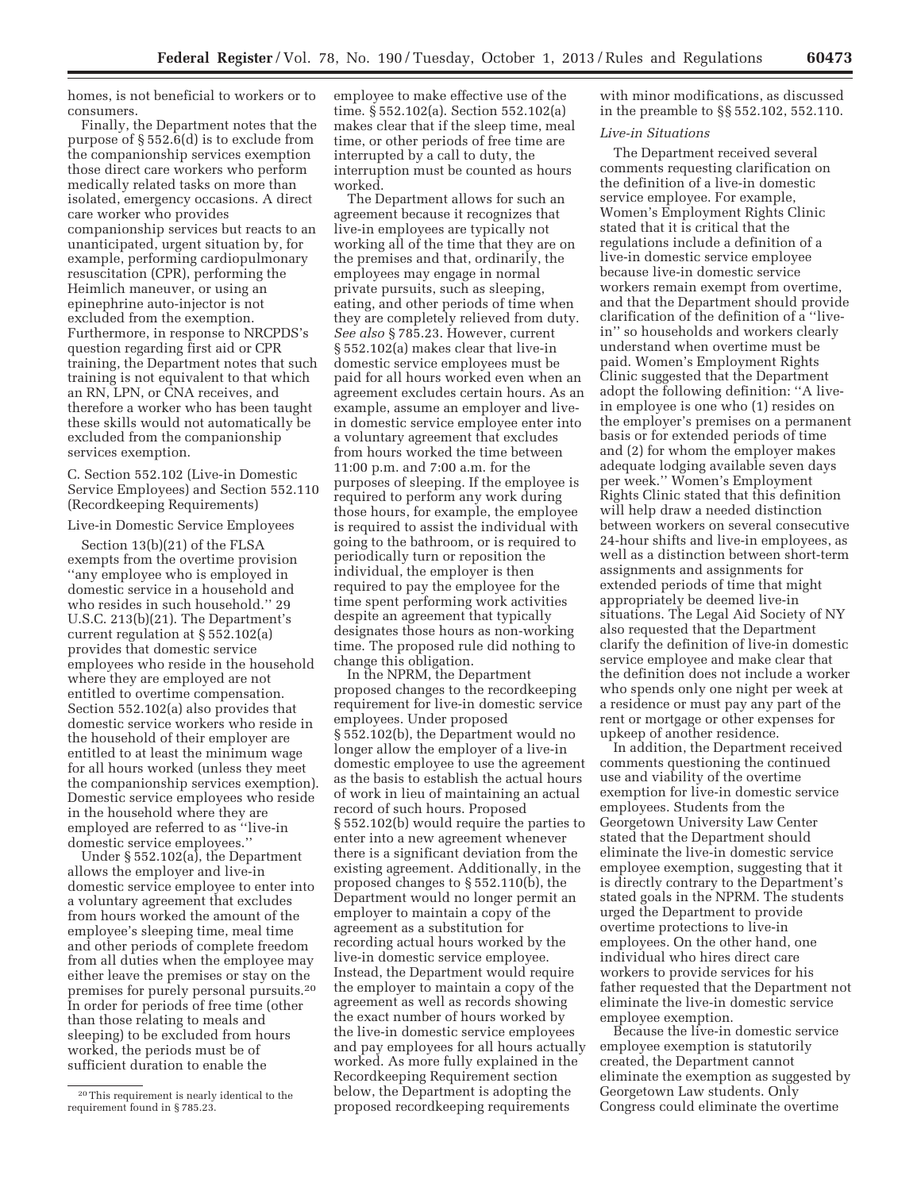homes, is not beneficial to workers or to consumers.

Finally, the Department notes that the purpose of § 552.6(d) is to exclude from the companionship services exemption those direct care workers who perform medically related tasks on more than isolated, emergency occasions. A direct care worker who provides companionship services but reacts to an unanticipated, urgent situation by, for example, performing cardiopulmonary resuscitation (CPR), performing the Heimlich maneuver, or using an epinephrine auto-injector is not excluded from the exemption. Furthermore, in response to NRCPDS's question regarding first aid or CPR training, the Department notes that such training is not equivalent to that which an RN, LPN, or CNA receives, and therefore a worker who has been taught these skills would not automatically be excluded from the companionship services exemption.

C. Section 552.102 (Live-in Domestic Service Employees) and Section 552.110 (Recordkeeping Requirements)

Live-in Domestic Service Employees

Section 13(b)(21) of the FLSA exempts from the overtime provision ''any employee who is employed in domestic service in a household and who resides in such household.'' 29 U.S.C. 213(b)(21). The Department's current regulation at § 552.102(a) provides that domestic service employees who reside in the household where they are employed are not entitled to overtime compensation. Section 552.102(a) also provides that domestic service workers who reside in the household of their employer are entitled to at least the minimum wage for all hours worked (unless they meet the companionship services exemption). Domestic service employees who reside in the household where they are employed are referred to as ''live-in domestic service employees.''

Under § 552.102(a), the Department allows the employer and live-in domestic service employee to enter into a voluntary agreement that excludes from hours worked the amount of the employee's sleeping time, meal time and other periods of complete freedom from all duties when the employee may either leave the premises or stay on the premises for purely personal pursuits.[20] In order for periods of free time (other than those relating to meals and sleeping) to be excluded from hours worked, the periods must be of sufficient duration to enable the employee to make effective use of the time. § 552.102(a). Section 552.102(a) makes clear that if the sleep time, meal time, or other periods of free time are interrupted by a call to duty, the interruption must be counted as hours worked.

The Department allows for such an agreement because it recognizes that live-in employees are typically not working all of the time that they are on the premises and that, ordinarily, the employees may engage in normal private pursuits, such as sleeping, eating, and other periods of time when they are completely relieved from duty. *See also* § 785.23. However, current § 552.102(a) makes clear that live-in domestic service employees must be paid for all hours worked even when an agreement excludes certain hours. As an example, assume an employer and live-in domestic service employee enter into a voluntary agreement that excludes from hours worked the time between 11:00 p.m. and 7:00 a.m. for the purposes of sleeping. If the employee is required to perform any work during those hours, for example, the employee is required to assist the individual with going to the bathroom, or is required to periodically turn or reposition the individual, the employer is then required to pay the employee for the time spent performing work activities despite an agreement that typically designates those hours as non-working time. The proposed rule did nothing to change this obligation.

In the NPRM, the Department proposed changes to the recordkeeping requirement for live-in domestic service employees. Under proposed § 552.102(b), the Department would no longer allow the employer of a live-in domestic employee to use the agreement as the basis to establish the actual hours of work in lieu of maintaining an actual record of such hours. Proposed § 552.102(b) would require the parties to enter into a new agreement whenever there is a significant deviation from the existing agreement. Additionally, in the proposed changes to § 552.110(b), the Department would no longer permit an employer to maintain a copy of the agreement as a substitution for recording actual hours worked by the live-in domestic service employee. Instead, the Department would require the employer to maintain a copy of the agreement as well as records showing the exact number of hours worked by the live-in domestic service employees and pay employees for all hours actually worked. As more fully explained in the Recordkeeping Requirement section below, the Department is adopting the proposed recordkeeping requirements with minor modifications, as discussed in the preamble to §§ 552.102, 552.110.

*Live-in Situations*

The Department received several comments requesting clarification on the definition of a live-in domestic service employee. For example, Women's Employment Rights Clinic stated that it is critical that the regulations include a definition of a live-in domestic service employee because live-in domestic service workers remain exempt from overtime, and that the Department should provide clarification of the definition of a ''live-in'' so households and workers clearly understand when overtime must be paid. Women's Employment Rights Clinic suggested that the Department adopt the following definition: ''A live-in employee is one who (1) resides on the employer's premises on a permanent basis or for extended periods of time and (2) for whom the employer makes adequate lodging available seven days per week.'' Women's Employment Rights Clinic stated that this definition will help draw a needed distinction between workers on several consecutive 24-hour shifts and live-in employees, as well as a distinction between short-term assignments and assignments for extended periods of time that might appropriately be deemed live-in situations. The Legal Aid Society of NY also requested that the Department clarify the definition of live-in domestic service employee and make clear that the definition does not include a worker who spends only one night per week at a residence or must pay any part of the rent or mortgage or other expenses for upkeep of another residence.

In addition, the Department received comments questioning the continued use and viability of the overtime exemption for live-in domestic service employees. Students from the Georgetown University Law Center stated that the Department should eliminate the live-in domestic service employee exemption, suggesting that it is directly contrary to the Department's stated goals in the NPRM. The students urged the Department to provide overtime protections to live-in employees. On the other hand, one individual who hires direct care workers to provide services for his father requested that the Department not eliminate the live-in domestic service employee exemption.

Because the live-in domestic service employee exemption is statutorily created, the Department cannot eliminate the exemption as suggested by Georgetown Law students. Only Congress could eliminate the overtime

[20] This requirement is nearly identical to the requirement found in § 785.23.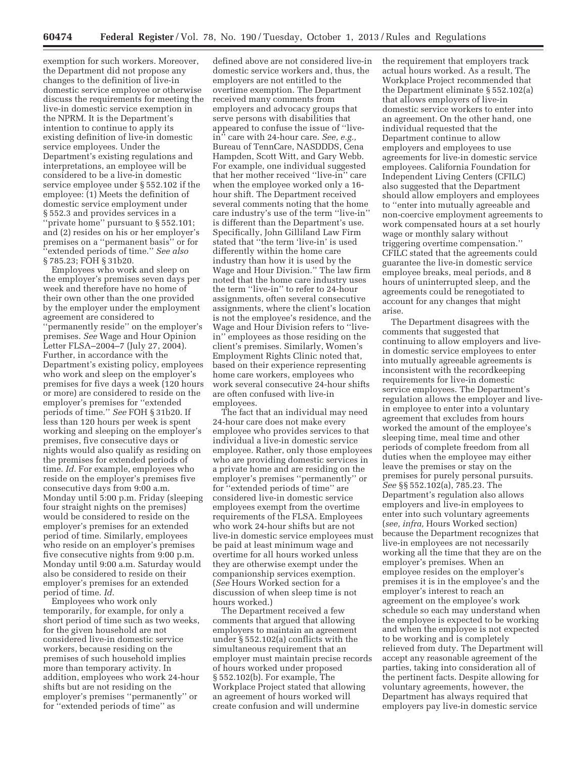exemption for such workers. Moreover, the Department did not propose any changes to the definition of live-in domestic service employee or otherwise discuss the requirements for meeting the live-in domestic service exemption in the NPRM. It is the Department's intention to continue to apply its existing definition of live-in domestic service employees. Under the Department's existing regulations and interpretations, an employee will be considered to be a live-in domestic service employee under § 552.102 if the employee: (1) Meets the definition of domestic service employment under § 552.3 and provides services in a ''private home'' pursuant to § 552.101; and (2) resides on his or her employer's premises on a ''permanent basis'' or for ''extended periods of time.'' *See also* § 785.23; FOH § 31b20.

Employees who work and sleep on the employer's premises seven days per week and therefore have no home of their own other than the one provided by the employer under the employment agreement are considered to ''permanently reside'' on the employer's premises. *See* Wage and Hour Opinion Letter FLSA–2004–7 (July 27, 2004). Further, in accordance with the Department's existing policy, employees who work and sleep on the employer's premises for five days a week (120 hours or more) are considered to reside on the employer's premises for ''extended periods of time.'' *See* FOH § 31b20. If less than 120 hours per week is spent working and sleeping on the employer's premises, five consecutive days or nights would also qualify as residing on the premises for extended periods of time. *Id.* For example, employees who reside on the employer's premises five consecutive days from 9:00 a.m. Monday until 5:00 p.m. Friday (sleeping four straight nights on the premises) would be considered to reside on the employer's premises for an extended period of time. Similarly, employees who reside on an employer's premises five consecutive nights from 9:00 p.m. Monday until 9:00 a.m. Saturday would also be considered to reside on their employer's premises for an extended period of time. *Id.*

Employees who work only temporarily, for example, for only a short period of time such as two weeks, for the given household are not considered live-in domestic service workers, because residing on the premises of such household implies more than temporary activity. In addition, employees who work 24-hour shifts but are not residing on the employer's premises ''permanently'' or for ''extended periods of time'' as defined above are not considered live-in domestic service workers and, thus, the employers are not entitled to the overtime exemption. The Department received many comments from employers and advocacy groups that serve persons with disabilities that appeared to confuse the issue of ''live-in'' care with 24-hour care. *See, e.g.,* Bureau of TennCare, NASDDDS, Cena Hampden, Scott Witt, and Gary Webb. For example, one individual suggested that her mother received ''live-in'' care when the employee worked only a 16-hour shift. The Department received several comments noting that the home care industry's use of the term ''live-in'' is different than the Department's use. Specifically, John Gilliland Law Firm stated that ''the term 'live-in' is used differently within the home care industry than how it is used by the Wage and Hour Division.'' The law firm noted that the home care industry uses the term ''live-in'' to refer to 24-hour assignments, often several consecutive assignments, where the client's location is not the employee's residence, and the Wage and Hour Division refers to ''live-in'' employees as those residing on the client's premises. Similarly, Women's Employment Rights Clinic noted that, based on their experience representing home care workers, employees who work several consecutive 24-hour shifts are often confused with live-in employees.

The fact that an individual may need 24-hour care does not make every employee who provides services to that individual a live-in domestic service employee. Rather, only those employees who are providing domestic services in a private home and are residing on the employer's premises ''permanently'' or for ''extended periods of time'' are considered live-in domestic service employees exempt from the overtime requirements of the FLSA. Employees who work 24-hour shifts but are not live-in domestic service employees must be paid at least minimum wage and overtime for all hours worked unless they are otherwise exempt under the companionship services exemption. (*See* Hours Worked section for a discussion of when sleep time is not hours worked.)

The Department received a few comments that argued that allowing employers to maintain an agreement under § 552.102(a) conflicts with the simultaneous requirement that an employer must maintain precise records of hours worked under proposed § 552.102(b). For example, The Workplace Project stated that allowing an agreement of hours worked will create confusion and will undermine the requirement that employers track actual hours worked. As a result, The Workplace Project recommended that the Department eliminate § 552.102(a) that allows employers of live-in domestic service workers to enter into an agreement. On the other hand, one individual requested that the Department continue to allow employers and employees to use agreements for live-in domestic service employees. California Foundation for Independent Living Centers (CFILC) also suggested that the Department should allow employers and employees to ''enter into mutually agreeable and non-coercive employment agreements to work compensated hours at a set hourly wage or monthly salary without triggering overtime compensation.'' CFILC stated that the agreements could guarantee the live-in domestic service employee breaks, meal periods, and 8 hours of uninterrupted sleep, and the agreements could be renegotiated to account for any changes that might arise.

The Department disagrees with the comments that suggested that continuing to allow employers and live-in domestic service employees to enter into mutually agreeable agreements is inconsistent with the recordkeeping requirements for live-in domestic service employees. The Department's regulation allows the employer and live-in employee to enter into a voluntary agreement that excludes from hours worked the amount of the employee's sleeping time, meal time and other periods of complete freedom from all duties when the employee may either leave the premises or stay on the premises for purely personal pursuits. *See* §§ 552.102(a), 785.23. The Department's regulation also allows employers and live-in employees to enter into such voluntary agreements (*see, infra,* Hours Worked section) because the Department recognizes that live-in employees are not necessarily working all the time that they are on the employer's premises. When an employee resides on the employer's premises it is in the employee's and the employer's interest to reach an agreement on the employee's work schedule so each may understand when the employee is expected to be working and when the employee is not expected to be working and is completely relieved from duty. The Department will accept any reasonable agreement of the parties, taking into consideration all of the pertinent facts. Despite allowing for voluntary agreements, however, the Department has always required that employers pay live-in domestic service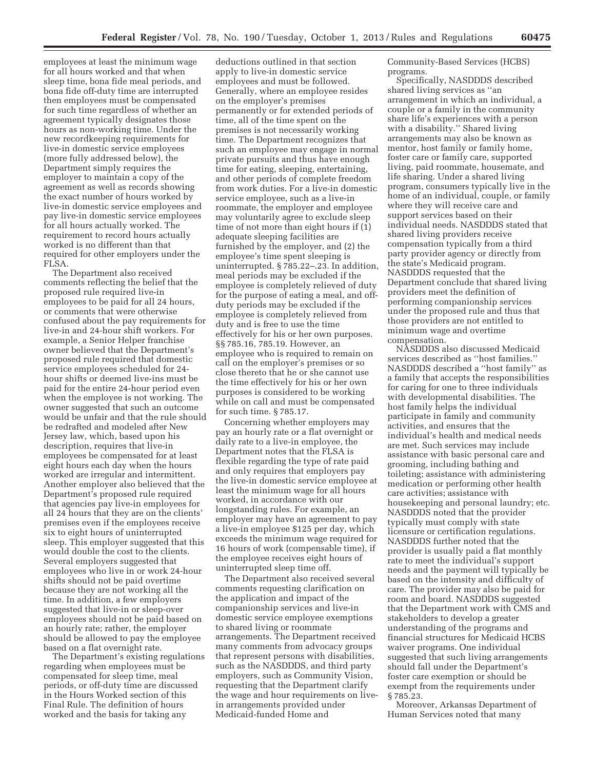employees at least the minimum wage for all hours worked and that when sleep time, bona fide meal periods, and bona fide off-duty time are interrupted then employees must be compensated for such time regardless of whether an agreement typically designates those hours as non-working time. Under the new recordkeeping requirements for live-in domestic service employees (more fully addressed below), the Department simply requires the employer to maintain a copy of the agreement as well as records showing the exact number of hours worked by live-in domestic service employees and pay live-in domestic service employees for all hours actually worked. The requirement to record hours actually worked is no different than that required for other employers under the FLSA.

The Department also received comments reflecting the belief that the proposed rule required live-in employees to be paid for all 24 hours, or comments that were otherwise confused about the pay requirements for live-in and 24-hour shift workers. For example, a Senior Helper franchise owner believed that the Department's proposed rule required that domestic service employees scheduled for 24-hour shifts or deemed live-ins must be paid for the entire 24-hour period even when the employee is not working. The owner suggested that such an outcome would be unfair and that the rule should be redrafted and modeled after New Jersey law, which, based upon his description, requires that live-in employees be compensated for at least eight hours each day when the hours worked are irregular and intermittent. Another employer also believed that the Department's proposed rule required that agencies pay live-in employees for all 24 hours that they are on the clients' premises even if the employees receive six to eight hours of uninterrupted sleep. This employer suggested that this would double the cost to the clients. Several employers suggested that employees who live in or work 24-hour shifts should not be paid overtime because they are not working all the time. In addition, a few employers suggested that live-in or sleep-over employees should not be paid based on an hourly rate; rather, the employer should be allowed to pay the employee based on a flat overnight rate.

The Department's existing regulations regarding when employees must be compensated for sleep time, meal periods, or off-duty time are discussed in the Hours Worked section of this Final Rule. The definition of hours worked and the basis for taking any deductions outlined in that section apply to live-in domestic service employees and must be followed. Generally, where an employee resides on the employer's premises permanently or for extended periods of time, all of the time spent on the premises is not necessarily working time. The Department recognizes that such an employee may engage in normal private pursuits and thus have enough time for eating, sleeping, entertaining, and other periods of complete freedom from work duties. For a live-in domestic service employee, such as a live-in roommate, the employer and employee may voluntarily agree to exclude sleep time of not more than eight hours if (1) adequate sleeping facilities are furnished by the employer, and (2) the employee's time spent sleeping is uninterrupted. § 785.22–.23. In addition, meal periods may be excluded if the employee is completely relieved of duty for the purpose of eating a meal, and off-duty periods may be excluded if the employee is completely relieved from duty and is free to use the time effectively for his or her own purposes. §§ 785.16, 785.19. However, an employee who is required to remain on call on the employer's premises or so close thereto that he or she cannot use the time effectively for his or her own purposes is considered to be working while on call and must be compensated for such time. § 785.17.

Concerning whether employers may pay an hourly rate or a flat overnight or daily rate to a live-in employee, the Department notes that the FLSA is flexible regarding the type of rate paid and only requires that employers pay the live-in domestic service employee at least the minimum wage for all hours worked, in accordance with our longstanding rules. For example, an employer may have an agreement to pay a live-in employee $125 per day, which exceeds the minimum wage required for 16 hours of work (compensable time), if the employee receives eight hours of uninterrupted sleep time off.

The Department also received several comments requesting clarification on the application and impact of the companionship services and live-in domestic service employee exemptions to shared living or roommate arrangements. The Department received many comments from advocacy groups that represent persons with disabilities, such as the NASDDDS, and third party employers, such as Community Vision, requesting that the Department clarify the wage and hour requirements on live-in arrangements provided under Medicaid-funded Home and Community-Based Services (HCBS) programs.

Specifically, NASDDDS described shared living services as "an arrangement in which an individual, a couple or a family in the community share life's experiences with a person with a disability." Shared living arrangements may also be known as mentor, host family or family home, foster care or family care, supported living, paid roommate, housemate, and life sharing. Under a shared living program, consumers typically live in the home of an individual, couple, or family where they will receive care and support services based on their individual needs. NASDDDS stated that shared living providers receive compensation typically from a third party provider agency or directly from the state's Medicaid program. NASDDDS requested that the Department conclude that shared living providers meet the definition of performing companionship services under the proposed rule and thus that those providers are not entitled to minimum wage and overtime compensation.

NASDDDS also discussed Medicaid services described as "host families." NASDDDS described a "host family" as a family that accepts the responsibilities for caring for one to three individuals with developmental disabilities. The host family helps the individual participate in family and community activities, and ensures that the individual's health and medical needs are met. Such services may include assistance with basic personal care and grooming, including bathing and toileting; assistance with administering medication or performing other health care activities; assistance with housekeeping and personal laundry; etc. NASDDDS noted that the provider typically must comply with state licensure or certification regulations. NASDDDS further noted that the provider is usually paid a flat monthly rate to meet the individual's support needs and the payment will typically be based on the intensity and difficulty of care. The provider may also be paid for room and board. NASDDDS suggested that the Department work with CMS and stakeholders to develop a greater understanding of the programs and financial structures for Medicaid HCBS waiver programs. One individual suggested that such living arrangements should fall under the Department's foster care exemption or should be exempt from the requirements under § 785.23.

Moreover, Arkansas Department of Human Services noted that many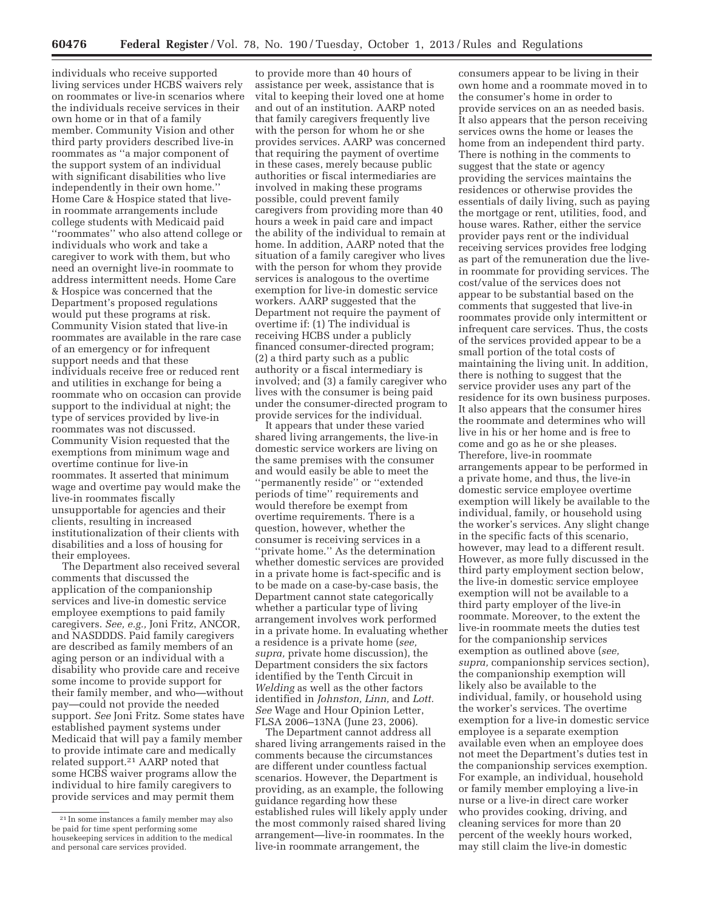individuals who receive supported living services under HCBS waivers rely on roommates or live-in scenarios where the individuals receive services in their own home or in that of a family member. Community Vision and other third party providers described live-in roommates as ''a major component of the support system of an individual with significant disabilities who live independently in their own home.'' Home Care & Hospice stated that live-in roommate arrangements include college students with Medicaid paid ''roommates'' who also attend college or individuals who work and take a caregiver to work with them, but who need an overnight live-in roommate to address intermittent needs. Home Care & Hospice was concerned that the Department's proposed regulations would put these programs at risk. Community Vision stated that live-in roommates are available in the rare case of an emergency or for infrequent support needs and that these individuals receive free or reduced rent and utilities in exchange for being a roommate who on occasion can provide support to the individual at night; the type of services provided by live-in roommates was not discussed. Community Vision requested that the exemptions from minimum wage and overtime continue for live-in roommates. It asserted that minimum wage and overtime pay would make the live-in roommates fiscally unsupportable for agencies and their clients, resulting in increased institutionalization of their clients with disabilities and a loss of housing for their employees.

The Department also received several comments that discussed the application of the companionship services and live-in domestic service employee exemptions to paid family caregivers. *See, e.g.,* Joni Fritz, ANCOR, and NASDDDS. Paid family caregivers are described as family members of an aging person or an individual with a disability who provide care and receive some income to provide support for their family member, and who—without pay—could not provide the needed support. *See* Joni Fritz. Some states have established payment systems under Medicaid that will pay a family member to provide intimate care and medically related support.[21] AARP noted that some HCBS waiver programs allow the individual to hire family caregivers to provide services and may permit them to provide more than 40 hours of assistance per week, assistance that is vital to keeping their loved one at home and out of an institution. AARP noted that family caregivers frequently live with the person for whom he or she provides services. AARP was concerned that requiring the payment of overtime in these cases, merely because public authorities or fiscal intermediaries are involved in making these programs possible, could prevent family caregivers from providing more than 40 hours a week in paid care and impact the ability of the individual to remain at home. In addition, AARP noted that the situation of a family caregiver who lives with the person for whom they provide services is analogous to the overtime exemption for live-in domestic service workers. AARP suggested that the Department not require the payment of overtime if: (1) The individual is receiving HCBS under a publicly financed consumer-directed program; (2) a third party such as a public authority or a fiscal intermediary is involved; and (3) a family caregiver who lives with the consumer is being paid under the consumer-directed program to provide services for the individual.

It appears that under these varied shared living arrangements, the live-in domestic service workers are living on the same premises with the consumer and would easily be able to meet the ''permanently reside'' or ''extended periods of time'' requirements and would therefore be exempt from overtime requirements. There is a question, however, whether the consumer is receiving services in a ''private home.'' As the determination whether domestic services are provided in a private home is fact-specific and is to be made on a case-by-case basis, the Department cannot state categorically whether a particular type of living arrangement involves work performed in a private home. In evaluating whether a residence is a private home (*see, supra,* private home discussion), the Department considers the six factors identified by the Tenth Circuit in *Welding* as well as the other factors identified in *Johnston, Linn,* and *Lott. See* Wage and Hour Opinion Letter, FLSA 2006–13NA (June 23, 2006).

The Department cannot address all shared living arrangements raised in the comments because the circumstances are different under countless factual scenarios. However, the Department is providing, as an example, the following guidance regarding how these established rules will likely apply under the most commonly raised shared living arrangement—live-in roommates. In the live-in roommate arrangement, the consumers appear to be living in their own home and a roommate moved in to the consumer's home in order to provide services on an as needed basis. It also appears that the person receiving services owns the home or leases the home from an independent third party. There is nothing in the comments to suggest that the state or agency providing the services maintains the residences or otherwise provides the essentials of daily living, such as paying the mortgage or rent, utilities, food, and house wares. Rather, either the service provider pays rent or the individual receiving services provides free lodging as part of the remuneration due the live-in roommate for providing services. The cost/value of the services does not appear to be substantial based on the comments that suggested that live-in roommates provide only intermittent or infrequent care services. Thus, the costs of the services provided appear to be a small portion of the total costs of maintaining the living unit. In addition, there is nothing to suggest that the service provider uses any part of the residence for its own business purposes. It also appears that the consumer hires the roommate and determines who will live in his or her home and is free to come and go as he or she pleases. Therefore, live-in roommate arrangements appear to be performed in a private home, and thus, the live-in domestic service employee overtime exemption will likely be available to the individual, family, or household using the worker's services. Any slight change in the specific facts of this scenario, however, may lead to a different result. However, as more fully discussed in the third party employment section below, the live-in domestic service employee exemption will not be available to a third party employer of the live-in roommate. Moreover, to the extent the live-in roommate meets the duties test for the companionship services exemption as outlined above (*see, supra,* companionship services section), the companionship exemption will likely also be available to the individual, family, or household using the worker's services. The overtime exemption for a live-in domestic service employee is a separate exemption available even when an employee does not meet the Department's duties test in the companionship services exemption. For example, an individual, household or family member employing a live-in nurse or a live-in direct care worker who provides cooking, driving, and cleaning services for more than 20 percent of the weekly hours worked, may still claim the live-in domestic

---

[21] In some instances a family member may also be paid for time spent performing some housekeeping services in addition to the medical and personal care services provided.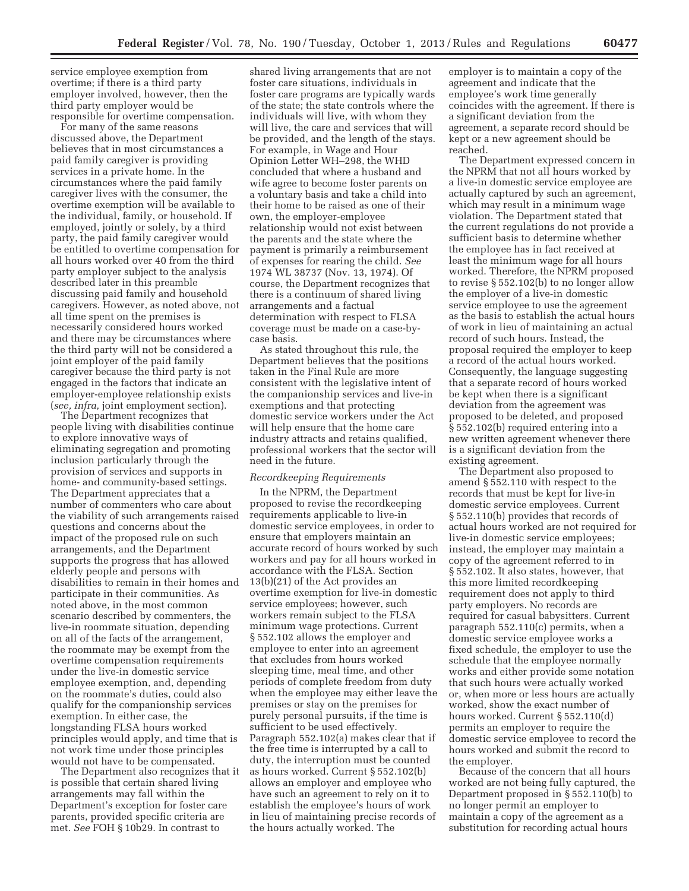service employee exemption from overtime; if there is a third party employer involved, however, then the third party employer would be responsible for overtime compensation.

For many of the same reasons discussed above, the Department believes that in most circumstances a paid family caregiver is providing services in a private home. In the circumstances where the paid family caregiver lives with the consumer, the overtime exemption will be available to the individual, family, or household. If employed, jointly or solely, by a third party, the paid family caregiver would be entitled to overtime compensation for all hours worked over 40 from the third party employer subject to the analysis described later in this preamble discussing paid family and household caregivers. However, as noted above, not all time spent on the premises is necessarily considered hours worked and there may be circumstances where the third party will not be considered a joint employer of the paid family caregiver because the third party is not engaged in the factors that indicate an employer-employee relationship exists (*see, infra,* joint employment section).

The Department recognizes that people living with disabilities continue to explore innovative ways of eliminating segregation and promoting inclusion particularly through the provision of services and supports in home- and community-based settings. The Department appreciates that a number of commenters who care about the viability of such arrangements raised questions and concerns about the impact of the proposed rule on such arrangements, and the Department supports the progress that has allowed elderly people and persons with disabilities to remain in their homes and participate in their communities. As noted above, in the most common scenario described by commenters, the live-in roommate situation, depending on all of the facts of the arrangement, the roommate may be exempt from the overtime compensation requirements under the live-in domestic service employee exemption, and, depending on the roommate's duties, could also qualify for the companionship services exemption. In either case, the longstanding FLSA hours worked principles would apply, and time that is not work time under those principles would not have to be compensated.

The Department also recognizes that it is possible that certain shared living arrangements may fall within the Department's exception for foster care parents, provided specific criteria are met. *See* FOH § 10b29. In contrast to shared living arrangements that are not foster care situations, individuals in foster care programs are typically wards of the state; the state controls where the individuals will live, with whom they will live, the care and services that will be provided, and the length of the stays. For example, in Wage and Hour Opinion Letter WH–298, the WHD concluded that where a husband and wife agree to become foster parents on a voluntary basis and take a child into their home to be raised as one of their own, the employer-employee relationship would not exist between the parents and the state where the payment is primarily a reimbursement of expenses for rearing the child. *See* 1974 WL 38737 (Nov. 13, 1974). Of course, the Department recognizes that there is a continuum of shared living arrangements and a factual determination with respect to FLSA coverage must be made on a case-by-case basis.

As stated throughout this rule, the Department believes that the positions taken in the Final Rule are more consistent with the legislative intent of the companionship services and live-in exemptions and that protecting domestic service workers under the Act will help ensure that the home care industry attracts and retains qualified, professional workers that the sector will need in the future.

*Recordkeeping Requirements*

In the NPRM, the Department proposed to revise the recordkeeping requirements applicable to live-in domestic service employees, in order to ensure that employers maintain an accurate record of hours worked by such workers and pay for all hours worked in accordance with the FLSA. Section 13(b)(21) of the Act provides an overtime exemption for live-in domestic service employees; however, such workers remain subject to the FLSA minimum wage protections. Current § 552.102 allows the employer and employee to enter into an agreement that excludes from hours worked sleeping time, meal time, and other periods of complete freedom from duty when the employee may either leave the premises or stay on the premises for purely personal pursuits, if the time is sufficient to be used effectively. Paragraph 552.102(a) makes clear that if the free time is interrupted by a call to duty, the interruption must be counted as hours worked. Current § 552.102(b) allows an employer and employee who have such an agreement to rely on it to establish the employee's hours of work in lieu of maintaining precise records of the hours actually worked. The employer is to maintain a copy of the agreement and indicate that the employee's work time generally coincides with the agreement. If there is a significant deviation from the agreement, a separate record should be kept or a new agreement should be reached.

The Department expressed concern in the NPRM that not all hours worked by a live-in domestic service employee are actually captured by such an agreement, which may result in a minimum wage violation. The Department stated that the current regulations do not provide a sufficient basis to determine whether the employee has in fact received at least the minimum wage for all hours worked. Therefore, the NPRM proposed to revise § 552.102(b) to no longer allow the employer of a live-in domestic service employee to use the agreement as the basis to establish the actual hours of work in lieu of maintaining an actual record of such hours. Instead, the proposal required the employer to keep a record of the actual hours worked. Consequently, the language suggesting that a separate record of hours worked be kept when there is a significant deviation from the agreement was proposed to be deleted, and proposed § 552.102(b) required entering into a new written agreement whenever there is a significant deviation from the existing agreement.

The Department also proposed to amend § 552.110 with respect to the records that must be kept for live-in domestic service employees. Current § 552.110(b) provides that records of actual hours worked are not required for live-in domestic service employees; instead, the employer may maintain a copy of the agreement referred to in § 552.102. It also states, however, that this more limited recordkeeping requirement does not apply to third party employers. No records are required for casual babysitters. Current paragraph 552.110(c) permits, when a domestic service employee works a fixed schedule, the employer to use the schedule that the employee normally works and either provide some notation that such hours were actually worked or, when more or less hours are actually worked, show the exact number of hours worked. Current § 552.110(d) permits an employer to require the domestic service employee to record the hours worked and submit the record to the employer.

Because of the concern that all hours worked are not being fully captured, the Department proposed in § 552.110(b) to no longer permit an employer to maintain a copy of the agreement as a substitution for recording actual hours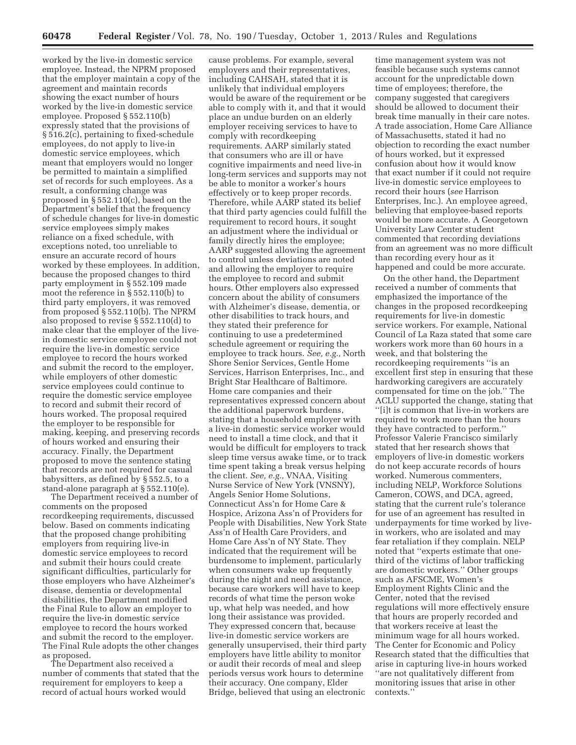worked by the live-in domestic service employee. Instead, the NPRM proposed that the employer maintain a copy of the agreement and maintain records showing the exact number of hours worked by the live-in domestic service employee. Proposed § 552.110(b) expressly stated that the provisions of § 516.2(c), pertaining to fixed-schedule employees, do not apply to live-in domestic service employees, which meant that employers would no longer be permitted to maintain a simplified set of records for such employees. As a result, a conforming change was proposed in § 552.110(c), based on the Department's belief that the frequency of schedule changes for live-in domestic service employees simply makes reliance on a fixed schedule, with exceptions noted, too unreliable to ensure an accurate record of hours worked by these employees. In addition, because the proposed changes to third party employment in § 552.109 made moot the reference in § 552.110(b) to third party employers, it was removed from proposed § 552.110(b). The NPRM also proposed to revise § 552.110(d) to make clear that the employer of the live-in domestic service employee could not require the live-in domestic service employee to record the hours worked and submit the record to the employer, while employers of other domestic service employees could continue to require the domestic service employee to record and submit their record of hours worked. The proposal required the employer to be responsible for making, keeping, and preserving records of hours worked and ensuring their accuracy. Finally, the Department proposed to move the sentence stating that records are not required for casual babysitters, as defined by § 552.5, to a stand-alone paragraph at § 552.110(e).

The Department received a number of comments on the proposed recordkeeping requirements, discussed below. Based on comments indicating that the proposed change prohibiting employers from requiring live-in domestic service employees to record and submit their hours could create significant difficulties, particularly for those employers who have Alzheimer's disease, dementia or developmental disabilities, the Department modified the Final Rule to allow an employer to require the live-in domestic service employee to record the hours worked and submit the record to the employer. The Final Rule adopts the other changes as proposed.

The Department also received a number of comments that stated that the requirement for employers to keep a record of actual hours worked would cause problems. For example, several employers and their representatives, including CAHSAH, stated that it is unlikely that individual employers would be aware of the requirement or be able to comply with it, and that it would place an undue burden on an elderly employer receiving services to have to comply with recordkeeping requirements. AARP similarly stated that consumers who are ill or have cognitive impairments and need live-in long-term services and supports may not be able to monitor a worker's hours effectively or to keep proper records. Therefore, while AARP stated its belief that third party agencies could fulfill the requirement to record hours, it sought an adjustment where the individual or family directly hires the employee; AARP suggested allowing the agreement to control unless deviations are noted and allowing the employer to require the employee to record and submit hours. Other employers also expressed concern about the ability of consumers with Alzheimer's disease, dementia, or other disabilities to track hours, and they stated their preference for continuing to use a predetermined schedule agreement or requiring the employee to track hours. *See, e.g.,* North Shore Senior Services, Gentle Home Services, Harrison Enterprises, Inc., and Bright Star Healthcare of Baltimore. Home care companies and their representatives expressed concern about the additional paperwork burdens, stating that a household employer with a live-in domestic service worker would need to install a time clock, and that it would be difficult for employers to track sleep time versus awake time, or to track time spent taking a break versus helping the client. *See, e.g.,* VNAA, Visiting Nurse Service of New York (VNSNY), Angels Senior Home Solutions, Connecticut Ass'n for Home Care & Hospice, Arizona Ass'n of Providers for People with Disabilities, New York State Ass'n of Health Care Providers, and Home Care Ass'n of NY State. They indicated that the requirement will be burdensome to implement, particularly when consumers wake up frequently during the night and need assistance, because care workers will have to keep records of what time the person woke up, what help was needed, and how long their assistance was provided. They expressed concern that, because live-in domestic service workers are generally unsupervised, their third party employers have little ability to monitor or audit their records of meal and sleep periods versus work hours to determine their accuracy. One company, Elder Bridge, believed that using an electronic time management system was not feasible because such systems cannot account for the unpredictable down time of employees; therefore, the company suggested that caregivers should be allowed to document their break time manually in their care notes. A trade association, Home Care Alliance of Massachusetts, stated it had no objection to recording the exact number of hours worked, but it expressed confusion about how it would know that exact number if it could not require live-in domestic service employees to record their hours (*see* Harrison Enterprises, Inc.). An employee agreed, believing that employee-based reports would be more accurate. A Georgetown University Law Center student commented that recording deviations from an agreement was no more difficult than recording every hour as it happened and could be more accurate.

On the other hand, the Department received a number of comments that emphasized the importance of the changes in the proposed recordkeeping requirements for live-in domestic service workers. For example, National Council of La Raza stated that some care workers work more than 60 hours in a week, and that bolstering the recordkeeping requirements ''is an excellent first step in ensuring that these hardworking caregivers are accurately compensated for time on the job.'' The ACLU supported the change, stating that ''[i]t is common that live-in workers are required to work more than the hours they have contracted to perform.'' Professor Valerie Francisco similarly stated that her research shows that employers of live-in domestic workers do not keep accurate records of hours worked. Numerous commenters, including NELP, Workforce Solutions Cameron, COWS, and DCA, agreed, stating that the current rule's tolerance for use of an agreement has resulted in underpayments for time worked by live-in workers, who are isolated and may fear retaliation if they complain. NELP noted that ''experts estimate that one-third of the victims of labor trafficking are domestic workers.'' Other groups such as AFSCME, Women's Employment Rights Clinic and the Center, noted that the revised regulations will more effectively ensure that hours are properly recorded and that workers receive at least the minimum wage for all hours worked. The Center for Economic and Policy Research stated that the difficulties that arise in capturing live-in hours worked ''are not qualitatively different from monitoring issues that arise in other contexts.''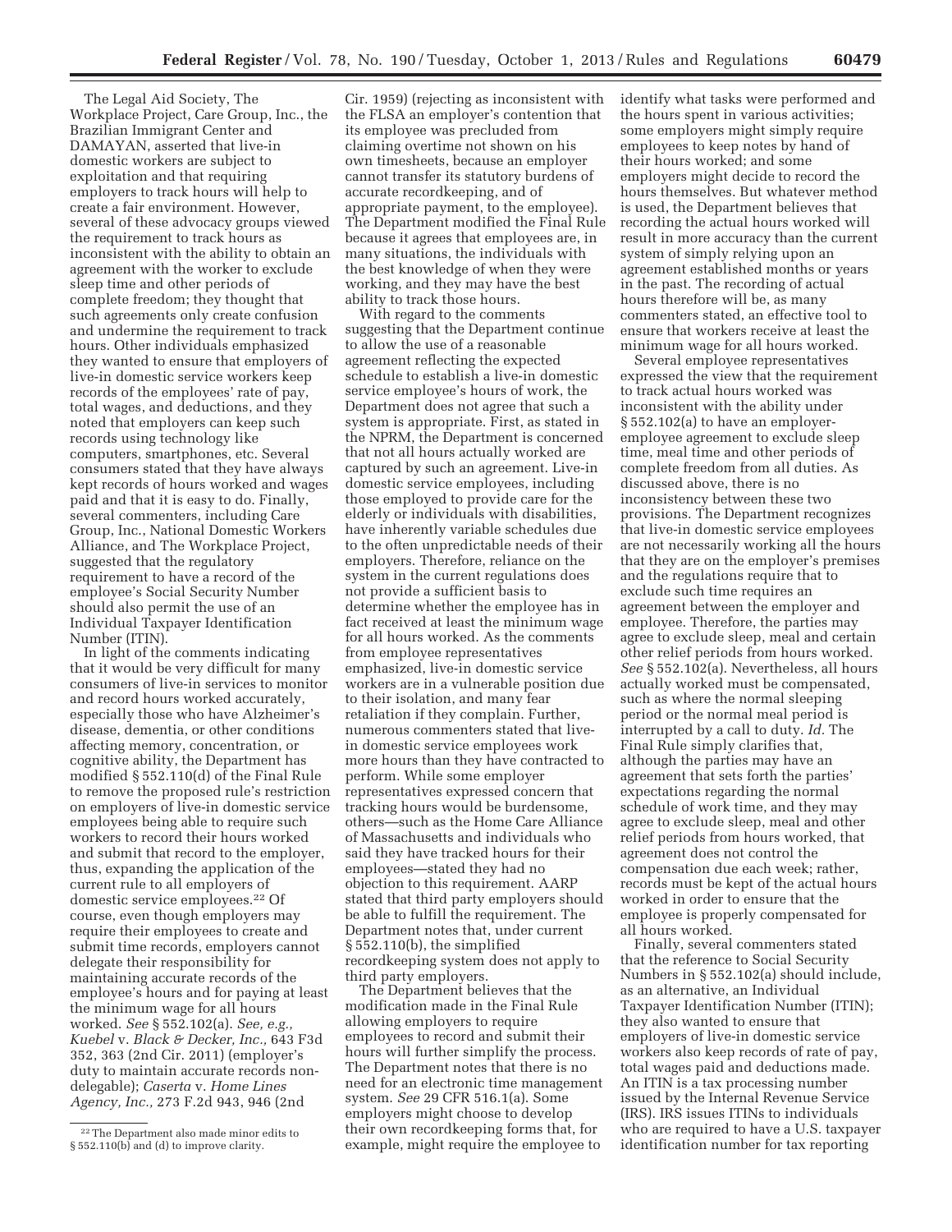The Legal Aid Society, The Workplace Project, Care Group, Inc., the Brazilian Immigrant Center and DAMAYAN, asserted that live-in domestic workers are subject to exploitation and that requiring employers to track hours will help to create a fair environment. However, several of these advocacy groups viewed the requirement to track hours as inconsistent with the ability to obtain an agreement with the worker to exclude sleep time and other periods of complete freedom; they thought that such agreements only create confusion and undermine the requirement to track hours. Other individuals emphasized they wanted to ensure that employers of live-in domestic service workers keep records of the employees' rate of pay, total wages, and deductions, and they noted that employers can keep such records using technology like computers, smartphones, etc. Several consumers stated that they have always kept records of hours worked and wages paid and that it is easy to do. Finally, several commenters, including Care Group, Inc., National Domestic Workers Alliance, and The Workplace Project, suggested that the regulatory requirement to have a record of the employee's Social Security Number should also permit the use of an Individual Taxpayer Identification Number (ITIN).

In light of the comments indicating that it would be very difficult for many consumers of live-in services to monitor and record hours worked accurately, especially those who have Alzheimer's disease, dementia, or other conditions affecting memory, concentration, or cognitive ability, the Department has modified § 552.110(d) of the Final Rule to remove the proposed rule's restriction on employers of live-in domestic service employees being able to require such workers to record their hours worked and submit that record to the employer, thus, expanding the application of the current rule to all employers of domestic service employees.[22] Of course, even though employers may require their employees to create and submit time records, employers cannot delegate their responsibility for maintaining accurate records of the employee's hours and for paying at least the minimum wage for all hours worked. *See* § 552.102(a). *See, e.g., Kuebel* v. *Black & Decker, Inc.,* 643 F3d 352, 363 (2nd Cir. 2011) (employer's duty to maintain accurate records non-delegable); *Caserta* v. *Home Lines Agency, Inc.,* 273 F.2d 943, 946 (2nd Cir. 1959) (rejecting as inconsistent with the FLSA an employer's contention that its employee was precluded from claiming overtime not shown on his own timesheets, because an employer cannot transfer its statutory burdens of accurate recordkeeping, and of appropriate payment, to the employee). The Department modified the Final Rule because it agrees that employees are, in many situations, the individuals with the best knowledge of when they were working, and they may have the best ability to track those hours.

With regard to the comments suggesting that the Department continue to allow the use of a reasonable agreement reflecting the expected schedule to establish a live-in domestic service employee's hours of work, the Department does not agree that such a system is appropriate. First, as stated in the NPRM, the Department is concerned that not all hours actually worked are captured by such an agreement. Live-in domestic service employees, including those employed to provide care for the elderly or individuals with disabilities, have inherently variable schedules due to the often unpredictable needs of their employers. Therefore, reliance on the system in the current regulations does not provide a sufficient basis to determine whether the employee has in fact received at least the minimum wage for all hours worked. As the comments from employee representatives emphasized, live-in domestic service workers are in a vulnerable position due to their isolation, and many fear retaliation if they complain. Further, numerous commenters stated that live-in domestic service employees work more hours than they have contracted to perform. While some employer representatives expressed concern that tracking hours would be burdensome, others—such as the Home Care Alliance of Massachusetts and individuals who said they have tracked hours for their employees—stated they had no objection to this requirement. AARP stated that third party employers should be able to fulfill the requirement. The Department notes that, under current § 552.110(b), the simplified recordkeeping system does not apply to third party employers.

The Department believes that the modification made in the Final Rule allowing employers to require employees to record and submit their hours will further simplify the process. The Department notes that there is no need for an electronic time management system. *See* 29 CFR 516.1(a). Some employers might choose to develop their own recordkeeping forms that, for example, might require the employee to identify what tasks were performed and the hours spent in various activities; some employers might simply require employees to keep notes by hand of their hours worked; and some employers might decide to record the hours themselves. But whatever method is used, the Department believes that recording the actual hours worked will result in more accuracy than the current system of simply relying upon an agreement established months or years in the past. The recording of actual hours therefore will be, as many commenters stated, an effective tool to ensure that workers receive at least the minimum wage for all hours worked.

Several employee representatives expressed the view that the requirement to track actual hours worked was inconsistent with the ability under § 552.102(a) to have an employer-employee agreement to exclude sleep time, meal time and other periods of complete freedom from all duties. As discussed above, there is no inconsistency between these two provisions. The Department recognizes that live-in domestic service employees are not necessarily working all the hours that they are on the employer's premises and the regulations require that to exclude such time requires an agreement between the employer and employee. Therefore, the parties may agree to exclude sleep, meal and certain other relief periods from hours worked. *See* § 552.102(a). Nevertheless, all hours actually worked must be compensated, such as where the normal sleeping period or the normal meal period is interrupted by a call to duty. *Id.* The Final Rule simply clarifies that, although the parties may have an agreement that sets forth the parties' expectations regarding the normal schedule of work time, and they may agree to exclude sleep, meal and other relief periods from hours worked, that agreement does not control the compensation due each week; rather, records must be kept of the actual hours worked in order to ensure that the employee is properly compensated for all hours worked.

Finally, several commenters stated that the reference to Social Security Numbers in § 552.102(a) should include, as an alternative, an Individual Taxpayer Identification Number (ITIN); they also wanted to ensure that employers of live-in domestic service workers also keep records of rate of pay, total wages paid and deductions made. An ITIN is a tax processing number issued by the Internal Revenue Service (IRS). IRS issues ITINs to individuals who are required to have a U.S. taxpayer identification number for tax reporting

[22] The Department also made minor edits to § 552.110(b) and (d) to improve clarity.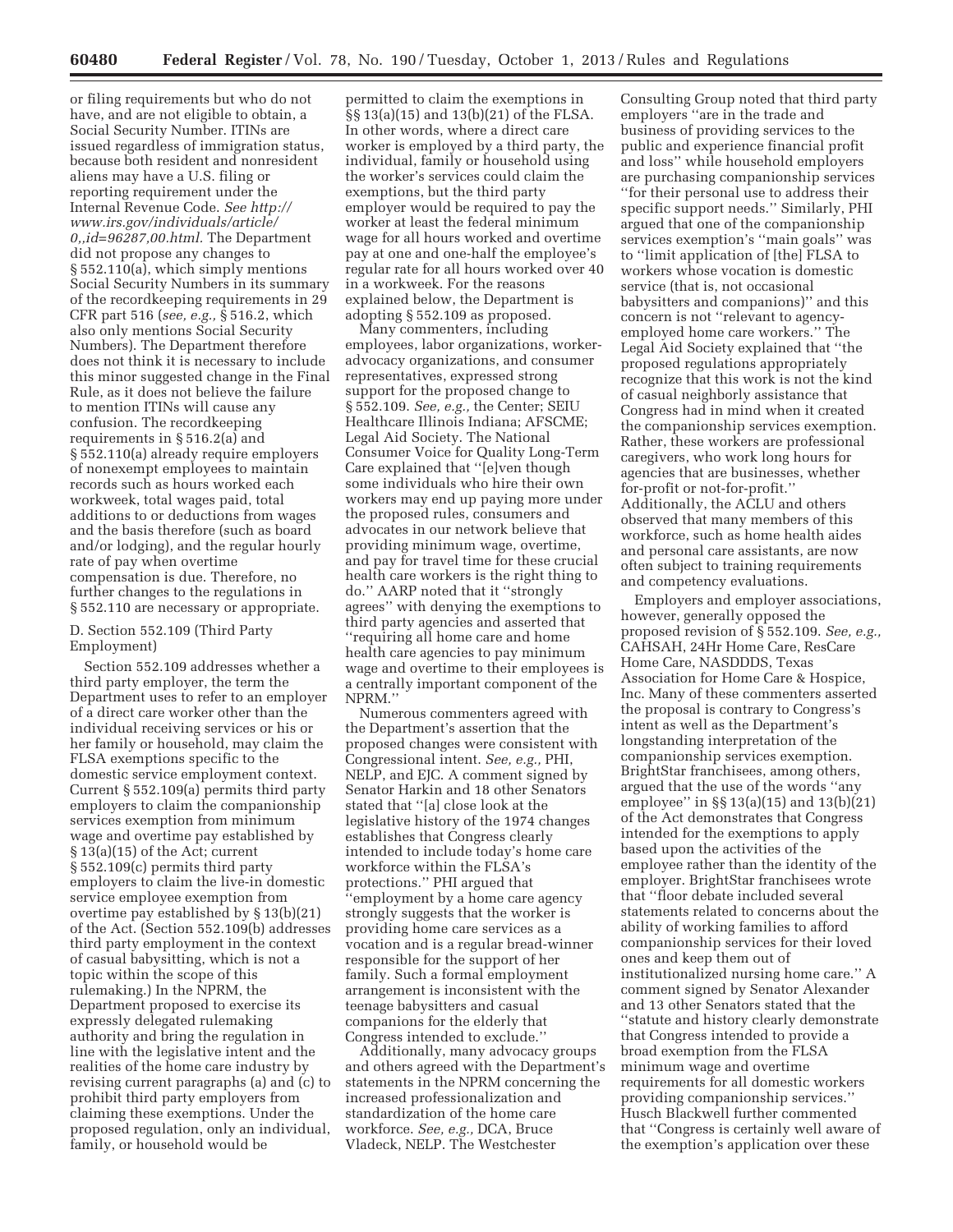or filing requirements but who do not have, and are not eligible to obtain, a Social Security Number. ITINs are issued regardless of immigration status, because both resident and nonresident aliens may have a U.S. filing or reporting requirement under the Internal Revenue Code. *See http://www.irs.gov/individuals/article/0,,id=96287,00.html.* The Department did not propose any changes to § 552.110(a), which simply mentions Social Security Numbers in its summary of the recordkeeping requirements in 29 CFR part 516 (*see, e.g.,* § 516.2, which also only mentions Social Security Numbers). The Department therefore does not think it is necessary to include this minor suggested change in the Final Rule, as it does not believe the failure to mention ITINs will cause any confusion. The recordkeeping requirements in § 516.2(a) and § 552.110(a) already require employers of nonexempt employees to maintain records such as hours worked each workweek, total wages paid, total additions to or deductions from wages and the basis therefore (such as board and/or lodging), and the regular hourly rate of pay when overtime compensation is due. Therefore, no further changes to the regulations in § 552.110 are necessary or appropriate.

D. Section 552.109 (Third Party Employment)

Section 552.109 addresses whether a third party employer, the term the Department uses to refer to an employer of a direct care worker other than the individual receiving services or his or her family or household, may claim the FLSA exemptions specific to the domestic service employment context. Current § 552.109(a) permits third party employers to claim the companionship services exemption from minimum wage and overtime pay established by § 13(a)(15) of the Act; current § 552.109(c) permits third party employers to claim the live-in domestic service employee exemption from overtime pay established by § 13(b)(21) of the Act. (Section 552.109(b) addresses third party employment in the context of casual babysitting, which is not a topic within the scope of this rulemaking.) In the NPRM, the Department proposed to exercise its expressly delegated rulemaking authority and bring the regulation in line with the legislative intent and the realities of the home care industry by revising current paragraphs (a) and (c) to prohibit third party employers from claiming these exemptions. Under the proposed regulation, only an individual, family, or household would be permitted to claim the exemptions in §§ 13(a)(15) and 13(b)(21) of the FLSA. In other words, where a direct care worker is employed by a third party, the individual, family or household using the worker's services could claim the exemptions, but the third party employer would be required to pay the worker at least the federal minimum wage for all hours worked and overtime pay at one and one-half the employee's regular rate for all hours worked over 40 in a workweek. For the reasons explained below, the Department is adopting § 552.109 as proposed.

Many commenters, including employees, labor organizations, worker-advocacy organizations, and consumer representatives, expressed strong support for the proposed change to § 552.109. *See, e.g.,* the Center; SEIU Healthcare Illinois Indiana; AFSCME; Legal Aid Society. The National Consumer Voice for Quality Long-Term Care explained that ''[e]ven though some individuals who hire their own workers may end up paying more under the proposed rules, consumers and advocates in our network believe that providing minimum wage, overtime, and pay for travel time for these crucial health care workers is the right thing to do.'' AARP noted that it ''strongly agrees'' with denying the exemptions to third party agencies and asserted that ''requiring all home care and home health care agencies to pay minimum wage and overtime to their employees is a centrally important component of the NPRM.''

Numerous commenters agreed with the Department's assertion that the proposed changes were consistent with Congressional intent. *See, e.g.,* PHI, NELP, and EJC. A comment signed by Senator Harkin and 18 other Senators stated that ''[a] close look at the legislative history of the 1974 changes establishes that Congress clearly intended to include today's home care workforce within the FLSA's protections.'' PHI argued that ''employment by a home care agency strongly suggests that the worker is providing home care services as a vocation and is a regular bread-winner responsible for the support of her family. Such a formal employment arrangement is inconsistent with the teenage babysitters and casual companions for the elderly that Congress intended to exclude.''

Additionally, many advocacy groups and others agreed with the Department's statements in the NPRM concerning the increased professionalization and standardization of the home care workforce. *See, e.g.,* DCA, Bruce Vladeck, NELP. The Westchester Consulting Group noted that third party employers ''are in the trade and business of providing services to the public and experience financial profit and loss'' while household employers are purchasing companionship services ''for their personal use to address their specific support needs.'' Similarly, PHI argued that one of the companionship services exemption's ''main goals'' was to ''limit application of [the] FLSA to workers whose vocation is domestic service (that is, not occasional babysitters and companions)'' and this concern is not ''relevant to agency-employed home care workers.'' The Legal Aid Society explained that ''the proposed regulations appropriately recognize that this work is not the kind of casual neighborly assistance that Congress had in mind when it created the companionship services exemption. Rather, these workers are professional caregivers, who work long hours for agencies that are businesses, whether for-profit or not-for-profit.'' Additionally, the ACLU and others observed that many members of this workforce, such as home health aides and personal care assistants, are now often subject to training requirements and competency evaluations.

Employers and employer associations, however, generally opposed the proposed revision of § 552.109. *See, e.g.,* CAHSAH, 24Hr Home Care, ResCare Home Care, NASDDDS, Texas Association for Home Care & Hospice, Inc. Many of these commenters asserted the proposal is contrary to Congress's intent as well as the Department's longstanding interpretation of the companionship services exemption. BrightStar franchisees, among others, argued that the use of the words ''any employee'' in §§ 13(a)(15) and 13(b)(21) of the Act demonstrates that Congress intended for the exemptions to apply based upon the activities of the employee rather than the identity of the employer. BrightStar franchisees wrote that ''floor debate included several statements related to concerns about the ability of working families to afford companionship services for their loved ones and keep them out of institutionalized nursing home care.'' A comment signed by Senator Alexander and 13 other Senators stated that the ''statute and history clearly demonstrate that Congress intended to provide a broad exemption from the FLSA minimum wage and overtime requirements for all domestic workers providing companionship services.'' Husch Blackwell further commented that ''Congress is certainly well aware of the exemption's application over these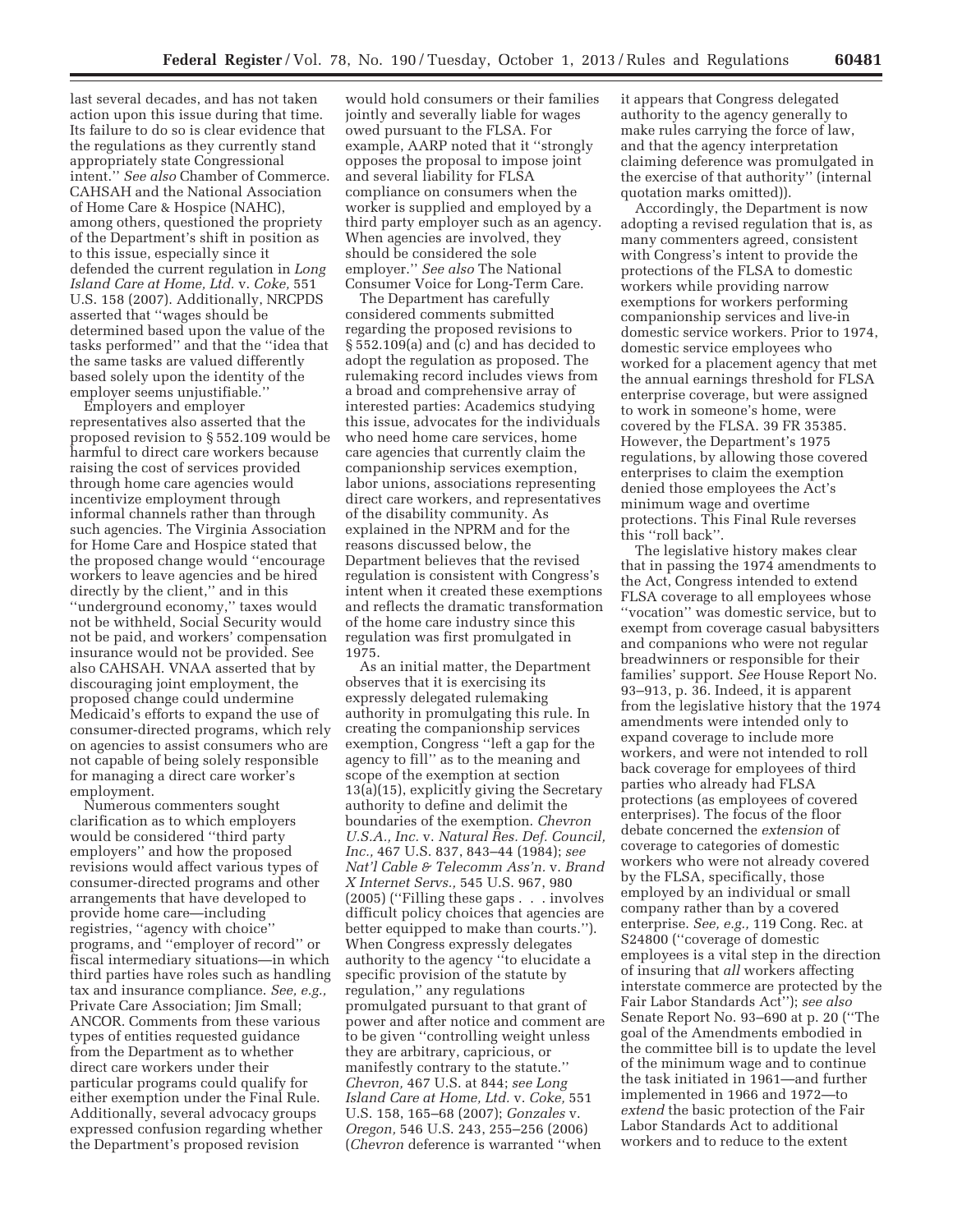last several decades, and has not taken action upon this issue during that time. Its failure to do so is clear evidence that the regulations as they currently stand appropriately state Congressional intent.'' *See also* Chamber of Commerce. CAHSAH and the National Association of Home Care & Hospice (NAHC), among others, questioned the propriety of the Department's shift in position as to this issue, especially since it defended the current regulation in *Long Island Care at Home, Ltd.* v. *Coke,* 551 U.S. 158 (2007). Additionally, NRCPDS asserted that ''wages should be determined based upon the value of the tasks performed'' and that the ''idea that the same tasks are valued differently based solely upon the identity of the employer seems unjustifiable.''

Employers and employer representatives also asserted that the proposed revision to § 552.109 would be harmful to direct care workers because raising the cost of services provided through home care agencies would incentivize employment through informal channels rather than through such agencies. The Virginia Association for Home Care and Hospice stated that the proposed change would ''encourage workers to leave agencies and be hired directly by the client,'' and in this ''underground economy,'' taxes would not be withheld, Social Security would not be paid, and workers' compensation insurance would not be provided. See also CAHSAH. VNAA asserted that by discouraging joint employment, the proposed change could undermine Medicaid's efforts to expand the use of consumer-directed programs, which rely on agencies to assist consumers who are not capable of being solely responsible for managing a direct care worker's employment.

Numerous commenters sought clarification as to which employers would be considered ''third party employers'' and how the proposed revisions would affect various types of consumer-directed programs and other arrangements that have developed to provide home care—including registries, ''agency with choice'' programs, and ''employer of record'' or fiscal intermediary situations—in which third parties have roles such as handling tax and insurance compliance. *See, e.g.,* Private Care Association; Jim Small; ANCOR. Comments from these various types of entities requested guidance from the Department as to whether direct care workers under their particular programs could qualify for either exemption under the Final Rule. Additionally, several advocacy groups expressed confusion regarding whether the Department's proposed revision would hold consumers or their families jointly and severally liable for wages owed pursuant to the FLSA. For example, AARP noted that it ''strongly opposes the proposal to impose joint and several liability for FLSA compliance on consumers when the worker is supplied and employed by a third party employer such as an agency. When agencies are involved, they should be considered the sole employer.'' *See also* The National Consumer Voice for Long-Term Care.

The Department has carefully considered comments submitted regarding the proposed revisions to § 552.109(a) and (c) and has decided to adopt the regulation as proposed. The rulemaking record includes views from a broad and comprehensive array of interested parties: Academics studying this issue, advocates for the individuals who need home care services, home care agencies that currently claim the companionship services exemption, labor unions, associations representing direct care workers, and representatives of the disability community. As explained in the NPRM and for the reasons discussed below, the Department believes that the revised regulation is consistent with Congress's intent when it created these exemptions and reflects the dramatic transformation of the home care industry since this regulation was first promulgated in 1975.

As an initial matter, the Department observes that it is exercising its expressly delegated rulemaking authority in promulgating this rule. In creating the companionship services exemption, Congress ''left a gap for the agency to fill'' as to the meaning and scope of the exemption at section 13(a)(15), explicitly giving the Secretary authority to define and delimit the boundaries of the exemption. *Chevron U.S.A., Inc.* v. *Natural Res. Def. Council, Inc.,* 467 U.S. 837, 843–44 (1984); *see Nat'l Cable & Telecomm Ass'n.* v. *Brand X Internet Servs.,* 545 U.S. 967, 980 (2005) (''Filling these gaps . . . involves difficult policy choices that agencies are better equipped to make than courts.''). When Congress expressly delegates authority to the agency ''to elucidate a specific provision of the statute by regulation,'' any regulations promulgated pursuant to that grant of power and after notice and comment are to be given ''controlling weight unless they are arbitrary, capricious, or manifestly contrary to the statute.'' *Chevron,* 467 U.S. at 844; *see Long Island Care at Home, Ltd.* v. *Coke,* 551 U.S. 158, 165–68 (2007); *Gonzales* v. *Oregon,* 546 U.S. 243, 255–256 (2006) (*Chevron* deference is warranted ''when it appears that Congress delegated authority to the agency generally to make rules carrying the force of law, and that the agency interpretation claiming deference was promulgated in the exercise of that authority'' (internal quotation marks omitted)).

Accordingly, the Department is now adopting a revised regulation that is, as many commenters agreed, consistent with Congress's intent to provide the protections of the FLSA to domestic workers while providing narrow exemptions for workers performing companionship services and live-in domestic service workers. Prior to 1974, domestic service employees who worked for a placement agency that met the annual earnings threshold for FLSA enterprise coverage, but were assigned to work in someone's home, were covered by the FLSA. 39 FR 35385. However, the Department's 1975 regulations, by allowing those covered enterprises to claim the exemption denied those employees the Act's minimum wage and overtime protections. This Final Rule reverses this ''roll back''.

The legislative history makes clear that in passing the 1974 amendments to the Act, Congress intended to extend FLSA coverage to all employees whose ''vocation'' was domestic service, but to exempt from coverage casual babysitters and companions who were not regular breadwinners or responsible for their families' support. *See* House Report No. 93–913, p. 36. Indeed, it is apparent from the legislative history that the 1974 amendments were intended only to expand coverage to include more workers, and were not intended to roll back coverage for employees of third parties who already had FLSA protections (as employees of covered enterprises). The focus of the floor debate concerned the *extension* of coverage to categories of domestic workers who were not already covered by the FLSA, specifically, those employed by an individual or small company rather than by a covered enterprise. *See, e.g.,* 119 Cong. Rec. at S24800 (''coverage of domestic employees is a vital step in the direction of insuring that *all* workers affecting interstate commerce are protected by the Fair Labor Standards Act''); *see also* Senate Report No. 93–690 at p. 20 (''The goal of the Amendments embodied in the committee bill is to update the level of the minimum wage and to continue the task initiated in 1961—and further implemented in 1966 and 1972—to *extend* the basic protection of the Fair Labor Standards Act to additional workers and to reduce to the extent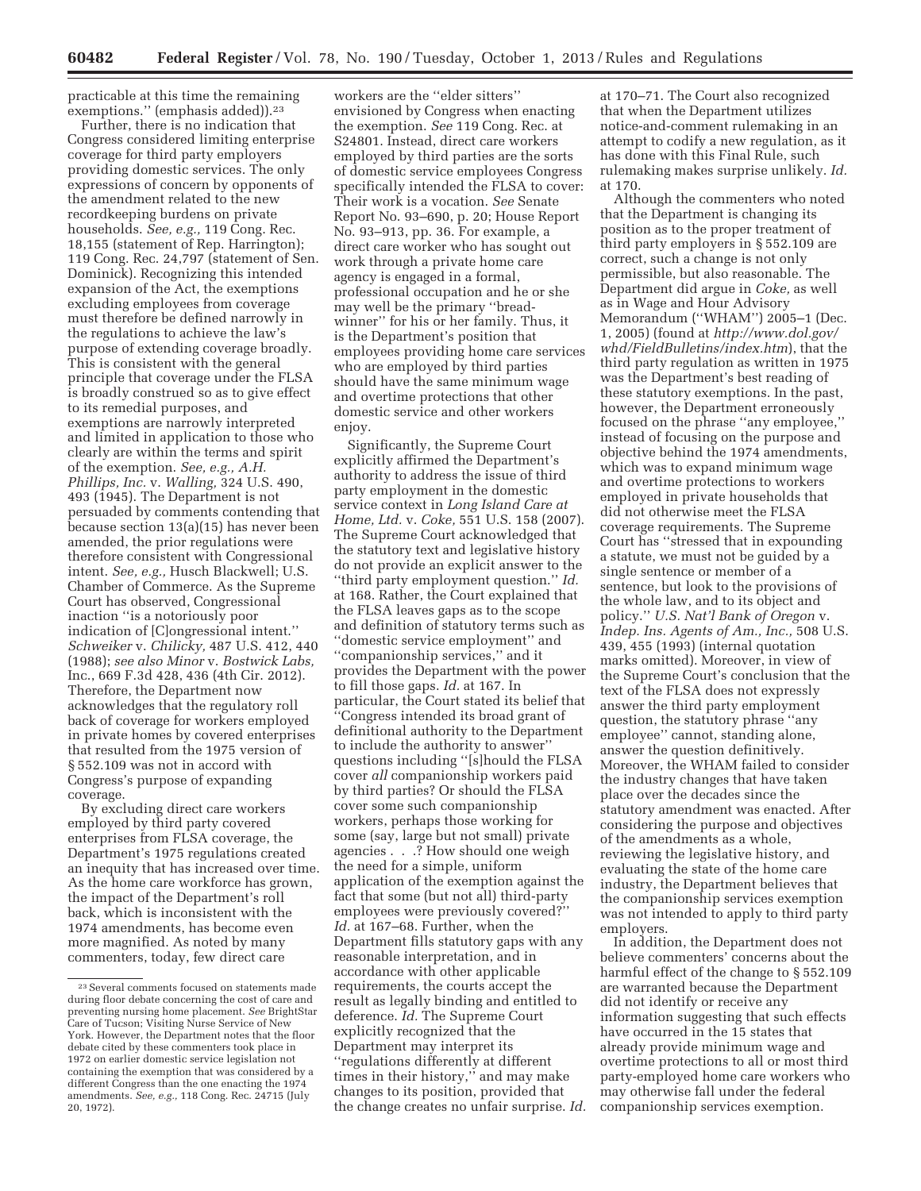practicable at this time the remaining exemptions.'' (emphasis added)).[23]

Further, there is no indication that Congress considered limiting enterprise coverage for third party employers providing domestic services. The only expressions of concern by opponents of the amendment related to the new recordkeeping burdens on private households. *See, e.g.,* 119 Cong. Rec. 18,155 (statement of Rep. Harrington); 119 Cong. Rec. 24,797 (statement of Sen. Dominick). Recognizing this intended expansion of the Act, the exemptions excluding employees from coverage must therefore be defined narrowly in the regulations to achieve the law's purpose of extending coverage broadly. This is consistent with the general principle that coverage under the FLSA is broadly construed so as to give effect to its remedial purposes, and exemptions are narrowly interpreted and limited in application to those who clearly are within the terms and spirit of the exemption. *See, e.g., A.H. Phillips, Inc.* v. *Walling,* 324 U.S. 490, 493 (1945). The Department is not persuaded by comments contending that because section 13(a)(15) has never been amended, the prior regulations were therefore consistent with Congressional intent. *See, e.g.,* Husch Blackwell; U.S. Chamber of Commerce. As the Supreme Court has observed, Congressional inaction ''is a notoriously poor indication of [C]ongressional intent.'' *Schweiker* v. *Chilicky,* 487 U.S. 412, 440 (1988); *see also Minor* v. *Bostwick Labs,* Inc., 669 F.3d 428, 436 (4th Cir. 2012). Therefore, the Department now acknowledges that the regulatory roll back of coverage for workers employed in private homes by covered enterprises that resulted from the 1975 version of § 552.109 was not in accord with Congress's purpose of expanding coverage.

By excluding direct care workers employed by third party covered enterprises from FLSA coverage, the Department's 1975 regulations created an inequity that has increased over time. As the home care workforce has grown, the impact of the Department's roll back, which is inconsistent with the 1974 amendments, has become even more magnified. As noted by many commenters, today, few direct care workers are the ''elder sitters'' envisioned by Congress when enacting the exemption. *See* 119 Cong. Rec. at S24801. Instead, direct care workers employed by third parties are the sorts of domestic service employees Congress specifically intended the FLSA to cover: Their work is a vocation. *See* Senate Report No. 93–690, p. 20; House Report No. 93–913, pp. 36. For example, a direct care worker who has sought out work through a private home care agency is engaged in a formal, professional occupation and he or she may well be the primary ''breadwinner'' for his or her family. Thus, it is the Department's position that employees providing home care services who are employed by third parties should have the same minimum wage and overtime protections that other domestic service and other workers enjoy.

Significantly, the Supreme Court explicitly affirmed the Department's authority to address the issue of third party employment in the domestic service context in *Long Island Care at Home, Ltd.* v. *Coke,* 551 U.S. 158 (2007). The Supreme Court acknowledged that the statutory text and legislative history do not provide an explicit answer to the ''third party employment question.'' *Id.* at 168. Rather, the Court explained that the FLSA leaves gaps as to the scope and definition of statutory terms such as ''domestic service employment'' and ''companionship services,'' and it provides the Department with the power to fill those gaps. *Id.* at 167. In particular, the Court stated its belief that ''Congress intended its broad grant of definitional authority to the Department to include the authority to answer'' questions including ''[s]hould the FLSA cover *all* companionship workers paid by third parties? Or should the FLSA cover some such companionship workers, perhaps those working for some (say, large but not small) private agencies . . .? How should one weigh the need for a simple, uniform application of the exemption against the fact that some (but not all) third-party employees were previously covered?'' *Id.* at 167–68. Further, when the Department fills statutory gaps with any reasonable interpretation, and in accordance with other applicable requirements, the courts accept the result as legally binding and entitled to deference. *Id.* The Supreme Court explicitly recognized that the Department may interpret its ''regulations differently at different times in their history,'' and may make changes to its position, provided that the change creates no unfair surprise. *Id.* at 170–71. The Court also recognized that when the Department utilizes notice-and-comment rulemaking in an attempt to codify a new regulation, as it has done with this Final Rule, such rulemaking makes surprise unlikely. *Id.* at 170.

Although the commenters who noted that the Department is changing its position as to the proper treatment of third party employers in § 552.109 are correct, such a change is not only permissible, but also reasonable. The Department did argue in *Coke,* as well as in Wage and Hour Advisory Memorandum (''WHAM'') 2005–1 (Dec. 1, 2005) (found at *http://www.dol.gov/whd/FieldBulletins/index.htm*), that the third party regulation as written in 1975 was the Department's best reading of these statutory exemptions. In the past, however, the Department erroneously focused on the phrase ''any employee,'' instead of focusing on the purpose and objective behind the 1974 amendments, which was to expand minimum wage and overtime protections to workers employed in private households that did not otherwise meet the FLSA coverage requirements. The Supreme Court has ''stressed that in expounding a statute, we must not be guided by a single sentence or member of a sentence, but look to the provisions of the whole law, and to its object and policy.'' *U.S. Nat'l Bank of Oregon* v. *Indep. Ins. Agents of Am., Inc.,* 508 U.S. 439, 455 (1993) (internal quotation marks omitted). Moreover, in view of the Supreme Court's conclusion that the text of the FLSA does not expressly answer the third party employment question, the statutory phrase ''any employee'' cannot, standing alone, answer the question definitively. Moreover, the WHAM failed to consider the industry changes that have taken place over the decades since the statutory amendment was enacted. After considering the purpose and objectives of the amendments as a whole, reviewing the legislative history, and evaluating the state of the home care industry, the Department believes that the companionship services exemption was not intended to apply to third party employers.

In addition, the Department does not believe commenters' concerns about the harmful effect of the change to § 552.109 are warranted because the Department did not identify or receive any information suggesting that such effects have occurred in the 15 states that already provide minimum wage and overtime protections to all or most third party-employed home care workers who may otherwise fall under the federal companionship services exemption.

---

[23] Several comments focused on statements made during floor debate concerning the cost of care and preventing nursing home placement. *See* BrightStar Care of Tucson; Visiting Nurse Service of New York. However, the Department notes that the floor debate cited by these commenters took place in 1972 on earlier domestic service legislation not containing the exemption that was considered by a different Congress than the one enacting the 1974 amendments. *See, e.g.,* 118 Cong. Rec. 24715 (July 20, 1972).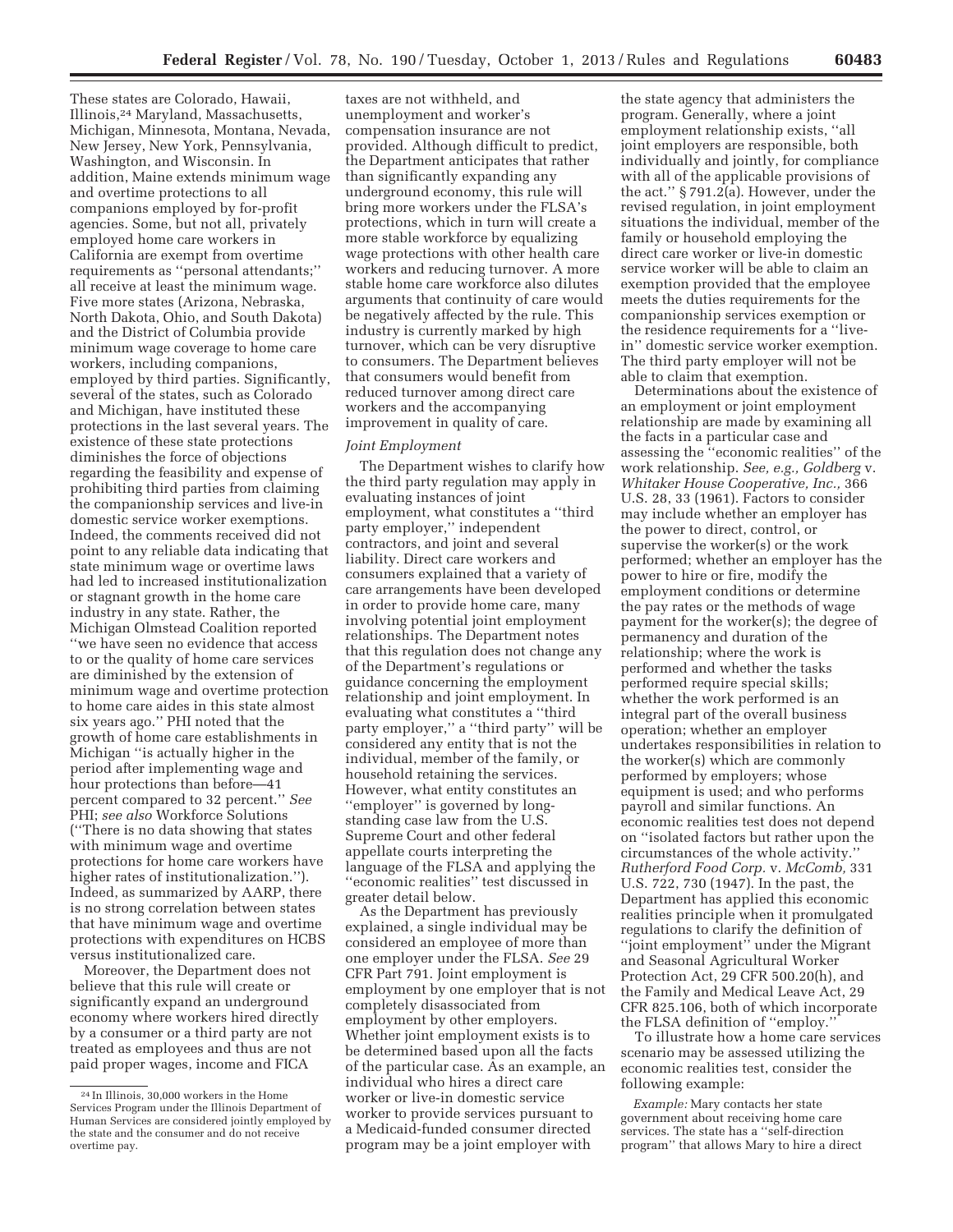These states are Colorado, Hawaii, Illinois,[24] Maryland, Massachusetts, Michigan, Minnesota, Montana, Nevada, New Jersey, New York, Pennsylvania, Washington, and Wisconsin. In addition, Maine extends minimum wage and overtime protections to all companions employed by for-profit agencies. Some, but not all, privately employed home care workers in California are exempt from overtime requirements as ''personal attendants;'' all receive at least the minimum wage. Five more states (Arizona, Nebraska, North Dakota, Ohio, and South Dakota) and the District of Columbia provide minimum wage coverage to home care workers, including companions, employed by third parties. Significantly, several of the states, such as Colorado and Michigan, have instituted these protections in the last several years. The existence of these state protections diminishes the force of objections regarding the feasibility and expense of prohibiting third parties from claiming the companionship services and live-in domestic service worker exemptions. Indeed, the comments received did not point to any reliable data indicating that state minimum wage or overtime laws had led to increased institutionalization or stagnant growth in the home care industry in any state. Rather, the Michigan Olmstead Coalition reported ''we have seen no evidence that access to or the quality of home care services are diminished by the extension of minimum wage and overtime protection to home care aides in this state almost six years ago.'' PHI noted that the growth of home care establishments in Michigan ''is actually higher in the period after implementing wage and hour protections than before—41 percent compared to 32 percent.'' *See* PHI; *see also* Workforce Solutions (''There is no data showing that states with minimum wage and overtime protections for home care workers have higher rates of institutionalization.''). Indeed, as summarized by AARP, there is no strong correlation between states that have minimum wage and overtime protections with expenditures on HCBS versus institutionalized care.

Moreover, the Department does not believe that this rule will create or significantly expand an underground economy where workers hired directly by a consumer or a third party are not treated as employees and thus are not paid proper wages, income and FICA taxes are not withheld, and unemployment and worker's compensation insurance are not provided. Although difficult to predict, the Department anticipates that rather than significantly expanding any underground economy, this rule will bring more workers under the FLSA's protections, which in turn will create a more stable workforce by equalizing wage protections with other health care workers and reducing turnover. A more stable home care workforce also dilutes arguments that continuity of care would be negatively affected by the rule. This industry is currently marked by high turnover, which can be very disruptive to consumers. The Department believes that consumers would benefit from reduced turnover among direct care workers and the accompanying improvement in quality of care.

*Joint Employment*

The Department wishes to clarify how the third party regulation may apply in evaluating instances of joint employment, what constitutes a ''third party employer,'' independent contractors, and joint and several liability. Direct care workers and consumers explained that a variety of care arrangements have been developed in order to provide home care, many involving potential joint employment relationships. The Department notes that this regulation does not change any of the Department's regulations or guidance concerning the employment relationship and joint employment. In evaluating what constitutes a ''third party employer,'' a ''third party'' will be considered any entity that is not the individual, member of the family, or household retaining the services. However, what entity constitutes an ''employer'' is governed by long-standing case law from the U.S. Supreme Court and other federal appellate courts interpreting the language of the FLSA and applying the ''economic realities'' test discussed in greater detail below.

As the Department has previously explained, a single individual may be considered an employee of more than one employer under the FLSA. *See* 29 CFR Part 791. Joint employment is employment by one employer that is not completely disassociated from employment by other employers. Whether joint employment exists is to be determined based upon all the facts of the particular case. As an example, an individual who hires a direct care worker or live-in domestic service worker to provide services pursuant to a Medicaid-funded consumer directed program may be a joint employer with the state agency that administers the program. Generally, where a joint employment relationship exists, ''all joint employers are responsible, both individually and jointly, for compliance with all of the applicable provisions of the act.'' § 791.2(a). However, under the revised regulation, in joint employment situations the individual, member of the family or household employing the direct care worker or live-in domestic service worker will be able to claim an exemption provided that the employee meets the duties requirements for the companionship services exemption or the residence requirements for a ''live-in'' domestic service worker exemption. The third party employer will not be able to claim that exemption.

Determinations about the existence of an employment or joint employment relationship are made by examining all the facts in a particular case and assessing the ''economic realities'' of the work relationship. *See, e.g., Goldberg* v. *Whitaker House Cooperative, Inc.,* 366 U.S. 28, 33 (1961). Factors to consider may include whether an employer has the power to direct, control, or supervise the worker(s) or the work performed; whether an employer has the power to hire or fire, modify the employment conditions or determine the pay rates or the methods of wage payment for the worker(s); the degree of permanency and duration of the relationship; where the work is performed and whether the tasks performed require special skills; whether the work performed is an integral part of the overall business operation; whether an employer undertakes responsibilities in relation to the worker(s) which are commonly performed by employers; whose equipment is used; and who performs payroll and similar functions. An economic realities test does not depend on ''isolated factors but rather upon the circumstances of the whole activity.'' *Rutherford Food Corp.* v. *McComb,* 331 U.S. 722, 730 (1947). In the past, the Department has applied this economic realities principle when it promulgated regulations to clarify the definition of ''joint employment'' under the Migrant and Seasonal Agricultural Worker Protection Act, 29 CFR 500.20(h), and the Family and Medical Leave Act, 29 CFR 825.106, both of which incorporate the FLSA definition of ''employ.''

To illustrate how a home care services scenario may be assessed utilizing the economic realities test, consider the following example:

*Example:* Mary contacts her state government about receiving home care services. The state has a ''self-direction program'' that allows Mary to hire a direct

---

[24] In Illinois, 30,000 workers in the Home Services Program under the Illinois Department of Human Services are considered jointly employed by the state and the consumer and do not receive overtime pay.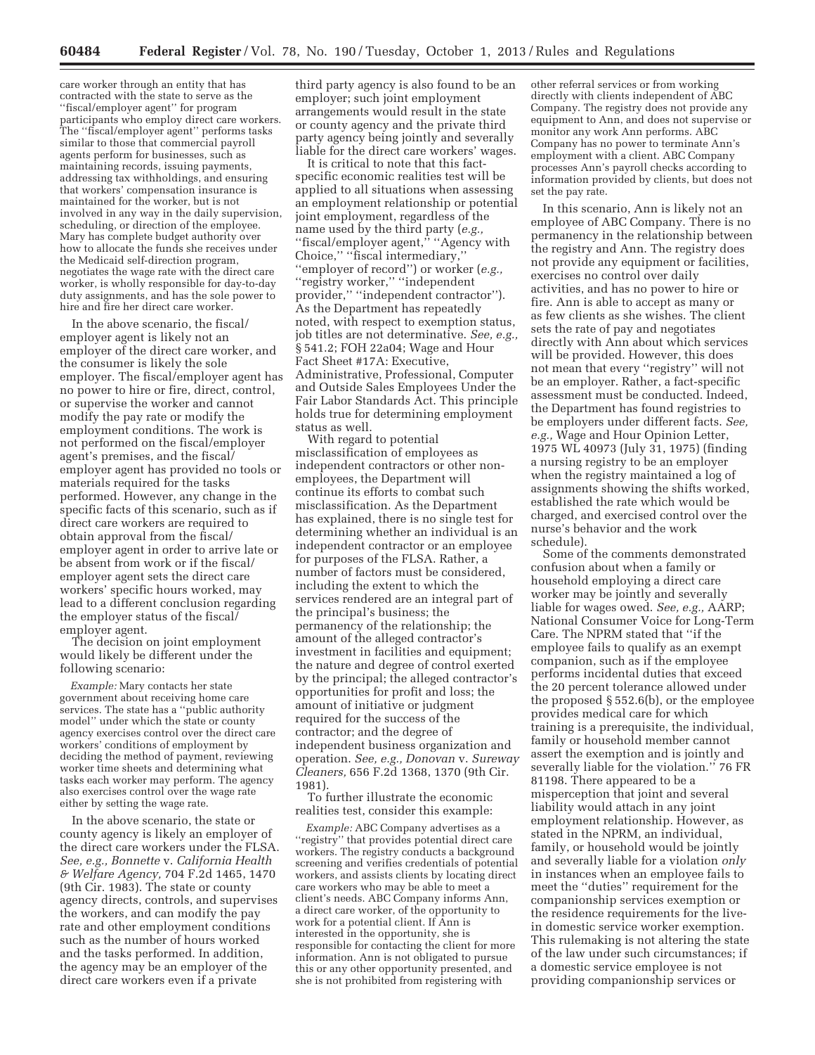care worker through an entity that has contracted with the state to serve as the ''fiscal/employer agent'' for program participants who employ direct care workers. The ''fiscal/employer agent'' performs tasks similar to those that commercial payroll agents perform for businesses, such as maintaining records, issuing payments, addressing tax withholdings, and ensuring that workers' compensation insurance is maintained for the worker, but is not involved in any way in the daily supervision, scheduling, or direction of the employee. Mary has complete budget authority over how to allocate the funds she receives under the Medicaid self-direction program, negotiates the wage rate with the direct care worker, is wholly responsible for day-to-day duty assignments, and has the sole power to hire and fire her direct care worker.

In the above scenario, the fiscal/employer agent is likely not an employer of the direct care worker, and the consumer is likely the sole employer. The fiscal/employer agent has no power to hire or fire, direct, control, or supervise the worker and cannot modify the pay rate or modify the employment conditions. The work is not performed on the fiscal/employer agent's premises, and the fiscal/employer agent has provided no tools or materials required for the tasks performed. However, any change in the specific facts of this scenario, such as if direct care workers are required to obtain approval from the fiscal/employer agent in order to arrive late or be absent from work or if the fiscal/employer agent sets the direct care workers' specific hours worked, may lead to a different conclusion regarding the employer status of the fiscal/employer agent.

The decision on joint employment would likely be different under the following scenario:

*Example:* Mary contacts her state government about receiving home care services. The state has a ''public authority model'' under which the state or county agency exercises control over the direct care workers' conditions of employment by deciding the method of payment, reviewing worker time sheets and determining what tasks each worker may perform. The agency also exercises control over the wage rate either by setting the wage rate.

In the above scenario, the state or county agency is likely an employer of the direct care workers under the FLSA. *See, e.g., Bonnette* v. *California Health & Welfare Agency,* 704 F.2d 1465, 1470 (9th Cir. 1983). The state or county agency directs, controls, and supervises the workers, and can modify the pay rate and other employment conditions such as the number of hours worked and the tasks performed. In addition, the agency may be an employer of the direct care workers even if a private third party agency is also found to be an employer; such joint employment arrangements would result in the state or county agency and the private third party agency being jointly and severally liable for the direct care workers' wages.

It is critical to note that this fact-specific economic realities test will be applied to all situations when assessing an employment relationship or potential joint employment, regardless of the name used by the third party (*e.g.,* ''fiscal/employer agent,'' ''Agency with Choice,'' ''fiscal intermediary,'' ''employer of record'') or worker (*e.g.,* ''registry worker,'' ''independent provider,'' ''independent contractor''). As the Department has repeatedly noted, with respect to exemption status, job titles are not determinative. *See, e.g.,* § 541.2; FOH 22a04; Wage and Hour Fact Sheet #17A: Executive, Administrative, Professional, Computer and Outside Sales Employees Under the Fair Labor Standards Act. This principle holds true for determining employment status as well.

With regard to potential misclassification of employees as independent contractors or other non-employees, the Department will continue its efforts to combat such misclassification. As the Department has explained, there is no single test for determining whether an individual is an independent contractor or an employee for purposes of the FLSA. Rather, a number of factors must be considered, including the extent to which the services rendered are an integral part of the principal's business; the permanency of the relationship; the amount of the alleged contractor's investment in facilities and equipment; the nature and degree of control exerted by the principal; the alleged contractor's opportunities for profit and loss; the amount of initiative or judgment required for the success of the contractor; and the degree of independent business organization and operation. *See, e.g., Donovan* v. *Sureway Cleaners,* 656 F.2d 1368, 1370 (9th Cir. 1981).

To further illustrate the economic realities test, consider this example:

*Example:* ABC Company advertises as a ''registry'' that provides potential direct care workers. The registry conducts a background screening and verifies credentials of potential workers, and assists clients by locating direct care workers who may be able to meet a client's needs. ABC Company informs Ann, a direct care worker, of the opportunity to work for a potential client. If Ann is interested in the opportunity, she is responsible for contacting the client for more information. Ann is not obligated to pursue this or any other opportunity presented, and she is not prohibited from registering with other referral services or from working directly with clients independent of ABC Company. The registry does not provide any equipment to Ann, and does not supervise or monitor any work Ann performs. ABC Company has no power to terminate Ann's employment with a client. ABC Company processes Ann's payroll checks according to information provided by clients, but does not set the pay rate.

In this scenario, Ann is likely not an employee of ABC Company. There is no permanency in the relationship between the registry and Ann. The registry does not provide any equipment or facilities, exercises no control over daily activities, and has no power to hire or fire. Ann is able to accept as many or as few clients as she wishes. The client sets the rate of pay and negotiates directly with Ann about which services will be provided. However, this does not mean that every ''registry'' will not be an employer. Rather, a fact-specific assessment must be conducted. Indeed, the Department has found registries to be employers under different facts. *See, e.g.,* Wage and Hour Opinion Letter, 1975 WL 40973 (July 31, 1975) (finding a nursing registry to be an employer when the registry maintained a log of assignments showing the shifts worked, established the rate which would be charged, and exercised control over the nurse's behavior and the work schedule).

Some of the comments demonstrated confusion about when a family or household employing a direct care worker may be jointly and severally liable for wages owed. *See, e.g.,* AARP; National Consumer Voice for Long-Term Care. The NPRM stated that ''if the employee fails to qualify as an exempt companion, such as if the employee performs incidental duties that exceed the 20 percent tolerance allowed under the proposed § 552.6(b), or the employee provides medical care for which training is a prerequisite, the individual, family or household member cannot assert the exemption and is jointly and severally liable for the violation.'' 76 FR 81198. There appeared to be a misperception that joint and several liability would attach in any joint employment relationship. However, as stated in the NPRM, an individual, family, or household would be jointly and severally liable for a violation *only* in instances when an employee fails to meet the ''duties'' requirement for the companionship services exemption or the residence requirements for the live-in domestic service worker exemption. This rulemaking is not altering the state of the law under such circumstances; if a domestic service employee is not providing companionship services or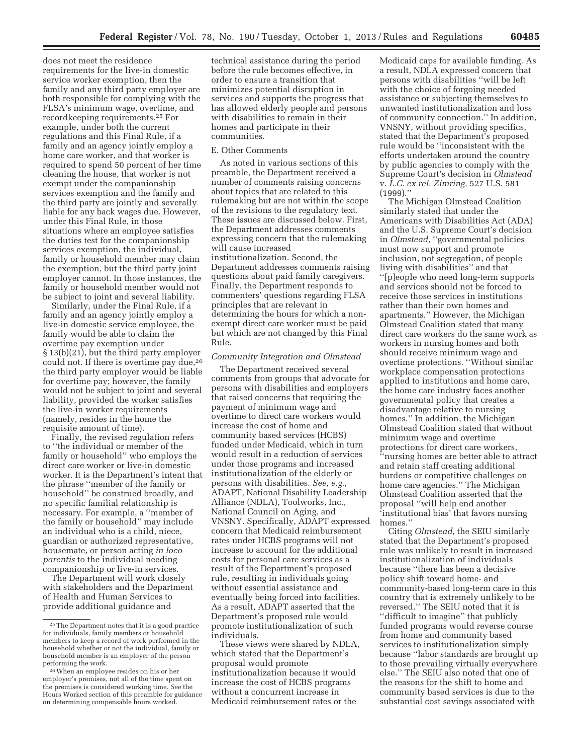does not meet the residence requirements for the live-in domestic service worker exemption, then the family and any third party employer are both responsible for complying with the FLSA's minimum wage, overtime, and recordkeeping requirements.[25] For example, under both the current regulations and this Final Rule, if a family and an agency jointly employ a home care worker, and that worker is required to spend 50 percent of her time cleaning the house, that worker is not exempt under the companionship services exemption and the family and the third party are jointly and severally liable for any back wages due. However, under this Final Rule, in those situations where an employee satisfies the duties test for the companionship services exemption, the individual, family or household member may claim the exemption, but the third party joint employer cannot. In those instances, the family or household member would not be subject to joint and several liability.

Similarly, under the Final Rule, if a family and an agency jointly employ a live-in domestic service employee, the family would be able to claim the overtime pay exemption under § 13(b)(21), but the third party employer could not. If there is overtime pay due,[26] the third party employer would be liable for overtime pay; however, the family would not be subject to joint and several liability, provided the worker satisfies the live-in worker requirements (namely, resides in the home the requisite amount of time).

Finally, the revised regulation refers to "the individual or member of the family or household" who employs the direct care worker or live-in domestic worker. It is the Department's intent that the phrase "member of the family or household" be construed broadly, and no specific familial relationship is necessary. For example, a "member of the family or household" may include an individual who is a child, niece, guardian or authorized representative, housemate, or person acting *in loco parentis* to the individual needing companionship or live-in services.

The Department will work closely with stakeholders and the Department of Health and Human Services to provide additional guidance and technical assistance during the period before the rule becomes effective, in order to ensure a transition that minimizes potential disruption in services and supports the progress that has allowed elderly people and persons with disabilities to remain in their homes and participate in their communities.

## E. Other Comments

As noted in various sections of this preamble, the Department received a number of comments raising concerns about topics that are related to this rulemaking but are not within the scope of the revisions to the regulatory text. These issues are discussed below. First, the Department addresses comments expressing concern that the rulemaking will cause increased institutionalization. Second, the Department addresses comments raising questions about paid family caregivers. Finally, the Department responds to commenters' questions regarding FLSA principles that are relevant in determining the hours for which a non-exempt direct care worker must be paid but which are not changed by this Final Rule.

### *Community Integration and Olmstead*

The Department received several comments from groups that advocate for persons with disabilities and employers that raised concerns that requiring the payment of minimum wage and overtime to direct care workers would increase the cost of home and community based services (HCBS) funded under Medicaid, which in turn would result in a reduction of services under those programs and increased institutionalization of the elderly or persons with disabilities. *See, e.g.,* ADAPT, National Disability Leadership Alliance (NDLA), Toolworks, Inc., National Council on Aging, and VNSNY. Specifically, ADAPT expressed concern that Medicaid reimbursement rates under HCBS programs will not increase to account for the additional costs for personal care services as a result of the Department's proposed rule, resulting in individuals going without essential assistance and eventually being forced into facilities. As a result, ADAPT asserted that the Department's proposed rule would promote institutionalization of such individuals.

These views were shared by NDLA, which stated that the Department's proposal would promote institutionalization because it would increase the cost of HCBS programs without a concurrent increase in Medicaid reimbursement rates or the Medicaid caps for available funding. As a result, NDLA expressed concern that persons with disabilities "will be left with the choice of forgoing needed assistance or subjecting themselves to unwanted institutionalization and loss of community connection." In addition, VNSNY, without providing specifics, stated that the Department's proposed rule would be "inconsistent with the efforts undertaken around the country by public agencies to comply with the Supreme Court's decision in *Olmstead* v. *L.C. ex rel. Zimring,* 527 U.S. 581 (1999)."

The Michigan Olmstead Coalition similarly stated that under the Americans with Disabilities Act (ADA) and the U.S. Supreme Court's decision in *Olmstead,* "governmental policies must now support and promote inclusion, not segregation, of people living with disabilities" and that "[p]eople who need long-term supports and services should not be forced to receive those services in institutions rather than their own homes and apartments." However, the Michigan Olmstead Coalition stated that many direct care workers do the same work as workers in nursing homes and both should receive minimum wage and overtime protections. "Without similar workplace compensation protections applied to institutions and home care, the home care industry faces another governmental policy that creates a disadvantage relative to nursing homes." In addition, the Michigan Olmstead Coalition stated that without minimum wage and overtime protections for direct care workers, "nursing homes are better able to attract and retain staff creating additional burdens or competitive challenges on home care agencies." The Michigan Olmstead Coalition asserted that the proposal "will help end another 'institutional bias' that favors nursing homes."

Citing *Olmstead,* the SEIU similarly stated that the Department's proposed rule was unlikely to result in increased institutionalization of individuals because "there has been a decisive policy shift toward home- and community-based long-term care in this country that is extremely unlikely to be reversed." The SEIU noted that it is "difficult to imagine" that publicly funded programs would reverse course from home and community based services to institutionalization simply because "labor standards are brought up to those prevailing virtually everywhere else." The SEIU also noted that one of the reasons for the shift to home and community based services is due to the substantial cost savings associated with

---

[25] The Department notes that it is a good practice for individuals, family members or household members to keep a record of work performed in the household whether or not the individual, family or household member is an employer of the person performing the work.

[26] When an employee resides on his or her employer's premises, not all of the time spent on the premises is considered working time. *See* the Hours Worked section of this preamble for guidance on determining compensable hours worked.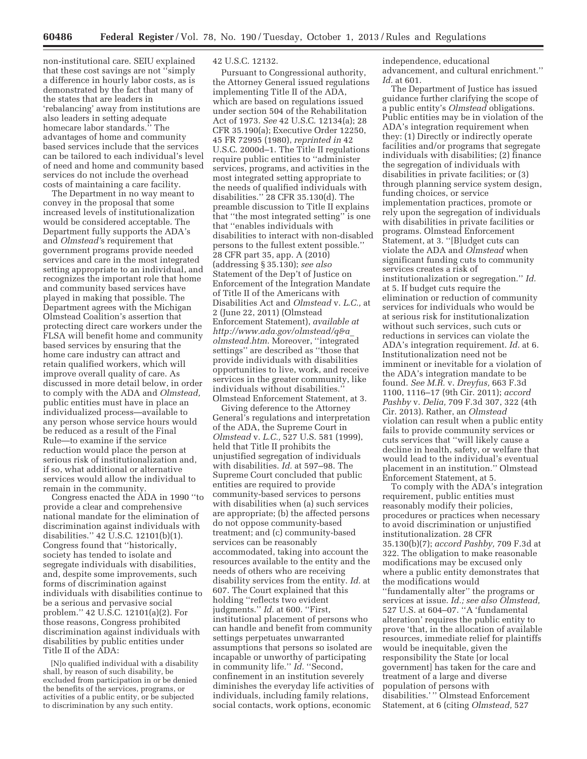non-institutional care. SEIU explained that these cost savings are not "simply a difference in hourly labor costs, as is demonstrated by the fact that many of the states that are leaders in 'rebalancing' away from institutions are also leaders in setting adequate homecare labor standards." The advantages of home and community based services include that the services can be tailored to each individual's level of need and home and community based services do not include the overhead costs of maintaining a care facility.

The Department in no way meant to convey in the proposal that some increased levels of institutionalization would be considered acceptable. The Department fully supports the ADA's and *Olmstead'*s requirement that government programs provide needed services and care in the most integrated setting appropriate to an individual, and recognizes the important role that home and community based services have played in making that possible. The Department agrees with the Michigan Olmstead Coalition's assertion that protecting direct care workers under the FLSA will benefit home and community based services by ensuring that the home care industry can attract and retain qualified workers, which will improve overall quality of care. As discussed in more detail below, in order to comply with the ADA and *Olmstead,* public entities must have in place an individualized process—available to any person whose service hours would be reduced as a result of the Final Rule—to examine if the service reduction would place the person at serious risk of institutionalization and, if so, what additional or alternative services would allow the individual to remain in the community.

Congress enacted the ADA in 1990 "to provide a clear and comprehensive national mandate for the elimination of discrimination against individuals with disabilities." 42 U.S.C. 12101(b)(1). Congress found that "historically, society has tended to isolate and segregate individuals with disabilities, and, despite some improvements, such forms of discrimination against individuals with disabilities continue to be a serious and pervasive social problem." 42 U.S.C. 12101(a)(2). For those reasons, Congress prohibited discrimination against individuals with disabilities by public entities under Title II of the ADA:

> [N]o qualified individual with a disability shall, by reason of such disability, be excluded from participation in or be denied the benefits of the services, programs, or activities of a public entity, or be subjected to discrimination by any such entity.

42 U.S.C. 12132.

Pursuant to Congressional authority, the Attorney General issued regulations implementing Title II of the ADA, which are based on regulations issued under section 504 of the Rehabilitation Act of 1973. *See* 42 U.S.C. 12134(a); 28 CFR 35.190(a); Executive Order 12250, 45 FR 72995 (1980), *reprinted in* 42 U.S.C. 2000d–1. The Title II regulations require public entities to "administer services, programs, and activities in the most integrated setting appropriate to the needs of qualified individuals with disabilities." 28 CFR 35.130(d). The preamble discussion to Title II explains that "the most integrated setting" is one that "enables individuals with disabilities to interact with non-disabled persons to the fullest extent possible." 28 CFR part 35, app. A (2010) (addressing § 35.130); *see also* Statement of the Dep't of Justice on Enforcement of the Integration Mandate of Title II of the Americans with Disabilities Act and *Olmstead* v. *L.C.,* at 2 (June 22, 2011) (Olmstead Enforcement Statement), *available at http://www.ada.gov/olmstead/q&a_olmstead.htm.* Moreover, "integrated settings" are described as "those that provide individuals with disabilities opportunities to live, work, and receive services in the greater community, like individuals without disabilities." Olmstead Enforcement Statement, at 3.

Giving deference to the Attorney General's regulations and interpretation of the ADA, the Supreme Court in *Olmstead* v. *L.C.,* 527 U.S. 581 (1999), held that Title II prohibits the unjustified segregation of individuals with disabilities. *Id.* at 597–98. The Supreme Court concluded that public entities are required to provide community-based services to persons with disabilities when (a) such services are appropriate; (b) the affected persons do not oppose community-based treatment; and (c) community-based services can be reasonably accommodated, taking into account the resources available to the entity and the needs of others who are receiving disability services from the entity. *Id.* at 607. The Court explained that this holding "reflects two evident judgments." *Id.* at 600. "First, institutional placement of persons who can handle and benefit from community settings perpetuates unwarranted assumptions that persons so isolated are incapable or unworthy of participating in community life." *Id.* "Second, confinement in an institution severely diminishes the everyday life activities of individuals, including family relations, social contacts, work options, economic independence, educational advancement, and cultural enrichment." *Id.* at 601.

The Department of Justice has issued guidance further clarifying the scope of a public entity's *Olmstead* obligations. Public entities may be in violation of the ADA's integration requirement when they: (1) Directly or indirectly operate facilities and/or programs that segregate individuals with disabilities; (2) finance the segregation of individuals with disabilities in private facilities; or (3) through planning service system design, funding choices, or service implementation practices, promote or rely upon the segregation of individuals with disabilities in private facilities or programs. Olmstead Enforcement Statement, at 3. "[B]udget cuts can violate the ADA and *Olmstead* when significant funding cuts to community services creates a risk of institutionalization or segregation." *Id.* at 5. If budget cuts require the elimination or reduction of community services for individuals who would be at serious risk for institutionalization without such services, such cuts or reductions in services can violate the ADA's integration requirement. *Id.* at 6. Institutionalization need not be imminent or inevitable for a violation of the ADA's integration mandate to be found. *See M.R.* v. *Dreyfus,* 663 F.3d 1100, 1116–17 (9th Cir. 2011); *accord Pashby* v. *Delia,* 709 F.3d 307, 322 (4th Cir. 2013). Rather, an *Olmstead* violation can result when a public entity fails to provide community services or cuts services that "will likely cause a decline in health, safety, or welfare that would lead to the individual's eventual placement in an institution." Olmstead Enforcement Statement, at 5.

To comply with the ADA's integration requirement, public entities must reasonably modify their policies, procedures or practices when necessary to avoid discrimination or unjustified institutionalization. 28 CFR 35.130(b)(7); *accord Pashby,* 709 F.3d at 322. The obligation to make reasonable modifications may be excused only where a public entity demonstrates that the modifications would "fundamentally alter" the programs or services at issue. *Id.; see also Olmstead,* 527 U.S. at 604–07. "A 'fundamental alteration' requires the public entity to prove 'that, in the allocation of available resources, immediate relief for plaintiffs would be inequitable, given the responsibility the State [or local government] has taken for the care and treatment of a large and diverse population of persons with disabilities.'" Olmstead Enforcement Statement, at 6 (citing *Olmstead,* 527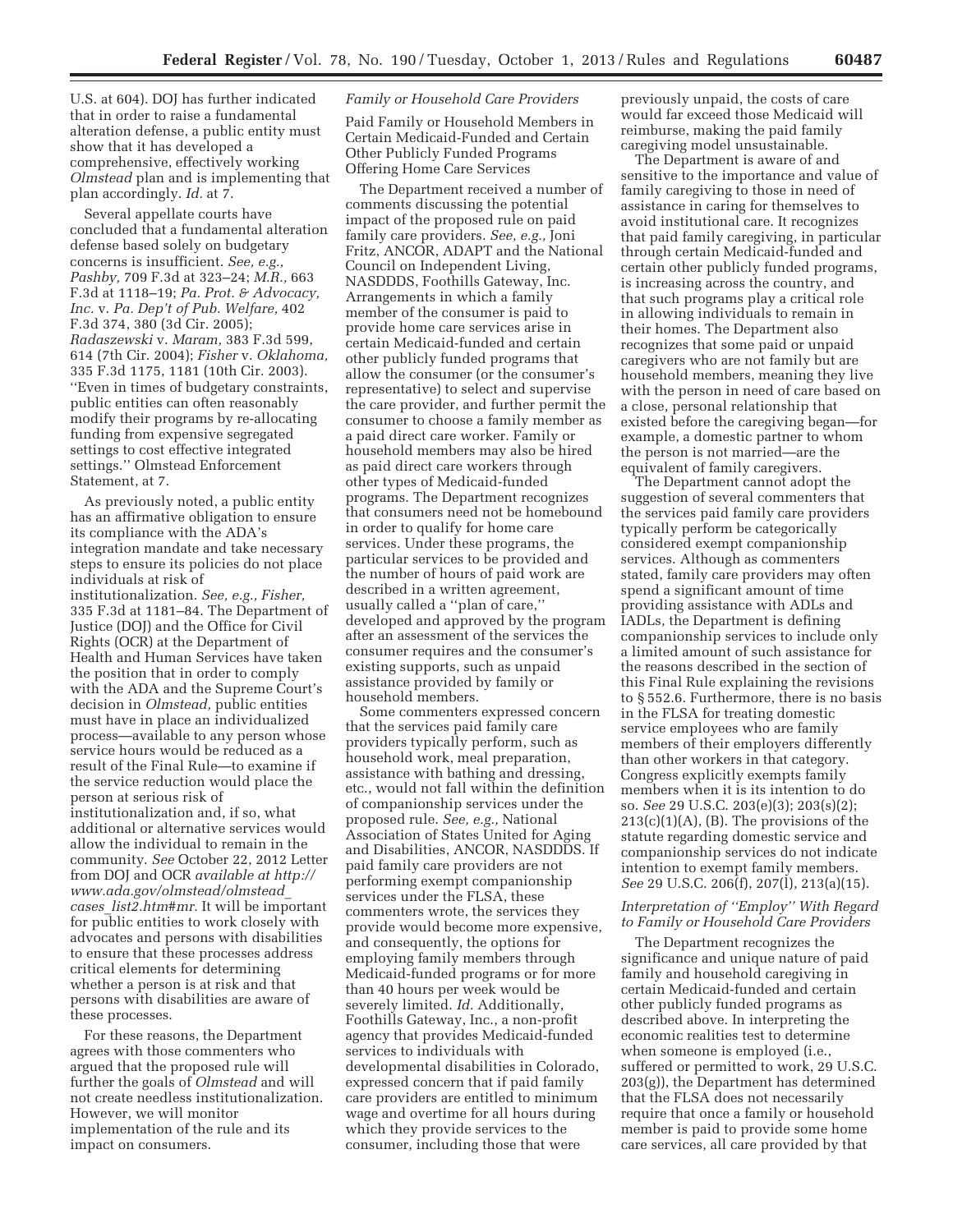U.S. at 604). DOJ has further indicated that in order to raise a fundamental alteration defense, a public entity must show that it has developed a comprehensive, effectively working *Olmstead* plan and is implementing that plan accordingly. *Id.* at 7.

Several appellate courts have concluded that a fundamental alteration defense based solely on budgetary concerns is insufficient. *See, e.g., Pashby,* 709 F.3d at 323–24; *M.R.,* 663 F.3d at 1118–19; *Pa. Prot. & Advocacy, Inc.* v. *Pa. Dep't of Pub. Welfare,* 402 F.3d 374, 380 (3d Cir. 2005); *Radaszewski* v. *Maram,* 383 F.3d 599, 614 (7th Cir. 2004); *Fisher* v. *Oklahoma,* 335 F.3d 1175, 1181 (10th Cir. 2003). ''Even in times of budgetary constraints, public entities can often reasonably modify their programs by re-allocating funding from expensive segregated settings to cost effective integrated settings.'' Olmstead Enforcement Statement, at 7.

As previously noted, a public entity has an affirmative obligation to ensure its compliance with the ADA's integration mandate and take necessary steps to ensure its policies do not place individuals at risk of institutionalization. *See, e.g., Fisher,* 335 F.3d at 1181–84. The Department of Justice (DOJ) and the Office for Civil Rights (OCR) at the Department of Health and Human Services have taken the position that in order to comply with the ADA and the Supreme Court's decision in *Olmstead,* public entities must have in place an individualized process—available to any person whose service hours would be reduced as a result of the Final Rule—to examine if the service reduction would place the person at serious risk of institutionalization and, if so, what additional or alternative services would allow the individual to remain in the community. *See* October 22, 2012 Letter from DOJ and OCR *available at http://www.ada.gov/olmstead/olmstead_cases_list2.htm#mr.* It will be important for public entities to work closely with advocates and persons with disabilities to ensure that these processes address critical elements for determining whether a person is at risk and that persons with disabilities are aware of these processes.

For these reasons, the Department agrees with those commenters who argued that the proposed rule will further the goals of *Olmstead* and will not create needless institutionalization. However, we will monitor implementation of the rule and its impact on consumers.

*Family or Household Care Providers*

Paid Family or Household Members in Certain Medicaid-Funded and Certain Other Publicly Funded Programs Offering Home Care Services

The Department received a number of comments discussing the potential impact of the proposed rule on paid family care providers. *See, e.g.,* Joni Fritz, ANCOR, ADAPT and the National Council on Independent Living, NASDDDS, Foothills Gateway, Inc. Arrangements in which a family member of the consumer is paid to provide home care services arise in certain Medicaid-funded and certain other publicly funded programs that allow the consumer (or the consumer's representative) to select and supervise the care provider, and further permit the consumer to choose a family member as a paid direct care worker. Family or household members may also be hired as paid direct care workers through other types of Medicaid-funded programs. The Department recognizes that consumers need not be homebound in order to qualify for home care services. Under these programs, the particular services to be provided and the number of hours of paid work are described in a written agreement, usually called a ''plan of care,'' developed and approved by the program after an assessment of the services the consumer requires and the consumer's existing supports, such as unpaid assistance provided by family or household members.

Some commenters expressed concern that the services paid family care providers typically perform, such as household work, meal preparation, assistance with bathing and dressing, etc., would not fall within the definition of companionship services under the proposed rule. *See, e.g.,* National Association of States United for Aging and Disabilities, ANCOR, NASDDDS. If paid family care providers are not performing exempt companionship services under the FLSA, these commenters wrote, the services they provide would become more expensive, and consequently, the options for employing family members through Medicaid-funded programs or for more than 40 hours per week would be severely limited. *Id.* Additionally, Foothills Gateway, Inc., a non-profit agency that provides Medicaid-funded services to individuals with developmental disabilities in Colorado, expressed concern that if paid family care providers are entitled to minimum wage and overtime for all hours during which they provide services to the consumer, including those that were previously unpaid, the costs of care would far exceed those Medicaid will reimburse, making the paid family caregiving model unsustainable.

The Department is aware of and sensitive to the importance and value of family caregiving to those in need of assistance in caring for themselves to avoid institutional care. It recognizes that paid family caregiving, in particular through certain Medicaid-funded and certain other publicly funded programs, is increasing across the country, and that such programs play a critical role in allowing individuals to remain in their homes. The Department also recognizes that some paid or unpaid caregivers who are not family but are household members, meaning they live with the person in need of care based on a close, personal relationship that existed before the caregiving began—for example, a domestic partner to whom the person is not married—are the equivalent of family caregivers.

The Department cannot adopt the suggestion of several commenters that the services paid family care providers typically perform be categorically considered exempt companionship services. Although as commenters stated, family care providers may often spend a significant amount of time providing assistance with ADLs and IADLs, the Department is defining companionship services to include only a limited amount of such assistance for the reasons described in the section of this Final Rule explaining the revisions to § 552.6. Furthermore, there is no basis in the FLSA for treating domestic service employees who are family members of their employers differently than other workers in that category. Congress explicitly exempts family members when it is its intention to do so. *See* 29 U.S.C. 203(e)(3); 203(s)(2); 213(c)(1)(A), (B). The provisions of the statute regarding domestic service and companionship services do not indicate intention to exempt family members. *See* 29 U.S.C. 206(f), 207(l), 213(a)(15).

*Interpretation of ''Employ'' With Regard to Family or Household Care Providers*

The Department recognizes the significance and unique nature of paid family and household caregiving in certain Medicaid-funded and certain other publicly funded programs as described above. In interpreting the economic realities test to determine when someone is employed (i.e., suffered or permitted to work, 29 U.S.C. 203(g)), the Department has determined that the FLSA does not necessarily require that once a family or household member is paid to provide some home care services, all care provided by that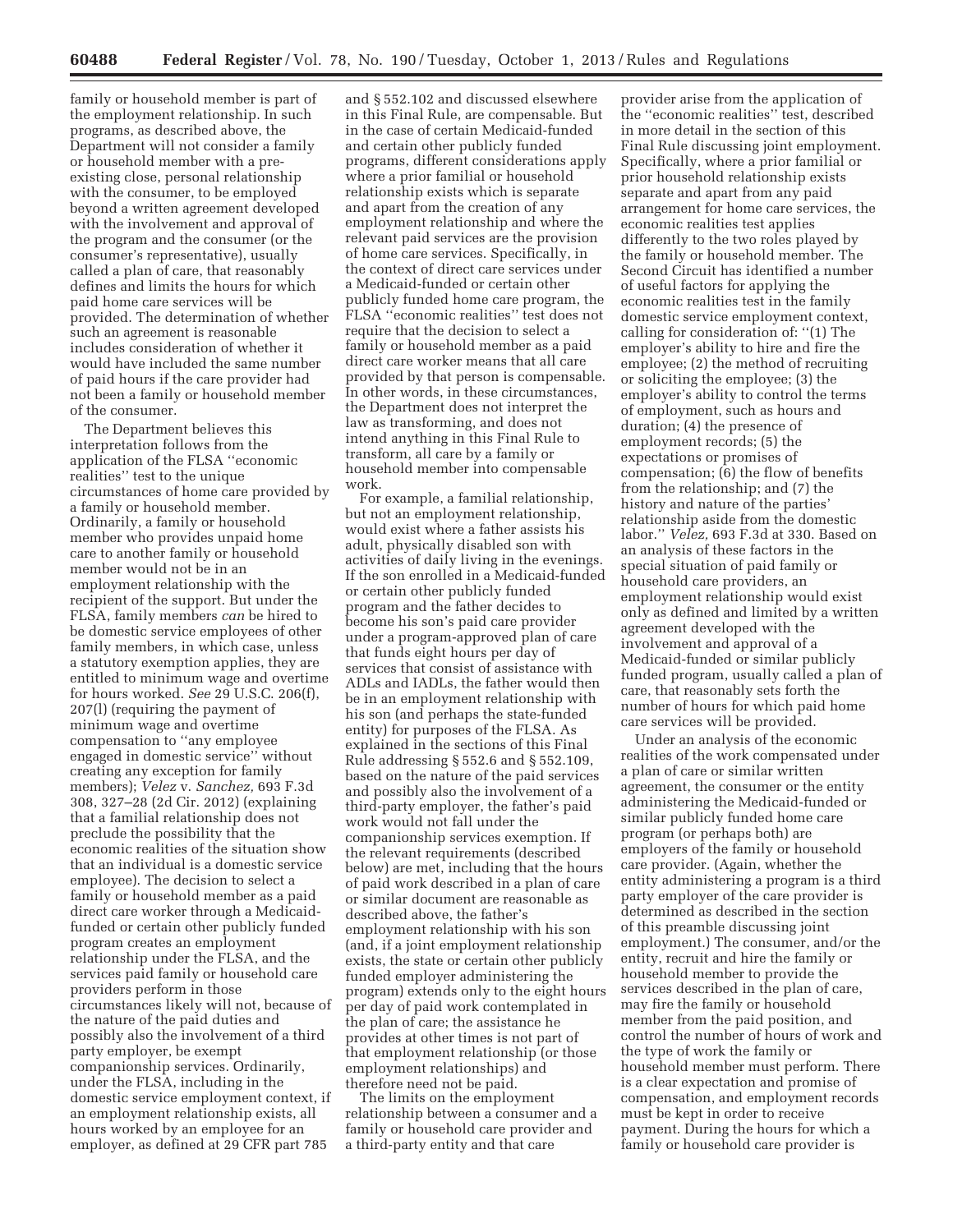family or household member is part of the employment relationship. In such programs, as described above, the Department will not consider a family or household member with a pre-existing close, personal relationship with the consumer, to be employed beyond a written agreement developed with the involvement and approval of the program and the consumer (or the consumer's representative), usually called a plan of care, that reasonably defines and limits the hours for which paid home care services will be provided. The determination of whether such an agreement is reasonable includes consideration of whether it would have included the same number of paid hours if the care provider had not been a family or household member of the consumer.

The Department believes this interpretation follows from the application of the FLSA ''economic realities'' test to the unique circumstances of home care provided by a family or household member. Ordinarily, a family or household member who provides unpaid home care to another family or household member would not be in an employment relationship with the recipient of the support. But under the FLSA, family members *can* be hired to be domestic service employees of other family members, in which case, unless a statutory exemption applies, they are entitled to minimum wage and overtime for hours worked. *See* 29 U.S.C. 206(f), 207(l) (requiring the payment of minimum wage and overtime compensation to ''any employee engaged in domestic service'' without creating any exception for family members); *Velez* v. *Sanchez,* 693 F.3d 308, 327–28 (2d Cir. 2012) (explaining that a familial relationship does not preclude the possibility that the economic realities of the situation show that an individual is a domestic service employee). The decision to select a family or household member as a paid direct care worker through a Medicaid-funded or certain other publicly funded program creates an employment relationship under the FLSA, and the services paid family or household care providers perform in those circumstances likely will not, because of the nature of the paid duties and possibly also the involvement of a third party employer, be exempt companionship services. Ordinarily, under the FLSA, including in the domestic service employment context, if an employment relationship exists, all hours worked by an employee for an employer, as defined at 29 CFR part 785 and § 552.102 and discussed elsewhere in this Final Rule, are compensable. But in the case of certain Medicaid-funded and certain other publicly funded programs, different considerations apply where a prior familial or household relationship exists which is separate and apart from the creation of any employment relationship and where the relevant paid services are the provision of home care services. Specifically, in the context of direct care services under a Medicaid-funded or certain other publicly funded home care program, the FLSA ''economic realities'' test does not require that the decision to select a family or household member as a paid direct care worker means that all care provided by that person is compensable. In other words, in these circumstances, the Department does not interpret the law as transforming, and does not intend anything in this Final Rule to transform, all care by a family or household member into compensable work.

For example, a familial relationship, but not an employment relationship, would exist where a father assists his adult, physically disabled son with activities of daily living in the evenings. If the son enrolled in a Medicaid-funded or certain other publicly funded program and the father decides to become his son's paid care provider under a program-approved plan of care that funds eight hours per day of services that consist of assistance with ADLs and IADLs, the father would then be in an employment relationship with his son (and perhaps the state-funded entity) for purposes of the FLSA. As explained in the sections of this Final Rule addressing § 552.6 and § 552.109, based on the nature of the paid services and possibly also the involvement of a third-party employer, the father's paid work would not fall under the companionship services exemption. If the relevant requirements (described below) are met, including that the hours of paid work described in a plan of care or similar document are reasonable as described above, the father's employment relationship with his son (and, if a joint employment relationship exists, the state or certain other publicly funded employer administering the program) extends only to the eight hours per day of paid work contemplated in the plan of care; the assistance he provides at other times is not part of that employment relationship (or those employment relationships) and therefore need not be paid.

The limits on the employment relationship between a consumer and a family or household care provider and a third-party entity and that care provider arise from the application of the ''economic realities'' test, described in more detail in the section of this Final Rule discussing joint employment. Specifically, where a prior familial or prior household relationship exists separate and apart from any paid arrangement for home care services, the economic realities test applies differently to the two roles played by the family or household member. The Second Circuit has identified a number of useful factors for applying the economic realities test in the family domestic service employment context, calling for consideration of: ''(1) The employer's ability to hire and fire the employee; (2) the method of recruiting or soliciting the employee; (3) the employer's ability to control the terms of employment, such as hours and duration; (4) the presence of employment records; (5) the expectations or promises of compensation; (6) the flow of benefits from the relationship; and (7) the history and nature of the parties' relationship aside from the domestic labor.'' *Velez,* 693 F.3d at 330. Based on an analysis of these factors in the special situation of paid family or household care providers, an employment relationship would exist only as defined and limited by a written agreement developed with the involvement and approval of a Medicaid-funded or similar publicly funded program, usually called a plan of care, that reasonably sets forth the number of hours for which paid home care services will be provided.

Under an analysis of the economic realities of the work compensated under a plan of care or similar written agreement, the consumer or the entity administering the Medicaid-funded or similar publicly funded home care program (or perhaps both) are employers of the family or household care provider. (Again, whether the entity administering a program is a third party employer of the care provider is determined as described in the section of this preamble discussing joint employment.) The consumer, and/or the entity, recruit and hire the family or household member to provide the services described in the plan of care, may fire the family or household member from the paid position, and control the number of hours of work and the type of work the family or household member must perform. There is a clear expectation and promise of compensation, and employment records must be kept in order to receive payment. During the hours for which a family or household care provider is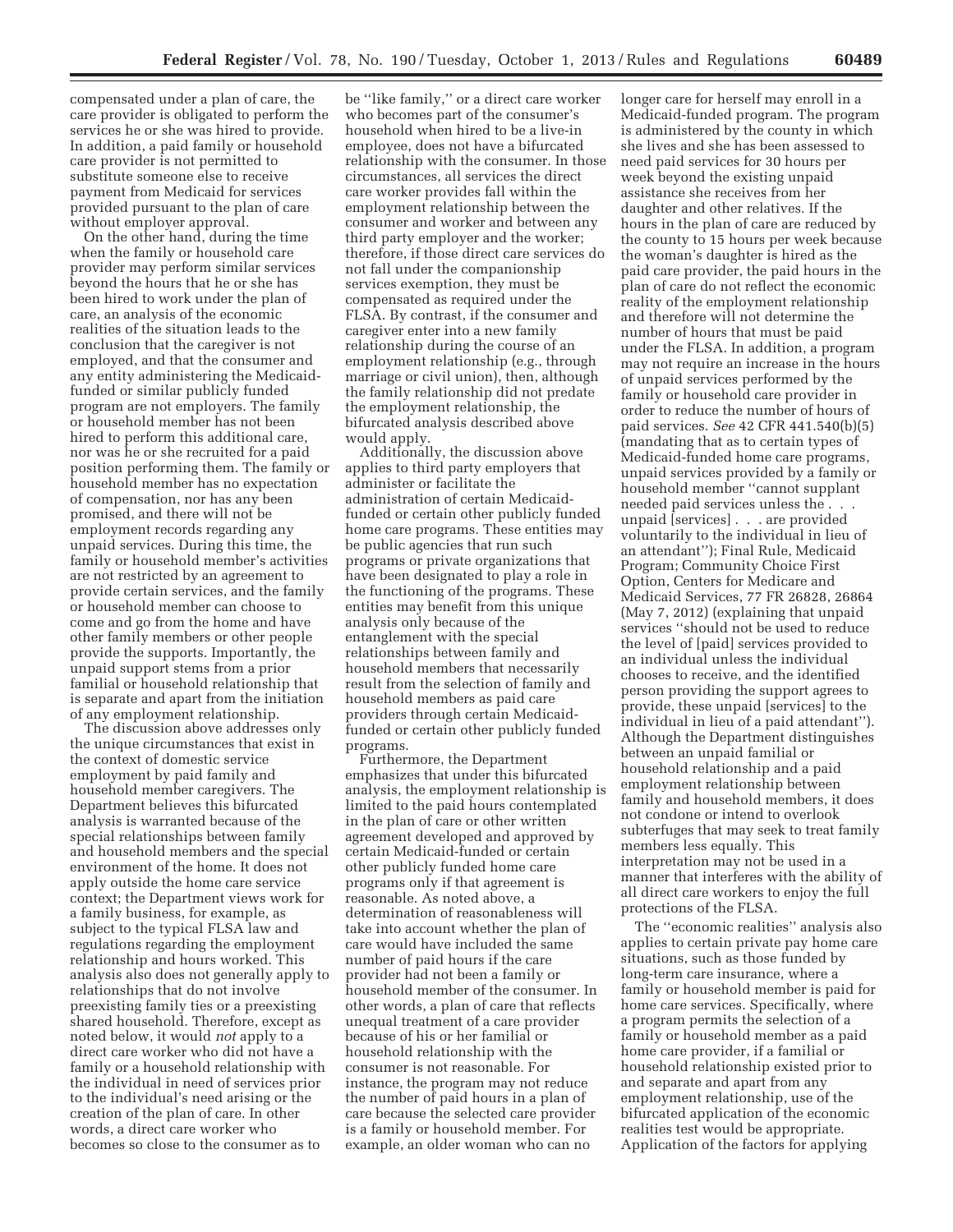compensated under a plan of care, the care provider is obligated to perform the services he or she was hired to provide. In addition, a paid family or household care provider is not permitted to substitute someone else to receive payment from Medicaid for services provided pursuant to the plan of care without employer approval.

On the other hand, during the time when the family or household care provider may perform similar services beyond the hours that he or she has been hired to work under the plan of care, an analysis of the economic realities of the situation leads to the conclusion that the caregiver is not employed, and that the consumer and any entity administering the Medicaid-funded or similar publicly funded program are not employers. The family or household member has not been hired to perform this additional care, nor was he or she recruited for a paid position performing them. The family or household member has no expectation of compensation, nor has any been promised, and there will not be employment records regarding any unpaid services. During this time, the family or household member's activities are not restricted by an agreement to provide certain services, and the family or household member can choose to come and go from the home and have other family members or other people provide the supports. Importantly, the unpaid support stems from a prior familial or household relationship that is separate and apart from the initiation of any employment relationship.

The discussion above addresses only the unique circumstances that exist in the context of domestic service employment by paid family and household member caregivers. The Department believes this bifurcated analysis is warranted because of the special relationships between family and household members and the special environment of the home. It does not apply outside the home care service context; the Department views work for a family business, for example, as subject to the typical FLSA law and regulations regarding the employment relationship and hours worked. This analysis also does not generally apply to relationships that do not involve preexisting family ties or a preexisting shared household. Therefore, except as noted below, it would *not* apply to a direct care worker who did not have a family or a household relationship with the individual in need of services prior to the individual's need arising or the creation of the plan of care. In other words, a direct care worker who becomes so close to the consumer as to be "like family," or a direct care worker who becomes part of the consumer's household when hired to be a live-in employee, does not have a bifurcated relationship with the consumer. In those circumstances, all services the direct care worker provides fall within the employment relationship between the consumer and worker and between any third party employer and the worker; therefore, if those direct care services do not fall under the companionship services exemption, they must be compensated as required under the FLSA. By contrast, if the consumer and caregiver enter into a new family relationship during the course of an employment relationship (e.g., through marriage or civil union), then, although the family relationship did not predate the employment relationship, the bifurcated analysis described above would apply.

Additionally, the discussion above applies to third party employers that administer or facilitate the administration of certain Medicaid-funded or certain other publicly funded home care programs. These entities may be public agencies that run such programs or private organizations that have been designated to play a role in the functioning of the programs. These entities may benefit from this unique analysis only because of the entanglement with the special relationships between family and household members that necessarily result from the selection of family and household members as paid care providers through certain Medicaid-funded or certain other publicly funded programs.

Furthermore, the Department emphasizes that under this bifurcated analysis, the employment relationship is limited to the paid hours contemplated in the plan of care or other written agreement developed and approved by certain Medicaid-funded or certain other publicly funded home care programs only if that agreement is reasonable. As noted above, a determination of reasonableness will take into account whether the plan of care would have included the same number of paid hours if the care provider had not been a family or household member of the consumer. In other words, a plan of care that reflects unequal treatment of a care provider because of his or her familial or household relationship with the consumer is not reasonable. For instance, the program may not reduce the number of paid hours in a plan of care because the selected care provider is a family or household member. For example, an older woman who can no longer care for herself may enroll in a Medicaid-funded program. The program is administered by the county in which she lives and she has been assessed to need paid services for 30 hours per week beyond the existing unpaid assistance she receives from her daughter and other relatives. If the hours in the plan of care are reduced by the county to 15 hours per week because the woman's daughter is hired as the paid care provider, the paid hours in the plan of care do not reflect the economic reality of the employment relationship and therefore will not determine the number of hours that must be paid under the FLSA. In addition, a program may not require an increase in the hours of unpaid services performed by the family or household care provider in order to reduce the number of hours of paid services. *See* 42 CFR 441.540(b)(5) (mandating that as to certain types of Medicaid-funded home care programs, unpaid services provided by a family or household member "cannot supplant needed paid services unless the . . . unpaid [services] . . . are provided voluntarily to the individual in lieu of an attendant"); Final Rule, Medicaid Program; Community Choice First Option, Centers for Medicare and Medicaid Services, 77 FR 26828, 26864 (May 7, 2012) (explaining that unpaid services "should not be used to reduce the level of [paid] services provided to an individual unless the individual chooses to receive, and the identified person providing the support agrees to provide, these unpaid [services] to the individual in lieu of a paid attendant"). Although the Department distinguishes between an unpaid familial or household relationship and a paid employment relationship between family and household members, it does not condone or intend to overlook subterfuges that may seek to treat family members less equally. This interpretation may not be used in a manner that interferes with the ability of all direct care workers to enjoy the full protections of the FLSA.

The "economic realities" analysis also applies to certain private pay home care situations, such as those funded by long-term care insurance, where a family or household member is paid for home care services. Specifically, where a program permits the selection of a family or household member as a paid home care provider, if a familial or household relationship existed prior to and separate and apart from any employment relationship, use of the bifurcated application of the economic realities test would be appropriate. Application of the factors for applying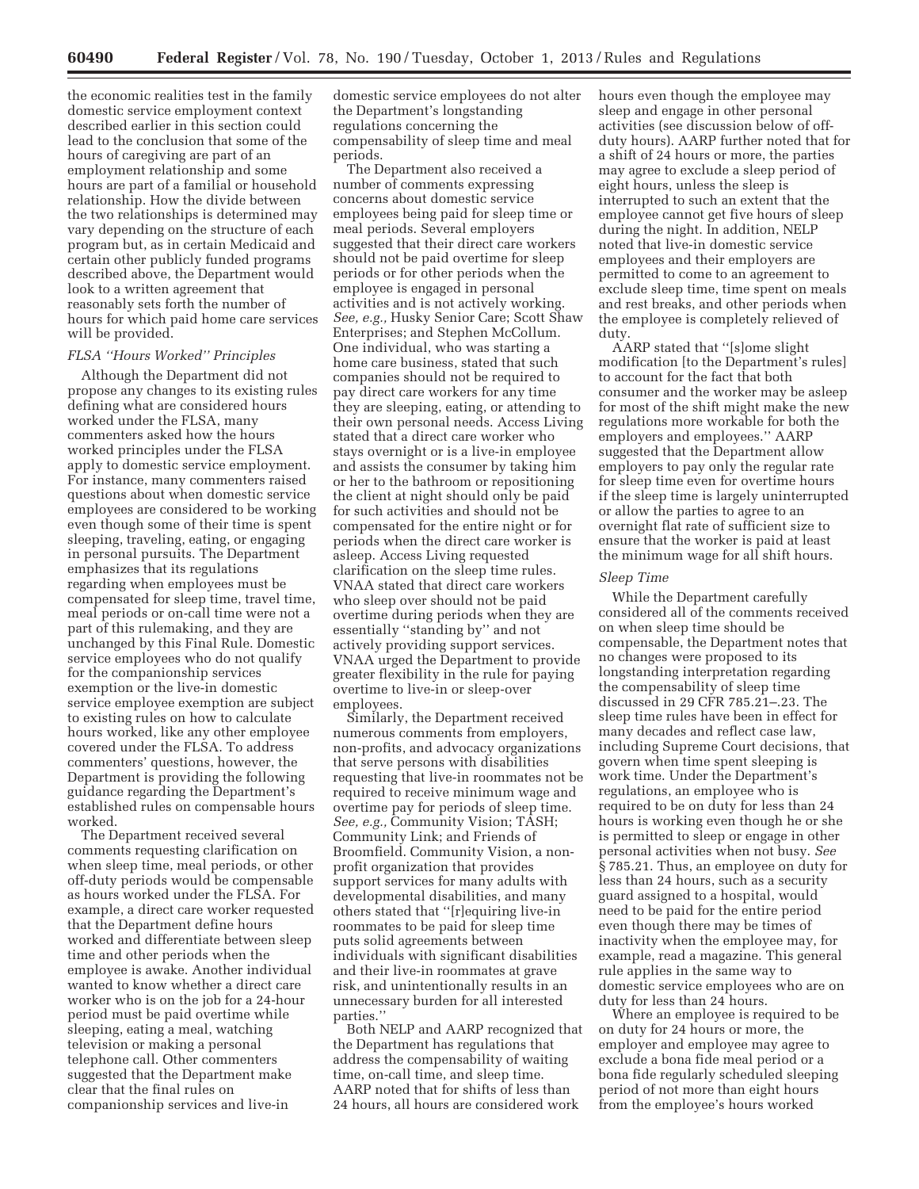the economic realities test in the family domestic service employment context described earlier in this section could lead to the conclusion that some of the hours of caregiving are part of an employment relationship and some hours are part of a familial or household relationship. How the divide between the two relationships is determined may vary depending on the structure of each program but, as in certain Medicaid and certain other publicly funded programs described above, the Department would look to a written agreement that reasonably sets forth the number of hours for which paid home care services will be provided.

### *FLSA "Hours Worked" Principles*

Although the Department did not propose any changes to its existing rules defining what are considered hours worked under the FLSA, many commenters asked how the hours worked principles under the FLSA apply to domestic service employment. For instance, many commenters raised questions about when domestic service employees are considered to be working even though some of their time is spent sleeping, traveling, eating, or engaging in personal pursuits. The Department emphasizes that its regulations regarding when employees must be compensated for sleep time, travel time, meal periods or on-call time were not a part of this rulemaking, and they are unchanged by this Final Rule. Domestic service employees who do not qualify for the companionship services exemption or the live-in domestic service employee exemption are subject to existing rules on how to calculate hours worked, like any other employee covered under the FLSA. To address commenters' questions, however, the Department is providing the following guidance regarding the Department's established rules on compensable hours worked.

The Department received several comments requesting clarification on when sleep time, meal periods, or other off-duty periods would be compensable as hours worked under the FLSA. For example, a direct care worker requested that the Department define hours worked and differentiate between sleep time and other periods when the employee is awake. Another individual wanted to know whether a direct care worker who is on the job for a 24-hour period must be paid overtime while sleeping, eating a meal, watching television or making a personal telephone call. Other commenters suggested that the Department make clear that the final rules on companionship services and live-in domestic service employees do not alter the Department's longstanding regulations concerning the compensability of sleep time and meal periods.

The Department also received a number of comments expressing concerns about domestic service employees being paid for sleep time or meal periods. Several employers suggested that their direct care workers should not be paid overtime for sleep periods or for other periods when the employee is engaged in personal activities and is not actively working. *See, e.g.,* Husky Senior Care; Scott Shaw Enterprises; and Stephen McCollum. One individual, who was starting a home care business, stated that such companies should not be required to pay direct care workers for any time they are sleeping, eating, or attending to their own personal needs. Access Living stated that a direct care worker who stays overnight or is a live-in employee and assists the consumer by taking him or her to the bathroom or repositioning the client at night should only be paid for such activities and should not be compensated for the entire night or for periods when the direct care worker is asleep. Access Living requested clarification on the sleep time rules. VNAA stated that direct care workers who sleep over should not be paid overtime during periods when they are essentially "standing by" and not actively providing support services. VNAA urged the Department to provide greater flexibility in the rule for paying overtime to live-in or sleep-over employees.

Similarly, the Department received numerous comments from employers, non-profits, and advocacy organizations that serve persons with disabilities requesting that live-in roommates not be required to receive minimum wage and overtime pay for periods of sleep time. *See, e.g.,* Community Vision; TASH; Community Link; and Friends of Broomfield. Community Vision, a non-profit organization that provides support services for many adults with developmental disabilities, and many others stated that "[r]equiring live-in roommates to be paid for sleep time puts solid agreements between individuals with significant disabilities and their live-in roommates at grave risk, and unintentionally results in an unnecessary burden for all interested parties."

Both NELP and AARP recognized that the Department has regulations that address the compensability of waiting time, on-call time, and sleep time. AARP noted that for shifts of less than 24 hours, all hours are considered work hours even though the employee may sleep and engage in other personal activities (see discussion below of off-duty hours). AARP further noted that for a shift of 24 hours or more, the parties may agree to exclude a sleep period of eight hours, unless the sleep is interrupted to such an extent that the employee cannot get five hours of sleep during the night. In addition, NELP noted that live-in domestic service employees and their employers are permitted to come to an agreement to exclude sleep time, time spent on meals and rest breaks, and other periods when the employee is completely relieved of duty.

AARP stated that "[s]ome slight modification [to the Department's rules] to account for the fact that both consumer and the worker may be asleep for most of the shift might make the new regulations more workable for both the employers and employees." AARP suggested that the Department allow employers to pay only the regular rate for sleep time even for overtime hours if the sleep time is largely uninterrupted or allow the parties to agree to an overnight flat rate of sufficient size to ensure that the worker is paid at least the minimum wage for all shift hours.

### *Sleep Time*

While the Department carefully considered all of the comments received on when sleep time should be compensable, the Department notes that no changes were proposed to its longstanding interpretation regarding the compensability of sleep time discussed in 29 CFR 785.21–.23. The sleep time rules have been in effect for many decades and reflect case law, including Supreme Court decisions, that govern when time spent sleeping is work time. Under the Department's regulations, an employee who is required to be on duty for less than 24 hours is working even though he or she is permitted to sleep or engage in other personal activities when not busy. *See* § 785.21. Thus, an employee on duty for less than 24 hours, such as a security guard assigned to a hospital, would need to be paid for the entire period even though there may be times of inactivity when the employee may, for example, read a magazine. This general rule applies in the same way to domestic service employees who are on duty for less than 24 hours.

Where an employee is required to be on duty for 24 hours or more, the employer and employee may agree to exclude a bona fide meal period or a bona fide regularly scheduled sleeping period of not more than eight hours from the employee's hours worked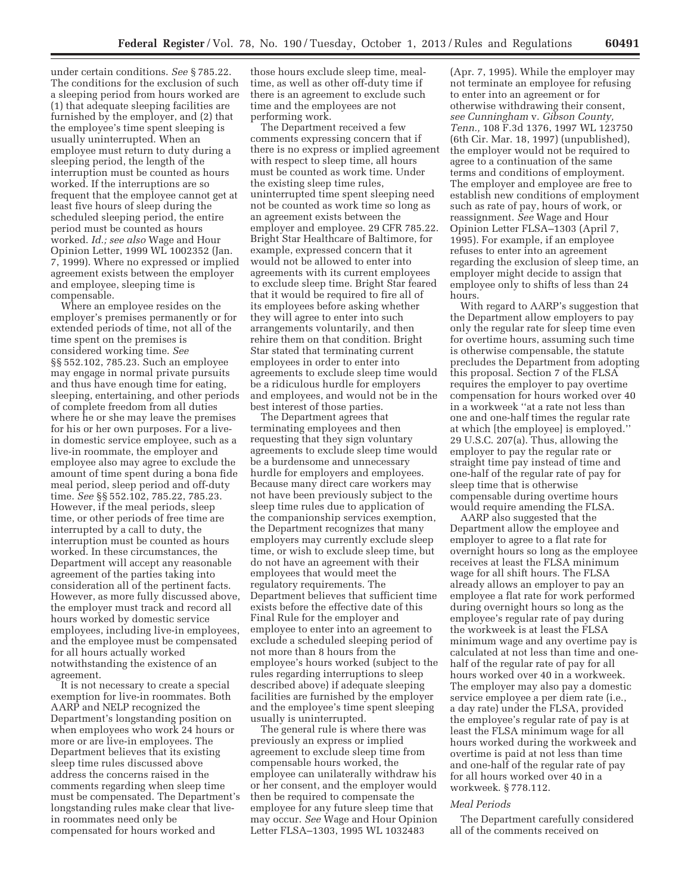under certain conditions. *See* § 785.22. The conditions for the exclusion of such a sleeping period from hours worked are (1) that adequate sleeping facilities are furnished by the employer, and (2) that the employee's time spent sleeping is usually uninterrupted. When an employee must return to duty during a sleeping period, the length of the interruption must be counted as hours worked. If the interruptions are so frequent that the employee cannot get at least five hours of sleep during the scheduled sleeping period, the entire period must be counted as hours worked. *Id.; see also* Wage and Hour Opinion Letter, 1999 WL 1002352 (Jan. 7, 1999). Where no expressed or implied agreement exists between the employer and employee, sleeping time is compensable.

Where an employee resides on the employer's premises permanently or for extended periods of time, not all of the time spent on the premises is considered working time. *See* §§ 552.102, 785.23. Such an employee may engage in normal private pursuits and thus have enough time for eating, sleeping, entertaining, and other periods of complete freedom from all duties where he or she may leave the premises for his or her own purposes. For a live-in domestic service employee, such as a live-in roommate, the employer and employee also may agree to exclude the amount of time spent during a bona fide meal period, sleep period and off-duty time. *See* §§ 552.102, 785.22, 785.23. However, if the meal periods, sleep time, or other periods of free time are interrupted by a call to duty, the interruption must be counted as hours worked. In these circumstances, the Department will accept any reasonable agreement of the parties taking into consideration all of the pertinent facts. However, as more fully discussed above, the employer must track and record all hours worked by domestic service employees, including live-in employees, and the employee must be compensated for all hours actually worked notwithstanding the existence of an agreement.

It is not necessary to create a special exemption for live-in roommates. Both AARP and NELP recognized the Department's longstanding position on when employees who work 24 hours or more or are live-in employees. The Department believes that its existing sleep time rules discussed above address the concerns raised in the comments regarding when sleep time must be compensated. The Department's longstanding rules make clear that live-in roommates need only be compensated for hours worked and those hours exclude sleep time, meal-time, as well as other off-duty time if there is an agreement to exclude such time and the employees are not performing work.

The Department received a few comments expressing concern that if there is no express or implied agreement with respect to sleep time, all hours must be counted as work time. Under the existing sleep time rules, uninterrupted time spent sleeping need not be counted as work time so long as an agreement exists between the employer and employee. 29 CFR 785.22. Bright Star Healthcare of Baltimore, for example, expressed concern that it would not be allowed to enter into agreements with its current employees to exclude sleep time. Bright Star feared that it would be required to fire all of its employees before asking whether they will agree to enter into such arrangements voluntarily, and then rehire them on that condition. Bright Star stated that terminating current employees in order to enter into agreements to exclude sleep time would be a ridiculous hurdle for employers and employees, and would not be in the best interest of those parties.

The Department agrees that terminating employees and then requesting that they sign voluntary agreements to exclude sleep time would be a burdensome and unnecessary hurdle for employers and employees. Because many direct care workers may not have been previously subject to the sleep time rules due to application of the companionship services exemption, the Department recognizes that many employers may currently exclude sleep time, or wish to exclude sleep time, but do not have an agreement with their employees that would meet the regulatory requirements. The Department believes that sufficient time exists before the effective date of this Final Rule for the employer and employee to enter into an agreement to exclude a scheduled sleeping period of not more than 8 hours from the employee's hours worked (subject to the rules regarding interruptions to sleep described above) if adequate sleeping facilities are furnished by the employer and the employee's time spent sleeping usually is uninterrupted.

The general rule is where there was previously an express or implied agreement to exclude sleep time from compensable hours worked, the employee can unilaterally withdraw his or her consent, and the employer would then be required to compensate the employee for any future sleep time that may occur. *See* Wage and Hour Opinion Letter FLSA–1303, 1995 WL 1032483 (Apr. 7, 1995). While the employer may not terminate an employee for refusing to enter into an agreement or for otherwise withdrawing their consent, *see Cunningham* v. *Gibson County, Tenn.,* 108 F.3d 1376, 1997 WL 123750 (6th Cir. Mar. 18, 1997) (unpublished), the employer would not be required to agree to a continuation of the same terms and conditions of employment. The employer and employee are free to establish new conditions of employment such as rate of pay, hours of work, or reassignment. *See* Wage and Hour Opinion Letter FLSA–1303 (April 7, 1995). For example, if an employee refuses to enter into an agreement regarding the exclusion of sleep time, an employer might decide to assign that employee only to shifts of less than 24 hours.

With regard to AARP's suggestion that the Department allow employers to pay only the regular rate for sleep time even for overtime hours, assuming such time is otherwise compensable, the statute precludes the Department from adopting this proposal. Section 7 of the FLSA requires the employer to pay overtime compensation for hours worked over 40 in a workweek ''at a rate not less than one and one-half times the regular rate at which [the employee] is employed.'' 29 U.S.C. 207(a). Thus, allowing the employer to pay the regular rate or straight time pay instead of time and one-half of the regular rate of pay for sleep time that is otherwise compensable during overtime hours would require amending the FLSA.

AARP also suggested that the Department allow the employee and employer to agree to a flat rate for overnight hours so long as the employee receives at least the FLSA minimum wage for all shift hours. The FLSA already allows an employer to pay an employee a flat rate for work performed during overnight hours so long as the employee's regular rate of pay during the workweek is at least the FLSA minimum wage and any overtime pay is calculated at not less than time and one-half of the regular rate of pay for all hours worked over 40 in a workweek. The employer may also pay a domestic service employee a per diem rate (i.e., a day rate) under the FLSA, provided the employee's regular rate of pay is at least the FLSA minimum wage for all hours worked during the workweek and overtime is paid at not less than time and one-half of the regular rate of pay for all hours worked over 40 in a workweek. § 778.112.

*Meal Periods*

The Department carefully considered all of the comments received on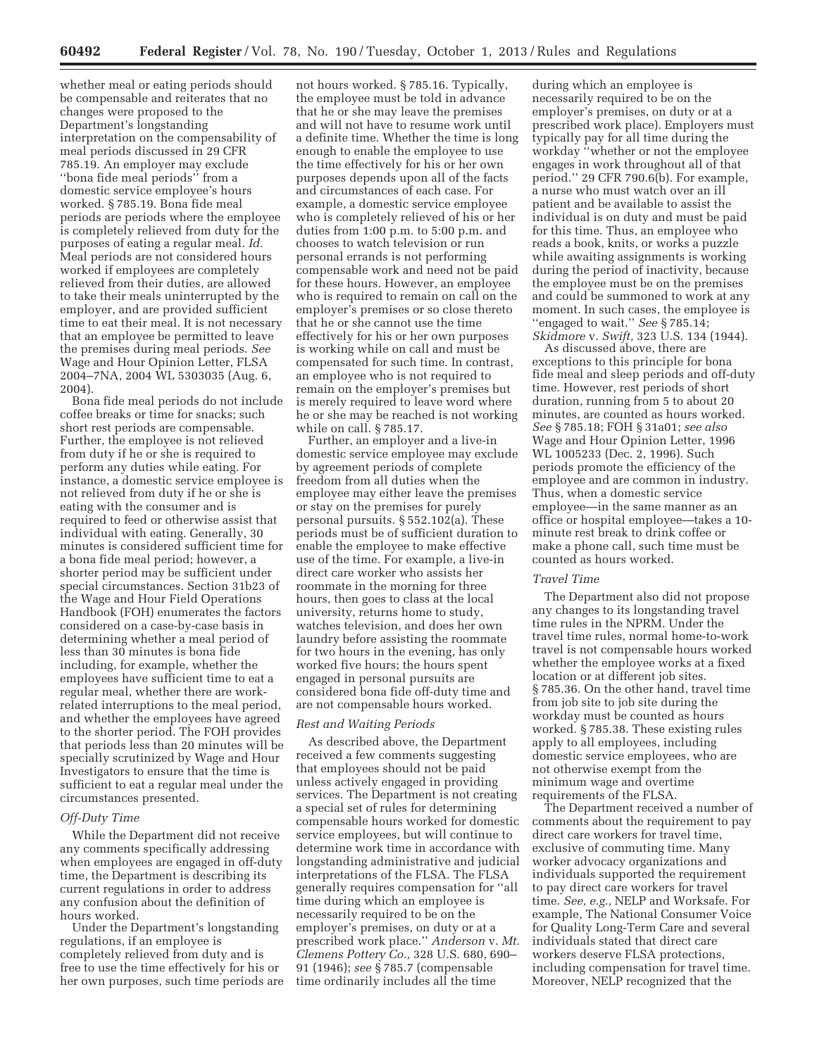whether meal or eating periods should be compensable and reiterates that no changes were proposed to the Department's longstanding interpretation on the compensability of meal periods discussed in 29 CFR 785.19. An employer may exclude ''bona fide meal periods'' from a domestic service employee's hours worked. § 785.19. Bona fide meal periods are periods where the employee is completely relieved from duty for the purposes of eating a regular meal. *Id.* Meal periods are not considered hours worked if employees are completely relieved from their duties, are allowed to take their meals uninterrupted by the employer, and are provided sufficient time to eat their meal. It is not necessary that an employee be permitted to leave the premises during meal periods. *See* Wage and Hour Opinion Letter, FLSA 2004–7NA, 2004 WL 5303035 (Aug. 6, 2004).

Bona fide meal periods do not include coffee breaks or time for snacks; such short rest periods are compensable. Further, the employee is not relieved from duty if he or she is required to perform any duties while eating. For instance, a domestic service employee is not relieved from duty if he or she is eating with the consumer and is required to feed or otherwise assist that individual with eating. Generally, 30 minutes is considered sufficient time for a bona fide meal period; however, a shorter period may be sufficient under special circumstances. Section 31b23 of the Wage and Hour Field Operations Handbook (FOH) enumerates the factors considered on a case-by-case basis in determining whether a meal period of less than 30 minutes is bona fide including, for example, whether the employees have sufficient time to eat a regular meal, whether there are work-related interruptions to the meal period, and whether the employees have agreed to the shorter period. The FOH provides that periods less than 20 minutes will be specially scrutinized by Wage and Hour Investigators to ensure that the time is sufficient to eat a regular meal under the circumstances presented.

### *Off-Duty Time*

While the Department did not receive any comments specifically addressing when employees are engaged in off-duty time, the Department is describing its current regulations in order to address any confusion about the definition of hours worked.

Under the Department's longstanding regulations, if an employee is completely relieved from duty and is free to use the time effectively for his or her own purposes, such time periods are not hours worked. § 785.16. Typically, the employee must be told in advance that he or she may leave the premises and will not have to resume work until a definite time. Whether the time is long enough to enable the employee to use the time effectively for his or her own purposes depends upon all of the facts and circumstances of each case. For example, a domestic service employee who is completely relieved of his or her duties from 1:00 p.m. to 5:00 p.m. and chooses to watch television or run personal errands is not performing compensable work and need not be paid for these hours. However, an employee who is required to remain on call on the employer's premises or so close thereto that he or she cannot use the time effectively for his or her own purposes is working while on call and must be compensated for such time. In contrast, an employee who is not required to remain on the employer's premises but is merely required to leave word where he or she may be reached is not working while on call. § 785.17.

Further, an employer and a live-in domestic service employee may exclude by agreement periods of complete freedom from all duties when the employee may either leave the premises or stay on the premises for purely personal pursuits. § 552.102(a). These periods must be of sufficient duration to enable the employee to make effective use of the time. For example, a live-in direct care worker who assists her roommate in the morning for three hours, then goes to class at the local university, returns home to study, watches television, and does her own laundry before assisting the roommate for two hours in the evening, has only worked five hours; the hours spent engaged in personal pursuits are considered bona fide off-duty time and are not compensable hours worked.

### *Rest and Waiting Periods*

As described above, the Department received a few comments suggesting that employees should not be paid unless actively engaged in providing services. The Department is not creating a special set of rules for determining compensable hours worked for domestic service employees, but will continue to determine work time in accordance with longstanding administrative and judicial interpretations of the FLSA. The FLSA generally requires compensation for ''all time during which an employee is necessarily required to be on the employer's premises, on duty or at a prescribed work place.'' *Anderson* v. *Mt. Clemens Pottery Co.,* 328 U.S. 680, 690–91 (1946); *see* § 785.7 (compensable time ordinarily includes all the time during which an employee is necessarily required to be on the employer's premises, on duty or at a prescribed work place). Employers must typically pay for all time during the workday ''whether or not the employee engages in work throughout all of that period.'' 29 CFR 790.6(b). For example, a nurse who must watch over an ill patient and be available to assist the individual is on duty and must be paid for this time. Thus, an employee who reads a book, knits, or works a puzzle while awaiting assignments is working during the period of inactivity, because the employee must be on the premises and could be summoned to work at any moment. In such cases, the employee is ''engaged to wait.'' *See* § 785.14; *Skidmore* v. *Swift,* 323 U.S. 134 (1944).

As discussed above, there are exceptions to this principle for bona fide meal and sleep periods and off-duty time. However, rest periods of short duration, running from 5 to about 20 minutes, are counted as hours worked. *See* § 785.18; FOH § 31a01; *see also* Wage and Hour Opinion Letter, 1996 WL 1005233 (Dec. 2, 1996). Such periods promote the efficiency of the employee and are common in industry. Thus, when a domestic service employee—in the same manner as an office or hospital employee—takes a 10-minute rest break to drink coffee or make a phone call, such time must be counted as hours worked.

### *Travel Time*

The Department also did not propose any changes to its longstanding travel time rules in the NPRM. Under the travel time rules, normal home-to-work travel is not compensable hours worked whether the employee works at a fixed location or at different job sites. § 785.36. On the other hand, travel time from job site to job site during the workday must be counted as hours worked. § 785.38. These existing rules apply to all employees, including domestic service employees, who are not otherwise exempt from the minimum wage and overtime requirements of the FLSA.

The Department received a number of comments about the requirement to pay direct care workers for travel time, exclusive of commuting time. Many worker advocacy organizations and individuals supported the requirement to pay direct care workers for travel time. *See, e.g.,* NELP and Worksafe. For example, The National Consumer Voice for Quality Long-Term Care and several individuals stated that direct care workers deserve FLSA protections, including compensation for travel time. Moreover, NELP recognized that the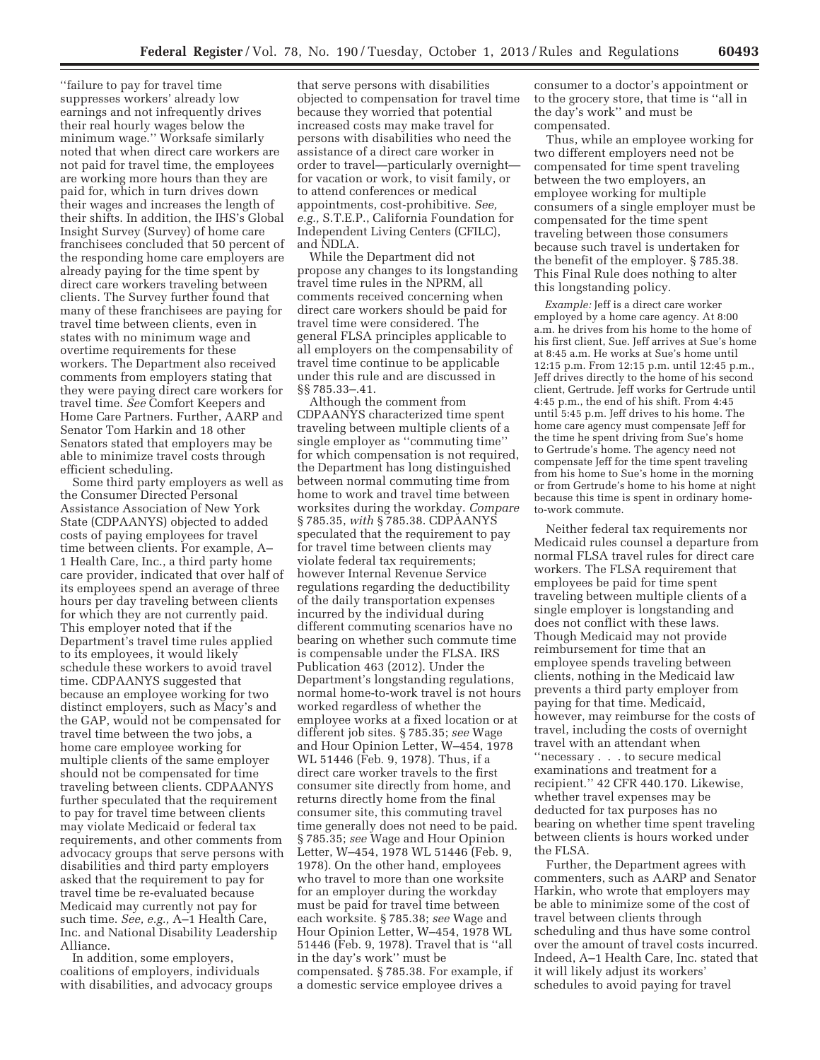''failure to pay for travel time suppresses workers' already low earnings and not infrequently drives their real hourly wages below the minimum wage.'' Worksafe similarly noted that when direct care workers are not paid for travel time, the employees are working more hours than they are paid for, which in turn drives down their wages and increases the length of their shifts. In addition, the IHS's Global Insight Survey (Survey) of home care franchisees concluded that 50 percent of the responding home care employers are already paying for the time spent by direct care workers traveling between clients. The Survey further found that many of these franchisees are paying for travel time between clients, even in states with no minimum wage and overtime requirements for these workers. The Department also received comments from employers stating that they were paying direct care workers for travel time. *See* Comfort Keepers and Home Care Partners. Further, AARP and Senator Tom Harkin and 18 other Senators stated that employers may be able to minimize travel costs through efficient scheduling.

Some third party employers as well as the Consumer Directed Personal Assistance Association of New York State (CDPAANYS) objected to added costs of paying employees for travel time between clients. For example, A–1 Health Care, Inc., a third party home care provider, indicated that over half of its employees spend an average of three hours per day traveling between clients for which they are not currently paid. This employer noted that if the Department's travel time rules applied to its employees, it would likely schedule these workers to avoid travel time. CDPAANYS suggested that because an employee working for two distinct employers, such as Macy's and the GAP, would not be compensated for travel time between the two jobs, a home care employee working for multiple clients of the same employer should not be compensated for time traveling between clients. CDPAANYS further speculated that the requirement to pay for travel time between clients may violate Medicaid or federal tax requirements, and other comments from advocacy groups that serve persons with disabilities and third party employers asked that the requirement to pay for travel time be re-evaluated because Medicaid may currently not pay for such time. *See, e.g.,* A–1 Health Care, Inc. and National Disability Leadership Alliance.

In addition, some employers, coalitions of employers, individuals with disabilities, and advocacy groups that serve persons with disabilities objected to compensation for travel time because they worried that potential increased costs may make travel for persons with disabilities who need the assistance of a direct care worker in order to travel—particularly overnight—for vacation or work, to visit family, or to attend conferences or medical appointments, cost-prohibitive. *See, e.g.,* S.T.E.P., California Foundation for Independent Living Centers (CFILC), and NDLA.

While the Department did not propose any changes to its longstanding travel time rules in the NPRM, all comments received concerning when direct care workers should be paid for travel time were considered. The general FLSA principles applicable to all employers on the compensability of travel time continue to be applicable under this rule and are discussed in §§ 785.33–.41.

Although the comment from CDPAANYS characterized time spent traveling between multiple clients of a single employer as ''commuting time'' for which compensation is not required, the Department has long distinguished between normal commuting time from home to work and travel time between worksites during the workday. *Compare* § 785.35, *with* § 785.38. CDPAANYS speculated that the requirement to pay for travel time between clients may violate federal tax requirements; however Internal Revenue Service regulations regarding the deductibility of the daily transportation expenses incurred by the individual during different commuting scenarios have no bearing on whether such commute time is compensable under the FLSA. IRS Publication 463 (2012). Under the Department's longstanding regulations, normal home-to-work travel is not hours worked regardless of whether the employee works at a fixed location or at different job sites. § 785.35; *see* Wage and Hour Opinion Letter, W–454, 1978 WL 51446 (Feb. 9, 1978). Thus, if a direct care worker travels to the first consumer site directly from home, and returns directly home from the final consumer site, this commuting travel time generally does not need to be paid. § 785.35; *see* Wage and Hour Opinion Letter, W–454, 1978 WL 51446 (Feb. 9, 1978). On the other hand, employees who travel to more than one worksite for an employer during the workday must be paid for travel time between each worksite. § 785.38; *see* Wage and Hour Opinion Letter, W–454, 1978 WL 51446 (Feb. 9, 1978). Travel that is ''all in the day's work'' must be compensated. § 785.38. For example, if a domestic service employee drives a consumer to a doctor's appointment or to the grocery store, that time is ''all in the day's work'' and must be compensated.

Thus, while an employee working for two different employers need not be compensated for time spent traveling between the two employers, an employee working for multiple consumers of a single employer must be compensated for the time spent traveling between those consumers because such travel is undertaken for the benefit of the employer. § 785.38. This Final Rule does nothing to alter this longstanding policy.

*Example:* Jeff is a direct care worker employed by a home care agency. At 8:00 a.m. he drives from his home to the home of his first client, Sue. Jeff arrives at Sue's home at 8:45 a.m. He works at Sue's home until 12:15 p.m. From 12:15 p.m. until 12:45 p.m., Jeff drives directly to the home of his second client, Gertrude. Jeff works for Gertrude until 4:45 p.m., the end of his shift. From 4:45 until 5:45 p.m. Jeff drives to his home. The home care agency must compensate Jeff for the time he spent driving from Sue's home to Gertrude's home. The agency need not compensate Jeff for the time spent traveling from his home to Sue's home in the morning or from Gertrude's home to his home at night because this time is spent in ordinary home-to-work commute.

Neither federal tax requirements nor Medicaid rules counsel a departure from normal FLSA travel rules for direct care workers. The FLSA requirement that employees be paid for time spent traveling between multiple clients of a single employer is longstanding and does not conflict with these laws. Though Medicaid may not provide reimbursement for time that an employee spends traveling between clients, nothing in the Medicaid law prevents a third party employer from paying for that time. Medicaid, however, may reimburse for the costs of travel, including the costs of overnight travel with an attendant when ''necessary . . . to secure medical examinations and treatment for a recipient.'' 42 CFR 440.170. Likewise, whether travel expenses may be deducted for tax purposes has no bearing on whether time spent traveling between clients is hours worked under the FLSA.

Further, the Department agrees with commenters, such as AARP and Senator Harkin, who wrote that employers may be able to minimize some of the cost of travel between clients through scheduling and thus have some control over the amount of travel costs incurred. Indeed, A–1 Health Care, Inc. stated that it will likely adjust its workers' schedules to avoid paying for travel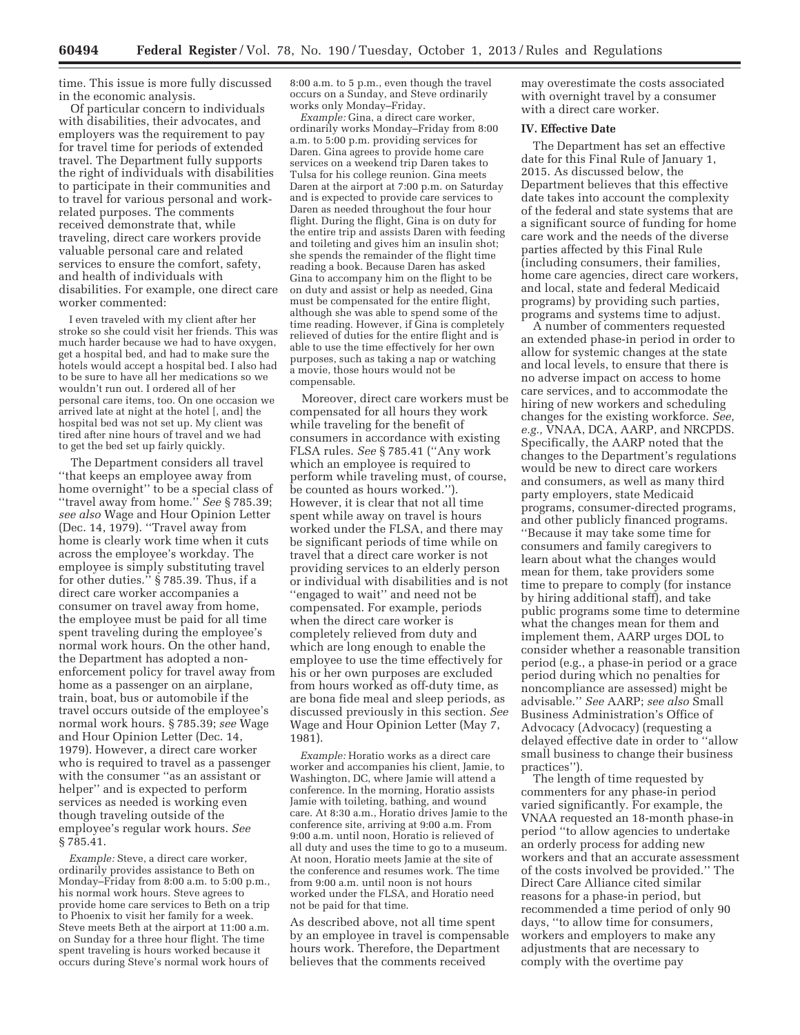time. This issue is more fully discussed in the economic analysis.

Of particular concern to individuals with disabilities, their advocates, and employers was the requirement to pay for travel time for periods of extended travel. The Department fully supports the right of individuals with disabilities to participate in their communities and to travel for various personal and work-related purposes. The comments received demonstrate that, while traveling, direct care workers provide valuable personal care and related services to ensure the comfort, safety, and health of individuals with disabilities. For example, one direct care worker commented:

> I even traveled with my client after her stroke so she could visit her friends. This was much harder because we had to have oxygen, get a hospital bed, and had to make sure the hotels would accept a hospital bed. I also had to be sure to have all her medications so we wouldn't run out. I ordered all of her personal care items, too. On one occasion we arrived late at night at the hotel [, and] the hospital bed was not set up. My client was tired after nine hours of travel and we had to get the bed set up fairly quickly.

The Department considers all travel "that keeps an employee away from home overnight" to be a special class of "travel away from home." *See* § 785.39; *see also* Wage and Hour Opinion Letter (Dec. 14, 1979). "Travel away from home is clearly work time when it cuts across the employee's workday. The employee is simply substituting travel for other duties." § 785.39. Thus, if a direct care worker accompanies a consumer on travel away from home, the employee must be paid for all time spent traveling during the employee's normal work hours. On the other hand, the Department has adopted a non-enforcement policy for travel away from home as a passenger on an airplane, train, boat, bus or automobile if the travel occurs outside of the employee's normal work hours. § 785.39; *see* Wage and Hour Opinion Letter (Dec. 14, 1979). However, a direct care worker who is required to travel as a passenger with the consumer "as an assistant or helper" and is expected to perform services as needed is working even though traveling outside of the employee's regular work hours. *See* § 785.41.

*Example:* Steve, a direct care worker, ordinarily provides assistance to Beth on Monday–Friday from 8:00 a.m. to 5:00 p.m., his normal work hours. Steve agrees to provide home care services to Beth on a trip to Phoenix to visit her family for a week. Steve meets Beth at the airport at 11:00 a.m. on Sunday for a three hour flight. The time spent traveling is hours worked because it occurs during Steve's normal work hours of 8:00 a.m. to 5 p.m., even though the travel occurs on a Sunday, and Steve ordinarily works only Monday–Friday.

*Example:* Gina, a direct care worker, ordinarily works Monday–Friday from 8:00 a.m. to 5:00 p.m. providing services for Daren. Gina agrees to provide home care services on a weekend trip Daren takes to Tulsa for his college reunion. Gina meets Daren at the airport at 7:00 p.m. on Saturday and is expected to provide care services to Daren as needed throughout the four hour flight. During the flight, Gina is on duty for the entire trip and assists Daren with feeding and toileting and gives him an insulin shot; she spends the remainder of the flight time reading a book. Because Daren has asked Gina to accompany him on the flight to be on duty and assist or help as needed, Gina must be compensated for the entire flight, although she was able to spend some of the time reading. However, if Gina is completely relieved of duties for the entire flight and is able to use the time effectively for her own purposes, such as taking a nap or watching a movie, those hours would not be compensable.

Moreover, direct care workers must be compensated for all hours they work while traveling for the benefit of consumers in accordance with existing FLSA rules. *See* § 785.41 ("Any work which an employee is required to perform while traveling must, of course, be counted as hours worked."). However, it is clear that not all time spent while away on travel is hours worked under the FLSA, and there may be significant periods of time while on travel that a direct care worker is not providing services to an elderly person or individual with disabilities and is not "engaged to wait" and need not be compensated. For example, periods when the direct care worker is completely relieved from duty and which are long enough to enable the employee to use the time effectively for his or her own purposes are excluded from hours worked as off-duty time, as are bona fide meal and sleep periods, as discussed previously in this section. *See* Wage and Hour Opinion Letter (May 7, 1981).

*Example:* Horatio works as a direct care worker and accompanies his client, Jamie, to Washington, DC, where Jamie will attend a conference. In the morning, Horatio assists Jamie with toileting, bathing, and wound care. At 8:30 a.m., Horatio drives Jamie to the conference site, arriving at 9:00 a.m. From 9:00 a.m. until noon, Horatio is relieved of all duty and uses the time to go to a museum. At noon, Horatio meets Jamie at the site of the conference and resumes work. The time from 9:00 a.m. until noon is not hours worked under the FLSA, and Horatio need not be paid for that time.

As described above, not all time spent by an employee in travel is compensable hours work. Therefore, the Department believes that the comments received may overestimate the costs associated with overnight travel by a consumer with a direct care worker.

## IV. Effective Date

The Department has set an effective date for this Final Rule of January 1, 2015. As discussed below, the Department believes that this effective date takes into account the complexity of the federal and state systems that are a significant source of funding for home care work and the needs of the diverse parties affected by this Final Rule (including consumers, their families, home care agencies, direct care workers, and local, state and federal Medicaid programs) by providing such parties, programs and systems time to adjust.

A number of commenters requested an extended phase-in period in order to allow for systemic changes at the state and local levels, to ensure that there is no adverse impact on access to home care services, and to accommodate the hiring of new workers and scheduling changes for the existing workforce. *See, e.g.,* VNAA, DCA, AARP, and NRCPDS. Specifically, the AARP noted that the changes to the Department's regulations would be new to direct care workers and consumers, as well as many third party employers, state Medicaid programs, consumer-directed programs, and other publicly financed programs. "Because it may take some time for consumers and family caregivers to learn about what the changes would mean for them, take providers some time to prepare to comply (for instance by hiring additional staff), and take public programs some time to determine what the changes mean for them and implement them, AARP urges DOL to consider whether a reasonable transition period (e.g., a phase-in period or a grace period during which no penalties for noncompliance are assessed) might be advisable." *See* AARP; *see also* Small Business Administration's Office of Advocacy (Advocacy) (requesting a delayed effective date in order to "allow small business to change their business practices").

The length of time requested by commenters for any phase-in period varied significantly. For example, the VNAA requested an 18-month phase-in period "to allow agencies to undertake an orderly process for adding new workers and that an accurate assessment of the costs involved be provided." The Direct Care Alliance cited similar reasons for a phase-in period, but recommended a time period of only 90 days, "to allow time for consumers, workers and employers to make any adjustments that are necessary to comply with the overtime pay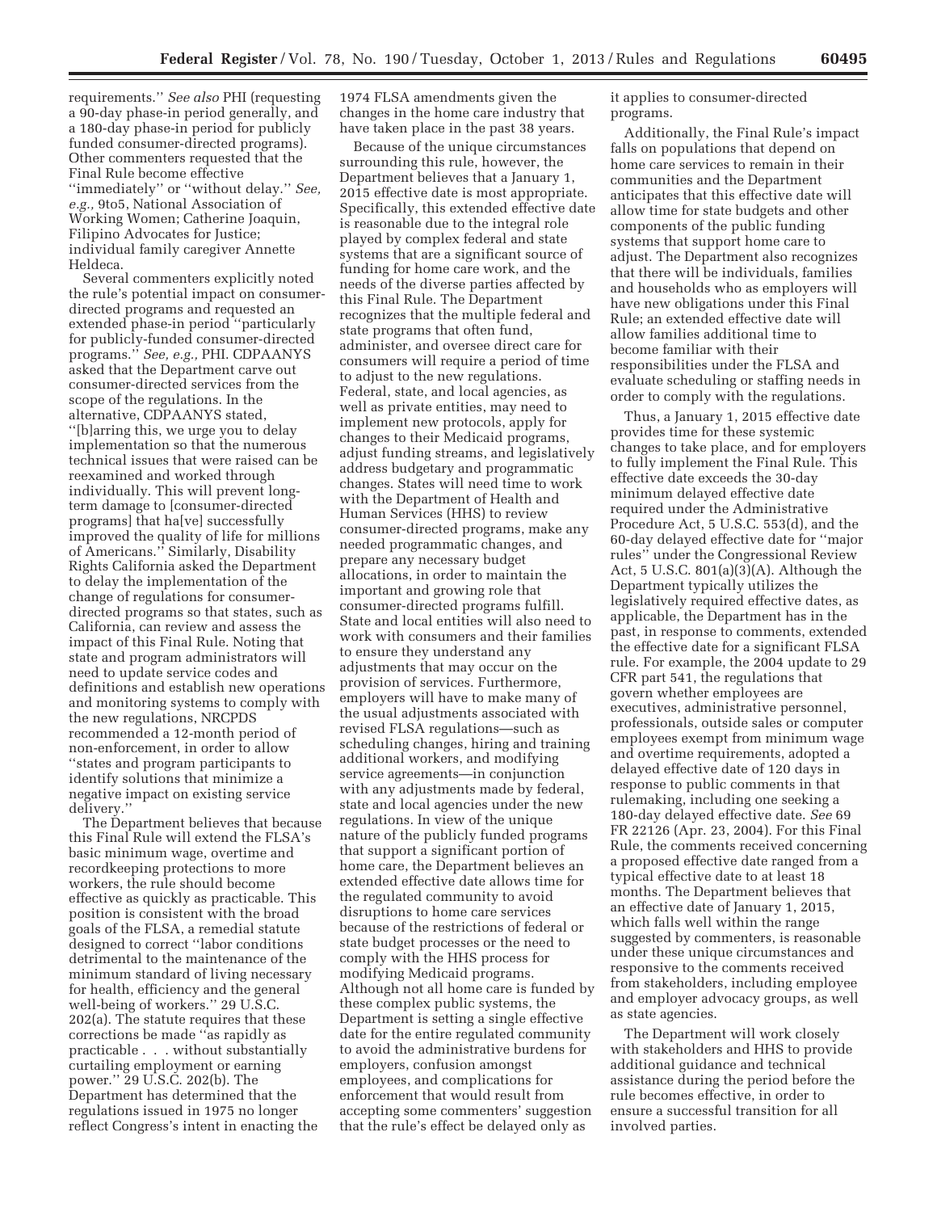requirements.'' *See also* PHI (requesting a 90-day phase-in period generally, and a 180-day phase-in period for publicly funded consumer-directed programs). Other commenters requested that the Final Rule become effective ''immediately'' or ''without delay.'' *See, e.g.,* 9to5, National Association of Working Women; Catherine Joaquin, Filipino Advocates for Justice; individual family caregiver Annette Heldeca.

Several commenters explicitly noted the rule's potential impact on consumer-directed programs and requested an extended phase-in period ''particularly for publicly-funded consumer-directed programs.'' *See, e.g.,* PHI. CDPAANYS asked that the Department carve out consumer-directed services from the scope of the regulations. In the alternative, CDPAANYS stated, ''[b]arring this, we urge you to delay implementation so that the numerous technical issues that were raised can be reexamined and worked through individually. This will prevent long-term damage to [consumer-directed programs] that ha[ve] successfully improved the quality of life for millions of Americans.'' Similarly, Disability Rights California asked the Department to delay the implementation of the change of regulations for consumer-directed programs so that states, such as California, can review and assess the impact of this Final Rule. Noting that state and program administrators will need to update service codes and definitions and establish new operations and monitoring systems to comply with the new regulations, NRCPDS recommended a 12-month period of non-enforcement, in order to allow ''states and program participants to identify solutions that minimize a negative impact on existing service delivery.''

The Department believes that because this Final Rule will extend the FLSA's basic minimum wage, overtime and recordkeeping protections to more workers, the rule should become effective as quickly as practicable. This position is consistent with the broad goals of the FLSA, a remedial statute designed to correct ''labor conditions detrimental to the maintenance of the minimum standard of living necessary for health, efficiency and the general well-being of workers.'' 29 U.S.C. 202(a). The statute requires that these corrections be made ''as rapidly as practicable . . . without substantially curtailing employment or earning power.'' 29 U.S.C. 202(b). The Department has determined that the regulations issued in 1975 no longer reflect Congress's intent in enacting the 1974 FLSA amendments given the changes in the home care industry that have taken place in the past 38 years.

Because of the unique circumstances surrounding this rule, however, the Department believes that a January 1, 2015 effective date is most appropriate. Specifically, this extended effective date is reasonable due to the integral role played by complex federal and state systems that are a significant source of funding for home care work, and the needs of the diverse parties affected by this Final Rule. The Department recognizes that the multiple federal and state programs that often fund, administer, and oversee direct care for consumers will require a period of time to adjust to the new regulations. Federal, state, and local agencies, as well as private entities, may need to implement new protocols, apply for changes to their Medicaid programs, adjust funding streams, and legislatively address budgetary and programmatic changes. States will need time to work with the Department of Health and Human Services (HHS) to review consumer-directed programs, make any needed programmatic changes, and prepare any necessary budget allocations, in order to maintain the important and growing role that consumer-directed programs fulfill. State and local entities will also need to work with consumers and their families to ensure they understand any adjustments that may occur on the provision of services. Furthermore, employers will have to make many of the usual adjustments associated with revised FLSA regulations—such as scheduling changes, hiring and training additional workers, and modifying service agreements—in conjunction with any adjustments made by federal, state and local agencies under the new regulations. In view of the unique nature of the publicly funded programs that support a significant portion of home care, the Department believes an extended effective date allows time for the regulated community to avoid disruptions to home care services because of the restrictions of federal or state budget processes or the need to comply with the HHS process for modifying Medicaid programs. Although not all home care is funded by these complex public systems, the Department is setting a single effective date for the entire regulated community to avoid the administrative burdens for employers, confusion amongst employees, and complications for enforcement that would result from accepting some commenters' suggestion that the rule's effect be delayed only as it applies to consumer-directed programs.

Additionally, the Final Rule's impact falls on populations that depend on home care services to remain in their communities and the Department anticipates that this effective date will allow time for state budgets and other components of the public funding systems that support home care to adjust. The Department also recognizes that there will be individuals, families and households who as employers will have new obligations under this Final Rule; an extended effective date will allow families additional time to become familiar with their responsibilities under the FLSA and evaluate scheduling or staffing needs in order to comply with the regulations.

Thus, a January 1, 2015 effective date provides time for these systemic changes to take place, and for employers to fully implement the Final Rule. This effective date exceeds the 30-day minimum delayed effective date required under the Administrative Procedure Act, 5 U.S.C. 553(d), and the 60-day delayed effective date for ''major rules'' under the Congressional Review Act, 5 U.S.C. 801(a)(3)(A). Although the Department typically utilizes the legislatively required effective dates, as applicable, the Department has in the past, in response to comments, extended the effective date for a significant FLSA rule. For example, the 2004 update to 29 CFR part 541, the regulations that govern whether employees are executives, administrative personnel, professionals, outside sales or computer employees exempt from minimum wage and overtime requirements, adopted a delayed effective date of 120 days in response to public comments in that rulemaking, including one seeking a 180-day delayed effective date. *See* 69 FR 22126 (Apr. 23, 2004). For this Final Rule, the comments received concerning a proposed effective date ranged from a typical effective date to at least 18 months. The Department believes that an effective date of January 1, 2015, which falls well within the range suggested by commenters, is reasonable under these unique circumstances and responsive to the comments received from stakeholders, including employee and employer advocacy groups, as well as state agencies.

The Department will work closely with stakeholders and HHS to provide additional guidance and technical assistance during the period before the rule becomes effective, in order to ensure a successful transition for all involved parties.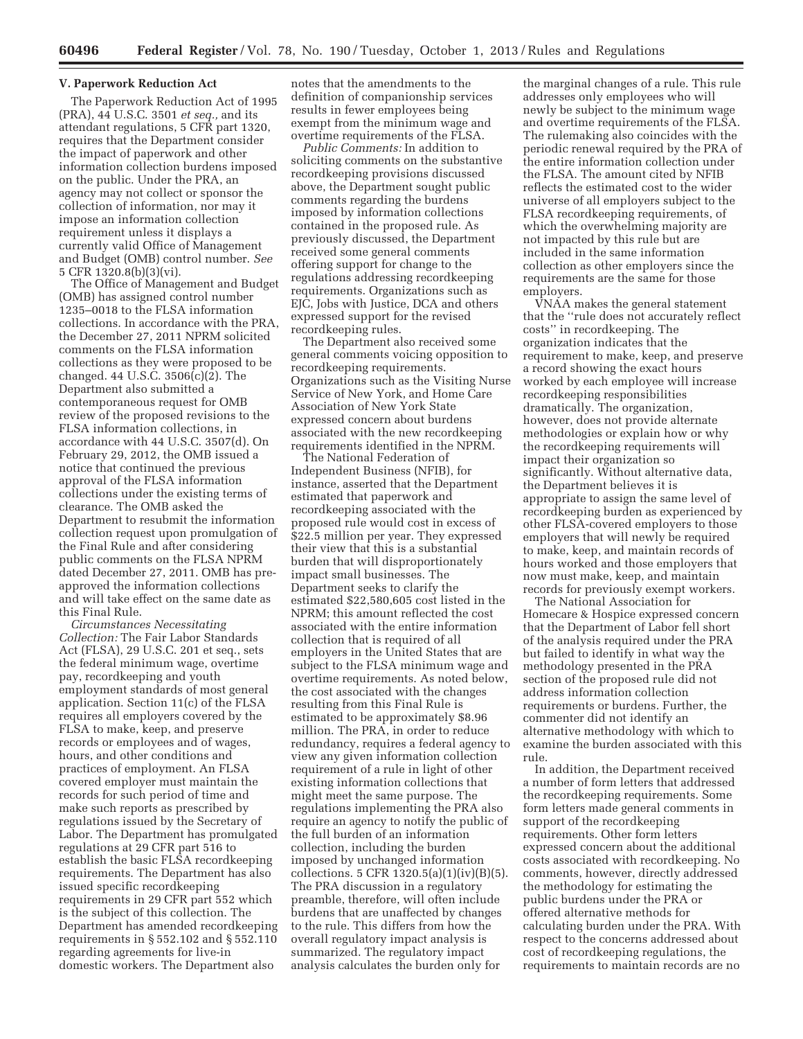### V. Paperwork Reduction Act

The Paperwork Reduction Act of 1995 (PRA), 44 U.S.C. 3501 *et seq.,* and its attendant regulations, 5 CFR part 1320, requires that the Department consider the impact of paperwork and other information collection burdens imposed on the public. Under the PRA, an agency may not collect or sponsor the collection of information, nor may it impose an information collection requirement unless it displays a currently valid Office of Management and Budget (OMB) control number. *See* 5 CFR 1320.8(b)(3)(vi).

The Office of Management and Budget (OMB) has assigned control number 1235–0018 to the FLSA information collections. In accordance with the PRA, the December 27, 2011 NPRM solicited comments on the FLSA information collections as they were proposed to be changed. 44 U.S.C. 3506(c)(2). The Department also submitted a contemporaneous request for OMB review of the proposed revisions to the FLSA information collections, in accordance with 44 U.S.C. 3507(d). On February 29, 2012, the OMB issued a notice that continued the previous approval of the FLSA information collections under the existing terms of clearance. The OMB asked the Department to resubmit the information collection request upon promulgation of the Final Rule and after considering public comments on the FLSA NPRM dated December 27, 2011. OMB has pre-approved the information collections and will take effect on the same date as this Final Rule.

*Circumstances Necessitating Collection:* The Fair Labor Standards Act (FLSA), 29 U.S.C. 201 et seq., sets the federal minimum wage, overtime pay, recordkeeping and youth employment standards of most general application. Section 11(c) of the FLSA requires all employers covered by the FLSA to make, keep, and preserve records or employees and of wages, hours, and other conditions and practices of employment. An FLSA covered employer must maintain the records for such period of time and make such reports as prescribed by regulations issued by the Secretary of Labor. The Department has promulgated regulations at 29 CFR part 516 to establish the basic FLSA recordkeeping requirements. The Department has also issued specific recordkeeping requirements in 29 CFR part 552 which is the subject of this collection. The Department has amended recordkeeping requirements in § 552.102 and § 552.110 regarding agreements for live-in domestic workers. The Department also notes that the amendments to the definition of companionship services results in fewer employees being exempt from the minimum wage and overtime requirements of the FLSA.

*Public Comments:* In addition to soliciting comments on the substantive recordkeeping provisions discussed above, the Department sought public comments regarding the burdens imposed by information collections contained in the proposed rule. As previously discussed, the Department received some general comments offering support for change to the regulations addressing recordkeeping requirements. Organizations such as EJC, Jobs with Justice, DCA and others expressed support for the revised recordkeeping rules.

The Department also received some general comments voicing opposition to recordkeeping requirements. Organizations such as the Visiting Nurse Service of New York, and Home Care Association of New York State expressed concern about burdens associated with the new recordkeeping requirements identified in the NPRM.

The National Federation of Independent Business (NFIB), for instance, asserted that the Department estimated that paperwork and recordkeeping associated with the proposed rule would cost in excess of $22.5 million per year. They expressed their view that this is a substantial burden that will disproportionately impact small businesses. The Department seeks to clarify the estimated $22,580,605 cost listed in the NPRM; this amount reflected the cost associated with the entire information collection that is required of all employers in the United States that are subject to the FLSA minimum wage and overtime requirements. As noted below, the cost associated with the changes resulting from this Final Rule is estimated to be approximately $8.96 million. The PRA, in order to reduce redundancy, requires a federal agency to view any given information collection requirement of a rule in light of other existing information collections that might meet the same purpose. The regulations implementing the PRA also require an agency to notify the public of the full burden of an information collection, including the burden imposed by unchanged information collections. 5 CFR 1320.5(a)(1)(iv)(B)(5). The PRA discussion in a regulatory preamble, therefore, will often include burdens that are unaffected by changes to the rule. This differs from how the overall regulatory impact analysis is summarized. The regulatory impact analysis calculates the burden only for the marginal changes of a rule. This rule addresses only employees who will newly be subject to the minimum wage and overtime requirements of the FLSA. The rulemaking also coincides with the periodic renewal required by the PRA of the entire information collection under the FLSA. The amount cited by NFIB reflects the estimated cost to the wider universe of all employers subject to the FLSA recordkeeping requirements, of which the overwhelming majority are not impacted by this rule but are included in the same information collection as other employers since the requirements are the same for those employers.

VNAA makes the general statement that the ''rule does not accurately reflect costs'' in recordkeeping. The organization indicates that the requirement to make, keep, and preserve a record showing the exact hours worked by each employee will increase recordkeeping responsibilities dramatically. The organization, however, does not provide alternate methodologies or explain how or why the recordkeeping requirements will impact their organization so significantly. Without alternative data, the Department believes it is appropriate to assign the same level of recordkeeping burden as experienced by other FLSA-covered employers to those employers that will newly be required to make, keep, and maintain records of hours worked and those employers that now must make, keep, and maintain records for previously exempt workers.

The National Association for Homecare & Hospice expressed concern that the Department of Labor fell short of the analysis required under the PRA but failed to identify in what way the methodology presented in the PRA section of the proposed rule did not address information collection requirements or burdens. Further, the commenter did not identify an alternative methodology with which to examine the burden associated with this rule.

In addition, the Department received a number of form letters that addressed the recordkeeping requirements. Some form letters made general comments in support of the recordkeeping requirements. Other form letters expressed concern about the additional costs associated with recordkeeping. No comments, however, directly addressed the methodology for estimating the public burdens under the PRA or offered alternative methods for calculating burden under the PRA. With respect to the concerns addressed about cost of recordkeeping regulations, the requirements to maintain records are no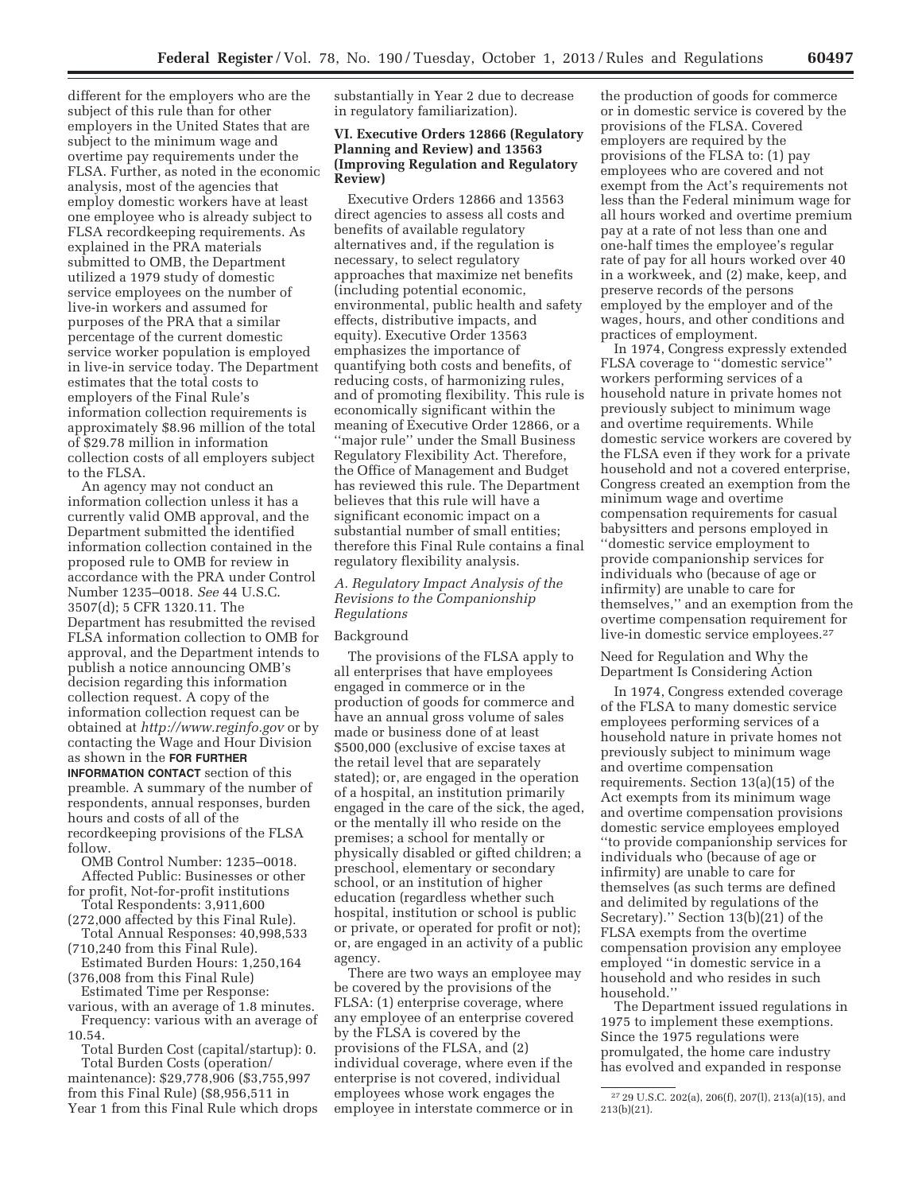different for the employers who are the subject of this rule than for other employers in the United States that are subject to the minimum wage and overtime pay requirements under the FLSA. Further, as noted in the economic analysis, most of the agencies that employ domestic workers have at least one employee who is already subject to FLSA recordkeeping requirements. As explained in the PRA materials submitted to OMB, the Department utilized a 1979 study of domestic service employees on the number of live-in workers and assumed for purposes of the PRA that a similar percentage of the current domestic service worker population is employed in live-in service today. The Department estimates that the total costs to employers of the Final Rule's information collection requirements is approximately $8.96 million of the total of $29.78 million in information collection costs of all employers subject to the FLSA.

An agency may not conduct an information collection unless it has a currently valid OMB approval, and the Department submitted the identified information collection contained in the proposed rule to OMB for review in accordance with the PRA under Control Number 1235–0018. *See* 44 U.S.C. 3507(d); 5 CFR 1320.11. The Department has resubmitted the revised FLSA information collection to OMB for approval, and the Department intends to publish a notice announcing OMB's decision regarding this information collection request. A copy of the information collection request can be obtained at *http://www.reginfo.gov* or by contacting the Wage and Hour Division as shown in the **FOR FURTHER INFORMATION CONTACT** section of this preamble. A summary of the number of respondents, annual responses, burden hours and costs of all of the recordkeeping provisions of the FLSA follow.

OMB Control Number: 1235–0018.

Affected Public: Businesses or other for profit, Not-for-profit institutions

Total Respondents: 3,911,600 (272,000 affected by this Final Rule).

Total Annual Responses: 40,998,533 (710,240 from this Final Rule).

Estimated Burden Hours: 1,250,164 (376,008 from this Final Rule)

Estimated Time per Response: various, with an average of 1.8 minutes.

Frequency: various with an average of 10.54.

Total Burden Cost (capital/startup): 0.

Total Burden Costs (operation/maintenance): $29,778,906 ($3,755,997 from this Final Rule) ($8,956,511 in Year 1 from this Final Rule which drops substantially in Year 2 due to decrease in regulatory familiarization).

## VI. Executive Orders 12866 (Regulatory Planning and Review) and 13563 (Improving Regulation and Regulatory Review)

Executive Orders 12866 and 13563 direct agencies to assess all costs and benefits of available regulatory alternatives and, if the regulation is necessary, to select regulatory approaches that maximize net benefits (including potential economic, environmental, public health and safety effects, distributive impacts, and equity). Executive Order 13563 emphasizes the importance of quantifying both costs and benefits, of reducing costs, of harmonizing rules, and of promoting flexibility. This rule is economically significant within the meaning of Executive Order 12866, or a ''major rule'' under the Small Business Regulatory Flexibility Act. Therefore, the Office of Management and Budget has reviewed this rule. The Department believes that this rule will have a significant economic impact on a substantial number of small entities; therefore this Final Rule contains a final regulatory flexibility analysis.

### A. Regulatory Impact Analysis of the Revisions to the Companionship Regulations

#### Background

The provisions of the FLSA apply to all enterprises that have employees engaged in commerce or in the production of goods for commerce and have an annual gross volume of sales made or business done of at least $500,000 (exclusive of excise taxes at the retail level that are separately stated); or, are engaged in the operation of a hospital, an institution primarily engaged in the care of the sick, the aged, or the mentally ill who reside on the premises; a school for mentally or physically disabled or gifted children; a preschool, elementary or secondary school, or an institution of higher education (regardless whether such hospital, institution or school is public or private, or operated for profit or not); or, are engaged in an activity of a public agency.

There are two ways an employee may be covered by the provisions of the FLSA: (1) enterprise coverage, where any employee of an enterprise covered by the FLSA is covered by the provisions of the FLSA, and (2) individual coverage, where even if the enterprise is not covered, individual employees whose work engages the employee in interstate commerce or in the production of goods for commerce or in domestic service is covered by the provisions of the FLSA. Covered employers are required by the provisions of the FLSA to: (1) pay employees who are covered and not exempt from the Act's requirements not less than the Federal minimum wage for all hours worked and overtime premium pay at a rate of not less than one and one-half times the employee's regular rate of pay for all hours worked over 40 in a workweek, and (2) make, keep, and preserve records of the persons employed by the employer and of the wages, hours, and other conditions and practices of employment.

In 1974, Congress expressly extended FLSA coverage to ''domestic service'' workers performing services of a household nature in private homes not previously subject to minimum wage and overtime requirements. While domestic service workers are covered by the FLSA even if they work for a private household and not a covered enterprise, Congress created an exemption from the minimum wage and overtime compensation requirements for casual babysitters and persons employed in ''domestic service employment to provide companionship services for individuals who (because of age or infirmity) are unable to care for themselves,'' and an exemption from the overtime compensation requirement for live-in domestic service employees.[27]

#### Need for Regulation and Why the Department Is Considering Action

In 1974, Congress extended coverage of the FLSA to many domestic service employees performing services of a household nature in private homes not previously subject to minimum wage and overtime compensation requirements. Section 13(a)(15) of the Act exempts from its minimum wage and overtime compensation provisions domestic service employees employed ''to provide companionship services for individuals who (because of age or infirmity) are unable to care for themselves (as such terms are defined and delimited by regulations of the Secretary).'' Section 13(b)(21) of the FLSA exempts from the overtime compensation provision any employee employed ''in domestic service in a household and who resides in such household.''

The Department issued regulations in 1975 to implement these exemptions. Since the 1975 regulations were promulgated, the home care industry has evolved and expanded in response

[27] 29 U.S.C. 202(a), 206(f), 207(l), 213(a)(15), and 213(b)(21).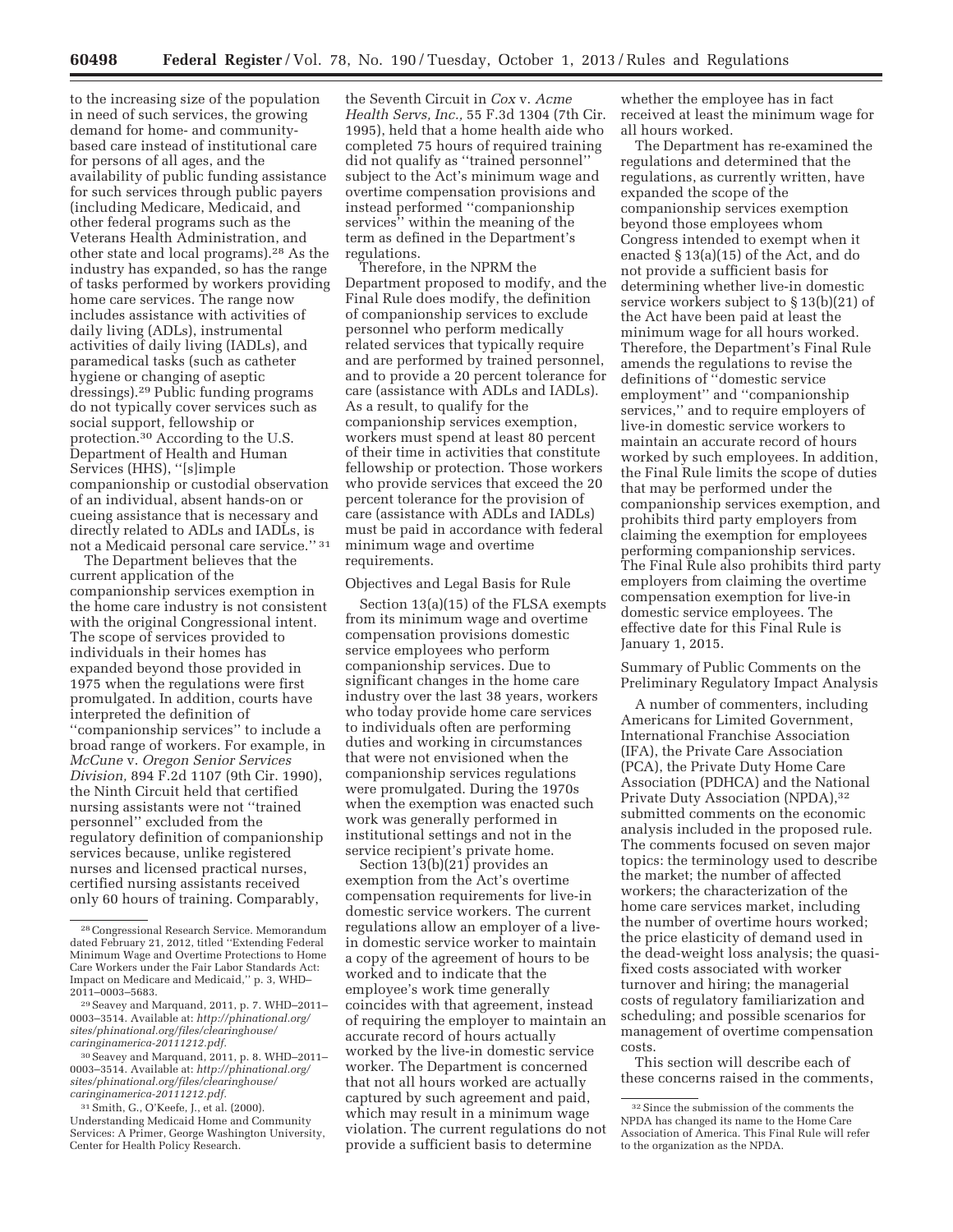to the increasing size of the population in need of such services, the growing demand for home- and community-based care instead of institutional care for persons of all ages, and the availability of public funding assistance for such services through public payers (including Medicare, Medicaid, and other federal programs such as the Veterans Health Administration, and other state and local programs).[28] As the industry has expanded, so has the range of tasks performed by workers providing home care services. The range now includes assistance with activities of daily living (ADLs), instrumental activities of daily living (IADLs), and paramedical tasks (such as catheter hygiene or changing of aseptic dressings).[29] Public funding programs do not typically cover services such as social support, fellowship or protection.[30] According to the U.S. Department of Health and Human Services (HHS), ''[s]imple companionship or custodial observation of an individual, absent hands-on or cueing assistance that is necessary and directly related to ADLs and IADLs, is not a Medicaid personal care service.'' [31]

The Department believes that the current application of the companionship services exemption in the home care industry is not consistent with the original Congressional intent. The scope of services provided to individuals in their homes has expanded beyond those provided in 1975 when the regulations were first promulgated. In addition, courts have interpreted the definition of ''companionship services'' to include a broad range of workers. For example, in *McCune* v. *Oregon Senior Services Division,* 894 F.2d 1107 (9th Cir. 1990), the Ninth Circuit held that certified nursing assistants were not ''trained personnel'' excluded from the regulatory definition of companionship services because, unlike registered nurses and licensed practical nurses, certified nursing assistants received only 60 hours of training. Comparably, the Seventh Circuit in *Cox* v. *Acme Health Servs, Inc.,* 55 F.3d 1304 (7th Cir. 1995), held that a home health aide who completed 75 hours of required training did not qualify as ''trained personnel'' subject to the Act's minimum wage and overtime compensation provisions and instead performed ''companionship services'' within the meaning of the term as defined in the Department's regulations.

Therefore, in the NPRM the Department proposed to modify, and the Final Rule does modify, the definition of companionship services to exclude personnel who perform medically related services that typically require and are performed by trained personnel, and to provide a 20 percent tolerance for care (assistance with ADLs and IADLs). As a result, to qualify for the companionship services exemption, workers must spend at least 80 percent of their time in activities that constitute fellowship or protection. Those workers who provide services that exceed the 20 percent tolerance for the provision of care (assistance with ADLs and IADLs) must be paid in accordance with federal minimum wage and overtime requirements.

Objectives and Legal Basis for Rule

Section 13(a)(15) of the FLSA exempts from its minimum wage and overtime compensation provisions domestic service employees who perform companionship services. Due to significant changes in the home care industry over the last 38 years, workers who today provide home care services to individuals often are performing duties and working in circumstances that were not envisioned when the companionship services regulations were promulgated. During the 1970s when the exemption was enacted such work was generally performed in institutional settings and not in the service recipient's private home.

Section 13(b)(21) provides an exemption from the Act's overtime compensation requirements for live-in domestic service workers. The current regulations allow an employer of a live-in domestic service worker to maintain a copy of the agreement of hours to be worked and to indicate that the employee's work time generally coincides with that agreement, instead of requiring the employer to maintain an accurate record of hours actually worked by the live-in domestic service worker. The Department is concerned that not all hours worked are actually captured by such agreement and paid, which may result in a minimum wage violation. The current regulations do not provide a sufficient basis to determine whether the employee has in fact received at least the minimum wage for all hours worked.

The Department has re-examined the regulations and determined that the regulations, as currently written, have expanded the scope of the companionship services exemption beyond those employees whom Congress intended to exempt when it enacted § 13(a)(15) of the Act, and do not provide a sufficient basis for determining whether live-in domestic service workers subject to § 13(b)(21) of the Act have been paid at least the minimum wage for all hours worked. Therefore, the Department's Final Rule amends the regulations to revise the definitions of ''domestic service employment'' and ''companionship services,'' and to require employers of live-in domestic service workers to maintain an accurate record of hours worked by such employees. In addition, the Final Rule limits the scope of duties that may be performed under the companionship services exemption, and prohibits third party employers from claiming the exemption for employees performing companionship services. The Final Rule also prohibits third party employers from claiming the overtime compensation exemption for live-in domestic service employees. The effective date for this Final Rule is January 1, 2015.

Summary of Public Comments on the Preliminary Regulatory Impact Analysis

A number of commenters, including Americans for Limited Government, International Franchise Association (IFA), the Private Care Association (PCA), the Private Duty Home Care Association (PDHCA) and the National Private Duty Association (NPDA),[32] submitted comments on the economic analysis included in the proposed rule. The comments focused on seven major topics: the terminology used to describe the market; the number of affected workers; the characterization of the home care services market, including the number of overtime hours worked; the price elasticity of demand used in the dead-weight loss analysis; the quasi-fixed costs associated with worker turnover and hiring; the managerial costs of regulatory familiarization and scheduling; and possible scenarios for management of overtime compensation costs.

This section will describe each of these concerns raised in the comments,

---

[28] Congressional Research Service. Memorandum dated February 21, 2012, titled ''Extending Federal Minimum Wage and Overtime Protections to Home Care Workers under the Fair Labor Standards Act: Impact on Medicare and Medicaid,'' p. 3, WHD–2011–0003–5683.

[29] Seavey and Marquand, 2011, p. 7. WHD–2011–0003–3514. Available at: *http://phinational.org/sites/phinational.org/files/clearinghouse/caringinamerica-20111212.pdf.*

[30] Seavey and Marquand, 2011, p. 8. WHD–2011–0003–3514. Available at: *http://phinational.org/sites/phinational.org/files/clearinghouse/caringinamerica-20111212.pdf.*

[31] Smith, G., O'Keefe, J., et al. (2000). Understanding Medicaid Home and Community Services: A Primer, George Washington University, Center for Health Policy Research.

[32] Since the submission of the comments the NPDA has changed its name to the Home Care Association of America. This Final Rule will refer to the organization as the NPDA.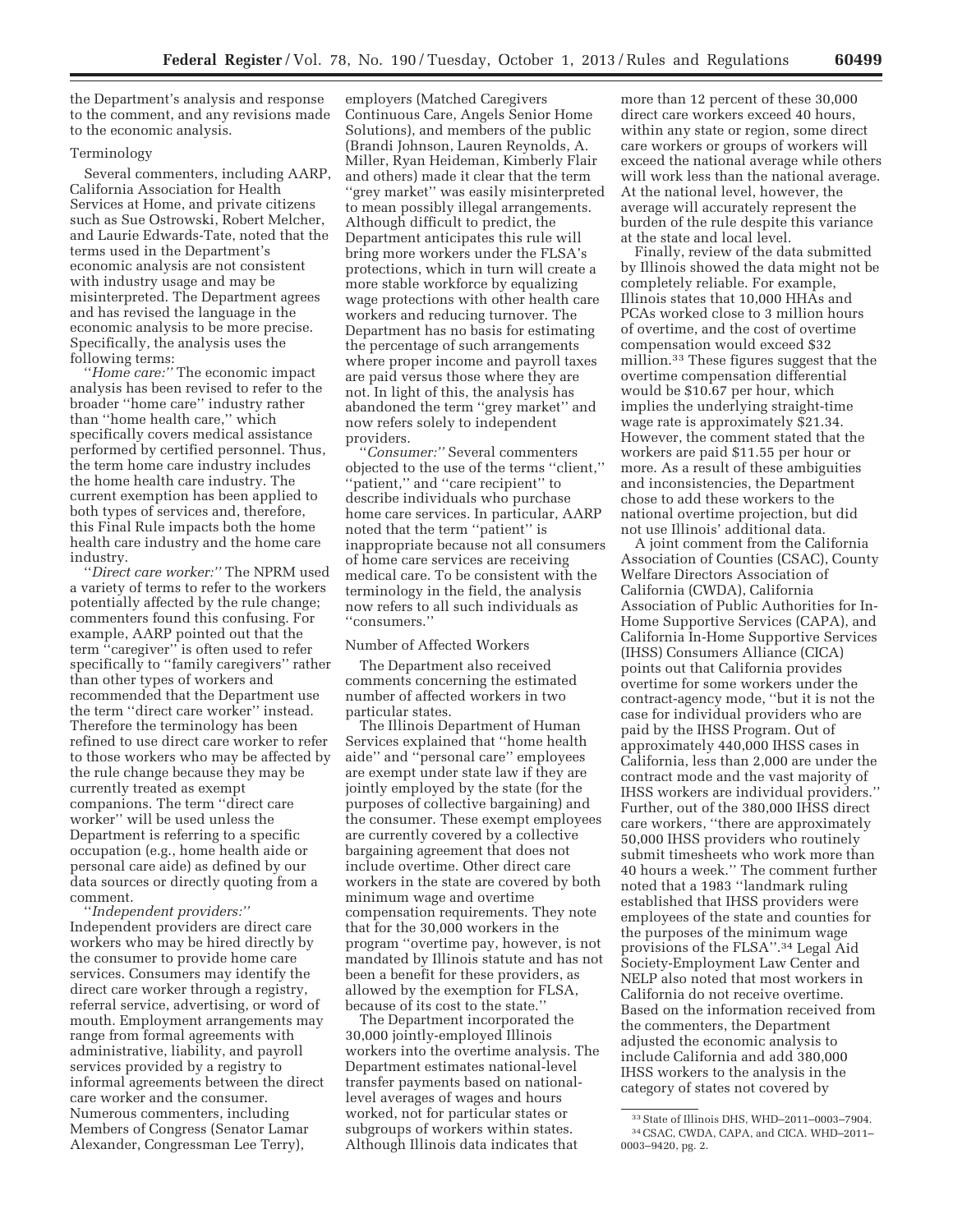the Department's analysis and response to the comment, and any revisions made to the economic analysis.

Terminology

Several commenters, including AARP, California Association for Health Services at Home, and private citizens such as Sue Ostrowski, Robert Melcher, and Laurie Edwards-Tate, noted that the terms used in the Department's economic analysis are not consistent with industry usage and may be misinterpreted. The Department agrees and has revised the language in the economic analysis to be more precise. Specifically, the analysis uses the following terms:

''*Home care:''* The economic impact analysis has been revised to refer to the broader ''home care'' industry rather than ''home health care,'' which specifically covers medical assistance performed by certified personnel. Thus, the term home care industry includes the home health care industry. The current exemption has been applied to both types of services and, therefore, this Final Rule impacts both the home health care industry and the home care industry.

''*Direct care worker:''* The NPRM used a variety of terms to refer to the workers potentially affected by the rule change; commenters found this confusing. For example, AARP pointed out that the term ''caregiver'' is often used to refer specifically to ''family caregivers'' rather than other types of workers and recommended that the Department use the term ''direct care worker'' instead. Therefore the terminology has been refined to use direct care worker to refer to those workers who may be affected by the rule change because they may be currently treated as exempt companions. The term ''direct care worker'' will be used unless the Department is referring to a specific occupation (e.g., home health aide or personal care aide) as defined by our data sources or directly quoting from a comment.

''*Independent providers:''* Independent providers are direct care workers who may be hired directly by the consumer to provide home care services. Consumers may identify the direct care worker through a registry, referral service, advertising, or word of mouth. Employment arrangements may range from formal agreements with administrative, liability, and payroll services provided by a registry to informal agreements between the direct care worker and the consumer. Numerous commenters, including Members of Congress (Senator Lamar Alexander, Congressman Lee Terry), employers (Matched Caregivers Continuous Care, Angels Senior Home Solutions), and members of the public (Brandi Johnson, Lauren Reynolds, A. Miller, Ryan Heideman, Kimberly Flair and others) made it clear that the term ''grey market'' was easily misinterpreted to mean possibly illegal arrangements. Although difficult to predict, the Department anticipates this rule will bring more workers under the FLSA's protections, which in turn will create a more stable workforce by equalizing wage protections with other health care workers and reducing turnover. The Department has no basis for estimating the percentage of such arrangements where proper income and payroll taxes are paid versus those where they are not. In light of this, the analysis has abandoned the term ''grey market'' and now refers solely to independent providers.

''*Consumer:''* Several commenters objected to the use of the terms ''client,'' ''patient,'' and ''care recipient'' to describe individuals who purchase home care services. In particular, AARP noted that the term ''patient'' is inappropriate because not all consumers of home care services are receiving medical care. To be consistent with the terminology in the field, the analysis now refers to all such individuals as ''consumers.''

Number of Affected Workers

The Department also received comments concerning the estimated number of affected workers in two particular states.

The Illinois Department of Human Services explained that ''home health aide'' and ''personal care'' employees are exempt under state law if they are jointly employed by the state (for the purposes of collective bargaining) and the consumer. These exempt employees are currently covered by a collective bargaining agreement that does not include overtime. Other direct care workers in the state are covered by both minimum wage and overtime compensation requirements. They note that for the 30,000 workers in the program ''overtime pay, however, is not mandated by Illinois statute and has not been a benefit for these providers, as allowed by the exemption for FLSA, because of its cost to the state.''

The Department incorporated the 30,000 jointly-employed Illinois workers into the overtime analysis. The Department estimates national-level transfer payments based on national-level averages of wages and hours worked, not for particular states or subgroups of workers within states. Although Illinois data indicates that more than 12 percent of these 30,000 direct care workers exceed 40 hours, within any state or region, some direct care workers or groups of workers will exceed the national average while others will work less than the national average. At the national level, however, the average will accurately represent the burden of the rule despite this variance at the state and local level.

Finally, review of the data submitted by Illinois showed the data might not be completely reliable. For example, Illinois states that 10,000 HHAs and PCAs worked close to 3 million hours of overtime, and the cost of overtime compensation would exceed $32 million.[33] These figures suggest that the overtime compensation differential would be $10.67 per hour, which implies the underlying straight-time wage rate is approximately $21.34. However, the comment stated that the workers are paid $11.55 per hour or more. As a result of these ambiguities and inconsistencies, the Department chose to add these workers to the national overtime projection, but did not use Illinois' additional data.

A joint comment from the California Association of Counties (CSAC), County Welfare Directors Association of California (CWDA), California Association of Public Authorities for In-Home Supportive Services (CAPA), and California In-Home Supportive Services (IHSS) Consumers Alliance (CICA) points out that California provides overtime for some workers under the contract-agency mode, ''but it is not the case for individual providers who are paid by the IHSS Program. Out of approximately 440,000 IHSS cases in California, less than 2,000 are under the contract mode and the vast majority of IHSS workers are individual providers.'' Further, out of the 380,000 IHSS direct care workers, ''there are approximately 50,000 IHSS providers who routinely submit timesheets who work more than 40 hours a week.'' The comment further noted that a 1983 ''landmark ruling established that IHSS providers were employees of the state and counties for the purposes of the minimum wage provisions of the FLSA''.[34] Legal Aid Society-Employment Law Center and NELP also noted that most workers in California do not receive overtime. Based on the information received from the commenters, the Department adjusted the economic analysis to include California and add 380,000 IHSS workers to the analysis in the category of states not covered by

[33] State of Illinois DHS, WHD–2011–0003–7904.

[34] CSAC, CWDA, CAPA, and CICA. WHD–2011–0003–9420, pg. 2.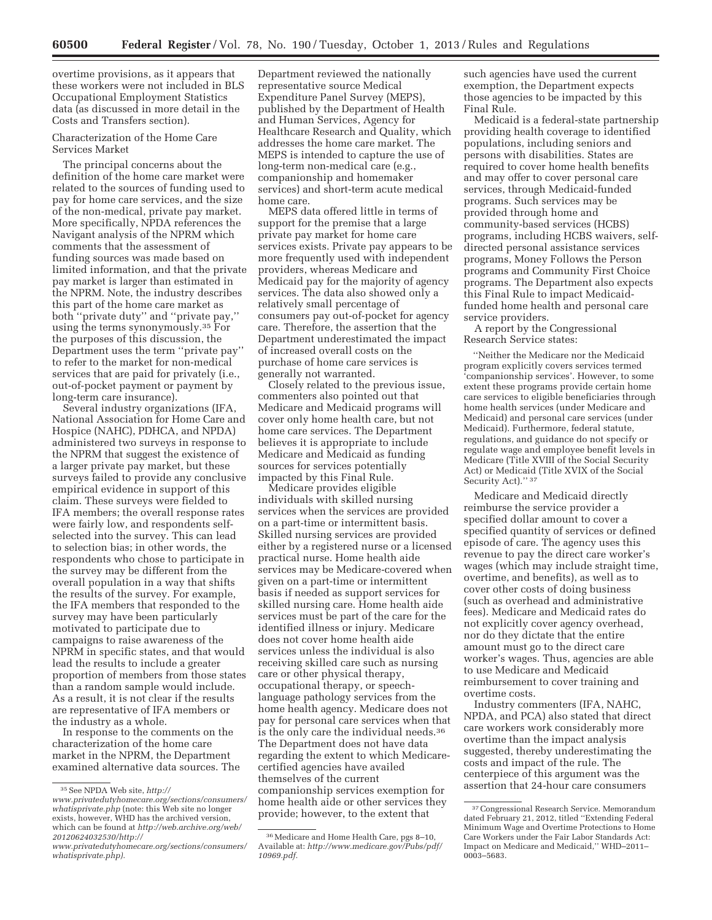overtime provisions, as it appears that these workers were not included in BLS Occupational Employment Statistics data (as discussed in more detail in the Costs and Transfers section).

Characterization of the Home Care Services Market

The principal concerns about the definition of the home care market were related to the sources of funding used to pay for home care services, and the size of the non-medical, private pay market. More specifically, NPDA references the Navigant analysis of the NPRM which comments that the assessment of funding sources was made based on limited information, and that the private pay market is larger than estimated in the NPRM. Note, the industry describes this part of the home care market as both ''private duty'' and ''private pay,'' using the terms synonymously.[35] For the purposes of this discussion, the Department uses the term ''private pay'' to refer to the market for non-medical services that are paid for privately (i.e., out-of-pocket payment or payment by long-term care insurance).

Several industry organizations (IFA, National Association for Home Care and Hospice (NAHC), PDHCA, and NPDA) administered two surveys in response to the NPRM that suggest the existence of a larger private pay market, but these surveys failed to provide any conclusive empirical evidence in support of this claim. These surveys were fielded to IFA members; the overall response rates were fairly low, and respondents self-selected into the survey. This can lead to selection bias; in other words, the respondents who chose to participate in the survey may be different from the overall population in a way that shifts the results of the survey. For example, the IFA members that responded to the survey may have been particularly motivated to participate due to campaigns to raise awareness of the NPRM in specific states, and that would lead the results to include a greater proportion of members from those states than a random sample would include. As a result, it is not clear if the results are representative of IFA members or the industry as a whole.

In response to the comments on the characterization of the home care market in the NPRM, the Department examined alternative data sources. The Department reviewed the nationally representative source Medical Expenditure Panel Survey (MEPS), published by the Department of Health and Human Services, Agency for Healthcare Research and Quality, which addresses the home care market. The MEPS is intended to capture the use of long-term non-medical care (e.g., companionship and homemaker services) and short-term acute medical home care.

MEPS data offered little in terms of support for the premise that a large private pay market for home care services exists. Private pay appears to be more frequently used with independent providers, whereas Medicare and Medicaid pay for the majority of agency services. The data also showed only a relatively small percentage of consumers pay out-of-pocket for agency care. Therefore, the assertion that the Department underestimated the impact of increased overall costs on the purchase of home care services is generally not warranted.

Closely related to the previous issue, commenters also pointed out that Medicare and Medicaid programs will cover only home health care, but not home care services. The Department believes it is appropriate to include Medicare and Medicaid as funding sources for services potentially impacted by this Final Rule.

Medicare provides eligible individuals with skilled nursing services when the services are provided on a part-time or intermittent basis. Skilled nursing services are provided either by a registered nurse or a licensed practical nurse. Home health aide services may be Medicare-covered when given on a part-time or intermittent basis if needed as support services for skilled nursing care. Home health aide services must be part of the care for the identified illness or injury. Medicare does not cover home health aide services unless the individual is also receiving skilled care such as nursing care or other physical therapy, occupational therapy, or speech-language pathology services from the home health agency. Medicare does not pay for personal care services when that is the only care the individual needs.[36] The Department does not have data regarding the extent to which Medicare-certified agencies have availed themselves of the current companionship services exemption for home health aide or other services they provide; however, to the extent that such agencies have used the current exemption, the Department expects those agencies to be impacted by this Final Rule.

Medicaid is a federal-state partnership providing health coverage to identified populations, including seniors and persons with disabilities. States are required to cover home health benefits and may offer to cover personal care services, through Medicaid-funded programs. Such services may be provided through home and community-based services (HCBS) programs, including HCBS waivers, self-directed personal assistance services programs, Money Follows the Person programs and Community First Choice programs. The Department also expects this Final Rule to impact Medicaid-funded home health and personal care service providers.

A report by the Congressional Research Service states:

> ''Neither the Medicare nor the Medicaid program explicitly covers services termed 'companionship services'. However, to some extent these programs provide certain home care services to eligible beneficiaries through home health services (under Medicare and Medicaid) and personal care services (under Medicaid). Furthermore, federal statute, regulations, and guidance do not specify or regulate wage and employee benefit levels in Medicare (Title XVIII of the Social Security Act) or Medicaid (Title XVIX of the Social Security Act).''[37]

Medicare and Medicaid directly reimburse the service provider a specified dollar amount to cover a specified quantity of services or defined episode of care. The agency uses this revenue to pay the direct care worker's wages (which may include straight time, overtime, and benefits), as well as to cover other costs of doing business (such as overhead and administrative fees). Medicare and Medicaid rates do not explicitly cover agency overhead, nor do they dictate that the entire amount must go to the direct care worker's wages. Thus, agencies are able to use Medicare and Medicaid reimbursement to cover training and overtime costs.

Industry commenters (IFA, NAHC, NPDA, and PCA) also stated that direct care workers work considerably more overtime than the impact analysis suggested, thereby underestimating the costs and impact of the rule. The centerpiece of this argument was the assertion that 24-hour care consumers

---

[35] See NPDA Web site, *http://www.privatedutyhomecare.org/sections/consumers/whatisprivate.php* (note: this Web site no longer exists, however, WHD has the archived version, which can be found at *http://web.archive.org/web/20120624032530/http://www.privatedutyhomecare.org/sections/consumers/whatisprivate.php).*

[36] Medicare and Home Health Care, pgs 8–10, Available at: *http://www.medicare.gov/Pubs/pdf/10969.pdf.*

[37] Congressional Research Service. Memorandum dated February 21, 2012, titled ''Extending Federal Minimum Wage and Overtime Protections to Home Care Workers under the Fair Labor Standards Act: Impact on Medicare and Medicaid,'' WHD–2011–0003–5683.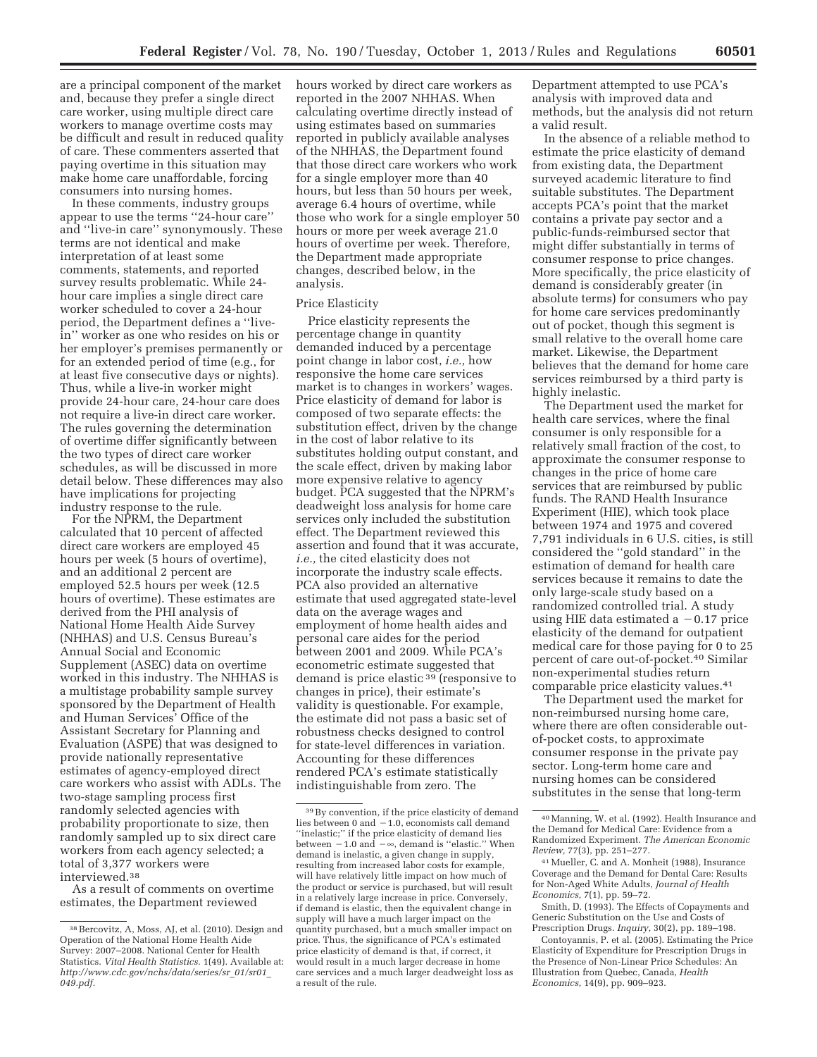are a principal component of the market and, because they prefer a single direct care worker, using multiple direct care workers to manage overtime costs may be difficult and result in reduced quality of care. These commenters asserted that paying overtime in this situation may make home care unaffordable, forcing consumers into nursing homes.

In these comments, industry groups appear to use the terms ''24-hour care'' and ''live-in care'' synonymously. These terms are not identical and make interpretation of at least some comments, statements, and reported survey results problematic. While 24-hour care implies a single direct care worker scheduled to cover a 24-hour period, the Department defines a ''live-in'' worker as one who resides on his or her employer's premises permanently or for an extended period of time (e.g., for at least five consecutive days or nights). Thus, while a live-in worker might provide 24-hour care, 24-hour care does not require a live-in direct care worker. The rules governing the determination of overtime differ significantly between the two types of direct care worker schedules, as will be discussed in more detail below. These differences may also have implications for projecting industry response to the rule.

For the NPRM, the Department calculated that 10 percent of affected direct care workers are employed 45 hours per week (5 hours of overtime), and an additional 2 percent are employed 52.5 hours per week (12.5 hours of overtime). These estimates are derived from the PHI analysis of National Home Health Aide Survey (NHHAS) and U.S. Census Bureau's Annual Social and Economic Supplement (ASEC) data on overtime worked in this industry. The NHHAS is a multistage probability sample survey sponsored by the Department of Health and Human Services' Office of the Assistant Secretary for Planning and Evaluation (ASPE) that was designed to provide nationally representative estimates of agency-employed direct care workers who assist with ADLs. The two-stage sampling process first randomly selected agencies with probability proportionate to size, then randomly sampled up to six direct care workers from each agency selected; a total of 3,377 workers were interviewed.[38]

As a result of comments on overtime estimates, the Department reviewed hours worked by direct care workers as reported in the 2007 NHHAS. When calculating overtime directly instead of using estimates based on summaries reported in publicly available analyses of the NHHAS, the Department found that those direct care workers who work for a single employer more than 40 hours, but less than 50 hours per week, average 6.4 hours of overtime, while those who work for a single employer 50 hours or more per week average 21.0 hours of overtime per week. Therefore, the Department made appropriate changes, described below, in the analysis.

Price Elasticity

Price elasticity represents the percentage change in quantity demanded induced by a percentage point change in labor cost, *i.e.,* how responsive the home care services market is to changes in workers' wages. Price elasticity of demand for labor is composed of two separate effects: the substitution effect, driven by the change in the cost of labor relative to its substitutes holding output constant, and the scale effect, driven by making labor more expensive relative to agency budget. PCA suggested that the NPRM's deadweight loss analysis for home care services only included the substitution effect. The Department reviewed this assertion and found that it was accurate, *i.e.,* the cited elasticity does not incorporate the industry scale effects. PCA also provided an alternative estimate that used aggregated state-level data on the average wages and employment of home health aides and personal care aides for the period between 2001 and 2009. While PCA's econometric estimate suggested that demand is price elastic [39] (responsive to changes in price), their estimate's validity is questionable. For example, the estimate did not pass a basic set of robustness checks designed to control for state-level differences in variation. Accounting for these differences rendered PCA's estimate statistically indistinguishable from zero. The Department attempted to use PCA's analysis with improved data and methods, but the analysis did not return a valid result.

In the absence of a reliable method to estimate the price elasticity of demand from existing data, the Department surveyed academic literature to find suitable substitutes. The Department accepts PCA's point that the market contains a private pay sector and a public-funds-reimbursed sector that might differ substantially in terms of consumer response to price changes. More specifically, the price elasticity of demand is considerably greater (in absolute terms) for consumers who pay for home care services predominantly out of pocket, though this segment is small relative to the overall home care market. Likewise, the Department believes that the demand for home care services reimbursed by a third party is highly inelastic.

The Department used the market for health care services, where the final consumer is only responsible for a relatively small fraction of the cost, to approximate the consumer response to changes in the price of home care services that are reimbursed by public funds. The RAND Health Insurance Experiment (HIE), which took place between 1974 and 1975 and covered 7,791 individuals in 6 U.S. cities, is still considered the ''gold standard'' in the estimation of demand for health care services because it remains to date the only large-scale study based on a randomized controlled trial. A study using HIE data estimated a $-0.17$ price elasticity of the demand for outpatient medical care for those paying for 0 to 25 percent of care out-of-pocket.[40] Similar non-experimental studies return comparable price elasticity values.[41]

The Department used the market for non-reimbursed nursing home care, where there are often considerable out-of-pocket costs, to approximate consumer response in the private pay sector. Long-term home care and nursing homes can be considered substitutes in the sense that long-term

---

[38] Bercovitz, A, Moss, AJ, et al. (2010). Design and Operation of the National Home Health Aide Survey: 2007–2008. National Center for Health Statistics. *Vital Health Statistics.* 1(49). Available at: *http://www.cdc.gov/nchs/data/series/sr_01/sr01_049.pdf.*

[39] By convention, if the price elasticity of demand lies between 0 and $-1.0$, economists call demand ''inelastic;'' if the price elasticity of demand lies between $-1.0$ and $-\infty$, demand is ''elastic.'' When demand is inelastic, a given change in supply, resulting from increased labor costs for example, will have relatively little impact on how much of the product or service is purchased, but will result in a relatively large increase in price. Conversely, if demand is elastic, then the equivalent change in supply will have a much larger impact on the quantity purchased, but a much smaller impact on price. Thus, the significance of PCA's estimated price elasticity of demand is that, if correct, it would result in a much larger decrease in home care services and a much larger deadweight loss as a result of the rule.

[40] Manning, W. et al. (1992). Health Insurance and the Demand for Medical Care: Evidence from a Randomized Experiment. *The American Economic Review,* 77(3), pp. 251–277.

[41] Mueller, C. and A. Monheit (1988), Insurance Coverage and the Demand for Dental Care: Results for Non-Aged White Adults, *Journal of Health Economics,* 7(1), pp. 59–72.

Smith, D. (1993). The Effects of Copayments and Generic Substitution on the Use and Costs of Prescription Drugs. *Inquiry,* 30(2), pp. 189–198.

Contoyannis, P. et al. (2005). Estimating the Price Elasticity of Expenditure for Prescription Drugs in the Presence of Non-Linear Price Schedules: An Illustration from Quebec, Canada, *Health Economics,* 14(9), pp. 909–923.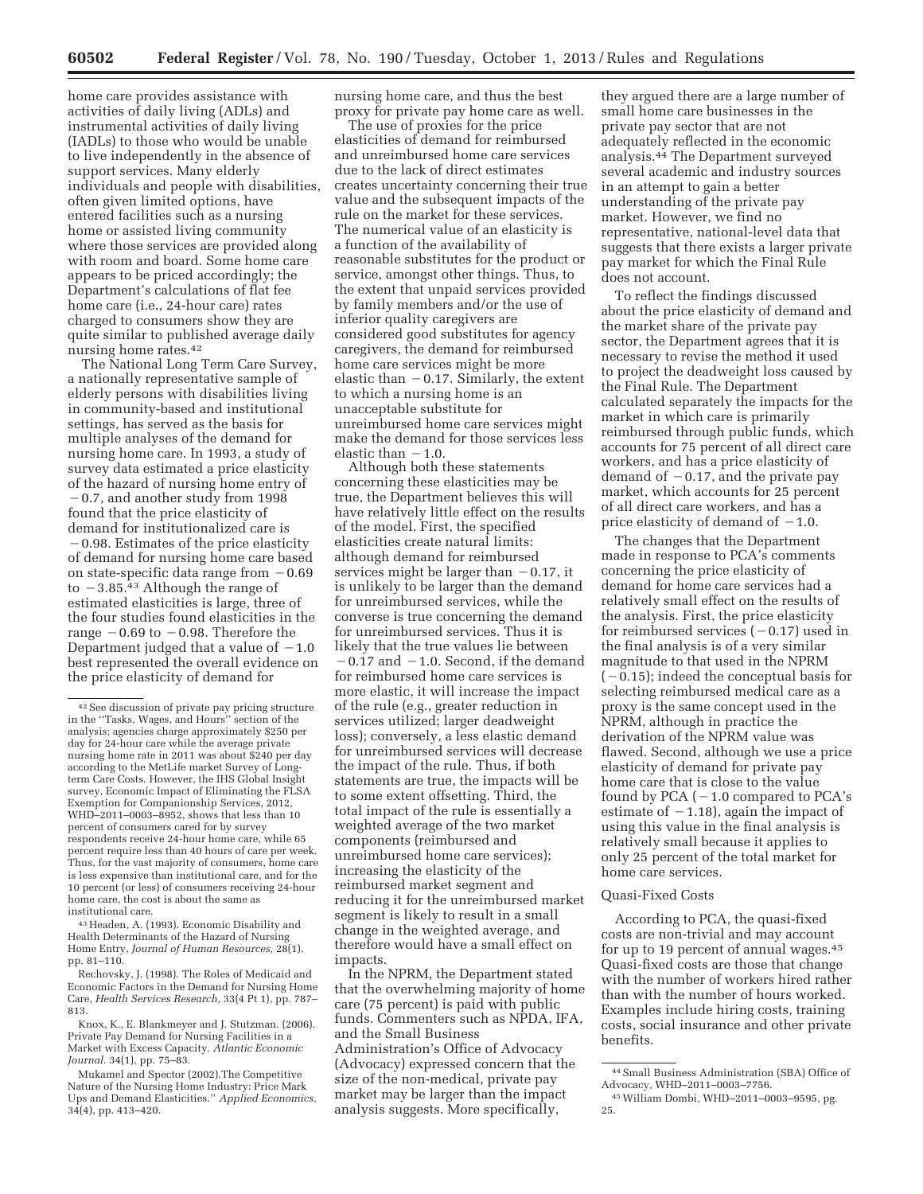home care provides assistance with activities of daily living (ADLs) and instrumental activities of daily living (IADLs) to those who would be unable to live independently in the absence of support services. Many elderly individuals and people with disabilities, often given limited options, have entered facilities such as a nursing home or assisted living community where those services are provided along with room and board. Some home care appears to be priced accordingly; the Department's calculations of flat fee home care (i.e., 24-hour care) rates charged to consumers show they are quite similar to published average daily nursing home rates.[42]

The National Long Term Care Survey, a nationally representative sample of elderly persons with disabilities living in community-based and institutional settings, has served as the basis for multiple analyses of the demand for nursing home care. In 1993, a study of survey data estimated a price elasticity of the hazard of nursing home entry of −0.7, and another study from 1998 found that the price elasticity of demand for institutionalized care is −0.98. Estimates of the price elasticity of demand for nursing home care based on state-specific data range from −0.69 to −3.85.[43] Although the range of estimated elasticities is large, three of the four studies found elasticities in the range −0.69 to −0.98. Therefore the Department judged that a value of −1.0 best represented the overall evidence on the price elasticity of demand for nursing home care, and thus the best proxy for private pay home care as well.

The use of proxies for the price elasticities of demand for reimbursed and unreimbursed home care services due to the lack of direct estimates creates uncertainty concerning their true value and the subsequent impacts of the rule on the market for these services. The numerical value of an elasticity is a function of the availability of reasonable substitutes for the product or service, amongst other things. Thus, to the extent that unpaid services provided by family members and/or the use of inferior quality caregivers are considered good substitutes for agency caregivers, the demand for reimbursed home care services might be more elastic than −0.17. Similarly, the extent to which a nursing home is an unacceptable substitute for unreimbursed home care services might make the demand for those services less elastic than −1.0.

Although both these statements concerning these elasticities may be true, the Department believes this will have relatively little effect on the results of the model. First, the specified elasticities create natural limits: although demand for reimbursed services might be larger than −0.17, it is unlikely to be larger than the demand for unreimbursed services, while the converse is true concerning the demand for unreimbursed services. Thus it is likely that the true values lie between −0.17 and −1.0. Second, if the demand for reimbursed home care services is more elastic, it will increase the impact of the rule (e.g., greater reduction in services utilized; larger deadweight loss); conversely, a less elastic demand for unreimbursed services will decrease the impact of the rule. Thus, if both statements are true, the impacts will be to some extent offsetting. Third, the total impact of the rule is essentially a weighted average of the two market components (reimbursed and unreimbursed home care services); increasing the elasticity of the reimbursed market segment and reducing it for the unreimbursed market segment is likely to result in a small change in the weighted average, and therefore would have a small effect on impacts.

In the NPRM, the Department stated that the overwhelming majority of home care (75 percent) is paid with public funds. Commenters such as NPDA, IFA, and the Small Business Administration's Office of Advocacy (Advocacy) expressed concern that the size of the non-medical, private pay market may be larger than the impact analysis suggests. More specifically, they argued there are a large number of small home care businesses in the private pay sector that are not adequately reflected in the economic analysis.[44] The Department surveyed several academic and industry sources in an attempt to gain a better understanding of the private pay market. However, we find no representative, national-level data that suggests that there exists a larger private pay market for which the Final Rule does not account.

To reflect the findings discussed about the price elasticity of demand and the market share of the private pay sector, the Department agrees that it is necessary to revise the method it used to project the deadweight loss caused by the Final Rule. The Department calculated separately the impacts for the market in which care is primarily reimbursed through public funds, which accounts for 75 percent of all direct care workers, and has a price elasticity of demand of −0.17, and the private pay market, which accounts for 25 percent of all direct care workers, and has a price elasticity of demand of −1.0.

The changes that the Department made in response to PCA's comments concerning the price elasticity of demand for home care services had a relatively small effect on the results of the analysis. First, the price elasticity for reimbursed services (−0.17) used in the final analysis is of a very similar magnitude to that used in the NPRM (−0.15); indeed the conceptual basis for selecting reimbursed medical care as a proxy is the same concept used in the NPRM, although in practice the derivation of the NPRM value was flawed. Second, although we use a price elasticity of demand for private pay home care that is close to the value found by PCA (−1.0 compared to PCA's estimate of −1.18), again the impact of using this value in the final analysis is relatively small because it applies to only 25 percent of the total market for home care services.

### Quasi-Fixed Costs

According to PCA, the quasi-fixed costs are non-trivial and may account for up to 19 percent of annual wages.[45] Quasi-fixed costs are those that change with the number of workers hired rather than with the number of hours worked. Examples include hiring costs, training costs, social insurance and other private benefits.

---

[42] See discussion of private pay pricing structure in the "Tasks, Wages, and Hours" section of the analysis; agencies charge approximately $250 per day for 24-hour care while the average private nursing home rate in 2011 was about $240 per day according to the MetLife market Survey of Long-term Care Costs. However, the IHS Global Insight survey, Economic Impact of Eliminating the FLSA Exemption for Companionship Services, 2012, WHD–2011–0003–8952, shows that less than 10 percent of consumers cared for by survey respondents receive 24-hour home care, while 65 percent require less than 40 hours of care per week. Thus, for the vast majority of consumers, home care is less expensive than institutional care, and for the 10 percent (or less) of consumers receiving 24-hour home care, the cost is about the same as institutional care.

[43] Headen, A. (1993). Economic Disability and Health Determinants of the Hazard of Nursing Home Entry, *Journal of Human Resources,* 28(1), pp. 81–110.

Rechovsky, J. (1998). The Roles of Medicaid and Economic Factors in the Demand for Nursing Home Care, *Health Services Research,* 33(4 Pt 1), pp. 787–813.

Knox, K., E. Blankmeyer and J. Stutzman. (2006). Private Pay Demand for Nursing Facilities in a Market with Excess Capacity. *Atlantic Economic Journal.* 34(1), pp. 75–83.

Mukamel and Spector (2002).The Competitive Nature of the Nursing Home Industry: Price Mark Ups and Demand Elasticities.'' *Applied Economics,* 34(4), pp. 413–420.

[44] Small Business Administration (SBA) Office of Advocacy, WHD–2011–0003–7756.

[45] William Dombi, WHD–2011–0003–9595, pg. 25.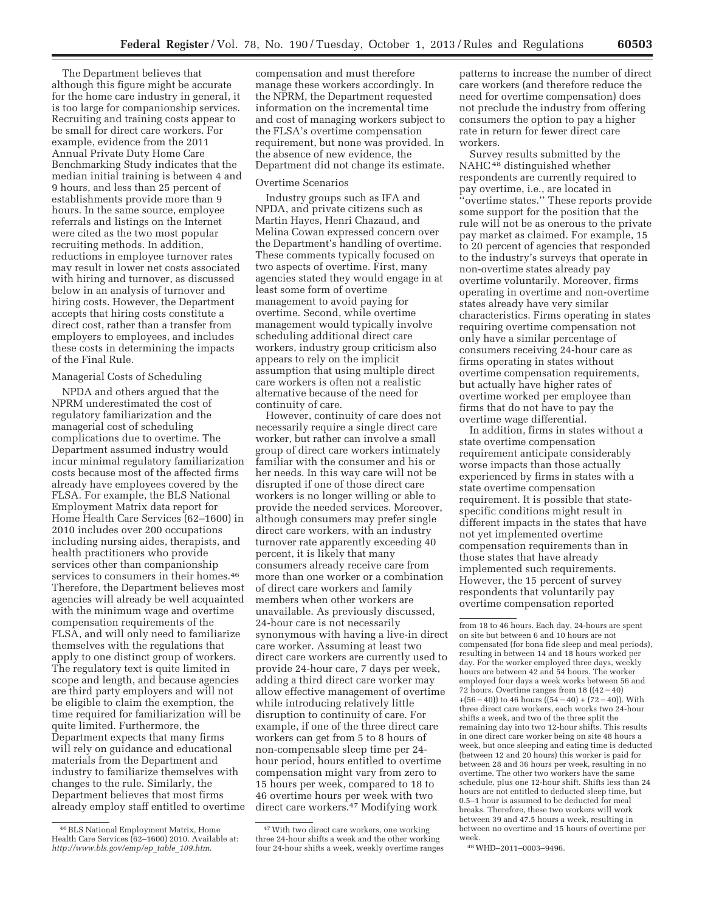The Department believes that although this figure might be accurate for the home care industry in general, it is too large for companionship services. Recruiting and training costs appear to be small for direct care workers. For example, evidence from the 2011 Annual Private Duty Home Care Benchmarking Study indicates that the median initial training is between 4 and 9 hours, and less than 25 percent of establishments provide more than 9 hours. In the same source, employee referrals and listings on the Internet were cited as the two most popular recruiting methods. In addition, reductions in employee turnover rates may result in lower net costs associated with hiring and turnover, as discussed below in an analysis of turnover and hiring costs. However, the Department accepts that hiring costs constitute a direct cost, rather than a transfer from employers to employees, and includes these costs in determining the impacts of the Final Rule.

Managerial Costs of Scheduling

NPDA and others argued that the NPRM underestimated the cost of regulatory familiarization and the managerial cost of scheduling complications due to overtime. The Department assumed industry would incur minimal regulatory familiarization costs because most of the affected firms already have employees covered by the FLSA. For example, the BLS National Employment Matrix data report for Home Health Care Services (62–1600) in 2010 includes over 200 occupations including nursing aides, therapists, and health practitioners who provide services other than companionship services to consumers in their homes.[46] Therefore, the Department believes most agencies will already be well acquainted with the minimum wage and overtime compensation requirements of the FLSA, and will only need to familiarize themselves with the regulations that apply to one distinct group of workers. The regulatory text is quite limited in scope and length, and because agencies are third party employers and will not be eligible to claim the exemption, the time required for familiarization will be quite limited. Furthermore, the Department expects that many firms will rely on guidance and educational materials from the Department and industry to familiarize themselves with changes to the rule. Similarly, the Department believes that most firms already employ staff entitled to overtime compensation and must therefore manage these workers accordingly. In the NPRM, the Department requested information on the incremental time and cost of managing workers subject to the FLSA's overtime compensation requirement, but none was provided. In the absence of new evidence, the Department did not change its estimate.

Overtime Scenarios

Industry groups such as IFA and NPDA, and private citizens such as Martin Hayes, Henri Chazaud, and Melina Cowan expressed concern over the Department's handling of overtime. These comments typically focused on two aspects of overtime. First, many agencies stated they would engage in at least some form of overtime management to avoid paying for overtime. Second, while overtime management would typically involve scheduling additional direct care workers, industry group criticism also appears to rely on the implicit assumption that using multiple direct care workers is often not a realistic alternative because of the need for continuity of care.

However, continuity of care does not necessarily require a single direct care worker, but rather can involve a small group of direct care workers intimately familiar with the consumer and his or her needs. In this way care will not be disrupted if one of those direct care workers is no longer willing or able to provide the needed services. Moreover, although consumers may prefer single direct care workers, with an industry turnover rate apparently exceeding 40 percent, it is likely that many consumers already receive care from more than one worker or a combination of direct care workers and family members when other workers are unavailable. As previously discussed, 24-hour care is not necessarily synonymous with having a live-in direct care worker. Assuming at least two direct care workers are currently used to provide 24-hour care, 7 days per week, adding a third direct care worker may allow effective management of overtime while introducing relatively little disruption to continuity of care. For example, if one of the three direct care workers can get from 5 to 8 hours of non-compensable sleep time per 24-hour period, hours entitled to overtime compensation might vary from zero to 15 hours per week, compared to 18 to 46 overtime hours per week with two direct care workers.[47] Modifying work patterns to increase the number of direct care workers (and therefore reduce the need for overtime compensation) does not preclude the industry from offering consumers the option to pay a higher rate in return for fewer direct care workers.

Survey results submitted by the NAHC[48] distinguished whether respondents are currently required to pay overtime, i.e., are located in "overtime states." These reports provide some support for the position that the rule will not be as onerous to the private pay market as claimed. For example, 15 to 20 percent of agencies that responded to the industry's surveys that operate in non-overtime states already pay overtime voluntarily. Moreover, firms operating in overtime and non-overtime states already have very similar characteristics. Firms operating in states requiring overtime compensation not only have a similar percentage of consumers receiving 24-hour care as firms operating in states without overtime compensation requirements, but actually have higher rates of overtime worked per employee than firms that do not have to pay the overtime wage differential.

In addition, firms in states without a state overtime compensation requirement anticipate considerably worse impacts than those actually experienced by firms in states with a state overtime compensation requirement. It is possible that state-specific conditions might result in different impacts in the states that have not yet implemented overtime compensation requirements than in those states that have already implemented such requirements. However, the 15 percent of survey respondents that voluntarily pay overtime compensation reported

---

[46] BLS National Employment Matrix, Home Health Care Services (62–1600) 2010. Available at: *http://www.bls.gov/emp/ep_table_109.htm.*

[47] With two direct care workers, one working three 24-hour shifts a week and the other working four 24-hour shifts a week, weekly overtime ranges from 18 to 46 hours. Each day, 24-hours are spent on site but between 6 and 10 hours are not compensated (for bona fide sleep and meal periods), resulting in between 14 and 18 hours worked per day. For the worker employed three days, weekly hours are between 42 and 54 hours. The worker employed four days a week works between 56 and 72 hours. Overtime ranges from 18 ((42 − 40) +(56 − 40)) to 46 hours ((54 − 40) + (72 − 40)). With three direct care workers, each works two 24-hour shifts a week, and two of the three split the remaining day into two 12-hour shifts. This results in one direct care worker being on site 48 hours a week, but once sleeping and eating time is deducted (between 12 and 20 hours) this worker is paid for between 28 and 36 hours per week, resulting in no overtime. The other two workers have the same schedule, plus one 12-hour shift. Shifts less than 24 hours are not entitled to deducted sleep time, but 0.5–1 hour is assumed to be deducted for meal breaks. Therefore, these two workers will work between 39 and 47.5 hours a week, resulting in between no overtime and 15 hours of overtime per week.

[48] WHD–2011–0003–9496.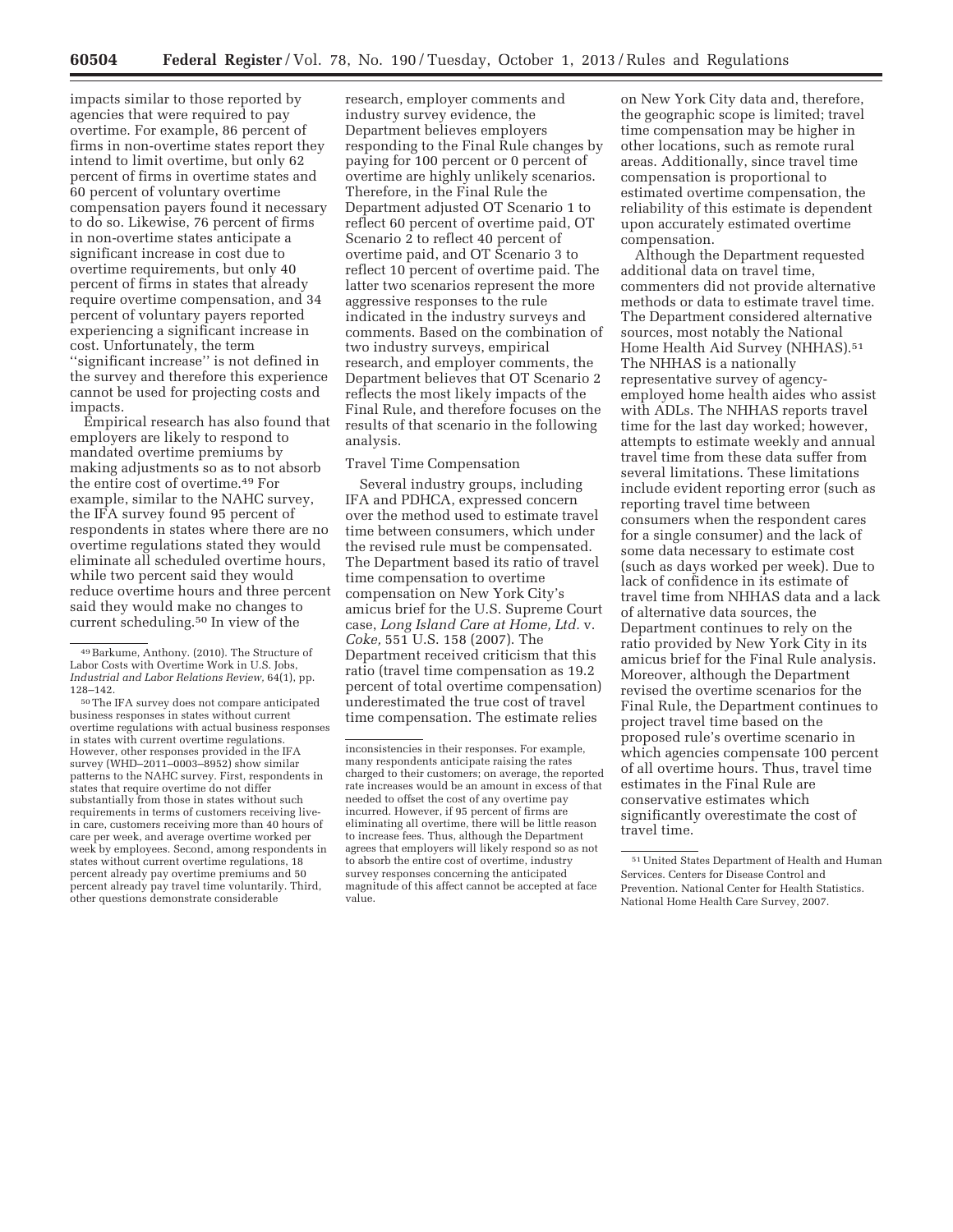impacts similar to those reported by agencies that were required to pay overtime. For example, 86 percent of firms in non-overtime states report they intend to limit overtime, but only 62 percent of firms in overtime states and 60 percent of voluntary overtime compensation payers found it necessary to do so. Likewise, 76 percent of firms in non-overtime states anticipate a significant increase in cost due to overtime requirements, but only 40 percent of firms in states that already require overtime compensation, and 34 percent of voluntary payers reported experiencing a significant increase in cost. Unfortunately, the term ''significant increase'' is not defined in the survey and therefore this experience cannot be used for projecting costs and impacts.

Empirical research has also found that employers are likely to respond to mandated overtime premiums by making adjustments so as to not absorb the entire cost of overtime.[49] For example, similar to the NAHC survey, the IFA survey found 95 percent of respondents in states where there are no overtime regulations stated they would eliminate all scheduled overtime hours, while two percent said they would reduce overtime hours and three percent said they would make no changes to current scheduling.[50] In view of the research, employer comments and industry survey evidence, the Department believes employers responding to the Final Rule changes by paying for 100 percent or 0 percent of overtime are highly unlikely scenarios. Therefore, in the Final Rule the Department adjusted OT Scenario 1 to reflect 60 percent of overtime paid, OT Scenario 2 to reflect 40 percent of overtime paid, and OT Scenario 3 to reflect 10 percent of overtime paid. The latter two scenarios represent the more aggressive responses to the rule indicated in the industry surveys and comments. Based on the combination of two industry surveys, empirical research, and employer comments, the Department believes that OT Scenario 2 reflects the most likely impacts of the Final Rule, and therefore focuses on the results of that scenario in the following analysis.

Travel Time Compensation

Several industry groups, including IFA and PDHCA, expressed concern over the method used to estimate travel time between consumers, which under the revised rule must be compensated. The Department based its ratio of travel time compensation to overtime compensation on New York City's amicus brief for the U.S. Supreme Court case, *Long Island Care at Home, Ltd.* v. *Coke,* 551 U.S. 158 (2007). The Department received criticism that this ratio (travel time compensation as 19.2 percent of total overtime compensation) underestimated the true cost of travel time compensation. The estimate relies on New York City data and, therefore, the geographic scope is limited; travel time compensation may be higher in other locations, such as remote rural areas. Additionally, since travel time compensation is proportional to estimated overtime compensation, the reliability of this estimate is dependent upon accurately estimated overtime compensation.

Although the Department requested additional data on travel time, commenters did not provide alternative methods or data to estimate travel time. The Department considered alternative sources, most notably the National Home Health Aid Survey (NHHAS).[51] The NHHAS is a nationally representative survey of agency-employed home health aides who assist with ADLs. The NHHAS reports travel time for the last day worked; however, attempts to estimate weekly and annual travel time from these data suffer from several limitations. These limitations include evident reporting error (such as reporting travel time between consumers when the respondent cares for a single consumer) and the lack of some data necessary to estimate cost (such as days worked per week). Due to lack of confidence in its estimate of travel time from NHHAS data and a lack of alternative data sources, the Department continues to rely on the ratio provided by New York City in its amicus brief for the Final Rule analysis. Moreover, although the Department revised the overtime scenarios for the Final Rule, the Department continues to project travel time based on the proposed rule's overtime scenario in which agencies compensate 100 percent of all overtime hours. Thus, travel time estimates in the Final Rule are conservative estimates which significantly overestimate the cost of travel time.

---

[49] Barkume, Anthony. (2010). The Structure of Labor Costs with Overtime Work in U.S. Jobs, *Industrial and Labor Relations Review,* 64(1), pp. 128–142.

[50] The IFA survey does not compare anticipated business responses in states without current overtime regulations with actual business responses in states with current overtime regulations. However, other responses provided in the IFA survey (WHD–2011–0003–8952) show similar patterns to the NAHC survey. First, respondents in states that require overtime do not differ substantially from those in states without such requirements in terms of customers receiving live-in care, customers receiving more than 40 hours of care per week, and average overtime worked per week by employees. Second, among respondents in states without current overtime regulations, 18 percent already pay overtime premiums and 50 percent already pay travel time voluntarily. Third, other questions demonstrate considerable inconsistencies in their responses. For example, many respondents anticipate raising the rates charged to their customers; on average, the reported rate increases would be an amount in excess of that needed to offset the cost of any overtime pay incurred. However, if 95 percent of firms are eliminating all overtime, there will be little reason to increase fees. Thus, although the Department agrees that employers will likely respond so as not to absorb the entire cost of overtime, industry survey responses concerning the anticipated magnitude of this affect cannot be accepted at face value.

[51] United States Department of Health and Human Services. Centers for Disease Control and Prevention. National Center for Health Statistics. National Home Health Care Survey, 2007.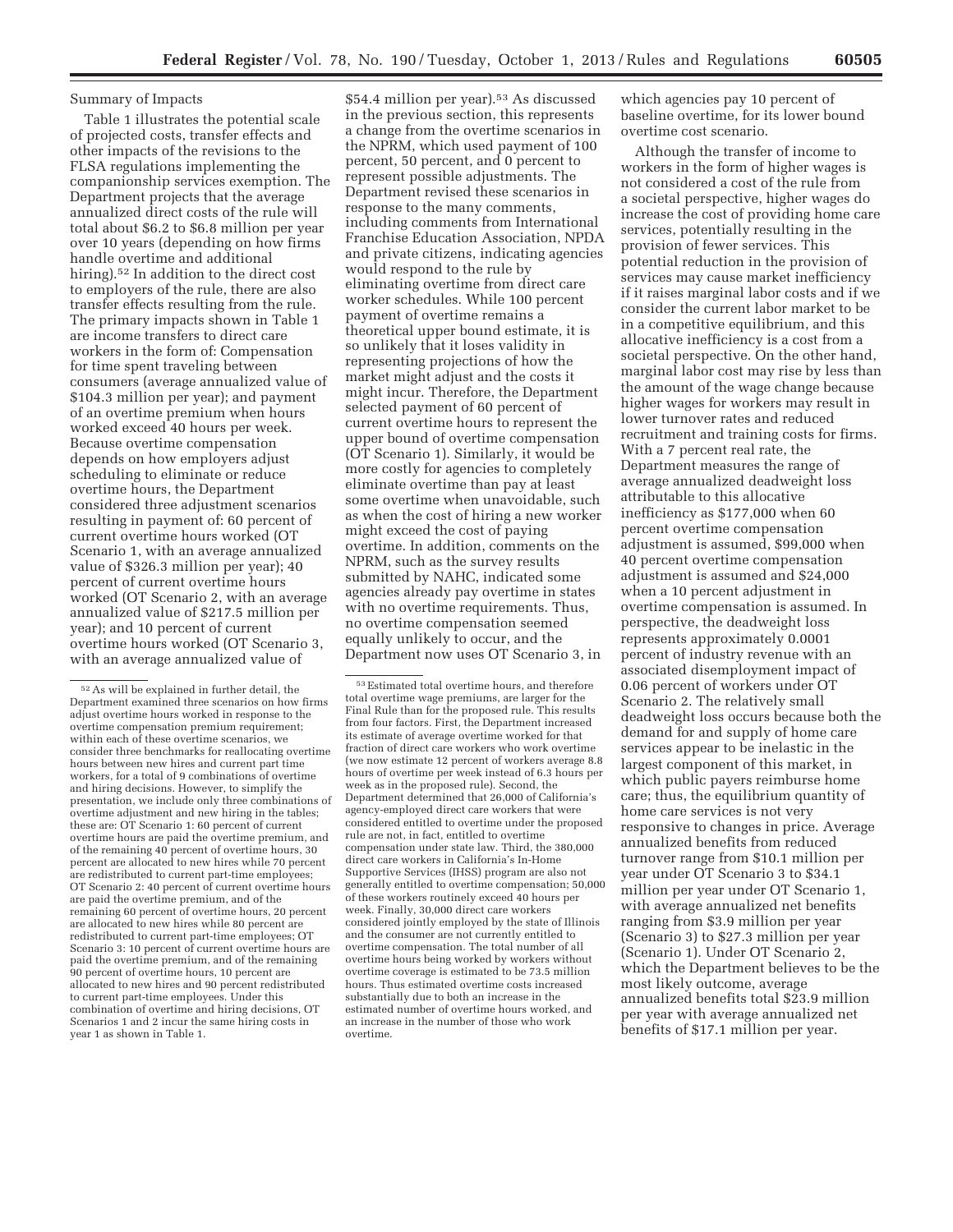Summary of Impacts

Table 1 illustrates the potential scale of projected costs, transfer effects and other impacts of the revisions to the FLSA regulations implementing the companionship services exemption. The Department projects that the average annualized direct costs of the rule will total about $6.2 to $6.8 million per year over 10 years (depending on how firms handle overtime and additional hiring).[52] In addition to the direct cost to employers of the rule, there are also transfer effects resulting from the rule. The primary impacts shown in Table 1 are income transfers to direct care workers in the form of: Compensation for time spent traveling between consumers (average annualized value of $104.3 million per year); and payment of an overtime premium when hours worked exceed 40 hours per week. Because overtime compensation depends on how employers adjust scheduling to eliminate or reduce overtime hours, the Department considered three adjustment scenarios resulting in payment of: 60 percent of current overtime hours worked (OT Scenario 1, with an average annualized value of $326.3 million per year); 40 percent of current overtime hours worked (OT Scenario 2, with an average annualized value of $217.5 million per year); and 10 percent of current overtime hours worked (OT Scenario 3, with an average annualized value of $54.4 million per year).[53] As discussed in the previous section, this represents a change from the overtime scenarios in the NPRM, which used payment of 100 percent, 50 percent, and 0 percent to represent possible adjustments. The Department revised these scenarios in response to the many comments, including comments from International Franchise Education Association, NPDA and private citizens, indicating agencies would respond to the rule by eliminating overtime from direct care worker schedules. While 100 percent payment of overtime remains a theoretical upper bound estimate, it is so unlikely that it loses validity in representing projections of how the market might adjust and the costs it might incur. Therefore, the Department selected payment of 60 percent of current overtime hours to represent the upper bound of overtime compensation (OT Scenario 1). Similarly, it would be more costly for agencies to completely eliminate overtime than pay at least some overtime when unavoidable, such as when the cost of hiring a new worker might exceed the cost of paying overtime. In addition, comments on the NPRM, such as the survey results submitted by NAHC, indicated some agencies already pay overtime in states with no overtime requirements. Thus, no overtime compensation seemed equally unlikely to occur, and the Department now uses OT Scenario 3, in which agencies pay 10 percent of baseline overtime, for its lower bound overtime cost scenario.

Although the transfer of income to workers in the form of higher wages is not considered a cost of the rule from a societal perspective, higher wages do increase the cost of providing home care services, potentially resulting in the provision of fewer services. This potential reduction in the provision of services may cause market inefficiency if it raises marginal labor costs and if we consider the current labor market to be in a competitive equilibrium, and this allocative inefficiency is a cost from a societal perspective. On the other hand, marginal labor cost may rise by less than the amount of the wage change because higher wages for workers may result in lower turnover rates and reduced recruitment and training costs for firms. With a 7 percent real rate, the Department measures the range of average annualized deadweight loss attributable to this allocative inefficiency as $177,000 when 60 percent overtime compensation adjustment is assumed, $99,000 when 40 percent overtime compensation adjustment is assumed and $24,000 when a 10 percent adjustment in overtime compensation is assumed. In perspective, the deadweight loss represents approximately 0.0001 percent of industry revenue with an associated disemployment impact of 0.06 percent of workers under OT Scenario 2. The relatively small deadweight loss occurs because both the demand for and supply of home care services appear to be inelastic in the largest component of this market, in which public payers reimburse home care; thus, the equilibrium quantity of home care services is not very responsive to changes in price. Average annualized benefits from reduced turnover range from $10.1 million per year under OT Scenario 3 to $34.1 million per year under OT Scenario 1, with average annualized net benefits ranging from $3.9 million per year (Scenario 3) to $27.3 million per year (Scenario 1). Under OT Scenario 2, which the Department believes to be the most likely outcome, average annualized benefits total $23.9 million per year with average annualized net benefits of $17.1 million per year.

---

[52] As will be explained in further detail, the Department examined three scenarios on how firms adjust overtime hours worked in response to the overtime compensation premium requirement; within each of these overtime scenarios, we consider three benchmarks for reallocating overtime hours between new hires and current part time workers, for a total of 9 combinations of overtime and hiring decisions. However, to simplify the presentation, we include only three combinations of overtime adjustment and new hiring in the tables; these are: OT Scenario 1: 60 percent of current overtime hours are paid the overtime premium, and of the remaining 40 percent of overtime hours, 30 percent are allocated to new hires while 70 percent are redistributed to current part-time employees; OT Scenario 2: 40 percent of current overtime hours are paid the overtime premium, and of the remaining 60 percent of overtime hours, 20 percent are allocated to new hires while 80 percent are redistributed to current part-time employees; OT Scenario 3: 10 percent of current overtime hours are paid the overtime premium, and of the remaining 90 percent of overtime hours, 10 percent are allocated to new hires and 90 percent redistributed to current part-time employees. Under this combination of overtime and hiring decisions, OT Scenarios 1 and 2 incur the same hiring costs in year 1 as shown in Table 1.

[53] Estimated total overtime hours, and therefore total overtime wage premiums, are larger for the Final Rule than for the proposed rule. This results from four factors. First, the Department increased its estimate of average overtime worked for that fraction of direct care workers who work overtime (we now estimate 12 percent of workers average 8.8 hours of overtime per week instead of 6.3 hours per week as in the proposed rule). Second, the Department determined that 26,000 of California's agency-employed direct care workers that were considered entitled to overtime under the proposed rule are not, in fact, entitled to overtime compensation under state law. Third, the 380,000 direct care workers in California's In-Home Supportive Services (IHSS) program are also not generally entitled to overtime compensation; 50,000 of these workers routinely exceed 40 hours per week. Finally, 30,000 direct care workers considered jointly employed by the state of Illinois and the consumer are not currently entitled to overtime compensation. The total number of all overtime hours being worked by workers without overtime coverage is estimated to be 73.5 million hours. Thus estimated overtime costs increased substantially due to both an increase in the estimated number of overtime hours worked, and an increase in the number of those who work overtime.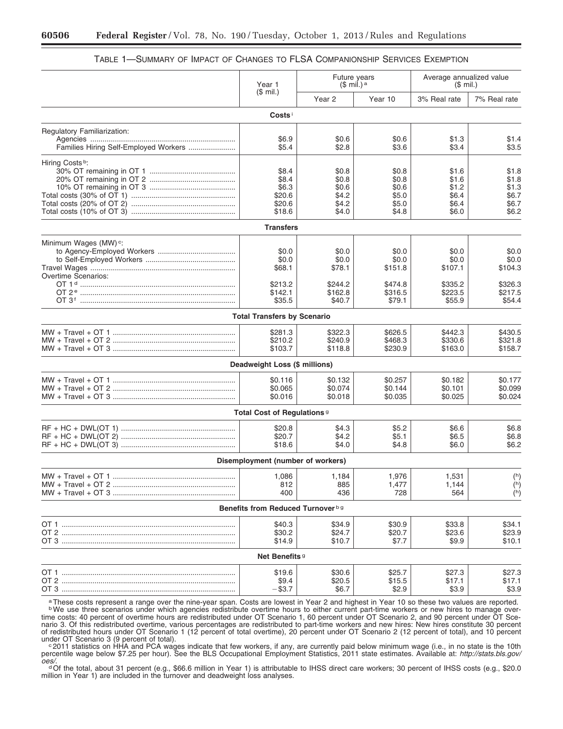TABLE 1—SUMMARY OF IMPACT OF CHANGES TO FLSA COMPANIONSHIP SERVICES EXEMPTION

| | Year 1 ($ mil.) | Future years ($ mil.)[a] | | Average annualized value ($ mil.) | |
|---|---|---|---|---|---|
| | | Year 2 | Year 10 | 3% Real rate | 7% Real rate |
| **Costs**[i] | | | | | |
| Regulatory Familiarization: | | | | | |
| Agencies | $6.9 | $0.6 | $0.6 | $1.3 | $1.4 |
| Families Hiring Self-Employed Workers | $5.4 | $2.8 | $3.6 | $3.4 | $3.5 |
| Hiring Costs[b]: | | | | | |
| 30% OT remaining in OT 1 | $8.4 | $0.8 | $0.8 | $1.6 | $1.8 |
| 20% OT remaining in OT 2 | $8.4 | $0.8 | $0.8 | $1.6 | $1.8 |
| 10% OT remaining in OT 3 | $6.3 | $0.6 | $0.6 | $1.2 | $1.3 |
| Total costs (30% of OT 1) | $20.6 | $4.2 | $5.0 | $6.4 | $6.7 |
| Total costs (20% of OT 2) | $20.6 | $4.2 | $5.0 | $6.4 | $6.7 |
| Total costs (10% of OT 3) | $18.6 | $4.0 | $4.8 | $6.0 | $6.2 |
| **Transfers** | | | | | |
| Minimum Wages (MW)[c]: | | | | | |
| to Agency-Employed Workers | $0.0 | $0.0 | $0.0 | $0.0 | $0.0 |
| to Self-Employed Workers | $0.0 | $0.0 | $0.0 | $0.0 | $0.0 |
| Travel Wages | $68.1 | $78.1 | $151.8 | $107.1 | $104.3 |
| Overtime Scenarios: | | | | | |
| OT 1[d] | $213.2 | $244.2 | $474.8 | $335.2 | $326.3 |
| OT 2[e] | $142.1 | $162.8 | $316.5 | $223.5 | $217.5 |
| OT 3[f] | $35.5 | $40.7 | $79.1 | $55.9 | $54.4 |
| **Total Transfers by Scenario** | | | | | |
| MW + Travel + OT 1 | $281.3 | $322.3 | $626.5 | $442.3 | $430.5 |
| MW + Travel + OT 2 | $210.2 | $240.9 | $468.3 | $330.6 | $321.8 |
| MW + Travel + OT 3 | $103.7 | $118.8 | $230.9 | $163.0 | $158.7 |
| **Deadweight Loss ($ millions)** | | | | | |
| MW + Travel + OT 1 | $0.116 | $0.132 | $0.257 | $0.182 | $0.177 |
| MW + Travel + OT 2 | $0.065 | $0.074 | $0.144 | $0.101 | $0.099 |
| MW + Travel + OT 3 | $0.016 | $0.018 | $0.035 | $0.025 | $0.024 |
| **Total Cost of Regulations**[g] | | | | | |
| RF + HC + DWL(OT 1) | $20.8 | $4.3 | $5.2 | $6.6 | $6.8 |
| RF + HC + DWL(OT 2) | $20.7 | $4.2 | $5.1 | $6.5 | $6.8 |
| RF + HC + DWL(OT 3) | $18.6 | $4.0 | $4.8 | $6.0 | $6.2 |
| **Disemployment (number of workers)** | | | | | |
| MW + Travel + OT 1 | 1,086 | 1,184 | 1,976 | 1,531 | ([h]) |
| MW + Travel + OT 2 | 812 | 885 | 1,477 | 1,144 | ([h]) |
| MW + Travel + OT 3 | 400 | 436 | 728 | 564 | ([h]) |
| **Benefits from Reduced Turnover**[b g] | | | | | |
| OT 1 | $40.3 | $34.9 | $30.9 | $33.8 | $34.1 |
| OT 2 | $30.2 | $24.7 | $20.7 | $23.6 | $23.9 |
| OT 3 | $14.9 | $10.7 | $7.7 | $9.9 | $10.1 |
| **Net Benefits**[g] | | | | | |
| OT 1 | $19.6 | $30.6 | $25.7 | $27.3 | $27.3 |
| OT 2 | $9.4 | $20.5 | $15.5 | $17.1 | $17.1 |
| OT 3 | −$3.7 | $6.7 | $2.9 | $3.9 | $3.9 |

[a] These costs represent a range over the nine-year span. Costs are lowest in Year 2 and highest in Year 10 so these two values are reported.

[b] We use three scenarios under which agencies redistribute overtime hours to either current part-time workers or new hires to manage overtime costs: 40 percent of overtime hours are redistributed under OT Scenario 1, 60 percent under OT Scenario 2, and 90 percent under OT Scenario 3. Of this redistributed overtime, various percentages are redistributed to part-time workers and new hires: New hires constitute 30 percent of redistributed hours under OT Scenario 1 (12 percent of total overtime), 20 percent under OT Scenario 2 (12 percent of total), and 10 percent under OT Scenario 3 (9 percent of total).

[c] 2011 statistics on HHA and PCA wages indicate that few workers, if any, are currently paid below minimum wage (i.e., in no state is the 10th percentile wage below $7.25 per hour). See the BLS Occupational Employment Statistics, 2011 state estimates. Available at: *http://stats.bls.gov/oes/*.

[d] Of the total, about 31 percent (e.g., $66.6 million in Year 1) is attributable to IHSS direct care workers; 30 percent of IHSS costs (e.g., $20.0 million in Year 1) are included in the turnover and deadweight loss analyses.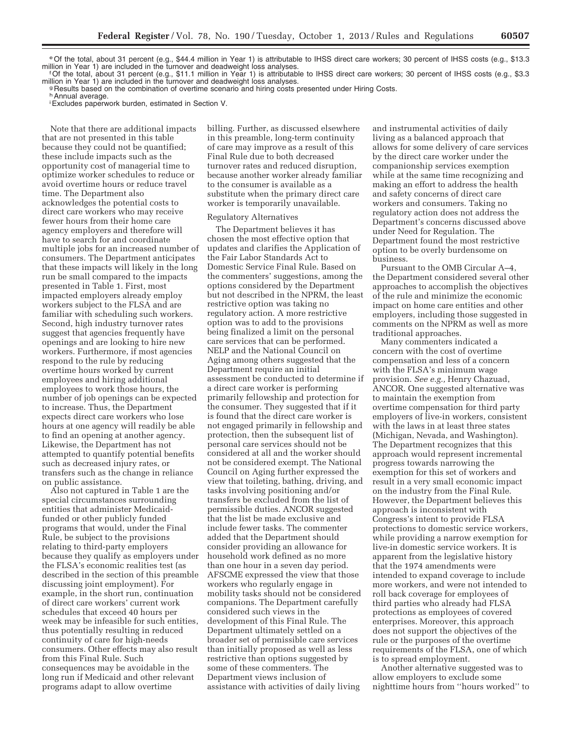[e] Of the total, about 31 percent (e.g., $44.4 million in Year 1) is attributable to IHSS direct care workers; 30 percent of IHSS costs (e.g., $13.3 million in Year 1) are included in the turnover and deadweight loss analyses.

[f] Of the total, about 31 percent (e.g., $11.1 million in Year 1) is attributable to IHSS direct care workers; 30 percent of IHSS costs (e.g., $3.3 million in Year 1) are included in the turnover and deadweight loss analyses.

[g] Results based on the combination of overtime scenario and hiring costs presented under Hiring Costs.

[h] Annual average.

[i] Excludes paperwork burden, estimated in Section V.

Note that there are additional impacts that are not presented in this table because they could not be quantified; these include impacts such as the opportunity cost of managerial time to optimize worker schedules to reduce or avoid overtime hours or reduce travel time. The Department also acknowledges the potential costs to direct care workers who may receive fewer hours from their home care agency employers and therefore will have to search for and coordinate multiple jobs for an increased number of consumers. The Department anticipates that these impacts will likely in the long run be small compared to the impacts presented in Table 1. First, most impacted employers already employ workers subject to the FLSA and are familiar with scheduling such workers. Second, high industry turnover rates suggest that agencies frequently have openings and are looking to hire new workers. Furthermore, if most agencies respond to the rule by reducing overtime hours worked by current employees and hiring additional employees to work those hours, the number of job openings can be expected to increase. Thus, the Department expects direct care workers who lose hours at one agency will readily be able to find an opening at another agency. Likewise, the Department has not attempted to quantify potential benefits such as decreased injury rates, or transfers such as the change in reliance on public assistance.

Also not captured in Table 1 are the special circumstances surrounding entities that administer Medicaid-funded or other publicly funded programs that would, under the Final Rule, be subject to the provisions relating to third-party employers because they qualify as employers under the FLSA's economic realities test (as described in the section of this preamble discussing joint employment). For example, in the short run, continuation of direct care workers' current work schedules that exceed 40 hours per week may be infeasible for such entities, thus potentially resulting in reduced continuity of care for high-needs consumers. Other effects may also result from this Final Rule. Such consequences may be avoidable in the long run if Medicaid and other relevant programs adapt to allow overtime billing. Further, as discussed elsewhere in this preamble, long-term continuity of care may improve as a result of this Final Rule due to both decreased turnover rates and reduced disruption, because another worker already familiar to the consumer is available as a substitute when the primary direct care worker is temporarily unavailable.

Regulatory Alternatives

The Department believes it has chosen the most effective option that updates and clarifies the Application of the Fair Labor Standards Act to Domestic Service Final Rule. Based on the commenters' suggestions, among the options considered by the Department but not described in the NPRM, the least restrictive option was taking no regulatory action. A more restrictive option was to add to the provisions being finalized a limit on the personal care services that can be performed. NELP and the National Council on Aging among others suggested that the Department require an initial assessment be conducted to determine if a direct care worker is performing primarily fellowship and protection for the consumer. They suggested that if it is found that the direct care worker is not engaged primarily in fellowship and protection, then the subsequent list of personal care services should not be considered at all and the worker should not be considered exempt. The National Council on Aging further expressed the view that toileting, bathing, driving, and tasks involving positioning and/or transfers be excluded from the list of permissible duties. ANCOR suggested that the list be made exclusive and include fewer tasks. The commenter added that the Department should consider providing an allowance for household work defined as no more than one hour in a seven day period. AFSCME expressed the view that those workers who regularly engage in mobility tasks should not be considered companions. The Department carefully considered such views in the development of this Final Rule. The Department ultimately settled on a broader set of permissible care services than initially proposed as well as less restrictive than options suggested by some of these commenters. The Department views inclusion of assistance with activities of daily living and instrumental activities of daily living as a balanced approach that allows for some delivery of care services by the direct care worker under the companionship services exemption while at the same time recognizing and making an effort to address the health and safety concerns of direct care workers and consumers. Taking no regulatory action does not address the Department's concerns discussed above under Need for Regulation. The Department found the most restrictive option to be overly burdensome on business.

Pursuant to the OMB Circular A–4, the Department considered several other approaches to accomplish the objectives of the rule and minimize the economic impact on home care entities and other employers, including those suggested in comments on the NPRM as well as more traditional approaches.

Many commenters indicated a concern with the cost of overtime compensation and less of a concern with the FLSA's minimum wage provision. *See e.g.,* Henry Chazuad, ANCOR. One suggested alternative was to maintain the exemption from overtime compensation for third party employers of live-in workers, consistent with the laws in at least three states (Michigan, Nevada, and Washington). The Department recognizes that this approach would represent incremental progress towards narrowing the exemption for this set of workers and result in a very small economic impact on the industry from the Final Rule. However, the Department believes this approach is inconsistent with Congress's intent to provide FLSA protections to domestic service workers, while providing a narrow exemption for live-in domestic service workers. It is apparent from the legislative history that the 1974 amendments were intended to expand coverage to include more workers, and were not intended to roll back coverage for employees of third parties who already had FLSA protections as employees of covered enterprises. Moreover, this approach does not support the objectives of the rule or the purposes of the overtime requirements of the FLSA, one of which is to spread employment.

Another alternative suggested was to allow employers to exclude some nighttime hours from "hours worked" to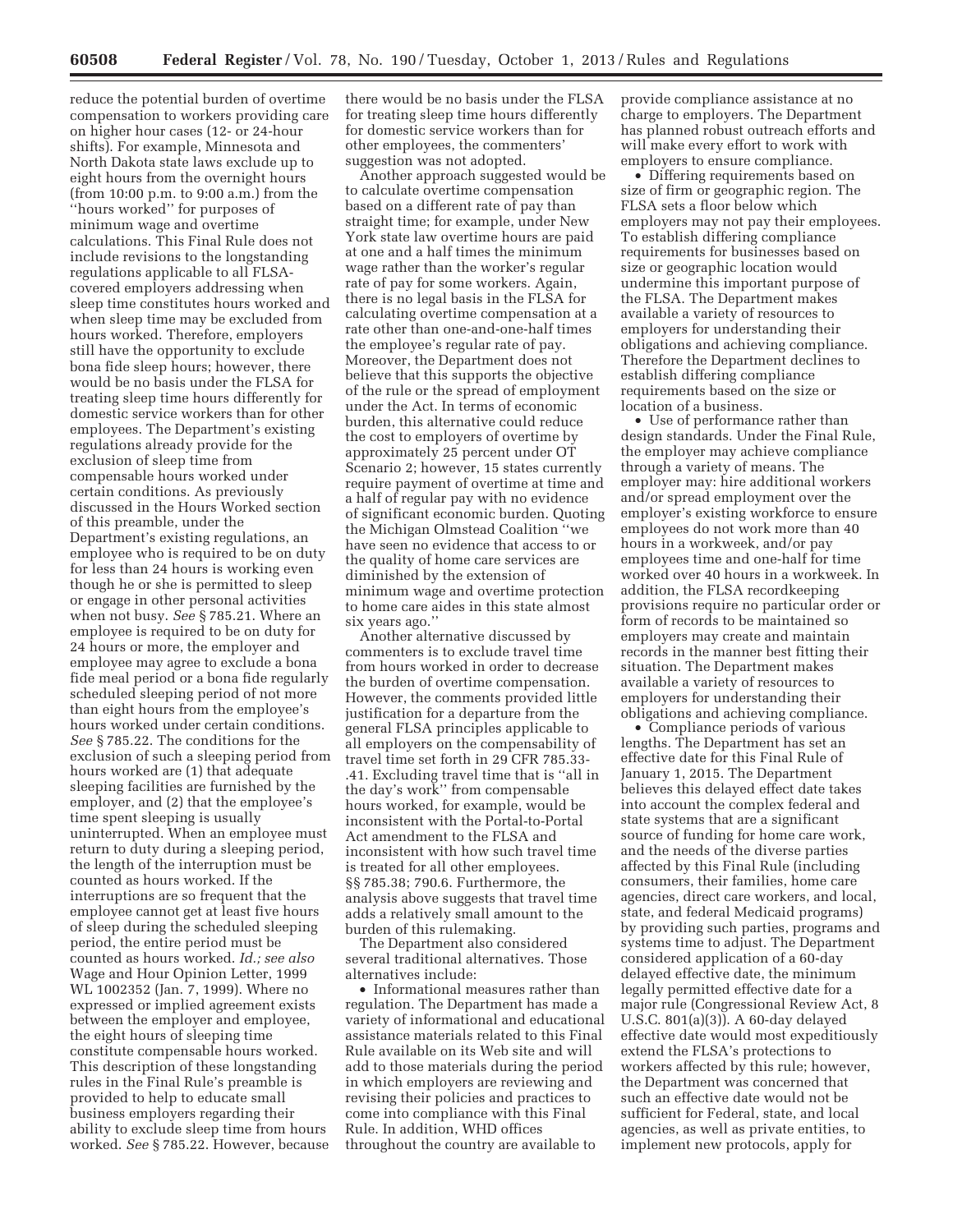reduce the potential burden of overtime compensation to workers providing care on higher hour cases (12- or 24-hour shifts). For example, Minnesota and North Dakota state laws exclude up to eight hours from the overnight hours (from 10:00 p.m. to 9:00 a.m.) from the ''hours worked'' for purposes of minimum wage and overtime calculations. This Final Rule does not include revisions to the longstanding regulations applicable to all FLSA-covered employers addressing when sleep time constitutes hours worked and when sleep time may be excluded from hours worked. Therefore, employers still have the opportunity to exclude bona fide sleep hours; however, there would be no basis under the FLSA for treating sleep time hours differently for domestic service workers than for other employees. The Department's existing regulations already provide for the exclusion of sleep time from compensable hours worked under certain conditions. As previously discussed in the Hours Worked section of this preamble, under the Department's existing regulations, an employee who is required to be on duty for less than 24 hours is working even though he or she is permitted to sleep or engage in other personal activities when not busy. *See* § 785.21. Where an employee is required to be on duty for 24 hours or more, the employer and employee may agree to exclude a bona fide meal period or a bona fide regularly scheduled sleeping period of not more than eight hours from the employee's hours worked under certain conditions. *See* § 785.22. The conditions for the exclusion of such a sleeping period from hours worked are (1) that adequate sleeping facilities are furnished by the employer, and (2) that the employee's time spent sleeping is usually uninterrupted. When an employee must return to duty during a sleeping period, the length of the interruption must be counted as hours worked. If the interruptions are so frequent that the employee cannot get at least five hours of sleep during the scheduled sleeping period, the entire period must be counted as hours worked. *Id.; see also* Wage and Hour Opinion Letter, 1999 WL 1002352 (Jan. 7, 1999). Where no expressed or implied agreement exists between the employer and employee, the eight hours of sleeping time constitute compensable hours worked. This description of these longstanding rules in the Final Rule's preamble is provided to help to educate small business employers regarding their ability to exclude sleep time from hours worked. *See* § 785.22. However, because there would be no basis under the FLSA for treating sleep time hours differently for domestic service workers than for other employees, the commenters' suggestion was not adopted.

Another approach suggested would be to calculate overtime compensation based on a different rate of pay than straight time; for example, under New York state law overtime hours are paid at one and a half times the minimum wage rather than the worker's regular rate of pay for some workers. Again, there is no legal basis in the FLSA for calculating overtime compensation at a rate other than one-and-one-half times the employee's regular rate of pay. Moreover, the Department does not believe that this supports the objective of the rule or the spread of employment under the Act. In terms of economic burden, this alternative could reduce the cost to employers of overtime by approximately 25 percent under OT Scenario 2; however, 15 states currently require payment of overtime at time and a half of regular pay with no evidence of significant economic burden. Quoting the Michigan Olmstead Coalition ''we have seen no evidence that access to or the quality of home care services are diminished by the extension of minimum wage and overtime protection to home care aides in this state almost six years ago.''

Another alternative discussed by commenters is to exclude travel time from hours worked in order to decrease the burden of overtime compensation. However, the comments provided little justification for a departure from the general FLSA principles applicable to all employers on the compensability of travel time set forth in 29 CFR 785.33-.41. Excluding travel time that is ''all in the day's work'' from compensable hours worked, for example, would be inconsistent with the Portal-to-Portal Act amendment to the FLSA and inconsistent with how such travel time is treated for all other employees. §§ 785.38; 790.6. Furthermore, the analysis above suggests that travel time adds a relatively small amount to the burden of this rulemaking.

The Department also considered several traditional alternatives. Those alternatives include:

- Informational measures rather than regulation. The Department has made a variety of informational and educational assistance materials related to this Final Rule available on its Web site and will add to those materials during the period in which employers are reviewing and revising their policies and practices to come into compliance with this Final Rule. In addition, WHD offices throughout the country are available to provide compliance assistance at no charge to employers. The Department has planned robust outreach efforts and will make every effort to work with employers to ensure compliance.
- Differing requirements based on size of firm or geographic region. The FLSA sets a floor below which employers may not pay their employees. To establish differing compliance requirements for businesses based on size or geographic location would undermine this important purpose of the FLSA. The Department makes available a variety of resources to employers for understanding their obligations and achieving compliance. Therefore the Department declines to establish differing compliance requirements based on the size or location of a business.
- Use of performance rather than design standards. Under the Final Rule, the employer may achieve compliance through a variety of means. The employer may: hire additional workers and/or spread employment over the employer's existing workforce to ensure employees do not work more than 40 hours in a workweek, and/or pay employees time and one-half for time worked over 40 hours in a workweek. In addition, the FLSA recordkeeping provisions require no particular order or form of records to be maintained so employers may create and maintain records in the manner best fitting their situation. The Department makes available a variety of resources to employers for understanding their obligations and achieving compliance.
- Compliance periods of various lengths. The Department has set an effective date for this Final Rule of January 1, 2015. The Department believes this delayed effect date takes into account the complex federal and state systems that are a significant source of funding for home care work, and the needs of the diverse parties affected by this Final Rule (including consumers, their families, home care agencies, direct care workers, and local, state, and federal Medicaid programs) by providing such parties, programs and systems time to adjust. The Department considered application of a 60-day delayed effective date, the minimum legally permitted effective date for a major rule (Congressional Review Act, 8 U.S.C. 801(a)(3)). A 60-day delayed effective date would most expeditiously extend the FLSA's protections to workers affected by this rule; however, the Department was concerned that such an effective date would not be sufficient for Federal, state, and local agencies, as well as private entities, to implement new protocols, apply for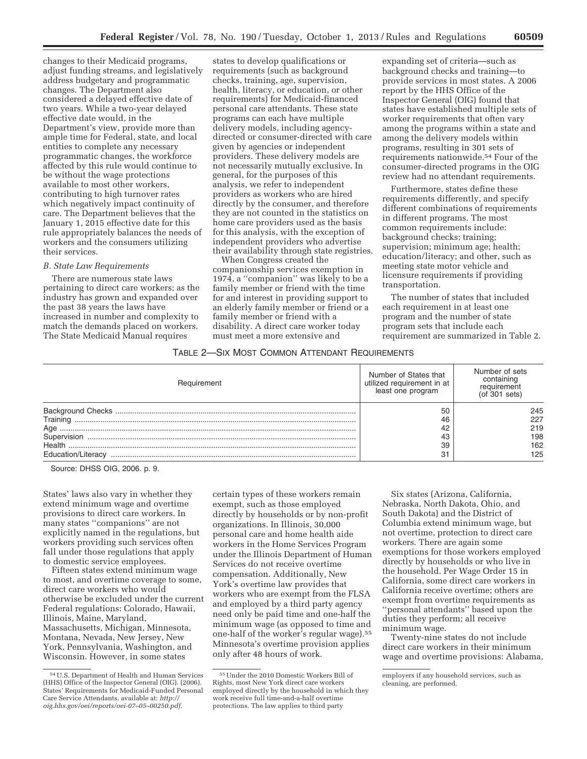changes to their Medicaid programs, adjust funding streams, and legislatively address budgetary and programmatic changes. The Department also considered a delayed effective date of two years. While a two-year delayed effective date would, in the Department's view, provide more than ample time for Federal, state, and local entities to complete any necessary programmatic changes, the workforce affected by this rule would continue to be without the wage protections available to most other workers, contributing to high turnover rates which negatively impact continuity of care. The Department believes that the January 1, 2015 effective date for this rule appropriately balances the needs of workers and the consumers utilizing their services.

### *B. State Law Requirements*

There are numerous state laws pertaining to direct care workers; as the industry has grown and expanded over the past 38 years the laws have increased in number and complexity to match the demands placed on workers. The State Medicaid Manual requires states to develop qualifications or requirements (such as background checks, training, age, supervision, health, literacy, or education, or other requirements) for Medicaid-financed personal care attendants. These state programs can each have multiple delivery models, including agency-directed or consumer-directed with care given by agencies or independent providers. These delivery models are not necessarily mutually exclusive. In general, for the purposes of this analysis, we refer to independent providers as workers who are hired directly by the consumer, and therefore they are not counted in the statistics on home care providers used as the basis for this analysis, with the exception of independent providers who advertise their availability through state registries.

When Congress created the companionship services exemption in 1974, a ''companion'' was likely to be a family member or friend with the time for and interest in providing support to an elderly family member or friend or a family member or friend with a disability. A direct care worker today must meet a more extensive and expanding set of criteria—such as background checks and training—to provide services in most states. A 2006 report by the HHS Office of the Inspector General (OIG) found that states have established multiple sets of worker requirements that often vary among the programs within a state and among the delivery models within programs, resulting in 301 sets of requirements nationwide.[54] Four of the consumer-directed programs in the OIG review had no attendant requirements.

Furthermore, states define these requirements differently, and specify different combinations of requirements in different programs. The most common requirements include: background checks; training; supervision; minimum age; health; education/literacy; and other, such as meeting state motor vehicle and licensure requirements if providing transportation.

The number of states that included each requirement in at least one program and the number of state program sets that include each requirement are summarized in Table 2.

TABLE 2—SIX MOST COMMON ATTENDANT REQUIREMENTS

| Requirement | Number of States that utilized requirement in at least one program | Number of sets containing requirement (of 301 sets) |
|---|---|---|
| Background Checks | 50 | 245 |
| Training | 46 | 227 |
| Age | 42 | 219 |
| Supervision | 43 | 198 |
| Health | 39 | 162 |
| Education/Literacy | 31 | 125 |

Source: DHSS OIG, 2006. p. 9.

States' laws also vary in whether they extend minimum wage and overtime provisions to direct care workers. In many states ''companions'' are not explicitly named in the regulations, but workers providing such services often fall under those regulations that apply to domestic service employees.

Fifteen states extend minimum wage to most, and overtime coverage to some, direct care workers who would otherwise be excluded under the current Federal regulations: Colorado, Hawaii, Illinois, Maine, Maryland, Massachusetts, Michigan, Minnesota, Montana, Nevada, New Jersey, New York, Pennsylvania, Washington, and Wisconsin. However, in some states certain types of these workers remain exempt, such as those employed directly by households or by non-profit organizations. In Illinois, 30,000 personal care and home health aide workers in the Home Services Program under the Illinois Department of Human Services do not receive overtime compensation. Additionally, New York's overtime law provides that workers who are exempt from the FLSA and employed by a third party agency need only be paid time and one-half the minimum wage (as opposed to time and one-half of the worker's regular wage).[55] Minnesota's overtime provision applies only after 48 hours of work.

Six states (Arizona, California, Nebraska, North Dakota, Ohio, and South Dakota) and the District of Columbia extend minimum wage, but not overtime, protection to direct care workers. There are again some exemptions for those workers employed directly by households or who live in the household. Per Wage Order 15 in California, some direct care workers in California receive overtime; others are exempt from overtime requirements as ''personal attendants'' based upon the duties they perform; all receive minimum wage.

Twenty-nine states do not include direct care workers in their minimum wage and overtime provisions: Alabama,

---

[54] U.S. Department of Health and Human Services (HHS) Office of the Inspector General (OIG). (2006). States' Requirements for Medicaid-Funded Personal Care Service Attendants, available at: *http://oig.hhs.gov/oei/reports/oei-07-05-00250.pdf*.

[55] Under the 2010 Domestic Workers Bill of Rights, most New York direct care workers employed directly by the household in which they work receive full time-and-a-half overtime protections. The law applies to third party employers if any household services, such as cleaning, are performed.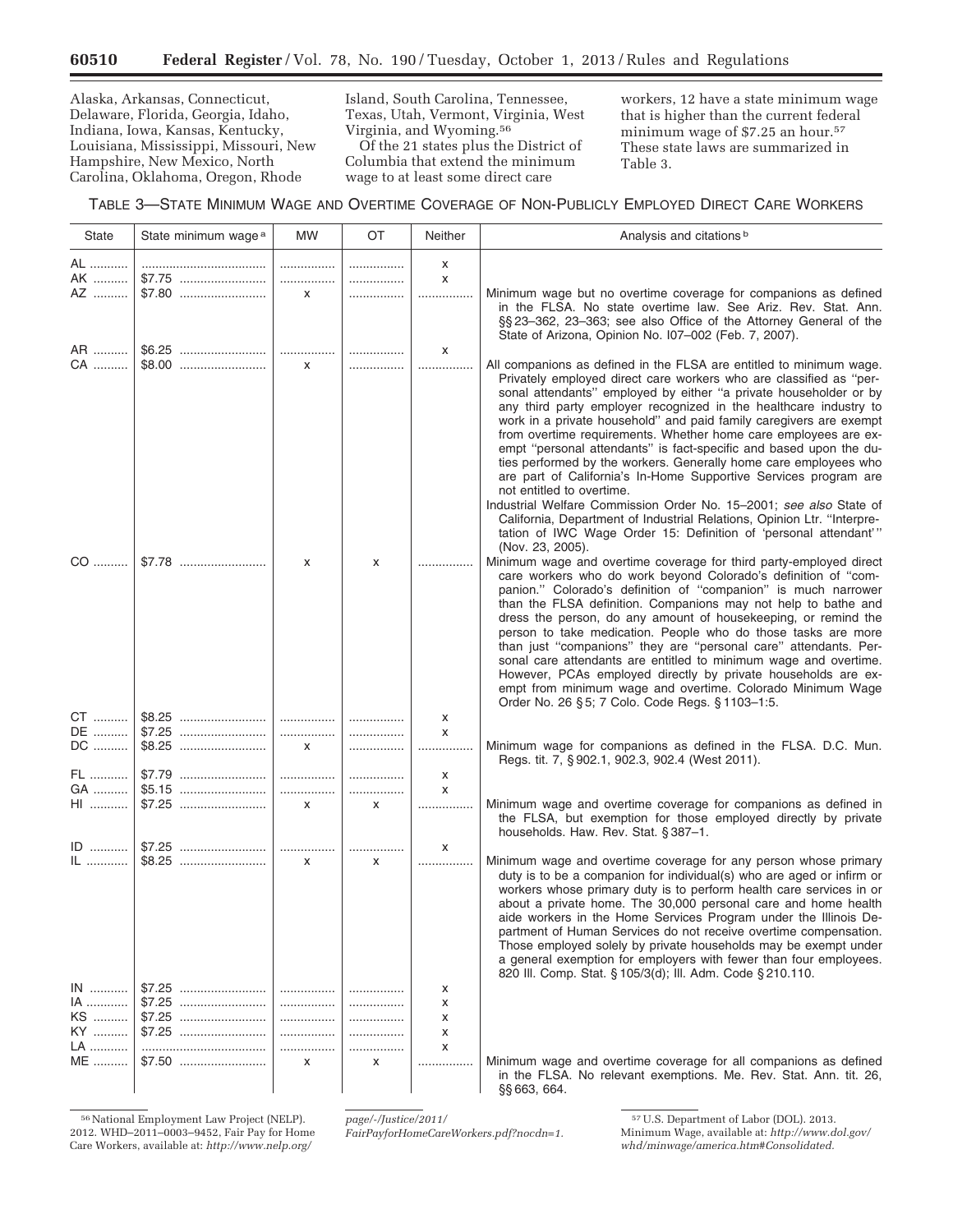Alaska, Arkansas, Connecticut, Delaware, Florida, Georgia, Idaho, Indiana, Iowa, Kansas, Kentucky, Louisiana, Mississippi, Missouri, New Hampshire, New Mexico, North Carolina, Oklahoma, Oregon, Rhode Island, South Carolina, Tennessee, Texas, Utah, Vermont, Virginia, West Virginia, and Wyoming.[56]

Of the 21 states plus the District of Columbia that extend the minimum wage to at least some direct care workers, 12 have a state minimum wage that is higher than the current federal minimum wage of $7.25 an hour.[57] These state laws are summarized in Table 3.

TABLE 3—STATE MINIMUM WAGE AND OVERTIME COVERAGE OF NON-PUBLICLY EMPLOYED DIRECT CARE WORKERS

| State | State minimum wage [a] | MW | OT | Neither | Analysis and citations [b] |
|---|---|---|---|---|---|
| AL | | | | x | |
| AK | $7.75 | | | x | |
| AZ | $7.80 | x | | | Minimum wage but no overtime coverage for companions as defined in the FLSA. No state overtime law. See Ariz. Rev. Stat. Ann. §§ 23–362, 23–363; see also Office of the Attorney General of the State of Arizona, Opinion No. I07–002 (Feb. 7, 2007). |
| AR | $6.25 | | | x | |
| CA | $8.00 | x | | | All companions as defined in the FLSA are entitled to minimum wage. Privately employed direct care workers who are classified as ''personal attendants'' employed by either ''a private householder or by any third party employer recognized in the healthcare industry to work in a private household'' and paid family caregivers are exempt from overtime requirements. Whether home care employees are exempt ''personal attendants'' is fact-specific and based upon the duties performed by the workers. Generally home care employees who are part of California's In-Home Supportive Services program are not entitled to overtime. Industrial Welfare Commission Order No. 15–2001; *see also* State of California, Department of Industrial Relations, Opinion Ltr. ''Interpretation of IWC Wage Order 15: Definition of 'personal attendant' '' (Nov. 23, 2005). |
| CO | $7.78 | x | x | | Minimum wage and overtime coverage for third party-employed direct care workers who do work beyond Colorado's definition of ''companion.'' Colorado's definition of ''companion'' is much narrower than the FLSA definition. Companions may not help to bathe and dress the person, do any amount of housekeeping, or remind the person to take medication. People who do those tasks are more than just ''companions'' they are ''personal care'' attendants. Personal care attendants are entitled to minimum wage and overtime. However, PCAs employed directly by private households are exempt from minimum wage and overtime. Colorado Minimum Wage Order No. 26 § 5; 7 Colo. Code Regs. § 1103–1:5. |
| CT | $8.25 | | | x | |
| DE | $7.25 | | | x | |
| DC | $8.25 | x | | | Minimum wage for companions as defined in the FLSA. D.C. Mun. Regs. tit. 7, § 902.1, 902.3, 902.4 (West 2011). |
| FL | $7.79 | | | x | |
| GA | $5.15 | | | x | |
| HI | $7.25 | x | x | | Minimum wage and overtime coverage for companions as defined in the FLSA, but exemption for those employed directly by private households. Haw. Rev. Stat. § 387–1. |
| ID | $7.25 | | | x | |
| IL | $8.25 | x | x | | Minimum wage and overtime coverage for any person whose primary duty is to be a companion for individual(s) who are aged or infirm or workers whose primary duty is to perform health care services in or about a private home. The 30,000 personal care and home health aide workers in the Home Services Program under the Illinois Department of Human Services do not receive overtime compensation. Those employed solely by private households may be exempt under a general exemption for employers with fewer than four employees. 820 Ill. Comp. Stat. § 105/3(d); Ill. Adm. Code § 210.110. |
| IN | $7.25 | | | x | |
| IA | $7.25 | | | x | |
| KS | $7.25 | | | x | |
| KY | $7.25 | | | x | |
| LA | | | | x | |
| ME | $7.50 | x | x | | Minimum wage and overtime coverage for all companions as defined in the FLSA. No relevant exemptions. Me. Rev. Stat. Ann. tit. 26, §§ 663, 664. |

[56] National Employment Law Project (NELP). 2012. WHD–2011–0003–9452, Fair Pay for Home Care Workers, available at: *http://www.nelp.org/page/-/Justice/2011/FairPayforHomeCareWorkers.pdf?nocdn=1.*

[57] U.S. Department of Labor (DOL). 2013. Minimum Wage, available at: *http://www.dol.gov/whd/minwage/america.htm#Consolidated.*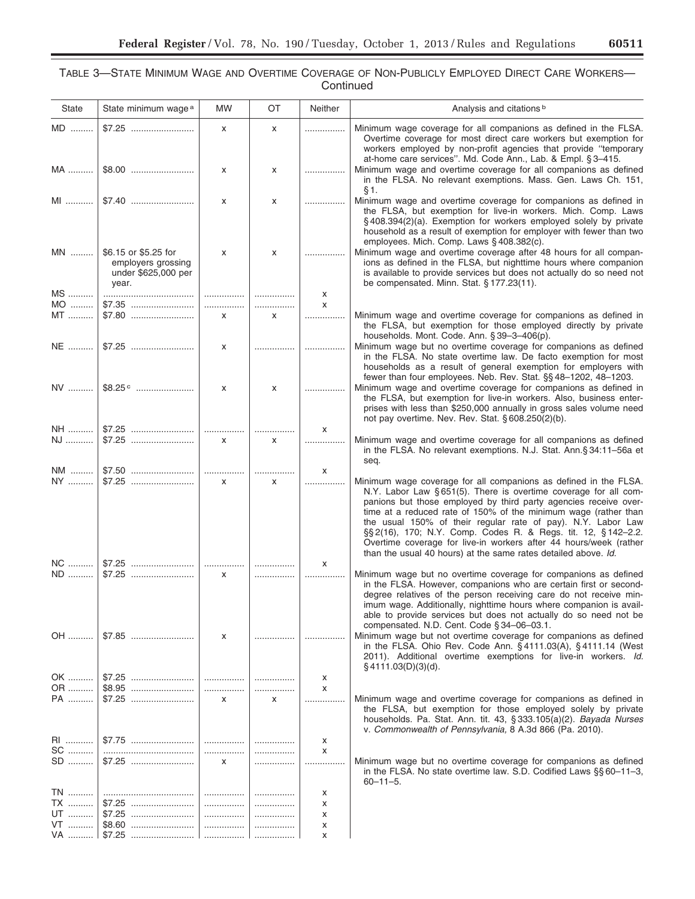TABLE 3—STATE MINIMUM WAGE AND OVERTIME COVERAGE OF NON-PUBLICLY EMPLOYED DIRECT CARE WORKERS—Continued

| State | State minimum wage [a] | MW | OT | Neither | Analysis and citations [b] |
|---|---|---|---|---|---|
| MD | $7.25 | x | x | | Minimum wage coverage for all companions as defined in the FLSA. Overtime coverage for most direct care workers but exemption for workers employed by non-profit agencies that provide "temporary at-home care services". Md. Code Ann., Lab. & Empl. § 3–415. |
| MA | $8.00 | x | x | | Minimum wage and overtime coverage for all companions as defined in the FLSA. No relevant exemptions. Mass. Gen. Laws Ch. 151, § 1. |
| MI | $7.40 | x | x | | Minimum wage and overtime coverage for companions as defined in the FLSA, but exemption for live-in workers. Mich. Comp. Laws § 408.394(2)(a). Exemption for workers employed solely by private household as a result of exemption for employer with fewer than two employees. Mich. Comp. Laws § 408.382(c). |
| MN | $6.15 or $5.25 for employers grossing under $625,000 per year. | x | x | | Minimum wage and overtime coverage after 48 hours for all companions as defined in the FLSA, but nighttime hours where companion is available to provide services but does not actually do so need not be compensated. Minn. Stat. § 177.23(11). |
| MS | | | | x | |
| MO | $7.35 | | | x | |
| MT | $7.80 | x | x | | Minimum wage and overtime coverage for companions as defined in the FLSA, but exemption for those employed directly by private households. Mont. Code. Ann. § 39–3–406(p). |
| NE | $7.25 | x | | | Minimum wage but no overtime coverage for companions as defined in the FLSA. No state overtime law. De facto exemption for most households as a result of general exemption for employers with fewer than four employees. Neb. Rev. Stat. §§ 48–1202, 48–1203. |
| NV | $8.25 [c] | x | x | | Minimum wage and overtime coverage for companions as defined in the FLSA, but exemption for live-in workers. Also, business enterprises with less than $250,000 annually in gross sales volume need not pay overtime. Nev. Rev. Stat. § 608.250(2)(b). |
| NH | $7.25 | | | x | |
| NJ | $7.25 | x | x | | Minimum wage and overtime coverage for all companions as defined in the FLSA. No relevant exemptions. N.J. Stat. Ann.§ 34:11–56a et seq. |
| NM | $7.50 | | | x | |
| NY | $7.25 | x | x | | Minimum wage coverage for all companions as defined in the FLSA. N.Y. Labor Law § 651(5). There is overtime coverage for all companions but those employed by third party agencies receive overtime at a reduced rate of 150% of the minimum wage (rather than the usual 150% of their regular rate of pay). N.Y. Labor Law §§ 2(16), 170; N.Y. Comp. Codes R. & Regs. tit. 12, § 142–2.2. Overtime coverage for live-in workers after 44 hours/week (rather than the usual 40 hours) at the same rates detailed above. *Id.* |
| NC | $7.25 | | | x | |
| ND | $7.25 | x | | | Minimum wage but no overtime coverage for companions as defined in the FLSA. However, companions who are certain first or second-degree relatives of the person receiving care do not receive minimum wage. Additionally, nighttime hours where companion is available to provide services but does not actually do so need not be compensated. N.D. Cent. Code § 34–06–03.1. |
| OH | $7.85 | x | | | Minimum wage but not overtime coverage for companions as defined in the FLSA. Ohio Rev. Code Ann. § 4111.03(A), § 4111.14 (West 2011). Additional overtime exemptions for live-in workers. *Id.* § 4111.03(D)(3)(d). |
| OK | $7.25 | | | x | |
| OR | $8.95 | | | x | |
| PA | $7.25 | x | x | | Minimum wage and overtime coverage for companions as defined in the FLSA, but exemption for those employed solely by private households. Pa. Stat. Ann. tit. 43, § 333.105(a)(2). *Bayada Nurses* v. *Commonwealth of Pennsylvania,* 8 A.3d 866 (Pa. 2010). |
| RI | $7.75 | | | x | |
| SC | | | | x | |
| SD | $7.25 | x | | | Minimum wage but no overtime coverage for companions as defined in the FLSA. No state overtime law. S.D. Codified Laws §§ 60–11–3, 60–11–5. |
| TN | | | | x | |
| TX | $7.25 | | | x | |
| UT | $7.25 | | | x | |
| VT | $8.60 | | | x | |
| VA | $7.25 | | | x | |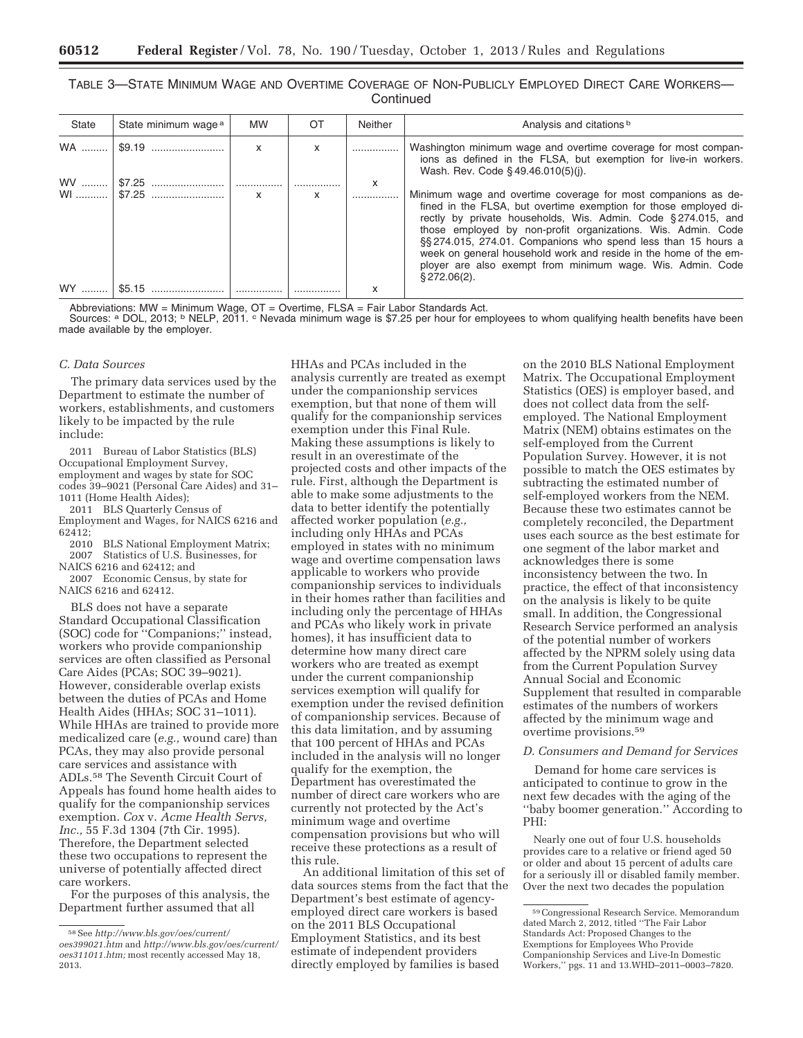TABLE 3—STATE MINIMUM WAGE AND OVERTIME COVERAGE OF NON-PUBLICLY EMPLOYED DIRECT CARE WORKERS—Continued

| State | State minimum wage [a] | MW | OT | Neither | Analysis and citations [b] |
|---|---|---|---|---|---|
| WA | $9.19 | x | x | | Washington minimum wage and overtime coverage for most companions as defined in the FLSA, but exemption for live-in workers. Wash. Rev. Code § 49.46.010(5)(j). |
| WV | $7.25 | | | x | |
| WI | $7.25 | x | x | | Minimum wage and overtime coverage for most companions as defined in the FLSA, but overtime exemption for those employed directly by private households, Wis. Admin. Code § 274.015, and those employed by non-profit organizations. Wis. Admin. Code §§ 274.015, 274.01. Companions who spend less than 15 hours a week on general household work and reside in the home of the employer are also exempt from minimum wage. Wis. Admin. Code § 272.06(2). |
| WY | $5.15 | | | x | |

Abbreviations: MW = Minimum Wage, OT = Overtime, FLSA = Fair Labor Standards Act.
Sources: [a] DOL, 2013; [b] NELP, 2011. [c] Nevada minimum wage is $7.25 per hour for employees to whom qualifying health benefits have been made available by the employer.

### C. Data Sources

The primary data services used by the Department to estimate the number of workers, establishments, and customers likely to be impacted by the rule include:

2011 Bureau of Labor Statistics (BLS) Occupational Employment Survey, employment and wages by state for SOC codes 39–9021 (Personal Care Aides) and 31–1011 (Home Health Aides);
2011 BLS Quarterly Census of Employment and Wages, for NAICS 6216 and 62412;
2010 BLS National Employment Matrix;
2007 Statistics of U.S. Businesses, for NAICS 6216 and 62412; and
2007 Economic Census, by state for NAICS 6216 and 62412.

BLS does not have a separate Standard Occupational Classification (SOC) code for "Companions;" instead, workers who provide companionship services are often classified as Personal Care Aides (PCAs; SOC 39–9021). However, considerable overlap exists between the duties of PCAs and Home Health Aides (HHAs; SOC 31–1011). While HHAs are trained to provide more medicalized care (*e.g.,* wound care) than PCAs, they may also provide personal care services and assistance with ADLs.[58] The Seventh Circuit Court of Appeals has found home health aides to qualify for the companionship services exemption. *Cox* v. *Acme Health Servs, Inc.,* 55 F.3d 1304 (7th Cir. 1995). Therefore, the Department selected these two occupations to represent the universe of potentially affected direct care workers.

For the purposes of this analysis, the Department further assumed that all HHAs and PCAs included in the analysis currently are treated as exempt under the companionship services exemption, but that none of them will qualify for the companionship services exemption under this Final Rule. Making these assumptions is likely to result in an overestimate of the projected costs and other impacts of the rule. First, although the Department is able to make some adjustments to the data to better identify the potentially affected worker population (*e.g.,* including only HHAs and PCAs employed in states with no minimum wage and overtime compensation laws applicable to workers who provide companionship services to individuals in their homes rather than facilities and including only the percentage of HHAs and PCAs who likely work in private homes), it has insufficient data to determine how many direct care workers who are treated as exempt under the current companionship services exemption will qualify for exemption under the revised definition of companionship services. Because of this data limitation, and by assuming that 100 percent of HHAs and PCAs included in the analysis will no longer qualify for the exemption, the Department has overestimated the number of direct care workers who are currently not protected by the Act's minimum wage and overtime compensation provisions but who will receive these protections as a result of this rule.

An additional limitation of this set of data sources stems from the fact that the Department's best estimate of agency-employed direct care workers is based on the 2011 BLS Occupational Employment Statistics, and its best estimate of independent providers directly employed by families is based on the 2010 BLS National Employment Matrix. The Occupational Employment Statistics (OES) is employer based, and does not collect data from the self-employed. The National Employment Matrix (NEM) obtains estimates on the self-employed from the Current Population Survey. However, it is not possible to match the OES estimates by subtracting the estimated number of self-employed workers from the NEM. Because these two estimates cannot be completely reconciled, the Department uses each source as the best estimate for one segment of the labor market and acknowledges there is some inconsistency between the two. In practice, the effect of that inconsistency on the analysis is likely to be quite small. In addition, the Congressional Research Service performed an analysis of the potential number of workers affected by the NPRM solely using data from the Current Population Survey Annual Social and Economic Supplement that resulted in comparable estimates of the numbers of workers affected by the minimum wage and overtime provisions.[59]

### D. Consumers and Demand for Services

Demand for home care services is anticipated to continue to grow in the next few decades with the aging of the "baby boomer generation." According to PHI:

> Nearly one out of four U.S. households provides care to a relative or friend aged 50 or older and about 15 percent of adults care for a seriously ill or disabled family member. Over the next two decades the population

[58] See *http://www.bls.gov/oes/current/oes399021.htm* and *http://www.bls.gov/oes/current/oes311011.htm;* most recently accessed May 18, 2013.

[59] Congressional Research Service. Memorandum dated March 2, 2012, titled "The Fair Labor Standards Act: Proposed Changes to the Exemptions for Employees Who Provide Companionship Services and Live-In Domestic Workers," pgs. 11 and 13.WHD–2011–0003–7820.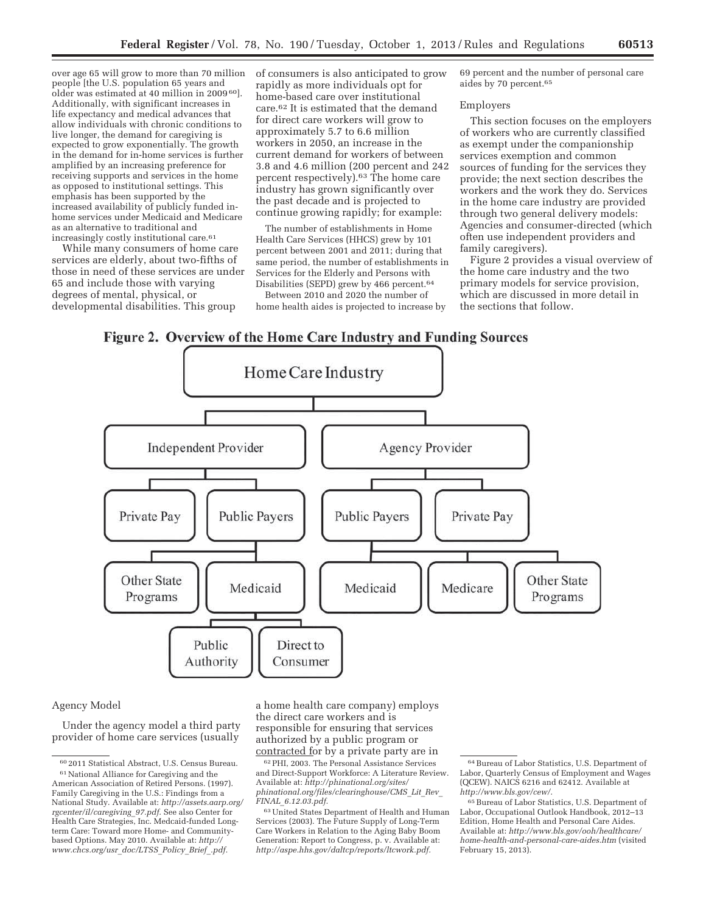over age 65 will grow to more than 70 million people [the U.S. population 65 years and older was estimated at 40 million in 2009[60]]. Additionally, with significant increases in life expectancy and medical advances that allow individuals with chronic conditions to live longer, the demand for caregiving is expected to grow exponentially. The growth in the demand for in-home services is further amplified by an increasing preference for receiving supports and services in the home as opposed to institutional settings. This emphasis has been supported by the increased availability of publicly funded in-home services under Medicaid and Medicare as an alternative to traditional and increasingly costly institutional care.[61]

While many consumers of home care services are elderly, about two-fifths of those in need of these services are under 65 and include those with varying degrees of mental, physical, or developmental disabilities. This group of consumers is also anticipated to grow rapidly as more individuals opt for home-based care over institutional care.[62] It is estimated that the demand for direct care workers will grow to approximately 5.7 to 6.6 million workers in 2050, an increase in the current demand for workers of between 3.8 and 4.6 million (200 percent and 242 percent respectively).[63] The home care industry has grown significantly over the past decade and is projected to continue growing rapidly; for example:

The number of establishments in Home Health Care Services (HHCS) grew by 101 percent between 2001 and 2011; during that same period, the number of establishments in Services for the Elderly and Persons with Disabilities (SEPD) grew by 466 percent.[64]

Between 2010 and 2020 the number of home health aides is projected to increase by 69 percent and the number of personal care aides by 70 percent.[65]

Employers

This section focuses on the employers of workers who are currently classified as exempt under the companionship services exemption and common sources of funding for the services they provide; the next section describes the workers and the work they do. Services in the home care industry are provided through two general delivery models: Agencies and consumer-directed (which often use independent providers and family caregivers).

Figure 2 provides a visual overview of the home care industry and the two primary models for service provision, which are discussed in more detail in the sections that follow.

**Figure 2. Overview of the Home Care Industry and Funding Sources**

- Home Care Industry
  - Independent Provider
    - Private Pay
    - Public Payers
      - Other State Programs
      - Medicaid
        - Public Authority
        - Direct to Consumer
  - Agency Provider
    - Public Payers
      - Medicaid
      - Medicare
      - Other State Programs
    - Private Pay

Agency Model

Under the agency model a third party provider of home care services (usually a home health care company) employs the direct care workers and is responsible for ensuring that services authorized by a public program or contracted for by a private party are in

[60] 2011 Statistical Abstract, U.S. Census Bureau.

[61] National Alliance for Caregiving and the American Association of Retired Persons. (1997). Family Caregiving in the U.S.: Findings from a National Study. Available at: *http://assets.aarp.org/rgcenter/il/caregiving_97.pdf.* See also Center for Health Care Strategies, Inc. Medcaid-funded Long-term Care: Toward more Home- and Community-based Options. May 2010. Available at: *http://www.chcs.org/usr_doc/LTSS_Policy_Brief_.pdf.*

[62] PHI, 2003. The Personal Assistance Services and Direct-Support Workforce: A Literature Review. Available at: *http://phinational.org/sites/phinational.org/files/clearinghouse/CMS_Lit_Rev_FINAL_6.12.03.pdf.*

[63] United States Department of Health and Human Services (2003). The Future Supply of Long-Term Care Workers in Relation to the Aging Baby Boom Generation: Report to Congress, p. v. Available at: *http://aspe.hhs.gov/daltcp/reports/ltcwork.pdf.*

[64] Bureau of Labor Statistics, U.S. Department of Labor, Quarterly Census of Employment and Wages (QCEW). NAICS 6216 and 62412. Available at *http://www.bls.gov/cew/.*

[65] Bureau of Labor Statistics, U.S. Department of Labor, Occupational Outlook Handbook, 2012–13 Edition, Home Health and Personal Care Aides. Available at: *http://www.bls.gov/ooh/healthcare/home-health-and-personal-care-aides.htm* (visited February 15, 2013).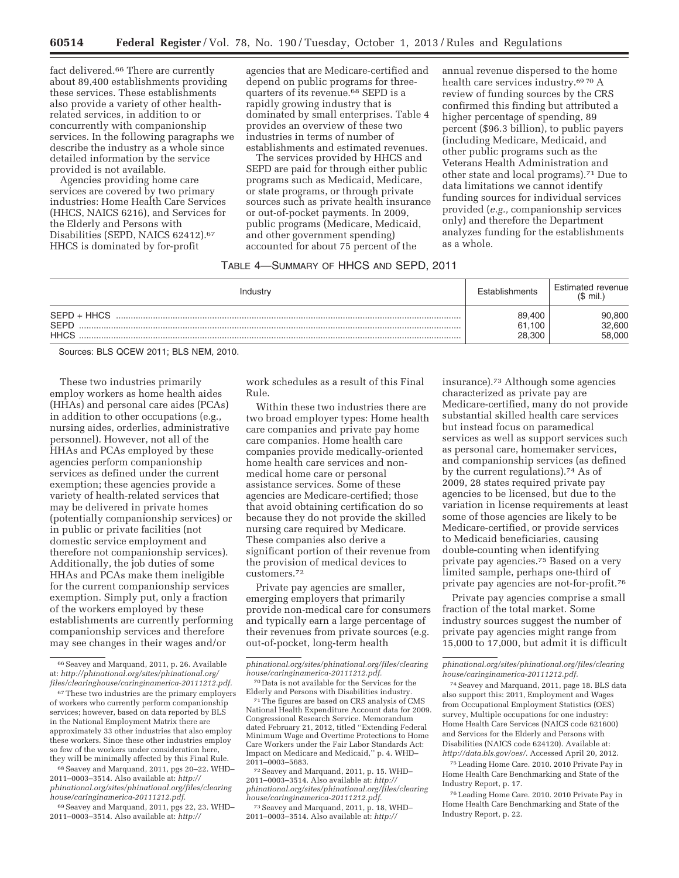fact delivered.[66] There are currently about 89,400 establishments providing these services. These establishments also provide a variety of other health-related services, in addition to or concurrently with companionship services. In the following paragraphs we describe the industry as a whole since detailed information by the service provided is not available.

Agencies providing home care services are covered by two primary industries: Home Health Care Services (HHCS, NAICS 6216), and Services for the Elderly and Persons with Disabilities (SEPD, NAICS 62412).[67] HHCS is dominated by for-profit agencies that are Medicare-certified and depend on public programs for three-quarters of its revenue.[68] SEPD is a rapidly growing industry that is dominated by small enterprises. Table 4 provides an overview of these two industries in terms of number of establishments and estimated revenues.

The services provided by HHCS and SEPD are paid for through either public programs such as Medicaid, Medicare, or state programs, or through private sources such as private health insurance or out-of-pocket payments. In 2009, public programs (Medicare, Medicaid, and other government spending) accounted for about 75 percent of the annual revenue dispersed to the home health care services industry.[69 70] A review of funding sources by the CRS confirmed this finding but attributed a higher percentage of spending, 89 percent ($96.3 billion), to public payers (including Medicare, Medicaid, and other public programs such as the Veterans Health Administration and other state and local programs).[71] Due to data limitations we cannot identify funding sources for individual services provided (*e.g.,* companionship services only) and therefore the Department analyzes funding for the establishments as a whole.

TABLE 4—SUMMARY OF HHCS AND SEPD, 2011

| Industry | Establishments | Estimated revenue ($ mil.) |
|---|---|---|
| SEPD + HHCS | 89,400 | 90,800 |
| SEPD | 61,100 | 32,600 |
| HHCS | 28,300 | 58,000 |

Sources: BLS QCEW 2011; BLS NEM, 2010.

These two industries primarily employ workers as home health aides (HHAs) and personal care aides (PCAs) in addition to other occupations (e.g., nursing aides, orderlies, administrative personnel). However, not all of the HHAs and PCAs employed by these agencies perform companionship services as defined under the current exemption; these agencies provide a variety of health-related services that may be delivered in private homes (potentially companionship services) or in public or private facilities (not domestic service employment and therefore not companionship services). Additionally, the job duties of some HHAs and PCAs make them ineligible for the current companionship services exemption. Simply put, only a fraction of the workers employed by these establishments are currently performing companionship services and therefore may see changes in their wages and/or work schedules as a result of this Final Rule.

Within these two industries there are two broad employer types: Home health care companies and private pay home care companies. Home health care companies provide medically-oriented home health care services and non-medical home care or personal assistance services. Some of these agencies are Medicare-certified; those that avoid obtaining certification do so because they do not provide the skilled nursing care required by Medicare. These companies also derive a significant portion of their revenue from the provision of medical devices to customers.[72]

Private pay agencies are smaller, emerging employers that primarily provide non-medical care for consumers and typically earn a large percentage of their revenues from private sources (e.g. out-of-pocket, long-term health insurance).[73] Although some agencies characterized as private pay are Medicare-certified, many do not provide substantial skilled health care services but instead focus on paramedical services as well as support services such as personal care, homemaker services, and companionship services (as defined by the current regulations).[74] As of 2009, 28 states required private pay agencies to be licensed, but due to the variation in license requirements at least some of those agencies are likely to be Medicare-certified, or provide services to Medicaid beneficiaries, causing double-counting when identifying private pay agencies.[75] Based on a very limited sample, perhaps one-third of private pay agencies are not-for-profit.[76]

Private pay agencies comprise a small fraction of the total market. Some industry sources suggest the number of private pay agencies might range from 15,000 to 17,000, but admit it is difficult

---

[66] Seavey and Marquand, 2011, p. 26. Available at: *http://phinational.org/sites/phinational.org/files/clearinghouse/caringinamerica-20111212.pdf.*

[67] These two industries are the primary employers of workers who currently perform companionship services; however, based on data reported by BLS in the National Employment Matrix there are approximately 33 other industries that also employ these workers. Since these other industries employ so few of the workers under consideration here, they will be minimally affected by this Final Rule.

[68] Seavey and Marquand, 2011, pgs 20–22. WHD–2011–0003–3514. Also available at: *http://phinational.org/sites/phinational.org/files/clearinghouse/caringinamerica-20111212.pdf.*

[69] Seavey and Marquand, 2011, pgs 22, 23. WHD–2011–0003–3514. Also available at: *http://phinational.org/sites/phinational.org/files/clearinghouse/caringinamerica-20111212.pdf.*

[70] Data is not available for the Services for the Elderly and Persons with Disabilities industry.

[71] The figures are based on CRS analysis of CMS National Health Expenditure Account data for 2009. Congressional Research Service. Memorandum dated February 21, 2012, titled "Extending Federal Minimum Wage and Overtime Protections to Home Care Workers under the Fair Labor Standards Act: Impact on Medicare and Medicaid," p. 4. WHD–2011–0003–5683.

[72] Seavey and Marquand, 2011, p. 15. WHD–2011–0003–3514. Also available at: *http://phinational.org/sites/phinational.org/files/clearinghouse/caringinamerica-20111212.pdf.*

[73] Seavey and Marquand, 2011, p. 18. WHD–2011–0003–3514. Also available at: *http://phinational.org/sites/phinational.org/files/clearinghouse/caringinamerica-20111212.pdf.*

[74] Seavey and Marquand, 2011, page 18. BLS data also support this: 2011, Employment and Wages from Occupational Employment Statistics (OES) survey, Multiple occupations for one industry: Home Health Care Services (NAICS code 621600) and Services for the Elderly and Persons with Disabilities (NAICS code 624120). Available at: *http://data.bls.gov/oes/.* Accessed April 20, 2012.

[75] Leading Home Care. 2010. 2010 Private Pay in Home Health Care Benchmarking and State of the Industry Report, p. 17.

[76] Leading Home Care. 2010. 2010 Private Pay in Home Health Care Benchmarking and State of the Industry Report, p. 22.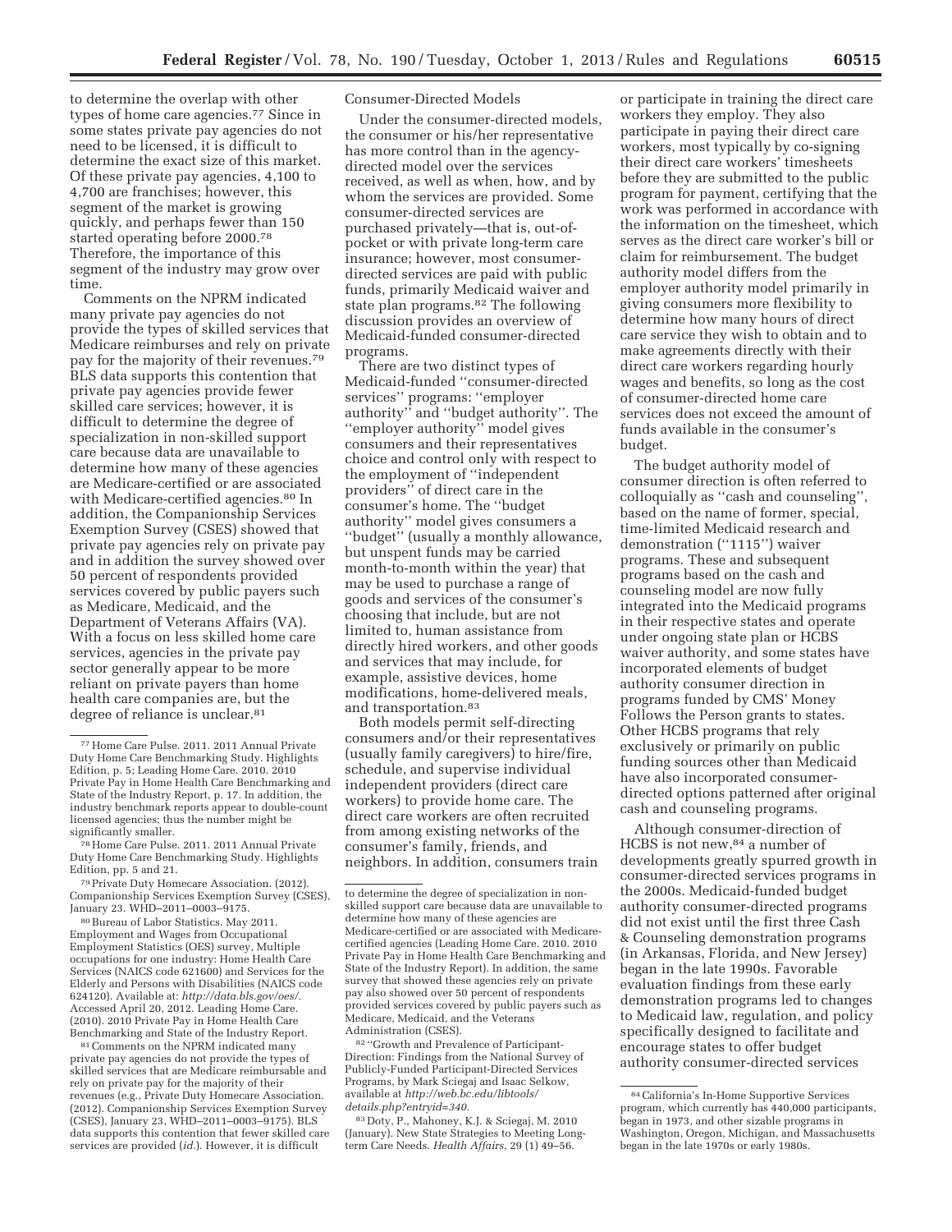to determine the overlap with other types of home care agencies.[77] Since in some states private pay agencies do not need to be licensed, it is difficult to determine the exact size of this market. Of these private pay agencies, 4,100 to 4,700 are franchises; however, this segment of the market is growing quickly, and perhaps fewer than 150 started operating before 2000.[78] Therefore, the importance of this segment of the industry may grow over time.

Comments on the NPRM indicated many private pay agencies do not provide the types of skilled services that Medicare reimburses and rely on private pay for the majority of their revenues.[79] BLS data supports this contention that private pay agencies provide fewer skilled care services; however, it is difficult to determine the degree of specialization in non-skilled support care because data are unavailable to determine how many of these agencies are Medicare-certified or are associated with Medicare-certified agencies.[80] In addition, the Companionship Services Exemption Survey (CSES) showed that private pay agencies rely on private pay and in addition the survey showed over 50 percent of respondents provided services covered by public payers such as Medicare, Medicaid, and the Department of Veterans Affairs (VA). With a focus on less skilled home care services, agencies in the private pay sector generally appear to be more reliant on private payers than home health care companies are, but the degree of reliance is unclear.[81]

Consumer-Directed Models

Under the consumer-directed models, the consumer or his/her representative has more control than in the agency-directed model over the services received, as well as when, how, and by whom the services are provided. Some consumer-directed services are purchased privately—that is, out-of-pocket or with private long-term care insurance; however, most consumer-directed services are paid with public funds, primarily Medicaid waiver and state plan programs.[82] The following discussion provides an overview of Medicaid-funded consumer-directed programs.

There are two distinct types of Medicaid-funded ''consumer-directed services'' programs: ''employer authority'' and ''budget authority''. The ''employer authority'' model gives consumers and their representatives choice and control only with respect to the employment of ''independent providers'' of direct care in the consumer's home. The ''budget authority'' model gives consumers a ''budget'' (usually a monthly allowance, but unspent funds may be carried month-to-month within the year) that may be used to purchase a range of goods and services of the consumer's choosing that include, but are not limited to, human assistance from directly hired workers, and other goods and services that may include, for example, assistive devices, home modifications, home-delivered meals, and transportation.[83]

Both models permit self-directing consumers and/or their representatives (usually family caregivers) to hire/fire, schedule, and supervise individual independent providers (direct care workers) to provide home care. The direct care workers are often recruited from among existing networks of the consumer's family, friends, and neighbors. In addition, consumers train or participate in training the direct care workers they employ. They also participate in paying their direct care workers, most typically by co-signing their direct care workers' timesheets before they are submitted to the public program for payment, certifying that the work was performed in accordance with the information on the timesheet, which serves as the direct care worker's bill or claim for reimbursement. The budget authority model differs from the employer authority model primarily in giving consumers more flexibility to determine how many hours of direct care service they wish to obtain and to make agreements directly with their direct care workers regarding hourly wages and benefits, so long as the cost of consumer-directed home care services does not exceed the amount of funds available in the consumer's budget.

The budget authority model of consumer direction is often referred to colloquially as ''cash and counseling'', based on the name of former, special, time-limited Medicaid research and demonstration (''1115'') waiver programs. These and subsequent programs based on the cash and counseling model are now fully integrated into the Medicaid programs in their respective states and operate under ongoing state plan or HCBS waiver authority, and some states have incorporated elements of budget authority consumer direction in programs funded by CMS' Money Follows the Person grants to states. Other HCBS programs that rely exclusively or primarily on public funding sources other than Medicaid have also incorporated consumer-directed options patterned after original cash and counseling programs.

Although consumer-direction of HCBS is not new,[84] a number of developments greatly spurred growth in consumer-directed services programs in the 2000s. Medicaid-funded budget authority consumer-directed programs did not exist until the first three Cash & Counseling demonstration programs (in Arkansas, Florida, and New Jersey) began in the late 1990s. Favorable evaluation findings from these early demonstration programs led to changes to Medicaid law, regulation, and policy specifically designed to facilitate and encourage states to offer budget authority consumer-directed services

---

[77] Home Care Pulse. 2011. 2011 Annual Private Duty Home Care Benchmarking Study. Highlights Edition, p. 5; Leading Home Care. 2010. 2010 Private Pay in Home Health Care Benchmarking and State of the Industry Report, p. 17. In addition, the industry benchmark reports appear to double-count licensed agencies; thus the number might be significantly smaller.

[78] Home Care Pulse. 2011. 2011 Annual Private Duty Home Care Benchmarking Study. Highlights Edition, pp. 5 and 21.

[79] Private Duty Homecare Association. (2012). Companionship Services Exemption Survey (CSES), January 23. WHD–2011–0003–9175.

[80] Bureau of Labor Statistics. May 2011. Employment and Wages from Occupational Employment Statistics (OES) survey, Multiple occupations for one industry: Home Health Care Services (NAICS code 621600) and Services for the Elderly and Persons with Disabilities (NAICS code 624120). Available at: *http://data.bls.gov/oes/*. Accessed April 20, 2012. Leading Home Care. (2010). 2010 Private Pay in Home Health Care Benchmarking and State of the Industry Report.

[81] Comments on the NPRM indicated many private pay agencies do not provide the types of skilled services that are Medicare reimbursable and rely on private pay for the majority of their revenues (e.g., Private Duty Homecare Association. (2012). Companionship Services Exemption Survey (CSES), January 23, WHD–2011–0003–9175). BLS data supports this contention that fewer skilled care services are provided (*id.*). However, it is difficult to determine the degree of specialization in non-skilled support care because data are unavailable to determine how many of these agencies are Medicare-certified or are associated with Medicare-certified agencies (Leading Home Care. 2010. 2010 Private Pay in Home Health Care Benchmarking and State of the Industry Report). In addition, the same survey that showed these agencies rely on private pay also showed over 50 percent of respondents provided services covered by public payers such as Medicare, Medicaid, and the Veterans Administration (CSES).

[82] ''Growth and Prevalence of Participant-Direction: Findings from the National Survey of Publicly-Funded Participant-Directed Services Programs, by Mark Sciegaj and Isaac Selkow, available at *http://web.bc.edu/libtools/details.php?entryid=340*.

[83] Doty, P., Mahoney, K.J. & Sciegaj, M. 2010 (January). New State Strategies to Meeting Long-term Care Needs. *Health Affairs,* 29 (1) 49–56.

[84] California's In-Home Supportive Services program, which currently has 440,000 participants, began in 1973, and other sizable programs in Washington, Oregon, Michigan, and Massachusetts began in the late 1970s or early 1980s.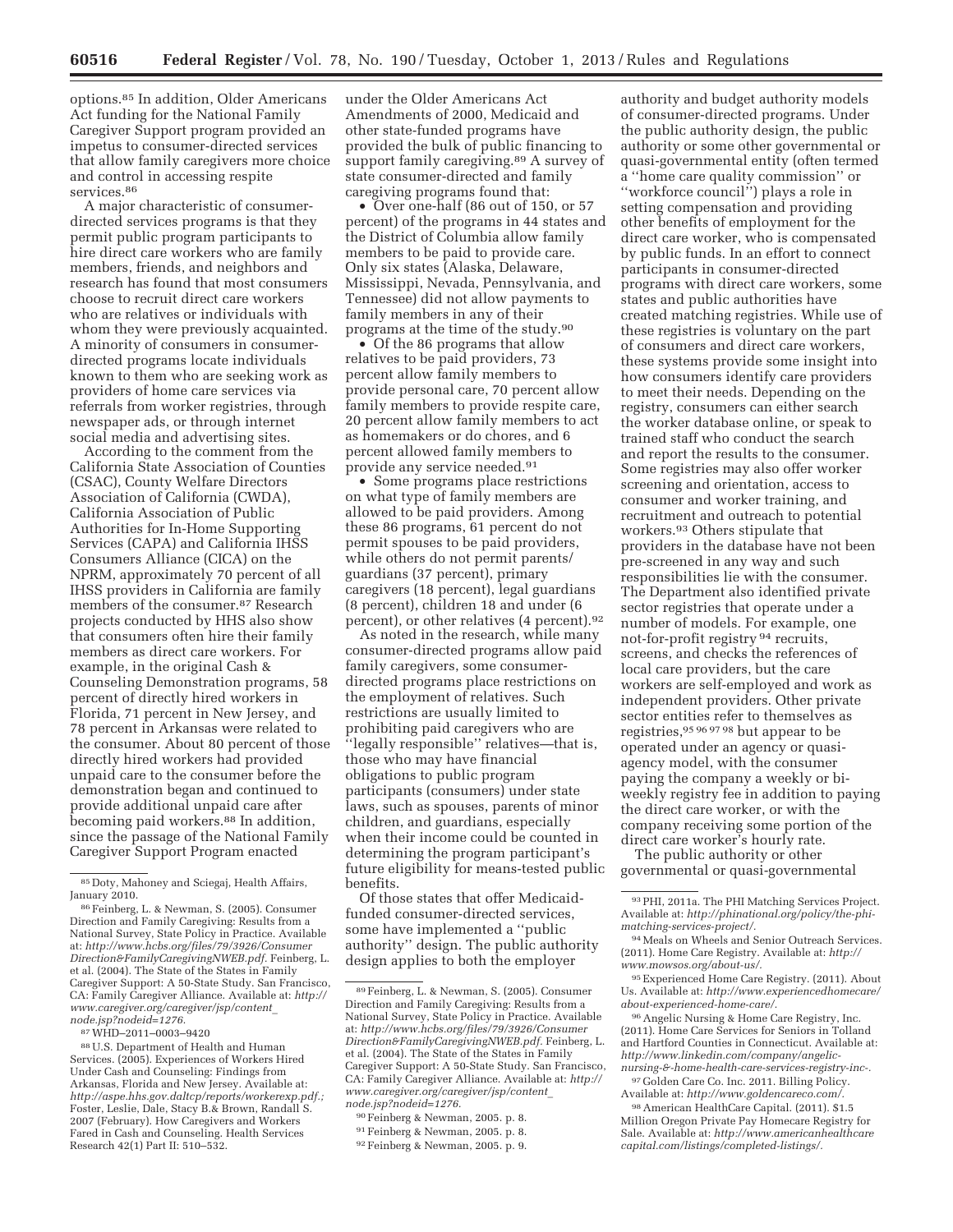options.[85] In addition, Older Americans Act funding for the National Family Caregiver Support program provided an impetus to consumer-directed services that allow family caregivers more choice and control in accessing respite services.[86]

A major characteristic of consumer-directed services programs is that they permit public program participants to hire direct care workers who are family members, friends, and neighbors and research has found that most consumers choose to recruit direct care workers who are relatives or individuals with whom they were previously acquainted. A minority of consumers in consumer-directed programs locate individuals known to them who are seeking work as providers of home care services via referrals from worker registries, through newspaper ads, or through internet social media and advertising sites.

According to the comment from the California State Association of Counties (CSAC), County Welfare Directors Association of California (CWDA), California Association of Public Authorities for In-Home Supporting Services (CAPA) and California IHSS Consumers Alliance (CICA) on the NPRM, approximately 70 percent of all IHSS providers in California are family members of the consumer.[87] Research projects conducted by HHS also show that consumers often hire their family members as direct care workers. For example, in the original Cash & Counseling Demonstration programs, 58 percent of directly hired workers in Florida, 71 percent in New Jersey, and 78 percent in Arkansas were related to the consumer. About 80 percent of those directly hired workers had provided unpaid care to the consumer before the demonstration began and continued to provide additional unpaid care after becoming paid workers.[88] In addition, since the passage of the National Family Caregiver Support Program enacted under the Older Americans Act Amendments of 2000, Medicaid and other state-funded programs have provided the bulk of public financing to support family caregiving.[89] A survey of state consumer-directed and family caregiving programs found that:

- Over one-half (86 out of 150, or 57 percent) of the programs in 44 states and the District of Columbia allow family members to be paid to provide care. Only six states (Alaska, Delaware, Mississippi, Nevada, Pennsylvania, and Tennessee) did not allow payments to family members in any of their programs at the time of the study.[90]
- Of the 86 programs that allow relatives to be paid providers, 73 percent allow family members to provide personal care, 70 percent allow family members to provide respite care, 20 percent allow family members to act as homemakers or do chores, and 6 percent allowed family members to provide any service needed.[91]
- Some programs place restrictions on what type of family members are allowed to be paid providers. Among these 86 programs, 61 percent do not permit spouses to be paid providers, while others do not permit parents/guardians (37 percent), primary caregivers (18 percent), legal guardians (8 percent), children 18 and under (6 percent), or other relatives (4 percent).[92]

As noted in the research, while many consumer-directed programs allow paid family caregivers, some consumer-directed programs place restrictions on the employment of relatives. Such restrictions are usually limited to prohibiting paid caregivers who are ''legally responsible'' relatives—that is, those who may have financial obligations to public program participants (consumers) under state laws, such as spouses, parents of minor children, and guardians, especially when their income could be counted in determining the program participant's future eligibility for means-tested public benefits.

Of those states that offer Medicaid-funded consumer-directed services, some have implemented a ''public authority'' design. The public authority design applies to both the employer authority and budget authority models of consumer-directed programs. Under the public authority design, the public authority or some other governmental or quasi-governmental entity (often termed a ''home care quality commission'' or ''workforce council'') plays a role in setting compensation and providing other benefits of employment for the direct care worker, who is compensated by public funds. In an effort to connect participants in consumer-directed programs with direct care workers, some states and public authorities have created matching registries. While use of these registries is voluntary on the part of consumers and direct care workers, these systems provide some insight into how consumers identify care providers to meet their needs. Depending on the registry, consumers can either search the worker database online, or speak to trained staff who conduct the search and report the results to the consumer. Some registries may also offer worker screening and orientation, access to consumer and worker training, and recruitment and outreach to potential workers.[93] Others stipulate that providers in the database have not been pre-screened in any way and such responsibilities lie with the consumer. The Department also identified private sector registries that operate under a number of models. For example, one not-for-profit registry[94] recruits, screens, and checks the references of local care providers, but the care workers are self-employed and work as independent providers. Other private sector entities refer to themselves as registries,[95 96 97 98] but appear to be operated under an agency or quasi-agency model, with the consumer paying the company a weekly or bi-weekly registry fee in addition to paying the direct care worker, or with the company receiving some portion of the direct care worker's hourly rate.

The public authority or other governmental or quasi-governmental

---

[85] Doty, Mahoney and Sciegaj, Health Affairs, January 2010.

[86] Feinberg, L. & Newman, S. (2005). Consumer Direction and Family Caregiving: Results from a National Survey, State Policy in Practice. Available at: *http://www.hcbs.org/files/79/3926/ConsumerDirection&FamilyCaregivingNWEB.pdf*. Feinberg, L. et al. (2004). The State of the States in Family Caregiver Support: A 50-State Study. San Francisco, CA: Family Caregiver Alliance. Available at: *http://www.caregiver.org/caregiver/jsp/content_node.jsp?nodeid=1276*.

[87] WHD–2011–0003–9420

[88] U.S. Department of Health and Human Services. (2005). Experiences of Workers Hired Under Cash and Counseling: Findings from Arkansas, Florida and New Jersey. Available at: *http://aspe.hhs.gov.daltcp/reports/workerexp.pdf.*; Foster, Leslie, Dale, Stacy B.& Brown, Randall S. 2007 (February). How Caregivers and Workers Fared in Cash and Counseling. Health Services Research 42(1) Part II: 510–532.

[89] Feinberg, L. & Newman, S. (2005). Consumer Direction and Family Caregiving: Results from a National Survey, State Policy in Practice. Available at: *http://www.hcbs.org/files/79/3926/ConsumerDirection&FamilyCaregivingNWEB.pdf*. Feinberg, L. et al. (2004). The State of the States in Family Caregiver Support: A 50-State Study. San Francisco, CA: Family Caregiver Alliance. Available at: *http://www.caregiver.org/caregiver/jsp/content_node.jsp?nodeid=1276*.

[90] Feinberg & Newman, 2005. p. 8.

[91] Feinberg & Newman, 2005. p. 8.

[92] Feinberg & Newman, 2005. p. 9.

[93] PHI, 2011a. The PHI Matching Services Project. Available at: *http://phinational.org/policy/the-phi-matching-services-project/*.

[94] Meals on Wheels and Senior Outreach Services. (2011). Home Care Registry. Available at: *http://www.mowsos.org/about-us/*.

[95] Experienced Home Care Registry. (2011). About Us. Available at: *http://www.experiencedhomecare/about-experienced-home-care/*.

[96] Angelic Nursing & Home Care Registry, Inc. (2011). Home Care Services for Seniors in Tolland and Hartford Counties in Connecticut. Available at: *http://www.linkedin.com/company/angelic-nursing-&-home-health-care-services-registry-inc-*.

[97] Golden Care Co. Inc. 2011. Billing Policy. Available at: *http://www.goldencareco.com/*.

[98] American HealthCare Capital. (2011). $1.5 Million Oregon Private Pay Homecare Registry for Sale. Available at: *http://www.americanhealthcarecapital.com/listings/completed-listings/*.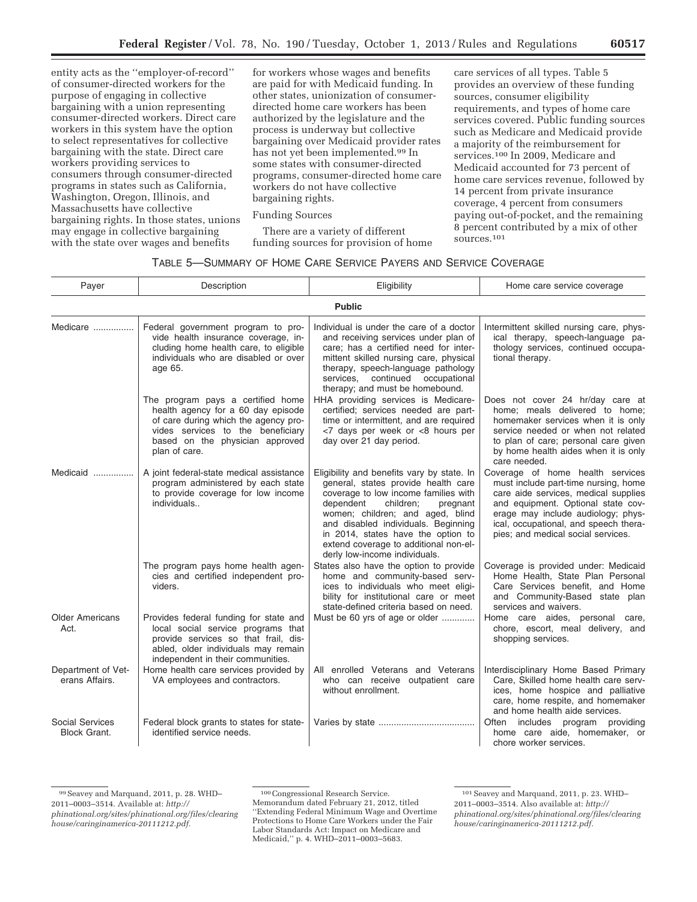entity acts as the "employer-of-record" of consumer-directed workers for the purpose of engaging in collective bargaining with a union representing consumer-directed workers. Direct care workers in this system have the option to select representatives for collective bargaining with the state. Direct care workers providing services to consumers through consumer-directed programs in states such as California, Washington, Oregon, Illinois, and Massachusetts have collective bargaining rights. In those states, unions may engage in collective bargaining with the state over wages and benefits for workers whose wages and benefits are paid for with Medicaid funding. In other states, unionization of consumer-directed home care workers has been authorized by the legislature and the process is underway but collective bargaining over Medicaid provider rates has not yet been implemented.[99] In some states with consumer-directed programs, consumer-directed home care workers do not have collective bargaining rights.

Funding Sources

There are a variety of different funding sources for provision of home care services of all types. Table 5 provides an overview of these funding sources, consumer eligibility requirements, and types of home care services covered. Public funding sources such as Medicare and Medicaid provide a majority of the reimbursement for services.[100] In 2009, Medicare and Medicaid accounted for 73 percent of home care services revenue, followed by 14 percent from private insurance coverage, 4 percent from consumers paying out-of-pocket, and the remaining 8 percent contributed by a mix of other sources.[101]

TABLE 5—SUMMARY OF HOME CARE SERVICE PAYERS AND SERVICE COVERAGE

| Payer | Description | Eligibility | Home care service coverage |
|---|---|---|---|
| **Public** | | | |
| Medicare | Federal government program to provide health insurance coverage, including home health care, to eligible individuals who are disabled or over age 65. | Individual is under the care of a doctor and receiving services under plan of care; has a certified need for intermittent skilled nursing care, physical therapy, speech-language pathology services, continued occupational therapy; and must be homebound. | Intermittent skilled nursing care, physical therapy, speech-language pathology services, continued occupational therapy. |
| | The program pays a certified home health agency for a 60 day episode of care during which the agency provides services to the beneficiary based on the physician approved plan of care. | HHA providing services is Medicare-certified; services needed are part-time or intermittent, and are required <7 days per week or <8 hours per day over 21 day period. | Does not cover 24 hr/day care at home; meals delivered to home; homemaker services when it is only service needed or when not related to plan of care; personal care given by home health aides when it is only care needed. |
| Medicaid | A joint federal-state medical assistance program administered by each state to provide coverage for low income individuals.. | Eligibility and benefits vary by state. In general, states provide health care coverage to low income families with dependent children; pregnant women; children; and aged, blind and disabled individuals. Beginning in 2014, states have the option to extend coverage to additional non-elderly low-income individuals. | Coverage of home health services must include part-time nursing, home care aide services, medical supplies and equipment. Optional state coverage may include audiology; physical, occupational, and speech therapies; and medical social services. |
| | The program pays home health agencies and certified independent providers. | States also have the option to provide home and community-based services to individuals who meet eligibility for institutional care or meet state-defined criteria based on need. | Coverage is provided under: Medicaid Home Health, State Plan Personal Care Services benefit, and Home and Community-Based state plan services and waivers. |
| Older Americans Act. | Provides federal funding for state and local social service programs that provide services so that frail, disabled, older individuals may remain independent in their communities. | Must be 60 yrs of age or older | Home care aides, personal care, chore, escort, meal delivery, and shopping services. |
| Department of Veterans Affairs. | Home health care services provided by VA employees and contractors. | All enrolled Veterans and Veterans who can receive outpatient care without enrollment. | Interdisciplinary Home Based Primary Care, Skilled home health care services, home hospice and palliative care, home respite, and homemaker and home health aide services. |
| Social Services Block Grant. | Federal block grants to states for state-identified service needs. | Varies by state | Often includes program providing home care aide, homemaker, or chore worker services. |

[99] Seavey and Marquand, 2011, p. 28. WHD–2011–0003–3514. Available at: *http://phinational.org/sites/phinational.org/files/clearinghouse/caringinamerica-20111212.pdf.*

[100] Congressional Research Service. Memorandum dated February 21, 2012, titled "Extending Federal Minimum Wage and Overtime Protections to Home Care Workers under the Fair Labor Standards Act: Impact on Medicare and Medicaid," p. 4. WHD–2011–0003–5683.

[101] Seavey and Marquand, 2011, p. 23. WHD–2011–0003–3514. Also available at: *http://phinational.org/sites/phinational.org/files/clearinghouse/caringinamerica-20111212.pdf.*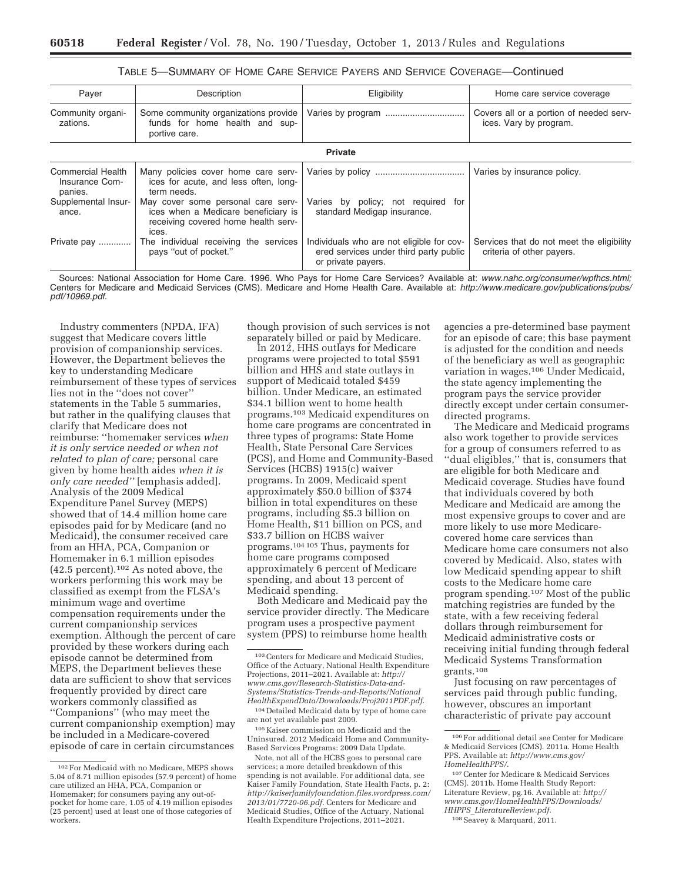TABLE 5—SUMMARY OF HOME CARE SERVICE PAYERS AND SERVICE COVERAGE—Continued

| Payer | Description | Eligibility | Home care service coverage |
|---|---|---|---|
| Community organizations. | Some community organizations provide funds for home health and supportive care. | Varies by program ................................ | Covers all or a portion of needed services. Vary by program. |
| **Private** | | | |
| Commercial Health Insurance Companies. | Many policies cover home care services for acute, and less often, long-term needs. | Varies by policy ................................... | Varies by insurance policy. |
| Supplemental Insurance. | May cover some personal care services when a Medicare beneficiary is receiving covered home health services. | Varies by policy; not required for standard Medigap insurance. | |
| Private pay ............ | The individual receiving the services pays ''out of pocket.'' | Individuals who are not eligible for covered services under third party public or private payers. | Services that do not meet the eligibility criteria of other payers. |

Sources: National Association for Home Care. 1996. Who Pays for Home Care Services? Available at: *www.nahc.org/consumer/wpfhcs.html;* Centers for Medicare and Medicaid Services (CMS). Medicare and Home Health Care. Available at: *http://www.medicare.gov/publications/pubs/pdf/10969.pdf.*

Industry commenters (NPDA, IFA) suggest that Medicare covers little provision of companionship services. However, the Department believes the key to understanding Medicare reimbursement of these types of services lies not in the ''does not cover'' statements in the Table 5 summaries, but rather in the qualifying clauses that clarify that Medicare does not reimburse: ''homemaker services *when it is only service needed or when not related to plan of care;* personal care given by home health aides *when it is only care needed''* [emphasis added]. Analysis of the 2009 Medical Expenditure Panel Survey (MEPS) showed that of 14.4 million home care episodes paid for by Medicare (and no Medicaid), the consumer received care from an HHA, PCA, Companion or Homemaker in 6.1 million episodes (42.5 percent).[102] As noted above, the workers performing this work may be classified as exempt from the FLSA's minimum wage and overtime compensation requirements under the current companionship services exemption. Although the percent of care provided by these workers during each episode cannot be determined from MEPS, the Department believes these data are sufficient to show that services frequently provided by direct care workers commonly classified as ''Companions'' (who may meet the current companionship exemption) may be included in a Medicare-covered episode of care in certain circumstances though provision of such services is not separately billed or paid by Medicare.

In 2012, HHS outlays for Medicare programs were projected to total $591 billion and HHS and state outlays in support of Medicaid totaled $459 billion. Under Medicare, an estimated $34.1 billion went to home health programs.[103] Medicaid expenditures on home care programs are concentrated in three types of programs: State Home Health, State Personal Care Services (PCS), and Home and Community-Based Services (HCBS) 1915(c) waiver programs. In 2009, Medicaid spent approximately $50.0 billion of $374 billion in total expenditures on these programs, including $5.3 billion on Home Health, $11 billion on PCS, and $33.7 billion on HCBS waiver programs.[104] [105] Thus, payments for home care programs composed approximately 6 percent of Medicare spending, and about 13 percent of Medicaid spending.

Both Medicare and Medicaid pay the service provider directly. The Medicare program uses a prospective payment system (PPS) to reimburse home health agencies a pre-determined base payment for an episode of care; this base payment is adjusted for the condition and needs of the beneficiary as well as geographic variation in wages.[106] Under Medicaid, the state agency implementing the program pays the service provider directly except under certain consumer-directed programs.

The Medicare and Medicaid programs also work together to provide services for a group of consumers referred to as ''dual eligibles,'' that is, consumers that are eligible for both Medicare and Medicaid coverage. Studies have found that individuals covered by both Medicare and Medicaid are among the most expensive groups to cover and are more likely to use more Medicare-covered home care services than Medicare home care consumers not also covered by Medicaid. Also, states with low Medicaid spending appear to shift costs to the Medicare home care program spending.[107] Most of the public matching registries are funded by the state, with a few receiving federal dollars through reimbursement for Medicaid administrative costs or receiving initial funding through federal Medicaid Systems Transformation grants.[108]

Just focusing on raw percentages of services paid through public funding, however, obscures an important characteristic of private pay account

---

[102] For Medicaid with no Medicare, MEPS shows 5.04 of 8.71 million episodes (57.9 percent) of home care utilized an HHA, PCA, Companion or Homemaker; for consumers paying any out-of-pocket for home care, 1.05 of 4.19 million episodes (25 percent) used at least one of those categories of workers.

[103] Centers for Medicare and Medicaid Studies, Office of the Actuary, National Health Expenditure Projections, 2011–2021. Available at: *http://www.cms.gov/Research-Statistics-Data-and-Systems/Statistics-Trends-and-Reports/NationalHealthExpendData/Downloads/Proj2011PDF.pdf.*

[104] Detailed Medicaid data by type of home care are not yet available past 2009.

[105] Kaiser commission on Medicaid and the Uninsured. 2012 Medicaid Home and Community-Based Services Programs: 2009 Data Update.

Note, not all of the HCBS goes to personal care services; a more detailed breakdown of this spending is not available. For additional data, see Kaiser Family Foundation, State Health Facts, p. 2: *http://kaiserfamilyfoundation.files.wordpress.com/2013/01/7720-06.pdf.* Centers for Medicare and Medicaid Studies, Office of the Actuary, National Health Expenditure Projections, 2011–2021.

[106] For additional detail see Center for Medicare & Medicaid Services (CMS). 2011a. Home Health PPS. Available at: *http://www.cms.gov/HomeHealthPPS/.*

[107] Center for Medicare & Medicaid Services (CMS). 2011b. Home Health Study Report: Literature Review, pg.16. Available at: *http://www.cms.gov/HomeHealthPPS/Downloads/HHPPS_LiteratureReview.pdf.*

[108] Seavey & Marquard, 2011.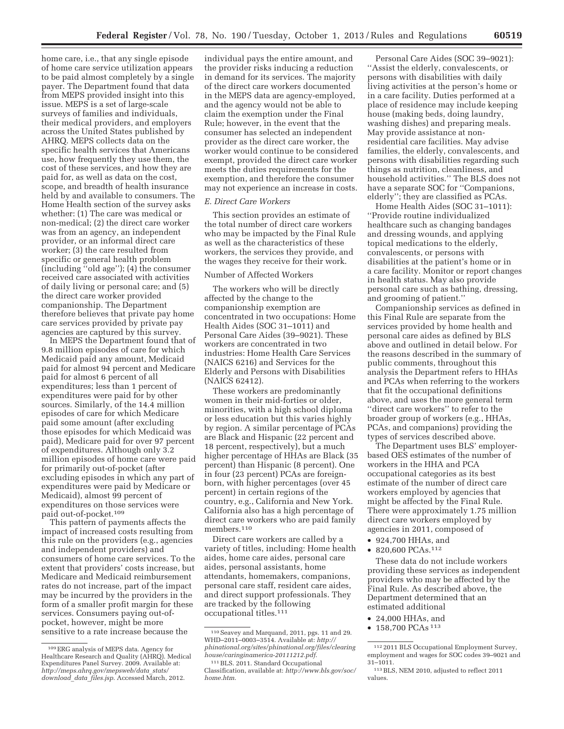home care, i.e., that any single episode of home care service utilization appears to be paid almost completely by a single payer. The Department found that data from MEPS provided insight into this issue. MEPS is a set of large-scale surveys of families and individuals, their medical providers, and employers across the United States published by AHRQ. MEPS collects data on the specific health services that Americans use, how frequently they use them, the cost of these services, and how they are paid for, as well as data on the cost, scope, and breadth of health insurance held by and available to consumers. The Home Health section of the survey asks whether: (1) The care was medical or non-medical; (2) the direct care worker was from an agency, an independent provider, or an informal direct care worker; (3) the care resulted from specific or general health problem (including ''old age''); (4) the consumer received care associated with activities of daily living or personal care; and (5) the direct care worker provided companionship. The Department therefore believes that private pay home care services provided by private pay agencies are captured by this survey.

In MEPS the Department found that of 9.8 million episodes of care for which Medicaid paid any amount, Medicaid paid for almost 94 percent and Medicare paid for almost 6 percent of all expenditures; less than 1 percent of expenditures were paid for by other sources. Similarly, of the 14.4 million episodes of care for which Medicare paid some amount (after excluding those episodes for which Medicaid was paid), Medicare paid for over 97 percent of expenditures. Although only 3.2 million episodes of home care were paid for primarily out-of-pocket (after excluding episodes in which any part of expenditures were paid by Medicare or Medicaid), almost 99 percent of expenditures on those services were paid out-of-pocket.[109]

This pattern of payments affects the impact of increased costs resulting from this rule on the providers (e.g., agencies and independent providers) and consumers of home care services. To the extent that providers' costs increase, but Medicare and Medicaid reimbursement rates do not increase, part of the impact may be incurred by the providers in the form of a smaller profit margin for these services. Consumers paying out-of-pocket, however, might be more sensitive to a rate increase because the individual pays the entire amount, and the provider risks inducing a reduction in demand for its services. The majority of the direct care workers documented in the MEPS data are agency-employed, and the agency would not be able to claim the exemption under the Final Rule; however, in the event that the consumer has selected an independent provider as the direct care worker, the worker would continue to be considered exempt, provided the direct care worker meets the duties requirements for the exemption, and therefore the consumer may not experience an increase in costs.

### *E. Direct Care Workers*

This section provides an estimate of the total number of direct care workers who may be impacted by the Final Rule as well as the characteristics of these workers, the services they provide, and the wages they receive for their work.

#### Number of Affected Workers

The workers who will be directly affected by the change to the companionship exemption are concentrated in two occupations: Home Health Aides (SOC 31–1011) and Personal Care Aides (39–9021). These workers are concentrated in two industries: Home Health Care Services (NAICS 6216) and Services for the Elderly and Persons with Disabilities (NAICS 62412).

These workers are predominantly women in their mid-forties or older, minorities, with a high school diploma or less education but this varies highly by region. A similar percentage of PCAs are Black and Hispanic (22 percent and 18 percent, respectively), but a much higher percentage of HHAs are Black (35 percent) than Hispanic (8 percent). One in four (23 percent) PCAs are foreign-born, with higher percentages (over 45 percent) in certain regions of the country, e.g., California and New York. California also has a high percentage of direct care workers who are paid family members.[110]

Direct care workers are called by a variety of titles, including: Home health aides, home care aides, personal care aides, personal assistants, home attendants, homemakers, companions, personal care staff, resident care aides, and direct support professionals. They are tracked by the following occupational titles.[111]

Personal Care Aides (SOC 39–9021): ''Assist the elderly, convalescents, or persons with disabilities with daily living activities at the person's home or in a care facility. Duties performed at a place of residence may include keeping house (making beds, doing laundry, washing dishes) and preparing meals. May provide assistance at non-residential care facilities. May advise families, the elderly, convalescents, and persons with disabilities regarding such things as nutrition, cleanliness, and household activities.'' The BLS does not have a separate SOC for ''Companions, elderly''; they are classified as PCAs.

Home Health Aides (SOC 31–1011): ''Provide routine individualized healthcare such as changing bandages and dressing wounds, and applying topical medications to the elderly, convalescents, or persons with disabilities at the patient's home or in a care facility. Monitor or report changes in health status. May also provide personal care such as bathing, dressing, and grooming of patient.''

Companionship services as defined in this Final Rule are separate from the services provided by home health and personal care aides as defined by BLS above and outlined in detail below. For the reasons described in the summary of public comments, throughout this analysis the Department refers to HHAs and PCAs when referring to the workers that fit the occupational definitions above, and uses the more general term ''direct care workers'' to refer to the broader group of workers (e.g., HHAs, PCAs, and companions) providing the types of services described above.

The Department uses BLS' employer-based OES estimates of the number of workers in the HHA and PCA occupational categories as its best estimate of the number of direct care workers employed by agencies that might be affected by the Final Rule. There were approximately 1.75 million direct care workers employed by agencies in 2011, composed of

- 924,700 HHAs, and
- 820,600 PCAs.[112]

These data do not include workers providing these services as independent providers who may be affected by the Final Rule. As described above, the Department determined that an estimated additional

- 24,000 HHAs, and
- 158,700 PCAs [113]

---

[109] ERG analysis of MEPS data. Agency for Healthcare Research and Quality (AHRQ). Medical Expenditures Panel Survey. 2009. Available at: *http://meps.ahrq.gov/mepsweb/data_stats/download_data_files.jsp*. Accessed March, 2012.

[110] Seavey and Marquand, 2011, pgs. 11 and 29. WHD–2011–0003–3514. Available at: *http://phinational.org/sites/phinational.org/files/clearinghouse/caringinamerica-20111212.pdf*.

[111] BLS. 2011. Standard Occupational Classification, available at: *http://www.bls.gov/soc/home.htm*.

[112] 2011 BLS Occupational Employment Survey, employment and wages for SOC codes 39–9021 and 31–1011.

[113] BLS, NEM 2010, adjusted to reflect 2011 values.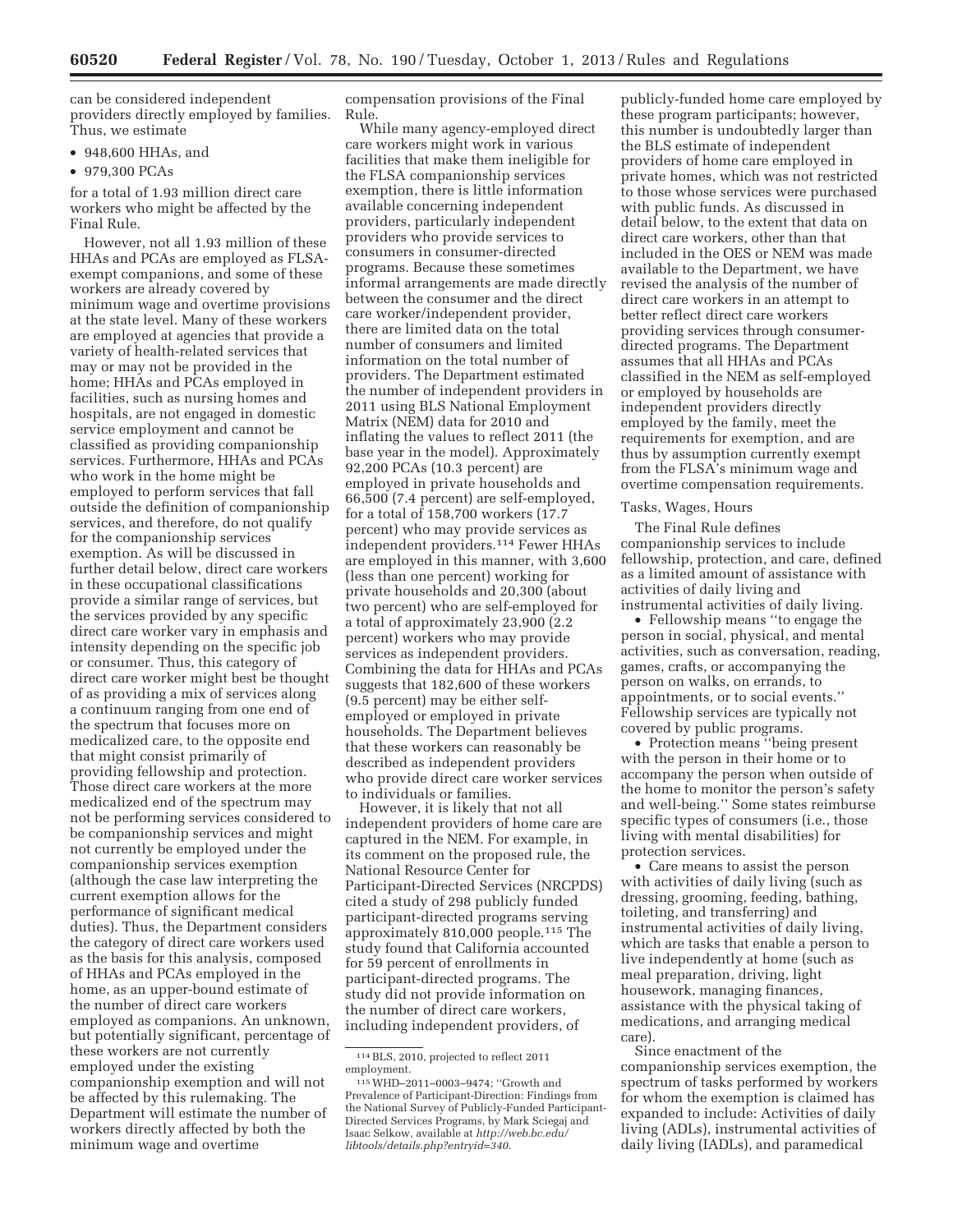can be considered independent providers directly employed by families. Thus, we estimate

- 948,600 HHAs, and
- 979,300 PCAs

for a total of 1.93 million direct care workers who might be affected by the Final Rule.

However, not all 1.93 million of these HHAs and PCAs are employed as FLSA-exempt companions, and some of these workers are already covered by minimum wage and overtime provisions at the state level. Many of these workers are employed at agencies that provide a variety of health-related services that may or may not be provided in the home; HHAs and PCAs employed in facilities, such as nursing homes and hospitals, are not engaged in domestic service employment and cannot be classified as providing companionship services. Furthermore, HHAs and PCAs who work in the home might be employed to perform services that fall outside the definition of companionship services, and therefore, do not qualify for the companionship services exemption. As will be discussed in further detail below, direct care workers in these occupational classifications provide a similar range of services, but the services provided by any specific direct care worker vary in emphasis and intensity depending on the specific job or consumer. Thus, this category of direct care worker might best be thought of as providing a mix of services along a continuum ranging from one end of the spectrum that focuses more on medicalized care, to the opposite end that might consist primarily of providing fellowship and protection. Those direct care workers at the more medicalized end of the spectrum may not be performing services considered to be companionship services and might not currently be employed under the companionship services exemption (although the case law interpreting the current exemption allows for the performance of significant medical duties). Thus, the Department considers the category of direct care workers used as the basis for this analysis, composed of HHAs and PCAs employed in the home, as an upper-bound estimate of the number of direct care workers employed as companions. An unknown, but potentially significant, percentage of these workers are not currently employed under the existing companionship exemption and will not be affected by this rulemaking. The Department will estimate the number of workers directly affected by both the minimum wage and overtime compensation provisions of the Final Rule.

While many agency-employed direct care workers might work in various facilities that make them ineligible for the FLSA companionship services exemption, there is little information available concerning independent providers, particularly independent providers who provide services to consumers in consumer-directed programs. Because these sometimes informal arrangements are made directly between the consumer and the direct care worker/independent provider, there are limited data on the total number of consumers and limited information on the total number of providers. The Department estimated the number of independent providers in 2011 using BLS National Employment Matrix (NEM) data for 2010 and inflating the values to reflect 2011 (the base year in the model). Approximately 92,200 PCAs (10.3 percent) are employed in private households and 66,500 (7.4 percent) are self-employed, for a total of 158,700 workers (17.7 percent) who may provide services as independent providers.[114] Fewer HHAs are employed in this manner, with 3,600 (less than one percent) working for private households and 20,300 (about two percent) who are self-employed for a total of approximately 23,900 (2.2 percent) workers who may provide services as independent providers. Combining the data for HHAs and PCAs suggests that 182,600 of these workers (9.5 percent) may be either self-employed or employed in private households. The Department believes that these workers can reasonably be described as independent providers who provide direct care worker services to individuals or families.

However, it is likely that not all independent providers of home care are captured in the NEM. For example, in its comment on the proposed rule, the National Resource Center for Participant-Directed Services (NRCPDS) cited a study of 298 publicly funded participant-directed programs serving approximately 810,000 people.[115] The study found that California accounted for 59 percent of enrollments in participant-directed programs. The study did not provide information on the number of direct care workers, including independent providers, of publicly-funded home care employed by these program participants; however, this number is undoubtedly larger than the BLS estimate of independent providers of home care employed in private homes, which was not restricted to those whose services were purchased with public funds. As discussed in detail below, to the extent that data on direct care workers, other than that included in the OES or NEM was made available to the Department, we have revised the analysis of the number of direct care workers in an attempt to better reflect direct care workers providing services through consumer-directed programs. The Department assumes that all HHAs and PCAs classified in the NEM as self-employed or employed by households are independent providers directly employed by the family, meet the requirements for exemption, and are thus by assumption currently exempt from the FLSA's minimum wage and overtime compensation requirements.

Tasks, Wages, Hours

The Final Rule defines companionship services to include fellowship, protection, and care, defined as a limited amount of assistance with activities of daily living and instrumental activities of daily living.

- Fellowship means ''to engage the person in social, physical, and mental activities, such as conversation, reading, games, crafts, or accompanying the person on walks, on errands, to appointments, or to social events.'' Fellowship services are typically not covered by public programs.
- Protection means ''being present with the person in their home or to accompany the person when outside of the home to monitor the person's safety and well-being.'' Some states reimburse specific types of consumers (i.e., those living with mental disabilities) for protection services.
- Care means to assist the person with activities of daily living (such as dressing, grooming, feeding, bathing, toileting, and transferring) and instrumental activities of daily living, which are tasks that enable a person to live independently at home (such as meal preparation, driving, light housework, managing finances, assistance with the physical taking of medications, and arranging medical care).

Since enactment of the companionship services exemption, the spectrum of tasks performed by workers for whom the exemption is claimed has expanded to include: Activities of daily living (ADLs), instrumental activities of daily living (IADLs), and paramedical

---

[114] BLS, 2010, projected to reflect 2011 employment.

[115] WHD–2011–0003–9474; ''Growth and Prevalence of Participant-Direction: Findings from the National Survey of Publicly-Funded Participant-Directed Services Programs, by Mark Sciegaj and Isaac Selkow, available at *http://web.bc.edu/libtools/details.php?entryid=340*.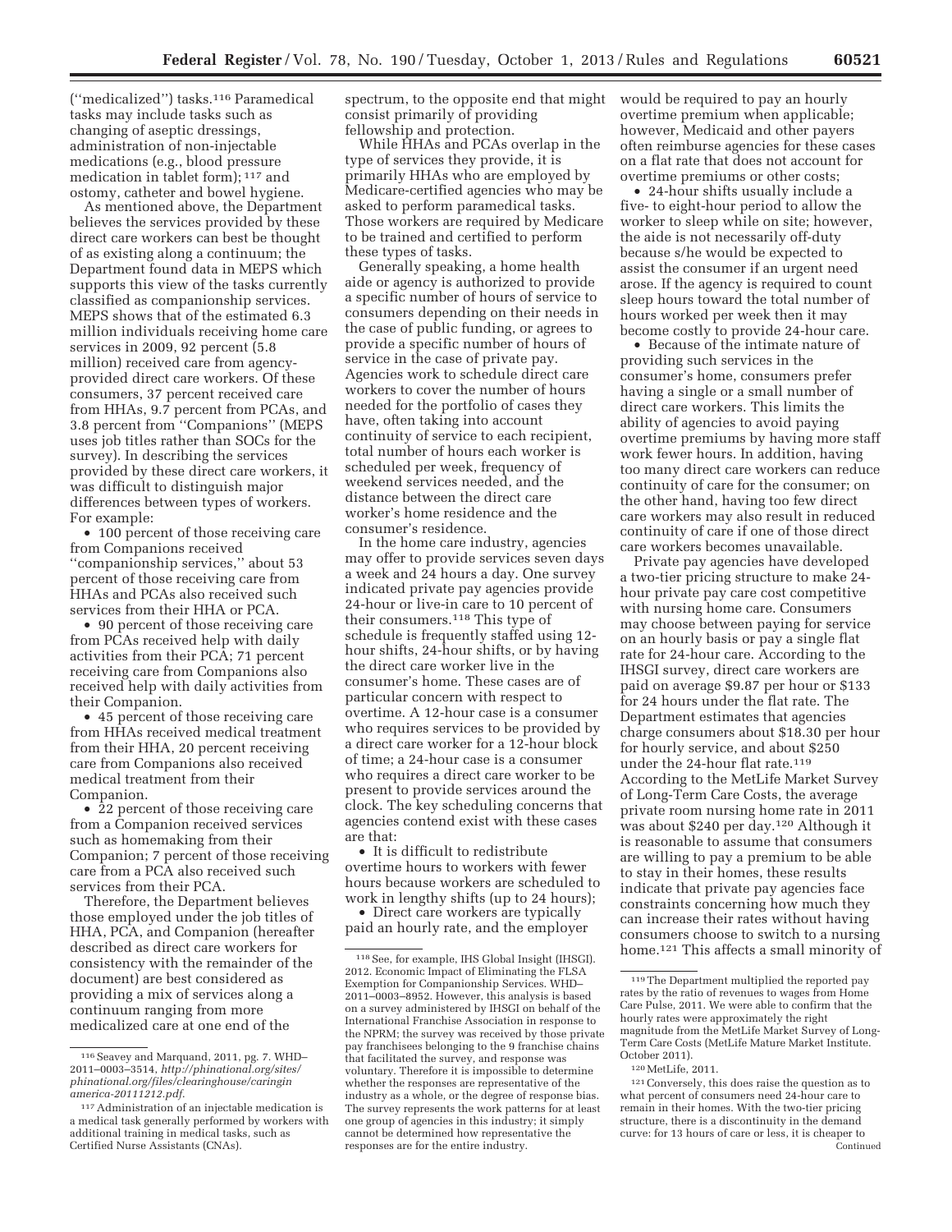(''medicalized'') tasks.[116] Paramedical tasks may include tasks such as changing of aseptic dressings, administration of non-injectable medications (e.g., blood pressure medication in tablet form);[117] and ostomy, catheter and bowel hygiene.

As mentioned above, the Department believes the services provided by these direct care workers can best be thought of as existing along a continuum; the Department found data in MEPS which supports this view of the tasks currently classified as companionship services. MEPS shows that of the estimated 6.3 million individuals receiving home care services in 2009, 92 percent (5.8 million) received care from agency-provided direct care workers. Of these consumers, 37 percent received care from HHAs, 9.7 percent from PCAs, and 3.8 percent from ''Companions'' (MEPS uses job titles rather than SOCs for the survey). In describing the services provided by these direct care workers, it was difficult to distinguish major differences between types of workers. For example:

- 100 percent of those receiving care from Companions received ''companionship services,'' about 53 percent of those receiving care from HHAs and PCAs also received such services from their HHA or PCA.
- 90 percent of those receiving care from PCAs received help with daily activities from their PCA; 71 percent receiving care from Companions also received help with daily activities from their Companion.
- 45 percent of those receiving care from HHAs received medical treatment from their HHA, 20 percent receiving care from Companions also received medical treatment from their Companion.
- 22 percent of those receiving care from a Companion received services such as homemaking from their Companion; 7 percent of those receiving care from a PCA also received such services from their PCA.

Therefore, the Department believes those employed under the job titles of HHA, PCA, and Companion (hereafter described as direct care workers for consistency with the remainder of the document) are best considered as providing a mix of services along a continuum ranging from more medicalized care at one end of the spectrum, to the opposite end that might consist primarily of providing fellowship and protection.

While HHAs and PCAs overlap in the type of services they provide, it is primarily HHAs who are employed by Medicare-certified agencies who may be asked to perform paramedical tasks. Those workers are required by Medicare to be trained and certified to perform these types of tasks.

Generally speaking, a home health aide or agency is authorized to provide a specific number of hours of service to consumers depending on their needs in the case of public funding, or agrees to provide a specific number of hours of service in the case of private pay. Agencies work to schedule direct care workers to cover the number of hours needed for the portfolio of cases they have, often taking into account continuity of service to each recipient, total number of hours each worker is scheduled per week, frequency of weekend services needed, and the distance between the direct care worker's home residence and the consumer's residence.

In the home care industry, agencies may offer to provide services seven days a week and 24 hours a day. One survey indicated private pay agencies provide 24-hour or live-in care to 10 percent of their consumers.[118] This type of schedule is frequently staffed using 12-hour shifts, 24-hour shifts, or by having the direct care worker live in the consumer's home. These cases are of particular concern with respect to overtime. A 12-hour case is a consumer who requires services to be provided by a direct care worker for a 12-hour block of time; a 24-hour case is a consumer who requires a direct care worker to be present to provide services around the clock. The key scheduling concerns that agencies contend exist with these cases are that:

- It is difficult to redistribute overtime hours to workers with fewer hours because workers are scheduled to work in lengthy shifts (up to 24 hours);
- Direct care workers are typically paid an hourly rate, and the employer would be required to pay an hourly overtime premium when applicable; however, Medicaid and other payers often reimburse agencies for these cases on a flat rate that does not account for overtime premiums or other costs;
- 24-hour shifts usually include a five- to eight-hour period to allow the worker to sleep while on site; however, the aide is not necessarily off-duty because s/he would be expected to assist the consumer if an urgent need arose. If the agency is required to count sleep hours toward the total number of hours worked per week then it may become costly to provide 24-hour care.
- Because of the intimate nature of providing such services in the consumer's home, consumers prefer having a single or a small number of direct care workers. This limits the ability of agencies to avoid paying overtime premiums by having more staff work fewer hours. In addition, having too many direct care workers can reduce continuity of care for the consumer; on the other hand, having too few direct care workers may also result in reduced continuity of care if one of those direct care workers becomes unavailable.

Private pay agencies have developed a two-tier pricing structure to make 24-hour private pay care cost competitive with nursing home care. Consumers may choose between paying for service on an hourly basis or pay a single flat rate for 24-hour care. According to the IHSGI survey, direct care workers are paid on average $9.87 per hour or $133 for 24 hours under the flat rate. The Department estimates that agencies charge consumers about $18.30 per hour for hourly service, and about $250 under the 24-hour flat rate.[119] According to the MetLife Market Survey of Long-Term Care Costs, the average private room nursing home rate in 2011 was about $240 per day.[120] Although it is reasonable to assume that consumers are willing to pay a premium to be able to stay in their homes, these results indicate that private pay agencies face constraints concerning how much they can increase their rates without having consumers choose to switch to a nursing home.[121] This affects a small minority of

---

[116] Seavey and Marquand, 2011, pg. 7. WHD–2011–0003–3514, *http://phinational.org/sites/phinational.org/files/clearinghouse/caringinamerica-20111212.pdf.*

[117] Administration of an injectable medication is a medical task generally performed by workers with additional training in medical tasks, such as Certified Nurse Assistants (CNAs).

[118] See, for example, IHS Global Insight (IHSGI). 2012. Economic Impact of Eliminating the FLSA Exemption for Companionship Services. WHD–2011–0003–8952. However, this analysis is based on a survey administered by IHSGI on behalf of the International Franchise Association in response to the NPRM; the survey was received by those private pay franchisees belonging to the 9 franchise chains that facilitated the survey, and response was voluntary. Therefore it is impossible to determine whether the responses are representative of the industry as a whole, or the degree of response bias. The survey represents the work patterns for at least one group of agencies in this industry; it simply cannot be determined how representative the responses are for the entire industry.

[119] The Department multiplied the reported pay rates by the ratio of revenues to wages from Home Care Pulse, 2011. We were able to confirm that the hourly rates were approximately the right magnitude from the MetLife Market Survey of Long-Term Care Costs (MetLife Mature Market Institute. October 2011).

[120] MetLife, 2011.

[121] Conversely, this does raise the question as to what percent of consumers need 24-hour care to remain in their homes. With the two-tier pricing structure, there is a discontinuity in the demand curve: for 13 hours of care or less, it is cheaper to Continued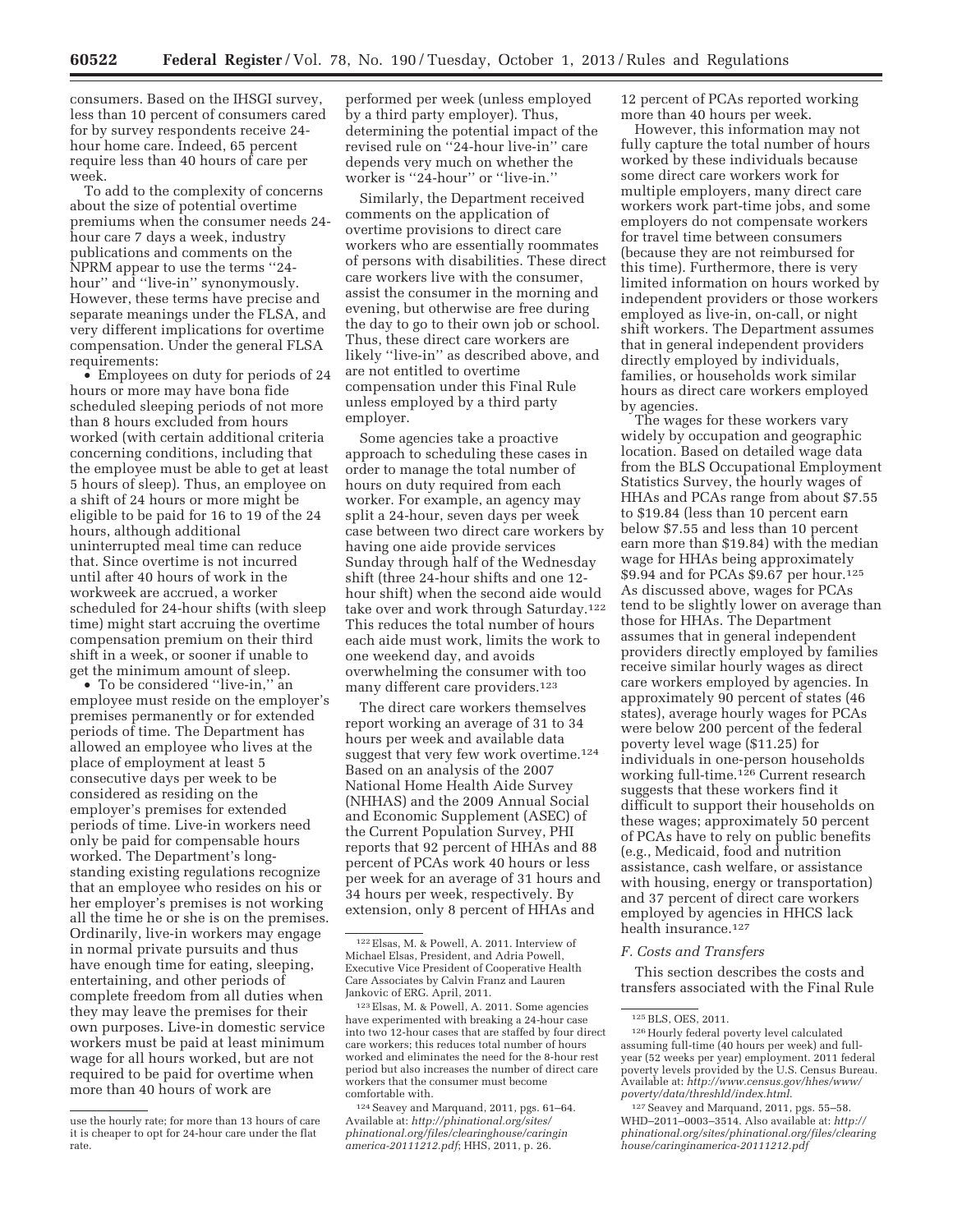consumers. Based on the IHSGI survey, less than 10 percent of consumers cared for by survey respondents receive 24-hour home care. Indeed, 65 percent require less than 40 hours of care per week.

To add to the complexity of concerns about the size of potential overtime premiums when the consumer needs 24-hour care 7 days a week, industry publications and comments on the NPRM appear to use the terms ''24-hour'' and ''live-in'' synonymously. However, these terms have precise and separate meanings under the FLSA, and very different implications for overtime compensation. Under the general FLSA requirements:

• Employees on duty for periods of 24 hours or more may have bona fide scheduled sleeping periods of not more than 8 hours excluded from hours worked (with certain additional criteria concerning conditions, including that the employee must be able to get at least 5 hours of sleep). Thus, an employee on a shift of 24 hours or more might be eligible to be paid for 16 to 19 of the 24 hours, although additional uninterrupted meal time can reduce that. Since overtime is not incurred until after 40 hours of work in the workweek are accrued, a worker scheduled for 24-hour shifts (with sleep time) might start accruing the overtime compensation premium on their third shift in a week, or sooner if unable to get the minimum amount of sleep.

• To be considered ''live-in,'' an employee must reside on the employer's premises permanently or for extended periods of time. The Department has allowed an employee who lives at the place of employment at least 5 consecutive days per week to be considered as residing on the employer's premises for extended periods of time. Live-in workers need only be paid for compensable hours worked. The Department's long-standing existing regulations recognize that an employee who resides on his or her employer's premises is not working all the time he or she is on the premises. Ordinarily, live-in workers may engage in normal private pursuits and thus have enough time for eating, sleeping, entertaining, and other periods of complete freedom from all duties when they may leave the premises for their own purposes. Live-in domestic service workers must be paid at least minimum wage for all hours worked, but are not required to be paid for overtime when more than 40 hours of work are performed per week (unless employed by a third party employer). Thus, determining the potential impact of the revised rule on ''24-hour live-in'' care depends very much on whether the worker is ''24-hour'' or ''live-in.''

Similarly, the Department received comments on the application of overtime provisions to direct care workers who are essentially roommates of persons with disabilities. These direct care workers live with the consumer, assist the consumer in the morning and evening, but otherwise are free during the day to go to their own job or school. Thus, these direct care workers are likely ''live-in'' as described above, and are not entitled to overtime compensation under this Final Rule unless employed by a third party employer.

Some agencies take a proactive approach to scheduling these cases in order to manage the total number of hours on duty required from each worker. For example, an agency may split a 24-hour, seven days per week case between two direct care workers by having one aide provide services Sunday through half of the Wednesday shift (three 24-hour shifts and one 12-hour shift) when the second aide would take over and work through Saturday.[122] This reduces the total number of hours each aide must work, limits the work to one weekend day, and avoids overwhelming the consumer with too many different care providers.[123]

The direct care workers themselves report working an average of 31 to 34 hours per week and available data suggest that very few work overtime.[124] Based on an analysis of the 2007 National Home Health Aide Survey (NHHAS) and the 2009 Annual Social and Economic Supplement (ASEC) of the Current Population Survey, PHI reports that 92 percent of HHAs and 88 percent of PCAs work 40 hours or less per week for an average of 31 hours and 34 hours per week, respectively. By extension, only 8 percent of HHAs and 12 percent of PCAs reported working more than 40 hours per week.

However, this information may not fully capture the total number of hours worked by these individuals because some direct care workers work for multiple employers, many direct care workers work part-time jobs, and some employers do not compensate workers for travel time between consumers (because they are not reimbursed for this time). Furthermore, there is very limited information on hours worked by independent providers or those workers employed as live-in, on-call, or night shift workers. The Department assumes that in general independent providers directly employed by individuals, families, or households work similar hours as direct care workers employed by agencies.

The wages for these workers vary widely by occupation and geographic location. Based on detailed wage data from the BLS Occupational Employment Statistics Survey, the hourly wages of HHAs and PCAs range from about $7.55 to $19.84 (less than 10 percent earn below $7.55 and less than 10 percent earn more than $19.84) with the median wage for HHAs being approximately $9.94 and for PCAs $9.67 per hour.[125] As discussed above, wages for PCAs tend to be slightly lower on average than those for HHAs. The Department assumes that in general independent providers directly employed by families receive similar hourly wages as direct care workers employed by agencies. In approximately 90 percent of states (46 states), average hourly wages for PCAs were below 200 percent of the federal poverty level wage ($11.25) for individuals in one-person households working full-time.[126] Current research suggests that these workers find it difficult to support their households on these wages; approximately 50 percent of PCAs have to rely on public benefits (e.g., Medicaid, food and nutrition assistance, cash welfare, or assistance with housing, energy or transportation) and 37 percent of direct care workers employed by agencies in HHCS lack health insurance.[127]

### F. Costs and Transfers

This section describes the costs and transfers associated with the Final Rule

---

use the hourly rate; for more than 13 hours of care it is cheaper to opt for 24-hour care under the flat rate.

[122] Elsas, M. & Powell, A. 2011. Interview of Michael Elsas, President, and Adria Powell, Executive Vice President of Cooperative Health Care Associates by Calvin Franz and Lauren Jankovic of ERG. April, 2011.

[123] Elsas, M. & Powell, A. 2011. Some agencies have experimented with breaking a 24-hour case into two 12-hour cases that are staffed by four direct care workers; this reduces total number of hours worked and eliminates the need for the 8-hour rest period but also increases the number of direct care workers that the consumer must become comfortable with.

[124] Seavey and Marquand, 2011, pgs. 61–64. Available at: *http://phinational.org/sites/phinational.org/files/clearinghouse/caringinamerica-20111212.pdf*; HHS, 2011, p. 26.

[125] BLS, OES, 2011.

[126] Hourly federal poverty level calculated assuming full-time (40 hours per week) and full-year (52 weeks per year) employment. 2011 federal poverty levels provided by the U.S. Census Bureau. Available at: *http://www.census.gov/hhes/www/poverty/data/threshld/index.html*.

[127] Seavey and Marquand, 2011, pgs. 55–58. WHD–2011–0003–3514. Also available at: *http://phinational.org/sites/phinational.org/files/clearinghouse/caringinamerica-20111212.pdf*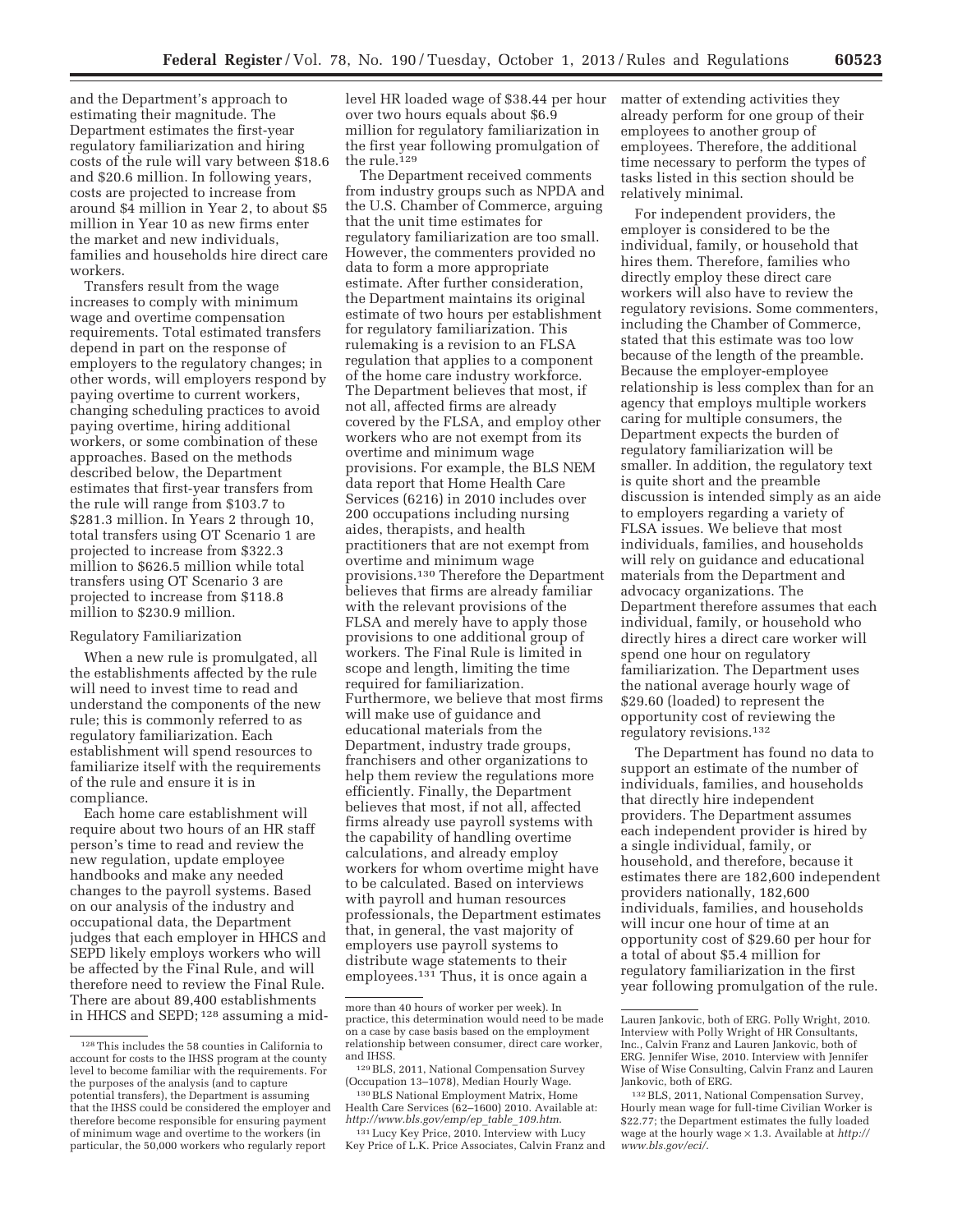and the Department's approach to estimating their magnitude. The Department estimates the first-year regulatory familiarization and hiring costs of the rule will vary between $18.6 and $20.6 million. In following years, costs are projected to increase from around $4 million in Year 2, to about $5 million in Year 10 as new firms enter the market and new individuals, families and households hire direct care workers.

Transfers result from the wage increases to comply with minimum wage and overtime compensation requirements. Total estimated transfers depend in part on the response of employers to the regulatory changes; in other words, will employers respond by paying overtime to current workers, changing scheduling practices to avoid paying overtime, hiring additional workers, or some combination of these approaches. Based on the methods described below, the Department estimates that first-year transfers from the rule will range from $103.7 to $281.3 million. In Years 2 through 10, total transfers using OT Scenario 1 are projected to increase from $322.3 million to $626.5 million while total transfers using OT Scenario 3 are projected to increase from $118.8 million to $230.9 million.

Regulatory Familiarization

When a new rule is promulgated, all the establishments affected by the rule will need to invest time to read and understand the components of the new rule; this is commonly referred to as regulatory familiarization. Each establishment will spend resources to familiarize itself with the requirements of the rule and ensure it is in compliance.

Each home care establishment will require about two hours of an HR staff person's time to read and review the new regulation, update employee handbooks and make any needed changes to the payroll systems. Based on our analysis of the industry and occupational data, the Department judges that each employer in HHCS and SEPD likely employs workers who will be affected by the Final Rule, and will therefore need to review the Final Rule. There are about 89,400 establishments in HHCS and SEPD; [128] assuming a mid-level HR loaded wage of $38.44 per hour over two hours equals about $6.9 million for regulatory familiarization in the first year following promulgation of the rule.[129]

The Department received comments from industry groups such as NPDA and the U.S. Chamber of Commerce, arguing that the unit time estimates for regulatory familiarization are too small. However, the commenters provided no data to form a more appropriate estimate. After further consideration, the Department maintains its original estimate of two hours per establishment for regulatory familiarization. This rulemaking is a revision to an FLSA regulation that applies to a component of the home care industry workforce. The Department believes that most, if not all, affected firms are already covered by the FLSA, and employ other workers who are not exempt from its overtime and minimum wage provisions. For example, the BLS NEM data report that Home Health Care Services (6216) in 2010 includes over 200 occupations including nursing aides, therapists, and health practitioners that are not exempt from overtime and minimum wage provisions.[130] Therefore the Department believes that firms are already familiar with the relevant provisions of the FLSA and merely have to apply those provisions to one additional group of workers. The Final Rule is limited in scope and length, limiting the time required for familiarization. Furthermore, we believe that most firms will make use of guidance and educational materials from the Department, industry trade groups, franchisers and other organizations to help them review the regulations more efficiently. Finally, the Department believes that most, if not all, affected firms already use payroll systems with the capability of handling overtime calculations, and already employ workers for whom overtime might have to be calculated. Based on interviews with payroll and human resources professionals, the Department estimates that, in general, the vast majority of employers use payroll systems to distribute wage statements to their employees.[131] Thus, it is once again a matter of extending activities they already perform for one group of their employees to another group of employees. Therefore, the additional time necessary to perform the types of tasks listed in this section should be relatively minimal.

For independent providers, the employer is considered to be the individual, family, or household that hires them. Therefore, families who directly employ these direct care workers will also have to review the regulatory revisions. Some commenters, including the Chamber of Commerce, stated that this estimate was too low because of the length of the preamble. Because the employer-employee relationship is less complex than for an agency that employs multiple workers caring for multiple consumers, the Department expects the burden of regulatory familiarization will be smaller. In addition, the regulatory text is quite short and the preamble discussion is intended simply as an aide to employers regarding a variety of FLSA issues. We believe that most individuals, families, and households will rely on guidance and educational materials from the Department and advocacy organizations. The Department therefore assumes that each individual, family, or household who directly hires a direct care worker will spend one hour on regulatory familiarization. The Department uses the national average hourly wage of $29.60 (loaded) to represent the opportunity cost of reviewing the regulatory revisions.[132]

The Department has found no data to support an estimate of the number of individuals, families, and households that directly hire independent providers. The Department assumes each independent provider is hired by a single individual, family, or household, and therefore, because it estimates there are 182,600 independent providers nationally, 182,600 individuals, families, and households will incur one hour of time at an opportunity cost of $29.60 per hour for a total of about $5.4 million for regulatory familiarization in the first year following promulgation of the rule.

---

[128] This includes the 58 counties in California to account for costs to the IHSS program at the county level to become familiar with the requirements. For the purposes of the analysis (and to capture potential transfers), the Department is assuming that the IHSS could be considered the employer and therefore become responsible for ensuring payment of minimum wage and overtime to the workers (in particular, the 50,000 workers who regularly report more than 40 hours of worker per week). In practice, this determination would need to be made on a case by case basis based on the employment relationship between consumer, direct care worker, and IHSS.

[129] BLS, 2011, National Compensation Survey (Occupation 13–1078), Median Hourly Wage.

[130] BLS National Employment Matrix, Home Health Care Services (62–1600) 2010. Available at: *http://www.bls.gov/emp/ep_table_109.htm*.

[131] Lucy Key Price, 2010. Interview with Lucy Key Price of L.K. Price Associates, Calvin Franz and Lauren Jankovic, both of ERG. Polly Wright, 2010. Interview with Polly Wright of HR Consultants, Inc., Calvin Franz and Lauren Jankovic, both of ERG. Jennifer Wise, 2010. Interview with Jennifer Wise of Wise Consulting, Calvin Franz and Lauren Jankovic, both of ERG.

[132] BLS, 2011, National Compensation Survey, Hourly mean wage for full-time Civilian Worker is $22.77; the Department estimates the fully loaded wage at the hourly wage × 1.3. Available at *http://www.bls.gov/eci/*.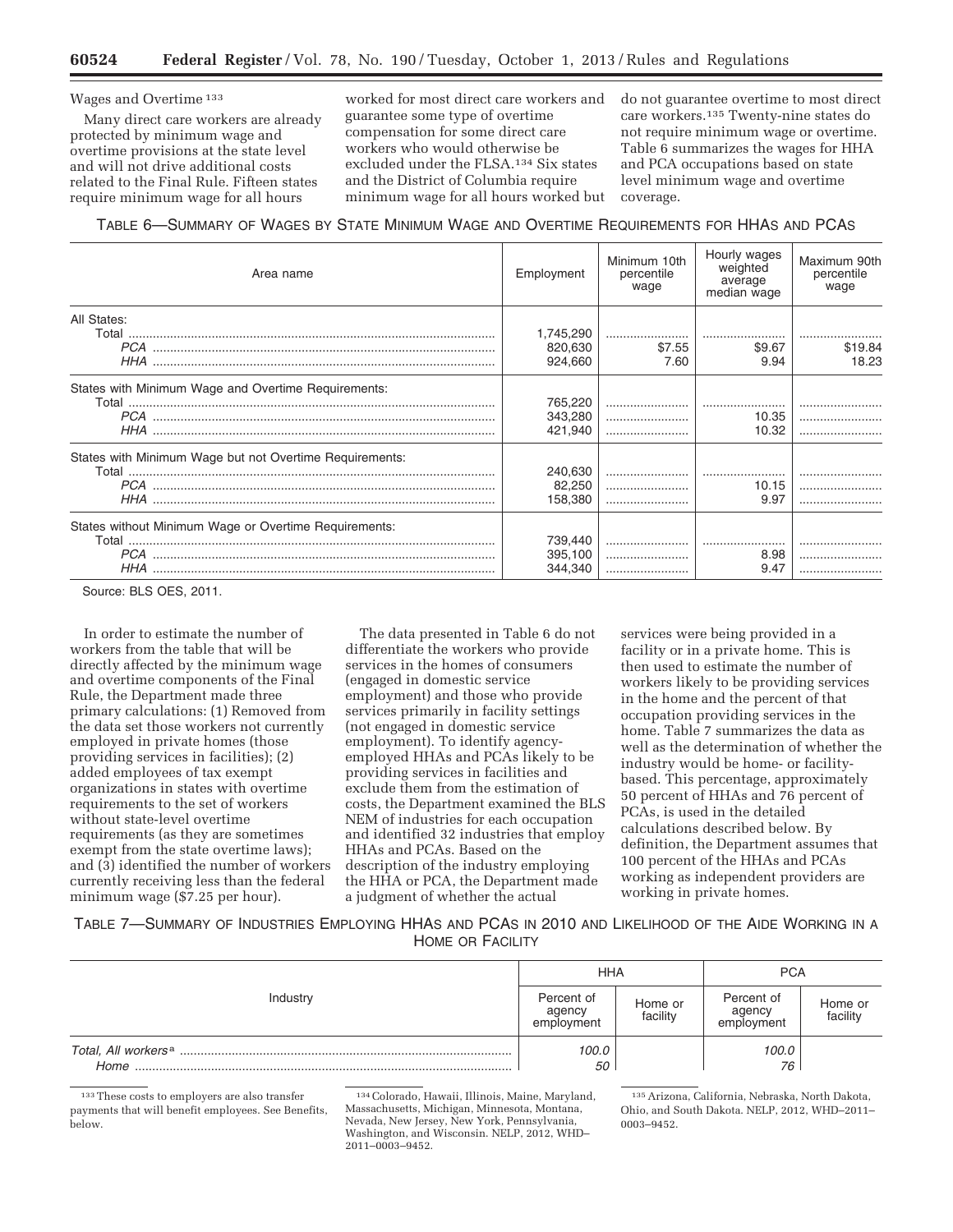Wages and Overtime [133]

Many direct care workers are already protected by minimum wage and overtime provisions at the state level and will not drive additional costs related to the Final Rule. Fifteen states require minimum wage for all hours worked for most direct care workers and guarantee some type of overtime compensation for some direct care workers who would otherwise be excluded under the FLSA.[134] Six states and the District of Columbia require minimum wage for all hours worked but do not guarantee overtime to most direct care workers.[135] Twenty-nine states do not require minimum wage or overtime. Table 6 summarizes the wages for HHA and PCA occupations based on state level minimum wage and overtime coverage.

TABLE 6—SUMMARY OF WAGES BY STATE MINIMUM WAGE AND OVERTIME REQUIREMENTS FOR HHAS AND PCAS

| Area name | Employment | Minimum 10th percentile wage | Hourly wages weighted average median wage | Maximum 90th percentile wage |
|---|---|---|---|---|
| All States: | | | | |
| Total | 1,745,290 | | | |
| *PCA* | 820,630 | $7.55 | $9.67 | $19.84 |
| *HHA* | 924,660 | 7.60 | 9.94 | 18.23 |
| States with Minimum Wage and Overtime Requirements: | | | | |
| Total | 765,220 | | | |
| *PCA* | 343,280 | | 10.35 | |
| *HHA* | 421,940 | | 10.32 | |
| States with Minimum Wage but not Overtime Requirements: | | | | |
| Total | 240,630 | | | |
| *PCA* | 82,250 | | 10.15 | |
| *HHA* | 158,380 | | 9.97 | |
| States without Minimum Wage or Overtime Requirements: | | | | |
| Total | 739,440 | | | |
| *PCA* | 395,100 | | 8.98 | |
| *HHA* | 344,340 | | 9.47 | |

Source: BLS OES, 2011.

In order to estimate the number of workers from the table that will be directly affected by the minimum wage and overtime components of the Final Rule, the Department made three primary calculations: (1) Removed from the data set those workers not currently employed in private homes (those providing services in facilities); (2) added employees of tax exempt organizations in states with overtime requirements to the set of workers without state-level overtime requirements (as they are sometimes exempt from the state overtime laws); and (3) identified the number of workers currently receiving less than the federal minimum wage ($7.25 per hour).

The data presented in Table 6 do not differentiate the workers who provide services in the homes of consumers (engaged in domestic service employment) and those who provide services primarily in facility settings (not engaged in domestic service employment). To identify agency-employed HHAs and PCAs likely to be providing services in facilities and exclude them from the estimation of costs, the Department examined the BLS NEM of industries for each occupation and identified 32 industries that employ HHAs and PCAs. Based on the description of the industry employing the HHA or PCA, the Department made a judgment of whether the actual services were being provided in a facility or in a private home. This is then used to estimate the number of workers likely to be providing services in the home and the percent of that occupation providing services in the home. Table 7 summarizes the data as well as the determination of whether the industry would be home- or facility-based. This percentage, approximately 50 percent of HHAs and 76 percent of PCAs, is used in the detailed calculations described below. By definition, the Department assumes that 100 percent of the HHAs and PCAs working as independent providers are working in private homes.

TABLE 7—SUMMARY OF INDUSTRIES EMPLOYING HHAS AND PCAS IN 2010 AND LIKELIHOOD OF THE AIDE WORKING IN A HOME OR FACILITY

| Industry | HHA | | PCA | |
|---|---|---|---|---|
| | Percent of agency employment | Home or facility | Percent of agency employment | Home or facility |
| *Total, All workers* [a] | *100.0* | | *100.0* | |
| *Home* | *50* | | *76* | |

[133] These costs to employers are also transfer payments that will benefit employees. See Benefits, below.

[134] Colorado, Hawaii, Illinois, Maine, Maryland, Massachusetts, Michigan, Minnesota, Montana, Nevada, New Jersey, New York, Pennsylvania, Washington, and Wisconsin. NELP, 2012, WHD–2011–0003–9452.

[135] Arizona, California, Nebraska, North Dakota, Ohio, and South Dakota. NELP, 2012, WHD–2011–0003–9452.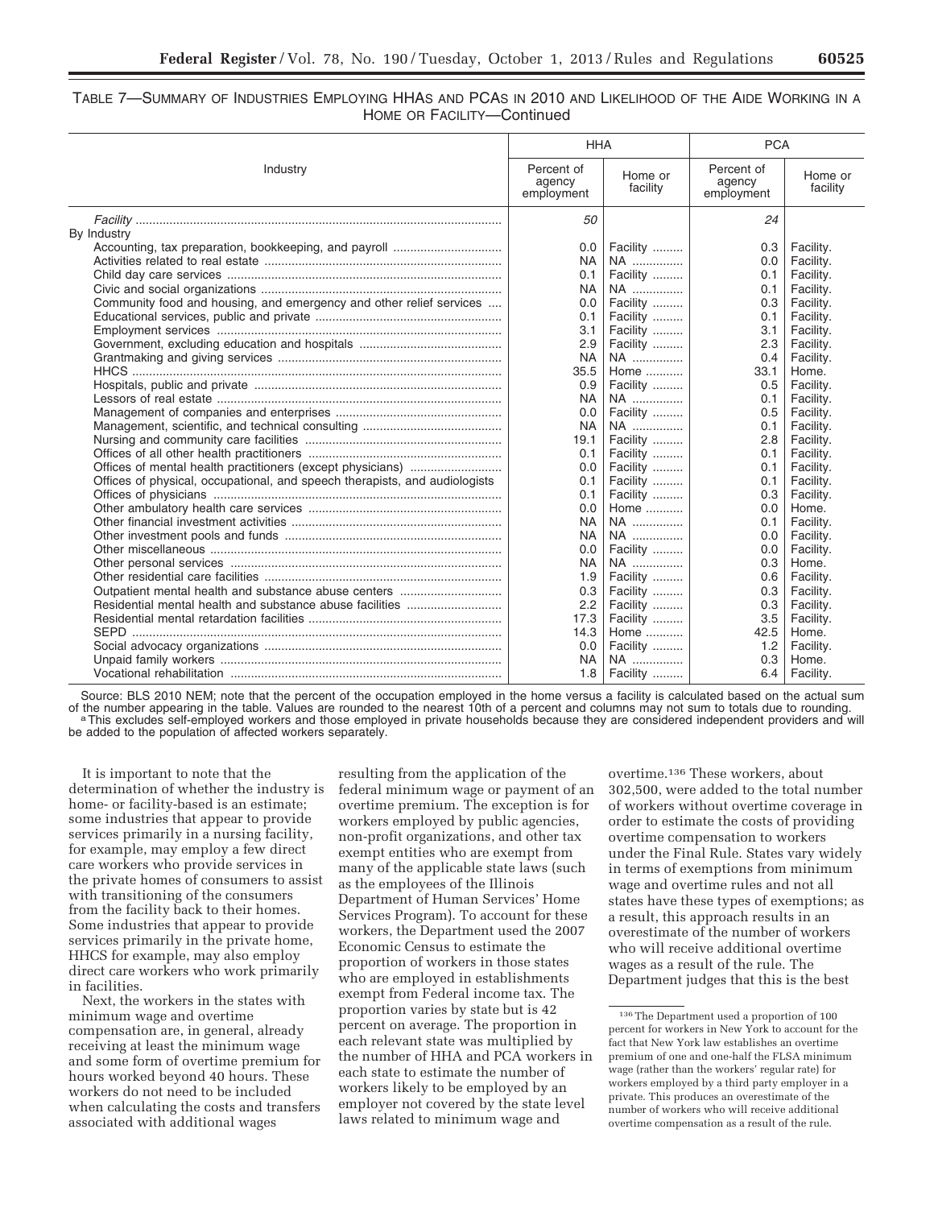TABLE 7—SUMMARY OF INDUSTRIES EMPLOYING HHAS AND PCAS IN 2010 AND LIKELIHOOD OF THE AIDE WORKING IN A HOME OR FACILITY—Continued

| Industry | HHA | | PCA | |
|---|---|---|---|---|
| | Percent of agency employment | Home or facility | Percent of agency employment | Home or facility |
| *Facility* | *50* | | *24* | |
| By Industry | | | | |
| Accounting, tax preparation, bookkeeping, and payroll | 0.0 | Facility | 0.3 | Facility. |
| Activities related to real estate | NA | NA | 0.0 | Facility. |
| Child day care services | 0.1 | Facility | 0.1 | Facility. |
| Civic and social organizations | NA | NA | 0.1 | Facility. |
| Community food and housing, and emergency and other relief services | 0.0 | Facility | 0.3 | Facility. |
| Educational services, public and private | 0.1 | Facility | 0.1 | Facility. |
| Employment services | 3.1 | Facility | 3.1 | Facility. |
| Government, excluding education and hospitals | 2.9 | Facility | 2.3 | Facility. |
| Grantmaking and giving services | NA | NA | 0.4 | Facility. |
| HHCS | 35.5 | Home | 33.1 | Home. |
| Hospitals, public and private | 0.9 | Facility | 0.5 | Facility. |
| Lessors of real estate | NA | NA | 0.1 | Facility. |
| Management of companies and enterprises | 0.0 | Facility | 0.5 | Facility. |
| Management, scientific, and technical consulting | NA | NA | 0.1 | Facility. |
| Nursing and community care facilities | 19.1 | Facility | 2.8 | Facility. |
| Offices of all other health practitioners | 0.1 | Facility | 0.1 | Facility. |
| Offices of mental health practitioners (except physicians) | 0.0 | Facility | 0.1 | Facility. |
| Offices of physical, occupational, and speech therapists, and audiologists | 0.1 | Facility | 0.1 | Facility. |
| Offices of physicians | 0.1 | Facility | 0.3 | Facility. |
| Other ambulatory health care services | 0.0 | Home | 0.0 | Home. |
| Other financial investment activities | NA | NA | 0.1 | Facility. |
| Other investment pools and funds | NA | NA | 0.0 | Facility. |
| Other miscellaneous | 0.0 | Facility | 0.0 | Facility. |
| Other personal services | NA | NA | 0.3 | Home. |
| Other residential care facilities | 1.9 | Facility | 0.6 | Facility. |
| Outpatient mental health and substance abuse centers | 0.3 | Facility | 0.3 | Facility. |
| Residential mental health and substance abuse facilities | 2.2 | Facility | 0.3 | Facility. |
| Residential mental retardation facilities | 17.3 | Facility | 3.5 | Facility. |
| SEPD | 14.3 | Home | 42.5 | Home. |
| Social advocacy organizations | 0.0 | Facility | 1.2 | Facility. |
| Unpaid family workers | NA | NA | 0.3 | Home. |
| Vocational rehabilitation | 1.8 | Facility | 6.4 | Facility. |

Source: BLS 2010 NEM; note that the percent of the occupation employed in the home versus a facility is calculated based on the actual sum of the number appearing in the table. Values are rounded to the nearest 10th of a percent and columns may not sum to totals due to rounding.

[a] This excludes self-employed workers and those employed in private households because they are considered independent providers and will be added to the population of affected workers separately.

It is important to note that the determination of whether the industry is home- or facility-based is an estimate; some industries that appear to provide services primarily in a nursing facility, for example, may employ a few direct care workers who provide services in the private homes of consumers to assist with transitioning of the consumers from the facility back to their homes. Some industries that appear to provide services primarily in the private home, HHCS for example, may also employ direct care workers who work primarily in facilities.

Next, the workers in the states with minimum wage and overtime compensation are, in general, already receiving at least the minimum wage and some form of overtime premium for hours worked beyond 40 hours. These workers do not need to be included when calculating the costs and transfers associated with additional wages resulting from the application of the federal minimum wage or payment of an overtime premium. The exception is for workers employed by public agencies, non-profit organizations, and other tax exempt entities who are exempt from many of the applicable state laws (such as the employees of the Illinois Department of Human Services' Home Services Program). To account for these workers, the Department used the 2007 Economic Census to estimate the proportion of workers in those states who are employed in establishments exempt from Federal income tax. The proportion varies by state but is 42 percent on average. The proportion in each relevant state was multiplied by the number of HHA and PCA workers in each state to estimate the number of workers likely to be employed by an employer not covered by the state level laws related to minimum wage and overtime.[136] These workers, about 302,500, were added to the total number of workers without overtime coverage in order to estimate the costs of providing overtime compensation to workers under the Final Rule. States vary widely in terms of exemptions from minimum wage and overtime rules and not all states have these types of exemptions; as a result, this approach results in an overestimate of the number of workers who will receive additional overtime wages as a result of the rule. The Department judges that this is the best

[136] The Department used a proportion of 100 percent for workers in New York to account for the fact that New York law establishes an overtime premium of one and one-half the FLSA minimum wage (rather than the workers' regular rate) for workers employed by a third party employer in a private. This produces an overestimate of the number of workers who will receive additional overtime compensation as a result of the rule.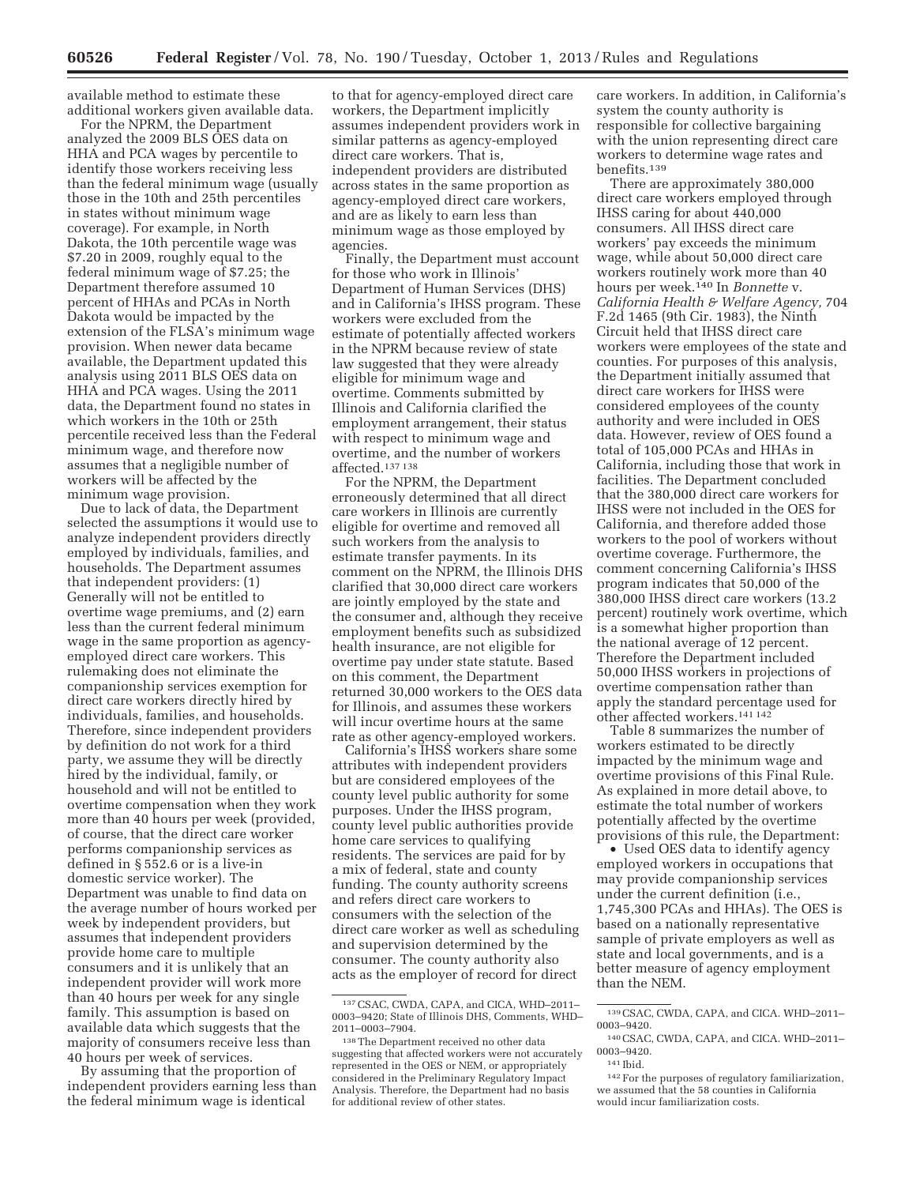available method to estimate these additional workers given available data.

For the NPRM, the Department analyzed the 2009 BLS OES data on HHA and PCA wages by percentile to identify those workers receiving less than the federal minimum wage (usually those in the 10th and 25th percentiles in states without minimum wage coverage). For example, in North Dakota, the 10th percentile wage was $7.20 in 2009, roughly equal to the federal minimum wage of $7.25; the Department therefore assumed 10 percent of HHAs and PCAs in North Dakota would be impacted by the extension of the FLSA's minimum wage provision. When newer data became available, the Department updated this analysis using 2011 BLS OES data on HHA and PCA wages. Using the 2011 data, the Department found no states in which workers in the 10th or 25th percentile received less than the Federal minimum wage, and therefore now assumes that a negligible number of workers will be affected by the minimum wage provision.

Due to lack of data, the Department selected the assumptions it would use to analyze independent providers directly employed by individuals, families, and households. The Department assumes that independent providers: (1) Generally will not be entitled to overtime wage premiums, and (2) earn less than the current federal minimum wage in the same proportion as agency-employed direct care workers. This rulemaking does not eliminate the companionship services exemption for direct care workers directly hired by individuals, families, and households. Therefore, since independent providers by definition do not work for a third party, we assume they will be directly hired by the individual, family, or household and will not be entitled to overtime compensation when they work more than 40 hours per week (provided, of course, that the direct care worker performs companionship services as defined in § 552.6 or is a live-in domestic service worker). The Department was unable to find data on the average number of hours worked per week by independent providers, but assumes that independent providers provide home care to multiple consumers and it is unlikely that an independent provider will work more than 40 hours per week for any single family. This assumption is based on available data which suggests that the majority of consumers receive less than 40 hours per week of services.

By assuming that the proportion of independent providers earning less than the federal minimum wage is identical to that for agency-employed direct care workers, the Department implicitly assumes independent providers work in similar patterns as agency-employed direct care workers. That is, independent providers are distributed across states in the same proportion as agency-employed direct care workers, and are as likely to earn less than minimum wage as those employed by agencies.

Finally, the Department must account for those who work in Illinois' Department of Human Services (DHS) and in California's IHSS program. These workers were excluded from the estimate of potentially affected workers in the NPRM because review of state law suggested that they were already eligible for minimum wage and overtime. Comments submitted by Illinois and California clarified the employment arrangement, their status with respect to minimum wage and overtime, and the number of workers affected.[137] [138]

For the NPRM, the Department erroneously determined that all direct care workers in Illinois are currently eligible for overtime and removed all such workers from the analysis to estimate transfer payments. In its comment on the NPRM, the Illinois DHS clarified that 30,000 direct care workers are jointly employed by the state and the consumer and, although they receive employment benefits such as subsidized health insurance, are not eligible for overtime pay under state statute. Based on this comment, the Department returned 30,000 workers to the OES data for Illinois, and assumes these workers will incur overtime hours at the same rate as other agency-employed workers.

California's IHSS workers share some attributes with independent providers but are considered employees of the county level public authority for some purposes. Under the IHSS program, county level public authorities provide home care services to qualifying residents. The services are paid for by a mix of federal, state and county funding. The county authority screens and refers direct care workers to consumers with the selection of the direct care worker as well as scheduling and supervision determined by the consumer. The county authority also acts as the employer of record for direct care workers. In addition, in California's system the county authority is responsible for collective bargaining with the union representing direct care workers to determine wage rates and benefits.[139]

There are approximately 380,000 direct care workers employed through IHSS caring for about 440,000 consumers. All IHSS direct care workers' pay exceeds the minimum wage, while about 50,000 direct care workers routinely work more than 40 hours per week.[140] In *Bonnette* v. *California Health & Welfare Agency,* 704 F.2d 1465 (9th Cir. 1983), the Ninth Circuit held that IHSS direct care workers were employees of the state and counties. For purposes of this analysis, the Department initially assumed that direct care workers for IHSS were considered employees of the county authority and were included in OES data. However, review of OES found a total of 105,000 PCAs and HHAs in California, including those that work in facilities. The Department concluded that the 380,000 direct care workers for IHSS were not included in the OES for California, and therefore added those workers to the pool of workers without overtime coverage. Furthermore, the comment concerning California's IHSS program indicates that 50,000 of the 380,000 IHSS direct care workers (13.2 percent) routinely work overtime, which is a somewhat higher proportion than the national average of 12 percent. Therefore the Department included 50,000 IHSS workers in projections of overtime compensation rather than apply the standard percentage used for other affected workers.[141] [142]

Table 8 summarizes the number of workers estimated to be directly impacted by the minimum wage and overtime provisions of this Final Rule. As explained in more detail above, to estimate the total number of workers potentially affected by the overtime provisions of this rule, the Department:

- Used OES data to identify agency employed workers in occupations that may provide companionship services under the current definition (i.e., 1,745,300 PCAs and HHAs). The OES is based on a nationally representative sample of private employers as well as state and local governments, and is a better measure of agency employment than the NEM.

---

[137] CSAC, CWDA, CAPA, and CICA, WHD–2011–0003–9420; State of Illinois DHS, Comments, WHD–2011–0003–7904.

[138] The Department received no other data suggesting that affected workers were not accurately represented in the OES or NEM, or appropriately considered in the Preliminary Regulatory Impact Analysis. Therefore, the Department had no basis for additional review of other states.

[139] CSAC, CWDA, CAPA, and CICA. WHD–2011–0003–9420.

[140] CSAC, CWDA, CAPA, and CICA. WHD–2011–0003–9420.

[141] Ibid.

[142] For the purposes of regulatory familiarization, we assumed that the 58 counties in California would incur familiarization costs.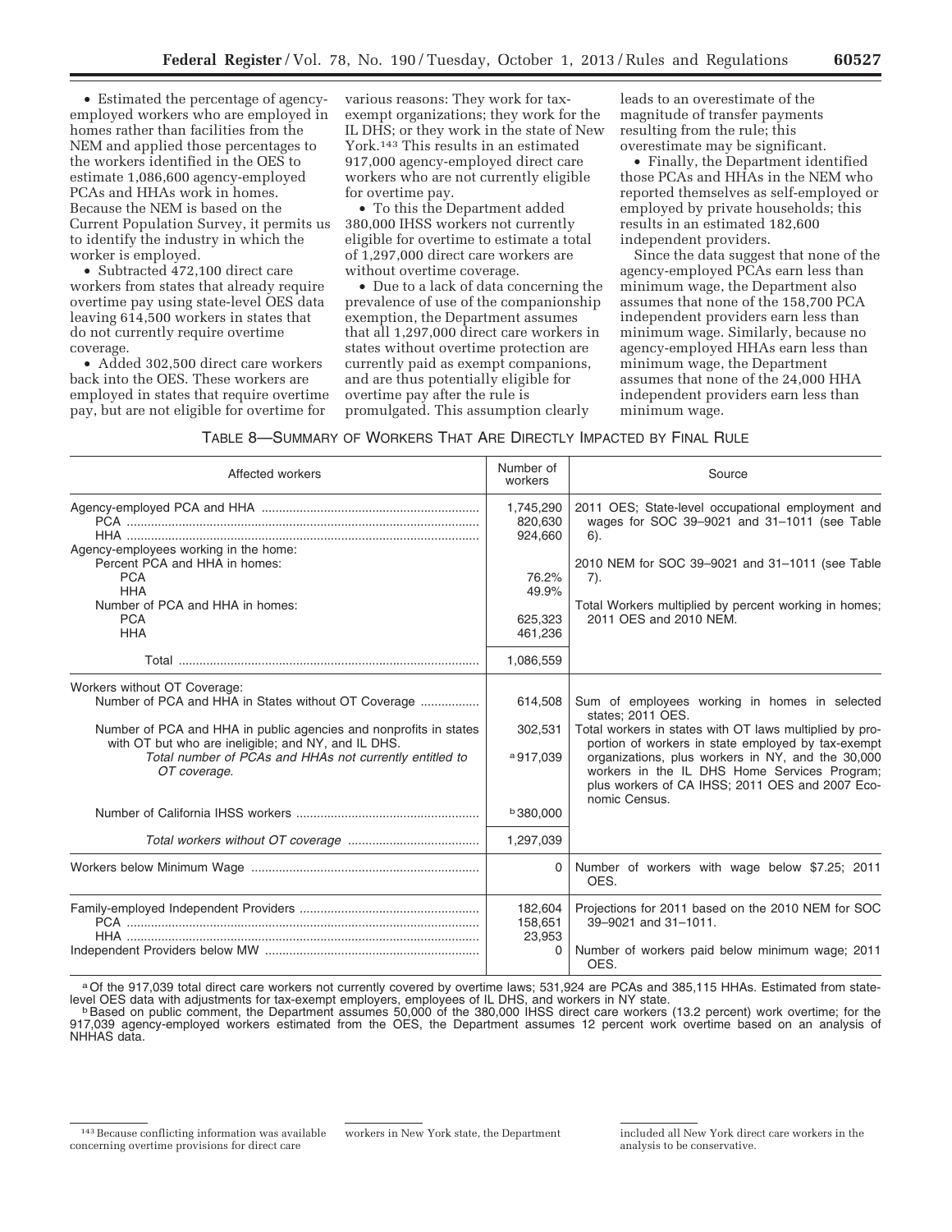- Estimated the percentage of agency-employed workers who are employed in homes rather than facilities from the NEM and applied those percentages to the workers identified in the OES to estimate 1,086,600 agency-employed PCAs and HHAs work in homes. Because the NEM is based on the Current Population Survey, it permits us to identify the industry in which the worker is employed.
- Subtracted 472,100 direct care workers from states that already require overtime pay using state-level OES data leaving 614,500 workers in states that do not currently require overtime coverage.
- Added 302,500 direct care workers back into the OES. These workers are employed in states that require overtime pay, but are not eligible for overtime for various reasons: They work for tax-exempt organizations; they work for the IL DHS; or they work in the state of New York.[143] This results in an estimated 917,000 agency-employed direct care workers who are not currently eligible for overtime pay.
- To this the Department added 380,000 IHSS workers not currently eligible for overtime to estimate a total of 1,297,000 direct care workers are without overtime coverage.
- Due to a lack of data concerning the prevalence of use of the companionship exemption, the Department assumes that all 1,297,000 direct care workers in states without overtime protection are currently paid as exempt companions, and are thus potentially eligible for overtime pay after the rule is promulgated. This assumption clearly leads to an overestimate of the magnitude of transfer payments resulting from the rule; this overestimate may be significant.
- Finally, the Department identified those PCAs and HHAs in the NEM who reported themselves as self-employed or employed by private households; this results in an estimated 182,600 independent providers.

Since the data suggest that none of the agency-employed PCAs earn less than minimum wage, the Department also assumes that none of the 158,700 PCA independent providers earn less than minimum wage. Similarly, because no agency-employed HHAs earn less than minimum wage, the Department assumes that none of the 24,000 HHA independent providers earn less than minimum wage.

TABLE 8—SUMMARY OF WORKERS THAT ARE DIRECTLY IMPACTED BY FINAL RULE

| Affected workers | Number of workers | Source |
|---|---|---|
| Agency-employed PCA and HHA | 1,745,290 | 2011 OES; State-level occupational employment and wages for SOC 39–9021 and 31–1011 (see Table 6). |
| PCA | 820,630 | |
| HHA | 924,660 | |
| Agency-employees working in the home: | | |
| Percent PCA and HHA in homes: | | 2010 NEM for SOC 39–9021 and 31–1011 (see Table 7). |
| PCA | 76.2% | |
| HHA | 49.9% | |
| Number of PCA and HHA in homes: | | Total Workers multiplied by percent working in homes; 2011 OES and 2010 NEM. |
| PCA | 625,323 | |
| HHA | 461,236 | |
| Total | 1,086,559 | |
| Workers without OT Coverage: | | |
| Number of PCA and HHA in States without OT Coverage | 614,508 | Sum of employees working in homes in selected states; 2011 OES. |
| Number of PCA and HHA in public agencies and nonprofits in states with OT but who are ineligible; and NY, and IL DHS. | 302,531 | Total workers in states with OT laws multiplied by proportion of workers in state employed by tax-exempt organizations, plus workers in NY, and the 30,000 workers in the IL DHS Home Services Program; plus workers of CA IHSS; 2011 OES and 2007 Economic Census. |
| *Total number of PCAs and HHAs not currently entitled to OT coverage.* | [a] 917,039 | |
| Number of California IHSS workers | [b] 380,000 | |
| *Total workers without OT coverage* | 1,297,039 | |
| Workers below Minimum Wage | 0 | Number of workers with wage below $7.25; 2011 OES. |
| Family-employed Independent Providers | 182,604 | Projections for 2011 based on the 2010 NEM for SOC 39–9021 and 31–1011. |
| PCA | 158,651 | |
| HHA | 23,953 | |
| Independent Providers below MW | 0 | Number of workers paid below minimum wage; 2011 OES. |

[a] Of the 917,039 total direct care workers not currently covered by overtime laws; 531,924 are PCAs and 385,115 HHAs. Estimated from state-level OES data with adjustments for tax-exempt employers, employees of IL DHS, and workers in NY state.

[b] Based on public comment, the Department assumes 50,000 of the 380,000 IHSS direct care workers (13.2 percent) work overtime; for the 917,039 agency-employed workers estimated from the OES, the Department assumes 12 percent work overtime based on an analysis of NHHAS data.

[143] Because conflicting information was available concerning overtime provisions for direct care workers in New York state, the Department included all New York direct care workers in the analysis to be conservative.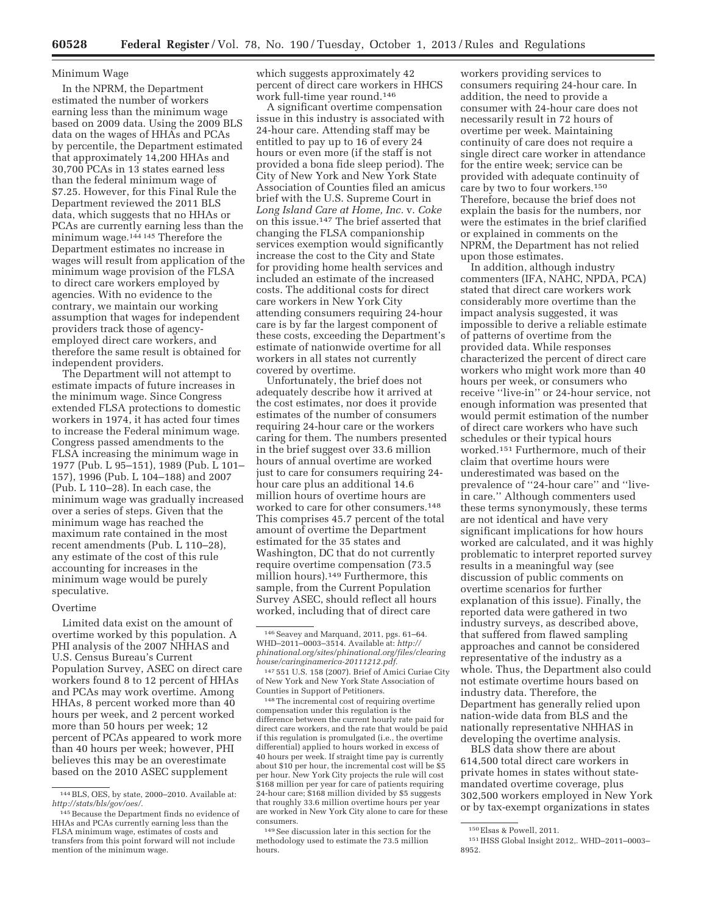Minimum Wage

In the NPRM, the Department estimated the number of workers earning less than the minimum wage based on 2009 data. Using the 2009 BLS data on the wages of HHAs and PCAs by percentile, the Department estimated that approximately 14,200 HHAs and 30,700 PCAs in 13 states earned less than the federal minimum wage of $7.25. However, for this Final Rule the Department reviewed the 2011 BLS data, which suggests that no HHAs or PCAs are currently earning less than the minimum wage.[144] [145] Therefore the Department estimates no increase in wages will result from application of the minimum wage provision of the FLSA to direct care workers employed by agencies. With no evidence to the contrary, we maintain our working assumption that wages for independent providers track those of agency-employed direct care workers, and therefore the same result is obtained for independent providers.

The Department will not attempt to estimate impacts of future increases in the minimum wage. Since Congress extended FLSA protections to domestic workers in 1974, it has acted four times to increase the Federal minimum wage. Congress passed amendments to the FLSA increasing the minimum wage in 1977 (Pub. L 95–151), 1989 (Pub. L 101–157), 1996 (Pub. L 104–188) and 2007 (Pub. L 110–28). In each case, the minimum wage was gradually increased over a series of steps. Given that the minimum wage has reached the maximum rate contained in the most recent amendments (Pub. L 110–28), any estimate of the cost of this rule accounting for increases in the minimum wage would be purely speculative.

Overtime

Limited data exist on the amount of overtime worked by this population. A PHI analysis of the 2007 NHHAS and U.S. Census Bureau's Current Population Survey, ASEC on direct care workers found 8 to 12 percent of HHAs and PCAs may work overtime. Among HHAs, 8 percent worked more than 40 hours per week, and 2 percent worked more than 50 hours per week; 12 percent of PCAs appeared to work more than 40 hours per week; however, PHI believes this may be an overestimate based on the 2010 ASEC supplement which suggests approximately 42 percent of direct care workers in HHCS work full-time year round.[146]

A significant overtime compensation issue in this industry is associated with 24-hour care. Attending staff may be entitled to pay up to 16 of every 24 hours or even more (if the staff is not provided a bona fide sleep period). The City of New York and New York State Association of Counties filed an amicus brief with the U.S. Supreme Court in *Long Island Care at Home, Inc.* v. *Coke* on this issue.[147] The brief asserted that changing the FLSA companionship services exemption would significantly increase the cost to the City and State for providing home health services and included an estimate of the increased costs. The additional costs for direct care workers in New York City attending consumers requiring 24-hour care is by far the largest component of these costs, exceeding the Department's estimate of nationwide overtime for all workers in all states not currently covered by overtime.

Unfortunately, the brief does not adequately describe how it arrived at the cost estimates, nor does it provide estimates of the number of consumers requiring 24-hour care or the workers caring for them. The numbers presented in the brief suggest over 33.6 million hours of annual overtime are worked just to care for consumers requiring 24-hour care plus an additional 14.6 million hours of overtime hours are worked to care for other consumers.[148] This comprises 45.7 percent of the total amount of overtime the Department estimated for the 35 states and Washington, DC that do not currently require overtime compensation (73.5 million hours).[149] Furthermore, this sample, from the Current Population Survey ASEC, should reflect all hours worked, including that of direct care workers providing services to consumers requiring 24-hour care. In addition, the need to provide a consumer with 24-hour care does not necessarily result in 72 hours of overtime per week. Maintaining continuity of care does not require a single direct care worker in attendance for the entire week; service can be provided with adequate continuity of care by two to four workers.[150] Therefore, because the brief does not explain the basis for the numbers, nor were the estimates in the brief clarified or explained in comments on the NPRM, the Department has not relied upon those estimates.

In addition, although industry commenters (IFA, NAHC, NPDA, PCA) stated that direct care workers work considerably more overtime than the impact analysis suggested, it was impossible to derive a reliable estimate of patterns of overtime from the provided data. While responses characterized the percent of direct care workers who might work more than 40 hours per week, or consumers who receive "live-in" or 24-hour service, not enough information was presented that would permit estimation of the number of direct care workers who have such schedules or their typical hours worked.[151] Furthermore, much of their claim that overtime hours were underestimated was based on the prevalence of "24-hour care" and "live-in care." Although commenters used these terms synonymously, these terms are not identical and have very significant implications for how hours worked are calculated, and it was highly problematic to interpret reported survey results in a meaningful way (see discussion of public comments on overtime scenarios for further explanation of this issue). Finally, the reported data were gathered in two industry surveys, as described above, that suffered from flawed sampling approaches and cannot be considered representative of the industry as a whole. Thus, the Department also could not estimate overtime hours based on industry data. Therefore, the Department has generally relied upon nation-wide data from BLS and the nationally representative NHHAS in developing the overtime analysis.

BLS data show there are about 614,500 total direct care workers in private homes in states without state-mandated overtime coverage, plus 302,500 workers employed in New York or by tax-exempt organizations in states

---

[144] BLS, OES, by state, 2000–2010. Available at: *http://stats/bls/gov/oes/*.

[145] Because the Department finds no evidence of HHAs and PCAs currently earning less than the FLSA minimum wage, estimates of costs and transfers from this point forward will not include mention of the minimum wage.

[146] Seavey and Marquand, 2011, pgs. 61–64. WHD–2011–0003–3514. Available at: *http://phinational.org/sites/phinational.org/files/clearinghouse/caringinamerica-20111212.pdf*.

[147] 551 U.S. 158 (2007). Brief of Amici Curiae City of New York and New York State Association of Counties in Support of Petitioners.

[148] The incremental cost of requiring overtime compensation under this regulation is the difference between the current hourly rate paid for direct care workers, and the rate that would be paid if this regulation is promulgated (i.e., the overtime differential) applied to hours worked in excess of 40 hours per week. If straight time pay is currently about $10 per hour, the incremental cost will be $5 per hour. New York City projects the rule will cost $168 million per year for care of patients requiring 24-hour care; $168 million divided by $5 suggests that roughly 33.6 million overtime hours per year are worked in New York City alone to care for these consumers.

[149] See discussion later in this section for the methodology used to estimate the 73.5 million hours.

[150] Elsas & Powell, 2011.

[151] IHSS Global Insight 2012,. WHD–2011–0003–8952.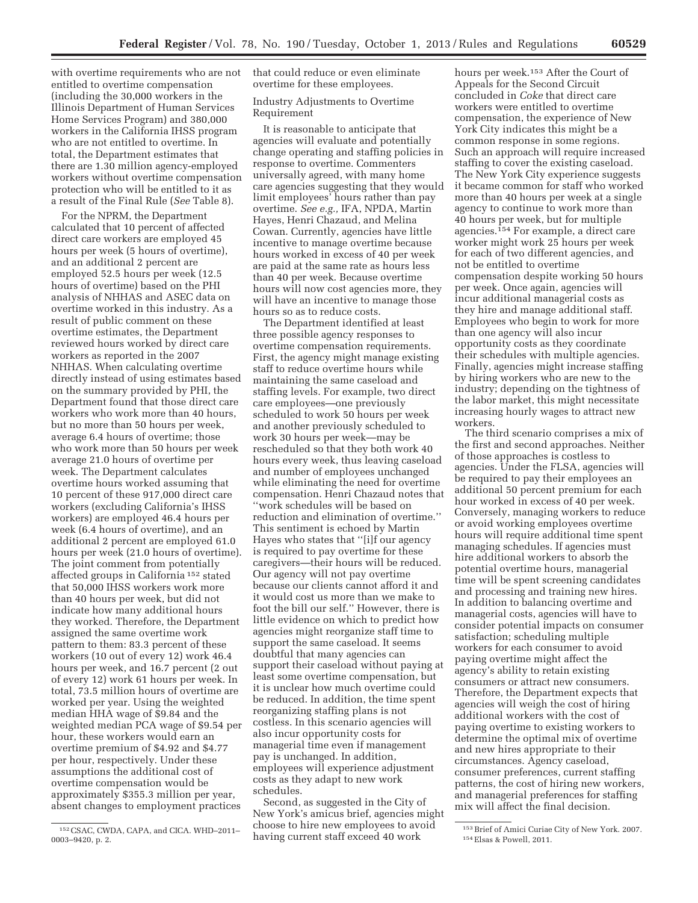with overtime requirements who are not entitled to overtime compensation (including the 30,000 workers in the Illinois Department of Human Services Home Services Program) and 380,000 workers in the California IHSS program who are not entitled to overtime. In total, the Department estimates that there are 1.30 million agency-employed workers without overtime compensation protection who will be entitled to it as a result of the Final Rule (*See* Table 8).

For the NPRM, the Department calculated that 10 percent of affected direct care workers are employed 45 hours per week (5 hours of overtime), and an additional 2 percent are employed 52.5 hours per week (12.5 hours of overtime) based on the PHI analysis of NHHAS and ASEC data on overtime worked in this industry. As a result of public comment on these overtime estimates, the Department reviewed hours worked by direct care workers as reported in the 2007 NHHAS. When calculating overtime directly instead of using estimates based on the summary provided by PHI, the Department found that those direct care workers who work more than 40 hours, but no more than 50 hours per week, average 6.4 hours of overtime; those who work more than 50 hours per week average 21.0 hours of overtime per week. The Department calculates overtime hours worked assuming that 10 percent of these 917,000 direct care workers (excluding California's IHSS workers) are employed 46.4 hours per week (6.4 hours of overtime), and an additional 2 percent are employed 61.0 hours per week (21.0 hours of overtime). The joint comment from potentially affected groups in California [152] stated that 50,000 IHSS workers work more than 40 hours per week, but did not indicate how many additional hours they worked. Therefore, the Department assigned the same overtime work pattern to them: 83.3 percent of these workers (10 out of every 12) work 46.4 hours per week, and 16.7 percent (2 out of every 12) work 61 hours per week. In total, 73.5 million hours of overtime are worked per year. Using the weighted median HHA wage of $9.84 and the weighted median PCA wage of $9.54 per hour, these workers would earn an overtime premium of $4.92 and $4.77 per hour, respectively. Under these assumptions the additional cost of overtime compensation would be approximately $355.3 million per year, absent changes to employment practices that could reduce or even eliminate overtime for these employees.

Industry Adjustments to Overtime Requirement

It is reasonable to anticipate that agencies will evaluate and potentially change operating and staffing policies in response to overtime. Commenters universally agreed, with many home care agencies suggesting that they would limit employees' hours rather than pay overtime. *See e.g.,* IFA, NPDA, Martin Hayes, Henri Chazaud, and Melina Cowan. Currently, agencies have little incentive to manage overtime because hours worked in excess of 40 per week are paid at the same rate as hours less than 40 per week. Because overtime hours will now cost agencies more, they will have an incentive to manage those hours so as to reduce costs.

The Department identified at least three possible agency responses to overtime compensation requirements. First, the agency might manage existing staff to reduce overtime hours while maintaining the same caseload and staffing levels. For example, two direct care employees—one previously scheduled to work 50 hours per week and another previously scheduled to work 30 hours per week—may be rescheduled so that they both work 40 hours every week, thus leaving caseload and number of employees unchanged while eliminating the need for overtime compensation. Henri Chazaud notes that ''work schedules will be based on reduction and elimination of overtime.'' This sentiment is echoed by Martin Hayes who states that ''[i]f our agency is required to pay overtime for these caregivers—their hours will be reduced. Our agency will not pay overtime because our clients cannot afford it and it would cost us more than we make to foot the bill our self.'' However, there is little evidence on which to predict how agencies might reorganize staff time to support the same caseload. It seems doubtful that many agencies can support their caseload without paying at least some overtime compensation, but it is unclear how much overtime could be reduced. In addition, the time spent reorganizing staffing plans is not costless. In this scenario agencies will also incur opportunity costs for managerial time even if management pay is unchanged. In addition, employees will experience adjustment costs as they adapt to new work schedules.

Second, as suggested in the City of New York's amicus brief, agencies might choose to hire new employees to avoid having current staff exceed 40 work hours per week.[153] After the Court of Appeals for the Second Circuit concluded in *Coke* that direct care workers were entitled to overtime compensation, the experience of New York City indicates this might be a common response in some regions. Such an approach will require increased staffing to cover the existing caseload. The New York City experience suggests it became common for staff who worked more than 40 hours per week at a single agency to continue to work more than 40 hours per week, but for multiple agencies.[154] For example, a direct care worker might work 25 hours per week for each of two different agencies, and not be entitled to overtime compensation despite working 50 hours per week. Once again, agencies will incur additional managerial costs as they hire and manage additional staff. Employees who begin to work for more than one agency will also incur opportunity costs as they coordinate their schedules with multiple agencies. Finally, agencies might increase staffing by hiring workers who are new to the industry; depending on the tightness of the labor market, this might necessitate increasing hourly wages to attract new workers.

The third scenario comprises a mix of the first and second approaches. Neither of those approaches is costless to agencies. Under the FLSA, agencies will be required to pay their employees an additional 50 percent premium for each hour worked in excess of 40 per week. Conversely, managing workers to reduce or avoid working employees overtime hours will require additional time spent managing schedules. If agencies must hire additional workers to absorb the potential overtime hours, managerial time will be spent screening candidates and processing and training new hires. In addition to balancing overtime and managerial costs, agencies will have to consider potential impacts on consumer satisfaction; scheduling multiple workers for each consumer to avoid paying overtime might affect the agency's ability to retain existing consumers or attract new consumers. Therefore, the Department expects that agencies will weigh the cost of hiring additional workers with the cost of paying overtime to existing workers to determine the optimal mix of overtime and new hires appropriate to their circumstances. Agency caseload, consumer preferences, current staffing patterns, the cost of hiring new workers, and managerial preferences for staffing mix will affect the final decision.

[152] CSAC, CWDA, CAPA, and CICA. WHD–2011–0003–9420, p. 2.

[153] Brief of Amici Curiae City of New York. 2007.

[154] Elsas & Powell, 2011.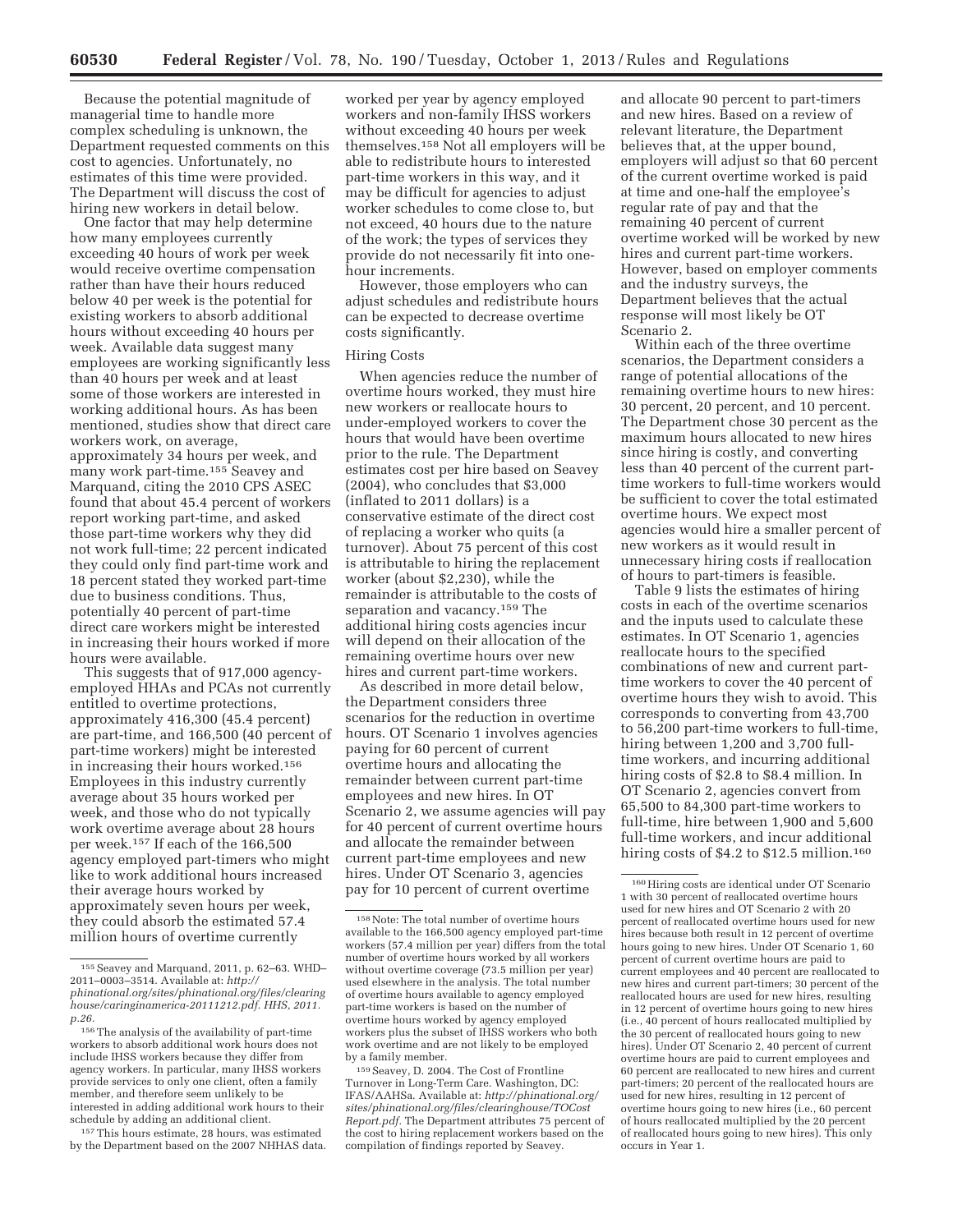Because the potential magnitude of managerial time to handle more complex scheduling is unknown, the Department requested comments on this cost to agencies. Unfortunately, no estimates of this time were provided. The Department will discuss the cost of hiring new workers in detail below.

One factor that may help determine how many employees currently exceeding 40 hours of work per week would receive overtime compensation rather than have their hours reduced below 40 per week is the potential for existing workers to absorb additional hours without exceeding 40 hours per week. Available data suggest many employees are working significantly less than 40 hours per week and at least some of those workers are interested in working additional hours. As has been mentioned, studies show that direct care workers work, on average, approximately 34 hours per week, and many work part-time.[155] Seavey and Marquand, citing the 2010 CPS ASEC found that about 45.4 percent of workers report working part-time, and asked those part-time workers why they did not work full-time; 22 percent indicated they could only find part-time work and 18 percent stated they worked part-time due to business conditions. Thus, potentially 40 percent of part-time direct care workers might be interested in increasing their hours worked if more hours were available.

This suggests that of 917,000 agency-employed HHAs and PCAs not currently entitled to overtime protections, approximately 416,300 (45.4 percent) are part-time, and 166,500 (40 percent of part-time workers) might be interested in increasing their hours worked.[156] Employees in this industry currently average about 35 hours worked per week, and those who do not typically work overtime average about 28 hours per week.[157] If each of the 166,500 agency employed part-timers who might like to work additional hours increased their average hours worked by approximately seven hours per week, they could absorb the estimated 57.4 million hours of overtime currently worked per year by agency employed workers and non-family IHSS workers without exceeding 40 hours per week themselves.[158] Not all employers will be able to redistribute hours to interested part-time workers in this way, and it may be difficult for agencies to adjust worker schedules to come close to, but not exceed, 40 hours due to the nature of the work; the types of services they provide do not necessarily fit into one-hour increments.

However, those employers who can adjust schedules and redistribute hours can be expected to decrease overtime costs significantly.

Hiring Costs

When agencies reduce the number of overtime hours worked, they must hire new workers or reallocate hours to under-employed workers to cover the hours that would have been overtime prior to the rule. The Department estimates cost per hire based on Seavey (2004), who concludes that $3,000 (inflated to 2011 dollars) is a conservative estimate of the direct cost of replacing a worker who quits (a turnover). About 75 percent of this cost is attributable to hiring the replacement worker (about $2,230), while the remainder is attributable to the costs of separation and vacancy.[159] The additional hiring costs agencies incur will depend on their allocation of the remaining overtime hours over new hires and current part-time workers.

As described in more detail below, the Department considers three scenarios for the reduction in overtime hours. OT Scenario 1 involves agencies paying for 60 percent of current overtime hours and allocating the remainder between current part-time employees and new hires. In OT Scenario 2, we assume agencies will pay for 40 percent of current overtime hours and allocate the remainder between current part-time employees and new hires. Under OT Scenario 3, agencies pay for 10 percent of current overtime and allocate 90 percent to part-timers and new hires. Based on a review of relevant literature, the Department believes that, at the upper bound, employers will adjust so that 60 percent of the current overtime worked is paid at time and one-half the employee's regular rate of pay and that the remaining 40 percent of current overtime worked will be worked by new hires and current part-time workers. However, based on employer comments and the industry surveys, the Department believes that the actual response will most likely be OT Scenario 2.

Within each of the three overtime scenarios, the Department considers a range of potential allocations of the remaining overtime hours to new hires: 30 percent, 20 percent, and 10 percent. The Department chose 30 percent as the maximum hours allocated to new hires since hiring is costly, and converting less than 40 percent of the current part-time workers to full-time workers would be sufficient to cover the total estimated overtime hours. We expect most agencies would hire a smaller percent of new workers as it would result in unnecessary hiring costs if reallocation of hours to part-timers is feasible.

Table 9 lists the estimates of hiring costs in each of the overtime scenarios and the inputs used to calculate these estimates. In OT Scenario 1, agencies reallocate hours to the specified combinations of new and current part-time workers to cover the 40 percent of overtime hours they wish to avoid. This corresponds to converting from 43,700 to 56,200 part-time workers to full-time, hiring between 1,200 and 3,700 full-time workers, and incurring additional hiring costs of $2.8 to $8.4 million. In OT Scenario 2, agencies convert from 65,500 to 84,300 part-time workers to full-time, hire between 1,900 and 5,600 full-time workers, and incur additional hiring costs of $4.2 to $12.5 million.[160]

---

[155] Seavey and Marquand, 2011, p. 62–63. WHD–2011–0003–3514. Available at: *http://phinational.org/sites/phinational.org/files/clearinghouse/caringinamerica-20111212.pdf. HHS, 2011. p.26.*

[156] The analysis of the availability of part-time workers to absorb additional work hours does not include IHSS workers because they differ from agency workers. In particular, many IHSS workers provide services to only one client, often a family member, and therefore seem unlikely to be interested in adding additional work hours to their schedule by adding an additional client.

[157] This hours estimate, 28 hours, was estimated by the Department based on the 2007 NHHAS data.

[158] Note: The total number of overtime hours available to the 166,500 agency employed part-time workers (57.4 million per year) differs from the total number of overtime hours worked by all workers without overtime coverage (73.5 million per year) used elsewhere in the analysis. The total number of overtime hours available to agency employed part-time workers is based on the number of overtime hours worked by agency employed workers plus the subset of IHSS workers who both work overtime and are not likely to be employed by a family member.

[159] Seavey, D. 2004. The Cost of Frontline Turnover in Long-Term Care. Washington, DC: IFAS/AAHSa. Available at: *http://phinational.org/sites/phinational.org/files/clearinghouse/TOCost Report.pdf.* The Department attributes 75 percent of the cost to hiring replacement workers based on the compilation of findings reported by Seavey.

[160] Hiring costs are identical under OT Scenario 1 with 30 percent of reallocated overtime hours used for new hires and OT Scenario 2 with 20 percent of reallocated overtime hours used for new hires because both result in 12 percent of overtime hours going to new hires. Under OT Scenario 1, 60 percent of current overtime hours are paid to current employees and 40 percent are reallocated to new hires and current part-timers; 30 percent of the reallocated hours are used for new hires, resulting in 12 percent of overtime hours going to new hires (i.e., 40 percent of hours reallocated multiplied by the 30 percent of reallocated hours going to new hires). Under OT Scenario 2, 40 percent of current overtime hours are paid to current employees and 60 percent are reallocated to new hires and current part-timers; 20 percent of the reallocated hours are used for new hires, resulting in 12 percent of overtime hours going to new hires (i.e., 60 percent of hours reallocated multiplied by the 20 percent of reallocated hours going to new hires). This only occurs in Year 1.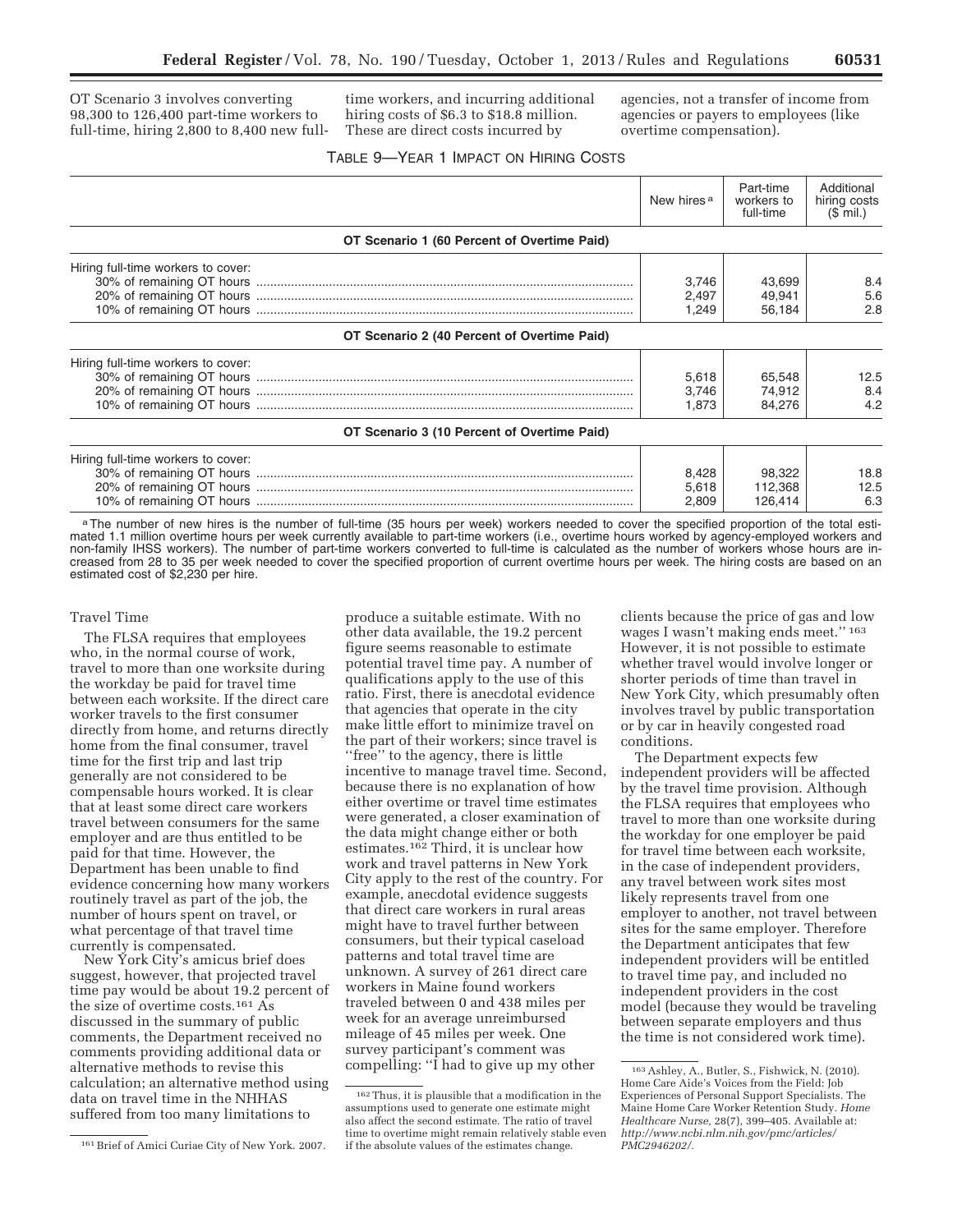OT Scenario 3 involves converting 98,300 to 126,400 part-time workers to full-time, hiring 2,800 to 8,400 new full-time workers, and incurring additional hiring costs of $6.3 to $18.8 million. These are direct costs incurred by agencies, not a transfer of income from agencies or payers to employees (like overtime compensation).

TABLE 9—YEAR 1 IMPACT ON HIRING COSTS

| | New hires [a] | Part-time workers to full-time | Additional hiring costs ($ mil.) |
|---|---|---|---|
| **OT Scenario 1 (60 Percent of Overtime Paid)** | | | |
| Hiring full-time workers to cover: | | | |
| 30% of remaining OT hours | 3,746 | 43,699 | 8.4 |
| 20% of remaining OT hours | 2,497 | 49,941 | 5.6 |
| 10% of remaining OT hours | 1,249 | 56,184 | 2.8 |
| **OT Scenario 2 (40 Percent of Overtime Paid)** | | | |
| Hiring full-time workers to cover: | | | |
| 30% of remaining OT hours | 5,618 | 65,548 | 12.5 |
| 20% of remaining OT hours | 3,746 | 74,912 | 8.4 |
| 10% of remaining OT hours | 1,873 | 84,276 | 4.2 |
| **OT Scenario 3 (10 Percent of Overtime Paid)** | | | |
| Hiring full-time workers to cover: | | | |
| 30% of remaining OT hours | 8,428 | 98,322 | 18.8 |
| 20% of remaining OT hours | 5,618 | 112,368 | 12.5 |
| 10% of remaining OT hours | 2,809 | 126,414 | 6.3 |

[a] The number of new hires is the number of full-time (35 hours per week) workers needed to cover the specified proportion of the total estimated 1.1 million overtime hours per week currently available to part-time workers (i.e., overtime hours worked by agency-employed workers and non-family IHSS workers). The number of part-time workers converted to full-time is calculated as the number of workers whose hours are increased from 28 to 35 per week needed to cover the specified proportion of current overtime hours per week. The hiring costs are based on an estimated cost of $2,230 per hire.

Travel Time

The FLSA requires that employees who, in the normal course of work, travel to more than one worksite during the workday be paid for travel time between each worksite. If the direct care worker travels to the first consumer directly from home, and returns directly home from the final consumer, travel time for the first trip and last trip generally are not considered to be compensable hours worked. It is clear that at least some direct care workers travel between consumers for the same employer and are thus entitled to be paid for that time. However, the Department has been unable to find evidence concerning how many workers routinely travel as part of the job, the number of hours spent on travel, or what percentage of that travel time currently is compensated.

New York City's amicus brief does suggest, however, that projected travel time pay would be about 19.2 percent of the size of overtime costs.[161] As discussed in the summary of public comments, the Department received no comments providing additional data or alternative methods to revise this calculation; an alternative method using data on travel time in the NHHAS suffered from too many limitations to produce a suitable estimate. With no other data available, the 19.2 percent figure seems reasonable to estimate potential travel time pay. A number of qualifications apply to the use of this ratio. First, there is anecdotal evidence that agencies that operate in the city make little effort to minimize travel on the part of their workers; since travel is "free" to the agency, there is little incentive to manage travel time. Second, because there is no explanation of how either overtime or travel time estimates were generated, a closer examination of the data might change either or both estimates.[162] Third, it is unclear how work and travel patterns in New York City apply to the rest of the country. For example, anecdotal evidence suggests that direct care workers in rural areas might have to travel further between consumers, but their typical caseload patterns and total travel time are unknown. A survey of 261 direct care workers in Maine found workers traveled between 0 and 438 miles per week for an average unreimbursed mileage of 45 miles per week. One survey participant's comment was compelling: "I had to give up my other clients because the price of gas and low wages I wasn't making ends meet." [163] However, it is not possible to estimate whether travel would involve longer or shorter periods of time than travel in New York City, which presumably often involves travel by public transportation or by car in heavily congested road conditions.

The Department expects few independent providers will be affected by the travel time provision. Although the FLSA requires that employees who travel to more than one worksite during the workday for one employer be paid for travel time between each worksite, in the case of independent providers, any travel between work sites most likely represents travel from one employer to another, not travel between sites for the same employer. Therefore the Department anticipates that few independent providers will be entitled to travel time pay, and included no independent providers in the cost model (because they would be traveling between separate employers and thus the time is not considered work time).

---

[161] Brief of Amici Curiae City of New York. 2007.

[162] Thus, it is plausible that a modification in the assumptions used to generate one estimate might also affect the second estimate. The ratio of travel time to overtime might remain relatively stable even if the absolute values of the estimates change.

[163] Ashley, A., Butler, S., Fishwick, N. (2010). Home Care Aide's Voices from the Field: Job Experiences of Personal Support Specialists. The Maine Home Care Worker Retention Study. *Home Healthcare Nurse,* 28(7), 399–405. Available at: *http://www.ncbi.nlm.nih.gov/pmc/articles/PMC2946202/.*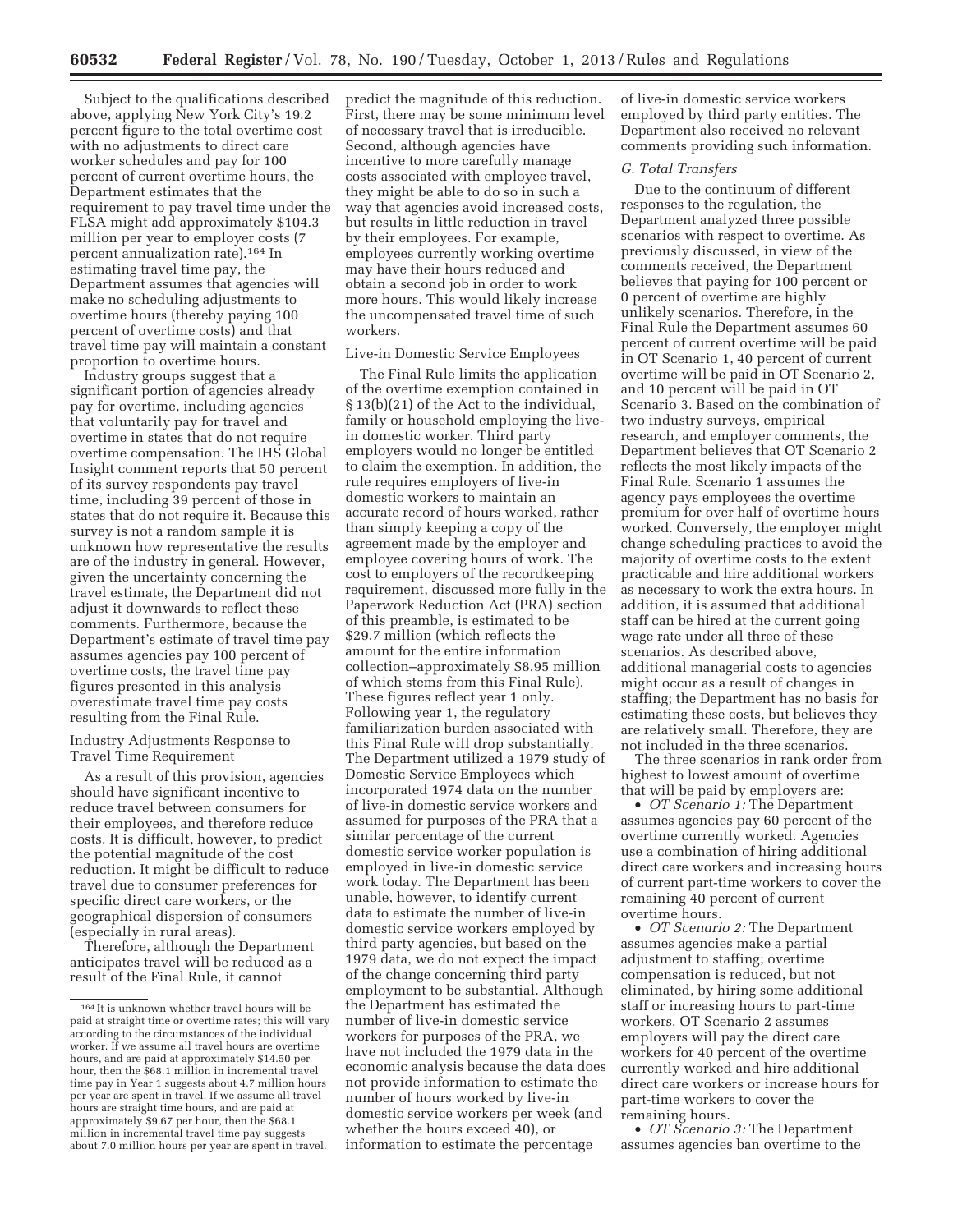Subject to the qualifications described above, applying New York City's 19.2 percent figure to the total overtime cost with no adjustments to direct care worker schedules and pay for 100 percent of current overtime hours, the Department estimates that the requirement to pay travel time under the FLSA might add approximately $104.3 million per year to employer costs (7 percent annualization rate).[164] In estimating travel time pay, the Department assumes that agencies will make no scheduling adjustments to overtime hours (thereby paying 100 percent of overtime costs) and that travel time pay will maintain a constant proportion to overtime hours.

Industry groups suggest that a significant portion of agencies already pay for overtime, including agencies that voluntarily pay for travel and overtime in states that do not require overtime compensation. The IHS Global Insight comment reports that 50 percent of its survey respondents pay travel time, including 39 percent of those in states that do not require it. Because this survey is not a random sample it is unknown how representative the results are of the industry in general. However, given the uncertainty concerning the travel estimate, the Department did not adjust it downwards to reflect these comments. Furthermore, because the Department's estimate of travel time pay assumes agencies pay 100 percent of overtime costs, the travel time pay figures presented in this analysis overestimate travel time pay costs resulting from the Final Rule.

Industry Adjustments Response to Travel Time Requirement

As a result of this provision, agencies should have significant incentive to reduce travel between consumers for their employees, and therefore reduce costs. It is difficult, however, to predict the potential magnitude of the cost reduction. It might be difficult to reduce travel due to consumer preferences for specific direct care workers, or the geographical dispersion of consumers (especially in rural areas).

Therefore, although the Department anticipates travel will be reduced as a result of the Final Rule, it cannot predict the magnitude of this reduction. First, there may be some minimum level of necessary travel that is irreducible. Second, although agencies have incentive to more carefully manage costs associated with employee travel, they might be able to do so in such a way that agencies avoid increased costs, but results in little reduction in travel by their employees. For example, employees currently working overtime may have their hours reduced and obtain a second job in order to work more hours. This would likely increase the uncompensated travel time of such workers.

Live-in Domestic Service Employees

The Final Rule limits the application of the overtime exemption contained in § 13(b)(21) of the Act to the individual, family or household employing the live-in domestic worker. Third party employers would no longer be entitled to claim the exemption. In addition, the rule requires employers of live-in domestic workers to maintain an accurate record of hours worked, rather than simply keeping a copy of the agreement made by the employer and employee covering hours of work. The cost to employers of the recordkeeping requirement, discussed more fully in the Paperwork Reduction Act (PRA) section of this preamble, is estimated to be $29.7 million (which reflects the amount for the entire information collection–approximately $8.95 million of which stems from this Final Rule). These figures reflect year 1 only. Following year 1, the regulatory familiarization burden associated with this Final Rule will drop substantially. The Department utilized a 1979 study of Domestic Service Employees which incorporated 1974 data on the number of live-in domestic service workers and assumed for purposes of the PRA that a similar percentage of the current domestic service worker population is employed in live-in domestic service work today. The Department has been unable, however, to identify current data to estimate the number of live-in domestic service workers employed by third party agencies, but based on the 1979 data, we do not expect the impact of the change concerning third party employment to be substantial. Although the Department has estimated the number of live-in domestic service workers for purposes of the PRA, we have not included the 1979 data in the economic analysis because the data does not provide information to estimate the number of hours worked by live-in domestic service workers per week (and whether the hours exceed 40), or information to estimate the percentage of live-in domestic service workers employed by third party entities. The Department also received no relevant comments providing such information.

*G. Total Transfers*

Due to the continuum of different responses to the regulation, the Department analyzed three possible scenarios with respect to overtime. As previously discussed, in view of the comments received, the Department believes that paying for 100 percent or 0 percent of overtime are highly unlikely scenarios. Therefore, in the Final Rule the Department assumes 60 percent of current overtime will be paid in OT Scenario 1, 40 percent of current overtime will be paid in OT Scenario 2, and 10 percent will be paid in OT Scenario 3. Based on the combination of two industry surveys, empirical research, and employer comments, the Department believes that OT Scenario 2 reflects the most likely impacts of the Final Rule. Scenario 1 assumes the agency pays employees the overtime premium for over half of overtime hours worked. Conversely, the employer might change scheduling practices to avoid the majority of overtime costs to the extent practicable and hire additional workers as necessary to work the extra hours. In addition, it is assumed that additional staff can be hired at the current going wage rate under all three of these scenarios. As described above, additional managerial costs to agencies might occur as a result of changes in staffing; the Department has no basis for estimating these costs, but believes they are relatively small. Therefore, they are not included in the three scenarios.

The three scenarios in rank order from highest to lowest amount of overtime that will be paid by employers are:

- *OT Scenario 1:* The Department assumes agencies pay 60 percent of the overtime currently worked. Agencies use a combination of hiring additional direct care workers and increasing hours of current part-time workers to cover the remaining 40 percent of current overtime hours.
- *OT Scenario 2:* The Department assumes agencies make a partial adjustment to staffing; overtime compensation is reduced, but not eliminated, by hiring some additional staff or increasing hours to part-time workers. OT Scenario 2 assumes employers will pay the direct care workers for 40 percent of the overtime currently worked and hire additional direct care workers or increase hours for part-time workers to cover the remaining hours.
- *OT Scenario 3:* The Department assumes agencies ban overtime to the

[164] It is unknown whether travel hours will be paid at straight time or overtime rates; this will vary according to the circumstances of the individual worker. If we assume all travel hours are overtime hours, and are paid at approximately $14.50 per hour, then the $68.1 million in incremental travel time pay in Year 1 suggests about 4.7 million hours per year are spent in travel. If we assume all travel hours are straight time hours, and are paid at approximately $9.67 per hour, then the $68.1 million in incremental travel time pay suggests about 7.0 million hours per year are spent in travel.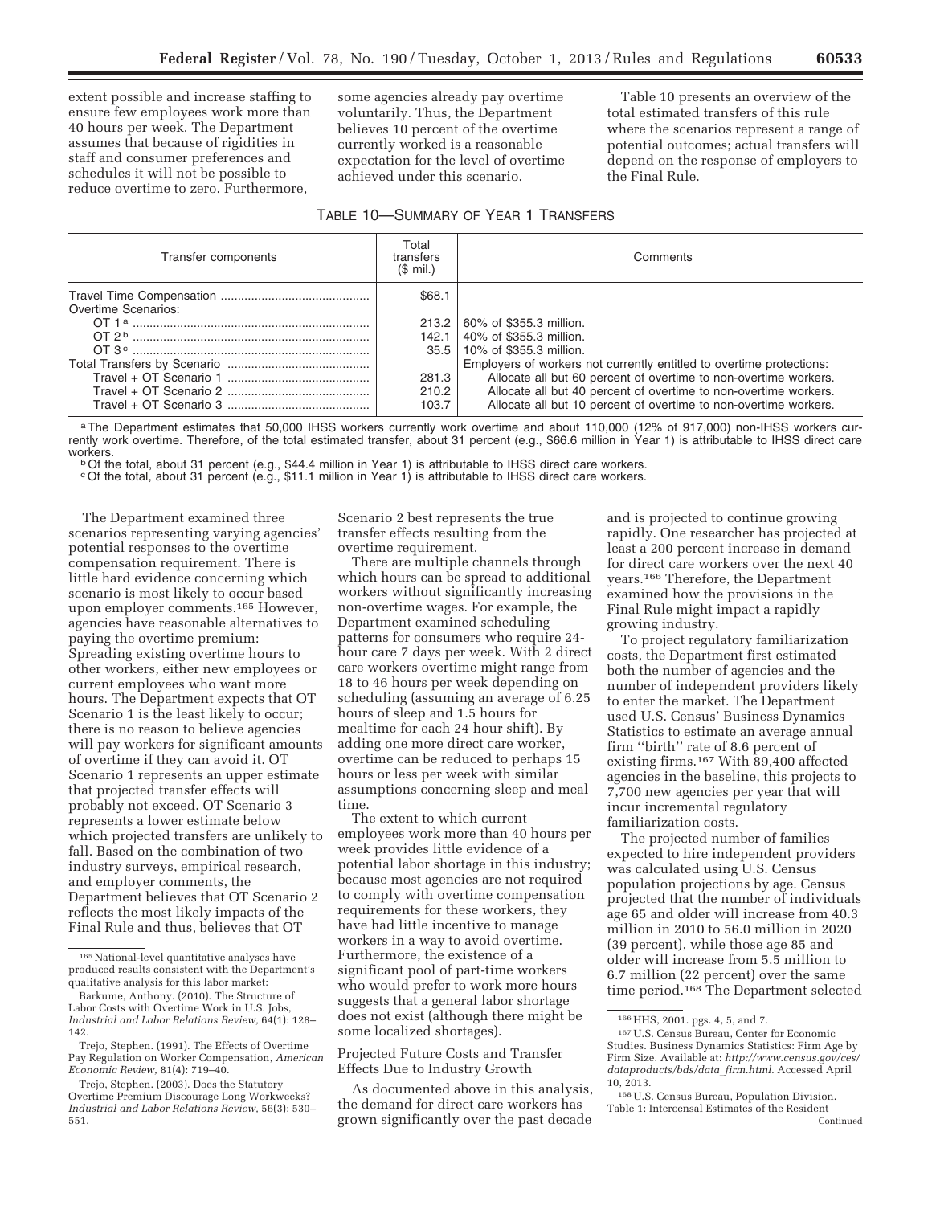extent possible and increase staffing to ensure few employees work more than 40 hours per week. The Department assumes that because of rigidities in staff and consumer preferences and schedules it will not be possible to reduce overtime to zero. Furthermore, some agencies already pay overtime voluntarily. Thus, the Department believes 10 percent of the overtime currently worked is a reasonable expectation for the level of overtime achieved under this scenario.

Table 10 presents an overview of the total estimated transfers of this rule where the scenarios represent a range of potential outcomes; actual transfers will depend on the response of employers to the Final Rule.

TABLE 10—SUMMARY OF YEAR 1 TRANSFERS

| Transfer components | Total transfers ($ mil.) | Comments |
|---|---|---|
| Travel Time Compensation | $68.1 | |
| Overtime Scenarios: | | |
| OT 1[a] | 213.2 | 60% of $355.3 million. |
| OT 2[b] | 142.1 | 40% of $355.3 million. |
| OT 3[c] | 35.5 | 10% of $355.3 million. |
| Total Transfers by Scenario | | Employers of workers not currently entitled to overtime protections: |
| Travel + OT Scenario 1 | 281.3 | Allocate all but 60 percent of overtime to non-overtime workers. |
| Travel + OT Scenario 2 | 210.2 | Allocate all but 40 percent of overtime to non-overtime workers. |
| Travel + OT Scenario 3 | 103.7 | Allocate all but 10 percent of overtime to non-overtime workers. |

[a] The Department estimates that 50,000 IHSS workers currently work overtime and about 110,000 (12% of 917,000) non-IHSS workers currently work overtime. Therefore, of the total estimated transfer, about 31 percent (e.g., $66.6 million in Year 1) is attributable to IHSS direct care workers.

[b] Of the total, about 31 percent (e.g., $44.4 million in Year 1) is attributable to IHSS direct care workers.

[c] Of the total, about 31 percent (e.g., $11.1 million in Year 1) is attributable to IHSS direct care workers.

The Department examined three scenarios representing varying agencies' potential responses to the overtime compensation requirement. There is little hard evidence concerning which scenario is most likely to occur based upon employer comments.[165] However, agencies have reasonable alternatives to paying the overtime premium: Spreading existing overtime hours to other workers, either new employees or current employees who want more hours. The Department expects that OT Scenario 1 is the least likely to occur; there is no reason to believe agencies will pay workers for significant amounts of overtime if they can avoid it. OT Scenario 1 represents an upper estimate that projected transfer effects will probably not exceed. OT Scenario 3 represents a lower estimate below which projected transfers are unlikely to fall. Based on the combination of two industry surveys, empirical research, and employer comments, the Department believes that OT Scenario 2 reflects the most likely impacts of the Final Rule and thus, believes that OT Scenario 2 best represents the true transfer effects resulting from the overtime requirement.

There are multiple channels through which hours can be spread to additional workers without significantly increasing non-overtime wages. For example, the Department examined scheduling patterns for consumers who require 24-hour care 7 days per week. With 2 direct care workers overtime might range from 18 to 46 hours per week depending on scheduling (assuming an average of 6.25 hours of sleep and 1.5 hours for mealtime for each 24 hour shift). By adding one more direct care worker, overtime can be reduced to perhaps 15 hours or less per week with similar assumptions concerning sleep and meal time.

The extent to which current employees work more than 40 hours per week provides little evidence of a potential labor shortage in this industry; because most agencies are not required to comply with overtime compensation requirements for these workers, they have had little incentive to manage workers in a way to avoid overtime. Furthermore, the existence of a significant pool of part-time workers who would prefer to work more hours suggests that a general labor shortage does not exist (although there might be some localized shortages).

## Projected Future Costs and Transfer Effects Due to Industry Growth

As documented above in this analysis, the demand for direct care workers has grown significantly over the past decade and is projected to continue growing rapidly. One researcher has projected at least a 200 percent increase in demand for direct care workers over the next 40 years.[166] Therefore, the Department examined how the provisions in the Final Rule might impact a rapidly growing industry.

To project regulatory familiarization costs, the Department first estimated both the number of agencies and the number of independent providers likely to enter the market. The Department used U.S. Census' Business Dynamics Statistics to estimate an average annual firm "birth" rate of 8.6 percent of existing firms.[167] With 89,400 affected agencies in the baseline, this projects to 7,700 new agencies per year that will incur incremental regulatory familiarization costs.

The projected number of families expected to hire independent providers was calculated using U.S. Census population projections by age. Census projected that the number of individuals age 65 and older will increase from 40.3 million in 2010 to 56.0 million in 2020 (39 percent), while those age 85 and older will increase from 5.5 million to 6.7 million (22 percent) over the same time period.[168] The Department selected

---

[165] National-level quantitative analyses have produced results consistent with the Department's qualitative analysis for this labor market:

Barkume, Anthony. (2010). The Structure of Labor Costs with Overtime Work in U.S. Jobs, *Industrial and Labor Relations Review,* 64(1): 128–142.

Trejo, Stephen. (1991). The Effects of Overtime Pay Regulation on Worker Compensation, *American Economic Review,* 81(4): 719–40.

Trejo, Stephen. (2003). Does the Statutory Overtime Premium Discourage Long Workweeks? *Industrial and Labor Relations Review,* 56(3): 530–551.

[166] HHS, 2001. pgs. 4, 5, and 7.

[167] U.S. Census Bureau, Center for Economic Studies. Business Dynamics Statistics: Firm Age by Firm Size. Available at: *http://www.census.gov/ces/dataproducts/bds/data_firm.html.* Accessed April 10, 2013.

[168] U.S. Census Bureau, Population Division. Table 1: Intercensal Estimates of the Resident

Continued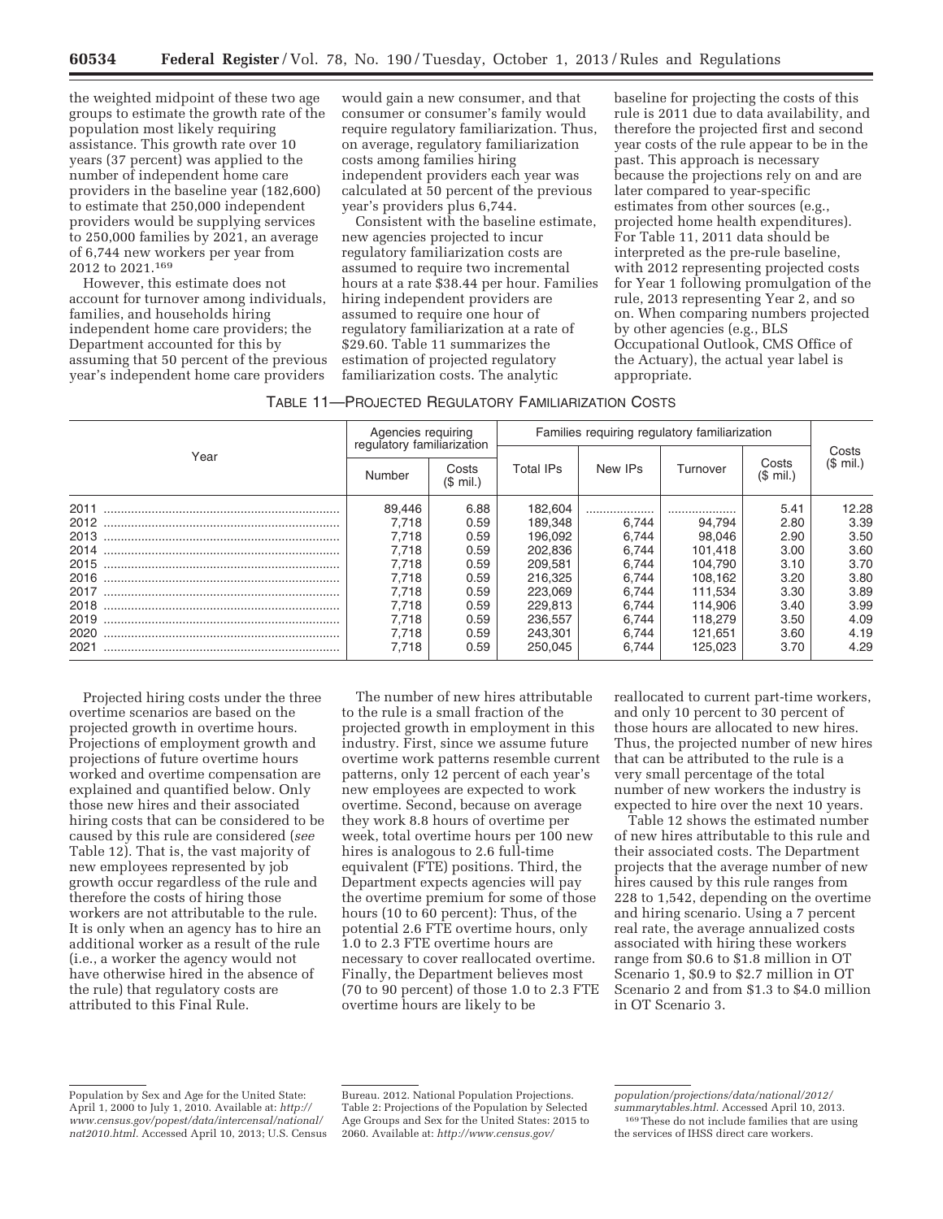the weighted midpoint of these two age groups to estimate the growth rate of the population most likely requiring assistance. This growth rate over 10 years (37 percent) was applied to the number of independent home care providers in the baseline year (182,600) to estimate that 250,000 independent providers would be supplying services to 250,000 families by 2021, an average of 6,744 new workers per year from 2012 to 2021.[169]

However, this estimate does not account for turnover among individuals, families, and households hiring independent home care providers; the Department accounted for this by assuming that 50 percent of the previous year's independent home care providers would gain a new consumer, and that consumer or consumer's family would require regulatory familiarization. Thus, on average, regulatory familiarization costs among families hiring independent providers each year was calculated at 50 percent of the previous year's providers plus 6,744.

Consistent with the baseline estimate, new agencies projected to incur regulatory familiarization costs are assumed to require two incremental hours at a rate $38.44 per hour. Families hiring independent providers are assumed to require one hour of regulatory familiarization at a rate of $29.60. Table 11 summarizes the estimation of projected regulatory familiarization costs. The analytic baseline for projecting the costs of this rule is 2011 due to data availability, and therefore the projected first and second year costs of the rule appear to be in the past. This approach is necessary because the projections rely on and are later compared to year-specific estimates from other sources (e.g., projected home health expenditures). For Table 11, 2011 data should be interpreted as the pre-rule baseline, with 2012 representing projected costs for Year 1 following promulgation of the rule, 2013 representing Year 2, and so on. When comparing numbers projected by other agencies (e.g., BLS Occupational Outlook, CMS Office of the Actuary), the actual year label is appropriate.

TABLE 11—PROJECTED REGULATORY FAMILIARIZATION COSTS

| Year | Agencies requiring regulatory familiarization | | Families requiring regulatory familiarization | | | | Costs ($ mil.) |
|---|---|---|---|---|---|---|---|
| | Number | Costs ($ mil.) | Total IPs | New IPs | Turnover | Costs ($ mil.) | |
| 2011 | 89,446 | 6.88 | 182,604 | .................. | .................. | 5.41 | 12.28 |
| 2012 | 7,718 | 0.59 | 189,348 | 6,744 | 94,794 | 2.80 | 3.39 |
| 2013 | 7,718 | 0.59 | 196,092 | 6,744 | 98,046 | 2.90 | 3.50 |
| 2014 | 7,718 | 0.59 | 202,836 | 6,744 | 101,418 | 3.00 | 3.60 |
| 2015 | 7,718 | 0.59 | 209,581 | 6,744 | 104,790 | 3.10 | 3.70 |
| 2016 | 7,718 | 0.59 | 216,325 | 6,744 | 108,162 | 3.20 | 3.80 |
| 2017 | 7,718 | 0.59 | 223,069 | 6,744 | 111,534 | 3.30 | 3.89 |
| 2018 | 7,718 | 0.59 | 229,813 | 6,744 | 114,906 | 3.40 | 3.99 |
| 2019 | 7,718 | 0.59 | 236,557 | 6,744 | 118,279 | 3.50 | 4.09 |
| 2020 | 7,718 | 0.59 | 243,301 | 6,744 | 121,651 | 3.60 | 4.19 |
| 2021 | 7,718 | 0.59 | 250,045 | 6,744 | 125,023 | 3.70 | 4.29 |

Projected hiring costs under the three overtime scenarios are based on the projected growth in overtime hours. Projections of employment growth and projections of future overtime hours worked and overtime compensation are explained and quantified below. Only those new hires and their associated hiring costs that can be considered to be caused by this rule are considered (*see* Table 12). That is, the vast majority of new employees represented by job growth occur regardless of the rule and therefore the costs of hiring those workers are not attributable to the rule. It is only when an agency has to hire an additional worker as a result of the rule (i.e., a worker the agency would not have otherwise hired in the absence of the rule) that regulatory costs are attributed to this Final Rule.

The number of new hires attributable to the rule is a small fraction of the projected growth in employment in this industry. First, since we assume future overtime work patterns resemble current patterns, only 12 percent of each year's new employees are expected to work overtime. Second, because on average they work 8.8 hours of overtime per week, total overtime hours per 100 new hires is analogous to 2.6 full-time equivalent (FTE) positions. Third, the Department expects agencies will pay the overtime premium for some of those hours (10 to 60 percent): Thus, of the potential 2.6 FTE overtime hours, only 1.0 to 2.3 FTE overtime hours are necessary to cover reallocated overtime. Finally, the Department believes most (70 to 90 percent) of those 1.0 to 2.3 FTE overtime hours are likely to be reallocated to current part-time workers, and only 10 percent to 30 percent of those hours are allocated to new hires. Thus, the projected number of new hires that can be attributed to the rule is a very small percentage of the total number of new workers the industry is expected to hire over the next 10 years.

Table 12 shows the estimated number of new hires attributable to this rule and their associated costs. The Department projects that the average number of new hires caused by this rule ranges from 228 to 1,542, depending on the overtime and hiring scenario. Using a 7 percent real rate, the average annualized costs associated with hiring these workers range from $0.6 to $1.8 million in OT Scenario 1, $0.9 to $2.7 million in OT Scenario 2 and from $1.3 to $4.0 million in OT Scenario 3.

---

Population by Sex and Age for the United State: April 1, 2000 to July 1, 2010. Available at: *http://www.census.gov/popest/data/intercensal/national/nat2010.html*. Accessed April 10, 2013; U.S. Census Bureau. 2012. National Population Projections. Table 2: Projections of the Population by Selected Age Groups and Sex for the United States: 2015 to 2060. Available at: *http://www.census.gov/population/projections/data/national/2012/summarytables.html*. Accessed April 10, 2013.

[169] These do not include families that are using the services of IHSS direct care workers.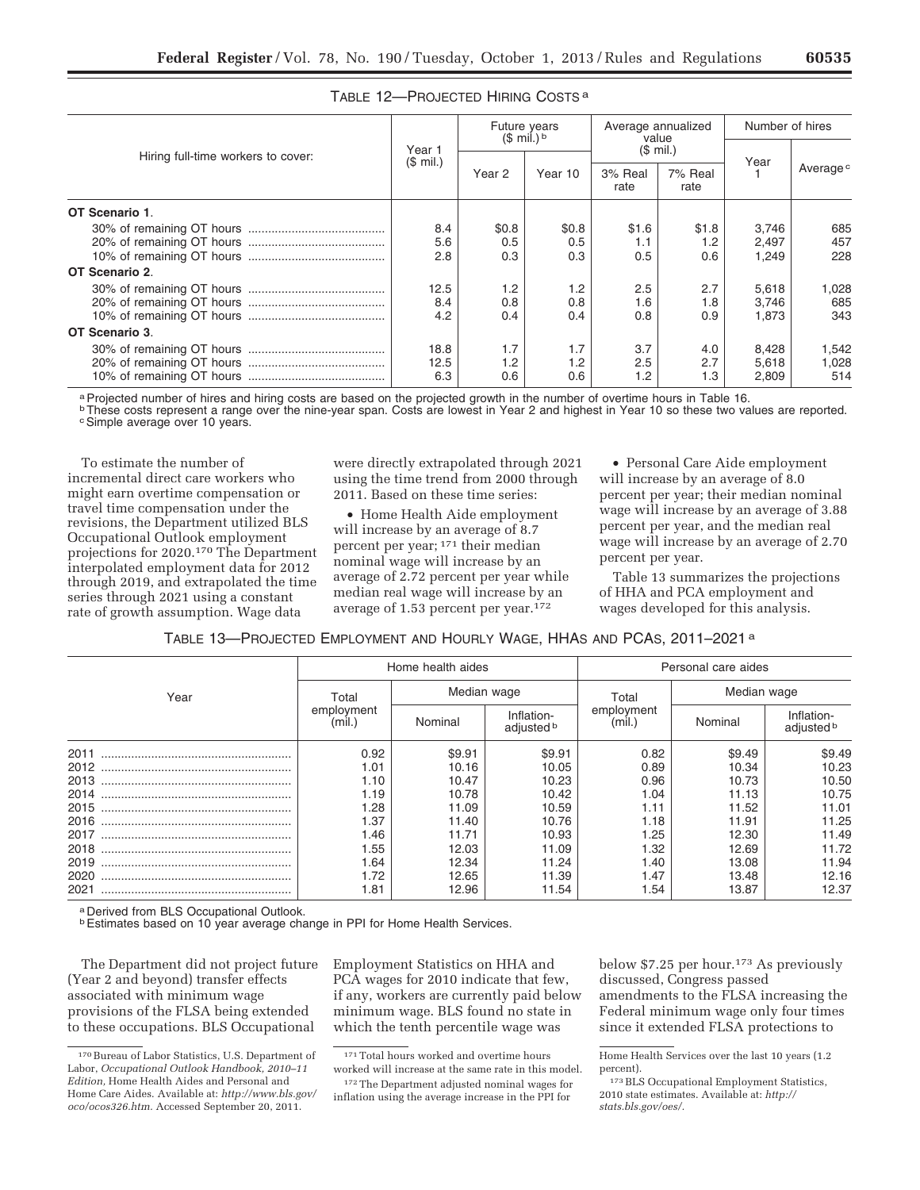TABLE 12—PROJECTED HIRING COSTS [a]

| Hiring full-time workers to cover: | Year 1 ($ mil.) | Future years ($ mil.) [b] | | Average annualized value ($ mil.) | | Number of hires | |
|---|---|---|---|---|---|---|---|
| | | Year 2 | Year 10 | 3% Real rate | 7% Real rate | Year 1 | Average [c] |
| **OT Scenario 1**. | | | | | | | |
| 30% of remaining OT hours | 8.4 | $0.8 | $0.8 | $1.6 | $1.8 | 3,746 | 685 |
| 20% of remaining OT hours | 5.6 | 0.5 | 0.5 | 1.1 | 1.2 | 2,497 | 457 |
| 10% of remaining OT hours | 2.8 | 0.3 | 0.3 | 0.5 | 0.6 | 1,249 | 228 |
| **OT Scenario 2**. | | | | | | | |
| 30% of remaining OT hours | 12.5 | 1.2 | 1.2 | 2.5 | 2.7 | 5,618 | 1,028 |
| 20% of remaining OT hours | 8.4 | 0.8 | 0.8 | 1.6 | 1.8 | 3,746 | 685 |
| 10% of remaining OT hours | 4.2 | 0.4 | 0.4 | 0.8 | 0.9 | 1,873 | 343 |
| **OT Scenario 3**. | | | | | | | |
| 30% of remaining OT hours | 18.8 | 1.7 | 1.7 | 3.7 | 4.0 | 8,428 | 1,542 |
| 20% of remaining OT hours | 12.5 | 1.2 | 1.2 | 2.5 | 2.7 | 5,618 | 1,028 |
| 10% of remaining OT hours | 6.3 | 0.6 | 0.6 | 1.2 | 1.3 | 2,809 | 514 |

[a] Projected number of hires and hiring costs are based on the projected growth in the number of overtime hours in Table 16.
[b] These costs represent a range over the nine-year span. Costs are lowest in Year 2 and highest in Year 10 so these two values are reported.
[c] Simple average over 10 years.

To estimate the number of incremental direct care workers who might earn overtime compensation or travel time compensation under the revisions, the Department utilized BLS Occupational Outlook employment projections for 2020.[170] The Department interpolated employment data for 2012 through 2019, and extrapolated the time series through 2021 using a constant rate of growth assumption. Wage data were directly extrapolated through 2021 using the time trend from 2000 through 2011. Based on these time series:

- Home Health Aide employment will increase by an average of 8.7 percent per year;[171] their median nominal wage will increase by an average of 2.72 percent per year while median real wage will increase by an average of 1.53 percent per year.[172]
- Personal Care Aide employment will increase by an average of 8.0 percent per year; their median nominal wage will increase by an average of 3.88 percent per year, and the median real wage will increase by an average of 2.70 percent per year.

Table 13 summarizes the projections of HHA and PCA employment and wages developed for this analysis.

TABLE 13—PROJECTED EMPLOYMENT AND HOURLY WAGE, HHAS AND PCAS, 2011–2021 [a]

| Year | Home health aides | | | Personal care aides | | |
|---|---|---|---|---|---|---|
| | Total employment (mil.) | Median wage | | Total employment (mil.) | Median wage | |
| | | Nominal | Inflation-adjusted [b] | | Nominal | Inflation-adjusted [b] |
| 2011 | 0.92 | $9.91 | $9.91 | 0.82 | $9.49 | $9.49 |
| 2012 | 1.01 | 10.16 | 10.05 | 0.89 | 10.34 | 10.23 |
| 2013 | 1.10 | 10.47 | 10.23 | 0.96 | 10.73 | 10.50 |
| 2014 | 1.19 | 10.78 | 10.42 | 1.04 | 11.13 | 10.75 |
| 2015 | 1.28 | 11.09 | 10.59 | 1.11 | 11.52 | 11.01 |
| 2016 | 1.37 | 11.40 | 10.76 | 1.18 | 11.91 | 11.25 |
| 2017 | 1.46 | 11.71 | 10.93 | 1.25 | 12.30 | 11.49 |
| 2018 | 1.55 | 12.03 | 11.09 | 1.32 | 12.69 | 11.72 |
| 2019 | 1.64 | 12.34 | 11.24 | 1.40 | 13.08 | 11.94 |
| 2020 | 1.72 | 12.65 | 11.39 | 1.47 | 13.48 | 12.16 |
| 2021 | 1.81 | 12.96 | 11.54 | 1.54 | 13.87 | 12.37 |

[a] Derived from BLS Occupational Outlook.
[b] Estimates based on 10 year average change in PPI for Home Health Services.

The Department did not project future (Year 2 and beyond) transfer effects associated with minimum wage provisions of the FLSA being extended to these occupations. BLS Occupational Employment Statistics on HHA and PCA wages for 2010 indicate that few, if any, workers are currently paid below minimum wage. BLS found no state in which the tenth percentile wage was below $7.25 per hour.[173] As previously discussed, Congress passed amendments to the FLSA increasing the Federal minimum wage only four times since it extended FLSA protections to

[170] Bureau of Labor Statistics, U.S. Department of Labor, *Occupational Outlook Handbook, 2010–11 Edition,* Home Health Aides and Personal and Home Care Aides. Available at: *http://www.bls.gov/oco/ocos326.htm.* Accessed September 20, 2011.

[171] Total hours worked and overtime hours worked will increase at the same rate in this model.

[172] The Department adjusted nominal wages for inflation using the average increase in the PPI for Home Health Services over the last 10 years (1.2 percent).

[173] BLS Occupational Employment Statistics, 2010 state estimates. Available at: *http://stats.bls.gov/oes/.*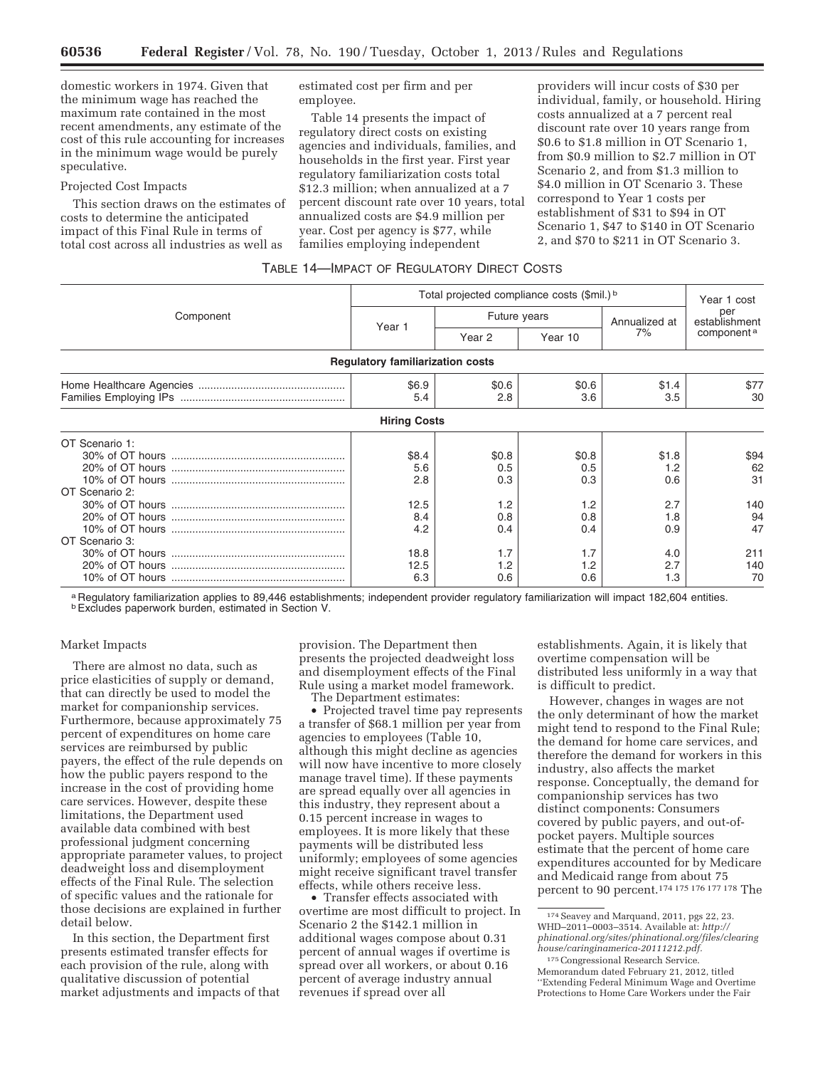domestic workers in 1974. Given that the minimum wage has reached the maximum rate contained in the most recent amendments, any estimate of the cost of this rule accounting for increases in the minimum wage would be purely speculative.

Projected Cost Impacts

This section draws on the estimates of costs to determine the anticipated impact of this Final Rule in terms of total cost across all industries as well as estimated cost per firm and per employee.

Table 14 presents the impact of regulatory direct costs on existing agencies and individuals, families, and households in the first year. First year regulatory familiarization costs total $12.3 million; when annualized at a 7 percent discount rate over 10 years, total annualized costs are $4.9 million per year. Cost per agency is $77, while families employing independent providers will incur costs of $30 per individual, family, or household. Hiring costs annualized at a 7 percent real discount rate over 10 years range from $0.6 to $1.8 million in OT Scenario 1, from $0.9 million to $2.7 million in OT Scenario 2, and from $1.3 million to $4.0 million in OT Scenario 3. These correspond to Year 1 costs per establishment of $31 to $94 in OT Scenario 1, $47 to $140 in OT Scenario 2, and $70 to $211 in OT Scenario 3.

TABLE 14—IMPACT OF REGULATORY DIRECT COSTS

| Component | Total projected compliance costs ($mil.) [b] | | | | Year 1 cost per establishment component [a] |
|---|---|---|---|---|---|
| | Year 1 | Future years | | Annualized at 7% | |
| | | Year 2 | Year 10 | | |
| **Regulatory familiarization costs** | | | | | |
| Home Healthcare Agencies | $6.9 | $0.6 | $0.6 | $1.4 | $77 |
| Families Employing IPs | 5.4 | 2.8 | 3.6 | 3.5 | 30 |
| **Hiring Costs** | | | | | |
| OT Scenario 1: | | | | | |
| 30% of OT hours | $8.4 | $0.8 | $0.8 | $1.8 | $94 |
| 20% of OT hours | 5.6 | 0.5 | 0.5 | 1.2 | 62 |
| 10% of OT hours | 2.8 | 0.3 | 0.3 | 0.6 | 31 |
| OT Scenario 2: | | | | | |
| 30% of OT hours | 12.5 | 1.2 | 1.2 | 2.7 | 140 |
| 20% of OT hours | 8.4 | 0.8 | 0.8 | 1.8 | 94 |
| 10% of OT hours | 4.2 | 0.4 | 0.4 | 0.9 | 47 |
| OT Scenario 3: | | | | | |
| 30% of OT hours | 18.8 | 1.7 | 1.7 | 4.0 | 211 |
| 20% of OT hours | 12.5 | 1.2 | 1.2 | 2.7 | 140 |
| 10% of OT hours | 6.3 | 0.6 | 0.6 | 1.3 | 70 |

[a] Regulatory familiarization applies to 89,446 establishments; independent provider regulatory familiarization will impact 182,604 entities.
[b] Excludes paperwork burden, estimated in Section V.

Market Impacts

There are almost no data, such as price elasticities of supply or demand, that can directly be used to model the market for companionship services. Furthermore, because approximately 75 percent of expenditures on home care services are reimbursed by public payers, the effect of the rule depends on how the public payers respond to the increase in the cost of providing home care services. However, despite these limitations, the Department used available data combined with best professional judgment concerning appropriate parameter values, to project deadweight loss and disemployment effects of the Final Rule. The selection of specific values and the rationale for those decisions are explained in further detail below.

In this section, the Department first presents estimated transfer effects for each provision of the rule, along with qualitative discussion of potential market adjustments and impacts of that provision. The Department then presents the projected deadweight loss and disemployment effects of the Final Rule using a market model framework.

The Department estimates:

- Projected travel time pay represents a transfer of $68.1 million per year from agencies to employees (Table 10, although this might decline as agencies will now have incentive to more closely manage travel time). If these payments are spread equally over all agencies in this industry, they represent about a 0.15 percent increase in wages to employees. It is more likely that these payments will be distributed less uniformly; employees of some agencies might receive significant travel transfer effects, while others receive less.
- Transfer effects associated with overtime are most difficult to project. In Scenario 2 the $142.1 million in additional wages compose about 0.31 percent of annual wages if overtime is spread over all workers, or about 0.16 percent of average industry annual revenues if spread over all establishments. Again, it is likely that overtime compensation will be distributed less uniformly in a way that is difficult to predict.

However, changes in wages are not the only determinant of how the market might tend to respond to the Final Rule; the demand for home care services, and therefore the demand for workers in this industry, also affects the market response. Conceptually, the demand for companionship services has two distinct components: Consumers covered by public payers, and out-of-pocket payers. Multiple sources estimate that the percent of home care expenditures accounted for by Medicare and Medicaid range from about 75 percent to 90 percent.[174] [175] [176] [177] [178] The

[174] Seavey and Marquand, 2011, pgs 22, 23. WHD–2011–0003–3514. Available at: *http://phinational.org/sites/phinational.org/files/clearinghouse/caringinamerica-20111212.pdf*.

[175] Congressional Research Service. Memorandum dated February 21, 2012, titled "Extending Federal Minimum Wage and Overtime Protections to Home Care Workers under the Fair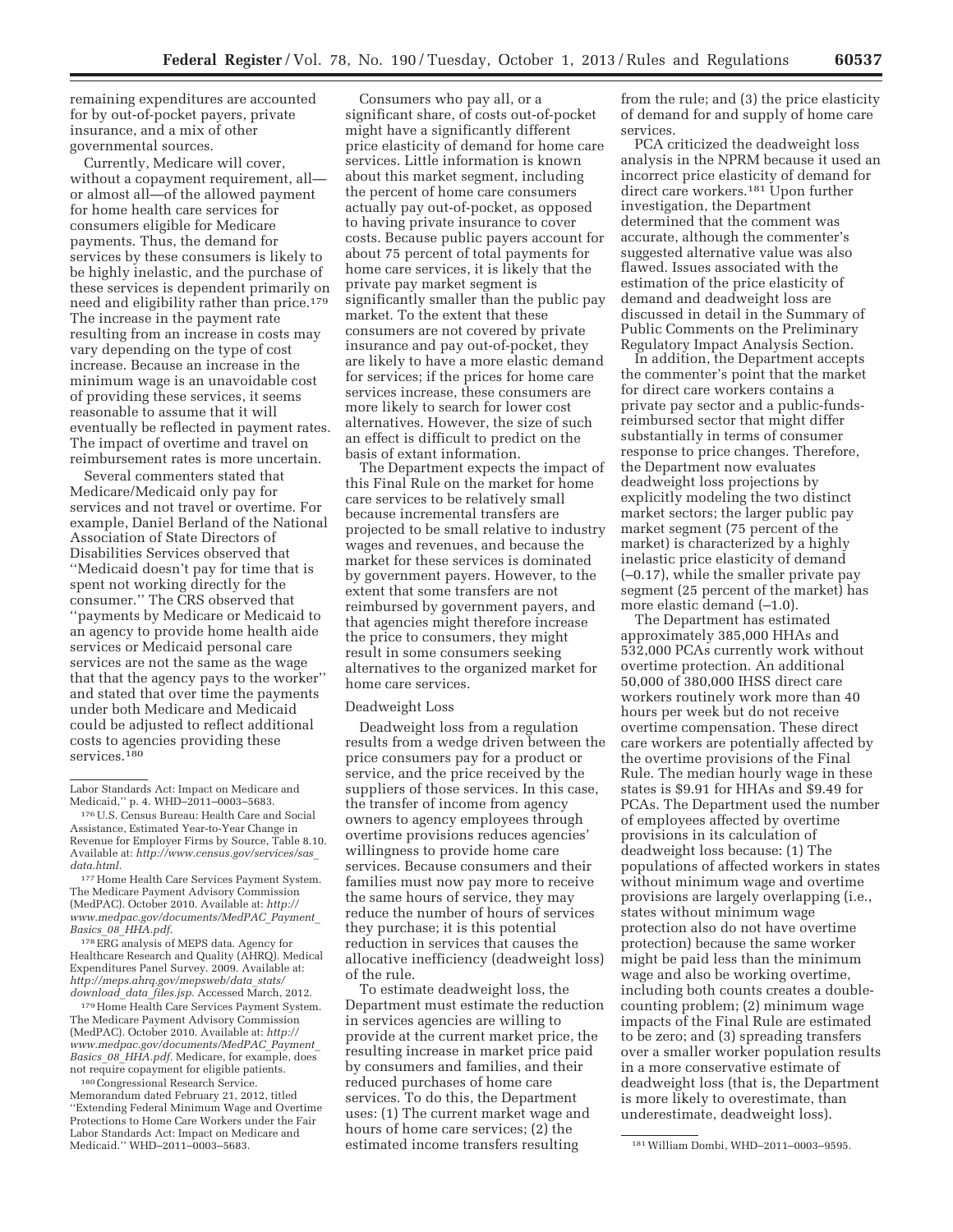remaining expenditures are accounted for by out-of-pocket payers, private insurance, and a mix of other governmental sources.

Currently, Medicare will cover, without a copayment requirement, all—or almost all—of the allowed payment for home health care services for consumers eligible for Medicare payments. Thus, the demand for services by these consumers is likely to be highly inelastic, and the purchase of these services is dependent primarily on need and eligibility rather than price.[179] The increase in the payment rate resulting from an increase in costs may vary depending on the type of cost increase. Because an increase in the minimum wage is an unavoidable cost of providing these services, it seems reasonable to assume that it will eventually be reflected in payment rates. The impact of overtime and travel on reimbursement rates is more uncertain.

Several commenters stated that Medicare/Medicaid only pay for services and not travel or overtime. For example, Daniel Berland of the National Association of State Directors of Disabilities Services observed that ''Medicaid doesn't pay for time that is spent not working directly for the consumer.'' The CRS observed that ''payments by Medicare or Medicaid to an agency to provide home health aide services or Medicaid personal care services are not the same as the wage that that the agency pays to the worker'' and stated that over time the payments under both Medicare and Medicaid could be adjusted to reflect additional costs to agencies providing these services.[180]

Consumers who pay all, or a significant share, of costs out-of-pocket might have a significantly different price elasticity of demand for home care services. Little information is known about this market segment, including the percent of home care consumers actually pay out-of-pocket, as opposed to having private insurance to cover costs. Because public payers account for about 75 percent of total payments for home care services, it is likely that the private pay market segment is significantly smaller than the public pay market. To the extent that these consumers are not covered by private insurance and pay out-of-pocket, they are likely to have a more elastic demand for services; if the prices for home care services increase, these consumers are more likely to search for lower cost alternatives. However, the size of such an effect is difficult to predict on the basis of extant information.

The Department expects the impact of this Final Rule on the market for home care services to be relatively small because incremental transfers are projected to be small relative to industry wages and revenues, and because the market for these services is dominated by government payers. However, to the extent that some transfers are not reimbursed by government payers, and that agencies might therefore increase the price to consumers, they might result in some consumers seeking alternatives to the organized market for home care services.

Deadweight Loss

Deadweight loss from a regulation results from a wedge driven between the price consumers pay for a product or service, and the price received by the suppliers of those services. In this case, the transfer of income from agency owners to agency employees through overtime provisions reduces agencies' willingness to provide home care services. Because consumers and their families must now pay more to receive the same hours of service, they may reduce the number of hours of services they purchase; it is this potential reduction in services that causes the allocative inefficiency (deadweight loss) of the rule.

To estimate deadweight loss, the Department must estimate the reduction in services agencies are willing to provide at the current market price, the resulting increase in market price paid by consumers and families, and their reduced purchases of home care services. To do this, the Department uses: (1) The current market wage and hours of home care services; (2) the estimated income transfers resulting from the rule; and (3) the price elasticity of demand for and supply of home care services.

PCA criticized the deadweight loss analysis in the NPRM because it used an incorrect price elasticity of demand for direct care workers.[181] Upon further investigation, the Department determined that the comment was accurate, although the commenter's suggested alternative value was also flawed. Issues associated with the estimation of the price elasticity of demand and deadweight loss are discussed in detail in the Summary of Public Comments on the Preliminary Regulatory Impact Analysis Section.

In addition, the Department accepts the commenter's point that the market for direct care workers contains a private pay sector and a public-funds-reimbursed sector that might differ substantially in terms of consumer response to price changes. Therefore, the Department now evaluates deadweight loss projections by explicitly modeling the two distinct market sectors; the larger public pay market segment (75 percent of the market) is characterized by a highly inelastic price elasticity of demand (–0.17), while the smaller private pay segment (25 percent of the market) has more elastic demand (–1.0).

The Department has estimated approximately 385,000 HHAs and 532,000 PCAs currently work without overtime protection. An additional 50,000 of 380,000 IHSS direct care workers routinely work more than 40 hours per week but do not receive overtime compensation. These direct care workers are potentially affected by the overtime provisions of the Final Rule. The median hourly wage in these states is $9.91 for HHAs and $9.49 for PCAs. The Department used the number of employees affected by overtime provisions in its calculation of deadweight loss because: (1) The populations of affected workers in states without minimum wage and overtime provisions are largely overlapping (i.e., states without minimum wage protection also do not have overtime protection) because the same worker might be paid less than the minimum wage and also be working overtime, including both counts creates a double-counting problem; (2) minimum wage impacts of the Final Rule are estimated to be zero; and (3) spreading transfers over a smaller worker population results in a more conservative estimate of deadweight loss (that is, the Department is more likely to overestimate, than underestimate, deadweight loss).

---

Labor Standards Act: Impact on Medicare and Medicaid,'' p. 4. WHD–2011–0003–5683.

[176] U.S. Census Bureau: Health Care and Social Assistance, Estimated Year-to-Year Change in Revenue for Employer Firms by Source, Table 8.10. Available at: *http://www.census.gov/services/sas_data.html.*

[177] Home Health Care Services Payment System. The Medicare Payment Advisory Commission (MedPAC). October 2010. Available at: *http://www.medpac.gov/documents/MedPAC_Payment_Basics_08_HHA.pdf.*

[178] ERG analysis of MEPS data. Agency for Healthcare Research and Quality (AHRQ). Medical Expenditures Panel Survey. 2009. Available at: *http://meps.ahrq.gov/mepsweb/data_stats/download_data_files.jsp.* Accessed March, 2012.

[179] Home Health Care Services Payment System. The Medicare Payment Advisory Commission (MedPAC). October 2010. Available at: *http://www.medpac.gov/documents/MedPAC_Payment_Basics_08_HHA.pdf.* Medicare, for example, does not require copayment for eligible patients.

[180] Congressional Research Service. Memorandum dated February 21, 2012, titled ''Extending Federal Minimum Wage and Overtime Protections to Home Care Workers under the Fair Labor Standards Act: Impact on Medicare and Medicaid.'' WHD–2011–0003–5683.

[181] William Dombi, WHD–2011–0003–9595.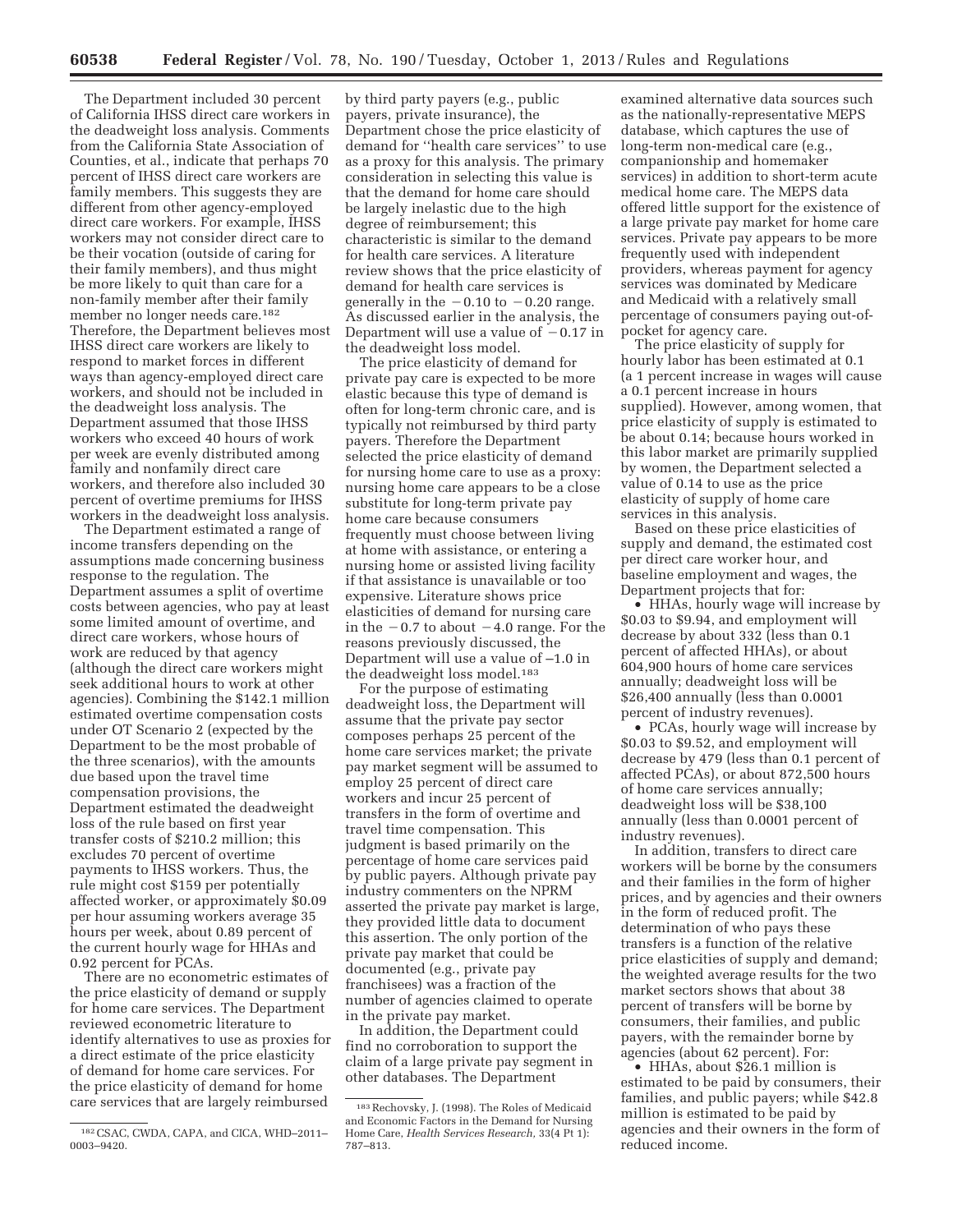The Department included 30 percent of California IHSS direct care workers in the deadweight loss analysis. Comments from the California State Association of Counties, et al., indicate that perhaps 70 percent of IHSS direct care workers are family members. This suggests they are different from other agency-employed direct care workers. For example, IHSS workers may not consider direct care to be their vocation (outside of caring for their family members), and thus might be more likely to quit than care for a non-family member after their family member no longer needs care.[182] Therefore, the Department believes most IHSS direct care workers are likely to respond to market forces in different ways than agency-employed direct care workers, and should not be included in the deadweight loss analysis. The Department assumed that those IHSS workers who exceed 40 hours of work per week are evenly distributed among family and nonfamily direct care workers, and therefore also included 30 percent of overtime premiums for IHSS workers in the deadweight loss analysis.

The Department estimated a range of income transfers depending on the assumptions made concerning business response to the regulation. The Department assumes a split of overtime costs between agencies, who pay at least some limited amount of overtime, and direct care workers, whose hours of work are reduced by that agency (although the direct care workers might seek additional hours to work at other agencies). Combining the $142.1 million estimated overtime compensation costs under OT Scenario 2 (expected by the Department to be the most probable of the three scenarios), with the amounts due based upon the travel time compensation provisions, the Department estimated the deadweight loss of the rule based on first year transfer costs of $210.2 million; this excludes 70 percent of overtime payments to IHSS workers. Thus, the rule might cost $159 per potentially affected worker, or approximately $0.09 per hour assuming workers average 35 hours per week, about 0.89 percent of the current hourly wage for HHAs and 0.92 percent for PCAs.

There are no econometric estimates of the price elasticity of demand or supply for home care services. The Department reviewed econometric literature to identify alternatives to use as proxies for a direct estimate of the price elasticity of demand for home care services. For the price elasticity of demand for home care services that are largely reimbursed by third party payers (e.g., public payers, private insurance), the Department chose the price elasticity of demand for "health care services" to use as a proxy for this analysis. The primary consideration in selecting this value is that the demand for home care should be largely inelastic due to the high degree of reimbursement; this characteristic is similar to the demand for health care services. A literature review shows that the price elasticity of demand for health care services is generally in the −0.10 to −0.20 range. As discussed earlier in the analysis, the Department will use a value of −0.17 in the deadweight loss model.

The price elasticity of demand for private pay care is expected to be more elastic because this type of demand is often for long-term chronic care, and is typically not reimbursed by third party payers. Therefore the Department selected the price elasticity of demand for nursing home care to use as a proxy: nursing home care appears to be a close substitute for long-term private pay home care because consumers frequently must choose between living at home with assistance, or entering a nursing home or assisted living facility if that assistance is unavailable or too expensive. Literature shows price elasticities of demand for nursing care in the −0.7 to about −4.0 range. For the reasons previously discussed, the Department will use a value of −1.0 in the deadweight loss model.[183]

For the purpose of estimating deadweight loss, the Department will assume that the private pay sector composes perhaps 25 percent of the home care services market; the private pay market segment will be assumed to employ 25 percent of direct care workers and incur 25 percent of transfers in the form of overtime and travel time compensation. This judgment is based primarily on the percentage of home care services paid by public payers. Although private pay industry commenters on the NPRM asserted the private pay market is large, they provided little data to document this assertion. The only portion of the private pay market that could be documented (e.g., private pay franchisees) was a fraction of the number of agencies claimed to operate in the private pay market.

In addition, the Department could find no corroboration to support the claim of a large private pay segment in other databases. The Department examined alternative data sources such as the nationally-representative MEPS database, which captures the use of long-term non-medical care (e.g., companionship and homemaker services) in addition to short-term acute medical home care. The MEPS data offered little support for the existence of a large private pay market for home care services. Private pay appears to be more frequently used with independent providers, whereas payment for agency services was dominated by Medicare and Medicaid with a relatively small percentage of consumers paying out-of-pocket for agency care.

The price elasticity of supply for hourly labor has been estimated at 0.1 (a 1 percent increase in wages will cause a 0.1 percent increase in hours supplied). However, among women, that price elasticity of supply is estimated to be about 0.14; because hours worked in this labor market are primarily supplied by women, the Department selected a value of 0.14 to use as the price elasticity of supply of home care services in this analysis.

Based on these price elasticities of supply and demand, the estimated cost per direct care worker hour, and baseline employment and wages, the Department projects that for:

- HHAs, hourly wage will increase by $0.03 to $9.94, and employment will decrease by about 332 (less than 0.1 percent of affected HHAs), or about 604,900 hours of home care services annually; deadweight loss will be $26,400 annually (less than 0.0001 percent of industry revenues).
- PCAs, hourly wage will increase by $0.03 to $9.52, and employment will decrease by 479 (less than 0.1 percent of affected PCAs), or about 872,500 hours of home care services annually; deadweight loss will be $38,100 annually (less than 0.0001 percent of industry revenues).

In addition, transfers to direct care workers will be borne by the consumers and their families in the form of higher prices, and by agencies and their owners in the form of reduced profit. The determination of who pays these transfers is a function of the relative price elasticities of supply and demand; the weighted average results for the two market sectors shows that about 38 percent of transfers will be borne by consumers, their families, and public payers, with the remainder borne by agencies (about 62 percent). For:

- HHAs, about $26.1 million is estimated to be paid by consumers, their families, and public payers; while $42.8 million is estimated to be paid by agencies and their owners in the form of reduced income.

[182] CSAC, CWDA, CAPA, and CICA, WHD–2011–0003–9420.

[183] Rechovsky, J. (1998). The Roles of Medicaid and Economic Factors in the Demand for Nursing Home Care, *Health Services Research,* 33(4 Pt 1): 787–813.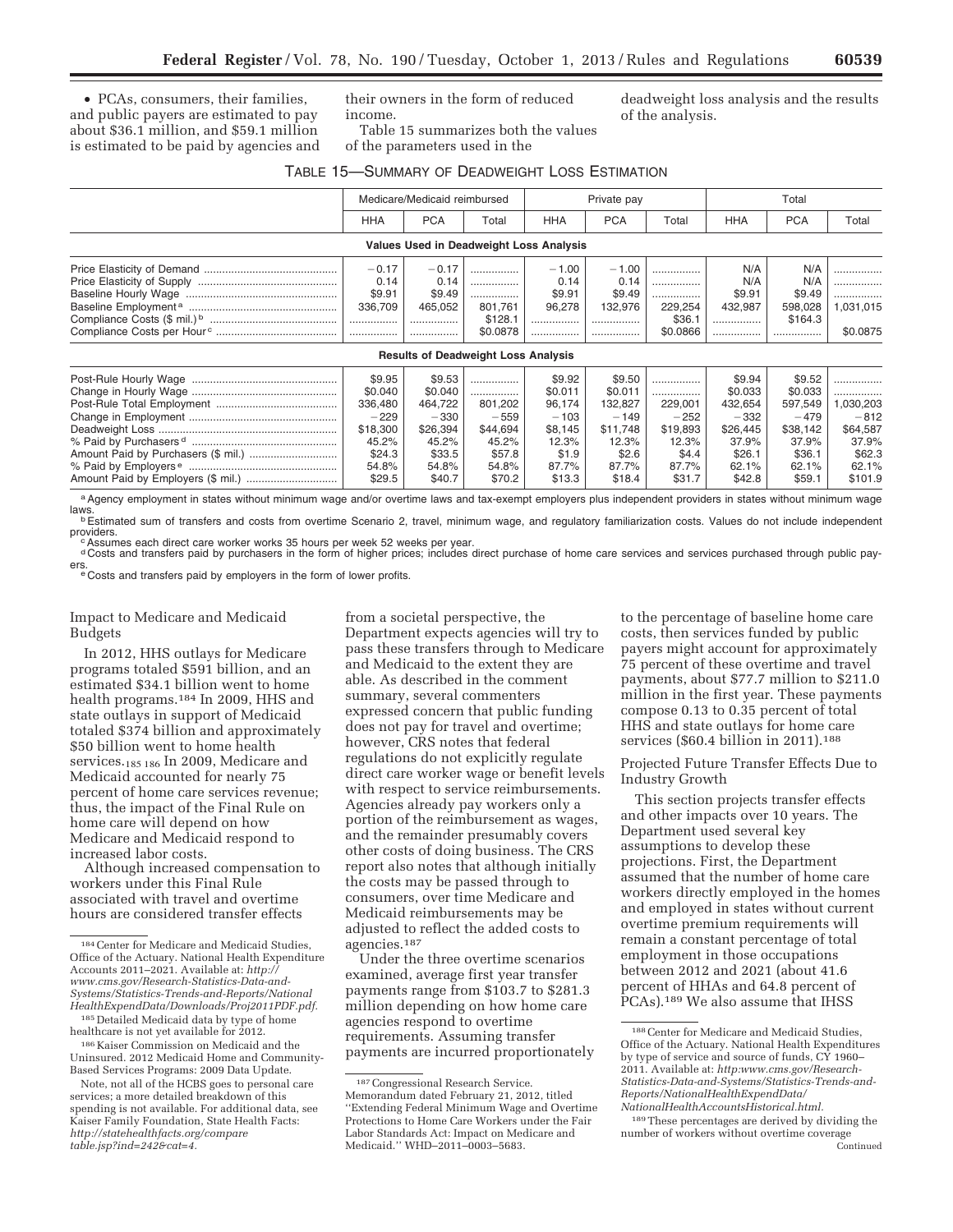• PCAs, consumers, their families, and public payers are estimated to pay about $36.1 million, and $59.1 million is estimated to be paid by agencies and their owners in the form of reduced income.

Table 15 summarizes both the values of the parameters used in the deadweight loss analysis and the results of the analysis.

TABLE 15—SUMMARY OF DEADWEIGHT LOSS ESTIMATION

| | Medicare/Medicaid reimbursed | | | Private pay | | | Total | | |
|---|---|---|---|---|---|---|---|---|---|
| | HHA | PCA | Total | HHA | PCA | Total | HHA | PCA | Total |
| **Values Used in Deadweight Loss Analysis** | | | | | | | | | |
| Price Elasticity of Demand | −0.17 | −0.17 | ................ | −1.00 | −1.00 | ................ | N/A | N/A | ................ |
| Price Elasticity of Supply | 0.14 | 0.14 | ................ | 0.14 | 0.14 | ................ | N/A | N/A | ................ |
| Baseline Hourly Wage | $9.91 | $9.49 | ................ | $9.91 | $9.49 | ................ | $9.91 | $9.49 | ................ |
| Baseline Employment [a] | 336,709 | 465,052 | 801,761 | 96,278 | 132,976 | 229,254 | 432,987 | 598,028 | 1,031,015 |
| Compliance Costs ($ mil.) [b] | ................ | ................ | $128.1 | ................ | ................ | $36.1 | ................ | $164.3 | ................ |
| Compliance Costs per Hour [c] | ................ | ................ | $0.0878 | ................ | ................ | $0.0866 | ................ | ................ | $0.0875 |
| **Results of Deadweight Loss Analysis** | | | | | | | | | |
| Post-Rule Hourly Wage | $9.95 | $9.53 | ................ | $9.92 | $9.50 | ................ | $9.94 | $9.52 | ................ |
| Change in Hourly Wage | $0.040 | $0.040 | ................ | $0.011 | $0.011 | ................ | $0.033 | $0.033 | ................ |
| Post-Rule Total Employment | 336,480 | 464,722 | 801,202 | 96,174 | 132,827 | 229,001 | 432,654 | 597,549 | 1,030,203 |
| Change in Employment | −229 | −330 | −559 | −103 | −149 | −252 | −332 | −479 | −812 |
| Deadweight Loss | $18,300 | $26,394 | $44,694 | $8,145 | $11,748 | $19,893 | $26,445 | $38,142 | $64,587 |
| % Paid by Purchasers [d] | 45.2% | 45.2% | 45.2% | 12.3% | 12.3% | 12.3% | 37.9% | 37.9% | 37.9% |
| Amount Paid by Purchasers ($ mil.) | $24.3 | $33.5 | $57.8 | $1.9 | $2.6 | $4.4 | $26.1 | $36.1 | $62.3 |
| % Paid by Employers [e] | 54.8% | 54.8% | 54.8% | 87.7% | 87.7% | 87.7% | 62.1% | 62.1% | 62.1% |
| Amount Paid by Employers ($ mil.) | $29.5 | $40.7 | $70.2 | $13.3 | $18.4 | $31.7 | $42.8 | $59.1 | $101.9 |

[a] Agency employment in states without minimum wage and/or overtime laws and tax-exempt employers plus independent providers in states without minimum wage laws.
[b] Estimated sum of transfers and costs from overtime Scenario 2, travel, minimum wage, and regulatory familiarization costs. Values do not include independent providers.
[c] Assumes each direct care worker works 35 hours per week 52 weeks per year.
[d] Costs and transfers paid by purchasers in the form of higher prices; includes direct purchase of home care services and services purchased through public payers.
[e] Costs and transfers paid by employers in the form of lower profits.

Impact to Medicare and Medicaid Budgets

In 2012, HHS outlays for Medicare programs totaled $591 billion, and an estimated $34.1 billion went to home health programs.[184] In 2009, HHS and state outlays in support of Medicaid totaled $374 billion and approximately $50 billion went to home health services.[185] [186] In 2009, Medicare and Medicaid accounted for nearly 75 percent of home care services revenue; thus, the impact of the Final Rule on home care will depend on how Medicare and Medicaid respond to increased labor costs.

Although increased compensation to workers under this Final Rule associated with travel and overtime hours are considered transfer effects from a societal perspective, the Department expects agencies will try to pass these transfers through to Medicare and Medicaid to the extent they are able. As described in the comment summary, several commenters expressed concern that public funding does not pay for travel and overtime; however, CRS notes that federal regulations do not explicitly regulate direct care worker wage or benefit levels with respect to service reimbursements. Agencies already pay workers only a portion of the reimbursement as wages, and the remainder presumably covers other costs of doing business. The CRS report also notes that although initially the costs may be passed through to consumers, over time Medicare and Medicaid reimbursements may be adjusted to reflect the added costs to agencies.[187]

Under the three overtime scenarios examined, average first year transfer payments range from $103.7 to $281.3 million depending on how home care agencies respond to overtime requirements. Assuming transfer payments are incurred proportionately to the percentage of baseline home care costs, then services funded by public payers might account for approximately 75 percent of these overtime and travel payments, about $77.7 million to $211.0 million in the first year. These payments compose 0.13 to 0.35 percent of total HHS and state outlays for home care services ($60.4 billion in 2011).[188]

Projected Future Transfer Effects Due to Industry Growth

This section projects transfer effects and other impacts over 10 years. The Department used several key assumptions to develop these projections. First, the Department assumed that the number of home care workers directly employed in the homes and employed in states without current overtime premium requirements will remain a constant percentage of total employment in those occupations between 2012 and 2021 (about 41.6 percent of HHAs and 64.8 percent of PCAs).[189] We also assume that IHSS

[184] Center for Medicare and Medicaid Studies, Office of the Actuary. National Health Expenditure Accounts 2011–2021. Available at: *http://www.cms.gov/Research-Statistics-Data-and-Systems/Statistics-Trends-and-Reports/NationalHealthExpendData/Downloads/Proj2011PDF.pdf.*

[185] Detailed Medicaid data by type of home healthcare is not yet available for 2012.

[186] Kaiser Commission on Medicaid and the Uninsured. 2012 Medicaid Home and Community-Based Services Programs: 2009 Data Update.

Note, not all of the HCBS goes to personal care services; a more detailed breakdown of this spending is not available. For additional data, see Kaiser Family Foundation, State Health Facts: *http://statehealthfacts.org/comparetable.jsp?ind=242&cat=4.*

[187] Congressional Research Service. Memorandum dated February 21, 2012, titled ''Extending Federal Minimum Wage and Overtime Protections to Home Care Workers under the Fair Labor Standards Act: Impact on Medicare and Medicaid.'' WHD–2011–0003–5683.

[188] Center for Medicare and Medicaid Studies, Office of the Actuary. National Health Expenditures by type of service and source of funds, CY 1960–2011. Available at: *http:www.cms.gov/Research-Statistics-Data-and-Systems/Statistics-Trends-and-Reports/NationalHealthExpendData/NationalHealthAccountsHistorical.html.*

[189] These percentages are derived by dividing the number of workers without overtime coverage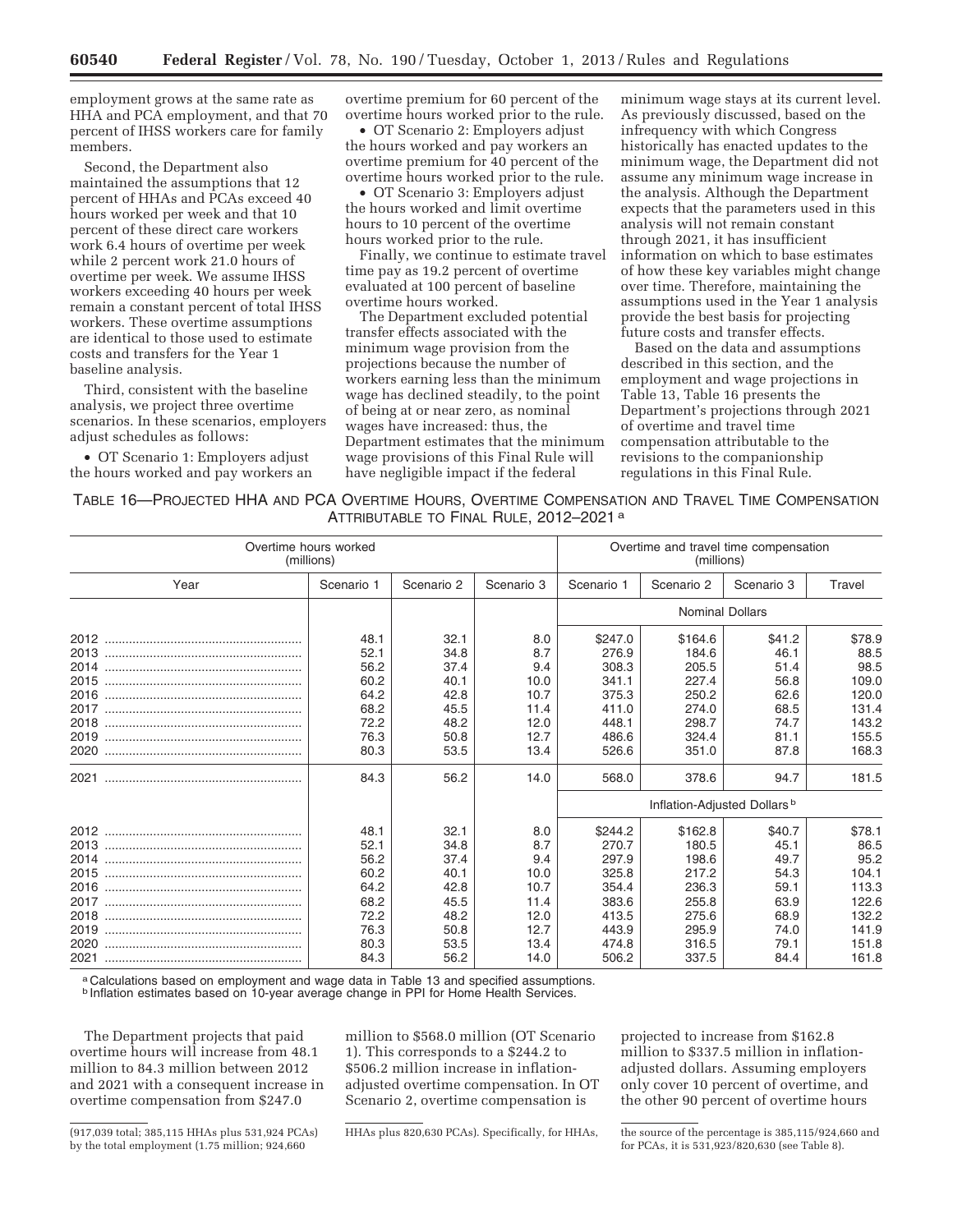employment grows at the same rate as HHA and PCA employment, and that 70 percent of IHSS workers care for family members.

Second, the Department also maintained the assumptions that 12 percent of HHAs and PCAs exceed 40 hours worked per week and that 10 percent of these direct care workers work 6.4 hours of overtime per week while 2 percent work 21.0 hours of overtime per week. We assume IHSS workers exceeding 40 hours per week remain a constant percent of total IHSS workers. These overtime assumptions are identical to those used to estimate costs and transfers for the Year 1 baseline analysis.

Third, consistent with the baseline analysis, we project three overtime scenarios. In these scenarios, employers adjust schedules as follows:

- OT Scenario 1: Employers adjust the hours worked and pay workers an overtime premium for 60 percent of the overtime hours worked prior to the rule.
- OT Scenario 2: Employers adjust the hours worked and pay workers an overtime premium for 40 percent of the overtime hours worked prior to the rule.
- OT Scenario 3: Employers adjust the hours worked and limit overtime hours to 10 percent of the overtime hours worked prior to the rule.

Finally, we continue to estimate travel time pay as 19.2 percent of overtime evaluated at 100 percent of baseline overtime hours worked.

The Department excluded potential transfer effects associated with the minimum wage provision from the projections because the number of workers earning less than the minimum wage has declined steadily, to the point of being at or near zero, as nominal wages have increased: thus, the Department estimates that the minimum wage provisions of this Final Rule will have negligible impact if the federal minimum wage stays at its current level. As previously discussed, based on the infrequency with which Congress historically has enacted updates to the minimum wage, the Department did not assume any minimum wage increase in the analysis. Although the Department expects that the parameters used in this analysis will not remain constant through 2021, it has insufficient information on which to base estimates of how these key variables might change over time. Therefore, maintaining the assumptions used in the Year 1 analysis provide the best basis for projecting future costs and transfer effects.

Based on the data and assumptions described in this section, and the employment and wage projections in Table 13, Table 16 presents the Department's projections through 2021 of overtime and travel time compensation attributable to the revisions to the companionship regulations in this Final Rule.

TABLE 16—PROJECTED HHA AND PCA OVERTIME HOURS, OVERTIME COMPENSATION AND TRAVEL TIME COMPENSATION ATTRIBUTABLE TO FINAL RULE, 2012–2021 [a]

| Overtime hours worked (millions) | | | | Overtime and travel time compensation (millions) | | | |
|---|---|---|---|---|---|---|---|
| Year | Scenario 1 | Scenario 2 | Scenario 3 | Scenario 1 | Scenario 2 | Scenario 3 | Travel |
| | | | | Nominal Dollars | | | |
| 2012 | 48.1 | 32.1 | 8.0 | $247.0 | $164.6 | $41.2 | $78.9 |
| 2013 | 52.1 | 34.8 | 8.7 | 276.9 | 184.6 | 46.1 | 88.5 |
| 2014 | 56.2 | 37.4 | 9.4 | 308.3 | 205.5 | 51.4 | 98.5 |
| 2015 | 60.2 | 40.1 | 10.0 | 341.1 | 227.4 | 56.8 | 109.0 |
| 2016 | 64.2 | 42.8 | 10.7 | 375.3 | 250.2 | 62.6 | 120.0 |
| 2017 | 68.2 | 45.5 | 11.4 | 411.0 | 274.0 | 68.5 | 131.4 |
| 2018 | 72.2 | 48.2 | 12.0 | 448.1 | 298.7 | 74.7 | 143.2 |
| 2019 | 76.3 | 50.8 | 12.7 | 486.6 | 324.4 | 81.1 | 155.5 |
| 2020 | 80.3 | 53.5 | 13.4 | 526.6 | 351.0 | 87.8 | 168.3 |
| 2021 | 84.3 | 56.2 | 14.0 | 568.0 | 378.6 | 94.7 | 181.5 |
| | | | | Inflation-Adjusted Dollars [b] | | | |
| 2012 | 48.1 | 32.1 | 8.0 | $244.2 | $162.8 | $40.7 | $78.1 |
| 2013 | 52.1 | 34.8 | 8.7 | 270.7 | 180.5 | 45.1 | 86.5 |
| 2014 | 56.2 | 37.4 | 9.4 | 297.9 | 198.6 | 49.7 | 95.2 |
| 2015 | 60.2 | 40.1 | 10.0 | 325.8 | 217.2 | 54.3 | 104.1 |
| 2016 | 64.2 | 42.8 | 10.7 | 354.4 | 236.3 | 59.1 | 113.3 |
| 2017 | 68.2 | 45.5 | 11.4 | 383.6 | 255.8 | 63.9 | 122.6 |
| 2018 | 72.2 | 48.2 | 12.0 | 413.5 | 275.6 | 68.9 | 132.2 |
| 2019 | 76.3 | 50.8 | 12.7 | 443.9 | 295.9 | 74.0 | 141.9 |
| 2020 | 80.3 | 53.5 | 13.4 | 474.8 | 316.5 | 79.1 | 151.8 |
| 2021 | 84.3 | 56.2 | 14.0 | 506.2 | 337.5 | 84.4 | 161.8 |

[a] Calculations based on employment and wage data in Table 13 and specified assumptions.
[b] Inflation estimates based on 10-year average change in PPI for Home Health Services.

The Department projects that paid overtime hours will increase from 48.1 million to 84.3 million between 2012 and 2021 with a consequent increase in overtime compensation from $247.0 million to $568.0 million (OT Scenario 1). This corresponds to a $244.2 to $506.2 million increase in inflation-adjusted overtime compensation. In OT Scenario 2, overtime compensation is projected to increase from $162.8 million to $337.5 million in inflation-adjusted dollars. Assuming employers only cover 10 percent of overtime, and the other 90 percent of overtime hours

(917,039 total; 385,115 HHAs plus 531,924 PCAs) by the total employment (1.75 million; 924,660 HHAs plus 820,630 PCAs). Specifically, for HHAs, the source of the percentage is 385,115/924,660 and for PCAs, it is 531,923/820,630 (see Table 8).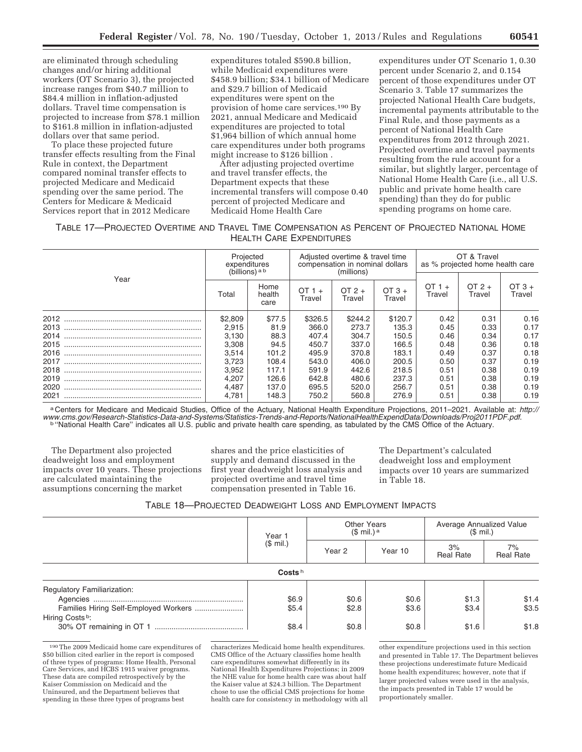are eliminated through scheduling changes and/or hiring additional workers (OT Scenario 3), the projected increase ranges from $40.7 million to $84.4 million in inflation-adjusted dollars. Travel time compensation is projected to increase from $78.1 million to $161.8 million in inflation-adjusted dollars over that same period.

To place these projected future transfer effects resulting from the Final Rule in context, the Department compared nominal transfer effects to projected Medicare and Medicaid spending over the same period. The Centers for Medicare & Medicaid Services report that in 2012 Medicare expenditures totaled $590.8 billion, while Medicaid expenditures were $458.9 billion; $34.1 billion of Medicare and $29.7 billion of Medicaid expenditures were spent on the provision of home care services.[190] By 2021, annual Medicare and Medicaid expenditures are projected to total $1,964 billion of which annual home care expenditures under both programs might increase to $126 billion .

After adjusting projected overtime and travel transfer effects, the Department expects that these incremental transfers will compose 0.40 percent of projected Medicare and Medicaid Home Health Care expenditures under OT Scenario 1, 0.30 percent under Scenario 2, and 0.154 percent of those expenditures under OT Scenario 3. Table 17 summarizes the projected National Health Care budgets, incremental payments attributable to the Final Rule, and those payments as a percent of National Health Care expenditures from 2012 through 2021. Projected overtime and travel payments resulting from the rule account for a similar, but slightly larger, percentage of National Home Health Care (i.e., all U.S. public and private home health care spending) than they do for public spending programs on home care.

TABLE 17—PROJECTED OVERTIME AND TRAVEL TIME COMPENSATION AS PERCENT OF PROJECTED NATIONAL HOME HEALTH CARE EXPENDITURES

| Year | Projected expenditures (billions) [a b] | | Adjusted overtime & travel time compensation in nominal dollars (millions) | | | OT & Travel as % projected home health care | | |
|---|---|---|---|---|---|---|---|---|
| | Total | Home health care | OT 1 + Travel | OT 2 + Travel | OT 3 + Travel | OT 1 + Travel | OT 2 + Travel | OT 3 + Travel |
| 2012 | $2,809 | $77.5 | $326.5 | $244.2 | $120.7 | 0.42 | 0.31 | 0.16 |
| 2013 | 2,915 | 81.9 | 366.0 | 273.7 | 135.3 | 0.45 | 0.33 | 0.17 |
| 2014 | 3,130 | 88.3 | 407.4 | 304.7 | 150.5 | 0.46 | 0.34 | 0.17 |
| 2015 | 3,308 | 94.5 | 450.7 | 337.0 | 166.5 | 0.48 | 0.36 | 0.18 |
| 2016 | 3,514 | 101.2 | 495.9 | 370.8 | 183.1 | 0.49 | 0.37 | 0.18 |
| 2017 | 3,723 | 108.4 | 543.0 | 406.0 | 200.5 | 0.50 | 0.37 | 0.19 |
| 2018 | 3,952 | 117.1 | 591.9 | 442.6 | 218.5 | 0.51 | 0.38 | 0.19 |
| 2019 | 4,207 | 126.6 | 642.8 | 480.6 | 237.3 | 0.51 | 0.38 | 0.19 |
| 2020 | 4,487 | 137.0 | 695.5 | 520.0 | 256.7 | 0.51 | 0.38 | 0.19 |
| 2021 | 4,781 | 148.3 | 750.2 | 560.8 | 276.9 | 0.51 | 0.38 | 0.19 |

[a] Centers for Medicare and Medicaid Studies, Office of the Actuary, National Health Expenditure Projections, 2011–2021. Available at: *http://www.cms.gov/Research-Statistics-Data-and-Systems/Statistics-Trends-and-Reports/NationalHealthExpendData/Downloads/Proj2011PDF.pdf.*

[b] "National Health Care" indicates all U.S. public and private health care spending, as tabulated by the CMS Office of the Actuary.

The Department also projected deadweight loss and employment impacts over 10 years. These projections are calculated maintaining the assumptions concerning the market shares and the price elasticities of supply and demand discussed in the first year deadweight loss analysis and projected overtime and travel time compensation presented in Table 16. The Department's calculated deadweight loss and employment impacts over 10 years are summarized in Table 18.

TABLE 18—PROJECTED DEADWEIGHT LOSS AND EMPLOYMENT IMPACTS

| | Year 1 ($ mil.) | Other Years ($ mil.) [a] | | Average Annualized Value ($ mil.) | |
|---|---|---|---|---|---|
| | | Year 2 | Year 10 | 3% Real Rate | 7% Real Rate |
| **Costs** [h] | | | | | |
| Regulatory Familiarization: | | | | | |
| Agencies | $6.9 | $0.6 | $0.6 | $1.3 | $1.4 |
| Families Hiring Self-Employed Workers | $5.4 | $2.8 | $3.6 | $3.4 | $3.5 |
| Hiring Costs [b]: | | | | | |
| 30% OT remaining in OT 1 | $8.4 | $0.8 | $0.8 | $1.6 | $1.8 |

[190] The 2009 Medicaid home care expenditures of $50 billion cited earlier in the report is composed of three types of programs: Home Health, Personal Care Services, and HCBS 1915 waiver programs. These data are compiled retrospectively by the Kaiser Commission on Medicaid and the Uninsured, and the Department believes that spending in these three types of programs best characterizes Medicaid home health expenditures. CMS Office of the Actuary classifies home health care expenditures somewhat differently in its National Health Expenditures Projections; in 2009 the NHE value for home health care was about half the Kaiser value at $24.3 billion. The Department chose to use the official CMS projections for home health care for consistency in methodology with all other expenditure projections used in this section and presented in Table 17. The Department believes these projections underestimate future Medicaid home health expenditures; however, note that if larger projected values were used in the analysis, the impacts presented in Table 17 would be proportionately smaller.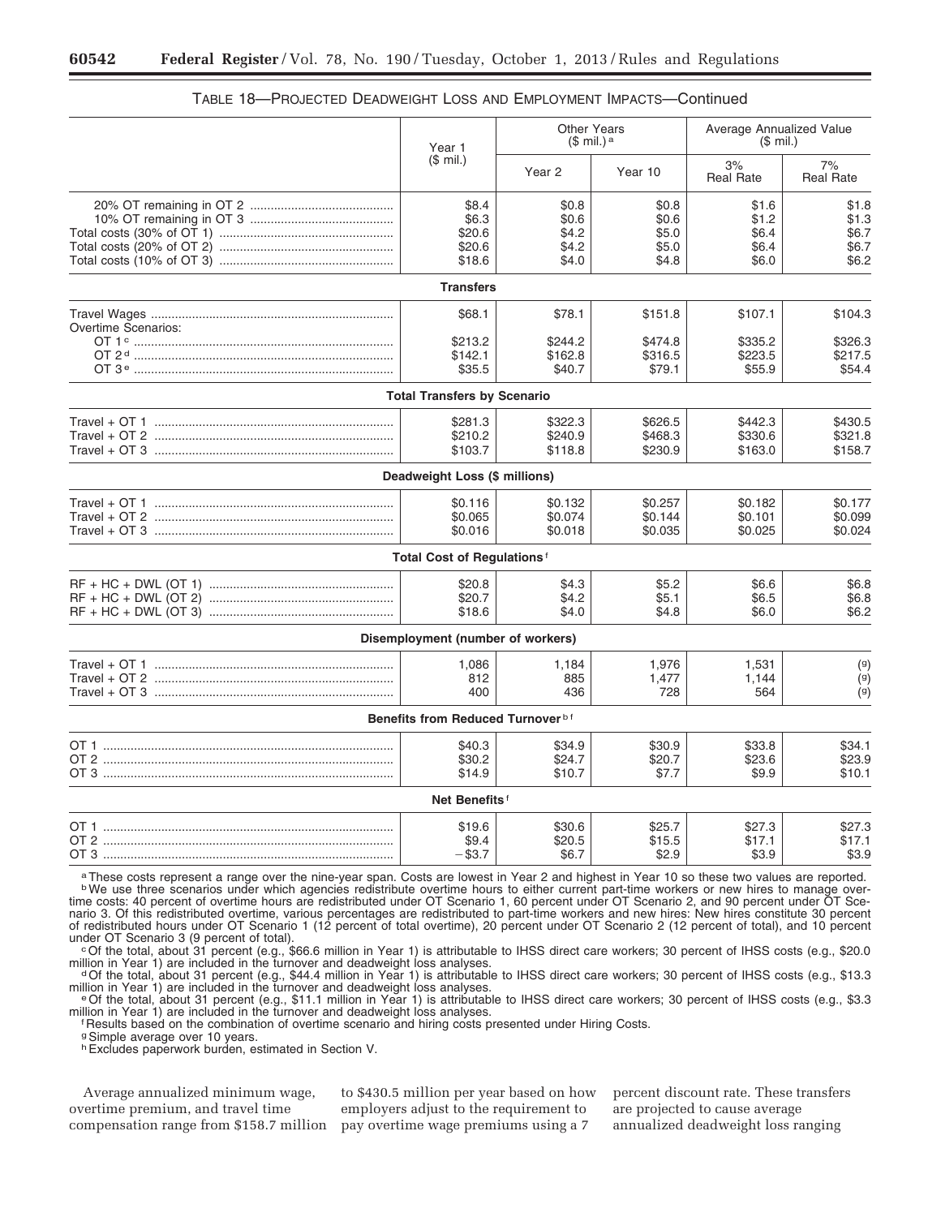TABLE 18—PROJECTED DEADWEIGHT LOSS AND EMPLOYMENT IMPACTS—Continued

| | Year 1 ($ mil.) | Other Years ($ mil.) [a] | | Average Annualized Value ($ mil.) | |
|---|---|---|---|---|---|
| | | Year 2 | Year 10 | 3% Real Rate | 7% Real Rate |
| 20% OT remaining in OT 2 | $8.4 | $0.8 | $0.8 | $1.6 | $1.8 |
| 10% OT remaining in OT 3 | $6.3 | $0.6 | $0.6 | $1.2 | $1.3 |
| Total costs (30% of OT 1) | $20.6 | $4.2 | $5.0 | $6.4 | $6.7 |
| Total costs (20% of OT 2) | $20.6 | $4.2 | $5.0 | $6.4 | $6.7 |
| Total costs (10% of OT 3) | $18.6 | $4.0 | $4.8 | $6.0 | $6.2 |
| **Transfers** | | | | | |
| Travel Wages | $68.1 | $78.1 | $151.8 | $107.1 | $104.3 |
| Overtime Scenarios: | | | | | |
| OT 1 [c] | $213.2 | $244.2 | $474.8 | $335.2 | $326.3 |
| OT 2 [d] | $142.1 | $162.8 | $316.5 | $223.5 | $217.5 |
| OT 3 [e] | $35.5 | $40.7 | $79.1 | $55.9 | $54.4 |
| **Total Transfers by Scenario** | | | | | |
| Travel + OT 1 | $281.3 | $322.3 | $626.5 | $442.3 | $430.5 |
| Travel + OT 2 | $210.2 | $240.9 | $468.3 | $330.6 | $321.8 |
| Travel + OT 3 | $103.7 | $118.8 | $230.9 | $163.0 | $158.7 |
| **Deadweight Loss ($ millions)** | | | | | |
| Travel + OT 1 | $0.116 | $0.132 | $0.257 | $0.182 | $0.177 |
| Travel + OT 2 | $0.065 | $0.074 | $0.144 | $0.101 | $0.099 |
| Travel + OT 3 | $0.016 | $0.018 | $0.035 | $0.025 | $0.024 |
| **Total Cost of Regulations [f]** | | | | | |
| RF + HC + DWL (OT 1) | $20.8 | $4.3 | $5.2 | $6.6 | $6.8 |
| RF + HC + DWL (OT 2) | $20.7 | $4.2 | $5.1 | $6.5 | $6.8 |
| RF + HC + DWL (OT 3) | $18.6 | $4.0 | $4.8 | $6.0 | $6.2 |
| **Disemployment (number of workers)** | | | | | |
| Travel + OT 1 | 1,086 | 1,184 | 1,976 | 1,531 | (g) |
| Travel + OT 2 | 812 | 885 | 1,477 | 1,144 | (g) |
| Travel + OT 3 | 400 | 436 | 728 | 564 | (g) |
| **Benefits from Reduced Turnover [b f]** | | | | | |
| OT 1 | $40.3 | $34.9 | $30.9 | $33.8 | $34.1 |
| OT 2 | $30.2 | $24.7 | $20.7 | $23.6 | $23.9 |
| OT 3 | $14.9 | $10.7 | $7.7 | $9.9 | $10.1 |
| **Net Benefits [f]** | | | | | |
| OT 1 | $19.6 | $30.6 | $25.7 | $27.3 | $27.3 |
| OT 2 | $9.4 | $20.5 | $15.5 | $17.1 | $17.1 |
| OT 3 | −$3.7 | $6.7 | $2.9 | $3.9 | $3.9 |

[a] These costs represent a range over the nine-year span. Costs are lowest in Year 2 and highest in Year 10 so these two values are reported.

[b] We use three scenarios under which agencies redistribute overtime hours to either current part-time workers or new hires to manage overtime costs: 40 percent of overtime hours are redistributed under OT Scenario 1, 60 percent under OT Scenario 2, and 90 percent under OT Scenario 3. Of this redistributed overtime, various percentages are redistributed to part-time workers and new hires: New hires constitute 30 percent of redistributed hours under OT Scenario 1 (12 percent of total overtime), 20 percent under OT Scenario 2 (12 percent of total), and 10 percent under OT Scenario 3 (9 percent of total).

[c] Of the total, about 31 percent (e.g., $66.6 million in Year 1) is attributable to IHSS direct care workers; 30 percent of IHSS costs (e.g., $20.0 million in Year 1) are included in the turnover and deadweight loss analyses.

[d] Of the total, about 31 percent (e.g., $44.4 million in Year 1) is attributable to IHSS direct care workers; 30 percent of IHSS costs (e.g., $13.3 million in Year 1) are included in the turnover and deadweight loss analyses.

[e] Of the total, about 31 percent (e.g., $11.1 million in Year 1) is attributable to IHSS direct care workers; 30 percent of IHSS costs (e.g., $3.3 million in Year 1) are included in the turnover and deadweight loss analyses.

[f] Results based on the combination of overtime scenario and hiring costs presented under Hiring Costs.

[g] Simple average over 10 years.

[h] Excludes paperwork burden, estimated in Section V.

Average annualized minimum wage, overtime premium, and travel time compensation range from $158.7 million to $430.5 million per year based on how employers adjust to the requirement to pay overtime wage premiums using a 7 percent discount rate. These transfers are projected to cause average annualized deadweight loss ranging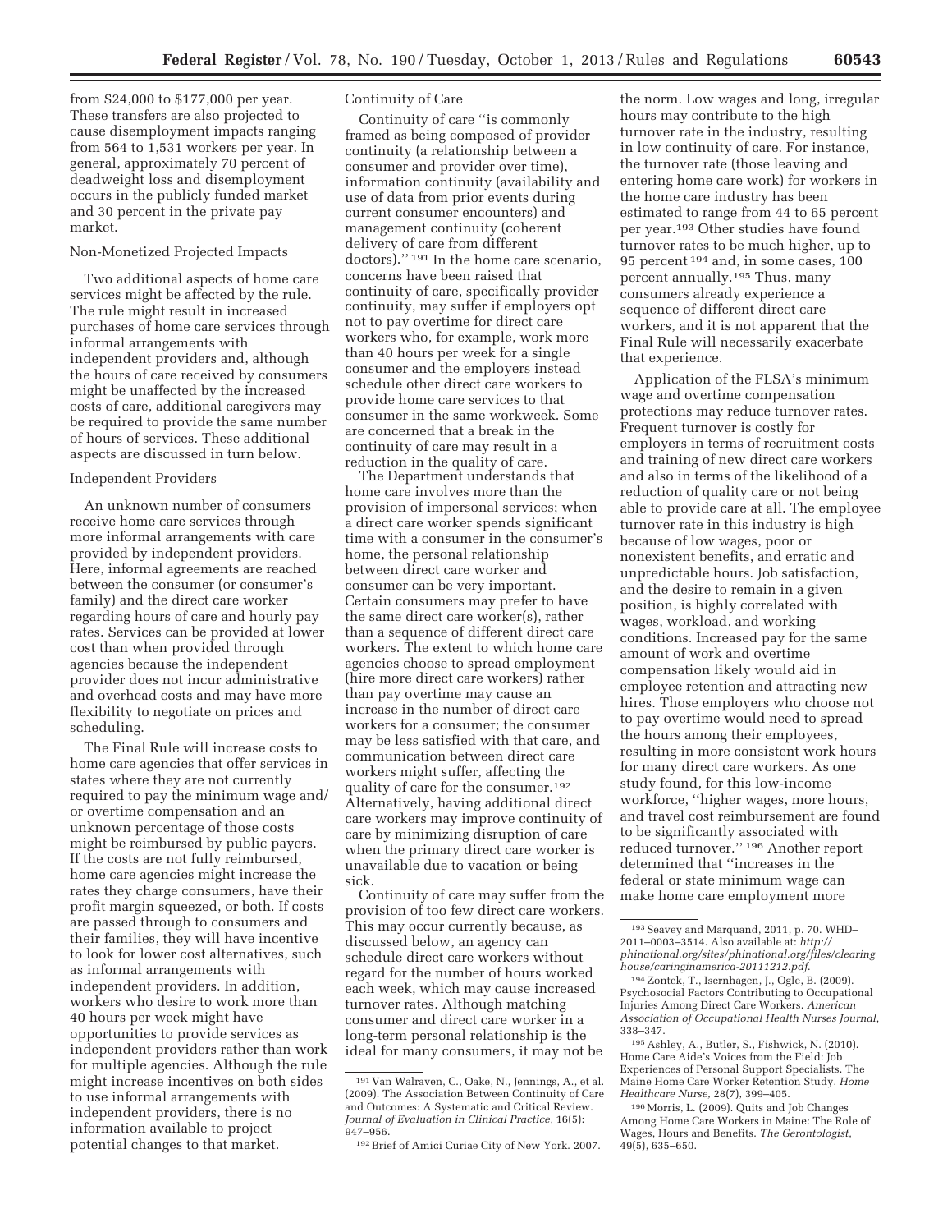from $24,000 to $177,000 per year. These transfers are also projected to cause disemployment impacts ranging from 564 to 1,531 workers per year. In general, approximately 70 percent of deadweight loss and disemployment occurs in the publicly funded market and 30 percent in the private pay market.

Non-Monetized Projected Impacts

Two additional aspects of home care services might be affected by the rule. The rule might result in increased purchases of home care services through informal arrangements with independent providers and, although the hours of care received by consumers might be unaffected by the increased costs of care, additional caregivers may be required to provide the same number of hours of services. These additional aspects are discussed in turn below.

Independent Providers

An unknown number of consumers receive home care services through more informal arrangements with care provided by independent providers. Here, informal agreements are reached between the consumer (or consumer's family) and the direct care worker regarding hours of care and hourly pay rates. Services can be provided at lower cost than when provided through agencies because the independent provider does not incur administrative and overhead costs and may have more flexibility to negotiate on prices and scheduling.

The Final Rule will increase costs to home care agencies that offer services in states where they are not currently required to pay the minimum wage and/or overtime compensation and an unknown percentage of those costs might be reimbursed by public payers. If the costs are not fully reimbursed, home care agencies might increase the rates they charge consumers, have their profit margin squeezed, or both. If costs are passed through to consumers and their families, they will have incentive to look for lower cost alternatives, such as informal arrangements with independent providers. In addition, workers who desire to work more than 40 hours per week might have opportunities to provide services as independent providers rather than work for multiple agencies. Although the rule might increase incentives on both sides to use informal arrangements with independent providers, there is no information available to project potential changes to that market.

Continuity of Care

Continuity of care "is commonly framed as being composed of provider continuity (a relationship between a consumer and provider over time), information continuity (availability and use of data from prior events during current consumer encounters) and management continuity (coherent delivery of care from different doctors)." [191] In the home care scenario, concerns have been raised that continuity of care, specifically provider continuity, may suffer if employers opt not to pay overtime for direct care workers who, for example, work more than 40 hours per week for a single consumer and the employers instead schedule other direct care workers to provide home care services to that consumer in the same workweek. Some are concerned that a break in the continuity of care may result in a reduction in the quality of care.

The Department understands that home care involves more than the provision of impersonal services; when a direct care worker spends significant time with a consumer in the consumer's home, the personal relationship between direct care worker and consumer can be very important. Certain consumers may prefer to have the same direct care worker(s), rather than a sequence of different direct care workers. The extent to which home care agencies choose to spread employment (hire more direct care workers) rather than pay overtime may cause an increase in the number of direct care workers for a consumer; the consumer may be less satisfied with that care, and communication between direct care workers might suffer, affecting the quality of care for the consumer.[192] Alternatively, having additional direct care workers may improve continuity of care by minimizing disruption of care when the primary direct care worker is unavailable due to vacation or being sick.

Continuity of care may suffer from the provision of too few direct care workers. This may occur currently because, as discussed below, an agency can schedule direct care workers without regard for the number of hours worked each week, which may cause increased turnover rates. Although matching consumer and direct care worker in a long-term personal relationship is the ideal for many consumers, it may not be the norm. Low wages and long, irregular hours may contribute to the high turnover rate in the industry, resulting in low continuity of care. For instance, the turnover rate (those leaving and entering home care work) for workers in the home care industry has been estimated to range from 44 to 65 percent per year.[193] Other studies have found turnover rates to be much higher, up to 95 percent [194] and, in some cases, 100 percent annually.[195] Thus, many consumers already experience a sequence of different direct care workers, and it is not apparent that the Final Rule will necessarily exacerbate that experience.

Application of the FLSA's minimum wage and overtime compensation protections may reduce turnover rates. Frequent turnover is costly for employers in terms of recruitment costs and training of new direct care workers and also in terms of the likelihood of a reduction of quality care or not being able to provide care at all. The employee turnover rate in this industry is high because of low wages, poor or nonexistent benefits, and erratic and unpredictable hours. Job satisfaction, and the desire to remain in a given position, is highly correlated with wages, workload, and working conditions. Increased pay for the same amount of work and overtime compensation likely would aid in employee retention and attracting new hires. Those employers who choose not to pay overtime would need to spread the hours among their employees, resulting in more consistent work hours for many direct care workers. As one study found, for this low-income workforce, "higher wages, more hours, and travel cost reimbursement are found to be significantly associated with reduced turnover." [196] Another report determined that "increases in the federal or state minimum wage can make home care employment more

---

[191] Van Walraven, C., Oake, N., Jennings, A., et al. (2009). The Association Between Continuity of Care and Outcomes: A Systematic and Critical Review. *Journal of Evaluation in Clinical Practice,* 16(5): 947–956.

[192] Brief of Amici Curiae City of New York. 2007.

[193] Seavey and Marquand, 2011, p. 70. WHD–2011–0003–3514. Also available at: *http://phinational.org/sites/phinational.org/files/clearinghouse/caringinamerica-20111212.pdf*.

[194] Zontek, T., Isernhagen, J., Ogle, B. (2009). Psychosocial Factors Contributing to Occupational Injuries Among Direct Care Workers. *American Association of Occupational Health Nurses Journal,* 338–347.

[195] Ashley, A., Butler, S., Fishwick, N. (2010). Home Care Aide's Voices from the Field: Job Experiences of Personal Support Specialists. The Maine Home Care Worker Retention Study. *Home Healthcare Nurse,* 28(7), 399–405.

[196] Morris, L. (2009). Quits and Job Changes Among Home Care Workers in Maine: The Role of Wages, Hours and Benefits. *The Gerontologist,* 49(5), 635–650.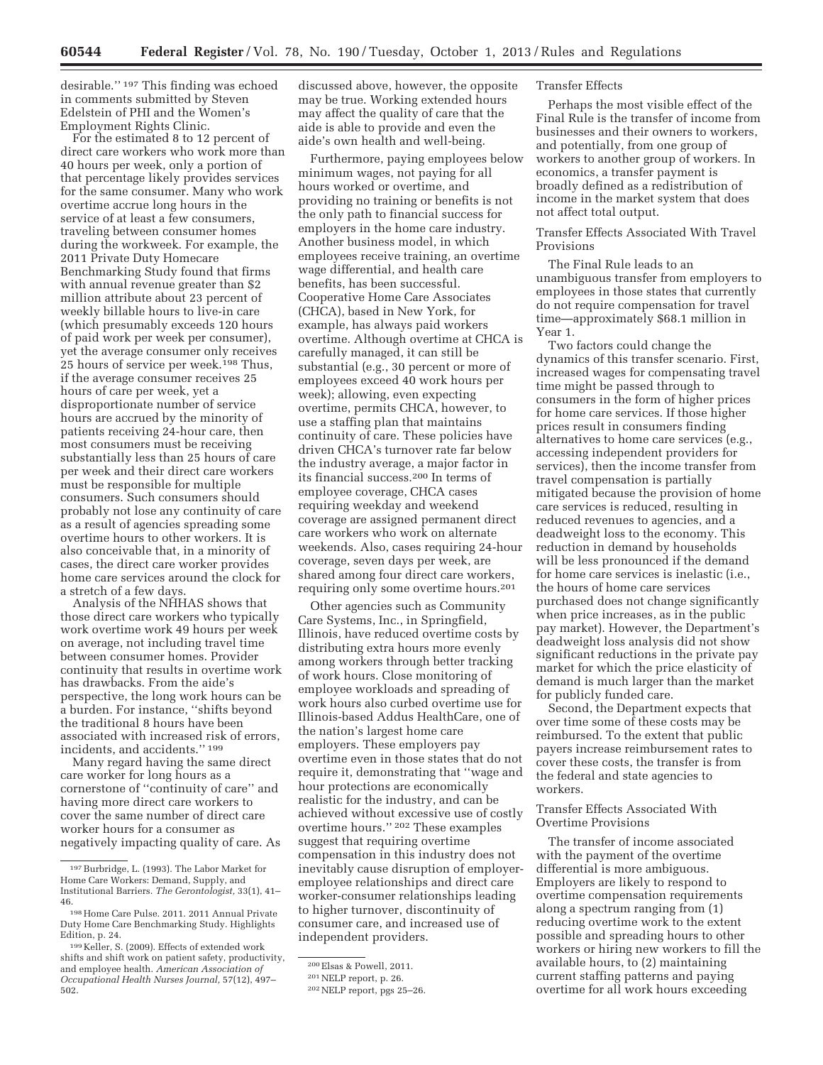desirable.'' [197] This finding was echoed in comments submitted by Steven Edelstein of PHI and the Women's Employment Rights Clinic.

For the estimated 8 to 12 percent of direct care workers who work more than 40 hours per week, only a portion of that percentage likely provides services for the same consumer. Many who work overtime accrue long hours in the service of at least a few consumers, traveling between consumer homes during the workweek. For example, the 2011 Private Duty Homecare Benchmarking Study found that firms with annual revenue greater than $2 million attribute about 23 percent of weekly billable hours to live-in care (which presumably exceeds 120 hours of paid work per week per consumer), yet the average consumer only receives 25 hours of service per week.[198] Thus, if the average consumer receives 25 hours of care per week, yet a disproportionate number of service hours are accrued by the minority of patients receiving 24-hour care, then most consumers must be receiving substantially less than 25 hours of care per week and their direct care workers must be responsible for multiple consumers. Such consumers should probably not lose any continuity of care as a result of agencies spreading some overtime hours to other workers. It is also conceivable that, in a minority of cases, the direct care worker provides home care services around the clock for a stretch of a few days.

Analysis of the NHHAS shows that those direct care workers who typically work overtime work 49 hours per week on average, not including travel time between consumer homes. Provider continuity that results in overtime work has drawbacks. From the aide's perspective, the long work hours can be a burden. For instance, ''shifts beyond the traditional 8 hours have been associated with increased risk of errors, incidents, and accidents.'' [199]

Many regard having the same direct care worker for long hours as a cornerstone of ''continuity of care'' and having more direct care workers to cover the same number of direct care worker hours for a consumer as negatively impacting quality of care. As discussed above, however, the opposite may be true. Working extended hours may affect the quality of care that the aide is able to provide and even the aide's own health and well-being.

Furthermore, paying employees below minimum wages, not paying for all hours worked or overtime, and providing no training or benefits is not the only path to financial success for employers in the home care industry. Another business model, in which employees receive training, an overtime wage differential, and health care benefits, has been successful. Cooperative Home Care Associates (CHCA), based in New York, for example, has always paid workers overtime. Although overtime at CHCA is carefully managed, it can still be substantial (e.g., 30 percent or more of employees exceed 40 work hours per week); allowing, even expecting overtime, permits CHCA, however, to use a staffing plan that maintains continuity of care. These policies have driven CHCA's turnover rate far below the industry average, a major factor in its financial success.[200] In terms of employee coverage, CHCA cases requiring weekday and weekend coverage are assigned permanent direct care workers who work on alternate weekends. Also, cases requiring 24-hour coverage, seven days per week, are shared among four direct care workers, requiring only some overtime hours.[201]

Other agencies such as Community Care Systems, Inc., in Springfield, Illinois, have reduced overtime costs by distributing extra hours more evenly among workers through better tracking of work hours. Close monitoring of employee workloads and spreading of work hours also curbed overtime use for Illinois-based Addus HealthCare, one of the nation's largest home care employers. These employers pay overtime even in those states that do not require it, demonstrating that ''wage and hour protections are economically realistic for the industry, and can be achieved without excessive use of costly overtime hours.'' [202] These examples suggest that requiring overtime compensation in this industry does not inevitably cause disruption of employer-employee relationships and direct care worker-consumer relationships leading to higher turnover, discontinuity of consumer care, and increased use of independent providers.

Transfer Effects

Perhaps the most visible effect of the Final Rule is the transfer of income from businesses and their owners to workers, and potentially, from one group of workers to another group of workers. In economics, a transfer payment is broadly defined as a redistribution of income in the market system that does not affect total output.

Transfer Effects Associated With Travel Provisions

The Final Rule leads to an unambiguous transfer from employers to employees in those states that currently do not require compensation for travel time—approximately $68.1 million in Year 1.

Two factors could change the dynamics of this transfer scenario. First, increased wages for compensating travel time might be passed through to consumers in the form of higher prices for home care services. If those higher prices result in consumers finding alternatives to home care services (e.g., accessing independent providers for services), then the income transfer from travel compensation is partially mitigated because the provision of home care services is reduced, resulting in reduced revenues to agencies, and a deadweight loss to the economy. This reduction in demand by households will be less pronounced if the demand for home care services is inelastic (i.e., the hours of home care services purchased does not change significantly when price increases, as in the public pay market). However, the Department's deadweight loss analysis did not show significant reductions in the private pay market for which the price elasticity of demand is much larger than the market for publicly funded care.

Second, the Department expects that over time some of these costs may be reimbursed. To the extent that public payers increase reimbursement rates to cover these costs, the transfer is from the federal and state agencies to workers.

Transfer Effects Associated With Overtime Provisions

The transfer of income associated with the payment of the overtime differential is more ambiguous. Employers are likely to respond to overtime compensation requirements along a spectrum ranging from (1) reducing overtime work to the extent possible and spreading hours to other workers or hiring new workers to fill the available hours, to (2) maintaining current staffing patterns and paying overtime for all work hours exceeding

[197] Burbridge, L. (1993). The Labor Market for Home Care Workers: Demand, Supply, and Institutional Barriers. *The Gerontologist,* 33(1), 41–46.

[198] Home Care Pulse. 2011. 2011 Annual Private Duty Home Care Benchmarking Study. Highlights Edition, p. 24.

[199] Keller, S. (2009). Effects of extended work shifts and shift work on patient safety, productivity, and employee health. *American Association of Occupational Health Nurses Journal,* 57(12), 497–502.

[200] Elsas & Powell, 2011.

[201] NELP report, p. 26.

[202] NELP report, pgs 25–26.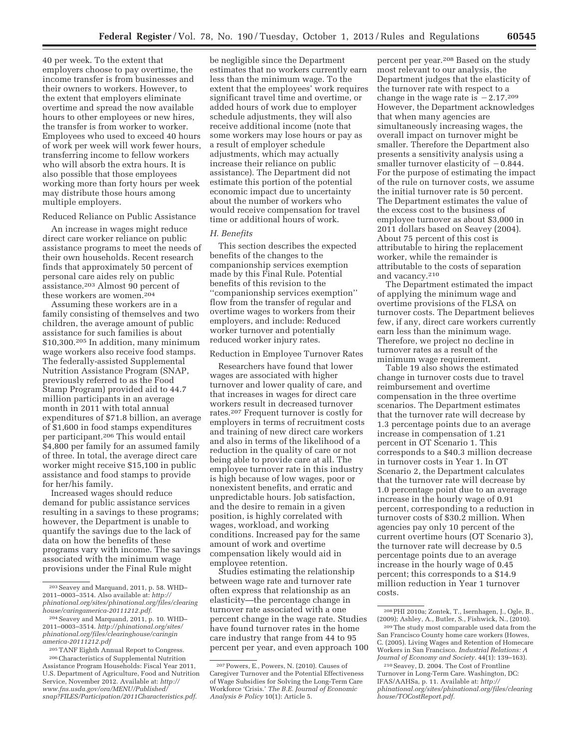40 per week. To the extent that employers choose to pay overtime, the income transfer is from businesses and their owners to workers. However, to the extent that employers eliminate overtime and spread the now available hours to other employees or new hires, the transfer is from worker to worker. Employees who used to exceed 40 hours of work per week will work fewer hours, transferring income to fellow workers who will absorb the extra hours. It is also possible that those employees working more than forty hours per week may distribute those hours among multiple employers.

Reduced Reliance on Public Assistance

An increase in wages might reduce direct care worker reliance on public assistance programs to meet the needs of their own households. Recent research finds that approximately 50 percent of personal care aides rely on public assistance.[203] Almost 90 percent of these workers are women.[204]

Assuming these workers are in a family consisting of themselves and two children, the average amount of public assistance for such families is about \$10,300.[205] In addition, many minimum wage workers also receive food stamps. The federally-assisted Supplemental Nutrition Assistance Program (SNAP, previously referred to as the Food Stamp Program) provided aid to 44.7 million participants in an average month in 2011 with total annual expenditures of \$71.8 billion, an average of \$1,600 in food stamps expenditures per participant.[206] This would entail \$4,800 per family for an assumed family of three. In total, the average direct care worker might receive \$15,100 in public assistance and food stamps to provide for her/his family.

Increased wages should reduce demand for public assistance services resulting in a savings to these programs; however, the Department is unable to quantify the savings due to the lack of data on how the benefits of these programs vary with income. The savings associated with the minimum wage provisions under the Final Rule might be negligible since the Department estimates that no workers currently earn less than the minimum wage. To the extent that the employees' work requires significant travel time and overtime, or added hours of work due to employer schedule adjustments, they will also receive additional income (note that some workers may lose hours or pay as a result of employer schedule adjustments, which may actually increase their reliance on public assistance). The Department did not estimate this portion of the potential economic impact due to uncertainty about the number of workers who would receive compensation for travel time or additional hours of work.

### *H. Benefits*

This section describes the expected benefits of the changes to the companionship services exemption made by this Final Rule. Potential benefits of this revision to the ''companionship services exemption'' flow from the transfer of regular and overtime wages to workers from their employers, and include: Reduced worker turnover and potentially reduced worker injury rates.

Reduction in Employee Turnover Rates

Researchers have found that lower wages are associated with higher turnover and lower quality of care, and that increases in wages for direct care workers result in decreased turnover rates.[207] Frequent turnover is costly for employers in terms of recruitment costs and training of new direct care workers and also in terms of the likelihood of a reduction in the quality of care or not being able to provide care at all. The employee turnover rate in this industry is high because of low wages, poor or nonexistent benefits, and erratic and unpredictable hours. Job satisfaction, and the desire to remain in a given position, is highly correlated with wages, workload, and working conditions. Increased pay for the same amount of work and overtime compensation likely would aid in employee retention.

Studies estimating the relationship between wage rate and turnover rate often express that relationship as an elasticity—the percentage change in turnover rate associated with a one percent change in the wage rate. Studies have found turnover rates in the home care industry that range from 44 to 95 percent per year, and even approach 100 percent per year.[208] Based on the study most relevant to our analysis, the Department judges that the elasticity of the turnover rate with respect to a change in the wage rate is $-2.17$.[209] However, the Department acknowledges that when many agencies are simultaneously increasing wages, the overall impact on turnover might be smaller. Therefore the Department also presents a sensitivity analysis using a smaller turnover elasticity of $-0.844$. For the purpose of estimating the impact of the rule on turnover costs, we assume the initial turnover rate is 50 percent. The Department estimates the value of the excess cost to the business of employee turnover as about \$3,000 in 2011 dollars based on Seavey (2004). About 75 percent of this cost is attributable to hiring the replacement worker, while the remainder is attributable to the costs of separation and vacancy.[210]

The Department estimated the impact of applying the minimum wage and overtime provisions of the FLSA on turnover costs. The Department believes few, if any, direct care workers currently earn less than the minimum wage. Therefore, we project no decline in turnover rates as a result of the minimum wage requirement.

Table 19 also shows the estimated change in turnover costs due to travel reimbursement and overtime compensation in the three overtime scenarios. The Department estimates that the turnover rate will decrease by 1.3 percentage points due to an average increase in compensation of 1.21 percent in OT Scenario 1. This corresponds to a \$40.3 million decrease in turnover costs in Year 1. In OT Scenario 2, the Department calculates that the turnover rate will decrease by 1.0 percentage point due to an average increase in the hourly wage of 0.91 percent, corresponding to a reduction in turnover costs of \$30.2 million. When agencies pay only 10 percent of the current overtime hours (OT Scenario 3), the turnover rate will decrease by 0.5 percentage points due to an average increase in the hourly wage of 0.45 percent; this corresponds to a \$14.9 million reduction in Year 1 turnover costs.

---

[203] Seavey and Marquand, 2011, p. 58. WHD–2011–0003–3514. Also available at: *http://phinational.org/sites/phinational.org/files/clearinghouse/caringamerica-20111212.pdf*.

[204] Seavey and Marquand, 2011, p. 10. WHD–2011–0003–3514. *http://phinational.org/sites/phinational.org/files/clearinghouse/caringinamerica-20111212.pdf*

[205] TANF Eighth Annual Report to Congress.

[206] Characteristics of Supplemental Nutrition Assistance Program Households: Fiscal Year 2011, U.S. Department of Agriculture, Food and Nutrition Service, November 2012. Available at: *http://www.fns.usda.gov/ora/MENU/Published/snap?FILES/Participation/2011Characteristics.pdf*.

[207] Powers, E., Powers, N. (2010). Causes of Caregiver Turnover and the Potential Effectiveness of Wage Subsidies for Solving the Long-Term Care Workforce 'Crisis.' *The B.E. Journal of Economic Analysis & Policy* 10(1): Article 5.

[208] PHI 2010a; Zontek, T., Isernhagen, J., Ogle, B., (2009); Ashley, A., Butler, S., Fishwick, N., (2010).

[209] The study most comparable used data from the San Francisco County home care workers (Howes, C. (2005). Living Wages and Retention of Homecare Workers in San Francisco. *Industrial Relations: A Journal of Economy and Society.* 44(1): 139–163).

[210] Seavey, D. 2004. The Cost of Frontline Turnover in Long-Term Care. Washington, DC: IFAS/AAHSa, p. 11. Available at: *http://phinational.org/sites/phinational.org/files/clearinghouse/TOCostReport.pdf*.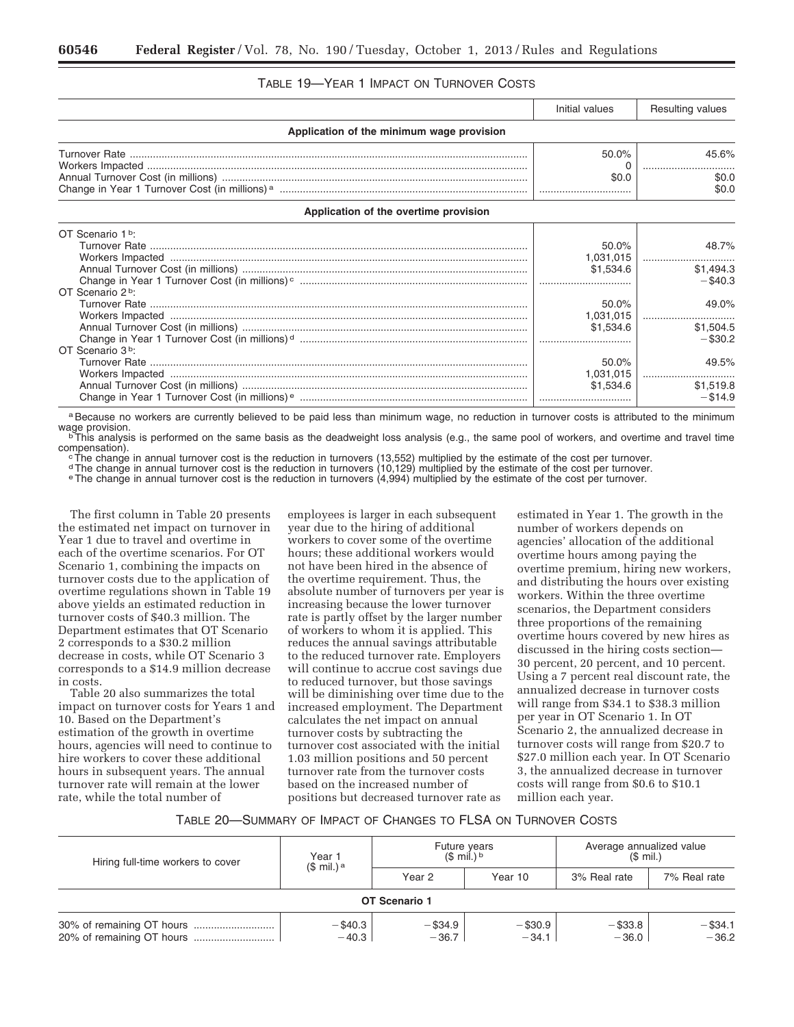TABLE 19—YEAR 1 IMPACT ON TURNOVER COSTS

| | Initial values | Resulting values |
|---|---|---|
| **Application of the minimum wage provision** | | |
| Turnover Rate | 50.0% | 45.6% |
| Workers Impacted | 0 | |
| Annual Turnover Cost (in millions) | $0.0 | $0.0 |
| Change in Year 1 Turnover Cost (in millions) [a] | | $0.0 |
| **Application of the overtime provision** | | |
| OT Scenario 1 [b]: | | |
| Turnover Rate | 50.0% | 48.7% |
| Workers Impacted | 1,031,015 | |
| Annual Turnover Cost (in millions) | $1,534.6 | $1,494.3 |
| Change in Year 1 Turnover Cost (in millions) [c] | | −$40.3 |
| OT Scenario 2 [b]: | | |
| Turnover Rate | 50.0% | 49.0% |
| Workers Impacted | 1,031,015 | |
| Annual Turnover Cost (in millions) | $1,534.6 | $1,504.5 |
| Change in Year 1 Turnover Cost (in millions) [d] | | −$30.2 |
| OT Scenario 3 [b]: | | |
| Turnover Rate | 50.0% | 49.5% |
| Workers Impacted | 1,031,015 | |
| Annual Turnover Cost (in millions) | $1,534.6 | $1,519.8 |
| Change in Year 1 Turnover Cost (in millions) [e] | | −$14.9 |

[a] Because no workers are currently believed to be paid less than minimum wage, no reduction in turnover costs is attributed to the minimum wage provision.

[b] This analysis is performed on the same basis as the deadweight loss analysis (e.g., the same pool of workers, and overtime and travel time compensation).

[c] The change in annual turnover cost is the reduction in turnovers (13,552) multiplied by the estimate of the cost per turnover.

[d] The change in annual turnover cost is the reduction in turnovers (10,129) multiplied by the estimate of the cost per turnover.

[e] The change in annual turnover cost is the reduction in turnovers (4,994) multiplied by the estimate of the cost per turnover.

The first column in Table 20 presents the estimated net impact on turnover in Year 1 due to travel and overtime in each of the overtime scenarios. For OT Scenario 1, combining the impacts on turnover costs due to the application of overtime regulations shown in Table 19 above yields an estimated reduction in turnover costs of $40.3 million. The Department estimates that OT Scenario 2 corresponds to a $30.2 million decrease in costs, while OT Scenario 3 corresponds to a $14.9 million decrease in costs.

Table 20 also summarizes the total impact on turnover costs for Years 1 and 10. Based on the Department's estimation of the growth in overtime hours, agencies will need to continue to hire workers to cover these additional hours in subsequent years. The annual turnover rate will remain at the lower rate, while the total number of employees is larger in each subsequent year due to the hiring of additional workers to cover some of the overtime hours; these additional workers would not have been hired in the absence of the overtime requirement. Thus, the absolute number of turnovers per year is increasing because the lower turnover rate is partly offset by the larger number of workers to whom it is applied. This reduces the annual savings attributable to the reduced turnover rate. Employers will continue to accrue cost savings due to reduced turnover, but those savings will be diminishing over time due to the increased employment. The Department calculates the net impact on annual turnover costs by subtracting the turnover cost associated with the initial 1.03 million positions and 50 percent turnover rate from the turnover costs based on the increased number of positions but decreased turnover rate as estimated in Year 1. The growth in the number of workers depends on agencies' allocation of the additional overtime hours among paying the overtime premium, hiring new workers, and distributing the hours over existing workers. Within the three overtime scenarios, the Department considers three proportions of the remaining overtime hours covered by new hires as discussed in the hiring costs section—30 percent, 20 percent, and 10 percent. Using a 7 percent real discount rate, the annualized decrease in turnover costs will range from $34.1 to $38.3 million per year in OT Scenario 1. In OT Scenario 2, the annualized decrease in turnover costs will range from $20.7 to $27.0 million each year. In OT Scenario 3, the annualized decrease in turnover costs will range from $0.6 to $10.1 million each year.

TABLE 20—SUMMARY OF IMPACT OF CHANGES TO FLSA ON TURNOVER COSTS

| Hiring full-time workers to cover | Year 1 ($ mil.) [a] | Future years ($ mil.) [b] | | Average annualized value ($ mil.) | |
|---|---|---|---|---|---|
| | | Year 2 | Year 10 | 3% Real rate | 7% Real rate |
| **OT Scenario 1** | | | | | |
| 30% of remaining OT hours | −$40.3 | −$34.9 | −$30.9 | −$33.8 | −$34.1 |
| 20% of remaining OT hours | −40.3 | −36.7 | −34.1 | −36.0 | −36.2 |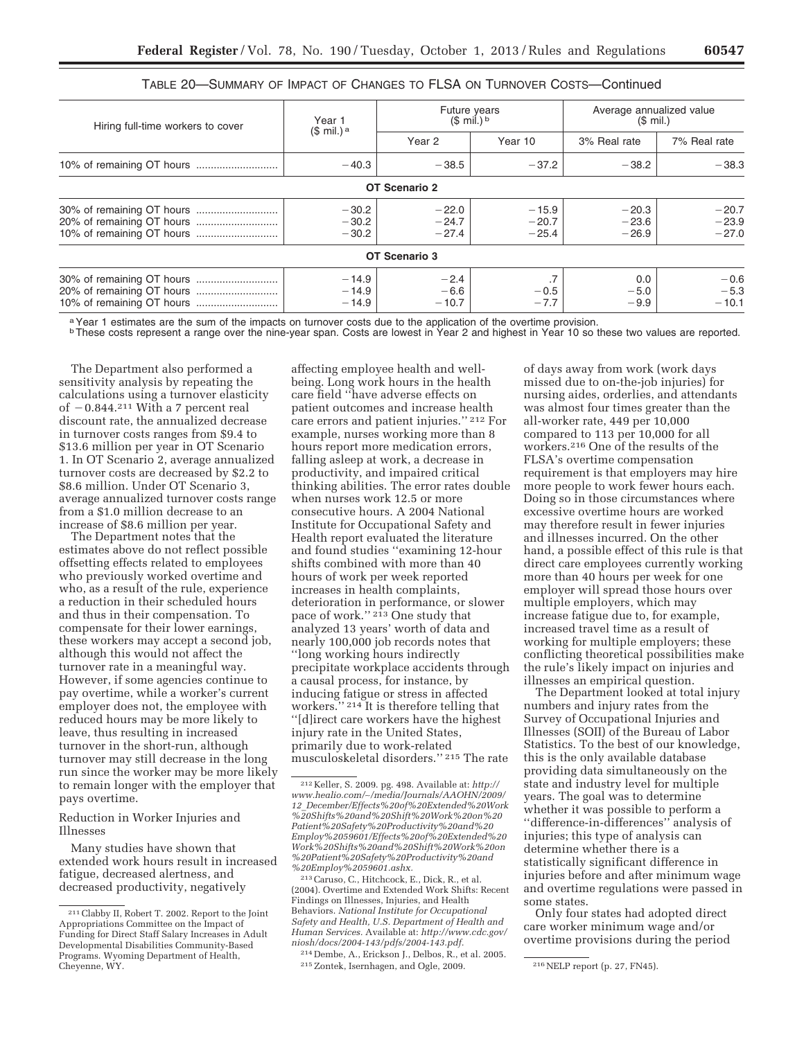TABLE 20—SUMMARY OF IMPACT OF CHANGES TO FLSA ON TURNOVER COSTS—Continued

| Hiring full-time workers to cover | Year 1 ($ mil.) [a] | Future years ($ mil.) [b] | | Average annualized value ($ mil.) | |
|---|---|---|---|---|---|
| | | Year 2 | Year 10 | 3% Real rate | 7% Real rate |
| 10% of remaining OT hours | −40.3 | −38.5 | −37.2 | −38.2 | −38.3 |
| **OT Scenario 2** | | | | | |
| 30% of remaining OT hours | −30.2 | −22.0 | −15.9 | −20.3 | −20.7 |
| 20% of remaining OT hours | −30.2 | −24.7 | −20.7 | −23.6 | −23.9 |
| 10% of remaining OT hours | −30.2 | −27.4 | −25.4 | −26.9 | −27.0 |
| **OT Scenario 3** | | | | | |
| 30% of remaining OT hours | −14.9 | −2.4 | .7 | 0.0 | −0.6 |
| 20% of remaining OT hours | −14.9 | −6.6 | −0.5 | −5.0 | −5.3 |
| 10% of remaining OT hours | −14.9 | −10.7 | −7.7 | −9.9 | −10.1 |

[a] Year 1 estimates are the sum of the impacts on turnover costs due to the application of the overtime provision.
[b] These costs represent a range over the nine-year span. Costs are lowest in Year 2 and highest in Year 10 so these two values are reported.

The Department also performed a sensitivity analysis by repeating the calculations using a turnover elasticity of −0.844.[211] With a 7 percent real discount rate, the annualized decrease in turnover costs ranges from $9.4 to $13.6 million per year in OT Scenario 1. In OT Scenario 2, average annualized turnover costs are decreased by $2.2 to $8.6 million. Under OT Scenario 3, average annualized turnover costs range from a $1.0 million decrease to an increase of $8.6 million per year.

The Department notes that the estimates above do not reflect possible offsetting effects related to employees who previously worked overtime and who, as a result of the rule, experience a reduction in their scheduled hours and thus in their compensation. To compensate for their lower earnings, these workers may accept a second job, although this would not affect the turnover rate in a meaningful way. However, if some agencies continue to pay overtime, while a worker's current employer does not, the employee with reduced hours may be more likely to leave, thus resulting in increased turnover in the short-run, although turnover may still decrease in the long run since the worker may be more likely to remain longer with the employer that pays overtime.

Reduction in Worker Injuries and Illnesses

Many studies have shown that extended work hours result in increased fatigue, decreased alertness, and decreased productivity, negatively affecting employee health and well-being. Long work hours in the health care field "have adverse effects on patient outcomes and increase health care errors and patient injuries." [212] For example, nurses working more than 8 hours report more medication errors, falling asleep at work, a decrease in productivity, and impaired critical thinking abilities. The error rates double when nurses work 12.5 or more consecutive hours. A 2004 National Institute for Occupational Safety and Health report evaluated the literature and found studies "examining 12-hour shifts combined with more than 40 hours of work per week reported increases in health complaints, deterioration in performance, or slower pace of work." [213] One study that analyzed 13 years' worth of data and nearly 100,000 job records notes that "long working hours indirectly precipitate workplace accidents through a causal process, for instance, by inducing fatigue or stress in affected workers." [214] It is therefore telling that "[d]irect care workers have the highest injury rate in the United States, primarily due to work-related musculoskeletal disorders." [215] The rate of days away from work (work days missed due to on-the-job injuries) for nursing aides, orderlies, and attendants was almost four times greater than the all-worker rate, 449 per 10,000 compared to 113 per 10,000 for all workers.[216] One of the results of the FLSA's overtime compensation requirement is that employers may hire more people to work fewer hours each. Doing so in those circumstances where excessive overtime hours are worked may therefore result in fewer injuries and illnesses incurred. On the other hand, a possible effect of this rule is that direct care employees currently working more than 40 hours per week for one employer will spread those hours over multiple employers, which may increase fatigue due to, for example, increased travel time as a result of working for multiple employers; these conflicting theoretical possibilities make the rule's likely impact on injuries and illnesses an empirical question.

The Department looked at total injury numbers and injury rates from the Survey of Occupational Injuries and Illnesses (SOII) of the Bureau of Labor Statistics. To the best of our knowledge, this is the only available database providing data simultaneously on the state and industry level for multiple years. The goal was to determine whether it was possible to perform a "difference-in-differences" analysis of injuries; this type of analysis can determine whether there is a statistically significant difference in injuries before and after minimum wage and overtime regulations were passed in some states.

Only four states had adopted direct care worker minimum wage and/or overtime provisions during the period

[211] Clabby II, Robert T. 2002. Report to the Joint Appropriations Committee on the Impact of Funding for Direct Staff Salary Increases in Adult Developmental Disabilities Community-Based Programs. Wyoming Department of Health, Cheyenne, WY.

[212] Keller, S. 2009. pg. 498. Available at: *http://www.healio.com/~/media/Journals/AAOHN/2009/12_December/Effects%20of%20Extended%20Work%20Shifts%20and%20Shift%20Work%20on%20Patient%20Safety%20Productivity%20and%20Employ%2059601/Effects%20of%20Extended%20Work%20Shifts%20and%20Shift%20Work%20on%20Patient%20Safety%20Productivity%20and%20Employ%2059601.ashx.*

[213] Caruso, C., Hitchcock, E., Dick, R., et al. (2004). Overtime and Extended Work Shifts: Recent Findings on Illnesses, Injuries, and Health Behaviors. *National Institute for Occupational Safety and Health, U.S. Department of Health and Human Services.* Available at: *http://www.cdc.gov/niosh/docs/2004-143/pdfs/2004-143.pdf.*

[214] Dembe, A., Erickson J., Delbos, R., et al. 2005.

[215] Zontek, Isernhagen, and Ogle, 2009.

[216] NELP report (p. 27, FN45).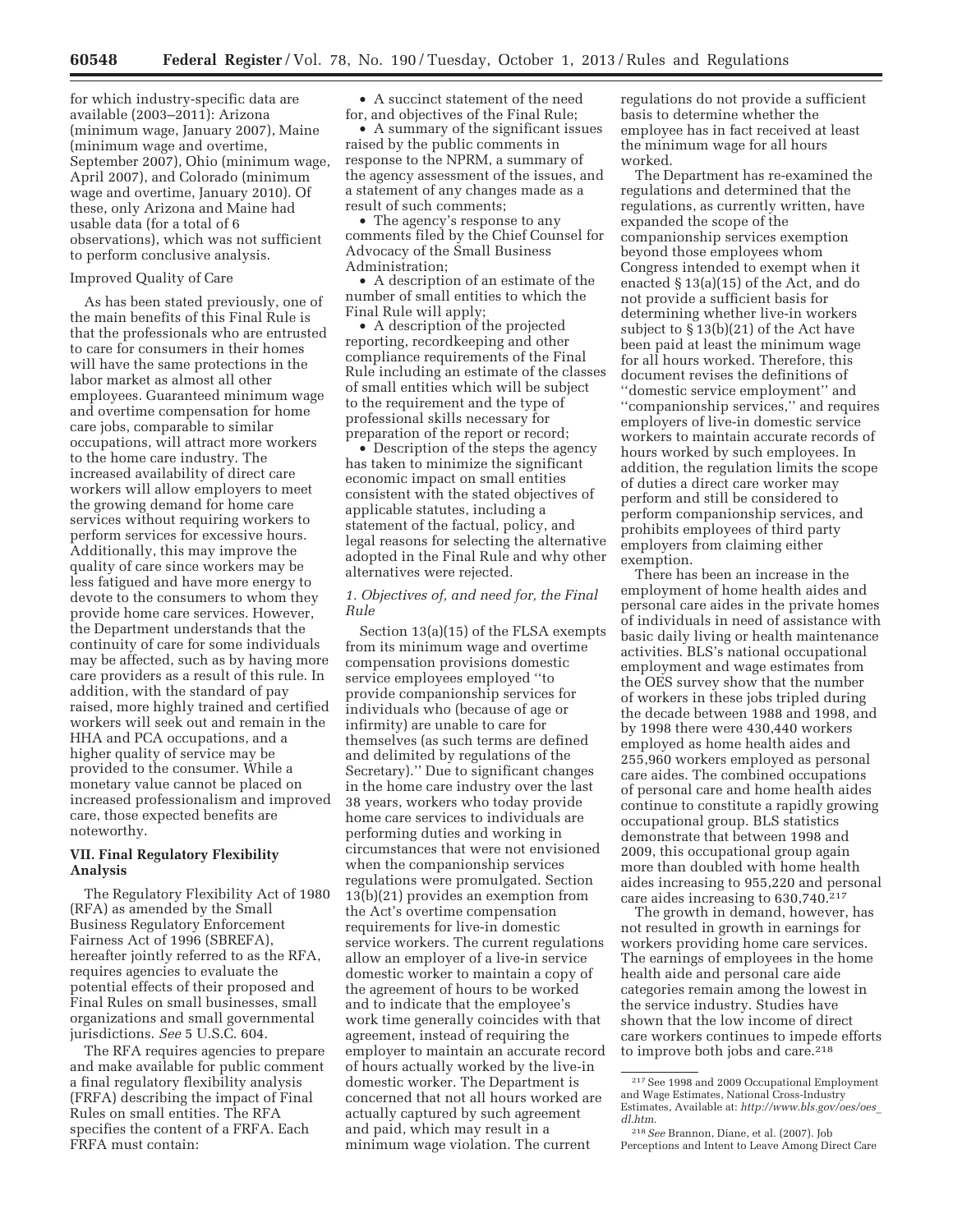for which industry-specific data are available (2003–2011): Arizona (minimum wage, January 2007), Maine (minimum wage and overtime, September 2007), Ohio (minimum wage, April 2007), and Colorado (minimum wage and overtime, January 2010). Of these, only Arizona and Maine had usable data (for a total of 6 observations), which was not sufficient to perform conclusive analysis.

Improved Quality of Care

As has been stated previously, one of the main benefits of this Final Rule is that the professionals who are entrusted to care for consumers in their homes will have the same protections in the labor market as almost all other employees. Guaranteed minimum wage and overtime compensation for home care jobs, comparable to similar occupations, will attract more workers to the home care industry. The increased availability of direct care workers will allow employers to meet the growing demand for home care services without requiring workers to perform services for excessive hours. Additionally, this may improve the quality of care since workers may be less fatigued and have more energy to devote to the consumers to whom they provide home care services. However, the Department understands that the continuity of care for some individuals may be affected, such as by having more care providers as a result of this rule. In addition, with the standard of pay raised, more highly trained and certified workers will seek out and remain in the HHA and PCA occupations, and a higher quality of service may be provided to the consumer. While a monetary value cannot be placed on increased professionalism and improved care, those expected benefits are noteworthy.

## VII. Final Regulatory Flexibility Analysis

The Regulatory Flexibility Act of 1980 (RFA) as amended by the Small Business Regulatory Enforcement Fairness Act of 1996 (SBREFA), hereafter jointly referred to as the RFA, requires agencies to evaluate the potential effects of their proposed and Final Rules on small businesses, small organizations and small governmental jurisdictions. *See* 5 U.S.C. 604.

The RFA requires agencies to prepare and make available for public comment a final regulatory flexibility analysis (FRFA) describing the impact of Final Rules on small entities. The RFA specifies the content of a FRFA. Each FRFA must contain:

- A succinct statement of the need for, and objectives of the Final Rule;
- A summary of the significant issues raised by the public comments in response to the NPRM, a summary of the agency assessment of the issues, and a statement of any changes made as a result of such comments;
- The agency's response to any comments filed by the Chief Counsel for Advocacy of the Small Business Administration;
- A description of an estimate of the number of small entities to which the Final Rule will apply;
- A description of the projected reporting, recordkeeping and other compliance requirements of the Final Rule including an estimate of the classes of small entities which will be subject to the requirement and the type of professional skills necessary for preparation of the report or record;
- Description of the steps the agency has taken to minimize the significant economic impact on small entities consistent with the stated objectives of applicable statutes, including a statement of the factual, policy, and legal reasons for selecting the alternative adopted in the Final Rule and why other alternatives were rejected.

### *1. Objectives of, and need for, the Final Rule*

Section 13(a)(15) of the FLSA exempts from its minimum wage and overtime compensation provisions domestic service employees employed ''to provide companionship services for individuals who (because of age or infirmity) are unable to care for themselves (as such terms are defined and delimited by regulations of the Secretary).'' Due to significant changes in the home care industry over the last 38 years, workers who today provide home care services to individuals are performing duties and working in circumstances that were not envisioned when the companionship services regulations were promulgated. Section 13(b)(21) provides an exemption from the Act's overtime compensation requirements for live-in domestic service workers. The current regulations allow an employer of a live-in service domestic worker to maintain a copy of the agreement of hours to be worked and to indicate that the employee's work time generally coincides with that agreement, instead of requiring the employer to maintain an accurate record of hours actually worked by the live-in domestic worker. The Department is concerned that not all hours worked are actually captured by such agreement and paid, which may result in a minimum wage violation. The current regulations do not provide a sufficient basis to determine whether the employee has in fact received at least the minimum wage for all hours worked.

The Department has re-examined the regulations and determined that the regulations, as currently written, have expanded the scope of the companionship services exemption beyond those employees whom Congress intended to exempt when it enacted § 13(a)(15) of the Act, and do not provide a sufficient basis for determining whether live-in workers subject to § 13(b)(21) of the Act have been paid at least the minimum wage for all hours worked. Therefore, this document revises the definitions of ''domestic service employment'' and ''companionship services,'' and requires employers of live-in domestic service workers to maintain accurate records of hours worked by such employees. In addition, the regulation limits the scope of duties a direct care worker may perform and still be considered to perform companionship services, and prohibits employees of third party employers from claiming either exemption.

There has been an increase in the employment of home health aides and personal care aides in the private homes of individuals in need of assistance with basic daily living or health maintenance activities. BLS's national occupational employment and wage estimates from the OES survey show that the number of workers in these jobs tripled during the decade between 1988 and 1998, and by 1998 there were 430,440 workers employed as home health aides and 255,960 workers employed as personal care aides. The combined occupations of personal care and home health aides continue to constitute a rapidly growing occupational group. BLS statistics demonstrate that between 1998 and 2009, this occupational group again more than doubled with home health aides increasing to 955,220 and personal care aides increasing to 630,740.[217]

The growth in demand, however, has not resulted in growth in earnings for workers providing home care services. The earnings of employees in the home health aide and personal care aide categories remain among the lowest in the service industry. Studies have shown that the low income of direct care workers continues to impede efforts to improve both jobs and care.[218]

[217] See 1998 and 2009 Occupational Employment and Wage Estimates, National Cross-Industry Estimates, Available at: *http://www.bls.gov/oes/oes_dl.htm.*

[218] *See* Brannon, Diane, et al. (2007). Job Perceptions and Intent to Leave Among Direct Care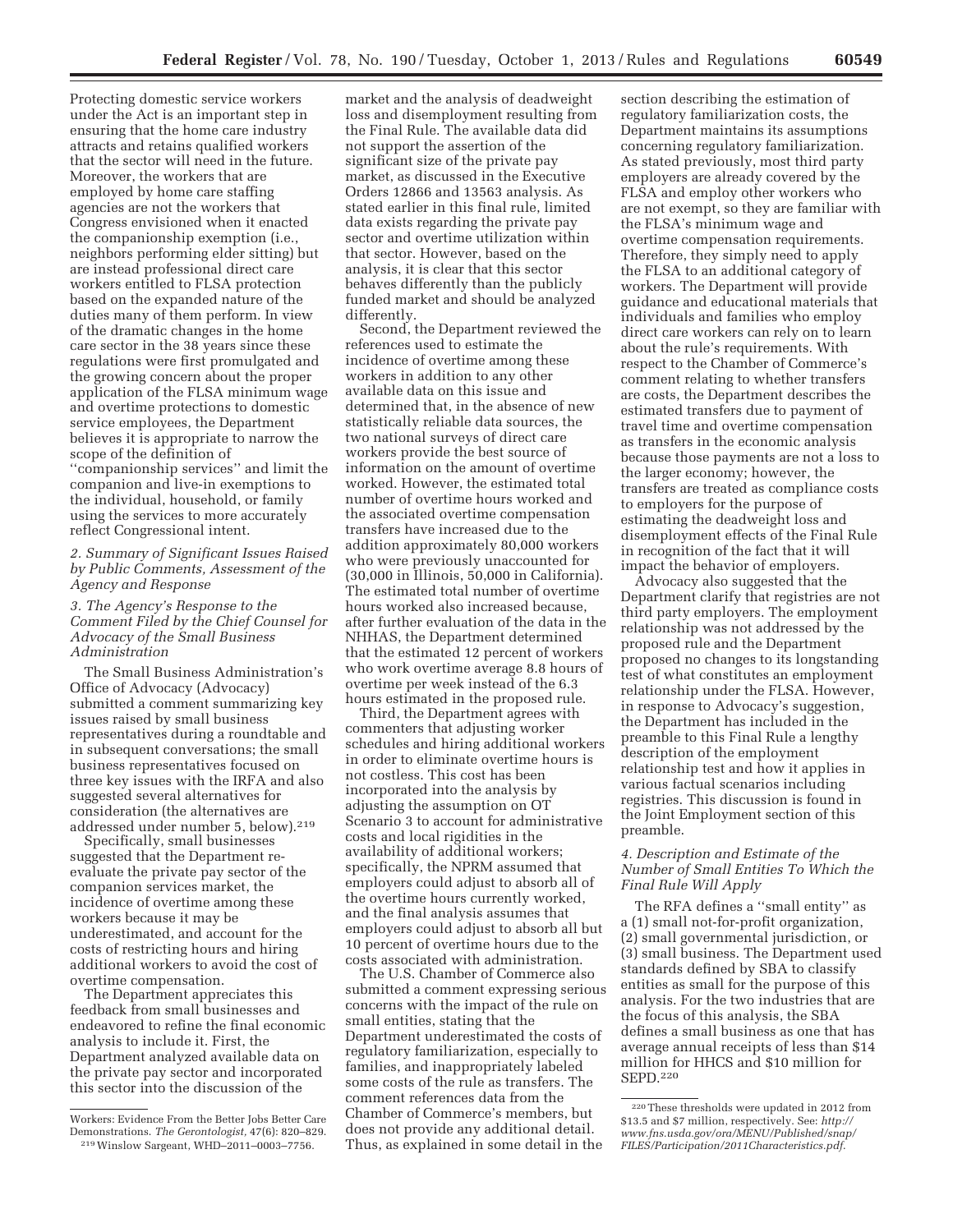Protecting domestic service workers under the Act is an important step in ensuring that the home care industry attracts and retains qualified workers that the sector will need in the future. Moreover, the workers that are employed by home care staffing agencies are not the workers that Congress envisioned when it enacted the companionship exemption (i.e., neighbors performing elder sitting) but are instead professional direct care workers entitled to FLSA protection based on the expanded nature of the duties many of them perform. In view of the dramatic changes in the home care sector in the 38 years since these regulations were first promulgated and the growing concern about the proper application of the FLSA minimum wage and overtime protections to domestic service employees, the Department believes it is appropriate to narrow the scope of the definition of ''companionship services'' and limit the companion and live-in exemptions to the individual, household, or family using the services to more accurately reflect Congressional intent.

### 2. Summary of Significant Issues Raised by Public Comments, Assessment of the Agency and Response

### 3. The Agency's Response to the Comment Filed by the Chief Counsel for Advocacy of the Small Business Administration

The Small Business Administration's Office of Advocacy (Advocacy) submitted a comment summarizing key issues raised by small business representatives during a roundtable and in subsequent conversations; the small business representatives focused on three key issues with the IRFA and also suggested several alternatives for consideration (the alternatives are addressed under number 5, below).[219]

Specifically, small businesses suggested that the Department re-evaluate the private pay sector of the companion services market, the incidence of overtime among these workers because it may be underestimated, and account for the costs of restricting hours and hiring additional workers to avoid the cost of overtime compensation.

The Department appreciates this feedback from small businesses and endeavored to refine the final economic analysis to include it. First, the Department analyzed available data on the private pay sector and incorporated this sector into the discussion of the market and the analysis of deadweight loss and disemployment resulting from the Final Rule. The available data did not support the assertion of the significant size of the private pay market, as discussed in the Executive Orders 12866 and 13563 analysis. As stated earlier in this final rule, limited data exists regarding the private pay sector and overtime utilization within that sector. However, based on the analysis, it is clear that this sector behaves differently than the publicly funded market and should be analyzed differently.

Second, the Department reviewed the references used to estimate the incidence of overtime among these workers in addition to any other available data on this issue and determined that, in the absence of new statistically reliable data sources, the two national surveys of direct care workers provide the best source of information on the amount of overtime worked. However, the estimated total number of overtime hours worked and the associated overtime compensation transfers have increased due to the addition approximately 80,000 workers who were previously unaccounted for (30,000 in Illinois, 50,000 in California). The estimated total number of overtime hours worked also increased because, after further evaluation of the data in the NHHAS, the Department determined that the estimated 12 percent of workers who work overtime average 8.8 hours of overtime per week instead of the 6.3 hours estimated in the proposed rule.

Third, the Department agrees with commenters that adjusting worker schedules and hiring additional workers in order to eliminate overtime hours is not costless. This cost has been incorporated into the analysis by adjusting the assumption on OT Scenario 3 to account for administrative costs and local rigidities in the availability of additional workers; specifically, the NPRM assumed that employers could adjust to absorb all of the overtime hours currently worked, and the final analysis assumes that employers could adjust to absorb all but 10 percent of overtime hours due to the costs associated with administration.

The U.S. Chamber of Commerce also submitted a comment expressing serious concerns with the impact of the rule on small entities, stating that the Department underestimated the costs of regulatory familiarization, especially to families, and inappropriately labeled some costs of the rule as transfers. The comment references data from the Chamber of Commerce's members, but does not provide any additional detail. Thus, as explained in some detail in the section describing the estimation of regulatory familiarization costs, the Department maintains its assumptions concerning regulatory familiarization. As stated previously, most third party employers are already covered by the FLSA and employ other workers who are not exempt, so they are familiar with the FLSA's minimum wage and overtime compensation requirements. Therefore, they simply need to apply the FLSA to an additional category of workers. The Department will provide guidance and educational materials that individuals and families who employ direct care workers can rely on to learn about the rule's requirements. With respect to the Chamber of Commerce's comment relating to whether transfers are costs, the Department describes the estimated transfers due to payment of travel time and overtime compensation as transfers in the economic analysis because those payments are not a loss to the larger economy; however, the transfers are treated as compliance costs to employers for the purpose of estimating the deadweight loss and disemployment effects of the Final Rule in recognition of the fact that it will impact the behavior of employers.

Advocacy also suggested that the Department clarify that registries are not third party employers. The employment relationship was not addressed by the proposed rule and the Department proposed no changes to its longstanding test of what constitutes an employment relationship under the FLSA. However, in response to Advocacy's suggestion, the Department has included in the preamble to this Final Rule a lengthy description of the employment relationship test and how it applies in various factual scenarios including registries. This discussion is found in the Joint Employment section of this preamble.

### 4. Description and Estimate of the Number of Small Entities To Which the Final Rule Will Apply

The RFA defines a ''small entity'' as a (1) small not-for-profit organization, (2) small governmental jurisdiction, or (3) small business. The Department used standards defined by SBA to classify entities as small for the purpose of this analysis. For the two industries that are the focus of this analysis, the SBA defines a small business as one that has average annual receipts of less than $14 million for HHCS and $10 million for SEPD.[220]

---

Workers: Evidence From the Better Jobs Better Care Demonstrations. *The Gerontologist,* 47(6): 820–829.

[219] Winslow Sargeant, WHD–2011–0003–7756.

[220] These thresholds were updated in 2012 from $13.5 and $7 million, respectively. See: *http://www.fns.usda.gov/ora/MENU/Published/snap/FILES/Participation/2011Characteristics.pdf.*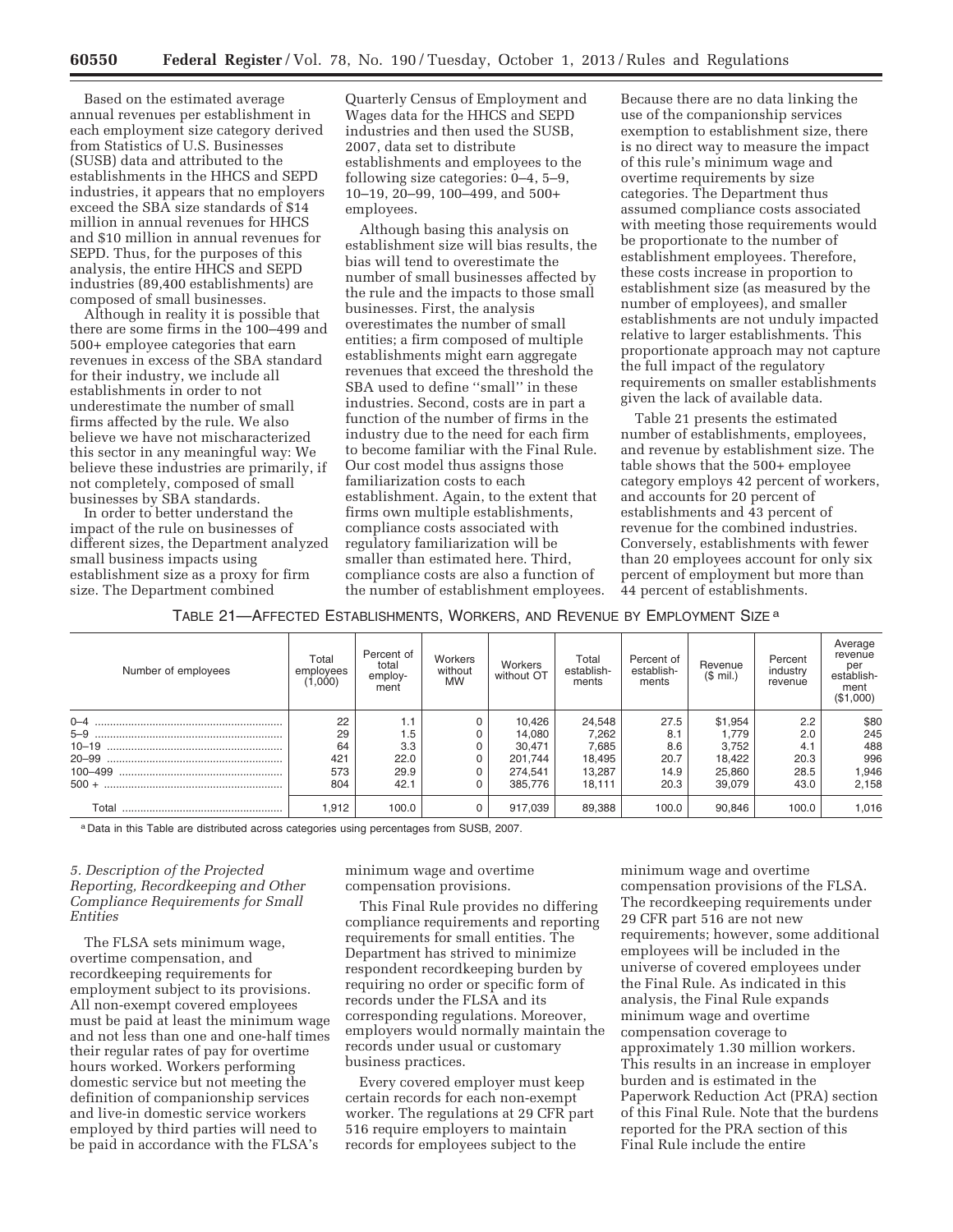Based on the estimated average annual revenues per establishment in each employment size category derived from Statistics of U.S. Businesses (SUSB) data and attributed to the establishments in the HHCS and SEPD industries, it appears that no employers exceed the SBA size standards of $14 million in annual revenues for HHCS and $10 million in annual revenues for SEPD. Thus, for the purposes of this analysis, the entire HHCS and SEPD industries (89,400 establishments) are composed of small businesses.

Although in reality it is possible that there are some firms in the 100–499 and 500+ employee categories that earn revenues in excess of the SBA standard for their industry, we include all establishments in order to not underestimate the number of small firms affected by the rule. We also believe we have not mischaracterized this sector in any meaningful way: We believe these industries are primarily, if not completely, composed of small businesses by SBA standards.

In order to better understand the impact of the rule on businesses of different sizes, the Department analyzed small business impacts using establishment size as a proxy for firm size. The Department combined Quarterly Census of Employment and Wages data for the HHCS and SEPD industries and then used the SUSB, 2007, data set to distribute establishments and employees to the following size categories: 0–4, 5–9, 10–19, 20–99, 100–499, and 500+ employees.

Although basing this analysis on establishment size will bias results, the bias will tend to overestimate the number of small businesses affected by the rule and the impacts to those small businesses. First, the analysis overestimates the number of small entities; a firm composed of multiple establishments might earn aggregate revenues that exceed the threshold the SBA used to define ''small'' in these industries. Second, costs are in part a function of the number of firms in the industry due to the need for each firm to become familiar with the Final Rule. Our cost model thus assigns those familiarization costs to each establishment. Again, to the extent that firms own multiple establishments, compliance costs associated with regulatory familiarization will be smaller than estimated here. Third, compliance costs are also a function of the number of establishment employees. Because there are no data linking the use of the companionship services exemption to establishment size, there is no direct way to measure the impact of this rule's minimum wage and overtime requirements by size categories. The Department thus assumed compliance costs associated with meeting those requirements would be proportionate to the number of establishment employees. Therefore, these costs increase in proportion to establishment size (as measured by the number of employees), and smaller establishments are not unduly impacted relative to larger establishments. This proportionate approach may not capture the full impact of the regulatory requirements on smaller establishments given the lack of available data.

Table 21 presents the estimated number of establishments, employees, and revenue by establishment size. The table shows that the 500+ employee category employs 42 percent of workers, and accounts for 20 percent of establishments and 43 percent of revenue for the combined industries. Conversely, establishments with fewer than 20 employees account for only six percent of employment but more than 44 percent of establishments.

TABLE 21—AFFECTED ESTABLISHMENTS, WORKERS, AND REVENUE BY EMPLOYMENT SIZE [a]

| Number of employees | Total employees (1,000) | Percent of total employment | Workers without MW | Workers without OT | Total establishments | Percent of establishments | Revenue ($ mil.) | Percent industry revenue | Average revenue per establishment ($1,000) |
|---|---|---|---|---|---|---|---|---|---|
| 0–4 | 22 | 1.1 | 0 | 10,426 | 24,548 | 27.5 | $1,954 | 2.2 | $80 |
| 5–9 | 29 | 1.5 | 0 | 14,080 | 7,262 | 8.1 | 1,779 | 2.0 | 245 |
| 10–19 | 64 | 3.3 | 0 | 30,471 | 7,685 | 8.6 | 3,752 | 4.1 | 488 |
| 20–99 | 421 | 22.0 | 0 | 201,744 | 18,495 | 20.7 | 18,422 | 20.3 | 996 |
| 100–499 | 573 | 29.9 | 0 | 274,541 | 13,287 | 14.9 | 25,860 | 28.5 | 1,946 |
| 500 + | 804 | 42.1 | 0 | 385,776 | 18,111 | 20.3 | 39,079 | 43.0 | 2,158 |
| Total | 1,912 | 100.0 | 0 | 917,039 | 89,388 | 100.0 | 90,846 | 100.0 | 1,016 |

[a] Data in this Table are distributed across categories using percentages from SUSB, 2007.

*5. Description of the Projected Reporting, Recordkeeping and Other Compliance Requirements for Small Entities*

The FLSA sets minimum wage, overtime compensation, and recordkeeping requirements for employment subject to its provisions. All non-exempt covered employees must be paid at least the minimum wage and not less than one and one-half times their regular rates of pay for overtime hours worked. Workers performing domestic service but not meeting the definition of companionship services and live-in domestic service workers employed by third parties will need to be paid in accordance with the FLSA's minimum wage and overtime compensation provisions.

This Final Rule provides no differing compliance requirements and reporting requirements for small entities. The Department has strived to minimize respondent recordkeeping burden by requiring no order or specific form of records under the FLSA and its corresponding regulations. Moreover, employers would normally maintain the records under usual or customary business practices.

Every covered employer must keep certain records for each non-exempt worker. The regulations at 29 CFR part 516 require employers to maintain records for employees subject to the minimum wage and overtime compensation provisions of the FLSA. The recordkeeping requirements under 29 CFR part 516 are not new requirements; however, some additional employees will be included in the universe of covered employees under the Final Rule. As indicated in this analysis, the Final Rule expands minimum wage and overtime compensation coverage to approximately 1.30 million workers. This results in an increase in employer burden and is estimated in the Paperwork Reduction Act (PRA) section of this Final Rule. Note that the burdens reported for the PRA section of this Final Rule include the entire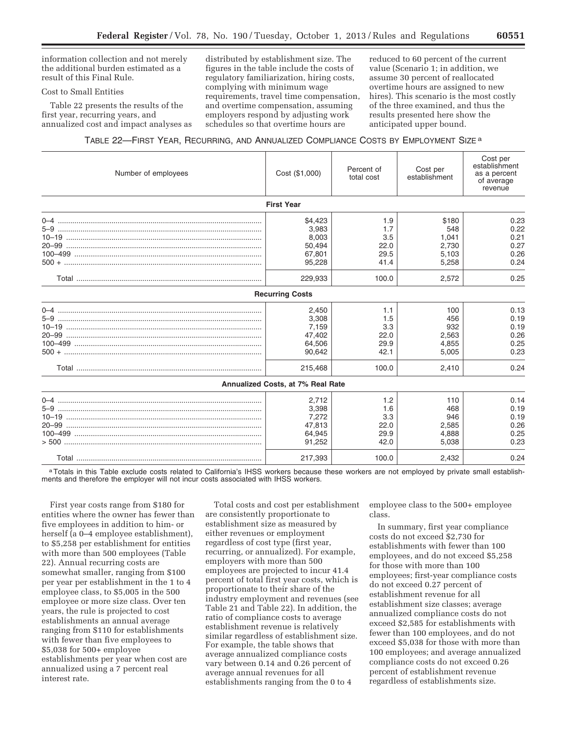information collection and not merely the additional burden estimated as a result of this Final Rule.

Cost to Small Entities

Table 22 presents the results of the first year, recurring years, and annualized cost and impact analyses as distributed by establishment size. The figures in the table include the costs of regulatory familiarization, hiring costs, complying with minimum wage requirements, travel time compensation, and overtime compensation, assuming employers respond by adjusting work schedules so that overtime hours are reduced to 60 percent of the current value (Scenario 1; in addition, we assume 30 percent of reallocated overtime hours are assigned to new hires). This scenario is the most costly of the three examined, and thus the results presented here show the anticipated upper bound.

TABLE 22—FIRST YEAR, RECURRING, AND ANNUALIZED COMPLIANCE COSTS BY EMPLOYMENT SIZE [a]

| Number of employees | Cost ($1,000) | Percent of total cost | Cost per establishment | Cost per establishment as a percent of average revenue |
|---|---|---|---|---|
| **First Year** | | | | |
| 0–4 | $4,423 | 1.9 | $180 | 0.23 |
| 5–9 | 3,983 | 1.7 | 548 | 0.22 |
| 10–19 | 8,003 | 3.5 | 1,041 | 0.21 |
| 20–99 | 50,494 | 22.0 | 2,730 | 0.27 |
| 100–499 | 67,801 | 29.5 | 5,103 | 0.26 |
| 500 + | 95,228 | 41.4 | 5,258 | 0.24 |
| Total | 229,933 | 100.0 | 2,572 | 0.25 |
| **Recurring Costs** | | | | |
| 0–4 | 2,450 | 1.1 | 100 | 0.13 |
| 5–9 | 3,308 | 1.5 | 456 | 0.19 |
| 10–19 | 7,159 | 3.3 | 932 | 0.19 |
| 20–99 | 47,402 | 22.0 | 2,563 | 0.26 |
| 100–499 | 64,506 | 29.9 | 4,855 | 0.25 |
| 500 + | 90,642 | 42.1 | 5,005 | 0.23 |
| Total | 215,468 | 100.0 | 2,410 | 0.24 |
| **Annualized Costs, at 7% Real Rate** | | | | |
| 0–4 | 2,712 | 1.2 | 110 | 0.14 |
| 5–9 | 3,398 | 1.6 | 468 | 0.19 |
| 10–19 | 7,272 | 3.3 | 946 | 0.19 |
| 20–99 | 47,813 | 22.0 | 2,585 | 0.26 |
| 100–499 | 64,945 | 29.9 | 4,888 | 0.25 |
| > 500 | 91,252 | 42.0 | 5,038 | 0.23 |
| Total | 217,393 | 100.0 | 2,432 | 0.24 |

[a] Totals in this Table exclude costs related to California's IHSS workers because these workers are not employed by private small establishments and therefore the employer will not incur costs associated with IHSS workers.

First year costs range from $180 for entities where the owner has fewer than five employees in addition to him- or herself (a 0–4 employee establishment), to $5,258 per establishment for entities with more than 500 employees (Table 22). Annual recurring costs are somewhat smaller, ranging from $100 per year per establishment in the 1 to 4 employee class, to $5,005 in the 500 employee or more size class. Over ten years, the rule is projected to cost establishments an annual average ranging from $110 for establishments with fewer than five employees to $5,038 for 500+ employee establishments per year when cost are annualized using a 7 percent real interest rate.

Total costs and cost per establishment are consistently proportionate to establishment size as measured by either revenues or employment regardless of cost type (first year, recurring, or annualized). For example, employers with more than 500 employees are projected to incur 41.4 percent of total first year costs, which is proportionate to their share of the industry employment and revenues (see Table 21 and Table 22). In addition, the ratio of compliance costs to average establishment revenue is relatively similar regardless of establishment size. For example, the table shows that average annualized compliance costs vary between 0.14 and 0.26 percent of average annual revenues for all establishments ranging from the 0 to 4 employee class to the 500+ employee class.

In summary, first year compliance costs do not exceed $2,730 for establishments with fewer than 100 employees, and do not exceed $5,258 for those with more than 100 employees; first-year compliance costs do not exceed 0.27 percent of establishment revenue for all establishment size classes; average annualized compliance costs do not exceed $2,585 for establishments with fewer than 100 employees, and do not exceed $5,038 for those with more than 100 employees; and average annualized compliance costs do not exceed 0.26 percent of establishment revenue regardless of establishments size.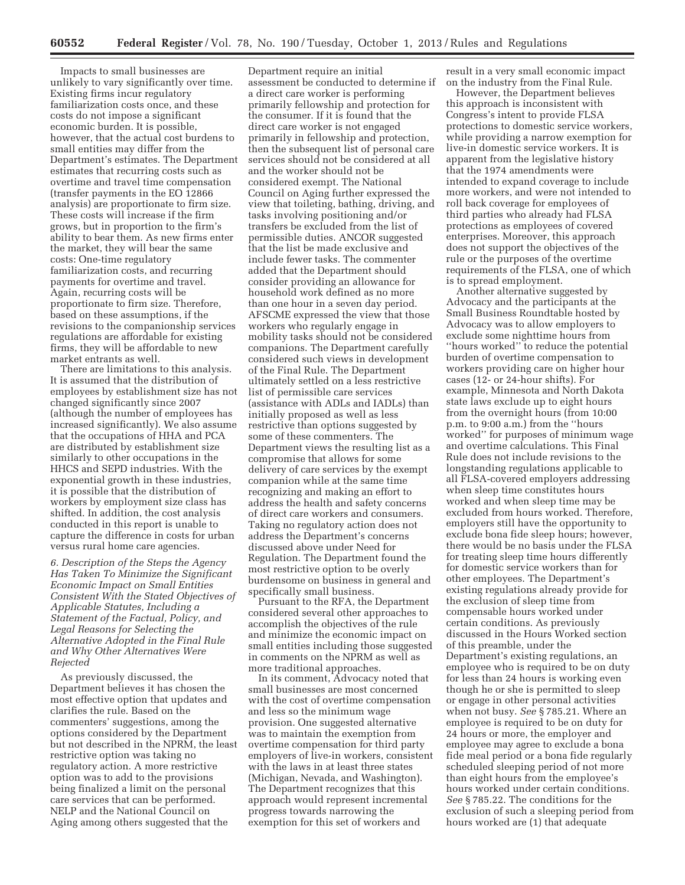Impacts to small businesses are unlikely to vary significantly over time. Existing firms incur regulatory familiarization costs once, and these costs do not impose a significant economic burden. It is possible, however, that the actual cost burdens to small entities may differ from the Department's estimates. The Department estimates that recurring costs such as overtime and travel time compensation (transfer payments in the EO 12866 analysis) are proportionate to firm size. These costs will increase if the firm grows, but in proportion to the firm's ability to bear them. As new firms enter the market, they will bear the same costs: One-time regulatory familiarization costs, and recurring payments for overtime and travel. Again, recurring costs will be proportionate to firm size. Therefore, based on these assumptions, if the revisions to the companionship services regulations are affordable for existing firms, they will be affordable to new market entrants as well.

There are limitations to this analysis. It is assumed that the distribution of employees by establishment size has not changed significantly since 2007 (although the number of employees has increased significantly). We also assume that the occupations of HHA and PCA are distributed by establishment size similarly to other occupations in the HHCS and SEPD industries. With the exponential growth in these industries, it is possible that the distribution of workers by employment size class has shifted. In addition, the cost analysis conducted in this report is unable to capture the difference in costs for urban versus rural home care agencies.

*6. Description of the Steps the Agency Has Taken To Minimize the Significant Economic Impact on Small Entities Consistent With the Stated Objectives of Applicable Statutes, Including a Statement of the Factual, Policy, and Legal Reasons for Selecting the Alternative Adopted in the Final Rule and Why Other Alternatives Were Rejected*

As previously discussed, the Department believes it has chosen the most effective option that updates and clarifies the rule. Based on the commenters' suggestions, among the options considered by the Department but not described in the NPRM, the least restrictive option was taking no regulatory action. A more restrictive option was to add to the provisions being finalized a limit on the personal care services that can be performed. NELP and the National Council on Aging among others suggested that the Department require an initial assessment be conducted to determine if a direct care worker is performing primarily fellowship and protection for the consumer. If it is found that the direct care worker is not engaged primarily in fellowship and protection, then the subsequent list of personal care services should not be considered at all and the worker should not be considered exempt. The National Council on Aging further expressed the view that toileting, bathing, driving, and tasks involving positioning and/or transfers be excluded from the list of permissible duties. ANCOR suggested that the list be made exclusive and include fewer tasks. The commenter added that the Department should consider providing an allowance for household work defined as no more than one hour in a seven day period. AFSCME expressed the view that those workers who regularly engage in mobility tasks should not be considered companions. The Department carefully considered such views in development of the Final Rule. The Department ultimately settled on a less restrictive list of permissible care services (assistance with ADLs and IADLs) than initially proposed as well as less restrictive than options suggested by some of these commenters. The Department views the resulting list as a compromise that allows for some delivery of care services by the exempt companion while at the same time recognizing and making an effort to address the health and safety concerns of direct care workers and consumers. Taking no regulatory action does not address the Department's concerns discussed above under Need for Regulation. The Department found the most restrictive option to be overly burdensome on business in general and specifically small business.

Pursuant to the RFA, the Department considered several other approaches to accomplish the objectives of the rule and minimize the economic impact on small entities including those suggested in comments on the NPRM as well as more traditional approaches.

In its comment, Advocacy noted that small businesses are most concerned with the cost of overtime compensation and less so the minimum wage provision. One suggested alternative was to maintain the exemption from overtime compensation for third party employers of live-in workers, consistent with the laws in at least three states (Michigan, Nevada, and Washington). The Department recognizes that this approach would represent incremental progress towards narrowing the exemption for this set of workers and result in a very small economic impact on the industry from the Final Rule.

However, the Department believes this approach is inconsistent with Congress's intent to provide FLSA protections to domestic service workers, while providing a narrow exemption for live-in domestic service workers. It is apparent from the legislative history that the 1974 amendments were intended to expand coverage to include more workers, and were not intended to roll back coverage for employees of third parties who already had FLSA protections as employees of covered enterprises. Moreover, this approach does not support the objectives of the rule or the purposes of the overtime requirements of the FLSA, one of which is to spread employment.

Another alternative suggested by Advocacy and the participants at the Small Business Roundtable hosted by Advocacy was to allow employers to exclude some nighttime hours from ''hours worked'' to reduce the potential burden of overtime compensation to workers providing care on higher hour cases (12- or 24-hour shifts). For example, Minnesota and North Dakota state laws exclude up to eight hours from the overnight hours (from 10:00 p.m. to 9:00 a.m.) from the ''hours worked'' for purposes of minimum wage and overtime calculations. This Final Rule does not include revisions to the longstanding regulations applicable to all FLSA-covered employers addressing when sleep time constitutes hours worked and when sleep time may be excluded from hours worked. Therefore, employers still have the opportunity to exclude bona fide sleep hours; however, there would be no basis under the FLSA for treating sleep time hours differently for domestic service workers than for other employees. The Department's existing regulations already provide for the exclusion of sleep time from compensable hours worked under certain conditions. As previously discussed in the Hours Worked section of this preamble, under the Department's existing regulations, an employee who is required to be on duty for less than 24 hours is working even though he or she is permitted to sleep or engage in other personal activities when not busy. *See* § 785.21. Where an employee is required to be on duty for 24 hours or more, the employer and employee may agree to exclude a bona fide meal period or a bona fide regularly scheduled sleeping period of not more than eight hours from the employee's hours worked under certain conditions. *See* § 785.22. The conditions for the exclusion of such a sleeping period from hours worked are (1) that adequate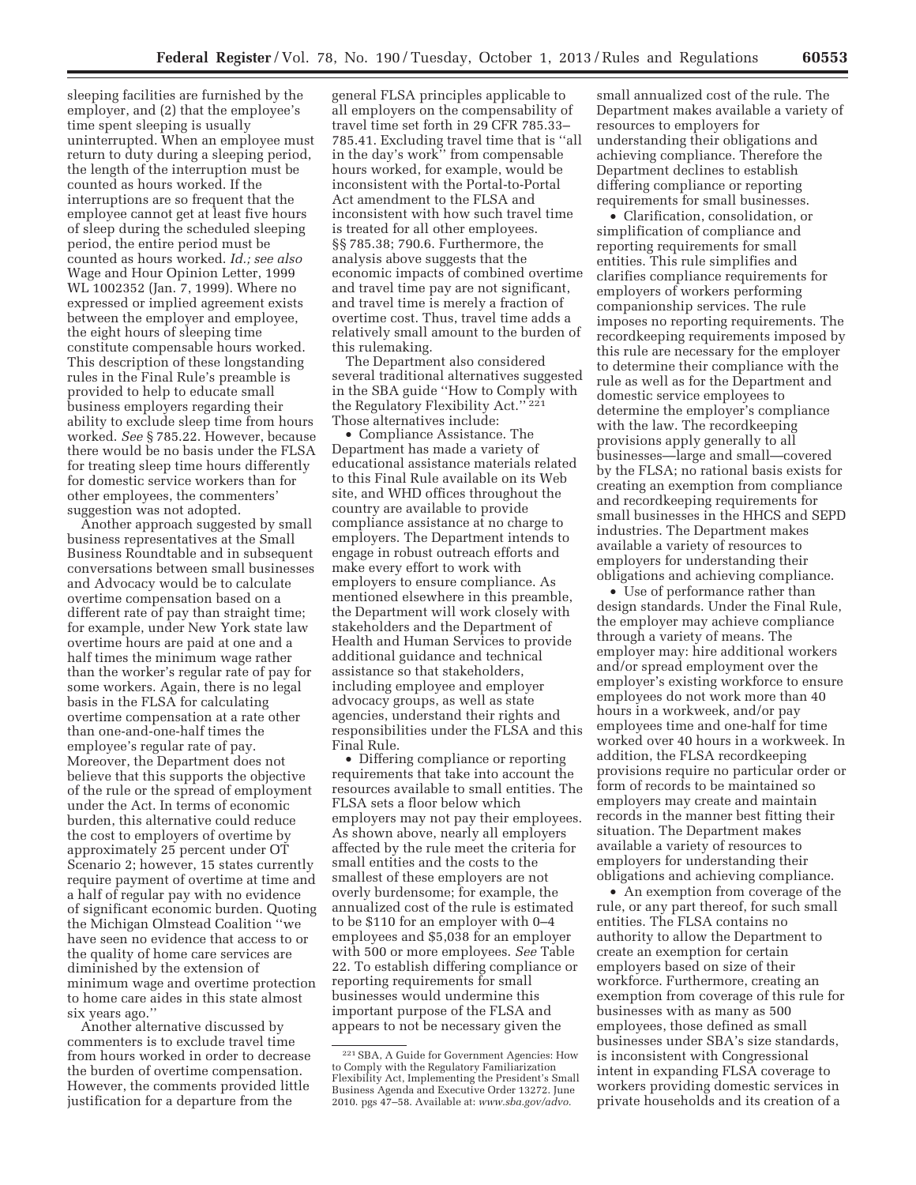sleeping facilities are furnished by the employer, and (2) that the employee's time spent sleeping is usually uninterrupted. When an employee must return to duty during a sleeping period, the length of the interruption must be counted as hours worked. If the interruptions are so frequent that the employee cannot get at least five hours of sleep during the scheduled sleeping period, the entire period must be counted as hours worked. *Id.; see also* Wage and Hour Opinion Letter, 1999 WL 1002352 (Jan. 7, 1999). Where no expressed or implied agreement exists between the employer and employee, the eight hours of sleeping time constitute compensable hours worked. This description of these longstanding rules in the Final Rule's preamble is provided to help to educate small business employers regarding their ability to exclude sleep time from hours worked. *See* § 785.22. However, because there would be no basis under the FLSA for treating sleep time hours differently for domestic service workers than for other employees, the commenters' suggestion was not adopted.

Another approach suggested by small business representatives at the Small Business Roundtable and in subsequent conversations between small businesses and Advocacy would be to calculate overtime compensation based on a different rate of pay than straight time; for example, under New York state law overtime hours are paid at one and a half times the minimum wage rather than the worker's regular rate of pay for some workers. Again, there is no legal basis in the FLSA for calculating overtime compensation at a rate other than one-and-one-half times the employee's regular rate of pay. Moreover, the Department does not believe that this supports the objective of the rule or the spread of employment under the Act. In terms of economic burden, this alternative could reduce the cost to employers of overtime by approximately 25 percent under OT Scenario 2; however, 15 states currently require payment of overtime at time and a half of regular pay with no evidence of significant economic burden. Quoting the Michigan Olmstead Coalition ''we have seen no evidence that access to or the quality of home care services are diminished by the extension of minimum wage and overtime protection to home care aides in this state almost six years ago.''

Another alternative discussed by commenters is to exclude travel time from hours worked in order to decrease the burden of overtime compensation. However, the comments provided little justification for a departure from the general FLSA principles applicable to all employers on the compensability of travel time set forth in 29 CFR 785.33–785.41. Excluding travel time that is ''all in the day's work'' from compensable hours worked, for example, would be inconsistent with the Portal-to-Portal Act amendment to the FLSA and inconsistent with how such travel time is treated for all other employees. §§ 785.38; 790.6. Furthermore, the analysis above suggests that the economic impacts of combined overtime and travel time pay are not significant, and travel time is merely a fraction of overtime cost. Thus, travel time adds a relatively small amount to the burden of this rulemaking.

The Department also considered several traditional alternatives suggested in the SBA guide ''How to Comply with the Regulatory Flexibility Act.'' [221] Those alternatives include:

- Compliance Assistance. The Department has made a variety of educational assistance materials related to this Final Rule available on its Web site, and WHD offices throughout the country are available to provide compliance assistance at no charge to employers. The Department intends to engage in robust outreach efforts and make every effort to work with employers to ensure compliance. As mentioned elsewhere in this preamble, the Department will work closely with stakeholders and the Department of Health and Human Services to provide additional guidance and technical assistance so that stakeholders, including employee and employer advocacy groups, as well as state agencies, understand their rights and responsibilities under the FLSA and this Final Rule.
- Differing compliance or reporting requirements that take into account the resources available to small entities. The FLSA sets a floor below which employers may not pay their employees. As shown above, nearly all employers affected by the rule meet the criteria for small entities and the costs to the smallest of these employers are not overly burdensome; for example, the annualized cost of the rule is estimated to be $110 for an employer with 0–4 employees and $5,038 for an employer with 500 or more employees. *See* Table 22. To establish differing compliance or reporting requirements for small businesses would undermine this important purpose of the FLSA and appears to not be necessary given the small annualized cost of the rule. The Department makes available a variety of resources to employers for understanding their obligations and achieving compliance. Therefore the Department declines to establish differing compliance or reporting requirements for small businesses.
- Clarification, consolidation, or simplification of compliance and reporting requirements for small entities. This rule simplifies and clarifies compliance requirements for employers of workers performing companionship services. The rule imposes no reporting requirements. The recordkeeping requirements imposed by this rule are necessary for the employer to determine their compliance with the rule as well as for the Department and domestic service employees to determine the employer's compliance with the law. The recordkeeping provisions apply generally to all businesses—large and small—covered by the FLSA; no rational basis exists for creating an exemption from compliance and recordkeeping requirements for small businesses in the HHCS and SEPD industries. The Department makes available a variety of resources to employers for understanding their obligations and achieving compliance.
- Use of performance rather than design standards. Under the Final Rule, the employer may achieve compliance through a variety of means. The employer may: hire additional workers and/or spread employment over the employer's existing workforce to ensure employees do not work more than 40 hours in a workweek, and/or pay employees time and one-half for time worked over 40 hours in a workweek. In addition, the FLSA recordkeeping provisions require no particular order or form of records to be maintained so employers may create and maintain records in the manner best fitting their situation. The Department makes available a variety of resources to employers for understanding their obligations and achieving compliance.
- An exemption from coverage of the rule, or any part thereof, for such small entities. The FLSA contains no authority to allow the Department to create an exemption for certain employers based on size of their workforce. Furthermore, creating an exemption from coverage of this rule for businesses with as many as 500 employees, those defined as small businesses under SBA's size standards, is inconsistent with Congressional intent in expanding FLSA coverage to workers providing domestic services in private households and its creation of a

[221] SBA, A Guide for Government Agencies: How to Comply with the Regulatory Familiarization Flexibility Act, Implementing the President's Small Business Agenda and Executive Order 13272. June 2010. pgs 47–58. Available at: *www.sba.gov/advo.*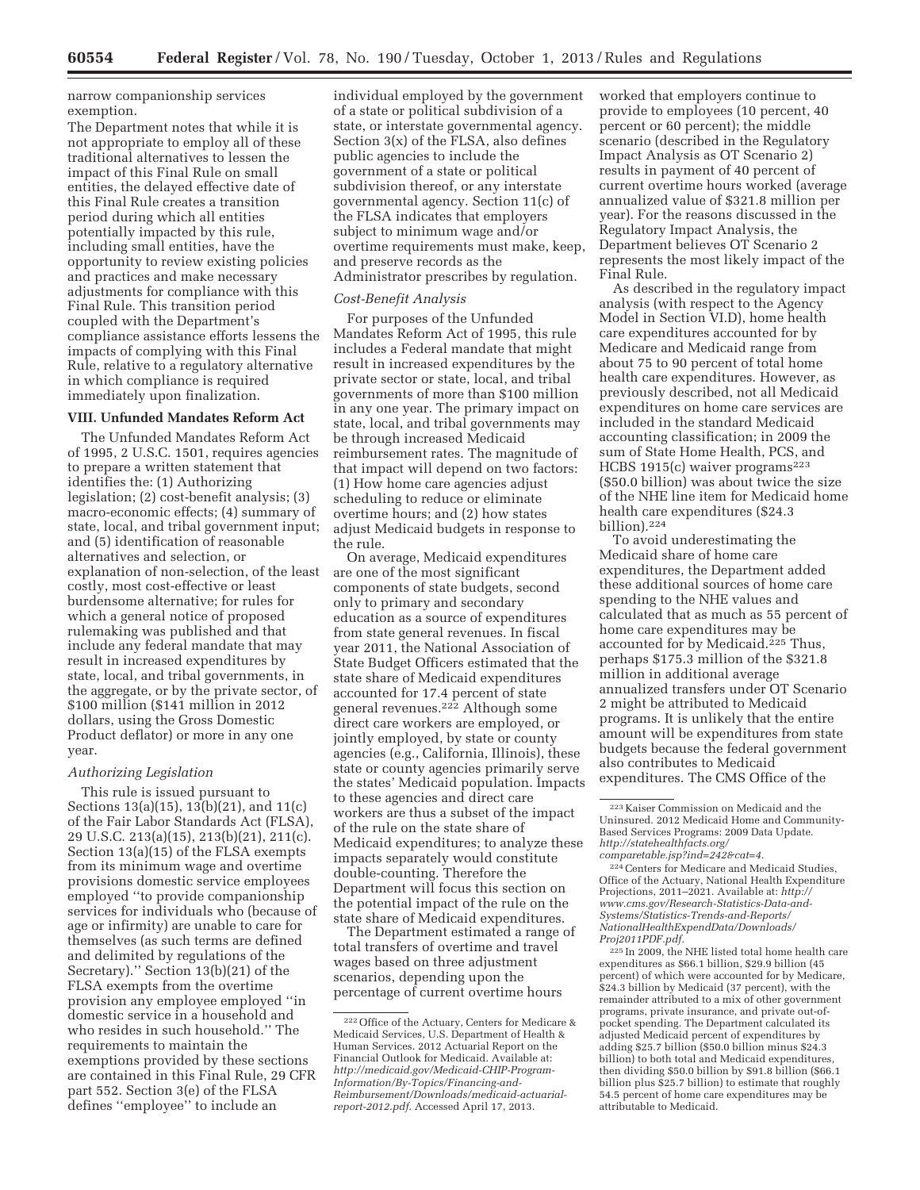narrow companionship services exemption.

The Department notes that while it is not appropriate to employ all of these traditional alternatives to lessen the impact of this Final Rule on small entities, the delayed effective date of this Final Rule creates a transition period during which all entities potentially impacted by this rule, including small entities, have the opportunity to review existing policies and practices and make necessary adjustments for compliance with this Final Rule. This transition period coupled with the Department's compliance assistance efforts lessens the impacts of complying with this Final Rule, relative to a regulatory alternative in which compliance is required immediately upon finalization.

## VIII. Unfunded Mandates Reform Act

The Unfunded Mandates Reform Act of 1995, 2 U.S.C. 1501, requires agencies to prepare a written statement that identifies the: (1) Authorizing legislation; (2) cost-benefit analysis; (3) macro-economic effects; (4) summary of state, local, and tribal government input; and (5) identification of reasonable alternatives and selection, or explanation of non-selection, of the least costly, most cost-effective or least burdensome alternative; for rules for which a general notice of proposed rulemaking was published and that include any federal mandate that may result in increased expenditures by state, local, and tribal governments, in the aggregate, or by the private sector, of \$100 million (\$141 million in 2012 dollars, using the Gross Domestic Product deflator) or more in any one year.

*Authorizing Legislation*

This rule is issued pursuant to Sections 13(a)(15), 13(b)(21), and 11(c) of the Fair Labor Standards Act (FLSA), 29 U.S.C. 213(a)(15), 213(b)(21), 211(c). Section 13(a)(15) of the FLSA exempts from its minimum wage and overtime provisions domestic service employees employed "to provide companionship services for individuals who (because of age or infirmity) are unable to care for themselves (as such terms are defined and delimited by regulations of the Secretary)." Section 13(b)(21) of the FLSA exempts from the overtime provision any employee employed "in domestic service in a household and who resides in such household." The requirements to maintain the exemptions provided by these sections are contained in this Final Rule, 29 CFR part 552. Section 3(e) of the FLSA defines "employee" to include an individual employed by the government of a state or political subdivision of a state, or interstate governmental agency. Section 3(x) of the FLSA, also defines public agencies to include the government of a state or political subdivision thereof, or any interstate governmental agency. Section 11(c) of the FLSA indicates that employers subject to minimum wage and/or overtime requirements must make, keep, and preserve records as the Administrator prescribes by regulation.

*Cost-Benefit Analysis*

For purposes of the Unfunded Mandates Reform Act of 1995, this rule includes a Federal mandate that might result in increased expenditures by the private sector or state, local, and tribal governments of more than \$100 million in any one year. The primary impact on state, local, and tribal governments may be through increased Medicaid reimbursement rates. The magnitude of that impact will depend on two factors: (1) How home care agencies adjust scheduling to reduce or eliminate overtime hours; and (2) how states adjust Medicaid budgets in response to the rule.

On average, Medicaid expenditures are one of the most significant components of state budgets, second only to primary and secondary education as a source of expenditures from state general revenues. In fiscal year 2011, the National Association of State Budget Officers estimated that the state share of Medicaid expenditures accounted for 17.4 percent of state general revenues.[222] Although some direct care workers are employed, or jointly employed, by state or county agencies (e.g., California, Illinois), these state or county agencies primarily serve the states' Medicaid population. Impacts to these agencies and direct care workers are thus a subset of the impact of the rule on the state share of Medicaid expenditures; to analyze these impacts separately would constitute double-counting. Therefore the Department will focus this section on the potential impact of the rule on the state share of Medicaid expenditures.

The Department estimated a range of total transfers of overtime and travel wages based on three adjustment scenarios, depending upon the percentage of current overtime hours worked that employers continue to provide to employees (10 percent, 40 percent or 60 percent); the middle scenario (described in the Regulatory Impact Analysis as OT Scenario 2) results in payment of 40 percent of current overtime hours worked (average annualized value of \$321.8 million per year). For the reasons discussed in the Regulatory Impact Analysis, the Department believes OT Scenario 2 represents the most likely impact of the Final Rule.

As described in the regulatory impact analysis (with respect to the Agency Model in Section VI.D), home health care expenditures accounted for by Medicare and Medicaid range from about 75 to 90 percent of total home health care expenditures. However, as previously described, not all Medicaid expenditures on home care services are included in the standard Medicaid accounting classification; in 2009 the sum of State Home Health, PCS, and HCBS 1915(c) waiver programs[223] (\$50.0 billion) was about twice the size of the NHE line item for Medicaid home health care expenditures (\$24.3 billion).[224]

To avoid underestimating the Medicaid share of home care expenditures, the Department added these additional sources of home care spending to the NHE values and calculated that as much as 55 percent of home care expenditures may be accounted for by Medicaid.[225] Thus, perhaps \$175.3 million of the \$321.8 million in additional average annualized transfers under OT Scenario 2 might be attributed to Medicaid programs. It is unlikely that the entire amount will be expenditures from state budgets because the federal government also contributes to Medicaid expenditures. The CMS Office of the

---

[222] Office of the Actuary, Centers for Medicare & Medicaid Services, U.S. Department of Health & Human Services. 2012 Actuarial Report on the Financial Outlook for Medicaid. Available at: *http://medicaid.gov/Medicaid-CHIP-Program-Information/By-Topics/Financing-and-Reimbursement/Downloads/medicaid-actuarial-report-2012.pdf.* Accessed April 17, 2013.

[223] Kaiser Commission on Medicaid and the Uninsured. 2012 Medicaid Home and Community-Based Services Programs: 2009 Data Update. *http://statehealthfacts.org/comparetable.jsp?ind=242&cat=4.*

[224] Centers for Medicare and Medicaid Studies, Office of the Actuary, National Health Expenditure Projections, 2011–2021. Available at: *http://www.cms.gov/Research-Statistics-Data-and-Systems/Statistics-Trends-and-Reports/NationalHealthExpendData/Downloads/Proj2011PDF.pdf.*

[225] In 2009, the NHE listed total home health care expenditures as \$66.1 billion, \$29.9 billion (45 percent) of which were accounted for by Medicare, \$24.3 billion by Medicaid (37 percent), with the remainder attributed to a mix of other government programs, private insurance, and private out-of-pocket spending. The Department calculated its adjusted Medicaid percent of expenditures by adding \$25.7 billion (\$50.0 billion minus \$24.3 billion) to both total and Medicaid expenditures, then dividing \$50.0 billion by \$91.8 billion (\$66.1 billion plus \$25.7 billion) to estimate that roughly 54.5 percent of home care expenditures may be attributable to Medicaid.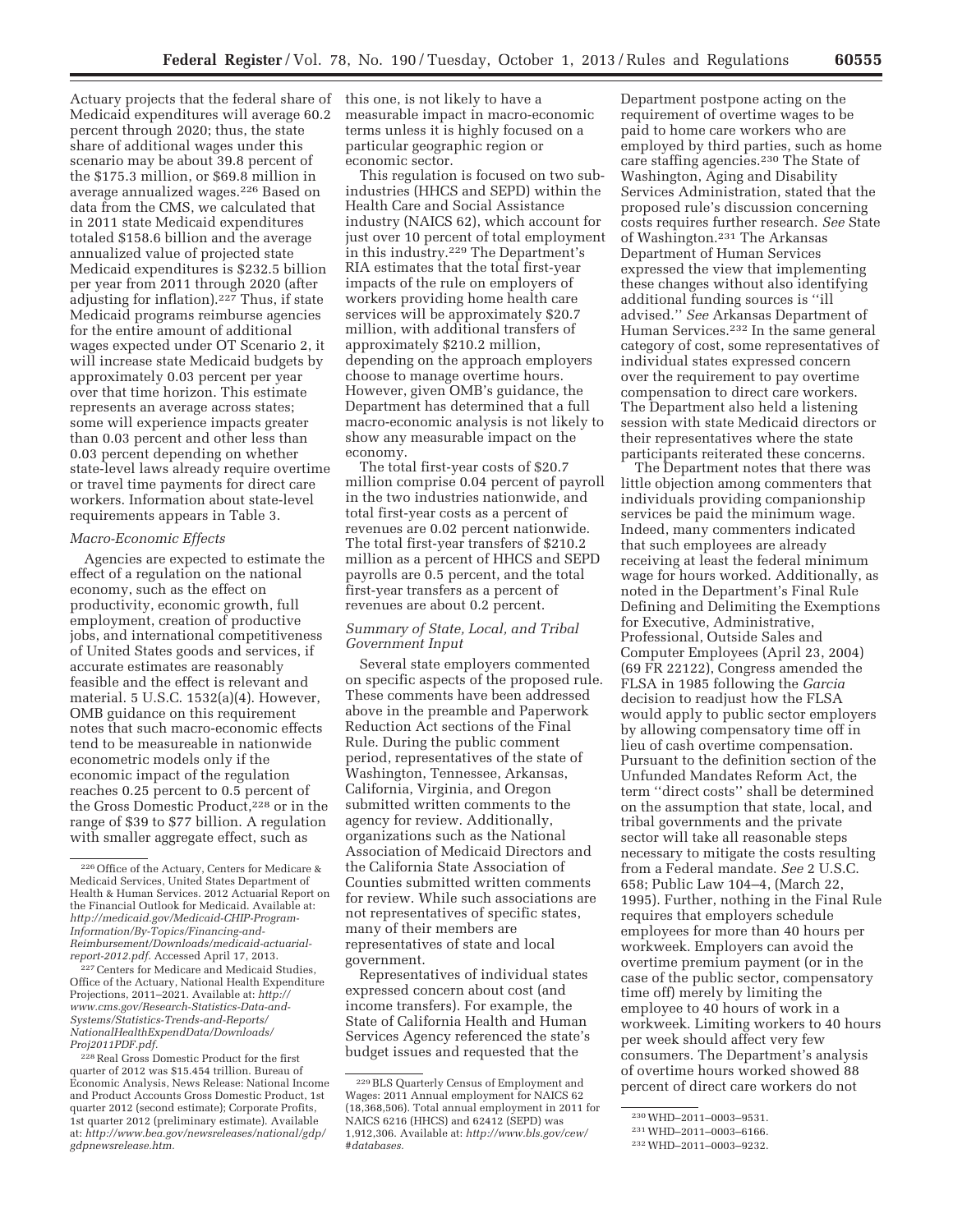Actuary projects that the federal share of Medicaid expenditures will average 60.2 percent through 2020; thus, the state share of additional wages under this scenario may be about 39.8 percent of the $175.3 million, or $69.8 million in average annualized wages.[226] Based on data from the CMS, we calculated that in 2011 state Medicaid expenditures totaled $158.6 billion and the average annualized value of projected state Medicaid expenditures is $232.5 billion per year from 2011 through 2020 (after adjusting for inflation).[227] Thus, if state Medicaid programs reimburse agencies for the entire amount of additional wages expected under OT Scenario 2, it will increase state Medicaid budgets by approximately 0.03 percent per year over that time horizon. This estimate represents an average across states; some will experience impacts greater than 0.03 percent and other less than 0.03 percent depending on whether state-level laws already require overtime or travel time payments for direct care workers. Information about state-level requirements appears in Table 3.

*Macro-Economic Effects*

Agencies are expected to estimate the effect of a regulation on the national economy, such as the effect on productivity, economic growth, full employment, creation of productive jobs, and international competitiveness of United States goods and services, if accurate estimates are reasonably feasible and the effect is relevant and material. 5 U.S.C. 1532(a)(4). However, OMB guidance on this requirement notes that such macro-economic effects tend to be measureable in nationwide econometric models only if the economic impact of the regulation reaches 0.25 percent to 0.5 percent of the Gross Domestic Product,[228] or in the range of $39 to $77 billion. A regulation with smaller aggregate effect, such as this one, is not likely to have a measurable impact in macro-economic terms unless it is highly focused on a particular geographic region or economic sector.

This regulation is focused on two sub-industries (HHCS and SEPD) within the Health Care and Social Assistance industry (NAICS 62), which account for just over 10 percent of total employment in this industry.[229] The Department's RIA estimates that the total first-year impacts of the rule on employers of workers providing home health care services will be approximately $20.7 million, with additional transfers of approximately $210.2 million, depending on the approach employers choose to manage overtime hours. However, given OMB's guidance, the Department has determined that a full macro-economic analysis is not likely to show any measurable impact on the economy.

The total first-year costs of $20.7 million comprise 0.04 percent of payroll in the two industries nationwide, and total first-year costs as a percent of revenues are 0.02 percent nationwide. The total first-year transfers of $210.2 million as a percent of HHCS and SEPD payrolls are 0.5 percent, and the total first-year transfers as a percent of revenues are about 0.2 percent.

*Summary of State, Local, and Tribal Government Input*

Several state employers commented on specific aspects of the proposed rule. These comments have been addressed above in the preamble and Paperwork Reduction Act sections of the Final Rule. During the public comment period, representatives of the state of Washington, Tennessee, Arkansas, California, Virginia, and Oregon submitted written comments to the agency for review. Additionally, organizations such as the National Association of Medicaid Directors and the California State Association of Counties submitted written comments for review. While such associations are not representatives of specific states, many of their members are representatives of state and local government.

Representatives of individual states expressed concern about cost (and income transfers). For example, the State of California Health and Human Services Agency referenced the state's budget issues and requested that the Department postpone acting on the requirement of overtime wages to be paid to home care workers who are employed by third parties, such as home care staffing agencies.[230] The State of Washington, Aging and Disability Services Administration, stated that the proposed rule's discussion concerning costs requires further research. *See* State of Washington.[231] The Arkansas Department of Human Services expressed the view that implementing these changes without also identifying additional funding sources is ''ill advised.'' *See* Arkansas Department of Human Services.[232] In the same general category of cost, some representatives of individual states expressed concern over the requirement to pay overtime compensation to direct care workers. The Department also held a listening session with state Medicaid directors or their representatives where the state participants reiterated these concerns.

The Department notes that there was little objection among commenters that individuals providing companionship services be paid the minimum wage. Indeed, many commenters indicated that such employees are already receiving at least the federal minimum wage for hours worked. Additionally, as noted in the Department's Final Rule Defining and Delimiting the Exemptions for Executive, Administrative, Professional, Outside Sales and Computer Employees (April 23, 2004) (69 FR 22122), Congress amended the FLSA in 1985 following the *Garcia* decision to readjust how the FLSA would apply to public sector employers by allowing compensatory time off in lieu of cash overtime compensation. Pursuant to the definition section of the Unfunded Mandates Reform Act, the term ''direct costs'' shall be determined on the assumption that state, local, and tribal governments and the private sector will take all reasonable steps necessary to mitigate the costs resulting from a Federal mandate. *See* 2 U.S.C. 658; Public Law 104–4, (March 22, 1995). Further, nothing in the Final Rule requires that employers schedule employees for more than 40 hours per workweek. Employers can avoid the overtime premium payment (or in the case of the public sector, compensatory time off) merely by limiting the employee to 40 hours of work in a workweek. Limiting workers to 40 hours per week should affect very few consumers. The Department's analysis of overtime hours worked showed 88 percent of direct care workers do not

---

[226] Office of the Actuary, Centers for Medicare & Medicaid Services, United States Department of Health & Human Services. 2012 Actuarial Report on the Financial Outlook for Medicaid. Available at: *http://medicaid.gov/Medicaid-CHIP-Program-Information/By-Topics/Financing-and-Reimbursement/Downloads/medicaid-actuarial-report-2012.pdf.* Accessed April 17, 2013.

[227] Centers for Medicare and Medicaid Studies, Office of the Actuary, National Health Expenditure Projections, 2011–2021. Available at: *http://www.cms.gov/Research-Statistics-Data-and-Systems/Statistics-Trends-and-Reports/NationalHealthExpendData/Downloads/Proj2011PDF.pdf.*

[228] Real Gross Domestic Product for the first quarter of 2012 was $15.454 trillion. Bureau of Economic Analysis, News Release: National Income and Product Accounts Gross Domestic Product, 1st quarter 2012 (second estimate); Corporate Profits, 1st quarter 2012 (preliminary estimate). Available at: *http://www.bea.gov/newsreleases/national/gdp/gdpnewsrelease.htm.*

[229] BLS Quarterly Census of Employment and Wages: 2011 Annual employment for NAICS 62 (18,368,506). Total annual employment in 2011 for NAICS 6216 (HHCS) and 62412 (SEPD) was 1,912,306. Available at: *http://www.bls.gov/cew/#databases.*

[230] WHD–2011–0003–9531.

[231] WHD–2011–0003–6166.

[232] WHD–2011–0003–9232.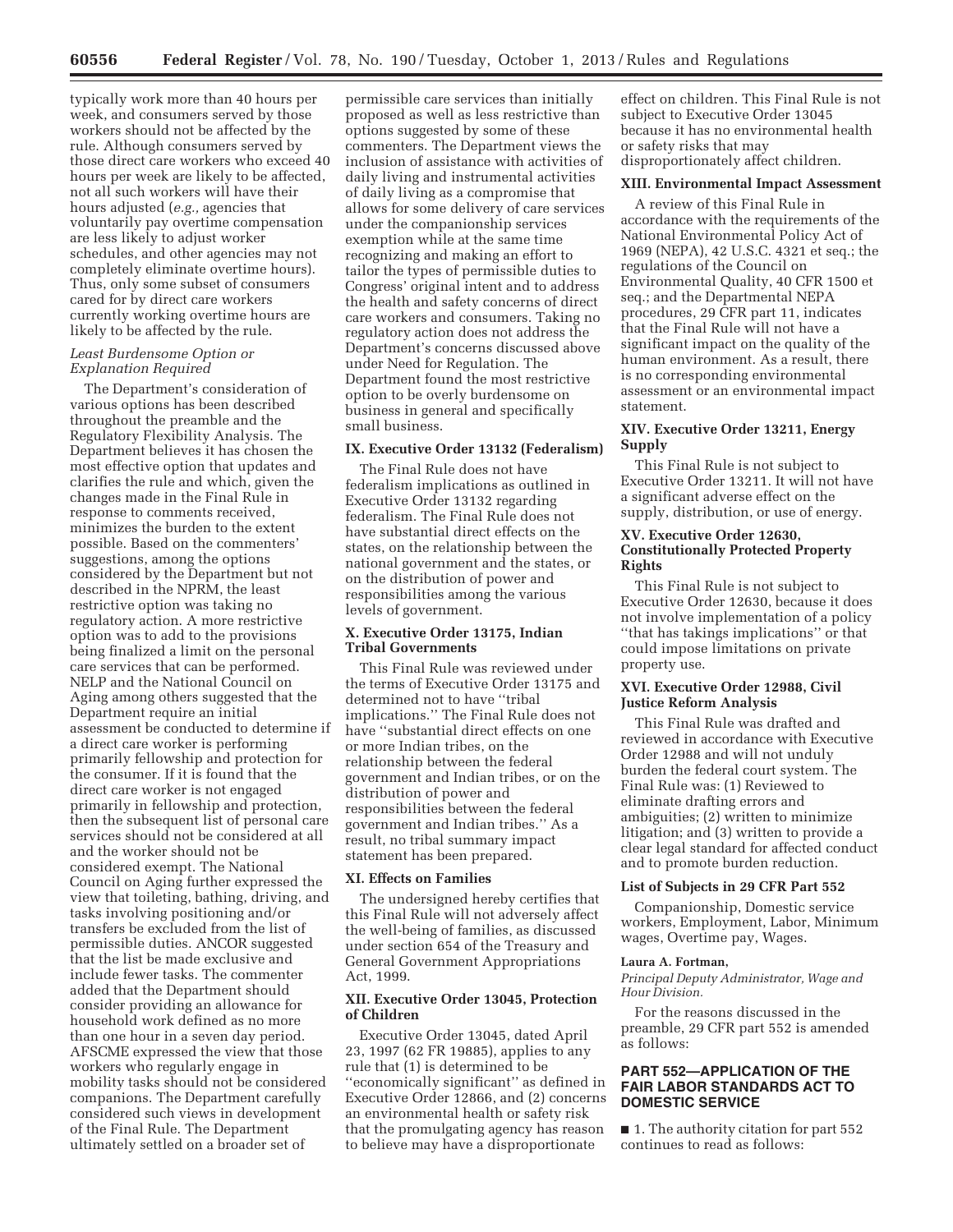typically work more than 40 hours per week, and consumers served by those workers should not be affected by the rule. Although consumers served by those direct care workers who exceed 40 hours per week are likely to be affected, not all such workers will have their hours adjusted (*e.g.,* agencies that voluntarily pay overtime compensation are less likely to adjust worker schedules, and other agencies may not completely eliminate overtime hours). Thus, only some subset of consumers cared for by direct care workers currently working overtime hours are likely to be affected by the rule.

*Least Burdensome Option or Explanation Required*

The Department's consideration of various options has been described throughout the preamble and the Regulatory Flexibility Analysis. The Department believes it has chosen the most effective option that updates and clarifies the rule and which, given the changes made in the Final Rule in response to comments received, minimizes the burden to the extent possible. Based on the commenters' suggestions, among the options considered by the Department but not described in the NPRM, the least restrictive option was taking no regulatory action. A more restrictive option was to add to the provisions being finalized a limit on the personal care services that can be performed. NELP and the National Council on Aging among others suggested that the Department require an initial assessment be conducted to determine if a direct care worker is performing primarily fellowship and protection for the consumer. If it is found that the direct care worker is not engaged primarily in fellowship and protection, then the subsequent list of personal care services should not be considered at all and the worker should not be considered exempt. The National Council on Aging further expressed the view that toileting, bathing, driving, and tasks involving positioning and/or transfers be excluded from the list of permissible duties. ANCOR suggested that the list be made exclusive and include fewer tasks. The commenter added that the Department should consider providing an allowance for household work defined as no more than one hour in a seven day period. AFSCME expressed the view that those workers who regularly engage in mobility tasks should not be considered companions. The Department carefully considered such views in development of the Final Rule. The Department ultimately settled on a broader set of permissible care services than initially proposed as well as less restrictive than options suggested by some of these commenters. The Department views the inclusion of assistance with activities of daily living and instrumental activities of daily living as a compromise that allows for some delivery of care services under the companionship services exemption while at the same time recognizing and making an effort to tailor the types of permissible duties to Congress' original intent and to address the health and safety concerns of direct care workers and consumers. Taking no regulatory action does not address the Department's concerns discussed above under Need for Regulation. The Department found the most restrictive option to be overly burdensome on business in general and specifically small business.

## IX. Executive Order 13132 (Federalism)

The Final Rule does not have federalism implications as outlined in Executive Order 13132 regarding federalism. The Final Rule does not have substantial direct effects on the states, on the relationship between the national government and the states, or on the distribution of power and responsibilities among the various levels of government.

## X. Executive Order 13175, Indian Tribal Governments

This Final Rule was reviewed under the terms of Executive Order 13175 and determined not to have ''tribal implications.'' The Final Rule does not have ''substantial direct effects on one or more Indian tribes, on the relationship between the federal government and Indian tribes, or on the distribution of power and responsibilities between the federal government and Indian tribes.'' As a result, no tribal summary impact statement has been prepared.

## XI. Effects on Families

The undersigned hereby certifies that this Final Rule will not adversely affect the well-being of families, as discussed under section 654 of the Treasury and General Government Appropriations Act, 1999.

## XII. Executive Order 13045, Protection of Children

Executive Order 13045, dated April 23, 1997 (62 FR 19885), applies to any rule that (1) is determined to be ''economically significant'' as defined in Executive Order 12866, and (2) concerns an environmental health or safety risk that the promulgating agency has reason to believe may have a disproportionate effect on children. This Final Rule is not subject to Executive Order 13045 because it has no environmental health or safety risks that may disproportionately affect children.

## XIII. Environmental Impact Assessment

A review of this Final Rule in accordance with the requirements of the National Environmental Policy Act of 1969 (NEPA), 42 U.S.C. 4321 et seq.; the regulations of the Council on Environmental Quality, 40 CFR 1500 et seq.; and the Departmental NEPA procedures, 29 CFR part 11, indicates that the Final Rule will not have a significant impact on the quality of the human environment. As a result, there is no corresponding environmental assessment or an environmental impact statement.

## XIV. Executive Order 13211, Energy Supply

This Final Rule is not subject to Executive Order 13211. It will not have a significant adverse effect on the supply, distribution, or use of energy.

## XV. Executive Order 12630, Constitutionally Protected Property Rights

This Final Rule is not subject to Executive Order 12630, because it does not involve implementation of a policy ''that has takings implications'' or that could impose limitations on private property use.

## XVI. Executive Order 12988, Civil Justice Reform Analysis

This Final Rule was drafted and reviewed in accordance with Executive Order 12988 and will not unduly burden the federal court system. The Final Rule was: (1) Reviewed to eliminate drafting errors and ambiguities; (2) written to minimize litigation; and (3) written to provide a clear legal standard for affected conduct and to promote burden reduction.

### List of Subjects in 29 CFR Part 552

Companionship, Domestic service workers, Employment, Labor, Minimum wages, Overtime pay, Wages.

**Laura A. Fortman,**

*Principal Deputy Administrator, Wage and Hour Division.*

For the reasons discussed in the preamble, 29 CFR part 552 is amended as follows:

## PART 552—APPLICATION OF THE FAIR LABOR STANDARDS ACT TO DOMESTIC SERVICE

■ 1. The authority citation for part 552 continues to read as follows: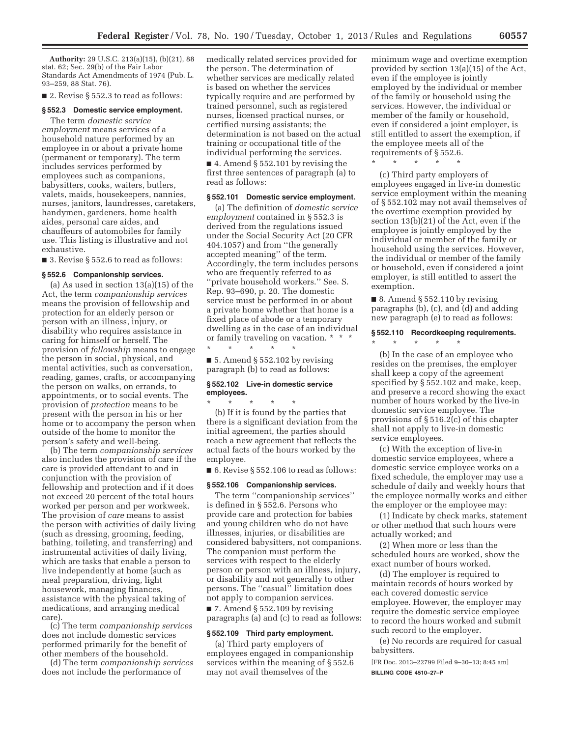**Authority:** 29 U.S.C. 213(a)(15), (b)(21), 88 stat. 62; Sec. 29(b) of the Fair Labor Standards Act Amendments of 1974 (Pub. L. 93–259, 88 Stat. 76).

■ 2. Revise § 552.3 to read as follows:

### § 552.3 Domestic service employment.

The term *domestic service employment* means services of a household nature performed by an employee in or about a private home (permanent or temporary). The term includes services performed by employees such as companions, babysitters, cooks, waiters, butlers, valets, maids, housekeepers, nannies, nurses, janitors, laundresses, caretakers, handymen, gardeners, home health aides, personal care aides, and chauffeurs of automobiles for family use. This listing is illustrative and not exhaustive.

■ 3. Revise § 552.6 to read as follows:

### § 552.6 Companionship services.

(a) As used in section 13(a)(15) of the Act, the term *companionship services* means the provision of fellowship and protection for an elderly person or person with an illness, injury, or disability who requires assistance in caring for himself or herself. The provision of *fellowship* means to engage the person in social, physical, and mental activities, such as conversation, reading, games, crafts, or accompanying the person on walks, on errands, to appointments, or to social events. The provision of *protection* means to be present with the person in his or her home or to accompany the person when outside of the home to monitor the person's safety and well-being.

(b) The term *companionship services* also includes the provision of care if the care is provided attendant to and in conjunction with the provision of fellowship and protection and if it does not exceed 20 percent of the total hours worked per person and per workweek. The provision of *care* means to assist the person with activities of daily living (such as dressing, grooming, feeding, bathing, toileting, and transferring) and instrumental activities of daily living, which are tasks that enable a person to live independently at home (such as meal preparation, driving, light housework, managing finances, assistance with the physical taking of medications, and arranging medical care).

(c) The term *companionship services* does not include domestic services performed primarily for the benefit of other members of the household.

(d) The term *companionship services* does not include the performance of medically related services provided for the person. The determination of whether services are medically related is based on whether the services typically require and are performed by trained personnel, such as registered nurses, licensed practical nurses, or certified nursing assistants; the determination is not based on the actual training or occupational title of the individual performing the services.

■ 4. Amend § 552.101 by revising the first three sentences of paragraph (a) to read as follows:

### § 552.101 Domestic service employment.

(a) The definition of *domestic service employment* contained in § 552.3 is derived from the regulations issued under the Social Security Act (20 CFR 404.1057) and from "the generally accepted meaning" of the term. Accordingly, the term includes persons who are frequently referred to as "private household workers." See. S. Rep. 93–690, p. 20. The domestic service must be performed in or about a private home whether that home is a fixed place of abode or a temporary dwelling as in the case of an individual or family traveling on vacation. * * *

\* \* \* \* \*

■ 5. Amend § 552.102 by revising paragraph (b) to read as follows:

### § 552.102 Live-in domestic service employees.

\* \* \* \* \*

(b) If it is found by the parties that there is a significant deviation from the initial agreement, the parties should reach a new agreement that reflects the actual facts of the hours worked by the employee.

■ 6. Revise § 552.106 to read as follows:

### § 552.106 Companionship services.

The term "companionship services" is defined in § 552.6. Persons who provide care and protection for babies and young children who do not have illnesses, injuries, or disabilities are considered babysitters, not companions. The companion must perform the services with respect to the elderly person or person with an illness, injury, or disability and not generally to other persons. The "casual" limitation does not apply to companion services.

■ 7. Amend § 552.109 by revising paragraphs (a) and (c) to read as follows:

### § 552.109 Third party employment.

(a) Third party employers of employees engaged in companionship services within the meaning of § 552.6 may not avail themselves of the minimum wage and overtime exemption provided by section 13(a)(15) of the Act, even if the employee is jointly employed by the individual or member of the family or household using the services. However, the individual or member of the family or household, even if considered a joint employer, is still entitled to assert the exemption, if the employee meets all of the requirements of § 552.6.

\* \* \* \* \*

(c) Third party employers of employees engaged in live-in domestic service employment within the meaning of § 552.102 may not avail themselves of the overtime exemption provided by section 13(b)(21) of the Act, even if the employee is jointly employed by the individual or member of the family or household using the services. However, the individual or member of the family or household, even if considered a joint employer, is still entitled to assert the exemption.

■ 8. Amend § 552.110 by revising paragraphs (b), (c), and (d) and adding new paragraph (e) to read as follows:

### § 552.110 Recordkeeping requirements.

\* \* \* \* \*

(b) In the case of an employee who resides on the premises, the employer shall keep a copy of the agreement specified by § 552.102 and make, keep, and preserve a record showing the exact number of hours worked by the live-in domestic service employee. The provisions of § 516.2(c) of this chapter shall not apply to live-in domestic service employees.

(c) With the exception of live-in domestic service employees, where a domestic service employee works on a fixed schedule, the employer may use a schedule of daily and weekly hours that the employee normally works and either the employer or the employee may:

(1) Indicate by check marks, statement or other method that such hours were actually worked; and

(2) When more or less than the scheduled hours are worked, show the exact number of hours worked.

(d) The employer is required to maintain records of hours worked by each covered domestic service employee. However, the employer may require the domestic service employee to record the hours worked and submit such record to the employer.

(e) No records are required for casual babysitters.

[FR Doc. 2013–22799 Filed 9–30–13; 8:45 am]

**BILLING CODE 4510–27–P**